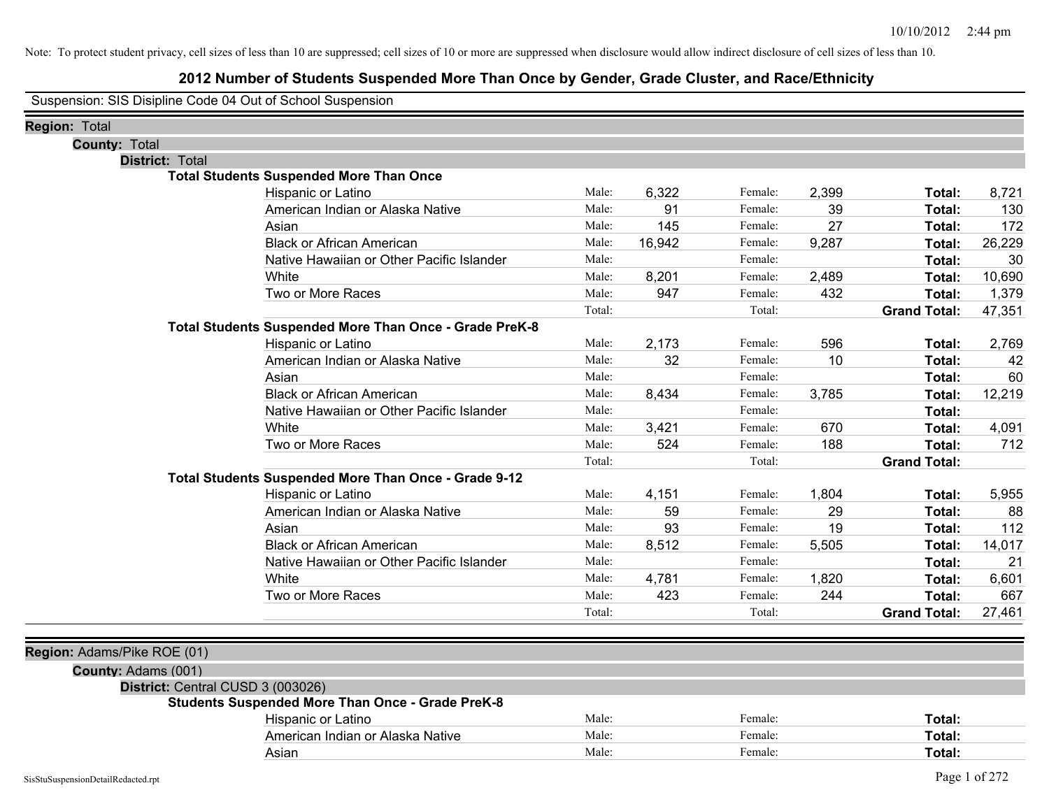Note: To protect student privacy, cell sizes of less than 10 are suppressed; cell sizes of 10 or more are suppressed when disclosure would allow indirect disclosure of cell sizes of less than 10.

# 2012 Number of Students Suspended More Than Once by Gender, Grade Cluster, and Race/Ethnicity

Suspension: SIS Disipline Code 04 Out of School Suspension

**Region:** Total

**County:** Total

**District:** Total

### Total Students Suspended More Than Once

| Race/Ethnicity | | Male | | Female | | Total |
|---|---|---|---|---|---|---|
| Hispanic or Latino | Male: | 6,322 | Female: | 2,399 | **Total:** | 8,721 |
| American Indian or Alaska Native | Male: | 91 | Female: | 39 | **Total:** | 130 |
| Asian | Male: | 145 | Female: | 27 | **Total:** | 172 |
| Black or African American | Male: | 16,942 | Female: | 9,287 | **Total:** | 26,229 |
| Native Hawaiian or Other Pacific Islander | Male: | | Female: | | **Total:** | 30 |
| White | Male: | 8,201 | Female: | 2,489 | **Total:** | 10,690 |
| Two or More Races | Male: | 947 | Female: | 432 | **Total:** | 1,379 |
| | Total: | | Total: | | **Grand Total:** | 47,351 |

### Total Students Suspended More Than Once - Grade PreK-8

| Race/Ethnicity | | Male | | Female | | Total |
|---|---|---|---|---|---|---|
| Hispanic or Latino | Male: | 2,173 | Female: | 596 | **Total:** | 2,769 |
| American Indian or Alaska Native | Male: | 32 | Female: | 10 | **Total:** | 42 |
| Asian | Male: | | Female: | | **Total:** | 60 |
| Black or African American | Male: | 8,434 | Female: | 3,785 | **Total:** | 12,219 |
| Native Hawaiian or Other Pacific Islander | Male: | | Female: | | **Total:** | |
| White | Male: | 3,421 | Female: | 670 | **Total:** | 4,091 |
| Two or More Races | Male: | 524 | Female: | 188 | **Total:** | 712 |
| | Total: | | Total: | | **Grand Total:** | |

### Total Students Suspended More Than Once - Grade 9-12

| Race/Ethnicity | | Male | | Female | | Total |
|---|---|---|---|---|---|---|
| Hispanic or Latino | Male: | 4,151 | Female: | 1,804 | **Total:** | 5,955 |
| American Indian or Alaska Native | Male: | 59 | Female: | 29 | **Total:** | 88 |
| Asian | Male: | 93 | Female: | 19 | **Total:** | 112 |
| Black or African American | Male: | 8,512 | Female: | 5,505 | **Total:** | 14,017 |
| Native Hawaiian or Other Pacific Islander | Male: | | Female: | | **Total:** | 21 |
| White | Male: | 4,781 | Female: | 1,820 | **Total:** | 6,601 |
| Two or More Races | Male: | 423 | Female: | 244 | **Total:** | 667 |
| | Total: | | Total: | | **Grand Total:** | 27,461 |

**Region:** Adams/Pike ROE (01)

**County:** Adams (001)

**District:** Central CUSD 3 (003026)

### Students Suspended More Than Once - Grade PreK-8

| Race/Ethnicity | | Male | | Female | | Total |
|---|---|---|---|---|---|---|
| Hispanic or Latino | Male: | | Female: | | **Total:** | |
| American Indian or Alaska Native | Male: | | Female: | | **Total:** | |
| Asian | Male: | | Female: | | **Total:** | |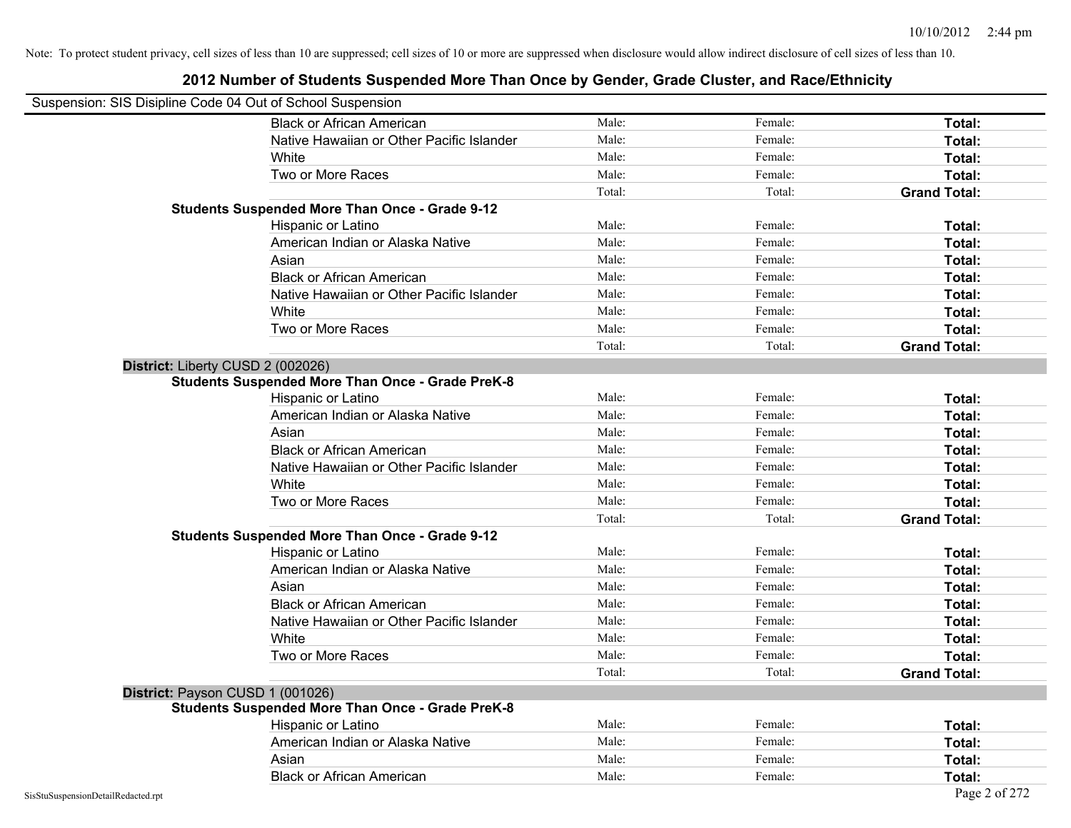Note: To protect student privacy, cell sizes of less than 10 are suppressed; cell sizes of 10 or more are suppressed when disclosure would allow indirect disclosure of cell sizes of less than 10.

## 2012 Number of Students Suspended More Than Once by Gender, Grade Cluster, and Race/Ethnicity

Suspension: SIS Disipline Code 04 Out of School Suspension

| | | | | |
|---|---|---|---|---|
| | Black or African American | Male: | Female: | **Total:** |
| | Native Hawaiian or Other Pacific Islander | Male: | Female: | **Total:** |
| | White | Male: | Female: | **Total:** |
| | Two or More Races | Male: | Female: | **Total:** |
| | | Total: | Total: | **Grand Total:** |
| **Students Suspended More Than Once - Grade 9-12** | | | | |
| | Hispanic or Latino | Male: | Female: | **Total:** |
| | American Indian or Alaska Native | Male: | Female: | **Total:** |
| | Asian | Male: | Female: | **Total:** |
| | Black or African American | Male: | Female: | **Total:** |
| | Native Hawaiian or Other Pacific Islander | Male: | Female: | **Total:** |
| | White | Male: | Female: | **Total:** |
| | Two or More Races | Male: | Female: | **Total:** |
| | | Total: | Total: | **Grand Total:** |
| **District:** Liberty CUSD 2 (002026) | | | | |
| **Students Suspended More Than Once - Grade PreK-8** | | | | |
| | Hispanic or Latino | Male: | Female: | **Total:** |
| | American Indian or Alaska Native | Male: | Female: | **Total:** |
| | Asian | Male: | Female: | **Total:** |
| | Black or African American | Male: | Female: | **Total:** |
| | Native Hawaiian or Other Pacific Islander | Male: | Female: | **Total:** |
| | White | Male: | Female: | **Total:** |
| | Two or More Races | Male: | Female: | **Total:** |
| | | Total: | Total: | **Grand Total:** |
| **Students Suspended More Than Once - Grade 9-12** | | | | |
| | Hispanic or Latino | Male: | Female: | **Total:** |
| | American Indian or Alaska Native | Male: | Female: | **Total:** |
| | Asian | Male: | Female: | **Total:** |
| | Black or African American | Male: | Female: | **Total:** |
| | Native Hawaiian or Other Pacific Islander | Male: | Female: | **Total:** |
| | White | Male: | Female: | **Total:** |
| | Two or More Races | Male: | Female: | **Total:** |
| | | Total: | Total: | **Grand Total:** |
| **District:** Payson CUSD 1 (001026) | | | | |
| **Students Suspended More Than Once - Grade PreK-8** | | | | |
| | Hispanic or Latino | Male: | Female: | **Total:** |
| | American Indian or Alaska Native | Male: | Female: | **Total:** |
| | Asian | Male: | Female: | **Total:** |
| | Black or African American | Male: | Female: | **Total:** |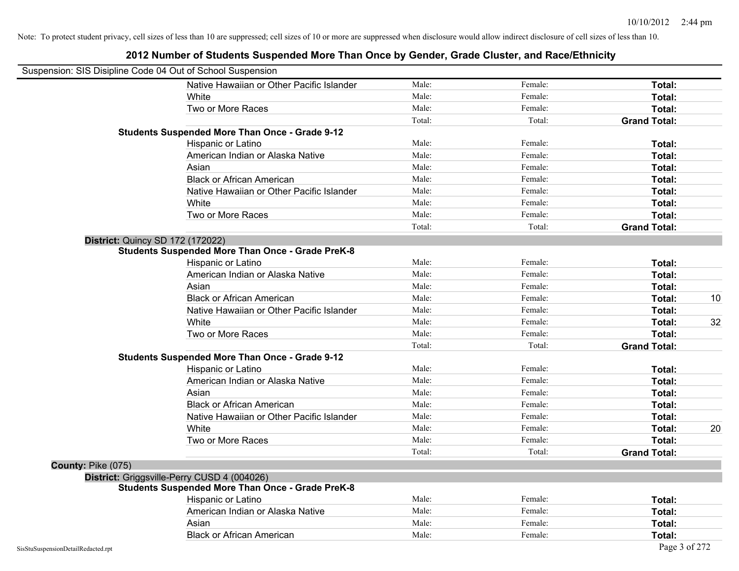Note: To protect student privacy, cell sizes of less than 10 are suppressed; cell sizes of 10 or more are suppressed when disclosure would allow indirect disclosure of cell sizes of less than 10.

## 2012 Number of Students Suspended More Than Once by Gender, Grade Cluster, and Race/Ethnicity

Suspension: SIS Disipline Code 04 Out of School Suspension

| | Male | Female | Total | |
|---|---|---|---|---|
| Native Hawaiian or Other Pacific Islander | Male: | Female: | **Total:** | |
| White | Male: | Female: | **Total:** | |
| Two or More Races | Male: | Female: | **Total:** | |
| | Total: | Total: | **Grand Total:** | |

**Students Suspended More Than Once - Grade 9-12**

| | Male | Female | Total | |
|---|---|---|---|---|
| Hispanic or Latino | Male: | Female: | **Total:** | |
| American Indian or Alaska Native | Male: | Female: | **Total:** | |
| Asian | Male: | Female: | **Total:** | |
| Black or African American | Male: | Female: | **Total:** | |
| Native Hawaiian or Other Pacific Islander | Male: | Female: | **Total:** | |
| White | Male: | Female: | **Total:** | |
| Two or More Races | Male: | Female: | **Total:** | |
| | Total: | Total: | **Grand Total:** | |

**District:** Quincy SD 172 (172022)

**Students Suspended More Than Once - Grade PreK-8**

| | Male | Female | Total | |
|---|---|---|---|---|
| Hispanic or Latino | Male: | Female: | **Total:** | |
| American Indian or Alaska Native | Male: | Female: | **Total:** | |
| Asian | Male: | Female: | **Total:** | |
| Black or African American | Male: | Female: | **Total:** | 10 |
| Native Hawaiian or Other Pacific Islander | Male: | Female: | **Total:** | |
| White | Male: | Female: | **Total:** | 32 |
| Two or More Races | Male: | Female: | **Total:** | |
| | Total: | Total: | **Grand Total:** | |

**Students Suspended More Than Once - Grade 9-12**

| | Male | Female | Total | |
|---|---|---|---|---|
| Hispanic or Latino | Male: | Female: | **Total:** | |
| American Indian or Alaska Native | Male: | Female: | **Total:** | |
| Asian | Male: | Female: | **Total:** | |
| Black or African American | Male: | Female: | **Total:** | |
| Native Hawaiian or Other Pacific Islander | Male: | Female: | **Total:** | |
| White | Male: | Female: | **Total:** | 20 |
| Two or More Races | Male: | Female: | **Total:** | |
| | Total: | Total: | **Grand Total:** | |

**County:** Pike (075)

**District:** Griggsville-Perry CUSD 4 (004026)

**Students Suspended More Than Once - Grade PreK-8**

| | Male | Female | Total | |
|---|---|---|---|---|
| Hispanic or Latino | Male: | Female: | **Total:** | |
| American Indian or Alaska Native | Male: | Female: | **Total:** | |
| Asian | Male: | Female: | **Total:** | |
| Black or African American | Male: | Female: | **Total:** | |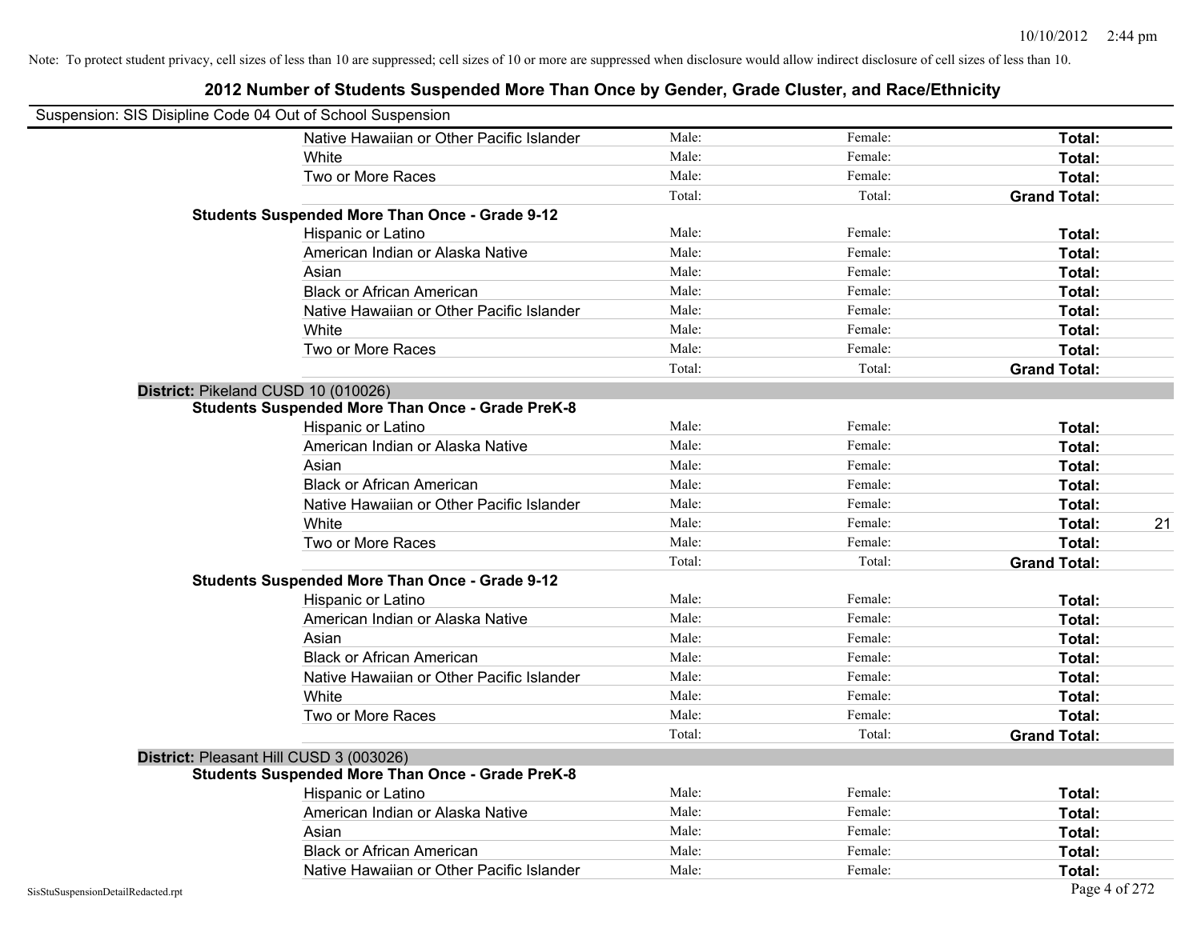Note: To protect student privacy, cell sizes of less than 10 are suppressed; cell sizes of 10 or more are suppressed when disclosure would allow indirect disclosure of cell sizes of less than 10.

# 2012 Number of Students Suspended More Than Once by Gender, Grade Cluster, and Race/Ethnicity

Suspension: SIS Disipline Code 04 Out of School Suspension

| | | | | |
|---|---|---|---|---|
| Native Hawaiian or Other Pacific Islander | Male: | Female: | **Total:** | |
| White | Male: | Female: | **Total:** | |
| Two or More Races | Male: | Female: | **Total:** | |
| | Total: | Total: | **Grand Total:** | |

**Students Suspended More Than Once - Grade 9-12**

| | | | | |
|---|---|---|---|---|
| Hispanic or Latino | Male: | Female: | **Total:** | |
| American Indian or Alaska Native | Male: | Female: | **Total:** | |
| Asian | Male: | Female: | **Total:** | |
| Black or African American | Male: | Female: | **Total:** | |
| Native Hawaiian or Other Pacific Islander | Male: | Female: | **Total:** | |
| White | Male: | Female: | **Total:** | |
| Two or More Races | Male: | Female: | **Total:** | |
| | Total: | Total: | **Grand Total:** | |

**District:** Pikeland CUSD 10 (010026)

**Students Suspended More Than Once - Grade PreK-8**

| | | | | |
|---|---|---|---|---|
| Hispanic or Latino | Male: | Female: | **Total:** | |
| American Indian or Alaska Native | Male: | Female: | **Total:** | |
| Asian | Male: | Female: | **Total:** | |
| Black or African American | Male: | Female: | **Total:** | |
| Native Hawaiian or Other Pacific Islander | Male: | Female: | **Total:** | |
| White | Male: | Female: | **Total:** | 21 |
| Two or More Races | Male: | Female: | **Total:** | |
| | Total: | Total: | **Grand Total:** | |

**Students Suspended More Than Once - Grade 9-12**

| | | | | |
|---|---|---|---|---|
| Hispanic or Latino | Male: | Female: | **Total:** | |
| American Indian or Alaska Native | Male: | Female: | **Total:** | |
| Asian | Male: | Female: | **Total:** | |
| Black or African American | Male: | Female: | **Total:** | |
| Native Hawaiian or Other Pacific Islander | Male: | Female: | **Total:** | |
| White | Male: | Female: | **Total:** | |
| Two or More Races | Male: | Female: | **Total:** | |
| | Total: | Total: | **Grand Total:** | |

**District:** Pleasant Hill CUSD 3 (003026)

**Students Suspended More Than Once - Grade PreK-8**

| | | | | |
|---|---|---|---|---|
| Hispanic or Latino | Male: | Female: | **Total:** | |
| American Indian or Alaska Native | Male: | Female: | **Total:** | |
| Asian | Male: | Female: | **Total:** | |
| Black or African American | Male: | Female: | **Total:** | |
| Native Hawaiian or Other Pacific Islander | Male: | Female: | **Total:** | |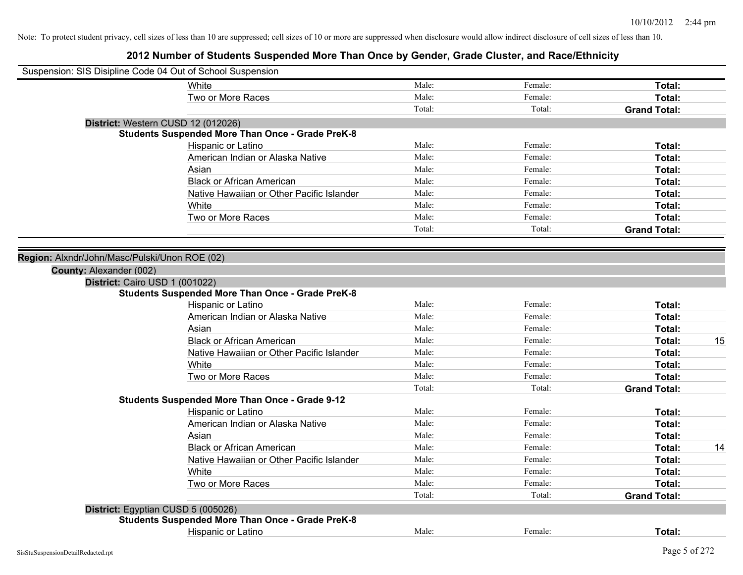Note: To protect student privacy, cell sizes of less than 10 are suppressed; cell sizes of 10 or more are suppressed when disclosure would allow indirect disclosure of cell sizes of less than 10.

# 2012 Number of Students Suspended More Than Once by Gender, Grade Cluster, and Race/Ethnicity

Suspension: SIS Disipline Code 04 Out of School Suspension

| | | | | |
|---|---|---|---|---|
| White | Male: | Female: | **Total:** | |
| Two or More Races | Male: | Female: | **Total:** | |
| | Total: | Total: | **Grand Total:** | |

**District:** Western CUSD 12 (012026)

**Students Suspended More Than Once - Grade PreK-8**

| | | | | |
|---|---|---|---|---|
| Hispanic or Latino | Male: | Female: | **Total:** | |
| American Indian or Alaska Native | Male: | Female: | **Total:** | |
| Asian | Male: | Female: | **Total:** | |
| Black or African American | Male: | Female: | **Total:** | |
| Native Hawaiian or Other Pacific Islander | Male: | Female: | **Total:** | |
| White | Male: | Female: | **Total:** | |
| Two or More Races | Male: | Female: | **Total:** | |
| | Total: | Total: | **Grand Total:** | |

**Region:** Alxndr/John/Masc/Pulski/Unon ROE (02)

**County:** Alexander (002)

**District:** Cairo USD 1 (001022)

**Students Suspended More Than Once - Grade PreK-8**

| | | | | |
|---|---|---|---|---|
| Hispanic or Latino | Male: | Female: | **Total:** | |
| American Indian or Alaska Native | Male: | Female: | **Total:** | |
| Asian | Male: | Female: | **Total:** | |
| Black or African American | Male: | Female: | **Total:** | 15 |
| Native Hawaiian or Other Pacific Islander | Male: | Female: | **Total:** | |
| White | Male: | Female: | **Total:** | |
| Two or More Races | Male: | Female: | **Total:** | |
| | Total: | Total: | **Grand Total:** | |

**Students Suspended More Than Once - Grade 9-12**

| | | | | |
|---|---|---|---|---|
| Hispanic or Latino | Male: | Female: | **Total:** | |
| American Indian or Alaska Native | Male: | Female: | **Total:** | |
| Asian | Male: | Female: | **Total:** | |
| Black or African American | Male: | Female: | **Total:** | 14 |
| Native Hawaiian or Other Pacific Islander | Male: | Female: | **Total:** | |
| White | Male: | Female: | **Total:** | |
| Two or More Races | Male: | Female: | **Total:** | |
| | Total: | Total: | **Grand Total:** | |

**District:** Egyptian CUSD 5 (005026)

**Students Suspended More Than Once - Grade PreK-8**

| | | | | |
|---|---|---|---|---|
| Hispanic or Latino | Male: | Female: | **Total:** | |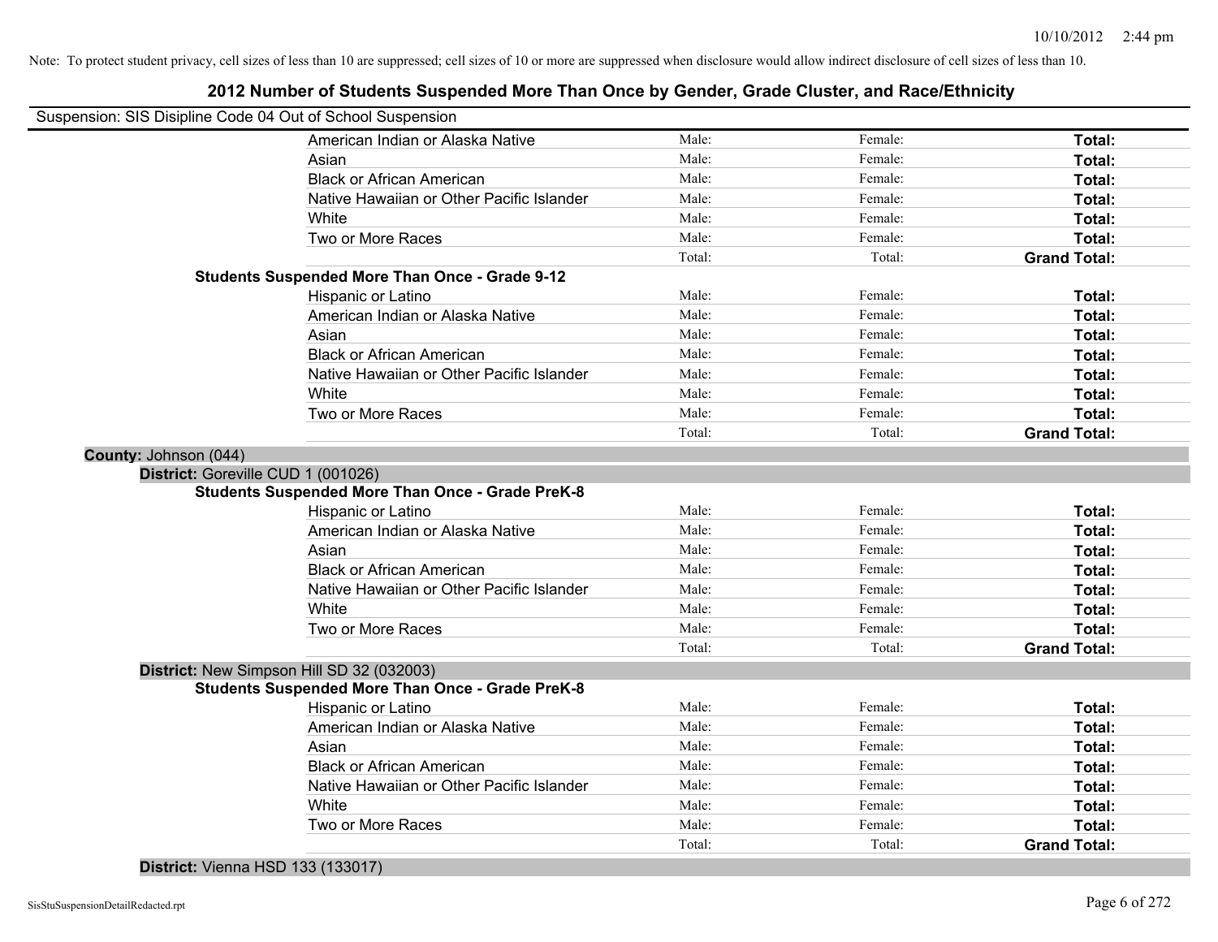Note: To protect student privacy, cell sizes of less than 10 are suppressed; cell sizes of 10 or more are suppressed when disclosure would allow indirect disclosure of cell sizes of less than 10.

# 2012 Number of Students Suspended More Than Once by Gender, Grade Cluster, and Race/Ethnicity

Suspension: SIS Disipline Code 04 Out of School Suspension

| | Male | Female | Total |
|---|---|---|---|
| American Indian or Alaska Native | Male: | Female: | **Total:** |
| Asian | Male: | Female: | **Total:** |
| Black or African American | Male: | Female: | **Total:** |
| Native Hawaiian or Other Pacific Islander | Male: | Female: | **Total:** |
| White | Male: | Female: | **Total:** |
| Two or More Races | Male: | Female: | **Total:** |
| | Total: | Total: | **Grand Total:** |

**Students Suspended More Than Once - Grade 9-12**

| | Male | Female | Total |
|---|---|---|---|
| Hispanic or Latino | Male: | Female: | **Total:** |
| American Indian or Alaska Native | Male: | Female: | **Total:** |
| Asian | Male: | Female: | **Total:** |
| Black or African American | Male: | Female: | **Total:** |
| Native Hawaiian or Other Pacific Islander | Male: | Female: | **Total:** |
| White | Male: | Female: | **Total:** |
| Two or More Races | Male: | Female: | **Total:** |
| | Total: | Total: | **Grand Total:** |

**County:** Johnson (044)

**District:** Goreville CUD 1 (001026)

**Students Suspended More Than Once - Grade PreK-8**

| | Male | Female | Total |
|---|---|---|---|
| Hispanic or Latino | Male: | Female: | **Total:** |
| American Indian or Alaska Native | Male: | Female: | **Total:** |
| Asian | Male: | Female: | **Total:** |
| Black or African American | Male: | Female: | **Total:** |
| Native Hawaiian or Other Pacific Islander | Male: | Female: | **Total:** |
| White | Male: | Female: | **Total:** |
| Two or More Races | Male: | Female: | **Total:** |
| | Total: | Total: | **Grand Total:** |

**District:** New Simpson Hill SD 32 (032003)

**Students Suspended More Than Once - Grade PreK-8**

| | Male | Female | Total |
|---|---|---|---|
| Hispanic or Latino | Male: | Female: | **Total:** |
| American Indian or Alaska Native | Male: | Female: | **Total:** |
| Asian | Male: | Female: | **Total:** |
| Black or African American | Male: | Female: | **Total:** |
| Native Hawaiian or Other Pacific Islander | Male: | Female: | **Total:** |
| White | Male: | Female: | **Total:** |
| Two or More Races | Male: | Female: | **Total:** |
| | Total: | Total: | **Grand Total:** |

**District:** Vienna HSD 133 (133017)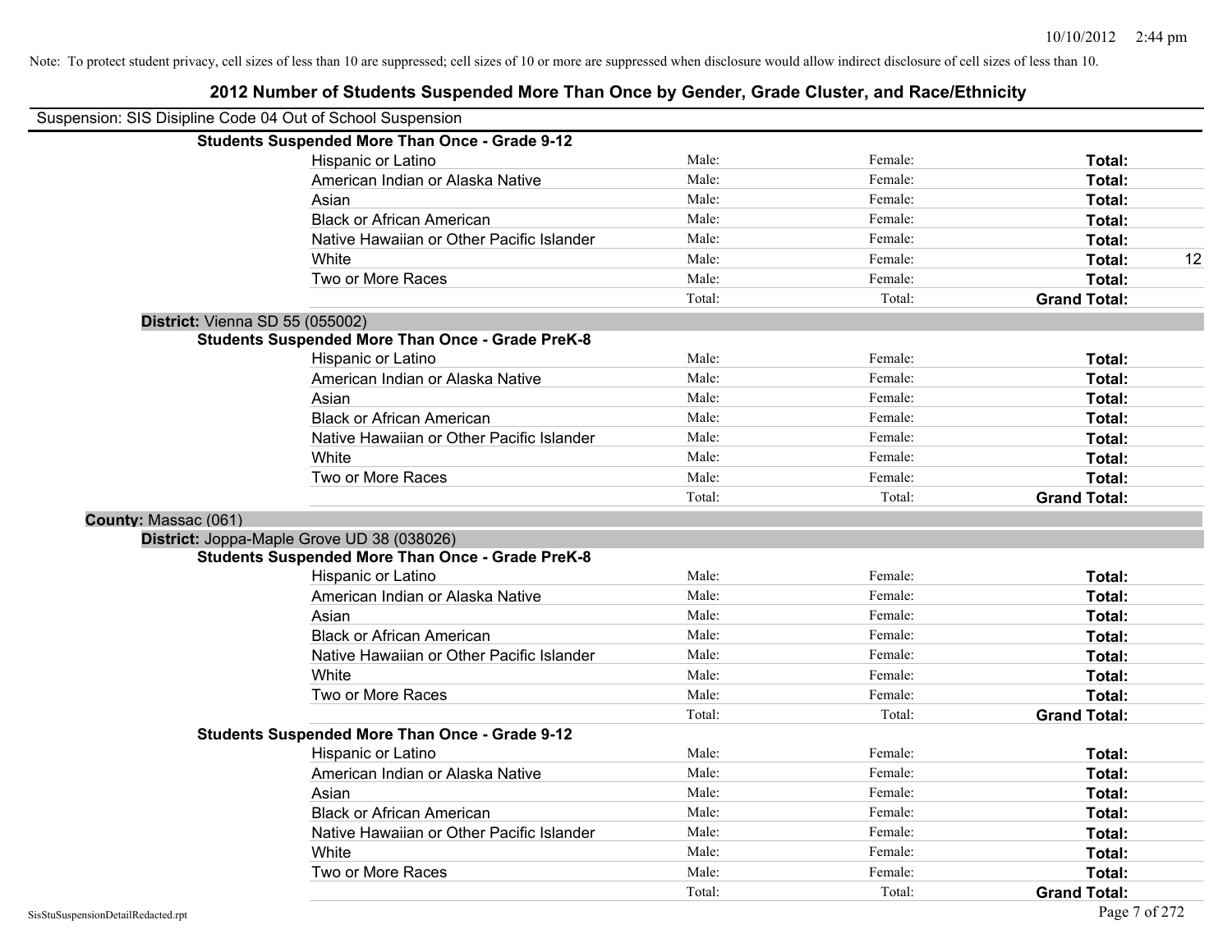Note: To protect student privacy, cell sizes of less than 10 are suppressed; cell sizes of 10 or more are suppressed when disclosure would allow indirect disclosure of cell sizes of less than 10.

## 2012 Number of Students Suspended More Than Once by Gender, Grade Cluster, and Race/Ethnicity

Suspension: SIS Disipline Code 04 Out of School Suspension

**Students Suspended More Than Once - Grade 9-12**

| Race/Ethnicity | Male | Female | Total |
|---|---|---|---|
| Hispanic or Latino | Male: | Female: | **Total:** |
| American Indian or Alaska Native | Male: | Female: | **Total:** |
| Asian | Male: | Female: | **Total:** |
| Black or African American | Male: | Female: | **Total:** |
| Native Hawaiian or Other Pacific Islander | Male: | Female: | **Total:** |
| White | Male: | Female: | **Total:** 12 |
| Two or More Races | Male: | Female: | **Total:** |
| | Total: | Total: | **Grand Total:** |

**District:** Vienna SD 55 (055002)

**Students Suspended More Than Once - Grade PreK-8**

| Race/Ethnicity | Male | Female | Total |
|---|---|---|---|
| Hispanic or Latino | Male: | Female: | **Total:** |
| American Indian or Alaska Native | Male: | Female: | **Total:** |
| Asian | Male: | Female: | **Total:** |
| Black or African American | Male: | Female: | **Total:** |
| Native Hawaiian or Other Pacific Islander | Male: | Female: | **Total:** |
| White | Male: | Female: | **Total:** |
| Two or More Races | Male: | Female: | **Total:** |
| | Total: | Total: | **Grand Total:** |

**County:** Massac (061)

**District:** Joppa-Maple Grove UD 38 (038026)

**Students Suspended More Than Once - Grade PreK-8**

| Race/Ethnicity | Male | Female | Total |
|---|---|---|---|
| Hispanic or Latino | Male: | Female: | **Total:** |
| American Indian or Alaska Native | Male: | Female: | **Total:** |
| Asian | Male: | Female: | **Total:** |
| Black or African American | Male: | Female: | **Total:** |
| Native Hawaiian or Other Pacific Islander | Male: | Female: | **Total:** |
| White | Male: | Female: | **Total:** |
| Two or More Races | Male: | Female: | **Total:** |
| | Total: | Total: | **Grand Total:** |

**Students Suspended More Than Once - Grade 9-12**

| Race/Ethnicity | Male | Female | Total |
|---|---|---|---|
| Hispanic or Latino | Male: | Female: | **Total:** |
| American Indian or Alaska Native | Male: | Female: | **Total:** |
| Asian | Male: | Female: | **Total:** |
| Black or African American | Male: | Female: | **Total:** |
| Native Hawaiian or Other Pacific Islander | Male: | Female: | **Total:** |
| White | Male: | Female: | **Total:** |
| Two or More Races | Male: | Female: | **Total:** |
| | Total: | Total: | **Grand Total:** |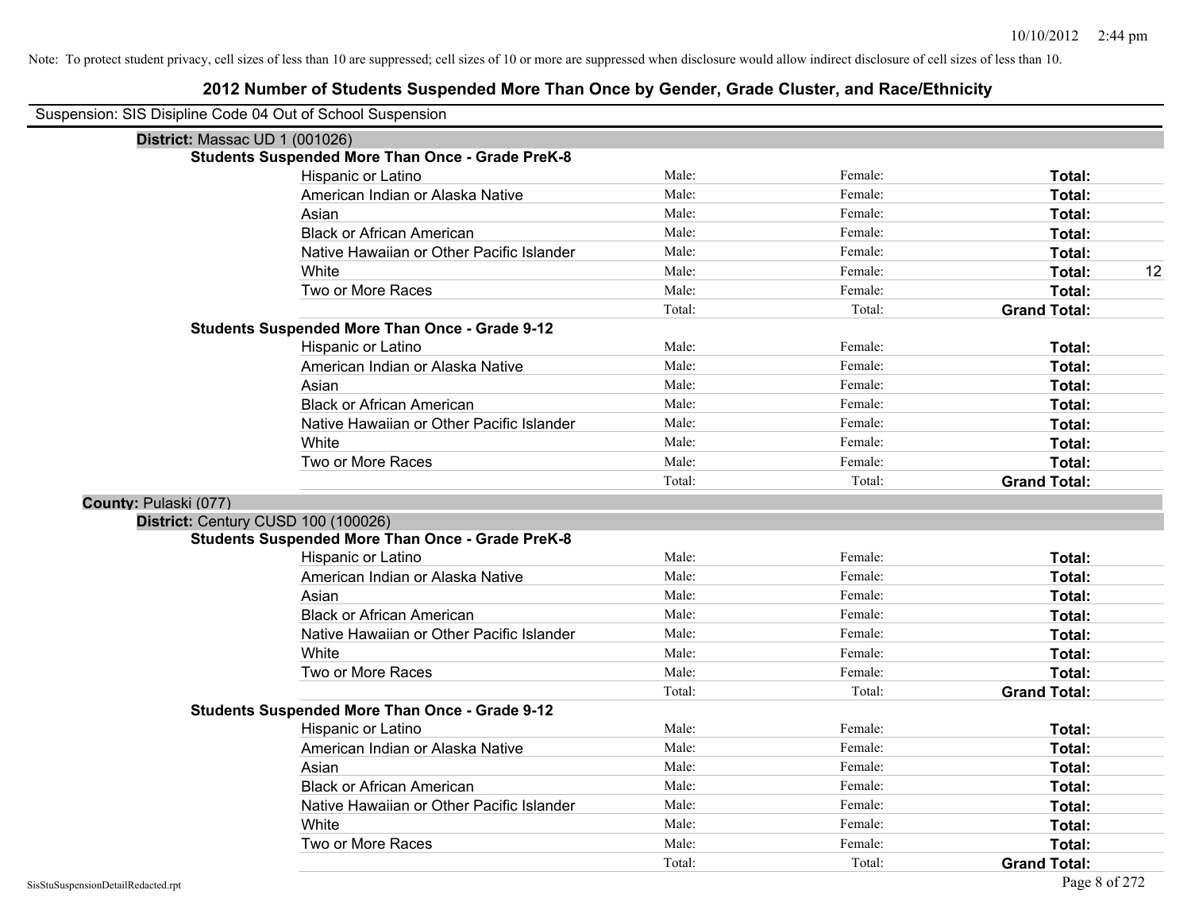Note: To protect student privacy, cell sizes of less than 10 are suppressed; cell sizes of 10 or more are suppressed when disclosure would allow indirect disclosure of cell sizes of less than 10.

# 2012 Number of Students Suspended More Than Once by Gender, Grade Cluster, and Race/Ethnicity

Suspension: SIS Disipline Code 04 Out of School Suspension

**District:** Massac UD 1 (001026)

**Students Suspended More Than Once - Grade PreK-8**

| | | | | |
|---|---|---|---|---|
| Hispanic or Latino | Male: | Female: | **Total:** | |
| American Indian or Alaska Native | Male: | Female: | **Total:** | |
| Asian | Male: | Female: | **Total:** | |
| Black or African American | Male: | Female: | **Total:** | |
| Native Hawaiian or Other Pacific Islander | Male: | Female: | **Total:** | |
| White | Male: | Female: | **Total:** | 12 |
| Two or More Races | Male: | Female: | **Total:** | |
| | Total: | Total: | **Grand Total:** | |

**Students Suspended More Than Once - Grade 9-12**

| | | | | |
|---|---|---|---|---|
| Hispanic or Latino | Male: | Female: | **Total:** | |
| American Indian or Alaska Native | Male: | Female: | **Total:** | |
| Asian | Male: | Female: | **Total:** | |
| Black or African American | Male: | Female: | **Total:** | |
| Native Hawaiian or Other Pacific Islander | Male: | Female: | **Total:** | |
| White | Male: | Female: | **Total:** | |
| Two or More Races | Male: | Female: | **Total:** | |
| | Total: | Total: | **Grand Total:** | |

**County:** Pulaski (077)

**District:** Century CUSD 100 (100026)

**Students Suspended More Than Once - Grade PreK-8**

| | | | | |
|---|---|---|---|---|
| Hispanic or Latino | Male: | Female: | **Total:** | |
| American Indian or Alaska Native | Male: | Female: | **Total:** | |
| Asian | Male: | Female: | **Total:** | |
| Black or African American | Male: | Female: | **Total:** | |
| Native Hawaiian or Other Pacific Islander | Male: | Female: | **Total:** | |
| White | Male: | Female: | **Total:** | |
| Two or More Races | Male: | Female: | **Total:** | |
| | Total: | Total: | **Grand Total:** | |

**Students Suspended More Than Once - Grade 9-12**

| | | | | |
|---|---|---|---|---|
| Hispanic or Latino | Male: | Female: | **Total:** | |
| American Indian or Alaska Native | Male: | Female: | **Total:** | |
| Asian | Male: | Female: | **Total:** | |
| Black or African American | Male: | Female: | **Total:** | |
| Native Hawaiian or Other Pacific Islander | Male: | Female: | **Total:** | |
| White | Male: | Female: | **Total:** | |
| Two or More Races | Male: | Female: | **Total:** | |
| | Total: | Total: | **Grand Total:** | |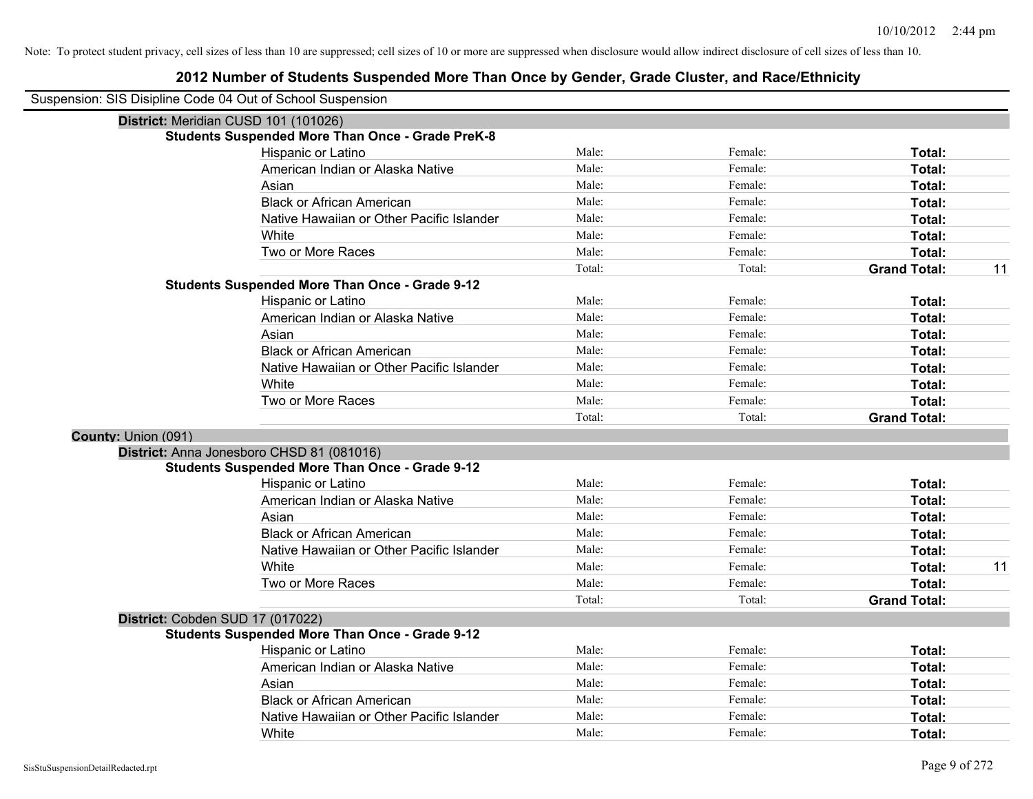Note: To protect student privacy, cell sizes of less than 10 are suppressed; cell sizes of 10 or more are suppressed when disclosure would allow indirect disclosure of cell sizes of less than 10.

# 2012 Number of Students Suspended More Than Once by Gender, Grade Cluster, and Race/Ethnicity

Suspension: SIS Disipline Code 04 Out of School Suspension

**District:** Meridian CUSD 101 (101026)

**Students Suspended More Than Once - Grade PreK-8**

| | | | | |
|---|---|---|---|---|
| Hispanic or Latino | Male: | Female: | **Total:** | |
| American Indian or Alaska Native | Male: | Female: | **Total:** | |
| Asian | Male: | Female: | **Total:** | |
| Black or African American | Male: | Female: | **Total:** | |
| Native Hawaiian or Other Pacific Islander | Male: | Female: | **Total:** | |
| White | Male: | Female: | **Total:** | |
| Two or More Races | Male: | Female: | **Total:** | |
| | Total: | Total: | **Grand Total:** | 11 |

**Students Suspended More Than Once - Grade 9-12**

| | | | | |
|---|---|---|---|---|
| Hispanic or Latino | Male: | Female: | **Total:** | |
| American Indian or Alaska Native | Male: | Female: | **Total:** | |
| Asian | Male: | Female: | **Total:** | |
| Black or African American | Male: | Female: | **Total:** | |
| Native Hawaiian or Other Pacific Islander | Male: | Female: | **Total:** | |
| White | Male: | Female: | **Total:** | |
| Two or More Races | Male: | Female: | **Total:** | |
| | Total: | Total: | **Grand Total:** | |

**County:** Union (091)

**District:** Anna Jonesboro CHSD 81 (081016)

**Students Suspended More Than Once - Grade 9-12**

| | | | | |
|---|---|---|---|---|
| Hispanic or Latino | Male: | Female: | **Total:** | |
| American Indian or Alaska Native | Male: | Female: | **Total:** | |
| Asian | Male: | Female: | **Total:** | |
| Black or African American | Male: | Female: | **Total:** | |
| Native Hawaiian or Other Pacific Islander | Male: | Female: | **Total:** | |
| White | Male: | Female: | **Total:** | 11 |
| Two or More Races | Male: | Female: | **Total:** | |
| | Total: | Total: | **Grand Total:** | |

**District:** Cobden SUD 17 (017022)

**Students Suspended More Than Once - Grade 9-12**

| | | | | |
|---|---|---|---|---|
| Hispanic or Latino | Male: | Female: | **Total:** | |
| American Indian or Alaska Native | Male: | Female: | **Total:** | |
| Asian | Male: | Female: | **Total:** | |
| Black or African American | Male: | Female: | **Total:** | |
| Native Hawaiian or Other Pacific Islander | Male: | Female: | **Total:** | |
| White | Male: | Female: | **Total:** | |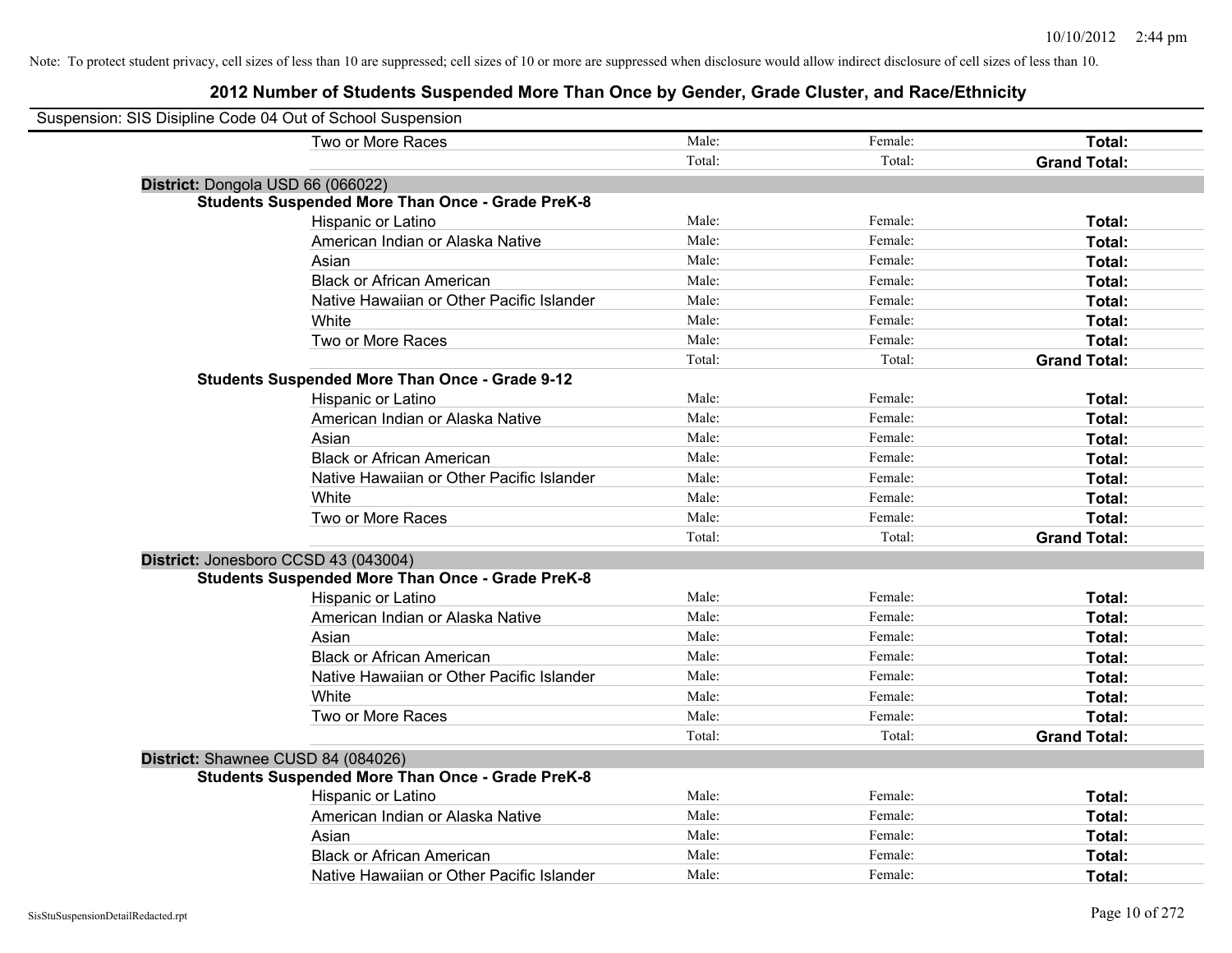Note: To protect student privacy, cell sizes of less than 10 are suppressed; cell sizes of 10 or more are suppressed when disclosure would allow indirect disclosure of cell sizes of less than 10.

## 2012 Number of Students Suspended More Than Once by Gender, Grade Cluster, and Race/Ethnicity

Suspension: SIS Disipline Code 04 Out of School Suspension

| | Male | Female | Total |
|---|---|---|---|
| Two or More Races | Male: | Female: | **Total:** |
| | Total: | Total: | **Grand Total:** |

**District:** Dongola USD 66 (066022)

**Students Suspended More Than Once - Grade PreK-8**

| | Male | Female | Total |
|---|---|---|---|
| Hispanic or Latino | Male: | Female: | **Total:** |
| American Indian or Alaska Native | Male: | Female: | **Total:** |
| Asian | Male: | Female: | **Total:** |
| Black or African American | Male: | Female: | **Total:** |
| Native Hawaiian or Other Pacific Islander | Male: | Female: | **Total:** |
| White | Male: | Female: | **Total:** |
| Two or More Races | Male: | Female: | **Total:** |
| | Total: | Total: | **Grand Total:** |

**Students Suspended More Than Once - Grade 9-12**

| | Male | Female | Total |
|---|---|---|---|
| Hispanic or Latino | Male: | Female: | **Total:** |
| American Indian or Alaska Native | Male: | Female: | **Total:** |
| Asian | Male: | Female: | **Total:** |
| Black or African American | Male: | Female: | **Total:** |
| Native Hawaiian or Other Pacific Islander | Male: | Female: | **Total:** |
| White | Male: | Female: | **Total:** |
| Two or More Races | Male: | Female: | **Total:** |
| | Total: | Total: | **Grand Total:** |

**District:** Jonesboro CCSD 43 (043004)

**Students Suspended More Than Once - Grade PreK-8**

| | Male | Female | Total |
|---|---|---|---|
| Hispanic or Latino | Male: | Female: | **Total:** |
| American Indian or Alaska Native | Male: | Female: | **Total:** |
| Asian | Male: | Female: | **Total:** |
| Black or African American | Male: | Female: | **Total:** |
| Native Hawaiian or Other Pacific Islander | Male: | Female: | **Total:** |
| White | Male: | Female: | **Total:** |
| Two or More Races | Male: | Female: | **Total:** |
| | Total: | Total: | **Grand Total:** |

**District:** Shawnee CUSD 84 (084026)

**Students Suspended More Than Once - Grade PreK-8**

| | Male | Female | Total |
|---|---|---|---|
| Hispanic or Latino | Male: | Female: | **Total:** |
| American Indian or Alaska Native | Male: | Female: | **Total:** |
| Asian | Male: | Female: | **Total:** |
| Black or African American | Male: | Female: | **Total:** |
| Native Hawaiian or Other Pacific Islander | Male: | Female: | **Total:** |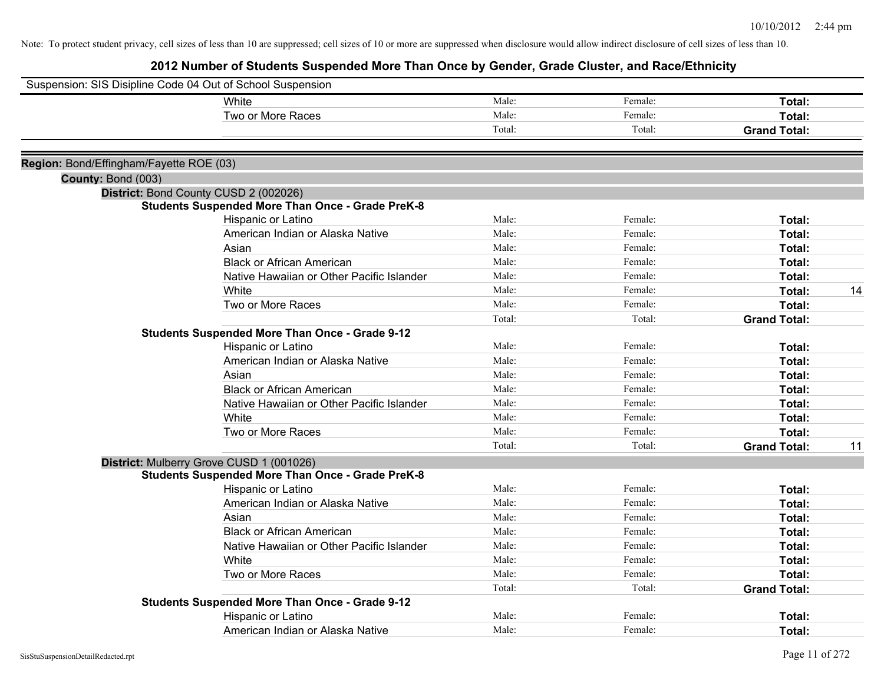Note: To protect student privacy, cell sizes of less than 10 are suppressed; cell sizes of 10 or more are suppressed when disclosure would allow indirect disclosure of cell sizes of less than 10.

## 2012 Number of Students Suspended More Than Once by Gender, Grade Cluster, and Race/Ethnicity

Suspension: SIS Disipline Code 04 Out of School Suspension

| | | | | |
|---|---|---|---|---|
| White | Male: | Female: | **Total:** | |
| Two or More Races | Male: | Female: | **Total:** | |
| | Total: | Total: | **Grand Total:** | |

**Region:** Bond/Effingham/Fayette ROE (03)

**County:** Bond (003)

**District:** Bond County CUSD 2 (002026)

**Students Suspended More Than Once - Grade PreK-8**

| | | | | |
|---|---|---|---|---|
| Hispanic or Latino | Male: | Female: | **Total:** | |
| American Indian or Alaska Native | Male: | Female: | **Total:** | |
| Asian | Male: | Female: | **Total:** | |
| Black or African American | Male: | Female: | **Total:** | |
| Native Hawaiian or Other Pacific Islander | Male: | Female: | **Total:** | |
| White | Male: | Female: | **Total:** | 14 |
| Two or More Races | Male: | Female: | **Total:** | |
| | Total: | Total: | **Grand Total:** | |

**Students Suspended More Than Once - Grade 9-12**

| | | | | |
|---|---|---|---|---|
| Hispanic or Latino | Male: | Female: | **Total:** | |
| American Indian or Alaska Native | Male: | Female: | **Total:** | |
| Asian | Male: | Female: | **Total:** | |
| Black or African American | Male: | Female: | **Total:** | |
| Native Hawaiian or Other Pacific Islander | Male: | Female: | **Total:** | |
| White | Male: | Female: | **Total:** | |
| Two or More Races | Male: | Female: | **Total:** | |
| | Total: | Total: | **Grand Total:** | 11 |

**District:** Mulberry Grove CUSD 1 (001026)

**Students Suspended More Than Once - Grade PreK-8**

| | | | | |
|---|---|---|---|---|
| Hispanic or Latino | Male: | Female: | **Total:** | |
| American Indian or Alaska Native | Male: | Female: | **Total:** | |
| Asian | Male: | Female: | **Total:** | |
| Black or African American | Male: | Female: | **Total:** | |
| Native Hawaiian or Other Pacific Islander | Male: | Female: | **Total:** | |
| White | Male: | Female: | **Total:** | |
| Two or More Races | Male: | Female: | **Total:** | |
| | Total: | Total: | **Grand Total:** | |

**Students Suspended More Than Once - Grade 9-12**

| | | | | |
|---|---|---|---|---|
| Hispanic or Latino | Male: | Female: | **Total:** | |
| American Indian or Alaska Native | Male: | Female: | **Total:** | |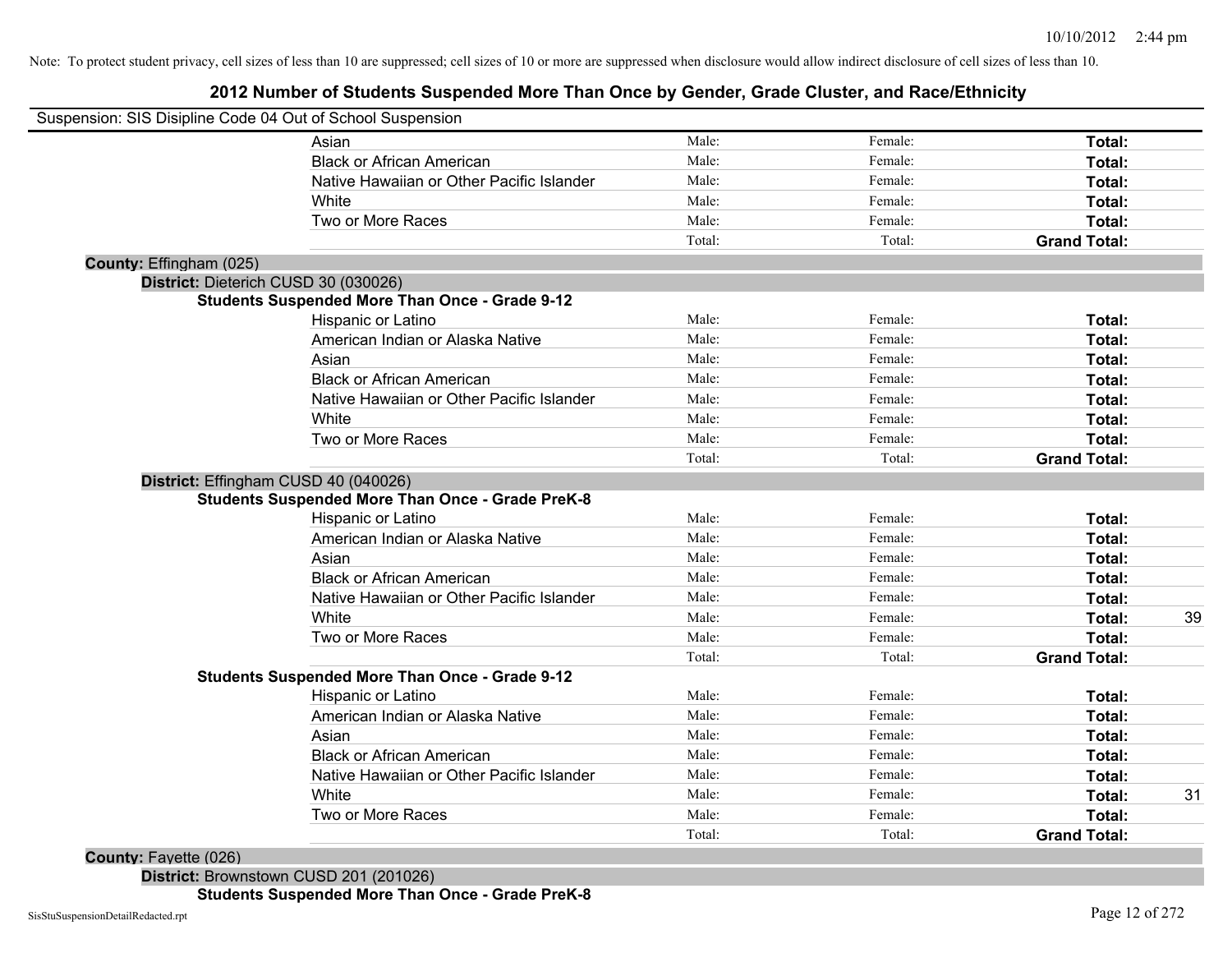Note: To protect student privacy, cell sizes of less than 10 are suppressed; cell sizes of 10 or more are suppressed when disclosure would allow indirect disclosure of cell sizes of less than 10.

## 2012 Number of Students Suspended More Than Once by Gender, Grade Cluster, and Race/Ethnicity

Suspension: SIS Disipline Code 04 Out of School Suspension

| | | | | |
|---|---|---|---|---|
| Asian | Male: | Female: | **Total:** | |
| Black or African American | Male: | Female: | **Total:** | |
| Native Hawaiian or Other Pacific Islander | Male: | Female: | **Total:** | |
| White | Male: | Female: | **Total:** | |
| Two or More Races | Male: | Female: | **Total:** | |
| | Total: | Total: | **Grand Total:** | |

**County:** Effingham (025)

**District:** Dieterich CUSD 30 (030026)

**Students Suspended More Than Once - Grade 9-12**

| | | | | |
|---|---|---|---|---|
| Hispanic or Latino | Male: | Female: | **Total:** | |
| American Indian or Alaska Native | Male: | Female: | **Total:** | |
| Asian | Male: | Female: | **Total:** | |
| Black or African American | Male: | Female: | **Total:** | |
| Native Hawaiian or Other Pacific Islander | Male: | Female: | **Total:** | |
| White | Male: | Female: | **Total:** | |
| Two or More Races | Male: | Female: | **Total:** | |
| | Total: | Total: | **Grand Total:** | |

**District:** Effingham CUSD 40 (040026)

**Students Suspended More Than Once - Grade PreK-8**

| | | | | |
|---|---|---|---|---|
| Hispanic or Latino | Male: | Female: | **Total:** | |
| American Indian or Alaska Native | Male: | Female: | **Total:** | |
| Asian | Male: | Female: | **Total:** | |
| Black or African American | Male: | Female: | **Total:** | |
| Native Hawaiian or Other Pacific Islander | Male: | Female: | **Total:** | |
| White | Male: | Female: | **Total:** | 39 |
| Two or More Races | Male: | Female: | **Total:** | |
| | Total: | Total: | **Grand Total:** | |

**Students Suspended More Than Once - Grade 9-12**

| | | | | |
|---|---|---|---|---|
| Hispanic or Latino | Male: | Female: | **Total:** | |
| American Indian or Alaska Native | Male: | Female: | **Total:** | |
| Asian | Male: | Female: | **Total:** | |
| Black or African American | Male: | Female: | **Total:** | |
| Native Hawaiian or Other Pacific Islander | Male: | Female: | **Total:** | |
| White | Male: | Female: | **Total:** | 31 |
| Two or More Races | Male: | Female: | **Total:** | |
| | Total: | Total: | **Grand Total:** | |

**County:** Fayette (026)

**District:** Brownstown CUSD 201 (201026)

**Students Suspended More Than Once - Grade PreK-8**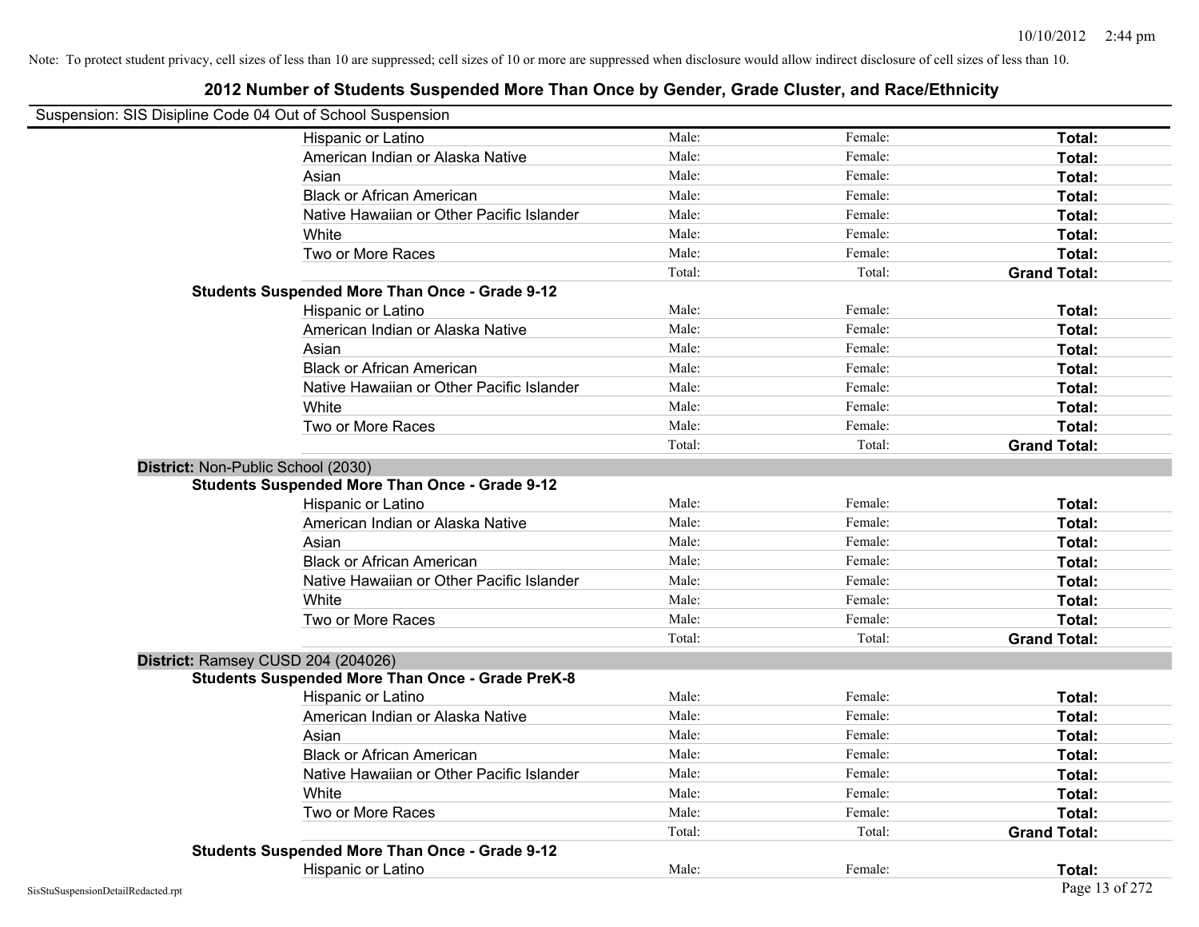Note: To protect student privacy, cell sizes of less than 10 are suppressed; cell sizes of 10 or more are suppressed when disclosure would allow indirect disclosure of cell sizes of less than 10.

## 2012 Number of Students Suspended More Than Once by Gender, Grade Cluster, and Race/Ethnicity

Suspension: SIS Disipline Code 04 Out of School Suspension

| | | | |
|---|---|---|---|
| Hispanic or Latino | Male: | Female: | **Total:** |
| American Indian or Alaska Native | Male: | Female: | **Total:** |
| Asian | Male: | Female: | **Total:** |
| Black or African American | Male: | Female: | **Total:** |
| Native Hawaiian or Other Pacific Islander | Male: | Female: | **Total:** |
| White | Male: | Female: | **Total:** |
| Two or More Races | Male: | Female: | **Total:** |
| | Total: | Total: | **Grand Total:** |

**Students Suspended More Than Once - Grade 9-12**

| | | | |
|---|---|---|---|
| Hispanic or Latino | Male: | Female: | **Total:** |
| American Indian or Alaska Native | Male: | Female: | **Total:** |
| Asian | Male: | Female: | **Total:** |
| Black or African American | Male: | Female: | **Total:** |
| Native Hawaiian or Other Pacific Islander | Male: | Female: | **Total:** |
| White | Male: | Female: | **Total:** |
| Two or More Races | Male: | Female: | **Total:** |
| | Total: | Total: | **Grand Total:** |

**District:** Non-Public School (2030)

**Students Suspended More Than Once - Grade 9-12**

| | | | |
|---|---|---|---|
| Hispanic or Latino | Male: | Female: | **Total:** |
| American Indian or Alaska Native | Male: | Female: | **Total:** |
| Asian | Male: | Female: | **Total:** |
| Black or African American | Male: | Female: | **Total:** |
| Native Hawaiian or Other Pacific Islander | Male: | Female: | **Total:** |
| White | Male: | Female: | **Total:** |
| Two or More Races | Male: | Female: | **Total:** |
| | Total: | Total: | **Grand Total:** |

**District:** Ramsey CUSD 204 (204026)

**Students Suspended More Than Once - Grade PreK-8**

| | | | |
|---|---|---|---|
| Hispanic or Latino | Male: | Female: | **Total:** |
| American Indian or Alaska Native | Male: | Female: | **Total:** |
| Asian | Male: | Female: | **Total:** |
| Black or African American | Male: | Female: | **Total:** |
| Native Hawaiian or Other Pacific Islander | Male: | Female: | **Total:** |
| White | Male: | Female: | **Total:** |
| Two or More Races | Male: | Female: | **Total:** |
| | Total: | Total: | **Grand Total:** |

**Students Suspended More Than Once - Grade 9-12**

| | | | |
|---|---|---|---|
| Hispanic or Latino | Male: | Female: | **Total:** |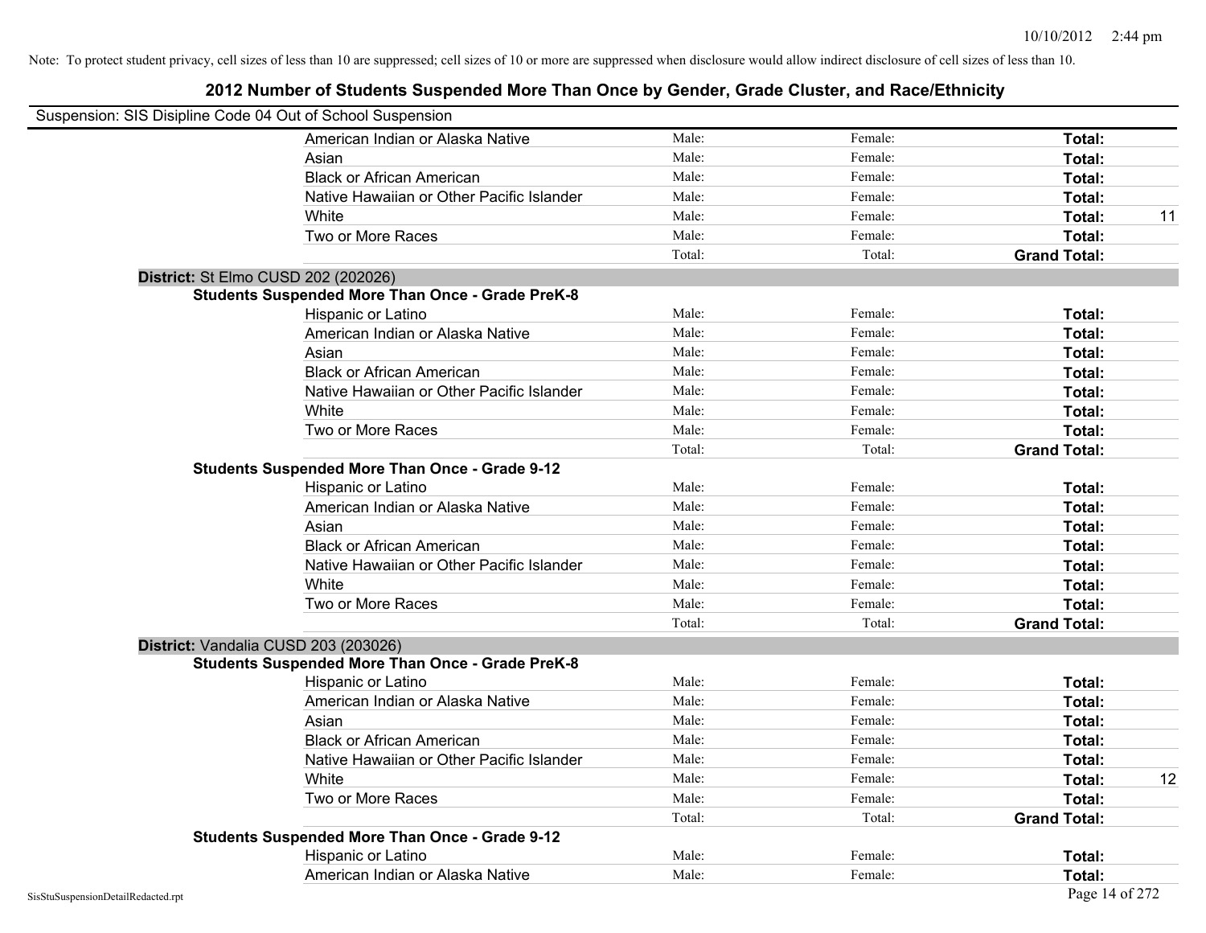Note: To protect student privacy, cell sizes of less than 10 are suppressed; cell sizes of 10 or more are suppressed when disclosure would allow indirect disclosure of cell sizes of less than 10.

## 2012 Number of Students Suspended More Than Once by Gender, Grade Cluster, and Race/Ethnicity

Suspension: SIS Disipline Code 04 Out of School Suspension

| | Male | Female | Total | |
|---|---|---|---|---|
| American Indian or Alaska Native | Male: | Female: | **Total:** | |
| Asian | Male: | Female: | **Total:** | |
| Black or African American | Male: | Female: | **Total:** | |
| Native Hawaiian or Other Pacific Islander | Male: | Female: | **Total:** | |
| White | Male: | Female: | **Total:** | 11 |
| Two or More Races | Male: | Female: | **Total:** | |
| | Total: | Total: | **Grand Total:** | |

**District:** St Elmo CUSD 202 (202026)

**Students Suspended More Than Once - Grade PreK-8**

| | Male | Female | Total | |
|---|---|---|---|---|
| Hispanic or Latino | Male: | Female: | **Total:** | |
| American Indian or Alaska Native | Male: | Female: | **Total:** | |
| Asian | Male: | Female: | **Total:** | |
| Black or African American | Male: | Female: | **Total:** | |
| Native Hawaiian or Other Pacific Islander | Male: | Female: | **Total:** | |
| White | Male: | Female: | **Total:** | |
| Two or More Races | Male: | Female: | **Total:** | |
| | Total: | Total: | **Grand Total:** | |

**Students Suspended More Than Once - Grade 9-12**

| | Male | Female | Total | |
|---|---|---|---|---|
| Hispanic or Latino | Male: | Female: | **Total:** | |
| American Indian or Alaska Native | Male: | Female: | **Total:** | |
| Asian | Male: | Female: | **Total:** | |
| Black or African American | Male: | Female: | **Total:** | |
| Native Hawaiian or Other Pacific Islander | Male: | Female: | **Total:** | |
| White | Male: | Female: | **Total:** | |
| Two or More Races | Male: | Female: | **Total:** | |
| | Total: | Total: | **Grand Total:** | |

**District:** Vandalia CUSD 203 (203026)

**Students Suspended More Than Once - Grade PreK-8**

| | Male | Female | Total | |
|---|---|---|---|---|
| Hispanic or Latino | Male: | Female: | **Total:** | |
| American Indian or Alaska Native | Male: | Female: | **Total:** | |
| Asian | Male: | Female: | **Total:** | |
| Black or African American | Male: | Female: | **Total:** | |
| Native Hawaiian or Other Pacific Islander | Male: | Female: | **Total:** | |
| White | Male: | Female: | **Total:** | 12 |
| Two or More Races | Male: | Female: | **Total:** | |
| | Total: | Total: | **Grand Total:** | |

**Students Suspended More Than Once - Grade 9-12**

| | Male | Female | Total | |
|---|---|---|---|---|
| Hispanic or Latino | Male: | Female: | **Total:** | |
| American Indian or Alaska Native | Male: | Female: | **Total:** | |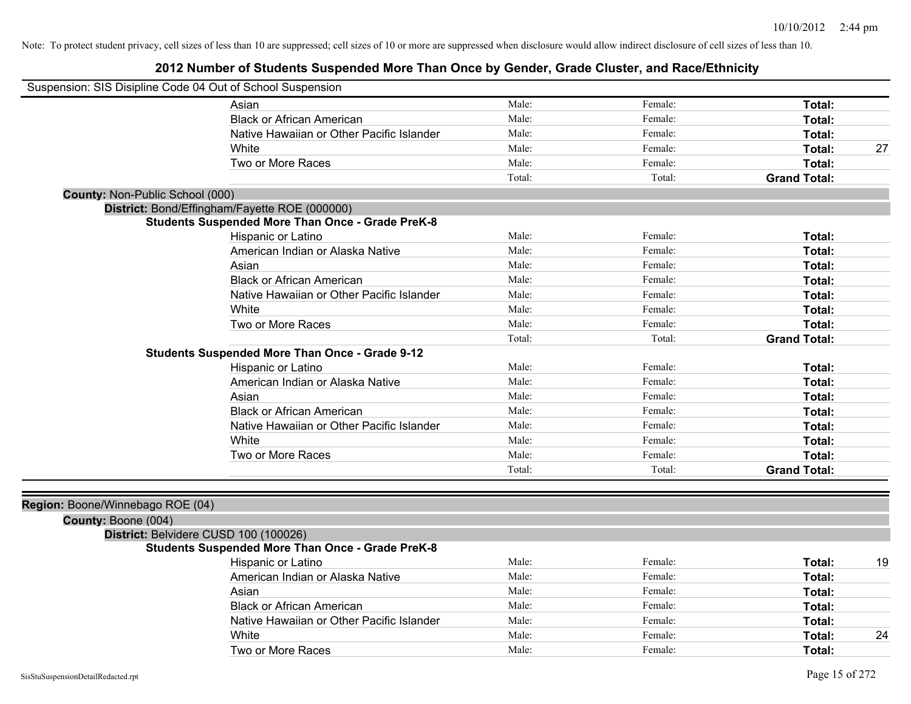Note: To protect student privacy, cell sizes of less than 10 are suppressed; cell sizes of 10 or more are suppressed when disclosure would allow indirect disclosure of cell sizes of less than 10.

## 2012 Number of Students Suspended More Than Once by Gender, Grade Cluster, and Race/Ethnicity

Suspension: SIS Disipline Code 04 Out of School Suspension

| | Male | Female | Total | |
|---|---|---|---|---|
| Asian | Male: | Female: | **Total:** | |
| Black or African American | Male: | Female: | **Total:** | |
| Native Hawaiian or Other Pacific Islander | Male: | Female: | **Total:** | |
| White | Male: | Female: | **Total:** | 27 |
| Two or More Races | Male: | Female: | **Total:** | |
| | Total: | Total: | **Grand Total:** | |

**County:** Non-Public School (000)

**District:** Bond/Effingham/Fayette ROE (000000)

**Students Suspended More Than Once - Grade PreK-8**

| | Male | Female | Total | |
|---|---|---|---|---|
| Hispanic or Latino | Male: | Female: | **Total:** | |
| American Indian or Alaska Native | Male: | Female: | **Total:** | |
| Asian | Male: | Female: | **Total:** | |
| Black or African American | Male: | Female: | **Total:** | |
| Native Hawaiian or Other Pacific Islander | Male: | Female: | **Total:** | |
| White | Male: | Female: | **Total:** | |
| Two or More Races | Male: | Female: | **Total:** | |
| | Total: | Total: | **Grand Total:** | |

**Students Suspended More Than Once - Grade 9-12**

| | Male | Female | Total | |
|---|---|---|---|---|
| Hispanic or Latino | Male: | Female: | **Total:** | |
| American Indian or Alaska Native | Male: | Female: | **Total:** | |
| Asian | Male: | Female: | **Total:** | |
| Black or African American | Male: | Female: | **Total:** | |
| Native Hawaiian or Other Pacific Islander | Male: | Female: | **Total:** | |
| White | Male: | Female: | **Total:** | |
| Two or More Races | Male: | Female: | **Total:** | |
| | Total: | Total: | **Grand Total:** | |

**Region:** Boone/Winnebago ROE (04)

**County:** Boone (004)

**District:** Belvidere CUSD 100 (100026)

**Students Suspended More Than Once - Grade PreK-8**

| | Male | Female | Total | |
|---|---|---|---|---|
| Hispanic or Latino | Male: | Female: | **Total:** | 19 |
| American Indian or Alaska Native | Male: | Female: | **Total:** | |
| Asian | Male: | Female: | **Total:** | |
| Black or African American | Male: | Female: | **Total:** | |
| Native Hawaiian or Other Pacific Islander | Male: | Female: | **Total:** | |
| White | Male: | Female: | **Total:** | 24 |
| Two or More Races | Male: | Female: | **Total:** | |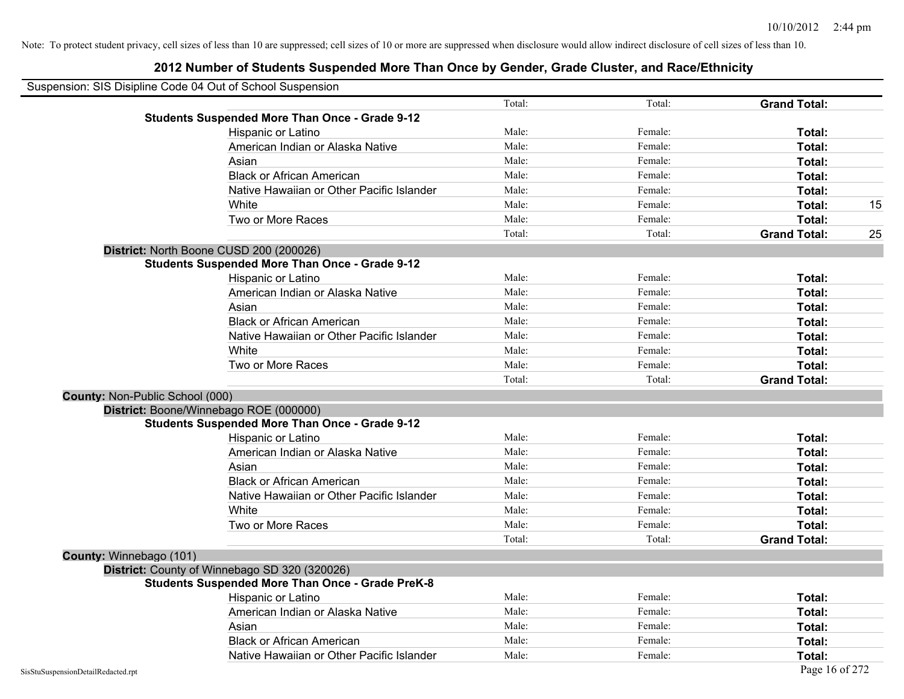Note: To protect student privacy, cell sizes of less than 10 are suppressed; cell sizes of 10 or more are suppressed when disclosure would allow indirect disclosure of cell sizes of less than 10.

## 2012 Number of Students Suspended More Than Once by Gender, Grade Cluster, and Race/Ethnicity

Suspension: SIS Disipline Code 04 Out of School Suspension

| | | | | |
|---|---|---|---|---|
| | Total: | Total: | **Grand Total:** | |
| **Students Suspended More Than Once - Grade 9-12** | | | | |
| Hispanic or Latino | Male: | Female: | **Total:** | |
| American Indian or Alaska Native | Male: | Female: | **Total:** | |
| Asian | Male: | Female: | **Total:** | |
| Black or African American | Male: | Female: | **Total:** | |
| Native Hawaiian or Other Pacific Islander | Male: | Female: | **Total:** | |
| White | Male: | Female: | **Total:** | 15 |
| Two or More Races | Male: | Female: | **Total:** | |
| | Total: | Total: | **Grand Total:** | 25 |

**District:** North Boone CUSD 200 (200026)

| | | | | |
|---|---|---|---|---|
| **Students Suspended More Than Once - Grade 9-12** | | | | |
| Hispanic or Latino | Male: | Female: | **Total:** | |
| American Indian or Alaska Native | Male: | Female: | **Total:** | |
| Asian | Male: | Female: | **Total:** | |
| Black or African American | Male: | Female: | **Total:** | |
| Native Hawaiian or Other Pacific Islander | Male: | Female: | **Total:** | |
| White | Male: | Female: | **Total:** | |
| Two or More Races | Male: | Female: | **Total:** | |
| | Total: | Total: | **Grand Total:** | |

**County:** Non-Public School (000)

**District:** Boone/Winnebago ROE (000000)

| | | | | |
|---|---|---|---|---|
| **Students Suspended More Than Once - Grade 9-12** | | | | |
| Hispanic or Latino | Male: | Female: | **Total:** | |
| American Indian or Alaska Native | Male: | Female: | **Total:** | |
| Asian | Male: | Female: | **Total:** | |
| Black or African American | Male: | Female: | **Total:** | |
| Native Hawaiian or Other Pacific Islander | Male: | Female: | **Total:** | |
| White | Male: | Female: | **Total:** | |
| Two or More Races | Male: | Female: | **Total:** | |
| | Total: | Total: | **Grand Total:** | |

**County:** Winnebago (101)

**District:** County of Winnebago SD 320 (320026)

| | | | | |
|---|---|---|---|---|
| **Students Suspended More Than Once - Grade PreK-8** | | | | |
| Hispanic or Latino | Male: | Female: | **Total:** | |
| American Indian or Alaska Native | Male: | Female: | **Total:** | |
| Asian | Male: | Female: | **Total:** | |
| Black or African American | Male: | Female: | **Total:** | |
| Native Hawaiian or Other Pacific Islander | Male: | Female: | **Total:** | |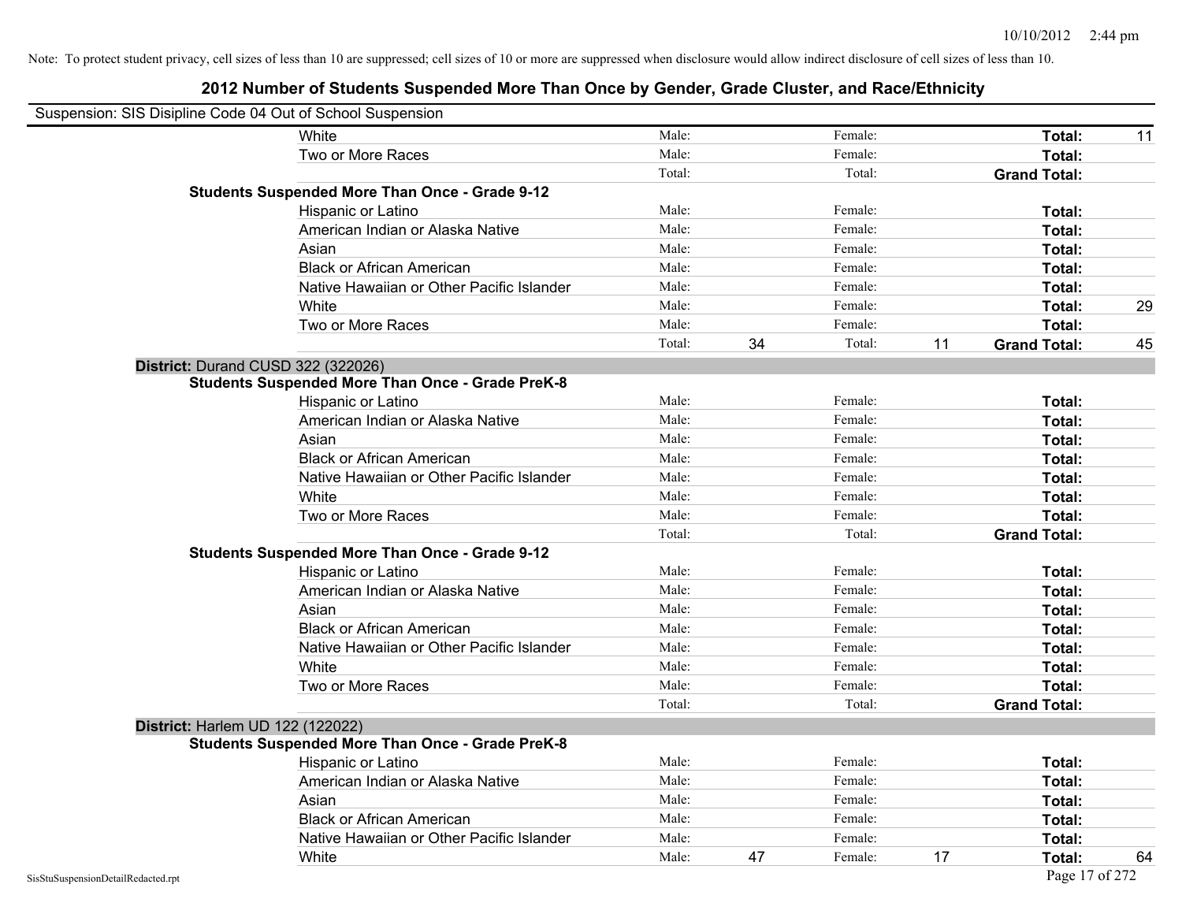Note: To protect student privacy, cell sizes of less than 10 are suppressed; cell sizes of 10 or more are suppressed when disclosure would allow indirect disclosure of cell sizes of less than 10.

## 2012 Number of Students Suspended More Than Once by Gender, Grade Cluster, and Race/Ethnicity

Suspension: SIS Disipline Code 04 Out of School Suspension

| | | | | | | |
|---|---|---|---|---|---|---|
| White | Male: | | Female: | | **Total:** | 11 |
| Two or More Races | Male: | | Female: | | **Total:** | |
| | Total: | | Total: | | **Grand Total:** | |
| **Students Suspended More Than Once - Grade 9-12** | | | | | | |
| Hispanic or Latino | Male: | | Female: | | **Total:** | |
| American Indian or Alaska Native | Male: | | Female: | | **Total:** | |
| Asian | Male: | | Female: | | **Total:** | |
| Black or African American | Male: | | Female: | | **Total:** | |
| Native Hawaiian or Other Pacific Islander | Male: | | Female: | | **Total:** | |
| White | Male: | | Female: | | **Total:** | 29 |
| Two or More Races | Male: | | Female: | | **Total:** | |
| | Total: | 34 | Total: | 11 | **Grand Total:** | 45 |

**District:** Durand CUSD 322 (322026)

| | | | | | | |
|---|---|---|---|---|---|---|
| **Students Suspended More Than Once - Grade PreK-8** | | | | | | |
| Hispanic or Latino | Male: | | Female: | | **Total:** | |
| American Indian or Alaska Native | Male: | | Female: | | **Total:** | |
| Asian | Male: | | Female: | | **Total:** | |
| Black or African American | Male: | | Female: | | **Total:** | |
| Native Hawaiian or Other Pacific Islander | Male: | | Female: | | **Total:** | |
| White | Male: | | Female: | | **Total:** | |
| Two or More Races | Male: | | Female: | | **Total:** | |
| | Total: | | Total: | | **Grand Total:** | |
| **Students Suspended More Than Once - Grade 9-12** | | | | | | |
| Hispanic or Latino | Male: | | Female: | | **Total:** | |
| American Indian or Alaska Native | Male: | | Female: | | **Total:** | |
| Asian | Male: | | Female: | | **Total:** | |
| Black or African American | Male: | | Female: | | **Total:** | |
| Native Hawaiian or Other Pacific Islander | Male: | | Female: | | **Total:** | |
| White | Male: | | Female: | | **Total:** | |
| Two or More Races | Male: | | Female: | | **Total:** | |
| | Total: | | Total: | | **Grand Total:** | |

**District:** Harlem UD 122 (122022)

| | | | | | | |
|---|---|---|---|---|---|---|
| **Students Suspended More Than Once - Grade PreK-8** | | | | | | |
| Hispanic or Latino | Male: | | Female: | | **Total:** | |
| American Indian or Alaska Native | Male: | | Female: | | **Total:** | |
| Asian | Male: | | Female: | | **Total:** | |
| Black or African American | Male: | | Female: | | **Total:** | |
| Native Hawaiian or Other Pacific Islander | Male: | | Female: | | **Total:** | |
| White | Male: | 47 | Female: | 17 | **Total:** | 64 |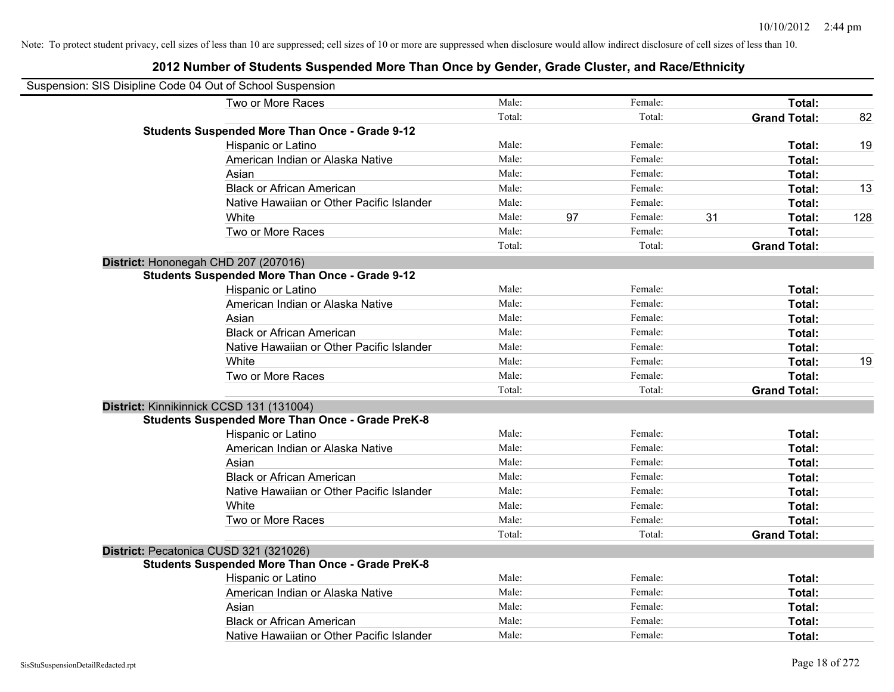Note: To protect student privacy, cell sizes of less than 10 are suppressed; cell sizes of 10 or more are suppressed when disclosure would allow indirect disclosure of cell sizes of less than 10.

# 2012 Number of Students Suspended More Than Once by Gender, Grade Cluster, and Race/Ethnicity

Suspension: SIS Disipline Code 04 Out of School Suspension

| | | | | | | | |
|---|---|---|---|---|---|---|---|
| Two or More Races | Male: | | Female: | | **Total:** | |
| | Total: | | Total: | | **Grand Total:** | 82 |
| **Students Suspended More Than Once - Grade 9-12** | | | | | | |
| Hispanic or Latino | Male: | | Female: | | **Total:** | 19 |
| American Indian or Alaska Native | Male: | | Female: | | **Total:** | |
| Asian | Male: | | Female: | | **Total:** | |
| Black or African American | Male: | | Female: | | **Total:** | 13 |
| Native Hawaiian or Other Pacific Islander | Male: | | Female: | | **Total:** | |
| White | Male: | 97 | Female: | 31 | **Total:** | 128 |
| Two or More Races | Male: | | Female: | | **Total:** | |
| | Total: | | Total: | | **Grand Total:** | |

**District:** Hononegah CHD 207 (207016)

| | | | | | | |
|---|---|---|---|---|---|---|
| **Students Suspended More Than Once - Grade 9-12** | | | | | | |
| Hispanic or Latino | Male: | | Female: | | **Total:** | |
| American Indian or Alaska Native | Male: | | Female: | | **Total:** | |
| Asian | Male: | | Female: | | **Total:** | |
| Black or African American | Male: | | Female: | | **Total:** | |
| Native Hawaiian or Other Pacific Islander | Male: | | Female: | | **Total:** | |
| White | Male: | | Female: | | **Total:** | 19 |
| Two or More Races | Male: | | Female: | | **Total:** | |
| | Total: | | Total: | | **Grand Total:** | |

**District:** Kinnikinnick CCSD 131 (131004)

| | | | | | | |
|---|---|---|---|---|---|---|
| **Students Suspended More Than Once - Grade PreK-8** | | | | | | |
| Hispanic or Latino | Male: | | Female: | | **Total:** | |
| American Indian or Alaska Native | Male: | | Female: | | **Total:** | |
| Asian | Male: | | Female: | | **Total:** | |
| Black or African American | Male: | | Female: | | **Total:** | |
| Native Hawaiian or Other Pacific Islander | Male: | | Female: | | **Total:** | |
| White | Male: | | Female: | | **Total:** | |
| Two or More Races | Male: | | Female: | | **Total:** | |
| | Total: | | Total: | | **Grand Total:** | |

**District:** Pecatonica CUSD 321 (321026)

| | | | | | | |
|---|---|---|---|---|---|---|
| **Students Suspended More Than Once - Grade PreK-8** | | | | | | |
| Hispanic or Latino | Male: | | Female: | | **Total:** | |
| American Indian or Alaska Native | Male: | | Female: | | **Total:** | |
| Asian | Male: | | Female: | | **Total:** | |
| Black or African American | Male: | | Female: | | **Total:** | |
| Native Hawaiian or Other Pacific Islander | Male: | | Female: | | **Total:** | |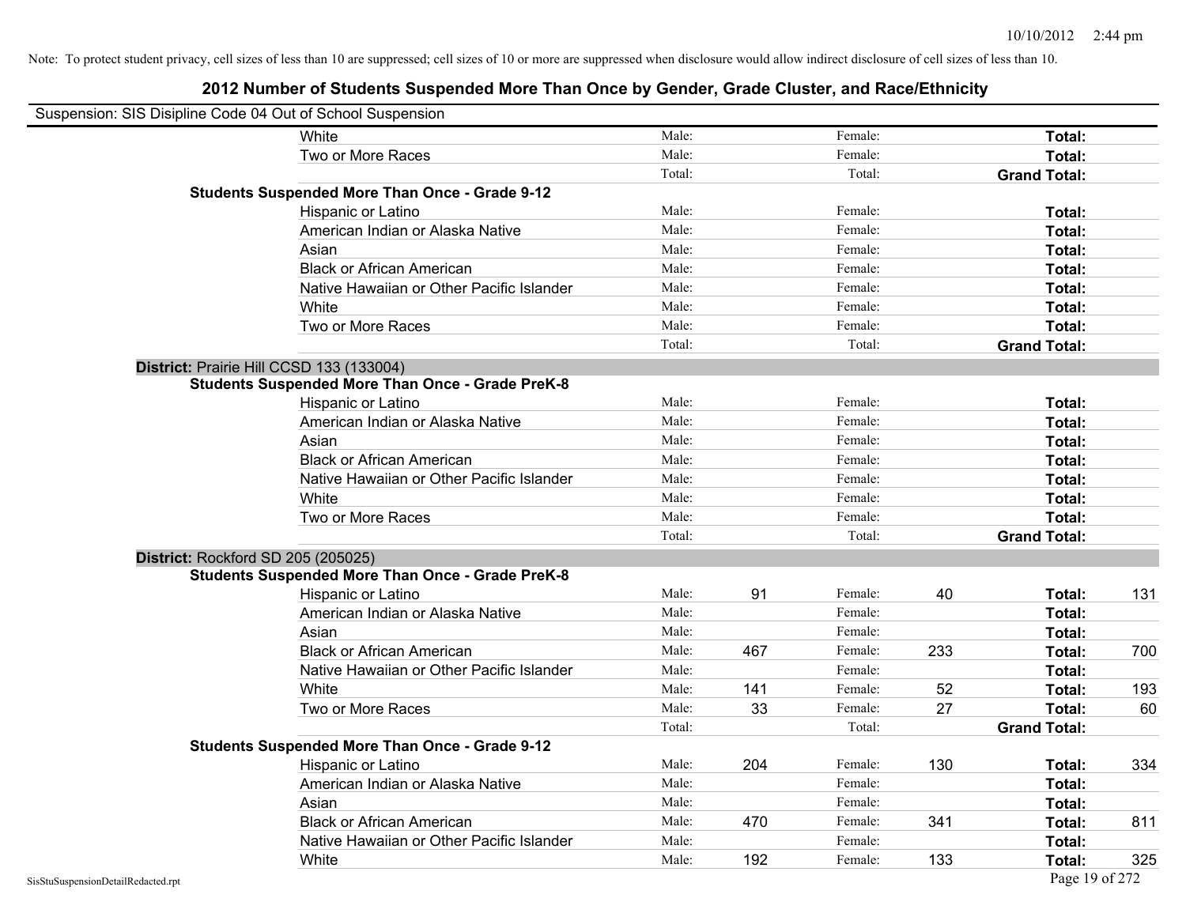Note: To protect student privacy, cell sizes of less than 10 are suppressed; cell sizes of 10 or more are suppressed when disclosure would allow indirect disclosure of cell sizes of less than 10.

# 2012 Number of Students Suspended More Than Once by Gender, Grade Cluster, and Race/Ethnicity

Suspension: SIS Disipline Code 04 Out of School Suspension

| | | | | | | |
|---|---|---|---|---|---|---|
| White | Male: | | Female: | | **Total:** | |
| Two or More Races | Male: | | Female: | | **Total:** | |
| | Total: | | Total: | | **Grand Total:** | |
| **Students Suspended More Than Once - Grade 9-12** | | | | | | |
| Hispanic or Latino | Male: | | Female: | | **Total:** | |
| American Indian or Alaska Native | Male: | | Female: | | **Total:** | |
| Asian | Male: | | Female: | | **Total:** | |
| Black or African American | Male: | | Female: | | **Total:** | |
| Native Hawaiian or Other Pacific Islander | Male: | | Female: | | **Total:** | |
| White | Male: | | Female: | | **Total:** | |
| Two or More Races | Male: | | Female: | | **Total:** | |
| | Total: | | Total: | | **Grand Total:** | |
| **District:** Prairie Hill CCSD 133 (133004) | | | | | | |
| **Students Suspended More Than Once - Grade PreK-8** | | | | | | |
| Hispanic or Latino | Male: | | Female: | | **Total:** | |
| American Indian or Alaska Native | Male: | | Female: | | **Total:** | |
| Asian | Male: | | Female: | | **Total:** | |
| Black or African American | Male: | | Female: | | **Total:** | |
| Native Hawaiian or Other Pacific Islander | Male: | | Female: | | **Total:** | |
| White | Male: | | Female: | | **Total:** | |
| Two or More Races | Male: | | Female: | | **Total:** | |
| | Total: | | Total: | | **Grand Total:** | |
| **District:** Rockford SD 205 (205025) | | | | | | |
| **Students Suspended More Than Once - Grade PreK-8** | | | | | | |
| Hispanic or Latino | Male: | 91 | Female: | 40 | **Total:** | 131 |
| American Indian or Alaska Native | Male: | | Female: | | **Total:** | |
| Asian | Male: | | Female: | | **Total:** | |
| Black or African American | Male: | 467 | Female: | 233 | **Total:** | 700 |
| Native Hawaiian or Other Pacific Islander | Male: | | Female: | | **Total:** | |
| White | Male: | 141 | Female: | 52 | **Total:** | 193 |
| Two or More Races | Male: | 33 | Female: | 27 | **Total:** | 60 |
| | Total: | | Total: | | **Grand Total:** | |
| **Students Suspended More Than Once - Grade 9-12** | | | | | | |
| Hispanic or Latino | Male: | 204 | Female: | 130 | **Total:** | 334 |
| American Indian or Alaska Native | Male: | | Female: | | **Total:** | |
| Asian | Male: | | Female: | | **Total:** | |
| Black or African American | Male: | 470 | Female: | 341 | **Total:** | 811 |
| Native Hawaiian or Other Pacific Islander | Male: | | Female: | | **Total:** | |
| White | Male: | 192 | Female: | 133 | **Total:** | 325 |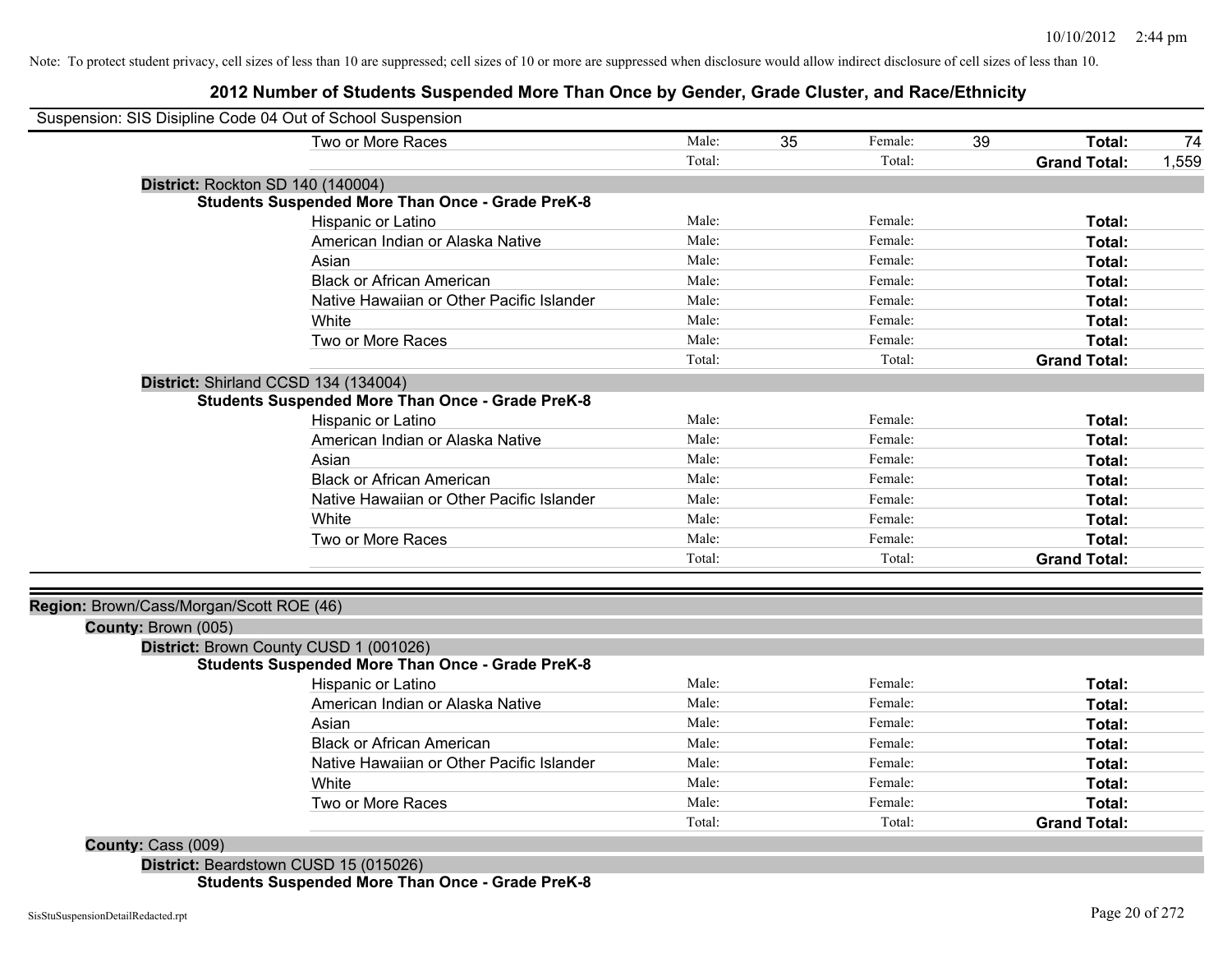Note: To protect student privacy, cell sizes of less than 10 are suppressed; cell sizes of 10 or more are suppressed when disclosure would allow indirect disclosure of cell sizes of less than 10.

# 2012 Number of Students Suspended More Than Once by Gender, Grade Cluster, and Race/Ethnicity

Suspension: SIS Disipline Code 04 Out of School Suspension

| | | | | | | |
|---|---|---|---|---|---|---|
| Two or More Races | Male: | 35 | Female: | 39 | **Total:** | 74 |
| | Total: | | Total: | | **Grand Total:** | 1,559 |

**District:** Rockton SD 140 (140004)

**Students Suspended More Than Once - Grade PreK-8**

| | | | | | | |
|---|---|---|---|---|---|---|
| Hispanic or Latino | Male: | | Female: | | **Total:** | |
| American Indian or Alaska Native | Male: | | Female: | | **Total:** | |
| Asian | Male: | | Female: | | **Total:** | |
| Black or African American | Male: | | Female: | | **Total:** | |
| Native Hawaiian or Other Pacific Islander | Male: | | Female: | | **Total:** | |
| White | Male: | | Female: | | **Total:** | |
| Two or More Races | Male: | | Female: | | **Total:** | |
| | Total: | | Total: | | **Grand Total:** | |

**District:** Shirland CCSD 134 (134004)

**Students Suspended More Than Once - Grade PreK-8**

| | | | | | | |
|---|---|---|---|---|---|---|
| Hispanic or Latino | Male: | | Female: | | **Total:** | |
| American Indian or Alaska Native | Male: | | Female: | | **Total:** | |
| Asian | Male: | | Female: | | **Total:** | |
| Black or African American | Male: | | Female: | | **Total:** | |
| Native Hawaiian or Other Pacific Islander | Male: | | Female: | | **Total:** | |
| White | Male: | | Female: | | **Total:** | |
| Two or More Races | Male: | | Female: | | **Total:** | |
| | Total: | | Total: | | **Grand Total:** | |

**Region:** Brown/Cass/Morgan/Scott ROE (46)

**County:** Brown (005)

**District:** Brown County CUSD 1 (001026)

**Students Suspended More Than Once - Grade PreK-8**

| | | | | | | |
|---|---|---|---|---|---|---|
| Hispanic or Latino | Male: | | Female: | | **Total:** | |
| American Indian or Alaska Native | Male: | | Female: | | **Total:** | |
| Asian | Male: | | Female: | | **Total:** | |
| Black or African American | Male: | | Female: | | **Total:** | |
| Native Hawaiian or Other Pacific Islander | Male: | | Female: | | **Total:** | |
| White | Male: | | Female: | | **Total:** | |
| Two or More Races | Male: | | Female: | | **Total:** | |
| | Total: | | Total: | | **Grand Total:** | |

**County:** Cass (009)

**District:** Beardstown CUSD 15 (015026)

**Students Suspended More Than Once - Grade PreK-8**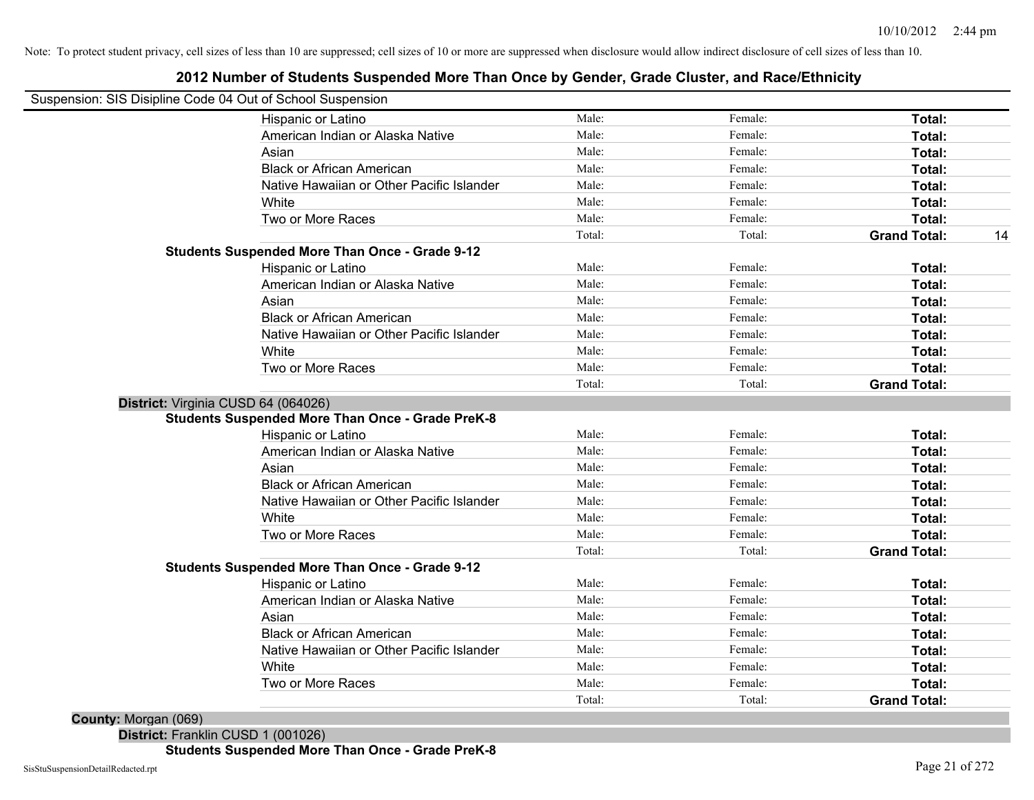Note: To protect student privacy, cell sizes of less than 10 are suppressed; cell sizes of 10 or more are suppressed when disclosure would allow indirect disclosure of cell sizes of less than 10.

# 2012 Number of Students Suspended More Than Once by Gender, Grade Cluster, and Race/Ethnicity

Suspension: SIS Disipline Code 04 Out of School Suspension

| | Male | Female | Total |
|---|---|---|---|
| Hispanic or Latino | Male: | Female: | **Total:** |
| American Indian or Alaska Native | Male: | Female: | **Total:** |
| Asian | Male: | Female: | **Total:** |
| Black or African American | Male: | Female: | **Total:** |
| Native Hawaiian or Other Pacific Islander | Male: | Female: | **Total:** |
| White | Male: | Female: | **Total:** |
| Two or More Races | Male: | Female: | **Total:** |
| | Total: | Total: | **Grand Total:** 14 |

**Students Suspended More Than Once - Grade 9-12**

| | Male | Female | Total |
|---|---|---|---|
| Hispanic or Latino | Male: | Female: | **Total:** |
| American Indian or Alaska Native | Male: | Female: | **Total:** |
| Asian | Male: | Female: | **Total:** |
| Black or African American | Male: | Female: | **Total:** |
| Native Hawaiian or Other Pacific Islander | Male: | Female: | **Total:** |
| White | Male: | Female: | **Total:** |
| Two or More Races | Male: | Female: | **Total:** |
| | Total: | Total: | **Grand Total:** |

**District:** Virginia CUSD 64 (064026)

**Students Suspended More Than Once - Grade PreK-8**

| | Male | Female | Total |
|---|---|---|---|
| Hispanic or Latino | Male: | Female: | **Total:** |
| American Indian or Alaska Native | Male: | Female: | **Total:** |
| Asian | Male: | Female: | **Total:** |
| Black or African American | Male: | Female: | **Total:** |
| Native Hawaiian or Other Pacific Islander | Male: | Female: | **Total:** |
| White | Male: | Female: | **Total:** |
| Two or More Races | Male: | Female: | **Total:** |
| | Total: | Total: | **Grand Total:** |

**Students Suspended More Than Once - Grade 9-12**

| | Male | Female | Total |
|---|---|---|---|
| Hispanic or Latino | Male: | Female: | **Total:** |
| American Indian or Alaska Native | Male: | Female: | **Total:** |
| Asian | Male: | Female: | **Total:** |
| Black or African American | Male: | Female: | **Total:** |
| Native Hawaiian or Other Pacific Islander | Male: | Female: | **Total:** |
| White | Male: | Female: | **Total:** |
| Two or More Races | Male: | Female: | **Total:** |
| | Total: | Total: | **Grand Total:** |

**County:** Morgan (069)

**District:** Franklin CUSD 1 (001026)

**Students Suspended More Than Once - Grade PreK-8**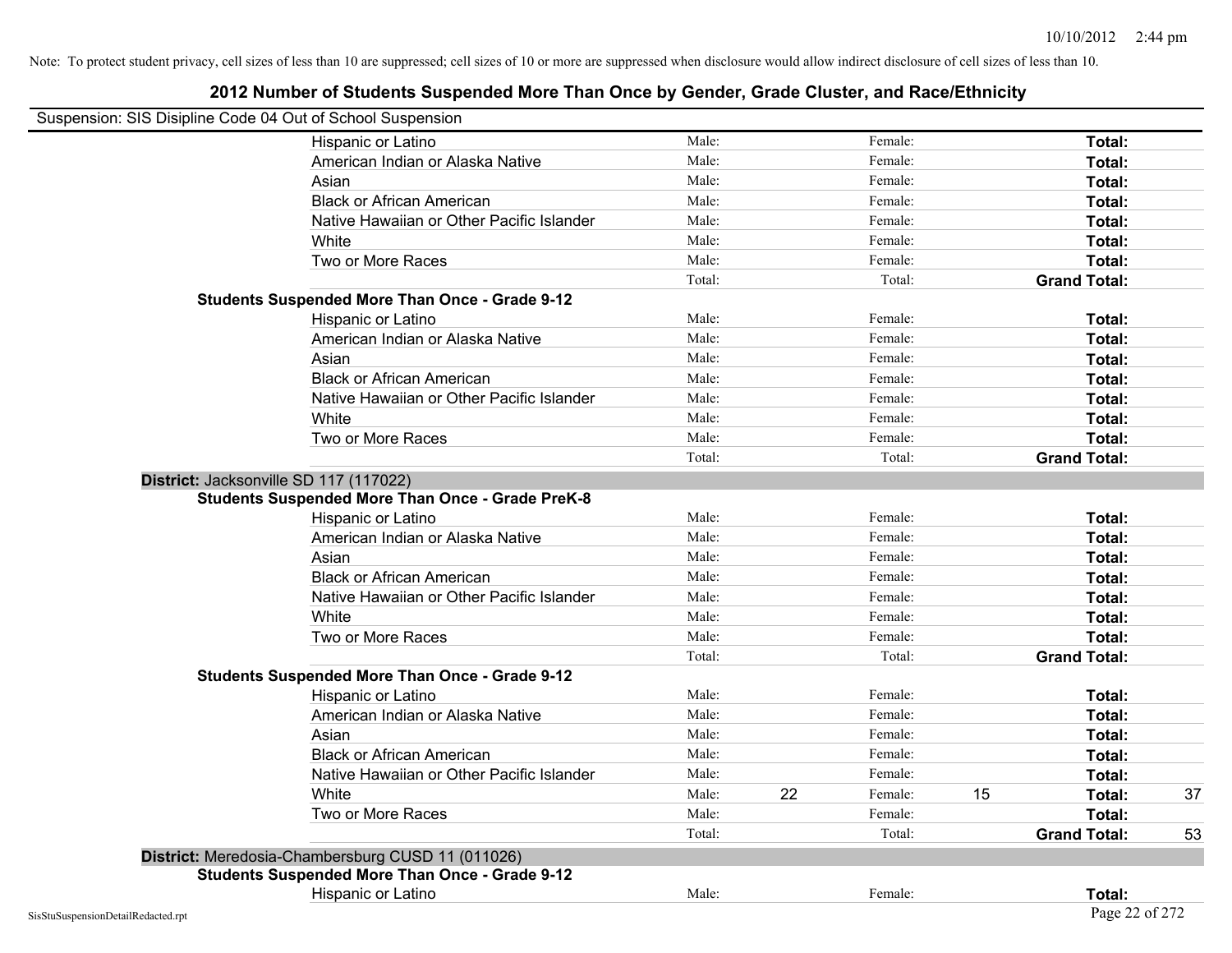Note: To protect student privacy, cell sizes of less than 10 are suppressed; cell sizes of 10 or more are suppressed when disclosure would allow indirect disclosure of cell sizes of less than 10.

# 2012 Number of Students Suspended More Than Once by Gender, Grade Cluster, and Race/Ethnicity

Suspension: SIS Disipline Code 04 Out of School Suspension

| | | | | | | | |
|---|---|---|---|---|---|---|---|
| Hispanic or Latino | Male: | | Female: | | **Total:** | |
| American Indian or Alaska Native | Male: | | Female: | | **Total:** | |
| Asian | Male: | | Female: | | **Total:** | |
| Black or African American | Male: | | Female: | | **Total:** | |
| Native Hawaiian or Other Pacific Islander | Male: | | Female: | | **Total:** | |
| White | Male: | | Female: | | **Total:** | |
| Two or More Races | Male: | | Female: | | **Total:** | |
| | Total: | | Total: | | **Grand Total:** | |

**Students Suspended More Than Once - Grade 9-12**

| | | | | | | |
|---|---|---|---|---|---|---|
| Hispanic or Latino | Male: | | Female: | | **Total:** | |
| American Indian or Alaska Native | Male: | | Female: | | **Total:** | |
| Asian | Male: | | Female: | | **Total:** | |
| Black or African American | Male: | | Female: | | **Total:** | |
| Native Hawaiian or Other Pacific Islander | Male: | | Female: | | **Total:** | |
| White | Male: | | Female: | | **Total:** | |
| Two or More Races | Male: | | Female: | | **Total:** | |
| | Total: | | Total: | | **Grand Total:** | |

## District: Jacksonville SD 117 (117022)

**Students Suspended More Than Once - Grade PreK-8**

| | | | | | | |
|---|---|---|---|---|---|---|
| Hispanic or Latino | Male: | | Female: | | **Total:** | |
| American Indian or Alaska Native | Male: | | Female: | | **Total:** | |
| Asian | Male: | | Female: | | **Total:** | |
| Black or African American | Male: | | Female: | | **Total:** | |
| Native Hawaiian or Other Pacific Islander | Male: | | Female: | | **Total:** | |
| White | Male: | | Female: | | **Total:** | |
| Two or More Races | Male: | | Female: | | **Total:** | |
| | Total: | | Total: | | **Grand Total:** | |

**Students Suspended More Than Once - Grade 9-12**

| | | | | | | |
|---|---|---|---|---|---|---|
| Hispanic or Latino | Male: | | Female: | | **Total:** | |
| American Indian or Alaska Native | Male: | | Female: | | **Total:** | |
| Asian | Male: | | Female: | | **Total:** | |
| Black or African American | Male: | | Female: | | **Total:** | |
| Native Hawaiian or Other Pacific Islander | Male: | | Female: | | **Total:** | |
| White | Male: | 22 | Female: | 15 | **Total:** | 37 |
| Two or More Races | Male: | | Female: | | **Total:** | |
| | Total: | | Total: | | **Grand Total:** | 53 |

## District: Meredosia-Chambersburg CUSD 11 (011026)

**Students Suspended More Than Once - Grade 9-12**

| | | | | | | |
|---|---|---|---|---|---|---|
| Hispanic or Latino | Male: | | Female: | | **Total:** | |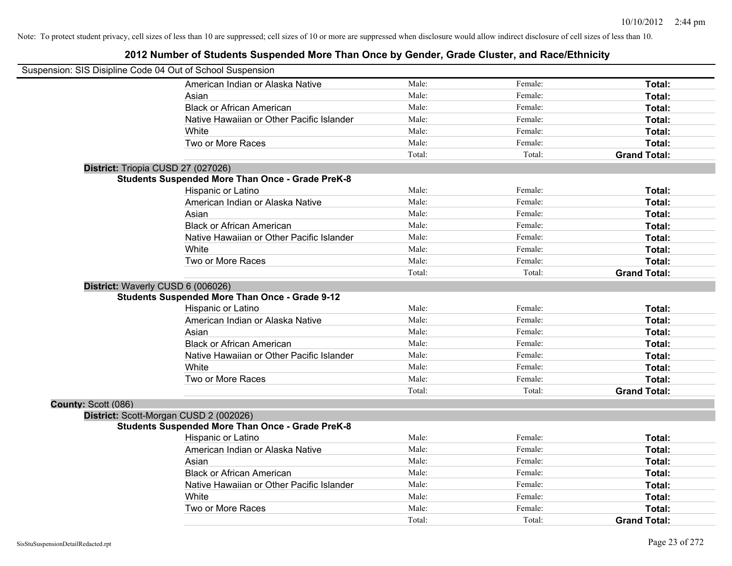Note: To protect student privacy, cell sizes of less than 10 are suppressed; cell sizes of 10 or more are suppressed when disclosure would allow indirect disclosure of cell sizes of less than 10.

# 2012 Number of Students Suspended More Than Once by Gender, Grade Cluster, and Race/Ethnicity

Suspension: SIS Disipline Code 04 Out of School Suspension

| | | | |
|---|---|---|---|
| American Indian or Alaska Native | Male: | Female: | **Total:** |
| Asian | Male: | Female: | **Total:** |
| Black or African American | Male: | Female: | **Total:** |
| Native Hawaiian or Other Pacific Islander | Male: | Female: | **Total:** |
| White | Male: | Female: | **Total:** |
| Two or More Races | Male: | Female: | **Total:** |
| | Total: | Total: | **Grand Total:** |

**District:** Triopia CUSD 27 (027026)

**Students Suspended More Than Once - Grade PreK-8**

| | | | |
|---|---|---|---|
| Hispanic or Latino | Male: | Female: | **Total:** |
| American Indian or Alaska Native | Male: | Female: | **Total:** |
| Asian | Male: | Female: | **Total:** |
| Black or African American | Male: | Female: | **Total:** |
| Native Hawaiian or Other Pacific Islander | Male: | Female: | **Total:** |
| White | Male: | Female: | **Total:** |
| Two or More Races | Male: | Female: | **Total:** |
| | Total: | Total: | **Grand Total:** |

**District:** Waverly CUSD 6 (006026)

**Students Suspended More Than Once - Grade 9-12**

| | | | |
|---|---|---|---|
| Hispanic or Latino | Male: | Female: | **Total:** |
| American Indian or Alaska Native | Male: | Female: | **Total:** |
| Asian | Male: | Female: | **Total:** |
| Black or African American | Male: | Female: | **Total:** |
| Native Hawaiian or Other Pacific Islander | Male: | Female: | **Total:** |
| White | Male: | Female: | **Total:** |
| Two or More Races | Male: | Female: | **Total:** |
| | Total: | Total: | **Grand Total:** |

**County:** Scott (086)

**District:** Scott-Morgan CUSD 2 (002026)

**Students Suspended More Than Once - Grade PreK-8**

| | | | |
|---|---|---|---|
| Hispanic or Latino | Male: | Female: | **Total:** |
| American Indian or Alaska Native | Male: | Female: | **Total:** |
| Asian | Male: | Female: | **Total:** |
| Black or African American | Male: | Female: | **Total:** |
| Native Hawaiian or Other Pacific Islander | Male: | Female: | **Total:** |
| White | Male: | Female: | **Total:** |
| Two or More Races | Male: | Female: | **Total:** |
| | Total: | Total: | **Grand Total:** |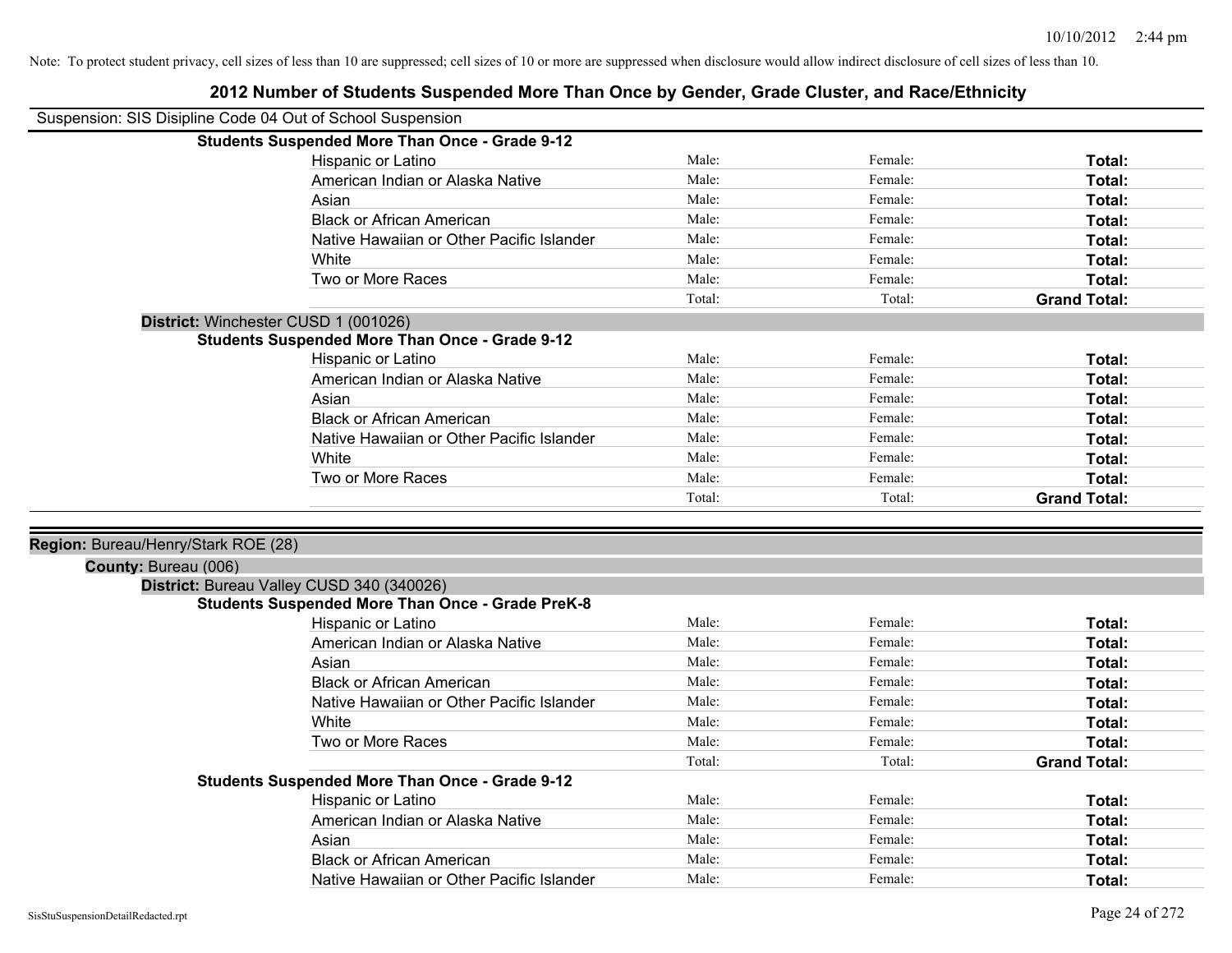Note: To protect student privacy, cell sizes of less than 10 are suppressed; cell sizes of 10 or more are suppressed when disclosure would allow indirect disclosure of cell sizes of less than 10.

# 2012 Number of Students Suspended More Than Once by Gender, Grade Cluster, and Race/Ethnicity

Suspension: SIS Disipline Code 04 Out of School Suspension

**Students Suspended More Than Once - Grade 9-12**

| | | | |
|---|---|---|---|
| Hispanic or Latino | Male: | Female: | **Total:** |
| American Indian or Alaska Native | Male: | Female: | **Total:** |
| Asian | Male: | Female: | **Total:** |
| Black or African American | Male: | Female: | **Total:** |
| Native Hawaiian or Other Pacific Islander | Male: | Female: | **Total:** |
| White | Male: | Female: | **Total:** |
| Two or More Races | Male: | Female: | **Total:** |
| | Total: | Total: | **Grand Total:** |

**District:** Winchester CUSD 1 (001026)

**Students Suspended More Than Once - Grade 9-12**

| | | | |
|---|---|---|---|
| Hispanic or Latino | Male: | Female: | **Total:** |
| American Indian or Alaska Native | Male: | Female: | **Total:** |
| Asian | Male: | Female: | **Total:** |
| Black or African American | Male: | Female: | **Total:** |
| Native Hawaiian or Other Pacific Islander | Male: | Female: | **Total:** |
| White | Male: | Female: | **Total:** |
| Two or More Races | Male: | Female: | **Total:** |
| | Total: | Total: | **Grand Total:** |

**Region:** Bureau/Henry/Stark ROE (28)

**County:** Bureau (006)

**District:** Bureau Valley CUSD 340 (340026)

**Students Suspended More Than Once - Grade PreK-8**

| | | | |
|---|---|---|---|
| Hispanic or Latino | Male: | Female: | **Total:** |
| American Indian or Alaska Native | Male: | Female: | **Total:** |
| Asian | Male: | Female: | **Total:** |
| Black or African American | Male: | Female: | **Total:** |
| Native Hawaiian or Other Pacific Islander | Male: | Female: | **Total:** |
| White | Male: | Female: | **Total:** |
| Two or More Races | Male: | Female: | **Total:** |
| | Total: | Total: | **Grand Total:** |

**Students Suspended More Than Once - Grade 9-12**

| | | | |
|---|---|---|---|
| Hispanic or Latino | Male: | Female: | **Total:** |
| American Indian or Alaska Native | Male: | Female: | **Total:** |
| Asian | Male: | Female: | **Total:** |
| Black or African American | Male: | Female: | **Total:** |
| Native Hawaiian or Other Pacific Islander | Male: | Female: | **Total:** |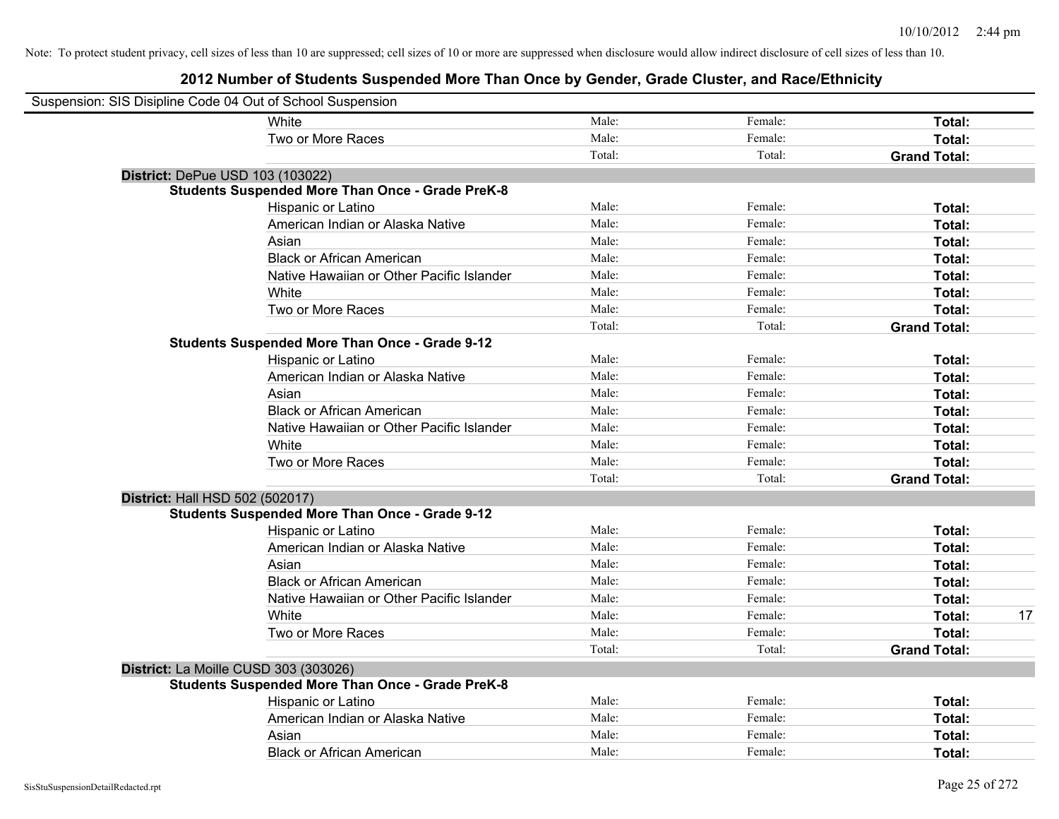Note: To protect student privacy, cell sizes of less than 10 are suppressed; cell sizes of 10 or more are suppressed when disclosure would allow indirect disclosure of cell sizes of less than 10.

## 2012 Number of Students Suspended More Than Once by Gender, Grade Cluster, and Race/Ethnicity

Suspension: SIS Disipline Code 04 Out of School Suspension

| | | | | |
|---|---|---|---|---|
| White | Male: | Female: | **Total:** | |
| Two or More Races | Male: | Female: | **Total:** | |
| | Total: | Total: | **Grand Total:** | |

**District:** DePue USD 103 (103022)

**Students Suspended More Than Once - Grade PreK-8**

| | | | | |
|---|---|---|---|---|
| Hispanic or Latino | Male: | Female: | **Total:** | |
| American Indian or Alaska Native | Male: | Female: | **Total:** | |
| Asian | Male: | Female: | **Total:** | |
| Black or African American | Male: | Female: | **Total:** | |
| Native Hawaiian or Other Pacific Islander | Male: | Female: | **Total:** | |
| White | Male: | Female: | **Total:** | |
| Two or More Races | Male: | Female: | **Total:** | |
| | Total: | Total: | **Grand Total:** | |

**Students Suspended More Than Once - Grade 9-12**

| | | | | |
|---|---|---|---|---|
| Hispanic or Latino | Male: | Female: | **Total:** | |
| American Indian or Alaska Native | Male: | Female: | **Total:** | |
| Asian | Male: | Female: | **Total:** | |
| Black or African American | Male: | Female: | **Total:** | |
| Native Hawaiian or Other Pacific Islander | Male: | Female: | **Total:** | |
| White | Male: | Female: | **Total:** | |
| Two or More Races | Male: | Female: | **Total:** | |
| | Total: | Total: | **Grand Total:** | |

**District:** Hall HSD 502 (502017)

**Students Suspended More Than Once - Grade 9-12**

| | | | | |
|---|---|---|---|---|
| Hispanic or Latino | Male: | Female: | **Total:** | |
| American Indian or Alaska Native | Male: | Female: | **Total:** | |
| Asian | Male: | Female: | **Total:** | |
| Black or African American | Male: | Female: | **Total:** | |
| Native Hawaiian or Other Pacific Islander | Male: | Female: | **Total:** | |
| White | Male: | Female: | **Total:** | 17 |
| Two or More Races | Male: | Female: | **Total:** | |
| | Total: | Total: | **Grand Total:** | |

**District:** La Moille CUSD 303 (303026)

**Students Suspended More Than Once - Grade PreK-8**

| | | | | |
|---|---|---|---|---|
| Hispanic or Latino | Male: | Female: | **Total:** | |
| American Indian or Alaska Native | Male: | Female: | **Total:** | |
| Asian | Male: | Female: | **Total:** | |
| Black or African American | Male: | Female: | **Total:** | |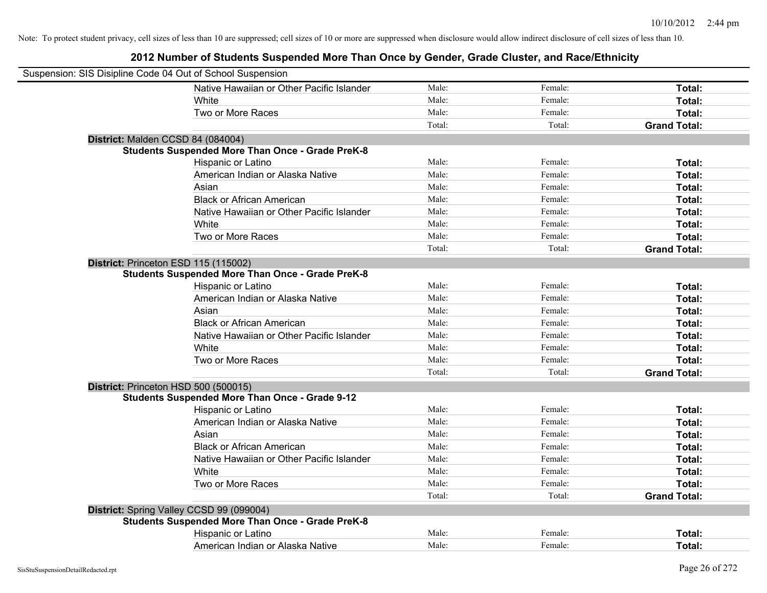Note: To protect student privacy, cell sizes of less than 10 are suppressed; cell sizes of 10 or more are suppressed when disclosure would allow indirect disclosure of cell sizes of less than 10.

## 2012 Number of Students Suspended More Than Once by Gender, Grade Cluster, and Race/Ethnicity

Suspension: SIS Disipline Code 04 Out of School Suspension

| | | | |
|---|---|---|---|
| Native Hawaiian or Other Pacific Islander | Male: | Female: | **Total:** |
| White | Male: | Female: | **Total:** |
| Two or More Races | Male: | Female: | **Total:** |
| | Total: | Total: | **Grand Total:** |

**District:** Malden CCSD 84 (084004)

**Students Suspended More Than Once - Grade PreK-8**

| | | | |
|---|---|---|---|
| Hispanic or Latino | Male: | Female: | **Total:** |
| American Indian or Alaska Native | Male: | Female: | **Total:** |
| Asian | Male: | Female: | **Total:** |
| Black or African American | Male: | Female: | **Total:** |
| Native Hawaiian or Other Pacific Islander | Male: | Female: | **Total:** |
| White | Male: | Female: | **Total:** |
| Two or More Races | Male: | Female: | **Total:** |
| | Total: | Total: | **Grand Total:** |

**District:** Princeton ESD 115 (115002)

**Students Suspended More Than Once - Grade PreK-8**

| | | | |
|---|---|---|---|
| Hispanic or Latino | Male: | Female: | **Total:** |
| American Indian or Alaska Native | Male: | Female: | **Total:** |
| Asian | Male: | Female: | **Total:** |
| Black or African American | Male: | Female: | **Total:** |
| Native Hawaiian or Other Pacific Islander | Male: | Female: | **Total:** |
| White | Male: | Female: | **Total:** |
| Two or More Races | Male: | Female: | **Total:** |
| | Total: | Total: | **Grand Total:** |

**District:** Princeton HSD 500 (500015)

**Students Suspended More Than Once - Grade 9-12**

| | | | |
|---|---|---|---|
| Hispanic or Latino | Male: | Female: | **Total:** |
| American Indian or Alaska Native | Male: | Female: | **Total:** |
| Asian | Male: | Female: | **Total:** |
| Black or African American | Male: | Female: | **Total:** |
| Native Hawaiian or Other Pacific Islander | Male: | Female: | **Total:** |
| White | Male: | Female: | **Total:** |
| Two or More Races | Male: | Female: | **Total:** |
| | Total: | Total: | **Grand Total:** |

**District:** Spring Valley CCSD 99 (099004)

**Students Suspended More Than Once - Grade PreK-8**

| | | | |
|---|---|---|---|
| Hispanic or Latino | Male: | Female: | **Total:** |
| American Indian or Alaska Native | Male: | Female: | **Total:** |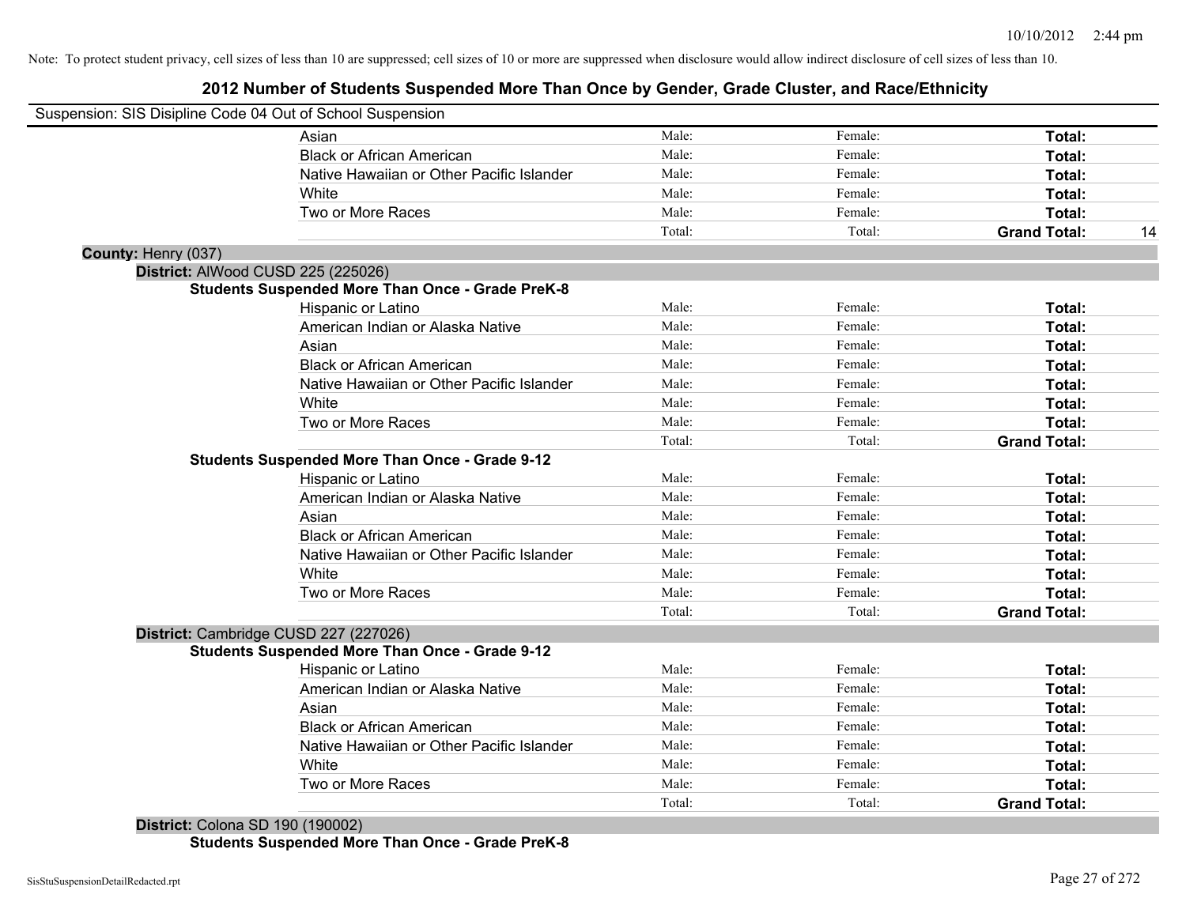Note: To protect student privacy, cell sizes of less than 10 are suppressed; cell sizes of 10 or more are suppressed when disclosure would allow indirect disclosure of cell sizes of less than 10.

## 2012 Number of Students Suspended More Than Once by Gender, Grade Cluster, and Race/Ethnicity

Suspension: SIS Disipline Code 04 Out of School Suspension

| | Male | Female | Total |
|---|---|---|---|
| Asian | Male: | Female: | **Total:** |
| Black or African American | Male: | Female: | **Total:** |
| Native Hawaiian or Other Pacific Islander | Male: | Female: | **Total:** |
| White | Male: | Female: | **Total:** |
| Two or More Races | Male: | Female: | **Total:** |
| | Total: | Total: | **Grand Total:** 14 |

**County:** Henry (037)

**District:** AlWood CUSD 225 (225026)

**Students Suspended More Than Once - Grade PreK-8**

| | Male | Female | Total |
|---|---|---|---|
| Hispanic or Latino | Male: | Female: | **Total:** |
| American Indian or Alaska Native | Male: | Female: | **Total:** |
| Asian | Male: | Female: | **Total:** |
| Black or African American | Male: | Female: | **Total:** |
| Native Hawaiian or Other Pacific Islander | Male: | Female: | **Total:** |
| White | Male: | Female: | **Total:** |
| Two or More Races | Male: | Female: | **Total:** |
| | Total: | Total: | **Grand Total:** |

**Students Suspended More Than Once - Grade 9-12**

| | Male | Female | Total |
|---|---|---|---|
| Hispanic or Latino | Male: | Female: | **Total:** |
| American Indian or Alaska Native | Male: | Female: | **Total:** |
| Asian | Male: | Female: | **Total:** |
| Black or African American | Male: | Female: | **Total:** |
| Native Hawaiian or Other Pacific Islander | Male: | Female: | **Total:** |
| White | Male: | Female: | **Total:** |
| Two or More Races | Male: | Female: | **Total:** |
| | Total: | Total: | **Grand Total:** |

**District:** Cambridge CUSD 227 (227026)

**Students Suspended More Than Once - Grade 9-12**

| | Male | Female | Total |
|---|---|---|---|
| Hispanic or Latino | Male: | Female: | **Total:** |
| American Indian or Alaska Native | Male: | Female: | **Total:** |
| Asian | Male: | Female: | **Total:** |
| Black or African American | Male: | Female: | **Total:** |
| Native Hawaiian or Other Pacific Islander | Male: | Female: | **Total:** |
| White | Male: | Female: | **Total:** |
| Two or More Races | Male: | Female: | **Total:** |
| | Total: | Total: | **Grand Total:** |

**District:** Colona SD 190 (190002)

**Students Suspended More Than Once - Grade PreK-8**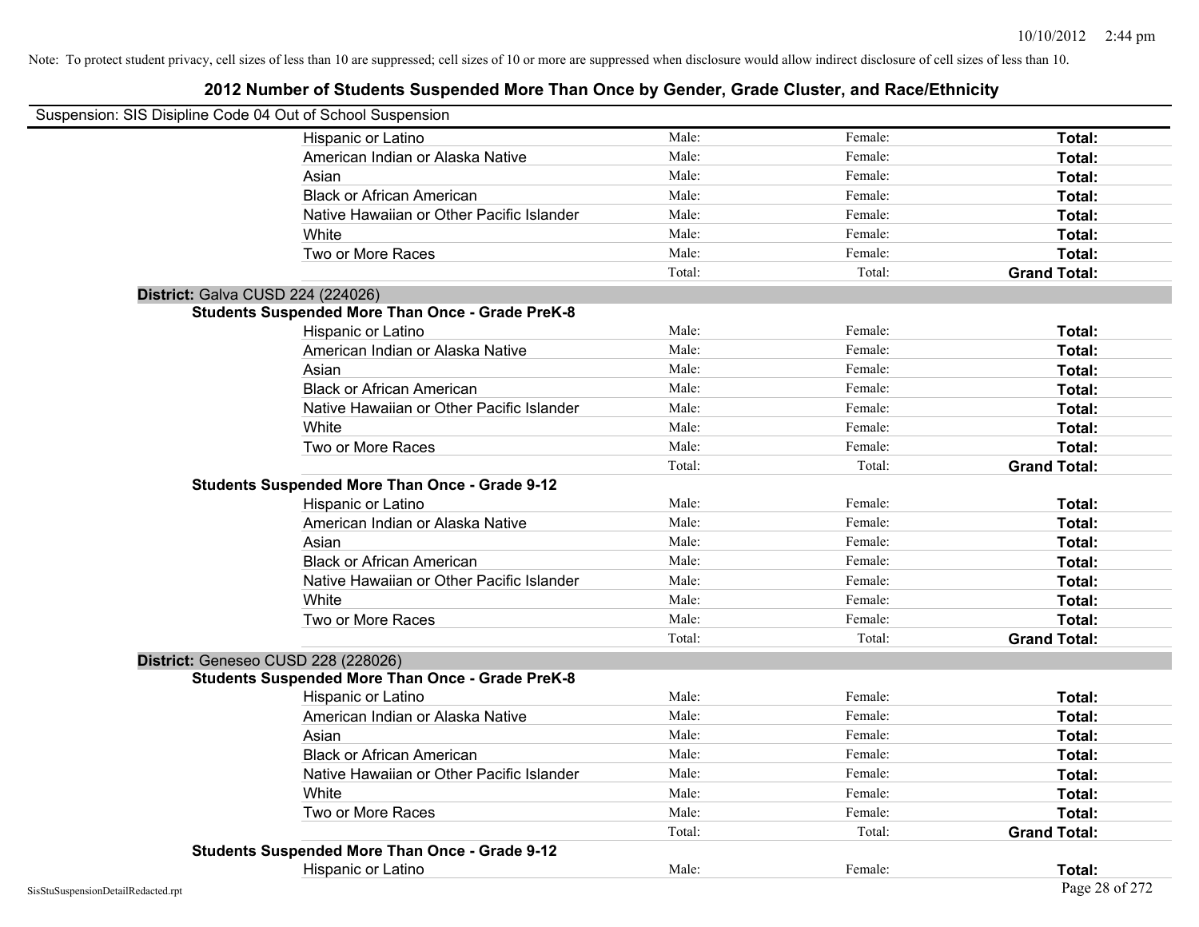Note: To protect student privacy, cell sizes of less than 10 are suppressed; cell sizes of 10 or more are suppressed when disclosure would allow indirect disclosure of cell sizes of less than 10.

# 2012 Number of Students Suspended More Than Once by Gender, Grade Cluster, and Race/Ethnicity

Suspension: SIS Disipline Code 04 Out of School Suspension

| | Male | Female | Total |
|---|---|---|---|
| Hispanic or Latino | Male: | Female: | **Total:** |
| American Indian or Alaska Native | Male: | Female: | **Total:** |
| Asian | Male: | Female: | **Total:** |
| Black or African American | Male: | Female: | **Total:** |
| Native Hawaiian or Other Pacific Islander | Male: | Female: | **Total:** |
| White | Male: | Female: | **Total:** |
| Two or More Races | Male: | Female: | **Total:** |
| | Total: | Total: | **Grand Total:** |

**District:** Galva CUSD 224 (224026)

**Students Suspended More Than Once - Grade PreK-8**

| | Male | Female | Total |
|---|---|---|---|
| Hispanic or Latino | Male: | Female: | **Total:** |
| American Indian or Alaska Native | Male: | Female: | **Total:** |
| Asian | Male: | Female: | **Total:** |
| Black or African American | Male: | Female: | **Total:** |
| Native Hawaiian or Other Pacific Islander | Male: | Female: | **Total:** |
| White | Male: | Female: | **Total:** |
| Two or More Races | Male: | Female: | **Total:** |
| | Total: | Total: | **Grand Total:** |

**Students Suspended More Than Once - Grade 9-12**

| | Male | Female | Total |
|---|---|---|---|
| Hispanic or Latino | Male: | Female: | **Total:** |
| American Indian or Alaska Native | Male: | Female: | **Total:** |
| Asian | Male: | Female: | **Total:** |
| Black or African American | Male: | Female: | **Total:** |
| Native Hawaiian or Other Pacific Islander | Male: | Female: | **Total:** |
| White | Male: | Female: | **Total:** |
| Two or More Races | Male: | Female: | **Total:** |
| | Total: | Total: | **Grand Total:** |

**District:** Geneseo CUSD 228 (228026)

**Students Suspended More Than Once - Grade PreK-8**

| | Male | Female | Total |
|---|---|---|---|
| Hispanic or Latino | Male: | Female: | **Total:** |
| American Indian or Alaska Native | Male: | Female: | **Total:** |
| Asian | Male: | Female: | **Total:** |
| Black or African American | Male: | Female: | **Total:** |
| Native Hawaiian or Other Pacific Islander | Male: | Female: | **Total:** |
| White | Male: | Female: | **Total:** |
| Two or More Races | Male: | Female: | **Total:** |
| | Total: | Total: | **Grand Total:** |

**Students Suspended More Than Once - Grade 9-12**

| | Male | Female | Total |
|---|---|---|---|
| Hispanic or Latino | Male: | Female: | **Total:** |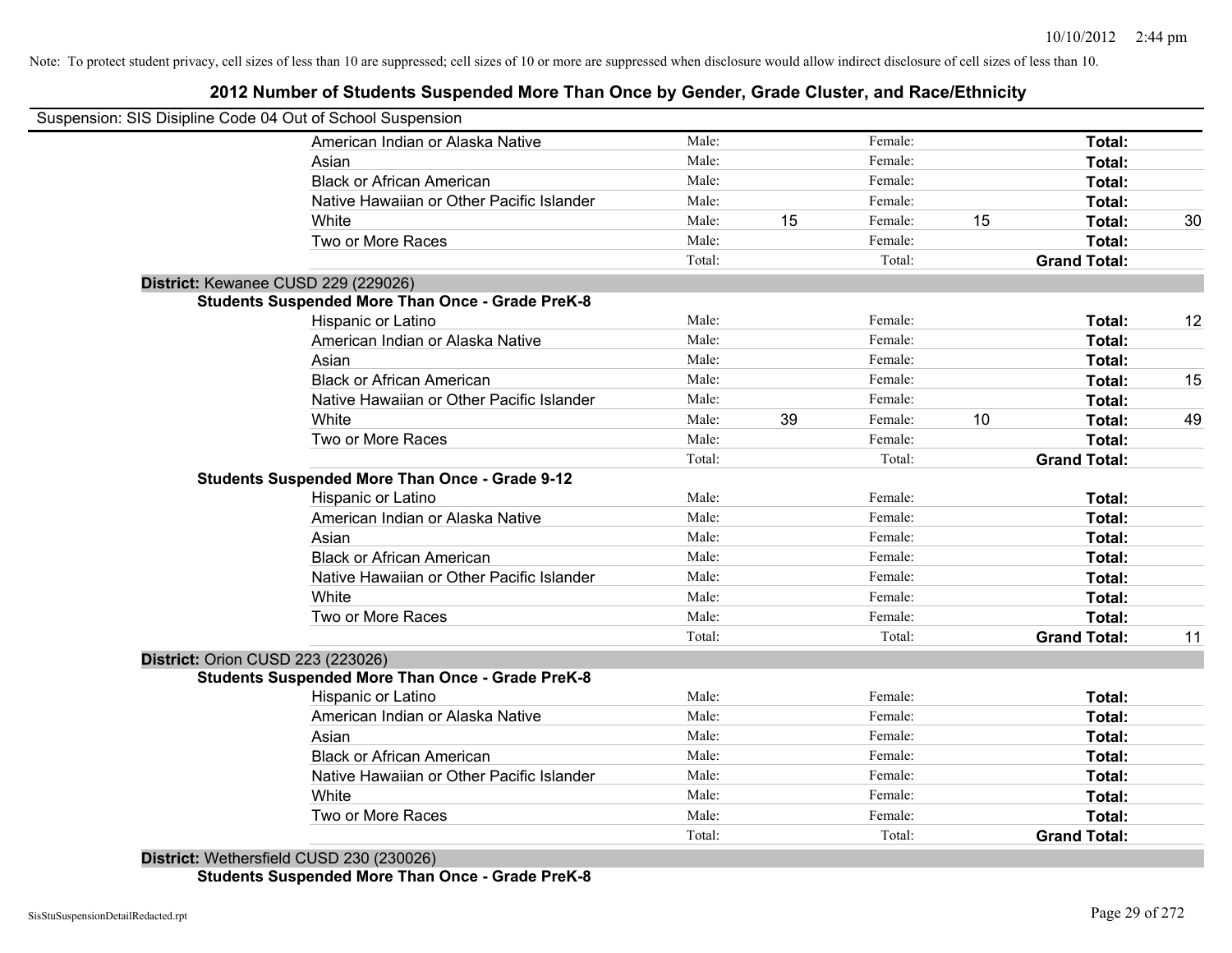Note: To protect student privacy, cell sizes of less than 10 are suppressed; cell sizes of 10 or more are suppressed when disclosure would allow indirect disclosure of cell sizes of less than 10.

# 2012 Number of Students Suspended More Than Once by Gender, Grade Cluster, and Race/Ethnicity

Suspension: SIS Disipline Code 04 Out of School Suspension

| | | | | | | |
|---|---|---|---|---|---|---|
| American Indian or Alaska Native | Male: | | Female: | | **Total:** | |
| Asian | Male: | | Female: | | **Total:** | |
| Black or African American | Male: | | Female: | | **Total:** | |
| Native Hawaiian or Other Pacific Islander | Male: | | Female: | | **Total:** | |
| White | Male: | 15 | Female: | 15 | **Total:** | 30 |
| Two or More Races | Male: | | Female: | | **Total:** | |
| | Total: | | Total: | | **Grand Total:** | |

**District:** Kewanee CUSD 229 (229026)

**Students Suspended More Than Once - Grade PreK-8**

| | | | | | | |
|---|---|---|---|---|---|---|
| Hispanic or Latino | Male: | | Female: | | **Total:** | 12 |
| American Indian or Alaska Native | Male: | | Female: | | **Total:** | |
| Asian | Male: | | Female: | | **Total:** | |
| Black or African American | Male: | | Female: | | **Total:** | 15 |
| Native Hawaiian or Other Pacific Islander | Male: | | Female: | | **Total:** | |
| White | Male: | 39 | Female: | 10 | **Total:** | 49 |
| Two or More Races | Male: | | Female: | | **Total:** | |
| | Total: | | Total: | | **Grand Total:** | |

**Students Suspended More Than Once - Grade 9-12**

| | | | | | | |
|---|---|---|---|---|---|---|
| Hispanic or Latino | Male: | | Female: | | **Total:** | |
| American Indian or Alaska Native | Male: | | Female: | | **Total:** | |
| Asian | Male: | | Female: | | **Total:** | |
| Black or African American | Male: | | Female: | | **Total:** | |
| Native Hawaiian or Other Pacific Islander | Male: | | Female: | | **Total:** | |
| White | Male: | | Female: | | **Total:** | |
| Two or More Races | Male: | | Female: | | **Total:** | |
| | Total: | | Total: | | **Grand Total:** | 11 |

**District:** Orion CUSD 223 (223026)

**Students Suspended More Than Once - Grade PreK-8**

| | | | | | | |
|---|---|---|---|---|---|---|
| Hispanic or Latino | Male: | | Female: | | **Total:** | |
| American Indian or Alaska Native | Male: | | Female: | | **Total:** | |
| Asian | Male: | | Female: | | **Total:** | |
| Black or African American | Male: | | Female: | | **Total:** | |
| Native Hawaiian or Other Pacific Islander | Male: | | Female: | | **Total:** | |
| White | Male: | | Female: | | **Total:** | |
| Two or More Races | Male: | | Female: | | **Total:** | |
| | Total: | | Total: | | **Grand Total:** | |

**District:** Wethersfield CUSD 230 (230026)

**Students Suspended More Than Once - Grade PreK-8**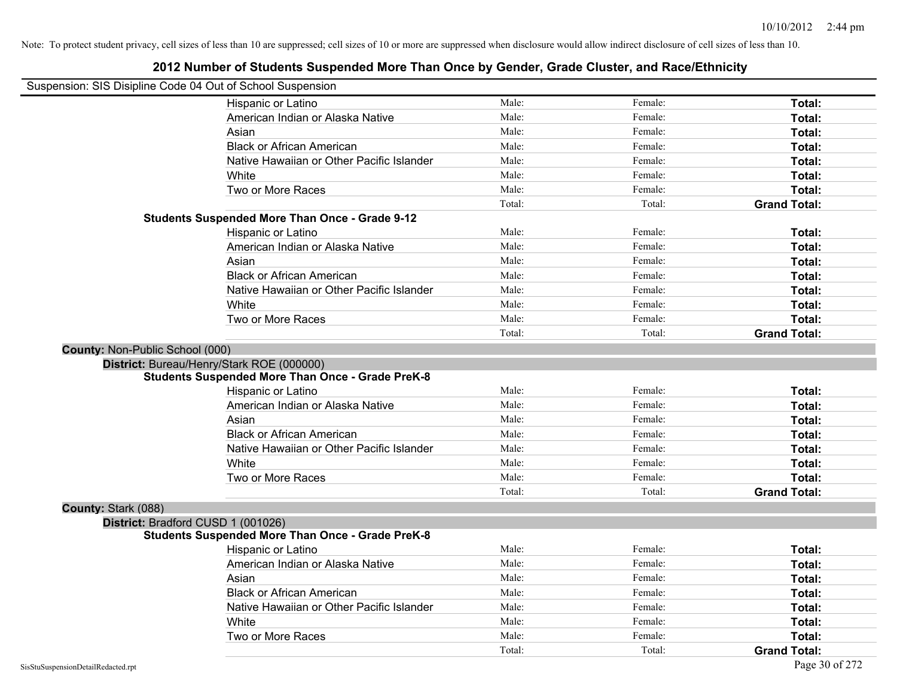Note: To protect student privacy, cell sizes of less than 10 are suppressed; cell sizes of 10 or more are suppressed when disclosure would allow indirect disclosure of cell sizes of less than 10.

# 2012 Number of Students Suspended More Than Once by Gender, Grade Cluster, and Race/Ethnicity

Suspension: SIS Disipline Code 04 Out of School Suspension

| | | | |
|---|---|---|---|
| Hispanic or Latino | Male: | Female: | **Total:** |
| American Indian or Alaska Native | Male: | Female: | **Total:** |
| Asian | Male: | Female: | **Total:** |
| Black or African American | Male: | Female: | **Total:** |
| Native Hawaiian or Other Pacific Islander | Male: | Female: | **Total:** |
| White | Male: | Female: | **Total:** |
| Two or More Races | Male: | Female: | **Total:** |
| | Total: | Total: | **Grand Total:** |

**Students Suspended More Than Once - Grade 9-12**

| | | | |
|---|---|---|---|
| Hispanic or Latino | Male: | Female: | **Total:** |
| American Indian or Alaska Native | Male: | Female: | **Total:** |
| Asian | Male: | Female: | **Total:** |
| Black or African American | Male: | Female: | **Total:** |
| Native Hawaiian or Other Pacific Islander | Male: | Female: | **Total:** |
| White | Male: | Female: | **Total:** |
| Two or More Races | Male: | Female: | **Total:** |
| | Total: | Total: | **Grand Total:** |

**County:** Non-Public School (000)

**District:** Bureau/Henry/Stark ROE (000000)

**Students Suspended More Than Once - Grade PreK-8**

| | | | |
|---|---|---|---|
| Hispanic or Latino | Male: | Female: | **Total:** |
| American Indian or Alaska Native | Male: | Female: | **Total:** |
| Asian | Male: | Female: | **Total:** |
| Black or African American | Male: | Female: | **Total:** |
| Native Hawaiian or Other Pacific Islander | Male: | Female: | **Total:** |
| White | Male: | Female: | **Total:** |
| Two or More Races | Male: | Female: | **Total:** |
| | Total: | Total: | **Grand Total:** |

**County:** Stark (088)

**District:** Bradford CUSD 1 (001026)

**Students Suspended More Than Once - Grade PreK-8**

| | | | |
|---|---|---|---|
| Hispanic or Latino | Male: | Female: | **Total:** |
| American Indian or Alaska Native | Male: | Female: | **Total:** |
| Asian | Male: | Female: | **Total:** |
| Black or African American | Male: | Female: | **Total:** |
| Native Hawaiian or Other Pacific Islander | Male: | Female: | **Total:** |
| White | Male: | Female: | **Total:** |
| Two or More Races | Male: | Female: | **Total:** |
| | Total: | Total: | **Grand Total:** |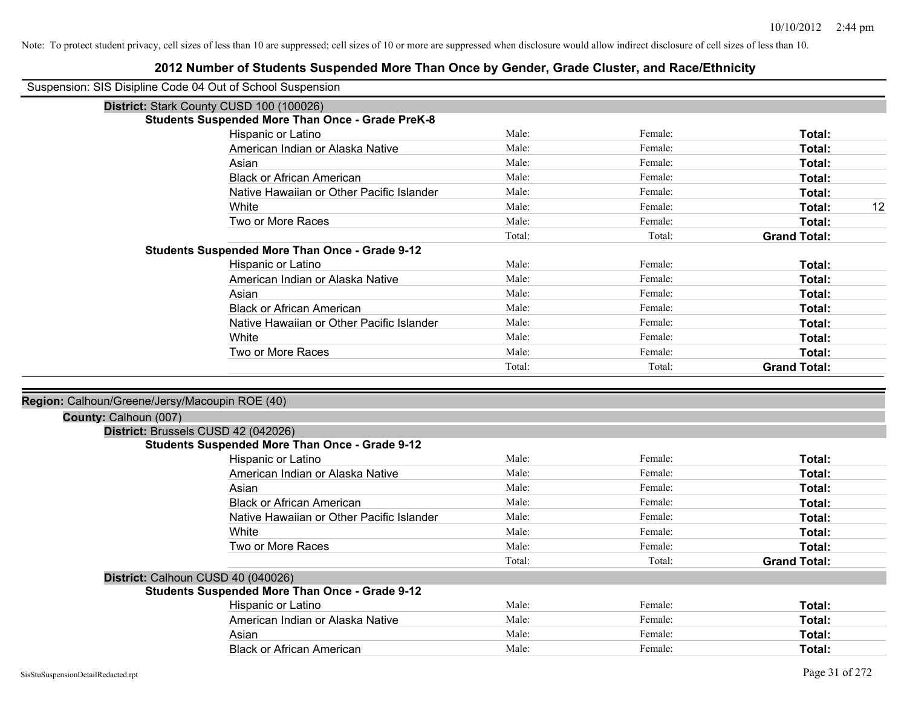Note: To protect student privacy, cell sizes of less than 10 are suppressed; cell sizes of 10 or more are suppressed when disclosure would allow indirect disclosure of cell sizes of less than 10.

# 2012 Number of Students Suspended More Than Once by Gender, Grade Cluster, and Race/Ethnicity

Suspension: SIS Disipline Code 04 Out of School Suspension

**District:** Stark County CUSD 100 (100026)

**Students Suspended More Than Once - Grade PreK-8**

| | | | | |
|---|---|---|---|---|
| Hispanic or Latino | Male: | Female: | **Total:** | |
| American Indian or Alaska Native | Male: | Female: | **Total:** | |
| Asian | Male: | Female: | **Total:** | |
| Black or African American | Male: | Female: | **Total:** | |
| Native Hawaiian or Other Pacific Islander | Male: | Female: | **Total:** | |
| White | Male: | Female: | **Total:** | 12 |
| Two or More Races | Male: | Female: | **Total:** | |
| | Total: | Total: | **Grand Total:** | |

**Students Suspended More Than Once - Grade 9-12**

| | | | | |
|---|---|---|---|---|
| Hispanic or Latino | Male: | Female: | **Total:** | |
| American Indian or Alaska Native | Male: | Female: | **Total:** | |
| Asian | Male: | Female: | **Total:** | |
| Black or African American | Male: | Female: | **Total:** | |
| Native Hawaiian or Other Pacific Islander | Male: | Female: | **Total:** | |
| White | Male: | Female: | **Total:** | |
| Two or More Races | Male: | Female: | **Total:** | |
| | Total: | Total: | **Grand Total:** | |

**Region:** Calhoun/Greene/Jersy/Macoupin ROE (40)

**County:** Calhoun (007)

**District:** Brussels CUSD 42 (042026)

**Students Suspended More Than Once - Grade 9-12**

| | | | | |
|---|---|---|---|---|
| Hispanic or Latino | Male: | Female: | **Total:** | |
| American Indian or Alaska Native | Male: | Female: | **Total:** | |
| Asian | Male: | Female: | **Total:** | |
| Black or African American | Male: | Female: | **Total:** | |
| Native Hawaiian or Other Pacific Islander | Male: | Female: | **Total:** | |
| White | Male: | Female: | **Total:** | |
| Two or More Races | Male: | Female: | **Total:** | |
| | Total: | Total: | **Grand Total:** | |

**District:** Calhoun CUSD 40 (040026)

**Students Suspended More Than Once - Grade 9-12**

| | | | | |
|---|---|---|---|---|
| Hispanic or Latino | Male: | Female: | **Total:** | |
| American Indian or Alaska Native | Male: | Female: | **Total:** | |
| Asian | Male: | Female: | **Total:** | |
| Black or African American | Male: | Female: | **Total:** | |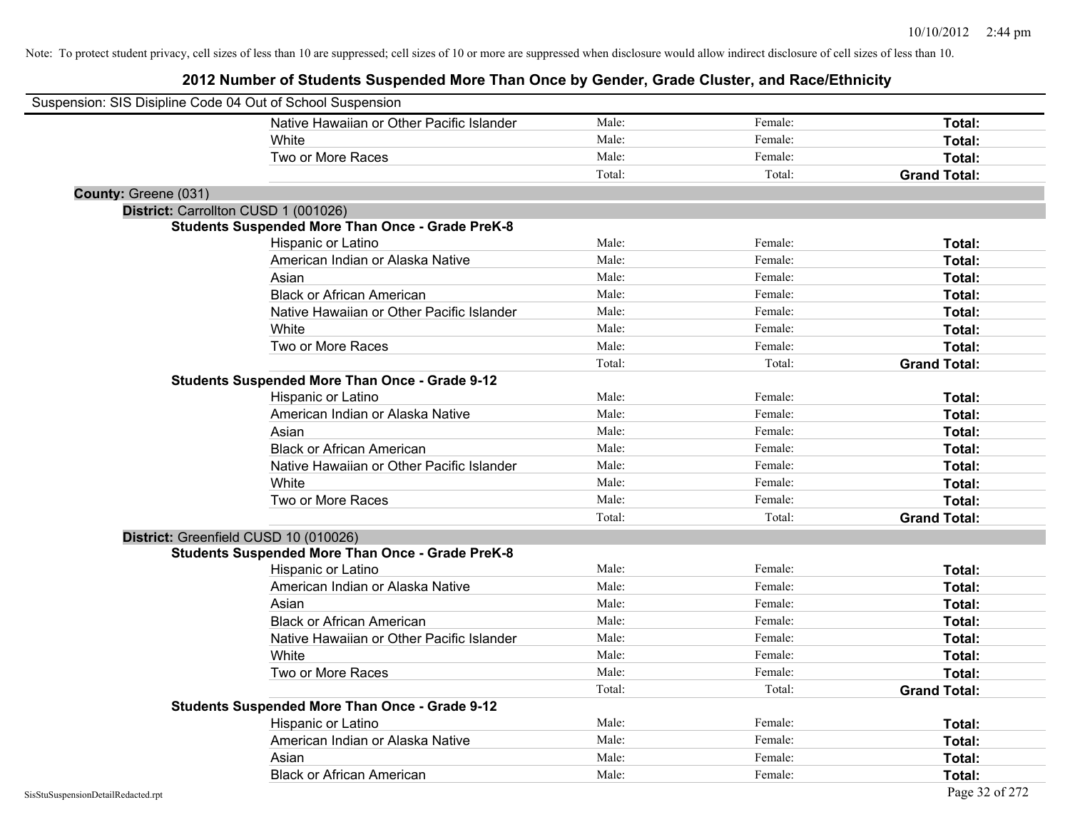Note: To protect student privacy, cell sizes of less than 10 are suppressed; cell sizes of 10 or more are suppressed when disclosure would allow indirect disclosure of cell sizes of less than 10.

# 2012 Number of Students Suspended More Than Once by Gender, Grade Cluster, and Race/Ethnicity

Suspension: SIS Disipline Code 04 Out of School Suspension

| | | | |
|---|---|---|---|
| Native Hawaiian or Other Pacific Islander | Male: | Female: | **Total:** |
| White | Male: | Female: | **Total:** |
| Two or More Races | Male: | Female: | **Total:** |
| | Total: | Total: | **Grand Total:** |

**County:** Greene (031)

**District:** Carrollton CUSD 1 (001026)

**Students Suspended More Than Once - Grade PreK-8**

| | | | |
|---|---|---|---|
| Hispanic or Latino | Male: | Female: | **Total:** |
| American Indian or Alaska Native | Male: | Female: | **Total:** |
| Asian | Male: | Female: | **Total:** |
| Black or African American | Male: | Female: | **Total:** |
| Native Hawaiian or Other Pacific Islander | Male: | Female: | **Total:** |
| White | Male: | Female: | **Total:** |
| Two or More Races | Male: | Female: | **Total:** |
| | Total: | Total: | **Grand Total:** |

**Students Suspended More Than Once - Grade 9-12**

| | | | |
|---|---|---|---|
| Hispanic or Latino | Male: | Female: | **Total:** |
| American Indian or Alaska Native | Male: | Female: | **Total:** |
| Asian | Male: | Female: | **Total:** |
| Black or African American | Male: | Female: | **Total:** |
| Native Hawaiian or Other Pacific Islander | Male: | Female: | **Total:** |
| White | Male: | Female: | **Total:** |
| Two or More Races | Male: | Female: | **Total:** |
| | Total: | Total: | **Grand Total:** |

**District:** Greenfield CUSD 10 (010026)

**Students Suspended More Than Once - Grade PreK-8**

| | | | |
|---|---|---|---|
| Hispanic or Latino | Male: | Female: | **Total:** |
| American Indian or Alaska Native | Male: | Female: | **Total:** |
| Asian | Male: | Female: | **Total:** |
| Black or African American | Male: | Female: | **Total:** |
| Native Hawaiian or Other Pacific Islander | Male: | Female: | **Total:** |
| White | Male: | Female: | **Total:** |
| Two or More Races | Male: | Female: | **Total:** |
| | Total: | Total: | **Grand Total:** |

**Students Suspended More Than Once - Grade 9-12**

| | | | |
|---|---|---|---|
| Hispanic or Latino | Male: | Female: | **Total:** |
| American Indian or Alaska Native | Male: | Female: | **Total:** |
| Asian | Male: | Female: | **Total:** |
| Black or African American | Male: | Female: | **Total:** |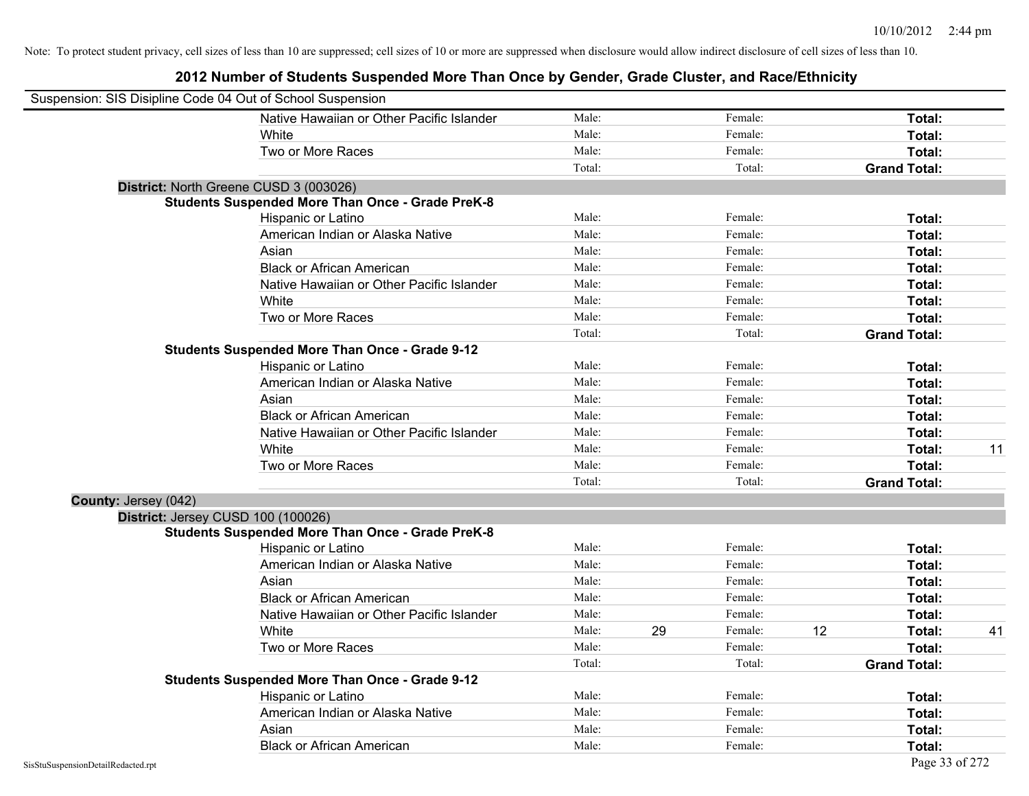10/10/2012 2:44 pm

Note: To protect student privacy, cell sizes of less than 10 are suppressed; cell sizes of 10 or more are suppressed when disclosure would allow indirect disclosure of cell sizes of less than 10.

# 2012 Number of Students Suspended More Than Once by Gender, Grade Cluster, and Race/Ethnicity

Suspension: SIS Disipline Code 04 Out of School Suspension

| | Male: | | Female: | | | |
|---|---|---|---|---|---|---|
| Native Hawaiian or Other Pacific Islander | Male: | | Female: | | **Total:** | |
| White | Male: | | Female: | | **Total:** | |
| Two or More Races | Male: | | Female: | | **Total:** | |
| | Total: | | Total: | | **Grand Total:** | |

**District:** North Greene CUSD 3 (003026)

**Students Suspended More Than Once - Grade PreK-8**

| | | | | | | |
|---|---|---|---|---|---|---|
| Hispanic or Latino | Male: | | Female: | | **Total:** | |
| American Indian or Alaska Native | Male: | | Female: | | **Total:** | |
| Asian | Male: | | Female: | | **Total:** | |
| Black or African American | Male: | | Female: | | **Total:** | |
| Native Hawaiian or Other Pacific Islander | Male: | | Female: | | **Total:** | |
| White | Male: | | Female: | | **Total:** | |
| Two or More Races | Male: | | Female: | | **Total:** | |
| | Total: | | Total: | | **Grand Total:** | |

**Students Suspended More Than Once - Grade 9-12**

| | | | | | | |
|---|---|---|---|---|---|---|
| Hispanic or Latino | Male: | | Female: | | **Total:** | |
| American Indian or Alaska Native | Male: | | Female: | | **Total:** | |
| Asian | Male: | | Female: | | **Total:** | |
| Black or African American | Male: | | Female: | | **Total:** | |
| Native Hawaiian or Other Pacific Islander | Male: | | Female: | | **Total:** | |
| White | Male: | | Female: | | **Total:** | 11 |
| Two or More Races | Male: | | Female: | | **Total:** | |
| | Total: | | Total: | | **Grand Total:** | |

**County:** Jersey (042)

**District:** Jersey CUSD 100 (100026)

**Students Suspended More Than Once - Grade PreK-8**

| | | | | | | |
|---|---|---|---|---|---|---|
| Hispanic or Latino | Male: | | Female: | | **Total:** | |
| American Indian or Alaska Native | Male: | | Female: | | **Total:** | |
| Asian | Male: | | Female: | | **Total:** | |
| Black or African American | Male: | | Female: | | **Total:** | |
| Native Hawaiian or Other Pacific Islander | Male: | | Female: | | **Total:** | |
| White | Male: | 29 | Female: | 12 | **Total:** | 41 |
| Two or More Races | Male: | | Female: | | **Total:** | |
| | Total: | | Total: | | **Grand Total:** | |

**Students Suspended More Than Once - Grade 9-12**

| | | | | | | |
|---|---|---|---|---|---|---|
| Hispanic or Latino | Male: | | Female: | | **Total:** | |
| American Indian or Alaska Native | Male: | | Female: | | **Total:** | |
| Asian | Male: | | Female: | | **Total:** | |
| Black or African American | Male: | | Female: | | **Total:** | |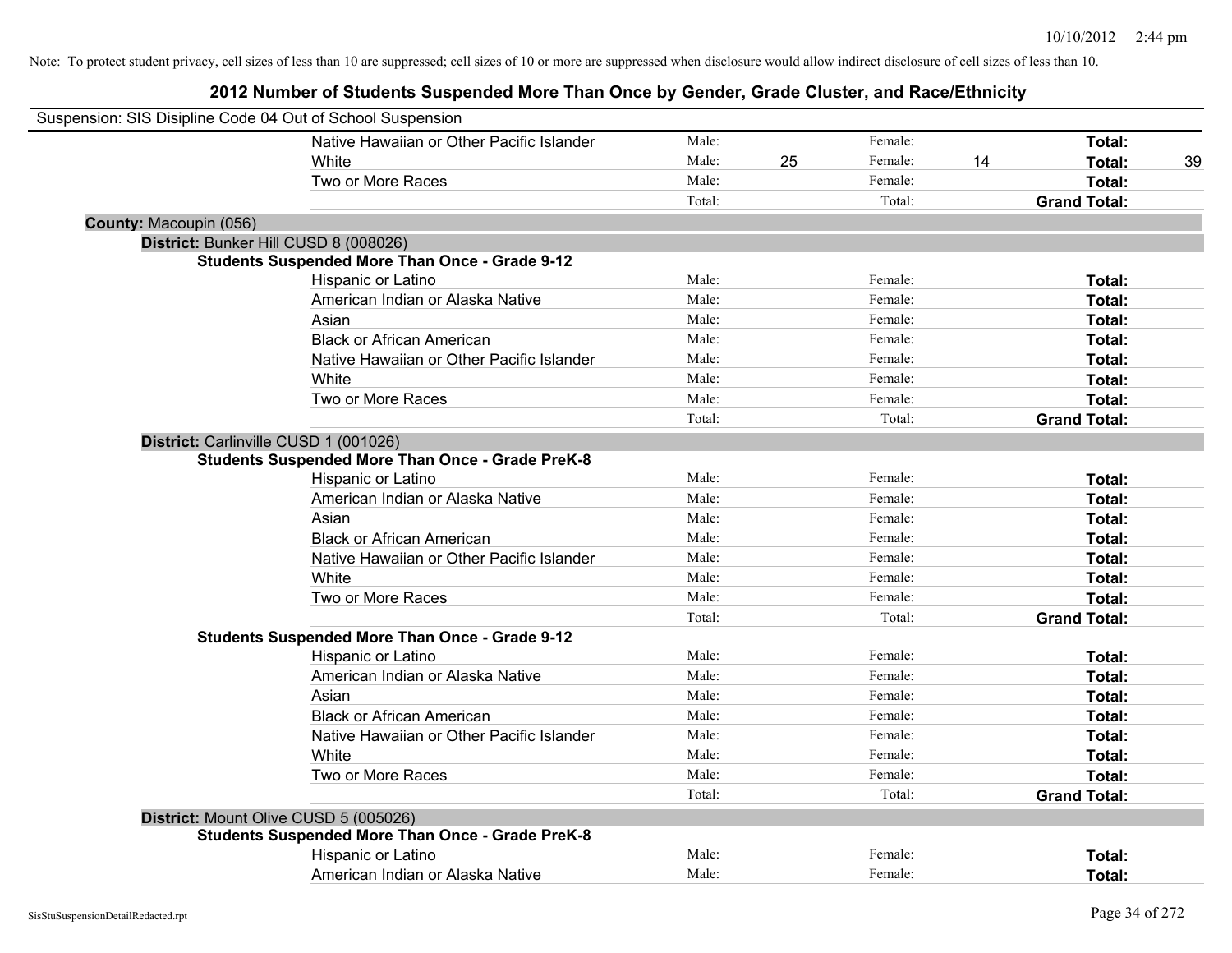Note: To protect student privacy, cell sizes of less than 10 are suppressed; cell sizes of 10 or more are suppressed when disclosure would allow indirect disclosure of cell sizes of less than 10.

## 2012 Number of Students Suspended More Than Once by Gender, Grade Cluster, and Race/Ethnicity

Suspension: SIS Disipline Code 04 Out of School Suspension

| | | | | | | |
|---|---|---|---|---|---|---|
| Native Hawaiian or Other Pacific Islander | Male: | | Female: | | **Total:** | |
| White | Male: | 25 | Female: | 14 | **Total:** | 39 |
| Two or More Races | Male: | | Female: | | **Total:** | |
| | Total: | | Total: | | **Grand Total:** | |

**County:** Macoupin (056)

**District:** Bunker Hill CUSD 8 (008026)

**Students Suspended More Than Once - Grade 9-12**

| | | | | | | |
|---|---|---|---|---|---|---|
| Hispanic or Latino | Male: | | Female: | | **Total:** | |
| American Indian or Alaska Native | Male: | | Female: | | **Total:** | |
| Asian | Male: | | Female: | | **Total:** | |
| Black or African American | Male: | | Female: | | **Total:** | |
| Native Hawaiian or Other Pacific Islander | Male: | | Female: | | **Total:** | |
| White | Male: | | Female: | | **Total:** | |
| Two or More Races | Male: | | Female: | | **Total:** | |
| | Total: | | Total: | | **Grand Total:** | |

**District:** Carlinville CUSD 1 (001026)

**Students Suspended More Than Once - Grade PreK-8**

| | | | | | | |
|---|---|---|---|---|---|---|
| Hispanic or Latino | Male: | | Female: | | **Total:** | |
| American Indian or Alaska Native | Male: | | Female: | | **Total:** | |
| Asian | Male: | | Female: | | **Total:** | |
| Black or African American | Male: | | Female: | | **Total:** | |
| Native Hawaiian or Other Pacific Islander | Male: | | Female: | | **Total:** | |
| White | Male: | | Female: | | **Total:** | |
| Two or More Races | Male: | | Female: | | **Total:** | |
| | Total: | | Total: | | **Grand Total:** | |

**Students Suspended More Than Once - Grade 9-12**

| | | | | | | |
|---|---|---|---|---|---|---|
| Hispanic or Latino | Male: | | Female: | | **Total:** | |
| American Indian or Alaska Native | Male: | | Female: | | **Total:** | |
| Asian | Male: | | Female: | | **Total:** | |
| Black or African American | Male: | | Female: | | **Total:** | |
| Native Hawaiian or Other Pacific Islander | Male: | | Female: | | **Total:** | |
| White | Male: | | Female: | | **Total:** | |
| Two or More Races | Male: | | Female: | | **Total:** | |
| | Total: | | Total: | | **Grand Total:** | |

**District:** Mount Olive CUSD 5 (005026)

**Students Suspended More Than Once - Grade PreK-8**

| | | | | | | |
|---|---|---|---|---|---|---|
| Hispanic or Latino | Male: | | Female: | | **Total:** | |
| American Indian or Alaska Native | Male: | | Female: | | **Total:** | |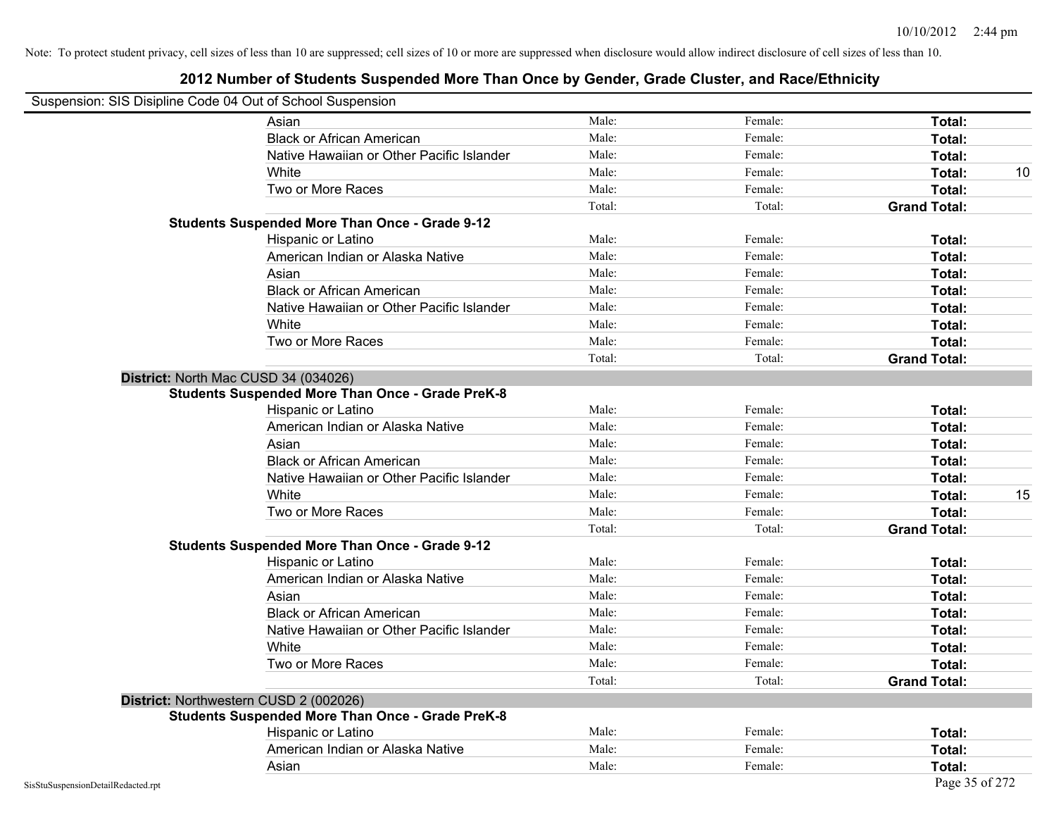Note: To protect student privacy, cell sizes of less than 10 are suppressed; cell sizes of 10 or more are suppressed when disclosure would allow indirect disclosure of cell sizes of less than 10.

# 2012 Number of Students Suspended More Than Once by Gender, Grade Cluster, and Race/Ethnicity

Suspension: SIS Disipline Code 04 Out of School Suspension

| | | | | |
|---|---|---|---|---|
| Asian | Male: | Female: | **Total:** | |
| Black or African American | Male: | Female: | **Total:** | |
| Native Hawaiian or Other Pacific Islander | Male: | Female: | **Total:** | |
| White | Male: | Female: | **Total:** | 10 |
| Two or More Races | Male: | Female: | **Total:** | |
| | Total: | Total: | **Grand Total:** | |

**Students Suspended More Than Once - Grade 9-12**

| | | | | |
|---|---|---|---|---|
| Hispanic or Latino | Male: | Female: | **Total:** | |
| American Indian or Alaska Native | Male: | Female: | **Total:** | |
| Asian | Male: | Female: | **Total:** | |
| Black or African American | Male: | Female: | **Total:** | |
| Native Hawaiian or Other Pacific Islander | Male: | Female: | **Total:** | |
| White | Male: | Female: | **Total:** | |
| Two or More Races | Male: | Female: | **Total:** | |
| | Total: | Total: | **Grand Total:** | |

## District: North Mac CUSD 34 (034026)

**Students Suspended More Than Once - Grade PreK-8**

| | | | | |
|---|---|---|---|---|
| Hispanic or Latino | Male: | Female: | **Total:** | |
| American Indian or Alaska Native | Male: | Female: | **Total:** | |
| Asian | Male: | Female: | **Total:** | |
| Black or African American | Male: | Female: | **Total:** | |
| Native Hawaiian or Other Pacific Islander | Male: | Female: | **Total:** | |
| White | Male: | Female: | **Total:** | 15 |
| Two or More Races | Male: | Female: | **Total:** | |
| | Total: | Total: | **Grand Total:** | |

**Students Suspended More Than Once - Grade 9-12**

| | | | | |
|---|---|---|---|---|
| Hispanic or Latino | Male: | Female: | **Total:** | |
| American Indian or Alaska Native | Male: | Female: | **Total:** | |
| Asian | Male: | Female: | **Total:** | |
| Black or African American | Male: | Female: | **Total:** | |
| Native Hawaiian or Other Pacific Islander | Male: | Female: | **Total:** | |
| White | Male: | Female: | **Total:** | |
| Two or More Races | Male: | Female: | **Total:** | |
| | Total: | Total: | **Grand Total:** | |

## District: Northwestern CUSD 2 (002026)

**Students Suspended More Than Once - Grade PreK-8**

| | | | | |
|---|---|---|---|---|
| Hispanic or Latino | Male: | Female: | **Total:** | |
| American Indian or Alaska Native | Male: | Female: | **Total:** | |
| Asian | Male: | Female: | **Total:** | |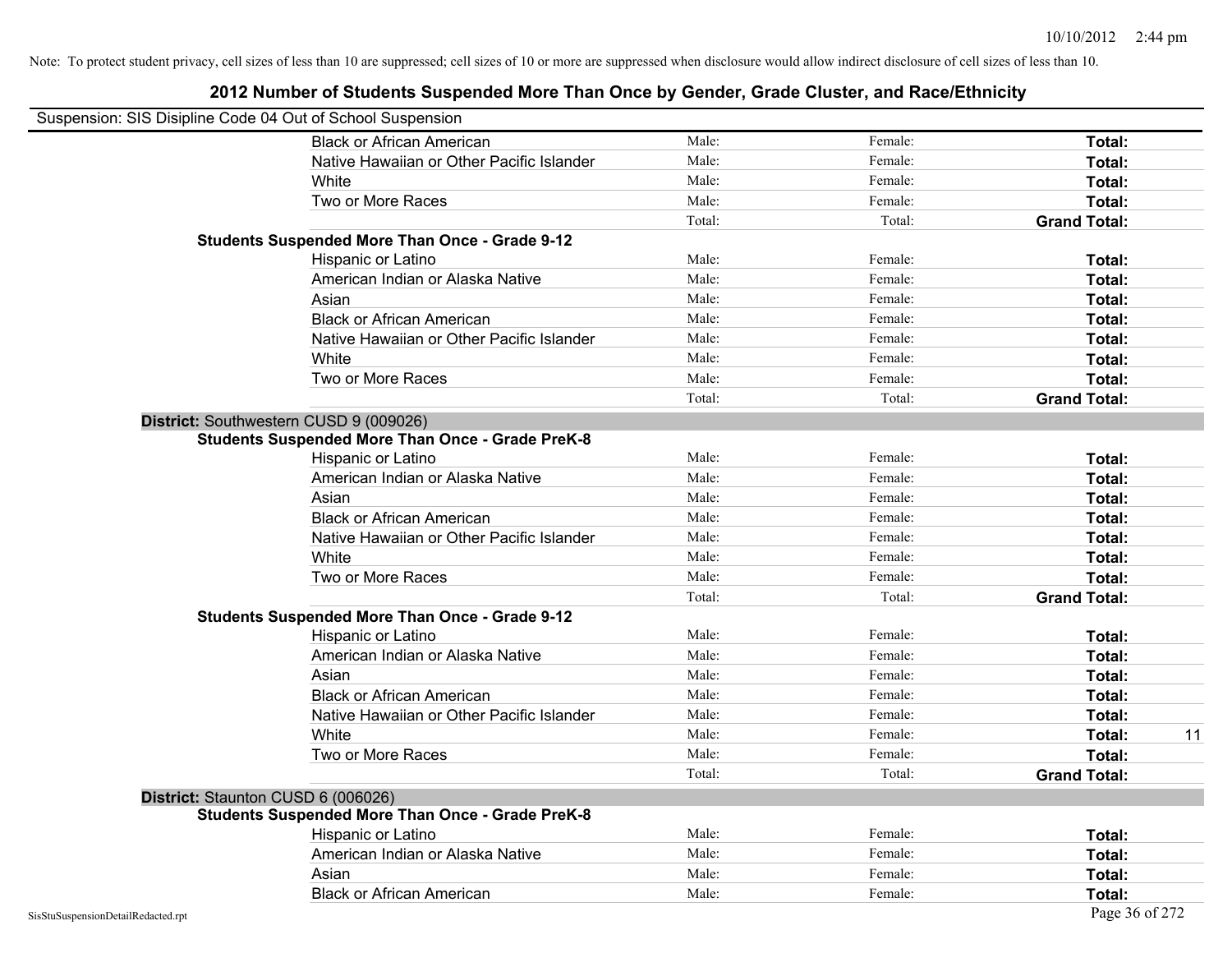Note: To protect student privacy, cell sizes of less than 10 are suppressed; cell sizes of 10 or more are suppressed when disclosure would allow indirect disclosure of cell sizes of less than 10.

## 2012 Number of Students Suspended More Than Once by Gender, Grade Cluster, and Race/Ethnicity

Suspension: SIS Disipline Code 04 Out of School Suspension

| | | | | |
|---|---|---|---|---|
| Black or African American | Male: | Female: | **Total:** | |
| Native Hawaiian or Other Pacific Islander | Male: | Female: | **Total:** | |
| White | Male: | Female: | **Total:** | |
| Two or More Races | Male: | Female: | **Total:** | |
| | Total: | Total: | **Grand Total:** | |
| **Students Suspended More Than Once - Grade 9-12** | | | | |
| Hispanic or Latino | Male: | Female: | **Total:** | |
| American Indian or Alaska Native | Male: | Female: | **Total:** | |
| Asian | Male: | Female: | **Total:** | |
| Black or African American | Male: | Female: | **Total:** | |
| Native Hawaiian or Other Pacific Islander | Male: | Female: | **Total:** | |
| White | Male: | Female: | **Total:** | |
| Two or More Races | Male: | Female: | **Total:** | |
| | Total: | Total: | **Grand Total:** | |
| **District:** Southwestern CUSD 9 (009026) | | | | |
| **Students Suspended More Than Once - Grade PreK-8** | | | | |
| Hispanic or Latino | Male: | Female: | **Total:** | |
| American Indian or Alaska Native | Male: | Female: | **Total:** | |
| Asian | Male: | Female: | **Total:** | |
| Black or African American | Male: | Female: | **Total:** | |
| Native Hawaiian or Other Pacific Islander | Male: | Female: | **Total:** | |
| White | Male: | Female: | **Total:** | |
| Two or More Races | Male: | Female: | **Total:** | |
| | Total: | Total: | **Grand Total:** | |
| **Students Suspended More Than Once - Grade 9-12** | | | | |
| Hispanic or Latino | Male: | Female: | **Total:** | |
| American Indian or Alaska Native | Male: | Female: | **Total:** | |
| Asian | Male: | Female: | **Total:** | |
| Black or African American | Male: | Female: | **Total:** | |
| Native Hawaiian or Other Pacific Islander | Male: | Female: | **Total:** | |
| White | Male: | Female: | **Total:** | 11 |
| Two or More Races | Male: | Female: | **Total:** | |
| | Total: | Total: | **Grand Total:** | |
| **District:** Staunton CUSD 6 (006026) | | | | |
| **Students Suspended More Than Once - Grade PreK-8** | | | | |
| Hispanic or Latino | Male: | Female: | **Total:** | |
| American Indian or Alaska Native | Male: | Female: | **Total:** | |
| Asian | Male: | Female: | **Total:** | |
| Black or African American | Male: | Female: | **Total:** | |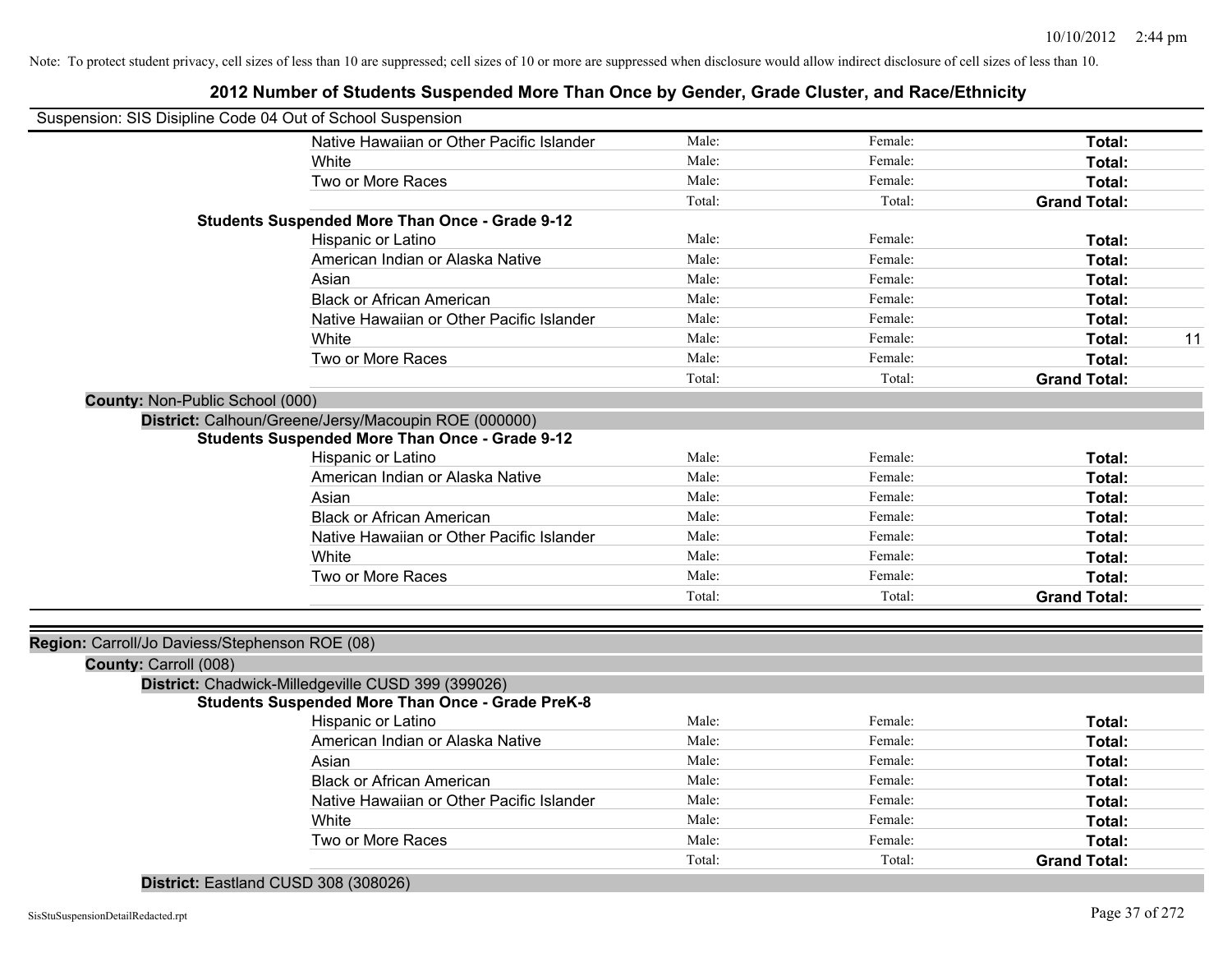Note: To protect student privacy, cell sizes of less than 10 are suppressed; cell sizes of 10 or more are suppressed when disclosure would allow indirect disclosure of cell sizes of less than 10.

# 2012 Number of Students Suspended More Than Once by Gender, Grade Cluster, and Race/Ethnicity

Suspension: SIS Disipline Code 04 Out of School Suspension

| | Male | Female | Total | |
|---|---|---|---|---|
| Native Hawaiian or Other Pacific Islander | Male: | Female: | **Total:** | |
| White | Male: | Female: | **Total:** | |
| Two or More Races | Male: | Female: | **Total:** | |
| | Total: | Total: | **Grand Total:** | |

**Students Suspended More Than Once - Grade 9-12**

| | Male | Female | Total | |
|---|---|---|---|---|
| Hispanic or Latino | Male: | Female: | **Total:** | |
| American Indian or Alaska Native | Male: | Female: | **Total:** | |
| Asian | Male: | Female: | **Total:** | |
| Black or African American | Male: | Female: | **Total:** | |
| Native Hawaiian or Other Pacific Islander | Male: | Female: | **Total:** | |
| White | Male: | Female: | **Total:** | 11 |
| Two or More Races | Male: | Female: | **Total:** | |
| | Total: | Total: | **Grand Total:** | |

**County:** Non-Public School (000)

**District:** Calhoun/Greene/Jersy/Macoupin ROE (000000)

**Students Suspended More Than Once - Grade 9-12**

| | Male | Female | Total | |
|---|---|---|---|---|
| Hispanic or Latino | Male: | Female: | **Total:** | |
| American Indian or Alaska Native | Male: | Female: | **Total:** | |
| Asian | Male: | Female: | **Total:** | |
| Black or African American | Male: | Female: | **Total:** | |
| Native Hawaiian or Other Pacific Islander | Male: | Female: | **Total:** | |
| White | Male: | Female: | **Total:** | |
| Two or More Races | Male: | Female: | **Total:** | |
| | Total: | Total: | **Grand Total:** | |

**Region:** Carroll/Jo Daviess/Stephenson ROE (08)

**County:** Carroll (008)

**District:** Chadwick-Milledgeville CUSD 399 (399026)

**Students Suspended More Than Once - Grade PreK-8**

| | Male | Female | Total | |
|---|---|---|---|---|
| Hispanic or Latino | Male: | Female: | **Total:** | |
| American Indian or Alaska Native | Male: | Female: | **Total:** | |
| Asian | Male: | Female: | **Total:** | |
| Black or African American | Male: | Female: | **Total:** | |
| Native Hawaiian or Other Pacific Islander | Male: | Female: | **Total:** | |
| White | Male: | Female: | **Total:** | |
| Two or More Races | Male: | Female: | **Total:** | |
| | Total: | Total: | **Grand Total:** | |

**District:** Eastland CUSD 308 (308026)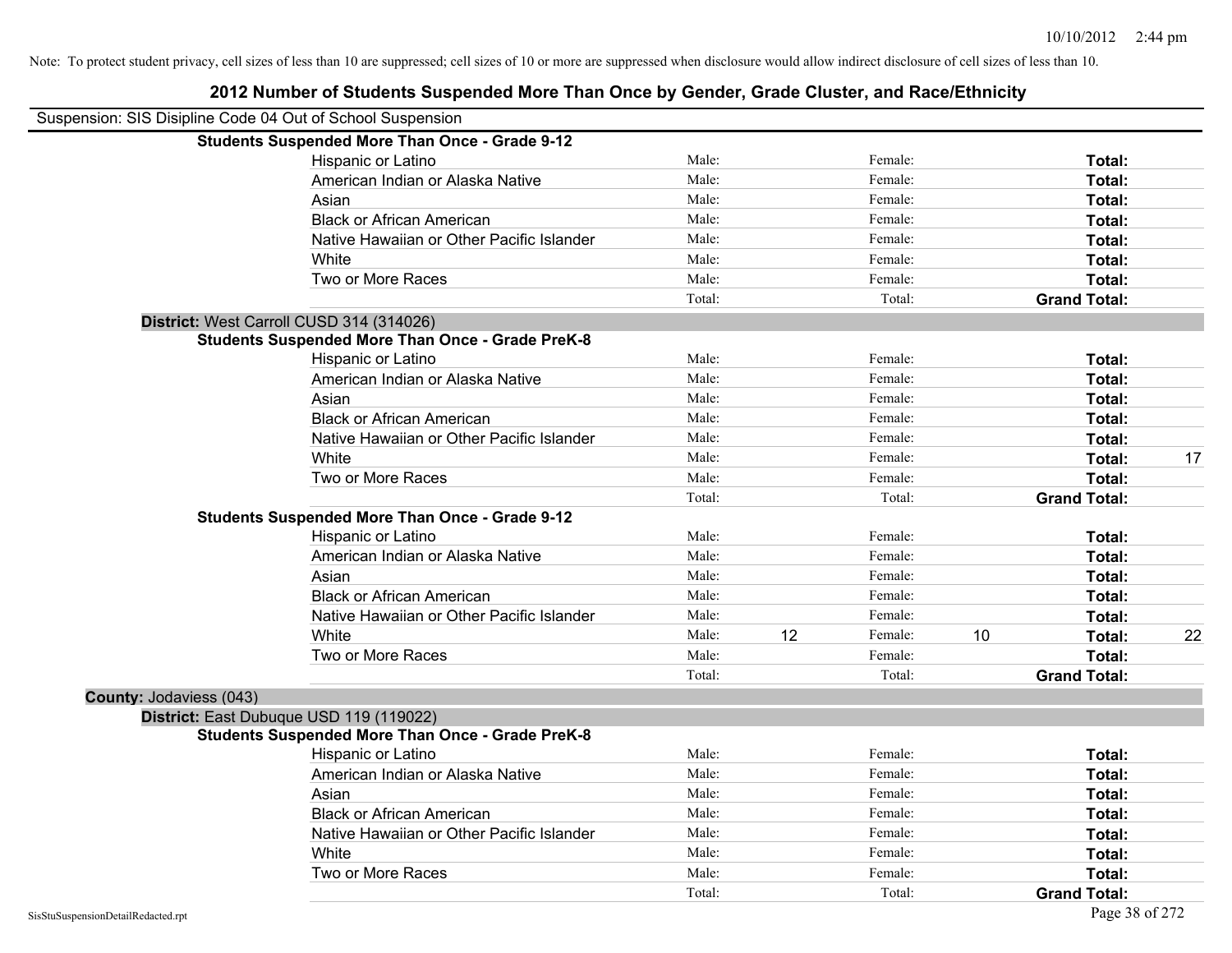Note: To protect student privacy, cell sizes of less than 10 are suppressed; cell sizes of 10 or more are suppressed when disclosure would allow indirect disclosure of cell sizes of less than 10.

# 2012 Number of Students Suspended More Than Once by Gender, Grade Cluster, and Race/Ethnicity

Suspension: SIS Disipline Code 04 Out of School Suspension

**Students Suspended More Than Once - Grade 9-12**

| Race/Ethnicity | Male: | | Female: | | Total: | |
|---|---|---|---|---|---|---|
| Hispanic or Latino | Male: | | Female: | | **Total:** | |
| American Indian or Alaska Native | Male: | | Female: | | **Total:** | |
| Asian | Male: | | Female: | | **Total:** | |
| Black or African American | Male: | | Female: | | **Total:** | |
| Native Hawaiian or Other Pacific Islander | Male: | | Female: | | **Total:** | |
| White | Male: | | Female: | | **Total:** | |
| Two or More Races | Male: | | Female: | | **Total:** | |
| | Total: | | Total: | | **Grand Total:** | |

**District:** West Carroll CUSD 314 (314026)

**Students Suspended More Than Once - Grade PreK-8**

| Race/Ethnicity | Male: | | Female: | | Total: | |
|---|---|---|---|---|---|---|
| Hispanic or Latino | Male: | | Female: | | **Total:** | |
| American Indian or Alaska Native | Male: | | Female: | | **Total:** | |
| Asian | Male: | | Female: | | **Total:** | |
| Black or African American | Male: | | Female: | | **Total:** | |
| Native Hawaiian or Other Pacific Islander | Male: | | Female: | | **Total:** | |
| White | Male: | | Female: | | **Total:** | 17 |
| Two or More Races | Male: | | Female: | | **Total:** | |
| | Total: | | Total: | | **Grand Total:** | |

**Students Suspended More Than Once - Grade 9-12**

| Race/Ethnicity | Male: | | Female: | | Total: | |
|---|---|---|---|---|---|---|
| Hispanic or Latino | Male: | | Female: | | **Total:** | |
| American Indian or Alaska Native | Male: | | Female: | | **Total:** | |
| Asian | Male: | | Female: | | **Total:** | |
| Black or African American | Male: | | Female: | | **Total:** | |
| Native Hawaiian or Other Pacific Islander | Male: | | Female: | | **Total:** | |
| White | Male: | 12 | Female: | 10 | **Total:** | 22 |
| Two or More Races | Male: | | Female: | | **Total:** | |
| | Total: | | Total: | | **Grand Total:** | |

**County:** Jodaviess (043)

**District:** East Dubuque USD 119 (119022)

**Students Suspended More Than Once - Grade PreK-8**

| Race/Ethnicity | Male: | | Female: | | Total: | |
|---|---|---|---|---|---|---|
| Hispanic or Latino | Male: | | Female: | | **Total:** | |
| American Indian or Alaska Native | Male: | | Female: | | **Total:** | |
| Asian | Male: | | Female: | | **Total:** | |
| Black or African American | Male: | | Female: | | **Total:** | |
| Native Hawaiian or Other Pacific Islander | Male: | | Female: | | **Total:** | |
| White | Male: | | Female: | | **Total:** | |
| Two or More Races | Male: | | Female: | | **Total:** | |
| | Total: | | Total: | | **Grand Total:** | |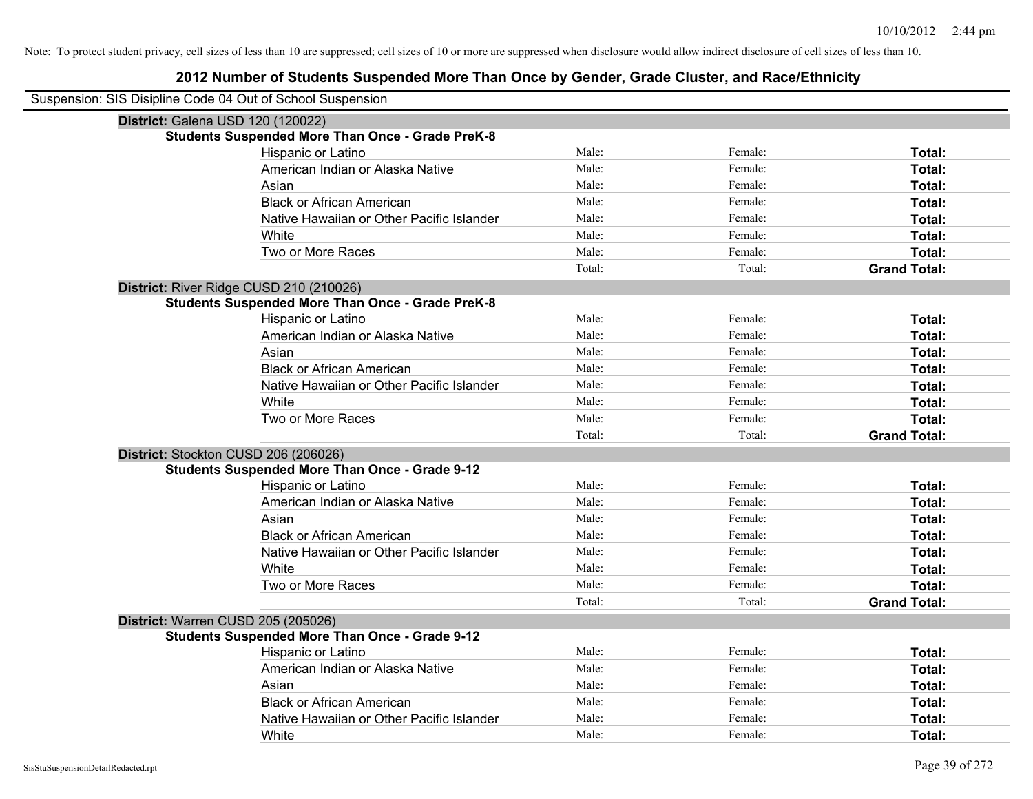Note: To protect student privacy, cell sizes of less than 10 are suppressed; cell sizes of 10 or more are suppressed when disclosure would allow indirect disclosure of cell sizes of less than 10.

# 2012 Number of Students Suspended More Than Once by Gender, Grade Cluster, and Race/Ethnicity

Suspension: SIS Disipline Code 04 Out of School Suspension

**District:** Galena USD 120 (120022)

**Students Suspended More Than Once - Grade PreK-8**

| | | | |
|---|---|---|---|
| Hispanic or Latino | Male: | Female: | **Total:** |
| American Indian or Alaska Native | Male: | Female: | **Total:** |
| Asian | Male: | Female: | **Total:** |
| Black or African American | Male: | Female: | **Total:** |
| Native Hawaiian or Other Pacific Islander | Male: | Female: | **Total:** |
| White | Male: | Female: | **Total:** |
| Two or More Races | Male: | Female: | **Total:** |
| | Total: | Total: | **Grand Total:** |

**District:** River Ridge CUSD 210 (210026)

**Students Suspended More Than Once - Grade PreK-8**

| | | | |
|---|---|---|---|
| Hispanic or Latino | Male: | Female: | **Total:** |
| American Indian or Alaska Native | Male: | Female: | **Total:** |
| Asian | Male: | Female: | **Total:** |
| Black or African American | Male: | Female: | **Total:** |
| Native Hawaiian or Other Pacific Islander | Male: | Female: | **Total:** |
| White | Male: | Female: | **Total:** |
| Two or More Races | Male: | Female: | **Total:** |
| | Total: | Total: | **Grand Total:** |

**District:** Stockton CUSD 206 (206026)

**Students Suspended More Than Once - Grade 9-12**

| | | | |
|---|---|---|---|
| Hispanic or Latino | Male: | Female: | **Total:** |
| American Indian or Alaska Native | Male: | Female: | **Total:** |
| Asian | Male: | Female: | **Total:** |
| Black or African American | Male: | Female: | **Total:** |
| Native Hawaiian or Other Pacific Islander | Male: | Female: | **Total:** |
| White | Male: | Female: | **Total:** |
| Two or More Races | Male: | Female: | **Total:** |
| | Total: | Total: | **Grand Total:** |

**District:** Warren CUSD 205 (205026)

**Students Suspended More Than Once - Grade 9-12**

| | | | |
|---|---|---|---|
| Hispanic or Latino | Male: | Female: | **Total:** |
| American Indian or Alaska Native | Male: | Female: | **Total:** |
| Asian | Male: | Female: | **Total:** |
| Black or African American | Male: | Female: | **Total:** |
| Native Hawaiian or Other Pacific Islander | Male: | Female: | **Total:** |
| White | Male: | Female: | **Total:** |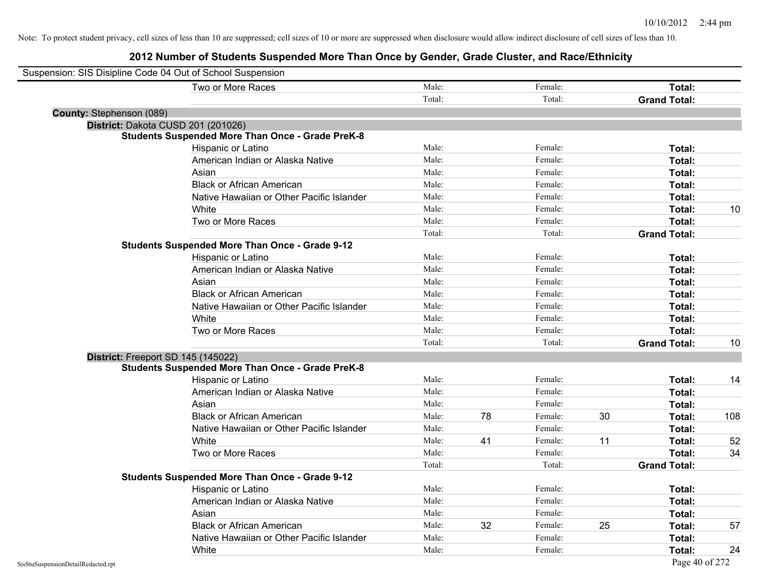Note: To protect student privacy, cell sizes of less than 10 are suppressed; cell sizes of 10 or more are suppressed when disclosure would allow indirect disclosure of cell sizes of less than 10.

# 2012 Number of Students Suspended More Than Once by Gender, Grade Cluster, and Race/Ethnicity

Suspension: SIS Disipline Code 04 Out of School Suspension

| | | | | | | |
|---|---|---|---|---|---|---|
| Two or More Races | Male: | | Female: | | **Total:** | |
| | Total: | | Total: | | **Grand Total:** | |

**County:** Stephenson (089)

**District:** Dakota CUSD 201 (201026)

**Students Suspended More Than Once - Grade PreK-8**

| | | | | | | |
|---|---|---|---|---|---|---|
| Hispanic or Latino | Male: | | Female: | | **Total:** | |
| American Indian or Alaska Native | Male: | | Female: | | **Total:** | |
| Asian | Male: | | Female: | | **Total:** | |
| Black or African American | Male: | | Female: | | **Total:** | |
| Native Hawaiian or Other Pacific Islander | Male: | | Female: | | **Total:** | |
| White | Male: | | Female: | | **Total:** | 10 |
| Two or More Races | Male: | | Female: | | **Total:** | |
| | Total: | | Total: | | **Grand Total:** | |

**Students Suspended More Than Once - Grade 9-12**

| | | | | | | |
|---|---|---|---|---|---|---|
| Hispanic or Latino | Male: | | Female: | | **Total:** | |
| American Indian or Alaska Native | Male: | | Female: | | **Total:** | |
| Asian | Male: | | Female: | | **Total:** | |
| Black or African American | Male: | | Female: | | **Total:** | |
| Native Hawaiian or Other Pacific Islander | Male: | | Female: | | **Total:** | |
| White | Male: | | Female: | | **Total:** | |
| Two or More Races | Male: | | Female: | | **Total:** | |
| | Total: | | Total: | | **Grand Total:** | 10 |

**District:** Freeport SD 145 (145022)

**Students Suspended More Than Once - Grade PreK-8**

| | | | | | | |
|---|---|---|---|---|---|---|
| Hispanic or Latino | Male: | | Female: | | **Total:** | 14 |
| American Indian or Alaska Native | Male: | | Female: | | **Total:** | |
| Asian | Male: | | Female: | | **Total:** | |
| Black or African American | Male: | 78 | Female: | 30 | **Total:** | 108 |
| Native Hawaiian or Other Pacific Islander | Male: | | Female: | | **Total:** | |
| White | Male: | 41 | Female: | 11 | **Total:** | 52 |
| Two or More Races | Male: | | Female: | | **Total:** | 34 |
| | Total: | | Total: | | **Grand Total:** | |

**Students Suspended More Than Once - Grade 9-12**

| | | | | | | |
|---|---|---|---|---|---|---|
| Hispanic or Latino | Male: | | Female: | | **Total:** | |
| American Indian or Alaska Native | Male: | | Female: | | **Total:** | |
| Asian | Male: | | Female: | | **Total:** | |
| Black or African American | Male: | 32 | Female: | 25 | **Total:** | 57 |
| Native Hawaiian or Other Pacific Islander | Male: | | Female: | | **Total:** | |
| White | Male: | | Female: | | **Total:** | 24 |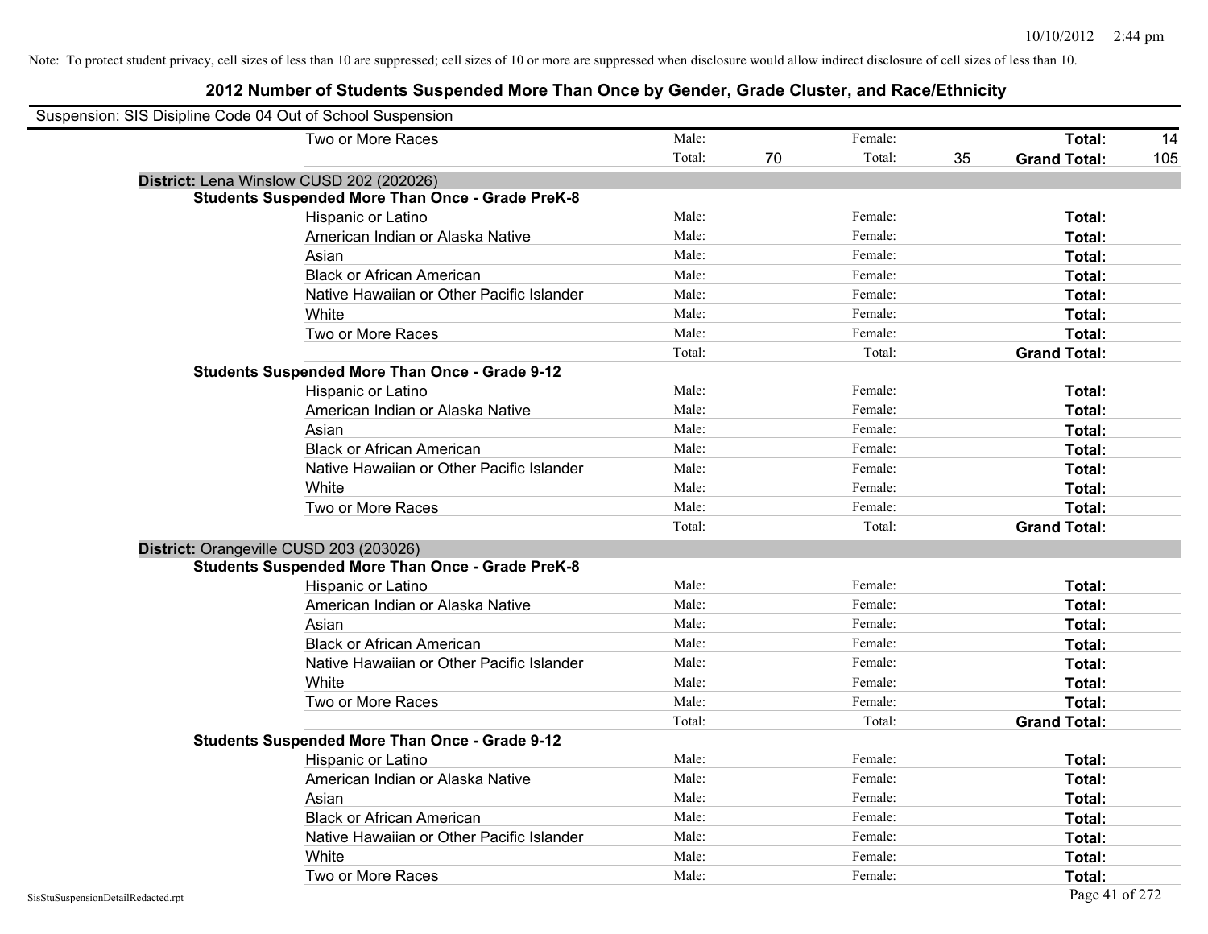Note: To protect student privacy, cell sizes of less than 10 are suppressed; cell sizes of 10 or more are suppressed when disclosure would allow indirect disclosure of cell sizes of less than 10.

# 2012 Number of Students Suspended More Than Once by Gender, Grade Cluster, and Race/Ethnicity

Suspension: SIS Disipline Code 04 Out of School Suspension

| | | | | | | |
|---|---|---|---|---|---|---|
| Two or More Races | Male: | | Female: | | **Total:** | 14 |
| | Total: | 70 | Total: | 35 | **Grand Total:** | 105 |

**District:** Lena Winslow CUSD 202 (202026)

**Students Suspended More Than Once - Grade PreK-8**

| | | | | | | |
|---|---|---|---|---|---|---|
| Hispanic or Latino | Male: | | Female: | | **Total:** | |
| American Indian or Alaska Native | Male: | | Female: | | **Total:** | |
| Asian | Male: | | Female: | | **Total:** | |
| Black or African American | Male: | | Female: | | **Total:** | |
| Native Hawaiian or Other Pacific Islander | Male: | | Female: | | **Total:** | |
| White | Male: | | Female: | | **Total:** | |
| Two or More Races | Male: | | Female: | | **Total:** | |
| | Total: | | Total: | | **Grand Total:** | |

**Students Suspended More Than Once - Grade 9-12**

| | | | | | | |
|---|---|---|---|---|---|---|
| Hispanic or Latino | Male: | | Female: | | **Total:** | |
| American Indian or Alaska Native | Male: | | Female: | | **Total:** | |
| Asian | Male: | | Female: | | **Total:** | |
| Black or African American | Male: | | Female: | | **Total:** | |
| Native Hawaiian or Other Pacific Islander | Male: | | Female: | | **Total:** | |
| White | Male: | | Female: | | **Total:** | |
| Two or More Races | Male: | | Female: | | **Total:** | |
| | Total: | | Total: | | **Grand Total:** | |

**District:** Orangeville CUSD 203 (203026)

**Students Suspended More Than Once - Grade PreK-8**

| | | | | | | |
|---|---|---|---|---|---|---|
| Hispanic or Latino | Male: | | Female: | | **Total:** | |
| American Indian or Alaska Native | Male: | | Female: | | **Total:** | |
| Asian | Male: | | Female: | | **Total:** | |
| Black or African American | Male: | | Female: | | **Total:** | |
| Native Hawaiian or Other Pacific Islander | Male: | | Female: | | **Total:** | |
| White | Male: | | Female: | | **Total:** | |
| Two or More Races | Male: | | Female: | | **Total:** | |
| | Total: | | Total: | | **Grand Total:** | |

**Students Suspended More Than Once - Grade 9-12**

| | | | | | | |
|---|---|---|---|---|---|---|
| Hispanic or Latino | Male: | | Female: | | **Total:** | |
| American Indian or Alaska Native | Male: | | Female: | | **Total:** | |
| Asian | Male: | | Female: | | **Total:** | |
| Black or African American | Male: | | Female: | | **Total:** | |
| Native Hawaiian or Other Pacific Islander | Male: | | Female: | | **Total:** | |
| White | Male: | | Female: | | **Total:** | |
| Two or More Races | Male: | | Female: | | **Total:** | |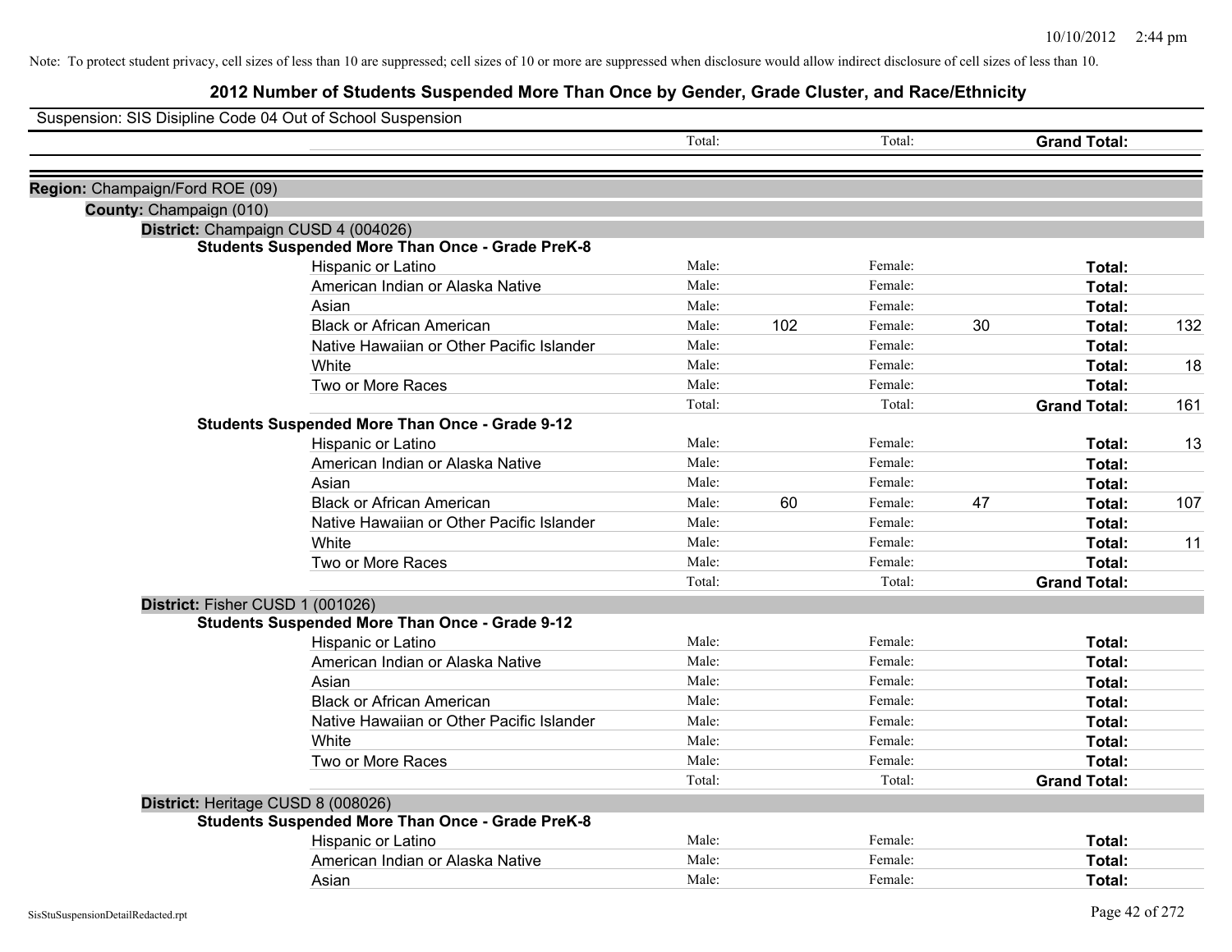Note: To protect student privacy, cell sizes of less than 10 are suppressed; cell sizes of 10 or more are suppressed when disclosure would allow indirect disclosure of cell sizes of less than 10.

# 2012 Number of Students Suspended More Than Once by Gender, Grade Cluster, and Race/Ethnicity

Suspension: SIS Disipline Code 04 Out of School Suspension

| | | Total: | | Total: | | **Grand Total:** | |
|---|---|---|---|---|---|---|---|

**Region:** Champaign/Ford ROE (09)

**County:** Champaign (010)

**District:** Champaign CUSD 4 (004026)

**Students Suspended More Than Once - Grade PreK-8**

| | | | | | | |
|---|---|---|---|---|---|---|
| Hispanic or Latino | Male: | | Female: | | **Total:** | |
| American Indian or Alaska Native | Male: | | Female: | | **Total:** | |
| Asian | Male: | | Female: | | **Total:** | |
| Black or African American | Male: | 102 | Female: | 30 | **Total:** | 132 |
| Native Hawaiian or Other Pacific Islander | Male: | | Female: | | **Total:** | |
| White | Male: | | Female: | | **Total:** | 18 |
| Two or More Races | Male: | | Female: | | **Total:** | |
| | Total: | | Total: | | **Grand Total:** | 161 |

**Students Suspended More Than Once - Grade 9-12**

| | | | | | | |
|---|---|---|---|---|---|---|
| Hispanic or Latino | Male: | | Female: | | **Total:** | 13 |
| American Indian or Alaska Native | Male: | | Female: | | **Total:** | |
| Asian | Male: | | Female: | | **Total:** | |
| Black or African American | Male: | 60 | Female: | 47 | **Total:** | 107 |
| Native Hawaiian or Other Pacific Islander | Male: | | Female: | | **Total:** | |
| White | Male: | | Female: | | **Total:** | 11 |
| Two or More Races | Male: | | Female: | | **Total:** | |
| | Total: | | Total: | | **Grand Total:** | |

**District:** Fisher CUSD 1 (001026)

**Students Suspended More Than Once - Grade 9-12**

| | | | | | | |
|---|---|---|---|---|---|---|
| Hispanic or Latino | Male: | | Female: | | **Total:** | |
| American Indian or Alaska Native | Male: | | Female: | | **Total:** | |
| Asian | Male: | | Female: | | **Total:** | |
| Black or African American | Male: | | Female: | | **Total:** | |
| Native Hawaiian or Other Pacific Islander | Male: | | Female: | | **Total:** | |
| White | Male: | | Female: | | **Total:** | |
| Two or More Races | Male: | | Female: | | **Total:** | |
| | Total: | | Total: | | **Grand Total:** | |

**District:** Heritage CUSD 8 (008026)

**Students Suspended More Than Once - Grade PreK-8**

| | | | | | | |
|---|---|---|---|---|---|---|
| Hispanic or Latino | Male: | | Female: | | **Total:** | |
| American Indian or Alaska Native | Male: | | Female: | | **Total:** | |
| Asian | Male: | | Female: | | **Total:** | |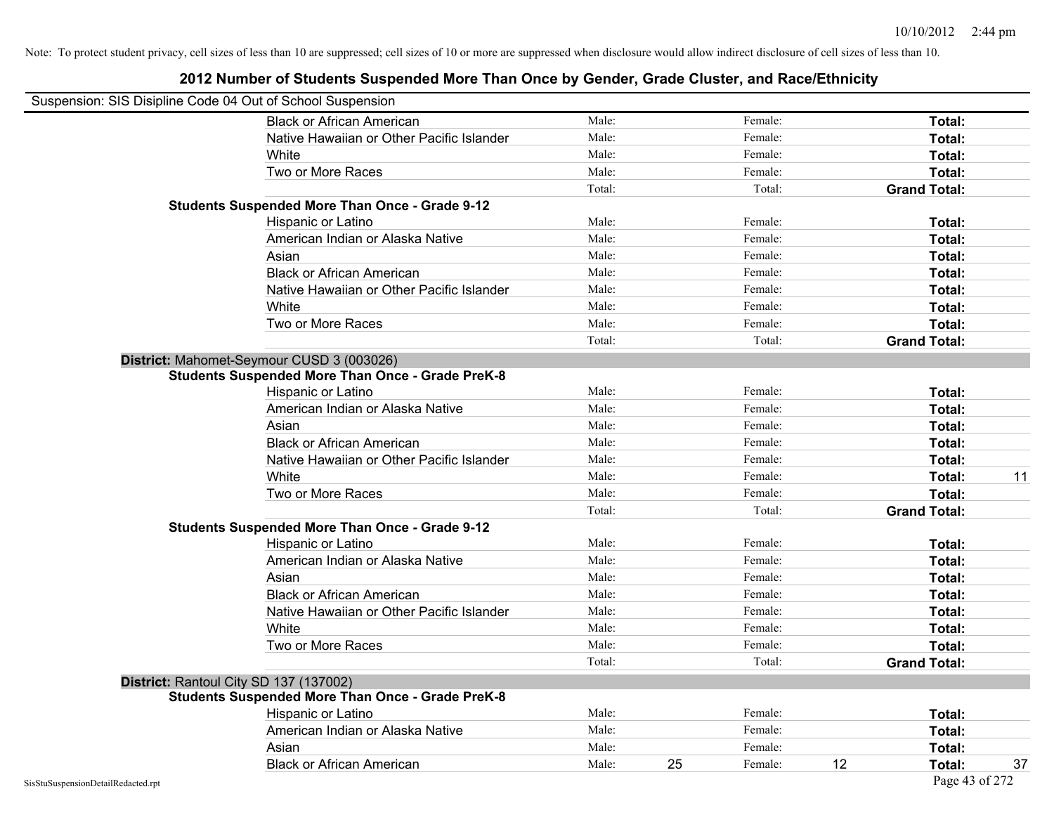Note: To protect student privacy, cell sizes of less than 10 are suppressed; cell sizes of 10 or more are suppressed when disclosure would allow indirect disclosure of cell sizes of less than 10.

## 2012 Number of Students Suspended More Than Once by Gender, Grade Cluster, and Race/Ethnicity

Suspension: SIS Disipline Code 04 Out of School Suspension

| | | | | | | |
|---|---|---|---|---|---|---|
| Black or African American | Male: | | Female: | | **Total:** | |
| Native Hawaiian or Other Pacific Islander | Male: | | Female: | | **Total:** | |
| White | Male: | | Female: | | **Total:** | |
| Two or More Races | Male: | | Female: | | **Total:** | |
| | Total: | | Total: | | **Grand Total:** | |

**Students Suspended More Than Once - Grade 9-12**

| | | | | | | |
|---|---|---|---|---|---|---|
| Hispanic or Latino | Male: | | Female: | | **Total:** | |
| American Indian or Alaska Native | Male: | | Female: | | **Total:** | |
| Asian | Male: | | Female: | | **Total:** | |
| Black or African American | Male: | | Female: | | **Total:** | |
| Native Hawaiian or Other Pacific Islander | Male: | | Female: | | **Total:** | |
| White | Male: | | Female: | | **Total:** | |
| Two or More Races | Male: | | Female: | | **Total:** | |
| | Total: | | Total: | | **Grand Total:** | |

**District:** Mahomet-Seymour CUSD 3 (003026)

**Students Suspended More Than Once - Grade PreK-8**

| | | | | | | |
|---|---|---|---|---|---|---|
| Hispanic or Latino | Male: | | Female: | | **Total:** | |
| American Indian or Alaska Native | Male: | | Female: | | **Total:** | |
| Asian | Male: | | Female: | | **Total:** | |
| Black or African American | Male: | | Female: | | **Total:** | |
| Native Hawaiian or Other Pacific Islander | Male: | | Female: | | **Total:** | |
| White | Male: | | Female: | | **Total:** | 11 |
| Two or More Races | Male: | | Female: | | **Total:** | |
| | Total: | | Total: | | **Grand Total:** | |

**Students Suspended More Than Once - Grade 9-12**

| | | | | | | |
|---|---|---|---|---|---|---|
| Hispanic or Latino | Male: | | Female: | | **Total:** | |
| American Indian or Alaska Native | Male: | | Female: | | **Total:** | |
| Asian | Male: | | Female: | | **Total:** | |
| Black or African American | Male: | | Female: | | **Total:** | |
| Native Hawaiian or Other Pacific Islander | Male: | | Female: | | **Total:** | |
| White | Male: | | Female: | | **Total:** | |
| Two or More Races | Male: | | Female: | | **Total:** | |
| | Total: | | Total: | | **Grand Total:** | |

**District:** Rantoul City SD 137 (137002)

**Students Suspended More Than Once - Grade PreK-8**

| | | | | | | |
|---|---|---|---|---|---|---|
| Hispanic or Latino | Male: | | Female: | | **Total:** | |
| American Indian or Alaska Native | Male: | | Female: | | **Total:** | |
| Asian | Male: | | Female: | | **Total:** | |
| Black or African American | Male: | 25 | Female: | 12 | **Total:** | 37 |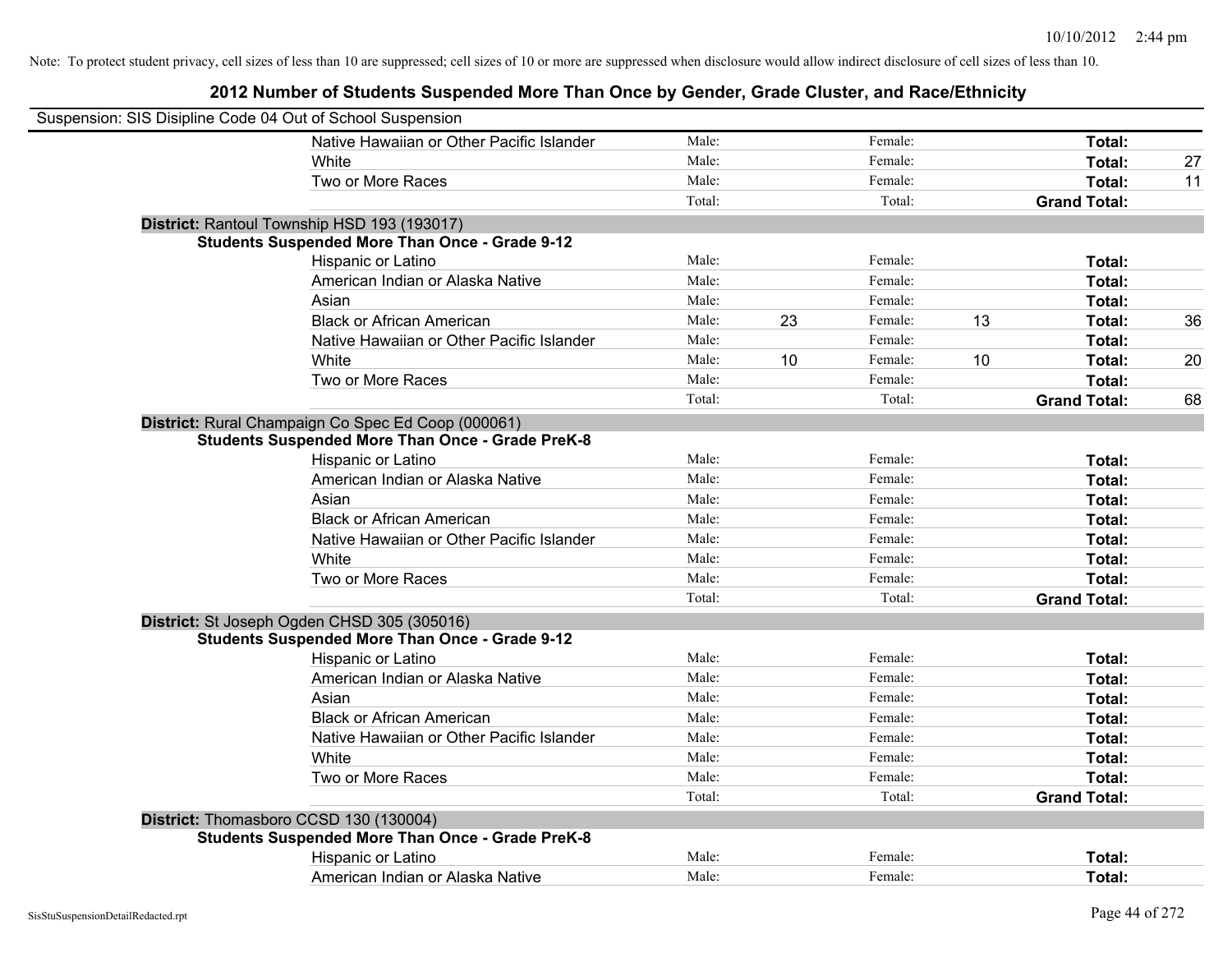Note: To protect student privacy, cell sizes of less than 10 are suppressed; cell sizes of 10 or more are suppressed when disclosure would allow indirect disclosure of cell sizes of less than 10.

## 2012 Number of Students Suspended More Than Once by Gender, Grade Cluster, and Race/Ethnicity

Suspension: SIS Disipline Code 04 Out of School Suspension

| | | | | | | |
|---|---|---|---|---|---|---|
| Native Hawaiian or Other Pacific Islander | Male: | | Female: | | **Total:** | |
| White | Male: | | Female: | | **Total:** | 27 |
| Two or More Races | Male: | | Female: | | **Total:** | 11 |
| | Total: | | Total: | | **Grand Total:** | |

**District:** Rantoul Township HSD 193 (193017)

**Students Suspended More Than Once - Grade 9-12**

| | | | | | | |
|---|---|---|---|---|---|---|
| Hispanic or Latino | Male: | | Female: | | **Total:** | |
| American Indian or Alaska Native | Male: | | Female: | | **Total:** | |
| Asian | Male: | | Female: | | **Total:** | |
| Black or African American | Male: | 23 | Female: | 13 | **Total:** | 36 |
| Native Hawaiian or Other Pacific Islander | Male: | | Female: | | **Total:** | |
| White | Male: | 10 | Female: | 10 | **Total:** | 20 |
| Two or More Races | Male: | | Female: | | **Total:** | |
| | Total: | | Total: | | **Grand Total:** | 68 |

**District:** Rural Champaign Co Spec Ed Coop (000061)

**Students Suspended More Than Once - Grade PreK-8**

| | | | | | | |
|---|---|---|---|---|---|---|
| Hispanic or Latino | Male: | | Female: | | **Total:** | |
| American Indian or Alaska Native | Male: | | Female: | | **Total:** | |
| Asian | Male: | | Female: | | **Total:** | |
| Black or African American | Male: | | Female: | | **Total:** | |
| Native Hawaiian or Other Pacific Islander | Male: | | Female: | | **Total:** | |
| White | Male: | | Female: | | **Total:** | |
| Two or More Races | Male: | | Female: | | **Total:** | |
| | Total: | | Total: | | **Grand Total:** | |

**District:** St Joseph Ogden CHSD 305 (305016)

**Students Suspended More Than Once - Grade 9-12**

| | | | | | | |
|---|---|---|---|---|---|---|
| Hispanic or Latino | Male: | | Female: | | **Total:** | |
| American Indian or Alaska Native | Male: | | Female: | | **Total:** | |
| Asian | Male: | | Female: | | **Total:** | |
| Black or African American | Male: | | Female: | | **Total:** | |
| Native Hawaiian or Other Pacific Islander | Male: | | Female: | | **Total:** | |
| White | Male: | | Female: | | **Total:** | |
| Two or More Races | Male: | | Female: | | **Total:** | |
| | Total: | | Total: | | **Grand Total:** | |

**District:** Thomasboro CCSD 130 (130004)

**Students Suspended More Than Once - Grade PreK-8**

| | | | | | | |
|---|---|---|---|---|---|---|
| Hispanic or Latino | Male: | | Female: | | **Total:** | |
| American Indian or Alaska Native | Male: | | Female: | | **Total:** | |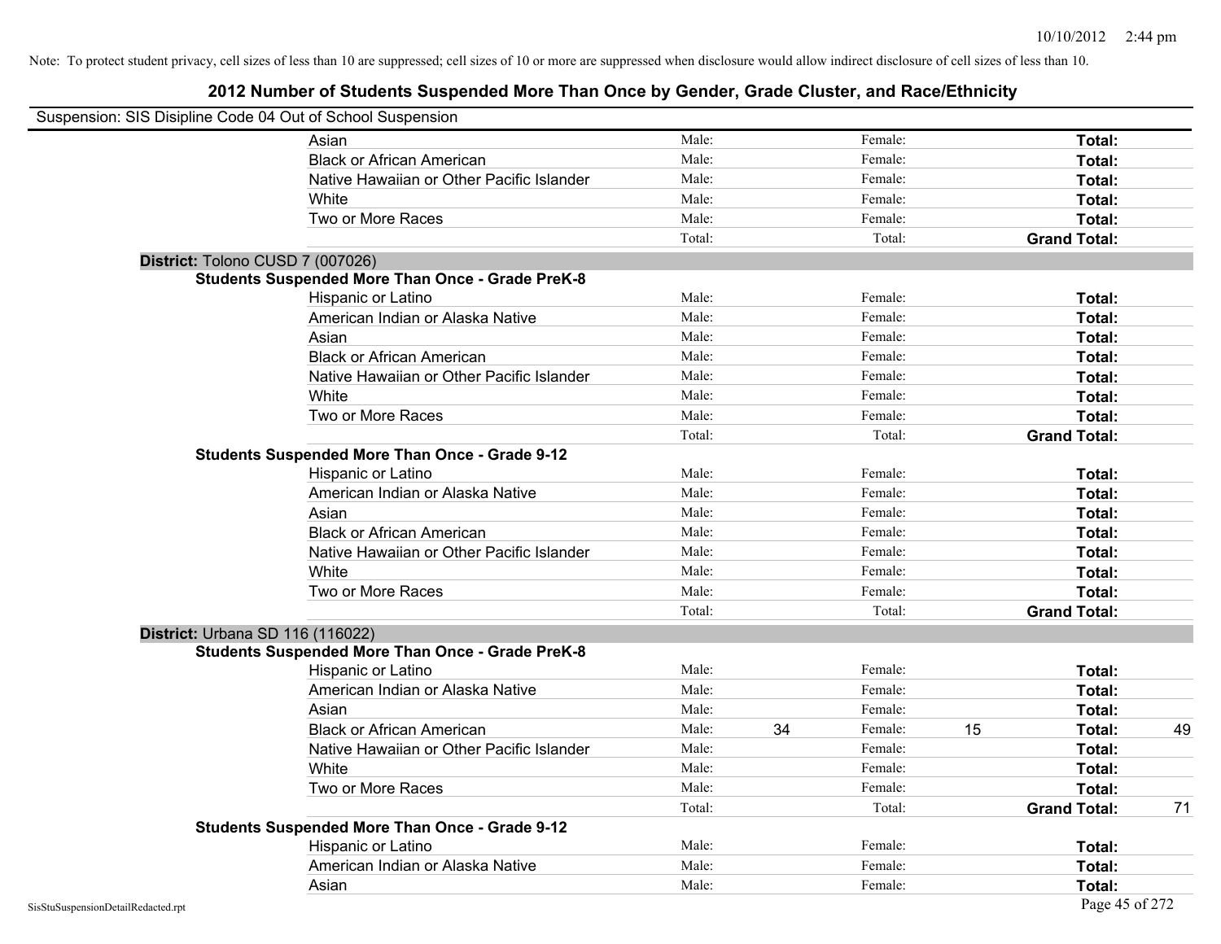Note: To protect student privacy, cell sizes of less than 10 are suppressed; cell sizes of 10 or more are suppressed when disclosure would allow indirect disclosure of cell sizes of less than 10.

# 2012 Number of Students Suspended More Than Once by Gender, Grade Cluster, and Race/Ethnicity

Suspension: SIS Disipline Code 04 Out of School Suspension

| | Male | | Female | | Total | |
|---|---|---|---|---|---|---|
| Asian | Male: | | Female: | | **Total:** | |
| Black or African American | Male: | | Female: | | **Total:** | |
| Native Hawaiian or Other Pacific Islander | Male: | | Female: | | **Total:** | |
| White | Male: | | Female: | | **Total:** | |
| Two or More Races | Male: | | Female: | | **Total:** | |
| | Total: | | Total: | | **Grand Total:** | |

**District:** Tolono CUSD 7 (007026)

**Students Suspended More Than Once - Grade PreK-8**

| | Male | | Female | | Total | |
|---|---|---|---|---|---|---|
| Hispanic or Latino | Male: | | Female: | | **Total:** | |
| American Indian or Alaska Native | Male: | | Female: | | **Total:** | |
| Asian | Male: | | Female: | | **Total:** | |
| Black or African American | Male: | | Female: | | **Total:** | |
| Native Hawaiian or Other Pacific Islander | Male: | | Female: | | **Total:** | |
| White | Male: | | Female: | | **Total:** | |
| Two or More Races | Male: | | Female: | | **Total:** | |
| | Total: | | Total: | | **Grand Total:** | |

**Students Suspended More Than Once - Grade 9-12**

| | Male | | Female | | Total | |
|---|---|---|---|---|---|---|
| Hispanic or Latino | Male: | | Female: | | **Total:** | |
| American Indian or Alaska Native | Male: | | Female: | | **Total:** | |
| Asian | Male: | | Female: | | **Total:** | |
| Black or African American | Male: | | Female: | | **Total:** | |
| Native Hawaiian or Other Pacific Islander | Male: | | Female: | | **Total:** | |
| White | Male: | | Female: | | **Total:** | |
| Two or More Races | Male: | | Female: | | **Total:** | |
| | Total: | | Total: | | **Grand Total:** | |

**District:** Urbana SD 116 (116022)

**Students Suspended More Than Once - Grade PreK-8**

| | Male | | Female | | Total | |
|---|---|---|---|---|---|---|
| Hispanic or Latino | Male: | | Female: | | **Total:** | |
| American Indian or Alaska Native | Male: | | Female: | | **Total:** | |
| Asian | Male: | | Female: | | **Total:** | |
| Black or African American | Male: | 34 | Female: | 15 | **Total:** | 49 |
| Native Hawaiian or Other Pacific Islander | Male: | | Female: | | **Total:** | |
| White | Male: | | Female: | | **Total:** | |
| Two or More Races | Male: | | Female: | | **Total:** | |
| | Total: | | Total: | | **Grand Total:** | 71 |

**Students Suspended More Than Once - Grade 9-12**

| | Male | | Female | | Total | |
|---|---|---|---|---|---|---|
| Hispanic or Latino | Male: | | Female: | | **Total:** | |
| American Indian or Alaska Native | Male: | | Female: | | **Total:** | |
| Asian | Male: | | Female: | | **Total:** | |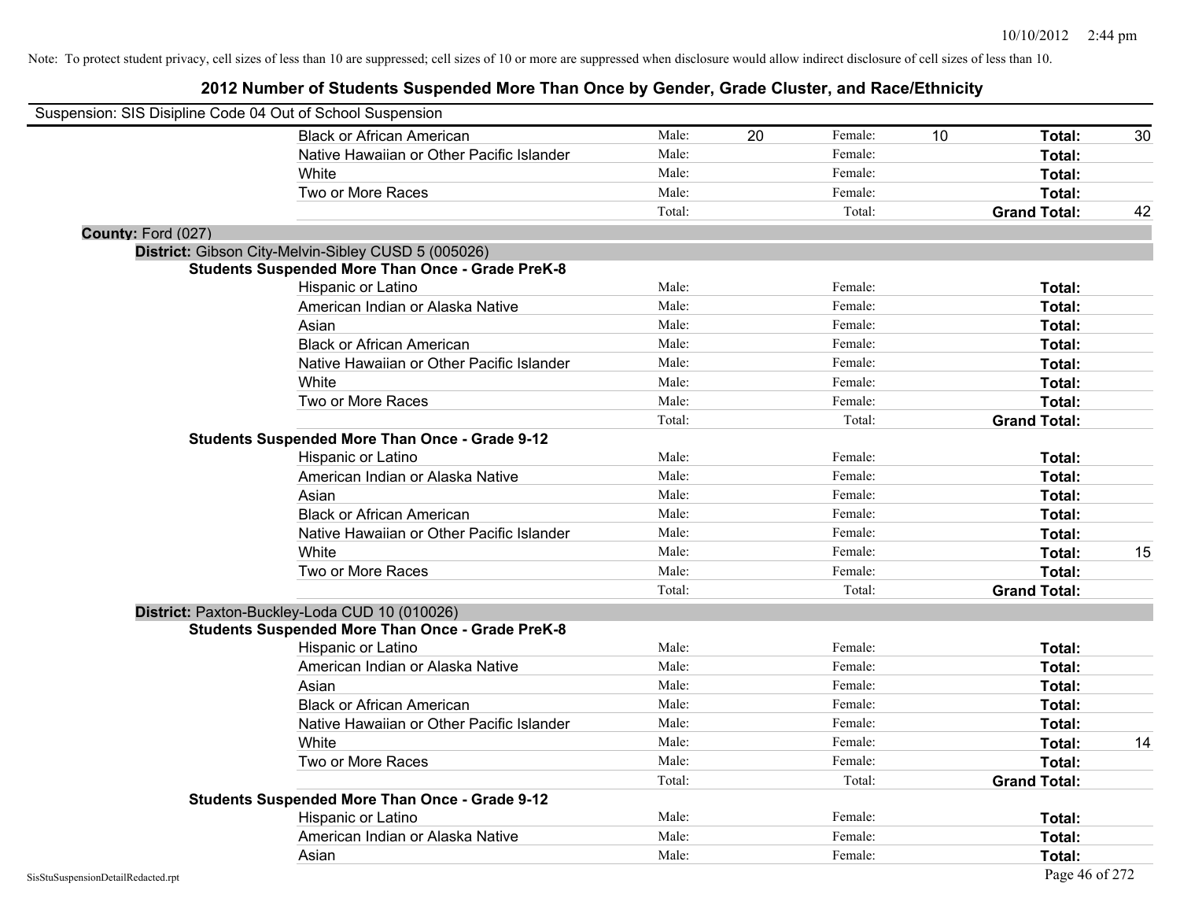Note: To protect student privacy, cell sizes of less than 10 are suppressed; cell sizes of 10 or more are suppressed when disclosure would allow indirect disclosure of cell sizes of less than 10.

## 2012 Number of Students Suspended More Than Once by Gender, Grade Cluster, and Race/Ethnicity

Suspension: SIS Disipline Code 04 Out of School Suspension

| | | | | | | |
|---|---|---|---|---|---|---|
| Black or African American | Male: | 20 | Female: | 10 | **Total:** | 30 |
| Native Hawaiian or Other Pacific Islander | Male: | | Female: | | **Total:** | |
| White | Male: | | Female: | | **Total:** | |
| Two or More Races | Male: | | Female: | | **Total:** | |
| | Total: | | Total: | | **Grand Total:** | 42 |

**County:** Ford (027)

**District:** Gibson City-Melvin-Sibley CUSD 5 (005026)

**Students Suspended More Than Once - Grade PreK-8**

| | | | | | | |
|---|---|---|---|---|---|---|
| Hispanic or Latino | Male: | | Female: | | **Total:** | |
| American Indian or Alaska Native | Male: | | Female: | | **Total:** | |
| Asian | Male: | | Female: | | **Total:** | |
| Black or African American | Male: | | Female: | | **Total:** | |
| Native Hawaiian or Other Pacific Islander | Male: | | Female: | | **Total:** | |
| White | Male: | | Female: | | **Total:** | |
| Two or More Races | Male: | | Female: | | **Total:** | |
| | Total: | | Total: | | **Grand Total:** | |

**Students Suspended More Than Once - Grade 9-12**

| | | | | | | |
|---|---|---|---|---|---|---|
| Hispanic or Latino | Male: | | Female: | | **Total:** | |
| American Indian or Alaska Native | Male: | | Female: | | **Total:** | |
| Asian | Male: | | Female: | | **Total:** | |
| Black or African American | Male: | | Female: | | **Total:** | |
| Native Hawaiian or Other Pacific Islander | Male: | | Female: | | **Total:** | |
| White | Male: | | Female: | | **Total:** | 15 |
| Two or More Races | Male: | | Female: | | **Total:** | |
| | Total: | | Total: | | **Grand Total:** | |

**District:** Paxton-Buckley-Loda CUD 10 (010026)

**Students Suspended More Than Once - Grade PreK-8**

| | | | | | | |
|---|---|---|---|---|---|---|
| Hispanic or Latino | Male: | | Female: | | **Total:** | |
| American Indian or Alaska Native | Male: | | Female: | | **Total:** | |
| Asian | Male: | | Female: | | **Total:** | |
| Black or African American | Male: | | Female: | | **Total:** | |
| Native Hawaiian or Other Pacific Islander | Male: | | Female: | | **Total:** | |
| White | Male: | | Female: | | **Total:** | 14 |
| Two or More Races | Male: | | Female: | | **Total:** | |
| | Total: | | Total: | | **Grand Total:** | |

**Students Suspended More Than Once - Grade 9-12**

| | | | | | | |
|---|---|---|---|---|---|---|
| Hispanic or Latino | Male: | | Female: | | **Total:** | |
| American Indian or Alaska Native | Male: | | Female: | | **Total:** | |
| Asian | Male: | | Female: | | **Total:** | |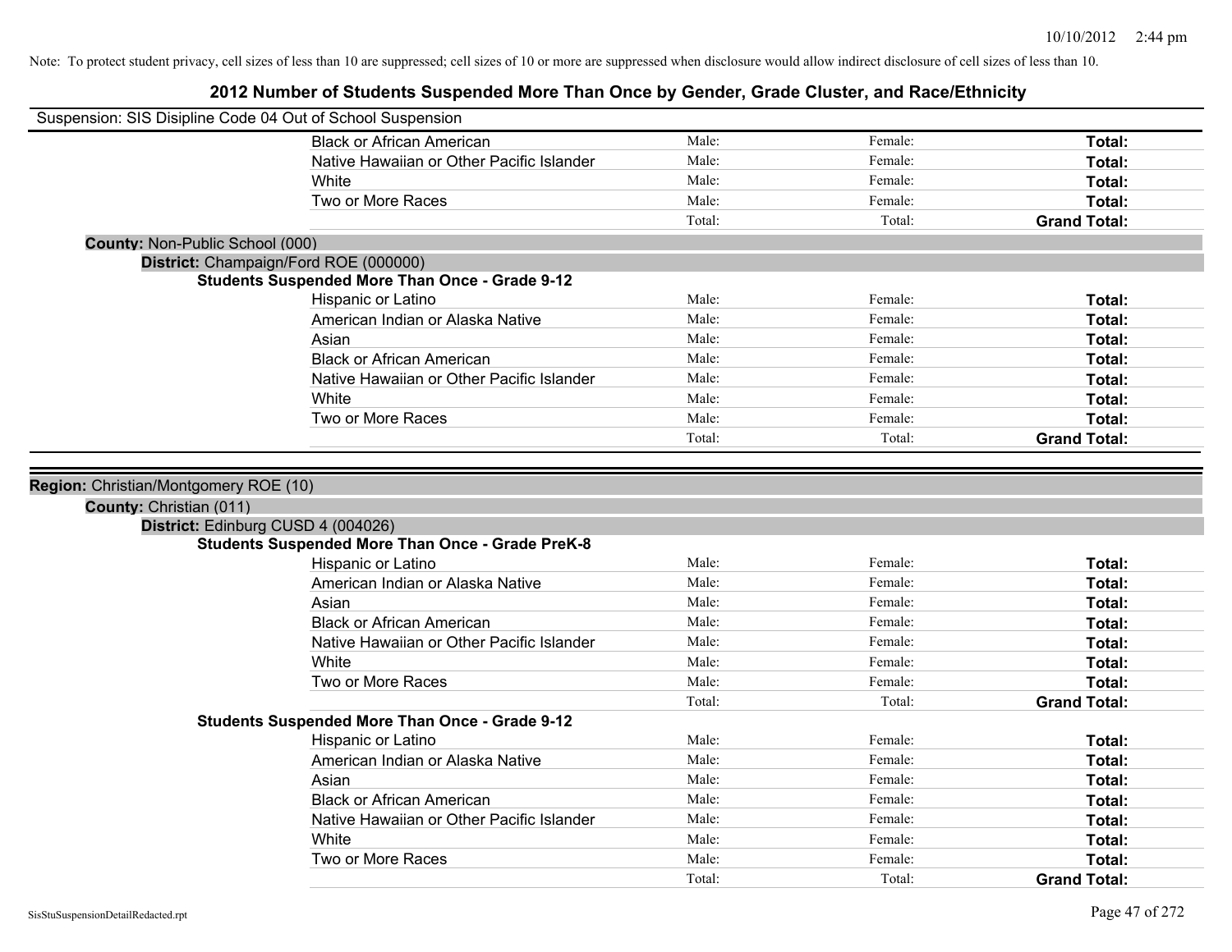Note: To protect student privacy, cell sizes of less than 10 are suppressed; cell sizes of 10 or more are suppressed when disclosure would allow indirect disclosure of cell sizes of less than 10.

# 2012 Number of Students Suspended More Than Once by Gender, Grade Cluster, and Race/Ethnicity

Suspension: SIS Disipline Code 04 Out of School Suspension

| | | | |
|---|---|---|---|
| Black or African American | Male: | Female: | **Total:** |
| Native Hawaiian or Other Pacific Islander | Male: | Female: | **Total:** |
| White | Male: | Female: | **Total:** |
| Two or More Races | Male: | Female: | **Total:** |
| | Total: | Total: | **Grand Total:** |

**County:** Non-Public School (000)

**District:** Champaign/Ford ROE (000000)

**Students Suspended More Than Once - Grade 9-12**

| | | | |
|---|---|---|---|
| Hispanic or Latino | Male: | Female: | **Total:** |
| American Indian or Alaska Native | Male: | Female: | **Total:** |
| Asian | Male: | Female: | **Total:** |
| Black or African American | Male: | Female: | **Total:** |
| Native Hawaiian or Other Pacific Islander | Male: | Female: | **Total:** |
| White | Male: | Female: | **Total:** |
| Two or More Races | Male: | Female: | **Total:** |
| | Total: | Total: | **Grand Total:** |

**Region:** Christian/Montgomery ROE (10)

**County:** Christian (011)

**District:** Edinburg CUSD 4 (004026)

**Students Suspended More Than Once - Grade PreK-8**

| | | | |
|---|---|---|---|
| Hispanic or Latino | Male: | Female: | **Total:** |
| American Indian or Alaska Native | Male: | Female: | **Total:** |
| Asian | Male: | Female: | **Total:** |
| Black or African American | Male: | Female: | **Total:** |
| Native Hawaiian or Other Pacific Islander | Male: | Female: | **Total:** |
| White | Male: | Female: | **Total:** |
| Two or More Races | Male: | Female: | **Total:** |
| | Total: | Total: | **Grand Total:** |

**Students Suspended More Than Once - Grade 9-12**

| | | | |
|---|---|---|---|
| Hispanic or Latino | Male: | Female: | **Total:** |
| American Indian or Alaska Native | Male: | Female: | **Total:** |
| Asian | Male: | Female: | **Total:** |
| Black or African American | Male: | Female: | **Total:** |
| Native Hawaiian or Other Pacific Islander | Male: | Female: | **Total:** |
| White | Male: | Female: | **Total:** |
| Two or More Races | Male: | Female: | **Total:** |
| | Total: | Total: | **Grand Total:** |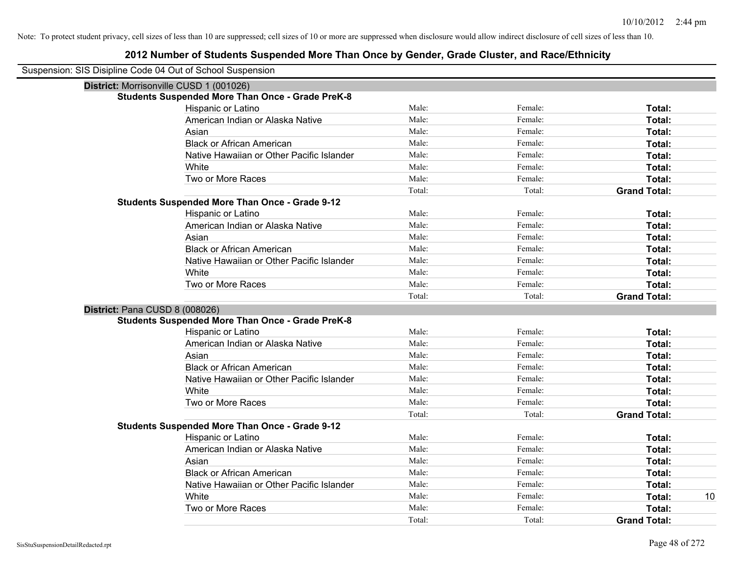Note: To protect student privacy, cell sizes of less than 10 are suppressed; cell sizes of 10 or more are suppressed when disclosure would allow indirect disclosure of cell sizes of less than 10.

# 2012 Number of Students Suspended More Than Once by Gender, Grade Cluster, and Race/Ethnicity

Suspension: SIS Disipline Code 04 Out of School Suspension

## District: Morrisonville CUSD 1 (001026)

### Students Suspended More Than Once - Grade PreK-8

| Race/Ethnicity | Male | Female | Total |
|---|---|---|---|
| Hispanic or Latino | Male: | Female: | Total: |
| American Indian or Alaska Native | Male: | Female: | Total: |
| Asian | Male: | Female: | Total: |
| Black or African American | Male: | Female: | Total: |
| Native Hawaiian or Other Pacific Islander | Male: | Female: | Total: |
| White | Male: | Female: | Total: |
| Two or More Races | Male: | Female: | Total: |
| | Total: | Total: | Grand Total: |

### Students Suspended More Than Once - Grade 9-12

| Race/Ethnicity | Male | Female | Total |
|---|---|---|---|
| Hispanic or Latino | Male: | Female: | Total: |
| American Indian or Alaska Native | Male: | Female: | Total: |
| Asian | Male: | Female: | Total: |
| Black or African American | Male: | Female: | Total: |
| Native Hawaiian or Other Pacific Islander | Male: | Female: | Total: |
| White | Male: | Female: | Total: |
| Two or More Races | Male: | Female: | Total: |
| | Total: | Total: | Grand Total: |

## District: Pana CUSD 8 (008026)

### Students Suspended More Than Once - Grade PreK-8

| Race/Ethnicity | Male | Female | Total |
|---|---|---|---|
| Hispanic or Latino | Male: | Female: | Total: |
| American Indian or Alaska Native | Male: | Female: | Total: |
| Asian | Male: | Female: | Total: |
| Black or African American | Male: | Female: | Total: |
| Native Hawaiian or Other Pacific Islander | Male: | Female: | Total: |
| White | Male: | Female: | Total: |
| Two or More Races | Male: | Female: | Total: |
| | Total: | Total: | Grand Total: |

### Students Suspended More Than Once - Grade 9-12

| Race/Ethnicity | Male | Female | Total |
|---|---|---|---|
| Hispanic or Latino | Male: | Female: | Total: |
| American Indian or Alaska Native | Male: | Female: | Total: |
| Asian | Male: | Female: | Total: |
| Black or African American | Male: | Female: | Total: |
| Native Hawaiian or Other Pacific Islander | Male: | Female: | Total: |
| White | Male: | Female: | Total: 10 |
| Two or More Races | Male: | Female: | Total: |
| | Total: | Total: | Grand Total: |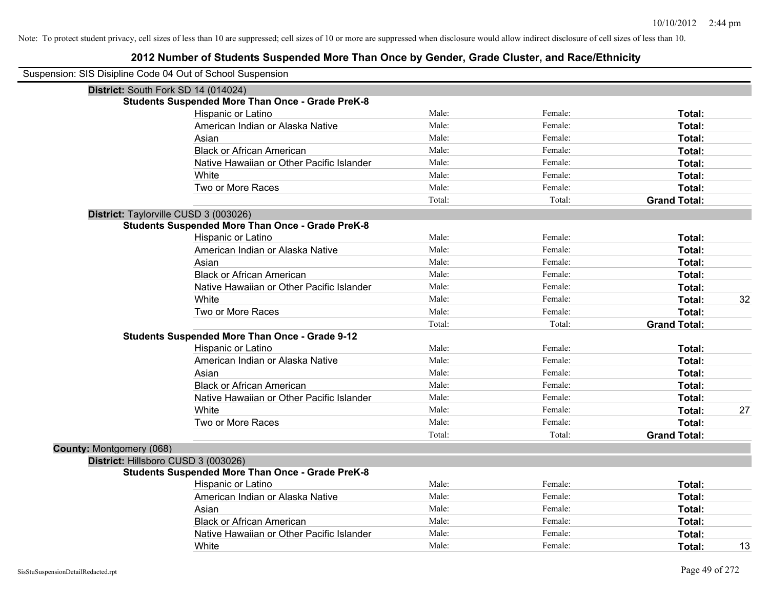Note: To protect student privacy, cell sizes of less than 10 are suppressed; cell sizes of 10 or more are suppressed when disclosure would allow indirect disclosure of cell sizes of less than 10.

# 2012 Number of Students Suspended More Than Once by Gender, Grade Cluster, and Race/Ethnicity

Suspension: SIS Disipline Code 04 Out of School Suspension

**District:** South Fork SD 14 (014024)

**Students Suspended More Than Once - Grade PreK-8**

| | | | | |
|---|---|---|---|---|
| Hispanic or Latino | Male: | Female: | **Total:** | |
| American Indian or Alaska Native | Male: | Female: | **Total:** | |
| Asian | Male: | Female: | **Total:** | |
| Black or African American | Male: | Female: | **Total:** | |
| Native Hawaiian or Other Pacific Islander | Male: | Female: | **Total:** | |
| White | Male: | Female: | **Total:** | |
| Two or More Races | Male: | Female: | **Total:** | |
| | Total: | Total: | **Grand Total:** | |

**District:** Taylorville CUSD 3 (003026)

**Students Suspended More Than Once - Grade PreK-8**

| | | | | |
|---|---|---|---|---|
| Hispanic or Latino | Male: | Female: | **Total:** | |
| American Indian or Alaska Native | Male: | Female: | **Total:** | |
| Asian | Male: | Female: | **Total:** | |
| Black or African American | Male: | Female: | **Total:** | |
| Native Hawaiian or Other Pacific Islander | Male: | Female: | **Total:** | |
| White | Male: | Female: | **Total:** | 32 |
| Two or More Races | Male: | Female: | **Total:** | |
| | Total: | Total: | **Grand Total:** | |

**Students Suspended More Than Once - Grade 9-12**

| | | | | |
|---|---|---|---|---|
| Hispanic or Latino | Male: | Female: | **Total:** | |
| American Indian or Alaska Native | Male: | Female: | **Total:** | |
| Asian | Male: | Female: | **Total:** | |
| Black or African American | Male: | Female: | **Total:** | |
| Native Hawaiian or Other Pacific Islander | Male: | Female: | **Total:** | |
| White | Male: | Female: | **Total:** | 27 |
| Two or More Races | Male: | Female: | **Total:** | |
| | Total: | Total: | **Grand Total:** | |

**County:** Montgomery (068)

**District:** Hillsboro CUSD 3 (003026)

**Students Suspended More Than Once - Grade PreK-8**

| | | | | |
|---|---|---|---|---|
| Hispanic or Latino | Male: | Female: | **Total:** | |
| American Indian or Alaska Native | Male: | Female: | **Total:** | |
| Asian | Male: | Female: | **Total:** | |
| Black or African American | Male: | Female: | **Total:** | |
| Native Hawaiian or Other Pacific Islander | Male: | Female: | **Total:** | |
| White | Male: | Female: | **Total:** | 13 |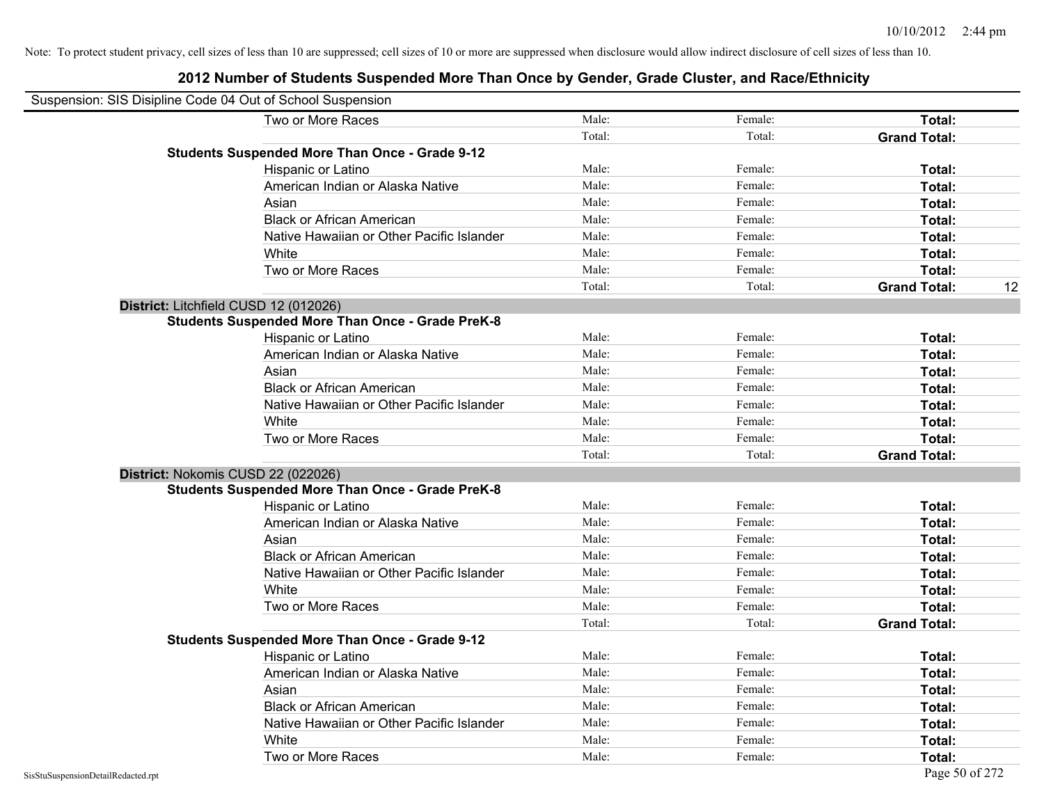Note: To protect student privacy, cell sizes of less than 10 are suppressed; cell sizes of 10 or more are suppressed when disclosure would allow indirect disclosure of cell sizes of less than 10.

## 2012 Number of Students Suspended More Than Once by Gender, Grade Cluster, and Race/Ethnicity

Suspension: SIS Disipline Code 04 Out of School Suspension

| | | | | |
|---|---|---|---|---|
| Two or More Races | Male: | Female: | **Total:** | |
| | Total: | Total: | **Grand Total:** | |
| **Students Suspended More Than Once - Grade 9-12** | | | | |
| Hispanic or Latino | Male: | Female: | **Total:** | |
| American Indian or Alaska Native | Male: | Female: | **Total:** | |
| Asian | Male: | Female: | **Total:** | |
| Black or African American | Male: | Female: | **Total:** | |
| Native Hawaiian or Other Pacific Islander | Male: | Female: | **Total:** | |
| White | Male: | Female: | **Total:** | |
| Two or More Races | Male: | Female: | **Total:** | |
| | Total: | Total: | **Grand Total:** | 12 |
| **District:** Litchfield CUSD 12 (012026) | | | | |
| **Students Suspended More Than Once - Grade PreK-8** | | | | |
| Hispanic or Latino | Male: | Female: | **Total:** | |
| American Indian or Alaska Native | Male: | Female: | **Total:** | |
| Asian | Male: | Female: | **Total:** | |
| Black or African American | Male: | Female: | **Total:** | |
| Native Hawaiian or Other Pacific Islander | Male: | Female: | **Total:** | |
| White | Male: | Female: | **Total:** | |
| Two or More Races | Male: | Female: | **Total:** | |
| | Total: | Total: | **Grand Total:** | |
| **District:** Nokomis CUSD 22 (022026) | | | | |
| **Students Suspended More Than Once - Grade PreK-8** | | | | |
| Hispanic or Latino | Male: | Female: | **Total:** | |
| American Indian or Alaska Native | Male: | Female: | **Total:** | |
| Asian | Male: | Female: | **Total:** | |
| Black or African American | Male: | Female: | **Total:** | |
| Native Hawaiian or Other Pacific Islander | Male: | Female: | **Total:** | |
| White | Male: | Female: | **Total:** | |
| Two or More Races | Male: | Female: | **Total:** | |
| | Total: | Total: | **Grand Total:** | |
| **Students Suspended More Than Once - Grade 9-12** | | | | |
| Hispanic or Latino | Male: | Female: | **Total:** | |
| American Indian or Alaska Native | Male: | Female: | **Total:** | |
| Asian | Male: | Female: | **Total:** | |
| Black or African American | Male: | Female: | **Total:** | |
| Native Hawaiian or Other Pacific Islander | Male: | Female: | **Total:** | |
| White | Male: | Female: | **Total:** | |
| Two or More Races | Male: | Female: | **Total:** | |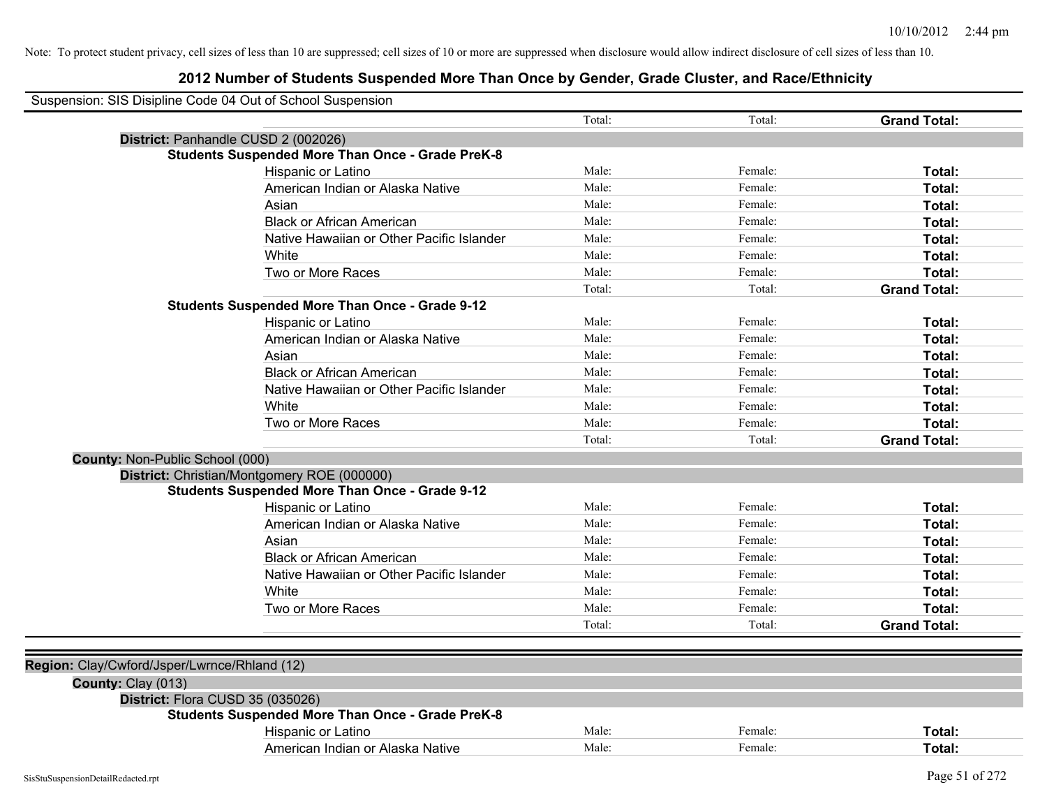Note: To protect student privacy, cell sizes of less than 10 are suppressed; cell sizes of 10 or more are suppressed when disclosure would allow indirect disclosure of cell sizes of less than 10.

# 2012 Number of Students Suspended More Than Once by Gender, Grade Cluster, and Race/Ethnicity

Suspension: SIS Disipline Code 04 Out of School Suspension

| | | | |
|---|---|---|---|
| | Total: | Total: | **Grand Total:** |

**District:** Panhandle CUSD 2 (002026)

**Students Suspended More Than Once - Grade PreK-8**

| | | | |
|---|---|---|---|
| Hispanic or Latino | Male: | Female: | **Total:** |
| American Indian or Alaska Native | Male: | Female: | **Total:** |
| Asian | Male: | Female: | **Total:** |
| Black or African American | Male: | Female: | **Total:** |
| Native Hawaiian or Other Pacific Islander | Male: | Female: | **Total:** |
| White | Male: | Female: | **Total:** |
| Two or More Races | Male: | Female: | **Total:** |
| | Total: | Total: | **Grand Total:** |

**Students Suspended More Than Once - Grade 9-12**

| | | | |
|---|---|---|---|
| Hispanic or Latino | Male: | Female: | **Total:** |
| American Indian or Alaska Native | Male: | Female: | **Total:** |
| Asian | Male: | Female: | **Total:** |
| Black or African American | Male: | Female: | **Total:** |
| Native Hawaiian or Other Pacific Islander | Male: | Female: | **Total:** |
| White | Male: | Female: | **Total:** |
| Two or More Races | Male: | Female: | **Total:** |
| | Total: | Total: | **Grand Total:** |

**County:** Non-Public School (000)

**District:** Christian/Montgomery ROE (000000)

**Students Suspended More Than Once - Grade 9-12**

| | | | |
|---|---|---|---|
| Hispanic or Latino | Male: | Female: | **Total:** |
| American Indian or Alaska Native | Male: | Female: | **Total:** |
| Asian | Male: | Female: | **Total:** |
| Black or African American | Male: | Female: | **Total:** |
| Native Hawaiian or Other Pacific Islander | Male: | Female: | **Total:** |
| White | Male: | Female: | **Total:** |
| Two or More Races | Male: | Female: | **Total:** |
| | Total: | Total: | **Grand Total:** |

**Region:** Clay/Cwford/Jsper/Lwrnce/Rhland (12)

**County:** Clay (013)

**District:** Flora CUSD 35 (035026)

**Students Suspended More Than Once - Grade PreK-8**

| | | | |
|---|---|---|---|
| Hispanic or Latino | Male: | Female: | **Total:** |
| American Indian or Alaska Native | Male: | Female: | **Total:** |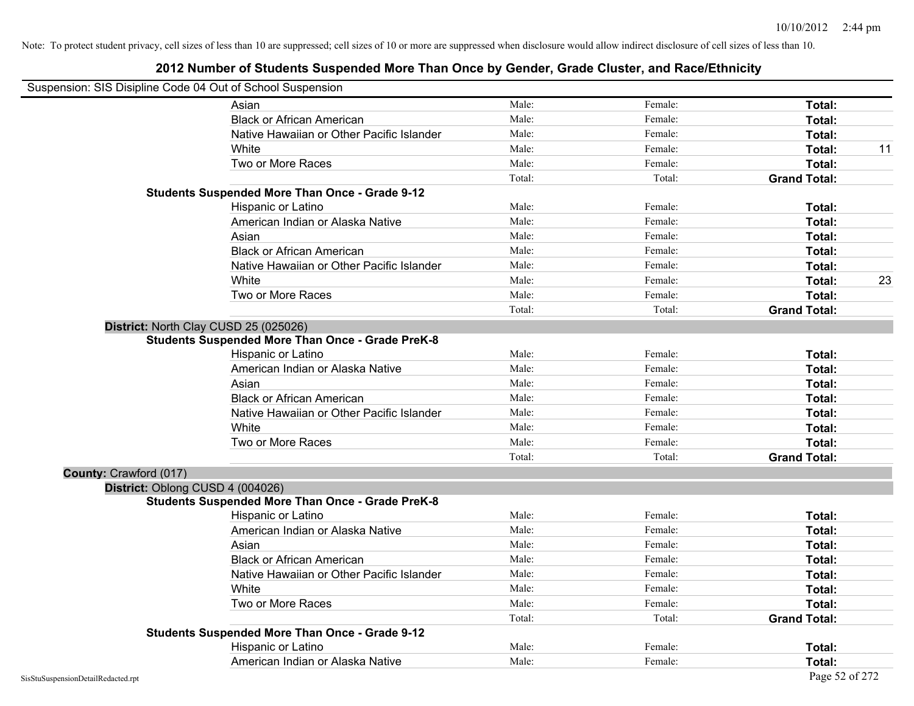Note: To protect student privacy, cell sizes of less than 10 are suppressed; cell sizes of 10 or more are suppressed when disclosure would allow indirect disclosure of cell sizes of less than 10.

# 2012 Number of Students Suspended More Than Once by Gender, Grade Cluster, and Race/Ethnicity

Suspension: SIS Disipline Code 04 Out of School Suspension

| | Male | Female | Total |
|---|---|---|---|
| Asian | Male: | Female: | **Total:** |
| Black or African American | Male: | Female: | **Total:** |
| Native Hawaiian or Other Pacific Islander | Male: | Female: | **Total:** |
| White | Male: | Female: | **Total:** 11 |
| Two or More Races | Male: | Female: | **Total:** |
| | Total: | Total: | **Grand Total:** |

**Students Suspended More Than Once - Grade 9-12**

| | Male | Female | Total |
|---|---|---|---|
| Hispanic or Latino | Male: | Female: | **Total:** |
| American Indian or Alaska Native | Male: | Female: | **Total:** |
| Asian | Male: | Female: | **Total:** |
| Black or African American | Male: | Female: | **Total:** |
| Native Hawaiian or Other Pacific Islander | Male: | Female: | **Total:** |
| White | Male: | Female: | **Total:** 23 |
| Two or More Races | Male: | Female: | **Total:** |
| | Total: | Total: | **Grand Total:** |

**District:** North Clay CUSD 25 (025026)

**Students Suspended More Than Once - Grade PreK-8**

| | Male | Female | Total |
|---|---|---|---|
| Hispanic or Latino | Male: | Female: | **Total:** |
| American Indian or Alaska Native | Male: | Female: | **Total:** |
| Asian | Male: | Female: | **Total:** |
| Black or African American | Male: | Female: | **Total:** |
| Native Hawaiian or Other Pacific Islander | Male: | Female: | **Total:** |
| White | Male: | Female: | **Total:** |
| Two or More Races | Male: | Female: | **Total:** |
| | Total: | Total: | **Grand Total:** |

**County:** Crawford (017)

**District:** Oblong CUSD 4 (004026)

**Students Suspended More Than Once - Grade PreK-8**

| | Male | Female | Total |
|---|---|---|---|
| Hispanic or Latino | Male: | Female: | **Total:** |
| American Indian or Alaska Native | Male: | Female: | **Total:** |
| Asian | Male: | Female: | **Total:** |
| Black or African American | Male: | Female: | **Total:** |
| Native Hawaiian or Other Pacific Islander | Male: | Female: | **Total:** |
| White | Male: | Female: | **Total:** |
| Two or More Races | Male: | Female: | **Total:** |
| | Total: | Total: | **Grand Total:** |

**Students Suspended More Than Once - Grade 9-12**

| | Male | Female | Total |
|---|---|---|---|
| Hispanic or Latino | Male: | Female: | **Total:** |
| American Indian or Alaska Native | Male: | Female: | **Total:** |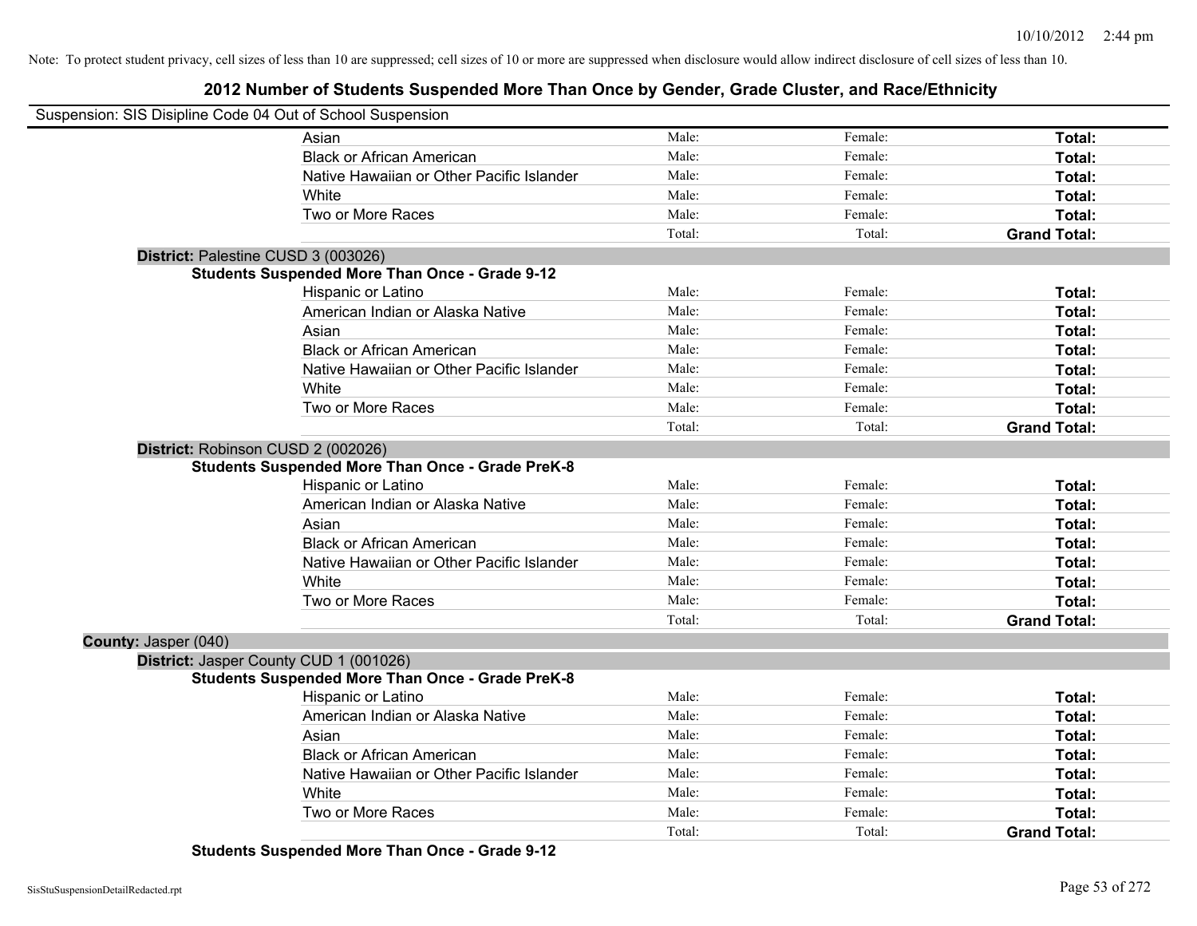Note: To protect student privacy, cell sizes of less than 10 are suppressed; cell sizes of 10 or more are suppressed when disclosure would allow indirect disclosure of cell sizes of less than 10.

## 2012 Number of Students Suspended More Than Once by Gender, Grade Cluster, and Race/Ethnicity

Suspension: SIS Disipline Code 04 Out of School Suspension

| | | | |
|---|---|---|---|
| Asian | Male: | Female: | **Total:** |
| Black or African American | Male: | Female: | **Total:** |
| Native Hawaiian or Other Pacific Islander | Male: | Female: | **Total:** |
| White | Male: | Female: | **Total:** |
| Two or More Races | Male: | Female: | **Total:** |
| | Total: | Total: | **Grand Total:** |

**District:** Palestine CUSD 3 (003026)

**Students Suspended More Than Once - Grade 9-12**

| | | | |
|---|---|---|---|
| Hispanic or Latino | Male: | Female: | **Total:** |
| American Indian or Alaska Native | Male: | Female: | **Total:** |
| Asian | Male: | Female: | **Total:** |
| Black or African American | Male: | Female: | **Total:** |
| Native Hawaiian or Other Pacific Islander | Male: | Female: | **Total:** |
| White | Male: | Female: | **Total:** |
| Two or More Races | Male: | Female: | **Total:** |
| | Total: | Total: | **Grand Total:** |

**District:** Robinson CUSD 2 (002026)

**Students Suspended More Than Once - Grade PreK-8**

| | | | |
|---|---|---|---|
| Hispanic or Latino | Male: | Female: | **Total:** |
| American Indian or Alaska Native | Male: | Female: | **Total:** |
| Asian | Male: | Female: | **Total:** |
| Black or African American | Male: | Female: | **Total:** |
| Native Hawaiian or Other Pacific Islander | Male: | Female: | **Total:** |
| White | Male: | Female: | **Total:** |
| Two or More Races | Male: | Female: | **Total:** |
| | Total: | Total: | **Grand Total:** |

**County:** Jasper (040)

**District:** Jasper County CUD 1 (001026)

**Students Suspended More Than Once - Grade PreK-8**

| | | | |
|---|---|---|---|
| Hispanic or Latino | Male: | Female: | **Total:** |
| American Indian or Alaska Native | Male: | Female: | **Total:** |
| Asian | Male: | Female: | **Total:** |
| Black or African American | Male: | Female: | **Total:** |
| Native Hawaiian or Other Pacific Islander | Male: | Female: | **Total:** |
| White | Male: | Female: | **Total:** |
| Two or More Races | Male: | Female: | **Total:** |
| | Total: | Total: | **Grand Total:** |

**Students Suspended More Than Once - Grade 9-12**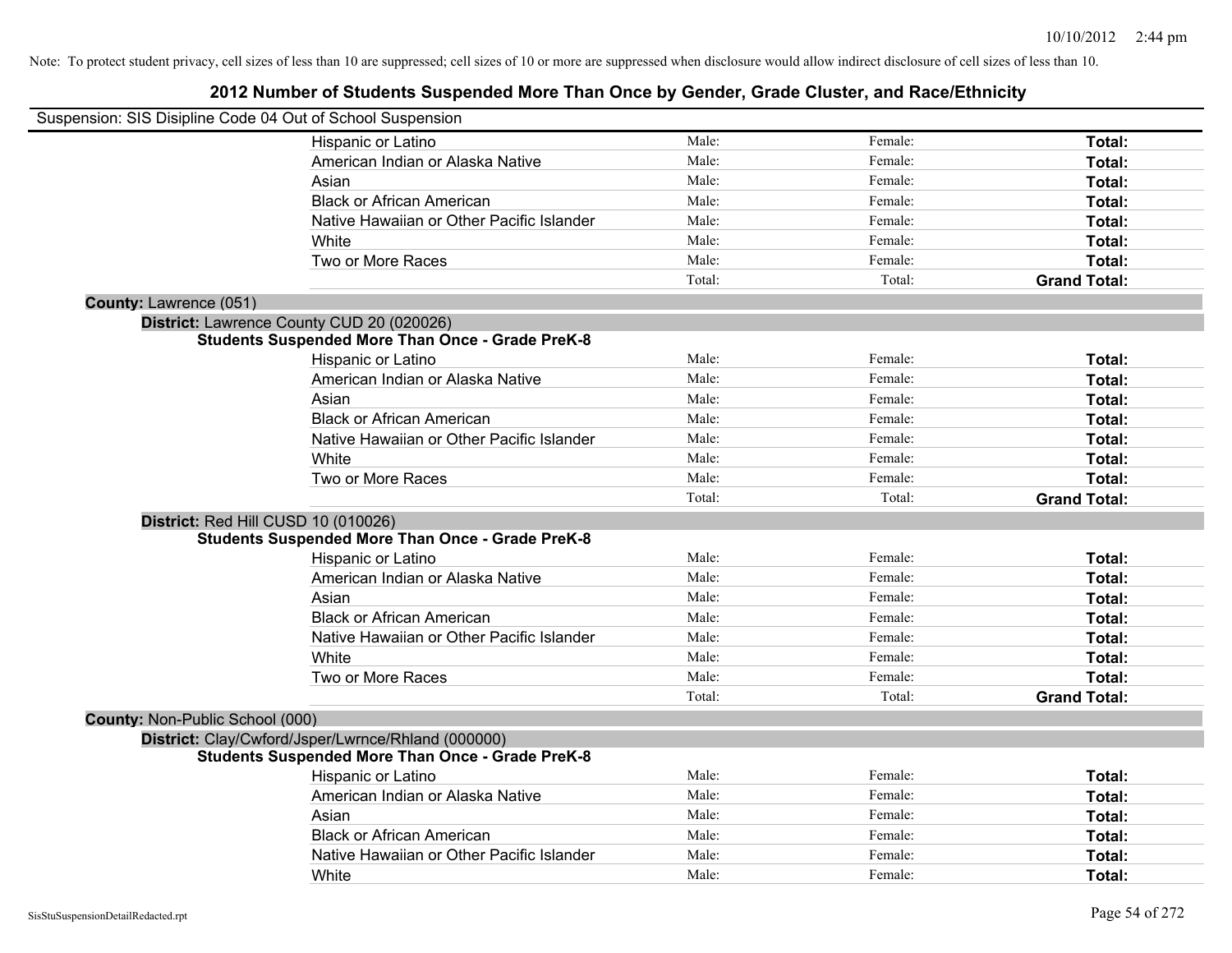Note: To protect student privacy, cell sizes of less than 10 are suppressed; cell sizes of 10 or more are suppressed when disclosure would allow indirect disclosure of cell sizes of less than 10.

## 2012 Number of Students Suspended More Than Once by Gender, Grade Cluster, and Race/Ethnicity

Suspension: SIS Disipline Code 04 Out of School Suspension

| | Male | Female | Total |
|---|---|---|---|
| Hispanic or Latino | Male: | Female: | **Total:** |
| American Indian or Alaska Native | Male: | Female: | **Total:** |
| Asian | Male: | Female: | **Total:** |
| Black or African American | Male: | Female: | **Total:** |
| Native Hawaiian or Other Pacific Islander | Male: | Female: | **Total:** |
| White | Male: | Female: | **Total:** |
| Two or More Races | Male: | Female: | **Total:** |
| | Total: | Total: | **Grand Total:** |

**County:** Lawrence (051)

**District:** Lawrence County CUD 20 (020026)

**Students Suspended More Than Once - Grade PreK-8**

| | Male | Female | Total |
|---|---|---|---|
| Hispanic or Latino | Male: | Female: | **Total:** |
| American Indian or Alaska Native | Male: | Female: | **Total:** |
| Asian | Male: | Female: | **Total:** |
| Black or African American | Male: | Female: | **Total:** |
| Native Hawaiian or Other Pacific Islander | Male: | Female: | **Total:** |
| White | Male: | Female: | **Total:** |
| Two or More Races | Male: | Female: | **Total:** |
| | Total: | Total: | **Grand Total:** |

**District:** Red Hill CUSD 10 (010026)

**Students Suspended More Than Once - Grade PreK-8**

| | Male | Female | Total |
|---|---|---|---|
| Hispanic or Latino | Male: | Female: | **Total:** |
| American Indian or Alaska Native | Male: | Female: | **Total:** |
| Asian | Male: | Female: | **Total:** |
| Black or African American | Male: | Female: | **Total:** |
| Native Hawaiian or Other Pacific Islander | Male: | Female: | **Total:** |
| White | Male: | Female: | **Total:** |
| Two or More Races | Male: | Female: | **Total:** |
| | Total: | Total: | **Grand Total:** |

**County:** Non-Public School (000)

**District:** Clay/Cwford/Jsper/Lwrnce/Rhland (000000)

**Students Suspended More Than Once - Grade PreK-8**

| | Male | Female | Total |
|---|---|---|---|
| Hispanic or Latino | Male: | Female: | **Total:** |
| American Indian or Alaska Native | Male: | Female: | **Total:** |
| Asian | Male: | Female: | **Total:** |
| Black or African American | Male: | Female: | **Total:** |
| Native Hawaiian or Other Pacific Islander | Male: | Female: | **Total:** |
| White | Male: | Female: | **Total:** |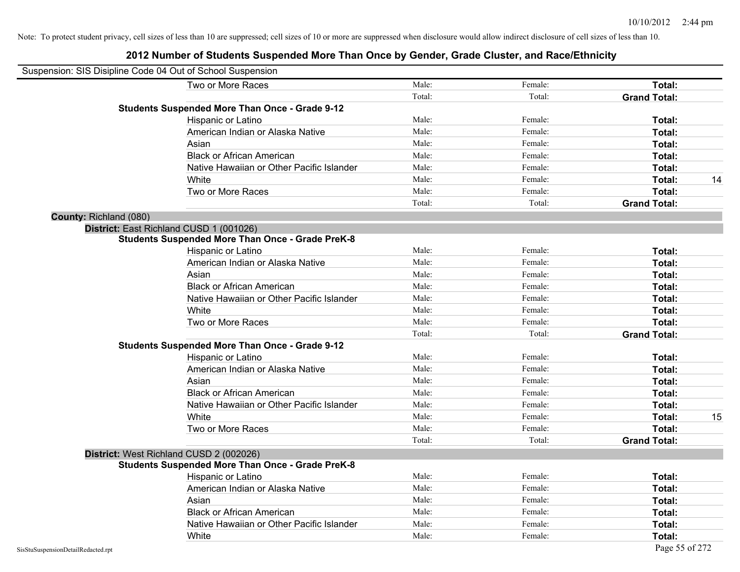Note: To protect student privacy, cell sizes of less than 10 are suppressed; cell sizes of 10 or more are suppressed when disclosure would allow indirect disclosure of cell sizes of less than 10.

# 2012 Number of Students Suspended More Than Once by Gender, Grade Cluster, and Race/Ethnicity

Suspension: SIS Disipline Code 04 Out of School Suspension

| | | | | |
|---|---|---|---|---|
| Two or More Races | Male: | Female: | **Total:** | |
| | Total: | Total: | **Grand Total:** | |

**Students Suspended More Than Once - Grade 9-12**

| | | | | |
|---|---|---|---|---|
| Hispanic or Latino | Male: | Female: | **Total:** | |
| American Indian or Alaska Native | Male: | Female: | **Total:** | |
| Asian | Male: | Female: | **Total:** | |
| Black or African American | Male: | Female: | **Total:** | |
| Native Hawaiian or Other Pacific Islander | Male: | Female: | **Total:** | |
| White | Male: | Female: | **Total:** | 14 |
| Two or More Races | Male: | Female: | **Total:** | |
| | Total: | Total: | **Grand Total:** | |

**County:** Richland (080)

**District:** East Richland CUSD 1 (001026)

**Students Suspended More Than Once - Grade PreK-8**

| | | | | |
|---|---|---|---|---|
| Hispanic or Latino | Male: | Female: | **Total:** | |
| American Indian or Alaska Native | Male: | Female: | **Total:** | |
| Asian | Male: | Female: | **Total:** | |
| Black or African American | Male: | Female: | **Total:** | |
| Native Hawaiian or Other Pacific Islander | Male: | Female: | **Total:** | |
| White | Male: | Female: | **Total:** | |
| Two or More Races | Male: | Female: | **Total:** | |
| | Total: | Total: | **Grand Total:** | |

**Students Suspended More Than Once - Grade 9-12**

| | | | | |
|---|---|---|---|---|
| Hispanic or Latino | Male: | Female: | **Total:** | |
| American Indian or Alaska Native | Male: | Female: | **Total:** | |
| Asian | Male: | Female: | **Total:** | |
| Black or African American | Male: | Female: | **Total:** | |
| Native Hawaiian or Other Pacific Islander | Male: | Female: | **Total:** | |
| White | Male: | Female: | **Total:** | 15 |
| Two or More Races | Male: | Female: | **Total:** | |
| | Total: | Total: | **Grand Total:** | |

**District:** West Richland CUSD 2 (002026)

**Students Suspended More Than Once - Grade PreK-8**

| | | | | |
|---|---|---|---|---|
| Hispanic or Latino | Male: | Female: | **Total:** | |
| American Indian or Alaska Native | Male: | Female: | **Total:** | |
| Asian | Male: | Female: | **Total:** | |
| Black or African American | Male: | Female: | **Total:** | |
| Native Hawaiian or Other Pacific Islander | Male: | Female: | **Total:** | |
| White | Male: | Female: | **Total:** | |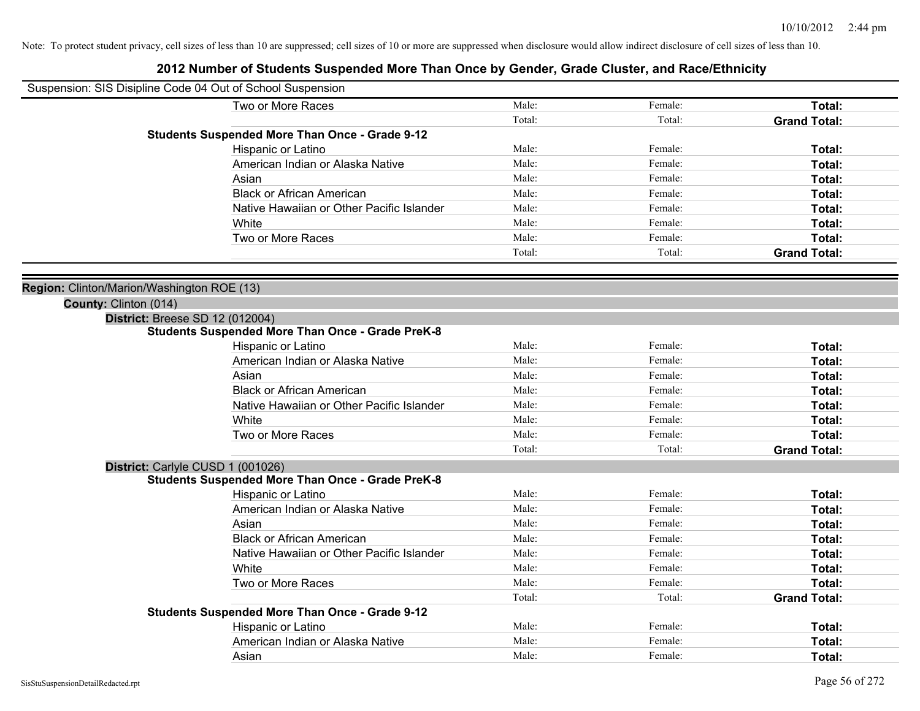Note: To protect student privacy, cell sizes of less than 10 are suppressed; cell sizes of 10 or more are suppressed when disclosure would allow indirect disclosure of cell sizes of less than 10.

## 2012 Number of Students Suspended More Than Once by Gender, Grade Cluster, and Race/Ethnicity

Suspension: SIS Disipline Code 04 Out of School Suspension

| | | | |
|---|---|---|---|
| Two or More Races | Male: | Female: | **Total:** |
| | Total: | Total: | **Grand Total:** |

**Students Suspended More Than Once - Grade 9-12**

| | | | |
|---|---|---|---|
| Hispanic or Latino | Male: | Female: | **Total:** |
| American Indian or Alaska Native | Male: | Female: | **Total:** |
| Asian | Male: | Female: | **Total:** |
| Black or African American | Male: | Female: | **Total:** |
| Native Hawaiian or Other Pacific Islander | Male: | Female: | **Total:** |
| White | Male: | Female: | **Total:** |
| Two or More Races | Male: | Female: | **Total:** |
| | Total: | Total: | **Grand Total:** |

**Region:** Clinton/Marion/Washington ROE (13)

**County:** Clinton (014)

**District:** Breese SD 12 (012004)

**Students Suspended More Than Once - Grade PreK-8**

| | | | |
|---|---|---|---|
| Hispanic or Latino | Male: | Female: | **Total:** |
| American Indian or Alaska Native | Male: | Female: | **Total:** |
| Asian | Male: | Female: | **Total:** |
| Black or African American | Male: | Female: | **Total:** |
| Native Hawaiian or Other Pacific Islander | Male: | Female: | **Total:** |
| White | Male: | Female: | **Total:** |
| Two or More Races | Male: | Female: | **Total:** |
| | Total: | Total: | **Grand Total:** |

**District:** Carlyle CUSD 1 (001026)

**Students Suspended More Than Once - Grade PreK-8**

| | | | |
|---|---|---|---|
| Hispanic or Latino | Male: | Female: | **Total:** |
| American Indian or Alaska Native | Male: | Female: | **Total:** |
| Asian | Male: | Female: | **Total:** |
| Black or African American | Male: | Female: | **Total:** |
| Native Hawaiian or Other Pacific Islander | Male: | Female: | **Total:** |
| White | Male: | Female: | **Total:** |
| Two or More Races | Male: | Female: | **Total:** |
| | Total: | Total: | **Grand Total:** |

**Students Suspended More Than Once - Grade 9-12**

| | | | |
|---|---|---|---|
| Hispanic or Latino | Male: | Female: | **Total:** |
| American Indian or Alaska Native | Male: | Female: | **Total:** |
| Asian | Male: | Female: | **Total:** |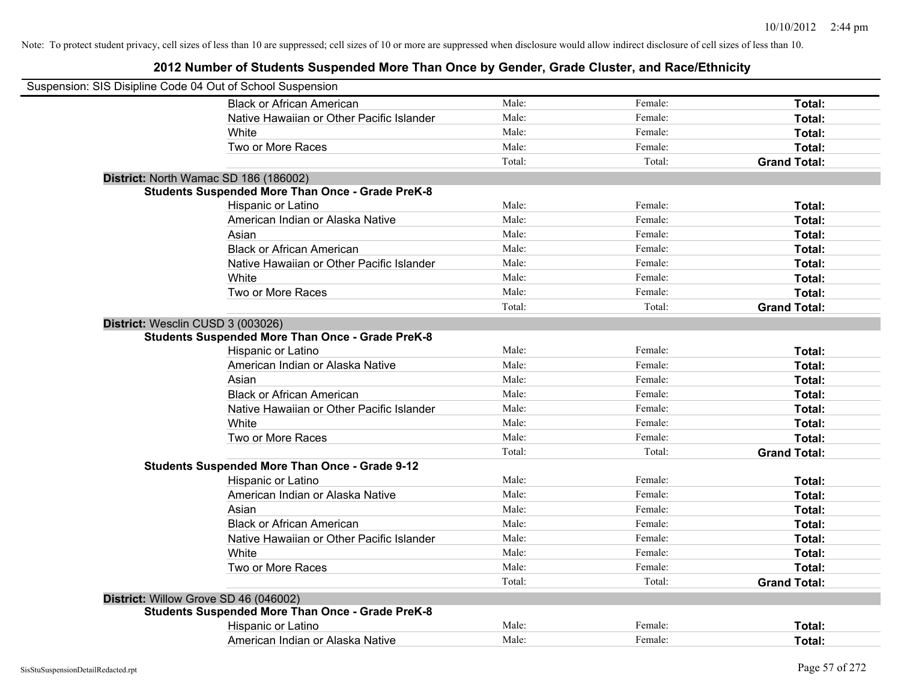Note: To protect student privacy, cell sizes of less than 10 are suppressed; cell sizes of 10 or more are suppressed when disclosure would allow indirect disclosure of cell sizes of less than 10.

# 2012 Number of Students Suspended More Than Once by Gender, Grade Cluster, and Race/Ethnicity

Suspension: SIS Disipline Code 04 Out of School Suspension

| | | | | |
|---|---|---|---|---|
| | Black or African American | Male: | Female: | **Total:** |
| | Native Hawaiian or Other Pacific Islander | Male: | Female: | **Total:** |
| | White | Male: | Female: | **Total:** |
| | Two or More Races | Male: | Female: | **Total:** |
| | | Total: | Total: | **Grand Total:** |
| **District:** North Wamac SD 186 (186002) | | | | |
| **Students Suspended More Than Once - Grade PreK-8** | | | | |
| | Hispanic or Latino | Male: | Female: | **Total:** |
| | American Indian or Alaska Native | Male: | Female: | **Total:** |
| | Asian | Male: | Female: | **Total:** |
| | Black or African American | Male: | Female: | **Total:** |
| | Native Hawaiian or Other Pacific Islander | Male: | Female: | **Total:** |
| | White | Male: | Female: | **Total:** |
| | Two or More Races | Male: | Female: | **Total:** |
| | | Total: | Total: | **Grand Total:** |
| **District:** Wesclin CUSD 3 (003026) | | | | |
| **Students Suspended More Than Once - Grade PreK-8** | | | | |
| | Hispanic or Latino | Male: | Female: | **Total:** |
| | American Indian or Alaska Native | Male: | Female: | **Total:** |
| | Asian | Male: | Female: | **Total:** |
| | Black or African American | Male: | Female: | **Total:** |
| | Native Hawaiian or Other Pacific Islander | Male: | Female: | **Total:** |
| | White | Male: | Female: | **Total:** |
| | Two or More Races | Male: | Female: | **Total:** |
| | | Total: | Total: | **Grand Total:** |
| **Students Suspended More Than Once - Grade 9-12** | | | | |
| | Hispanic or Latino | Male: | Female: | **Total:** |
| | American Indian or Alaska Native | Male: | Female: | **Total:** |
| | Asian | Male: | Female: | **Total:** |
| | Black or African American | Male: | Female: | **Total:** |
| | Native Hawaiian or Other Pacific Islander | Male: | Female: | **Total:** |
| | White | Male: | Female: | **Total:** |
| | Two or More Races | Male: | Female: | **Total:** |
| | | Total: | Total: | **Grand Total:** |
| **District:** Willow Grove SD 46 (046002) | | | | |
| **Students Suspended More Than Once - Grade PreK-8** | | | | |
| | Hispanic or Latino | Male: | Female: | **Total:** |
| | American Indian or Alaska Native | Male: | Female: | **Total:** |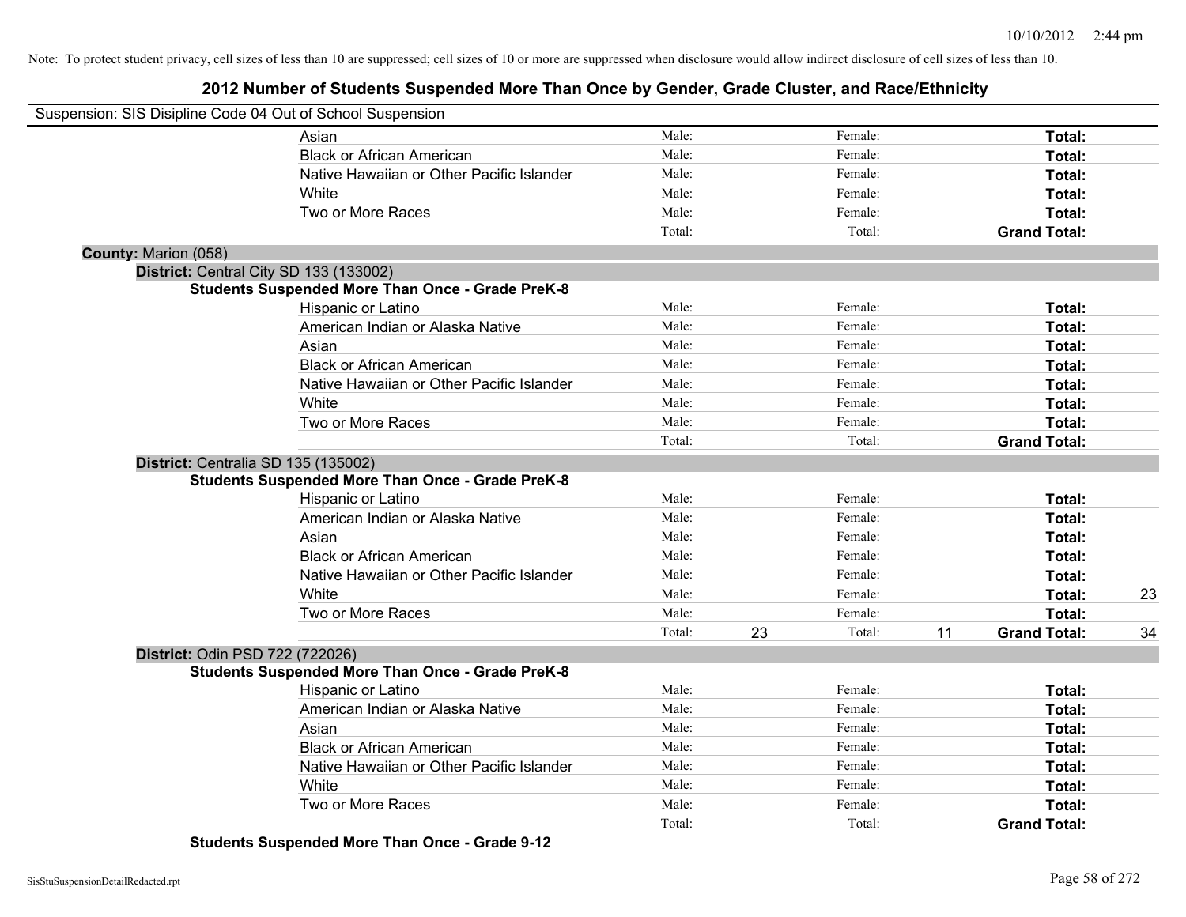Note: To protect student privacy, cell sizes of less than 10 are suppressed; cell sizes of 10 or more are suppressed when disclosure would allow indirect disclosure of cell sizes of less than 10.

# 2012 Number of Students Suspended More Than Once by Gender, Grade Cluster, and Race/Ethnicity

Suspension: SIS Disipline Code 04 Out of School Suspension

| | Male | | Female | | Total | |
|---|---|---|---|---|---|---|
| Asian | Male: | | Female: | | **Total:** | |
| Black or African American | Male: | | Female: | | **Total:** | |
| Native Hawaiian or Other Pacific Islander | Male: | | Female: | | **Total:** | |
| White | Male: | | Female: | | **Total:** | |
| Two or More Races | Male: | | Female: | | **Total:** | |
| | Total: | | Total: | | **Grand Total:** | |

**County:** Marion (058)

**District:** Central City SD 133 (133002)

**Students Suspended More Than Once - Grade PreK-8**

| | Male | | Female | | Total | |
|---|---|---|---|---|---|---|
| Hispanic or Latino | Male: | | Female: | | **Total:** | |
| American Indian or Alaska Native | Male: | | Female: | | **Total:** | |
| Asian | Male: | | Female: | | **Total:** | |
| Black or African American | Male: | | Female: | | **Total:** | |
| Native Hawaiian or Other Pacific Islander | Male: | | Female: | | **Total:** | |
| White | Male: | | Female: | | **Total:** | |
| Two or More Races | Male: | | Female: | | **Total:** | |
| | Total: | | Total: | | **Grand Total:** | |

**District:** Centralia SD 135 (135002)

**Students Suspended More Than Once - Grade PreK-8**

| | Male | | Female | | Total | |
|---|---|---|---|---|---|---|
| Hispanic or Latino | Male: | | Female: | | **Total:** | |
| American Indian or Alaska Native | Male: | | Female: | | **Total:** | |
| Asian | Male: | | Female: | | **Total:** | |
| Black or African American | Male: | | Female: | | **Total:** | |
| Native Hawaiian or Other Pacific Islander | Male: | | Female: | | **Total:** | |
| White | Male: | | Female: | | **Total:** | 23 |
| Two or More Races | Male: | | Female: | | **Total:** | |
| | Total: | 23 | Total: | 11 | **Grand Total:** | 34 |

**District:** Odin PSD 722 (722026)

**Students Suspended More Than Once - Grade PreK-8**

| | Male | | Female | | Total | |
|---|---|---|---|---|---|---|
| Hispanic or Latino | Male: | | Female: | | **Total:** | |
| American Indian or Alaska Native | Male: | | Female: | | **Total:** | |
| Asian | Male: | | Female: | | **Total:** | |
| Black or African American | Male: | | Female: | | **Total:** | |
| Native Hawaiian or Other Pacific Islander | Male: | | Female: | | **Total:** | |
| White | Male: | | Female: | | **Total:** | |
| Two or More Races | Male: | | Female: | | **Total:** | |
| | Total: | | Total: | | **Grand Total:** | |

**Students Suspended More Than Once - Grade 9-12**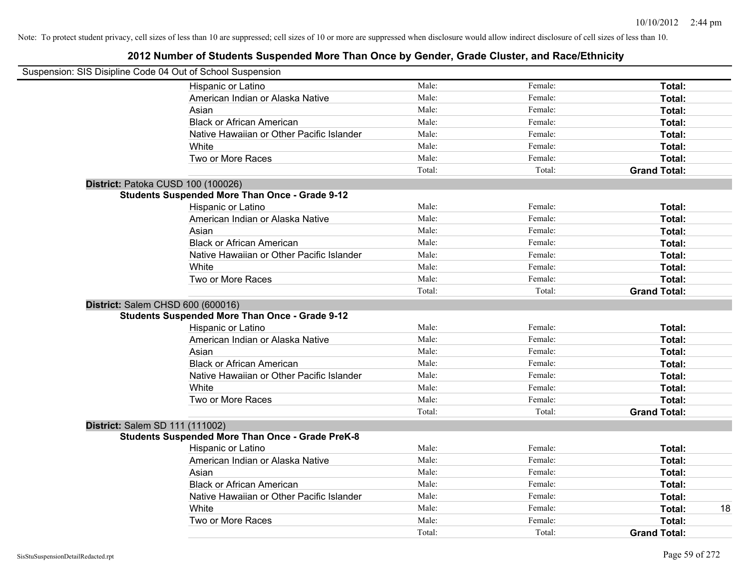Note: To protect student privacy, cell sizes of less than 10 are suppressed; cell sizes of 10 or more are suppressed when disclosure would allow indirect disclosure of cell sizes of less than 10.

# 2012 Number of Students Suspended More Than Once by Gender, Grade Cluster, and Race/Ethnicity

Suspension: SIS Disipline Code 04 Out of School Suspension

| | | | | |
|---|---|---|---|---|
| Hispanic or Latino | Male: | Female: | **Total:** | |
| American Indian or Alaska Native | Male: | Female: | **Total:** | |
| Asian | Male: | Female: | **Total:** | |
| Black or African American | Male: | Female: | **Total:** | |
| Native Hawaiian or Other Pacific Islander | Male: | Female: | **Total:** | |
| White | Male: | Female: | **Total:** | |
| Two or More Races | Male: | Female: | **Total:** | |
| | Total: | Total: | **Grand Total:** | |

**District:** Patoka CUSD 100 (100026)

**Students Suspended More Than Once - Grade 9-12**

| | | | | |
|---|---|---|---|---|
| Hispanic or Latino | Male: | Female: | **Total:** | |
| American Indian or Alaska Native | Male: | Female: | **Total:** | |
| Asian | Male: | Female: | **Total:** | |
| Black or African American | Male: | Female: | **Total:** | |
| Native Hawaiian or Other Pacific Islander | Male: | Female: | **Total:** | |
| White | Male: | Female: | **Total:** | |
| Two or More Races | Male: | Female: | **Total:** | |
| | Total: | Total: | **Grand Total:** | |

**District:** Salem CHSD 600 (600016)

**Students Suspended More Than Once - Grade 9-12**

| | | | | |
|---|---|---|---|---|
| Hispanic or Latino | Male: | Female: | **Total:** | |
| American Indian or Alaska Native | Male: | Female: | **Total:** | |
| Asian | Male: | Female: | **Total:** | |
| Black or African American | Male: | Female: | **Total:** | |
| Native Hawaiian or Other Pacific Islander | Male: | Female: | **Total:** | |
| White | Male: | Female: | **Total:** | |
| Two or More Races | Male: | Female: | **Total:** | |
| | Total: | Total: | **Grand Total:** | |

**District:** Salem SD 111 (111002)

**Students Suspended More Than Once - Grade PreK-8**

| | | | | |
|---|---|---|---|---|
| Hispanic or Latino | Male: | Female: | **Total:** | |
| American Indian or Alaska Native | Male: | Female: | **Total:** | |
| Asian | Male: | Female: | **Total:** | |
| Black or African American | Male: | Female: | **Total:** | |
| Native Hawaiian or Other Pacific Islander | Male: | Female: | **Total:** | |
| White | Male: | Female: | **Total:** | 18 |
| Two or More Races | Male: | Female: | **Total:** | |
| | Total: | Total: | **Grand Total:** | |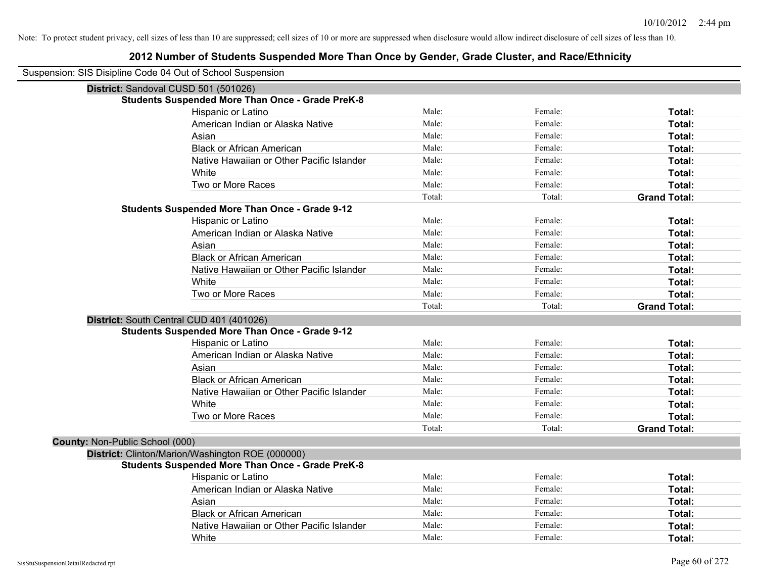Note: To protect student privacy, cell sizes of less than 10 are suppressed; cell sizes of 10 or more are suppressed when disclosure would allow indirect disclosure of cell sizes of less than 10.

# 2012 Number of Students Suspended More Than Once by Gender, Grade Cluster, and Race/Ethnicity

Suspension: SIS Disipline Code 04 Out of School Suspension

**District:** Sandoval CUSD 501 (501026)

**Students Suspended More Than Once - Grade PreK-8**

| | | | |
|---|---|---|---|
| Hispanic or Latino | Male: | Female: | **Total:** |
| American Indian or Alaska Native | Male: | Female: | **Total:** |
| Asian | Male: | Female: | **Total:** |
| Black or African American | Male: | Female: | **Total:** |
| Native Hawaiian or Other Pacific Islander | Male: | Female: | **Total:** |
| White | Male: | Female: | **Total:** |
| Two or More Races | Male: | Female: | **Total:** |
| | Total: | Total: | **Grand Total:** |

**Students Suspended More Than Once - Grade 9-12**

| | | | |
|---|---|---|---|
| Hispanic or Latino | Male: | Female: | **Total:** |
| American Indian or Alaska Native | Male: | Female: | **Total:** |
| Asian | Male: | Female: | **Total:** |
| Black or African American | Male: | Female: | **Total:** |
| Native Hawaiian or Other Pacific Islander | Male: | Female: | **Total:** |
| White | Male: | Female: | **Total:** |
| Two or More Races | Male: | Female: | **Total:** |
| | Total: | Total: | **Grand Total:** |

**District:** South Central CUD 401 (401026)

**Students Suspended More Than Once - Grade 9-12**

| | | | |
|---|---|---|---|
| Hispanic or Latino | Male: | Female: | **Total:** |
| American Indian or Alaska Native | Male: | Female: | **Total:** |
| Asian | Male: | Female: | **Total:** |
| Black or African American | Male: | Female: | **Total:** |
| Native Hawaiian or Other Pacific Islander | Male: | Female: | **Total:** |
| White | Male: | Female: | **Total:** |
| Two or More Races | Male: | Female: | **Total:** |
| | Total: | Total: | **Grand Total:** |

**County:** Non-Public School (000)

**District:** Clinton/Marion/Washington ROE (000000)

**Students Suspended More Than Once - Grade PreK-8**

| | | | |
|---|---|---|---|
| Hispanic or Latino | Male: | Female: | **Total:** |
| American Indian or Alaska Native | Male: | Female: | **Total:** |
| Asian | Male: | Female: | **Total:** |
| Black or African American | Male: | Female: | **Total:** |
| Native Hawaiian or Other Pacific Islander | Male: | Female: | **Total:** |
| White | Male: | Female: | **Total:** |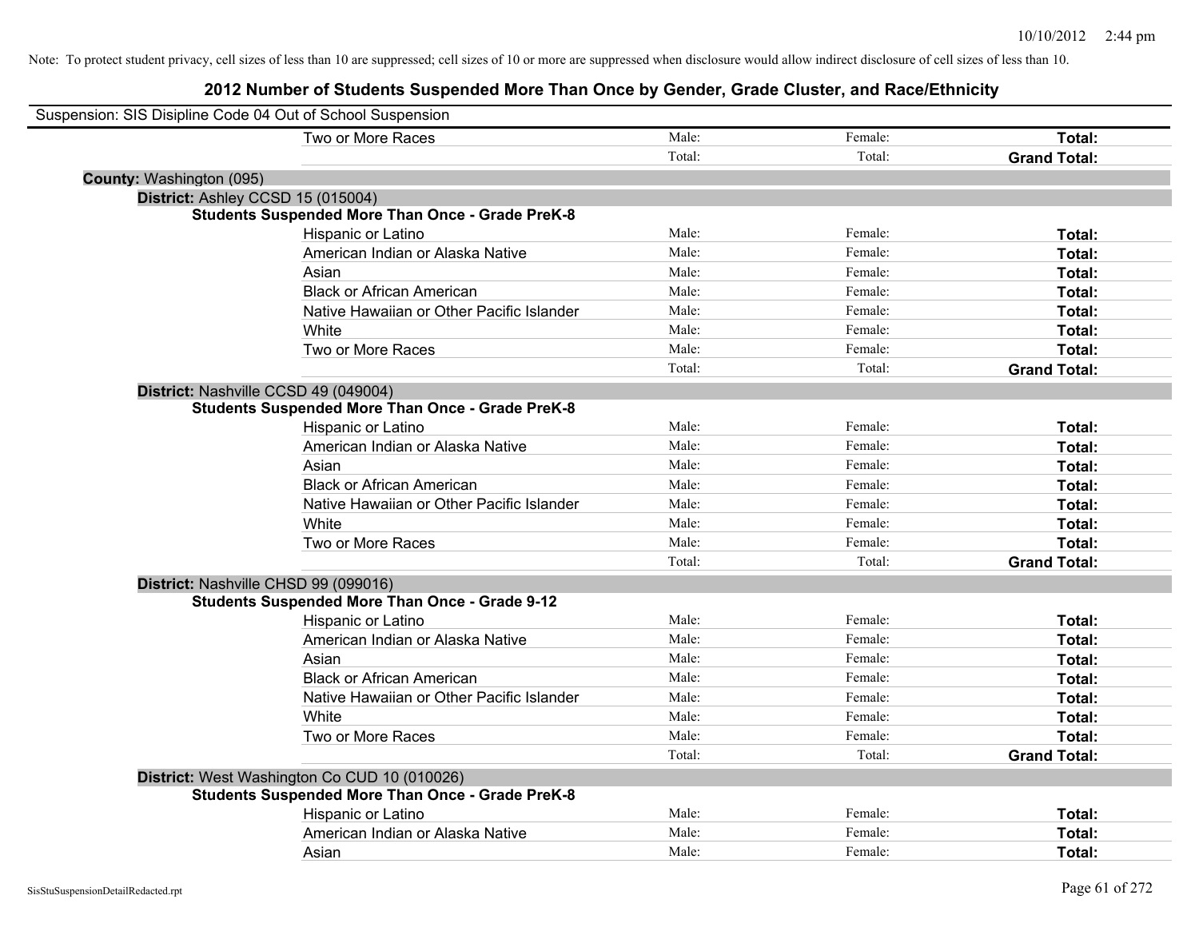Note: To protect student privacy, cell sizes of less than 10 are suppressed; cell sizes of 10 or more are suppressed when disclosure would allow indirect disclosure of cell sizes of less than 10.

# 2012 Number of Students Suspended More Than Once by Gender, Grade Cluster, and Race/Ethnicity

Suspension: SIS Disipline Code 04 Out of School Suspension

| | Male | Female | Total |
|---|---|---|---|
| Two or More Races | Male: | Female: | **Total:** |
| | Total: | Total: | **Grand Total:** |

**County:** Washington (095)

**District:** Ashley CCSD 15 (015004)

**Students Suspended More Than Once - Grade PreK-8**

| | Male | Female | Total |
|---|---|---|---|
| Hispanic or Latino | Male: | Female: | **Total:** |
| American Indian or Alaska Native | Male: | Female: | **Total:** |
| Asian | Male: | Female: | **Total:** |
| Black or African American | Male: | Female: | **Total:** |
| Native Hawaiian or Other Pacific Islander | Male: | Female: | **Total:** |
| White | Male: | Female: | **Total:** |
| Two or More Races | Male: | Female: | **Total:** |
| | Total: | Total: | **Grand Total:** |

**District:** Nashville CCSD 49 (049004)

**Students Suspended More Than Once - Grade PreK-8**

| | Male | Female | Total |
|---|---|---|---|
| Hispanic or Latino | Male: | Female: | **Total:** |
| American Indian or Alaska Native | Male: | Female: | **Total:** |
| Asian | Male: | Female: | **Total:** |
| Black or African American | Male: | Female: | **Total:** |
| Native Hawaiian or Other Pacific Islander | Male: | Female: | **Total:** |
| White | Male: | Female: | **Total:** |
| Two or More Races | Male: | Female: | **Total:** |
| | Total: | Total: | **Grand Total:** |

**District:** Nashville CHSD 99 (099016)

**Students Suspended More Than Once - Grade 9-12**

| | Male | Female | Total |
|---|---|---|---|
| Hispanic or Latino | Male: | Female: | **Total:** |
| American Indian or Alaska Native | Male: | Female: | **Total:** |
| Asian | Male: | Female: | **Total:** |
| Black or African American | Male: | Female: | **Total:** |
| Native Hawaiian or Other Pacific Islander | Male: | Female: | **Total:** |
| White | Male: | Female: | **Total:** |
| Two or More Races | Male: | Female: | **Total:** |
| | Total: | Total: | **Grand Total:** |

**District:** West Washington Co CUD 10 (010026)

**Students Suspended More Than Once - Grade PreK-8**

| | Male | Female | Total |
|---|---|---|---|
| Hispanic or Latino | Male: | Female: | **Total:** |
| American Indian or Alaska Native | Male: | Female: | **Total:** |
| Asian | Male: | Female: | **Total:** |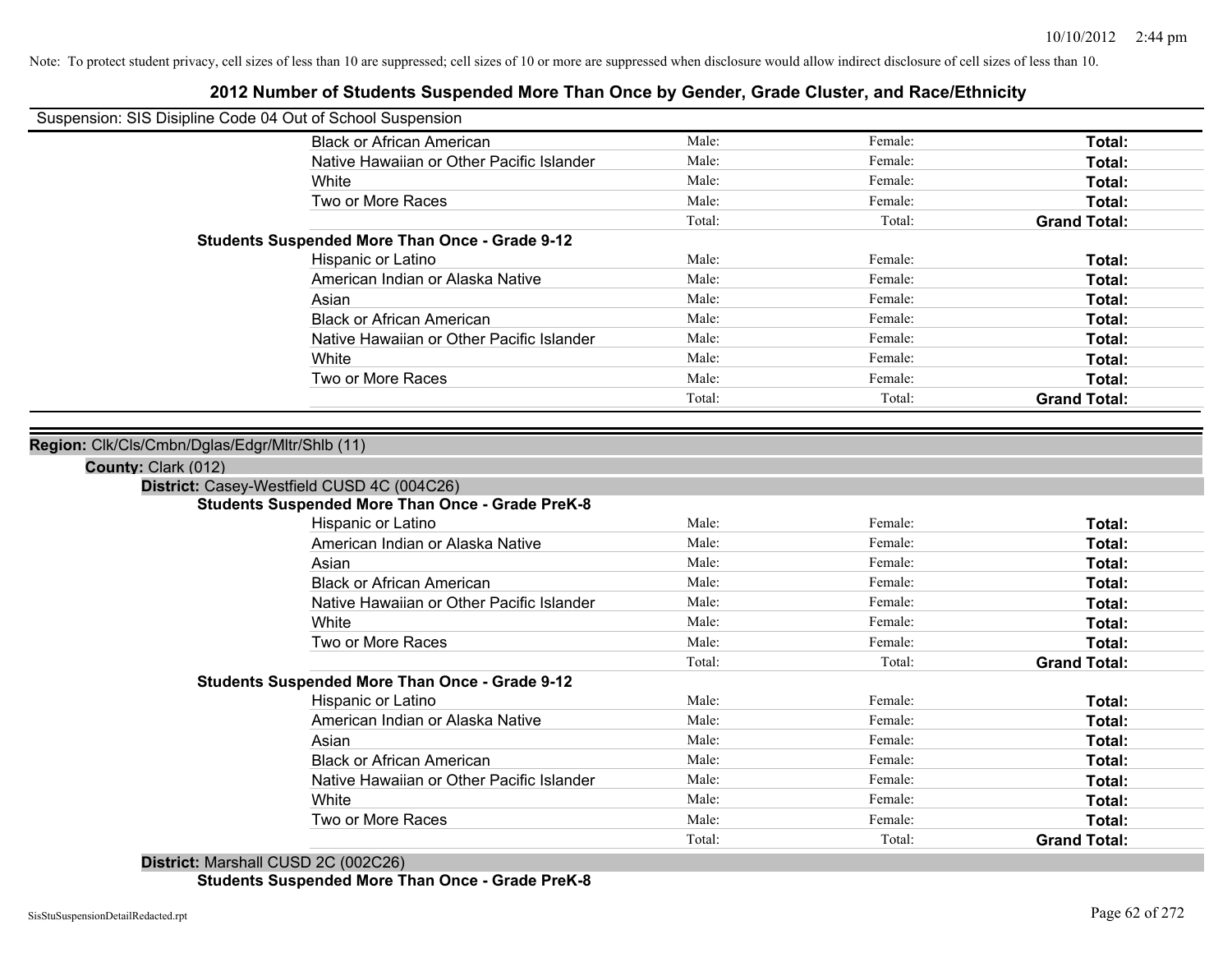Note: To protect student privacy, cell sizes of less than 10 are suppressed; cell sizes of 10 or more are suppressed when disclosure would allow indirect disclosure of cell sizes of less than 10.

## 2012 Number of Students Suspended More Than Once by Gender, Grade Cluster, and Race/Ethnicity

Suspension: SIS Disipline Code 04 Out of School Suspension

| | | | |
|---|---|---|---|
| Black or African American | Male: | Female: | **Total:** |
| Native Hawaiian or Other Pacific Islander | Male: | Female: | **Total:** |
| White | Male: | Female: | **Total:** |
| Two or More Races | Male: | Female: | **Total:** |
| | Total: | Total: | **Grand Total:** |

**Students Suspended More Than Once - Grade 9-12**

| | | | |
|---|---|---|---|
| Hispanic or Latino | Male: | Female: | **Total:** |
| American Indian or Alaska Native | Male: | Female: | **Total:** |
| Asian | Male: | Female: | **Total:** |
| Black or African American | Male: | Female: | **Total:** |
| Native Hawaiian or Other Pacific Islander | Male: | Female: | **Total:** |
| White | Male: | Female: | **Total:** |
| Two or More Races | Male: | Female: | **Total:** |
| | Total: | Total: | **Grand Total:** |

**Region:** Clk/Cls/Cmbn/Dglas/Edgr/Mltr/Shlb (11)

**County:** Clark (012)

**District:** Casey-Westfield CUSD 4C (004C26)

**Students Suspended More Than Once - Grade PreK-8**

| | | | |
|---|---|---|---|
| Hispanic or Latino | Male: | Female: | **Total:** |
| American Indian or Alaska Native | Male: | Female: | **Total:** |
| Asian | Male: | Female: | **Total:** |
| Black or African American | Male: | Female: | **Total:** |
| Native Hawaiian or Other Pacific Islander | Male: | Female: | **Total:** |
| White | Male: | Female: | **Total:** |
| Two or More Races | Male: | Female: | **Total:** |
| | Total: | Total: | **Grand Total:** |

**Students Suspended More Than Once - Grade 9-12**

| | | | |
|---|---|---|---|
| Hispanic or Latino | Male: | Female: | **Total:** |
| American Indian or Alaska Native | Male: | Female: | **Total:** |
| Asian | Male: | Female: | **Total:** |
| Black or African American | Male: | Female: | **Total:** |
| Native Hawaiian or Other Pacific Islander | Male: | Female: | **Total:** |
| White | Male: | Female: | **Total:** |
| Two or More Races | Male: | Female: | **Total:** |
| | Total: | Total: | **Grand Total:** |

**District:** Marshall CUSD 2C (002C26)

**Students Suspended More Than Once - Grade PreK-8**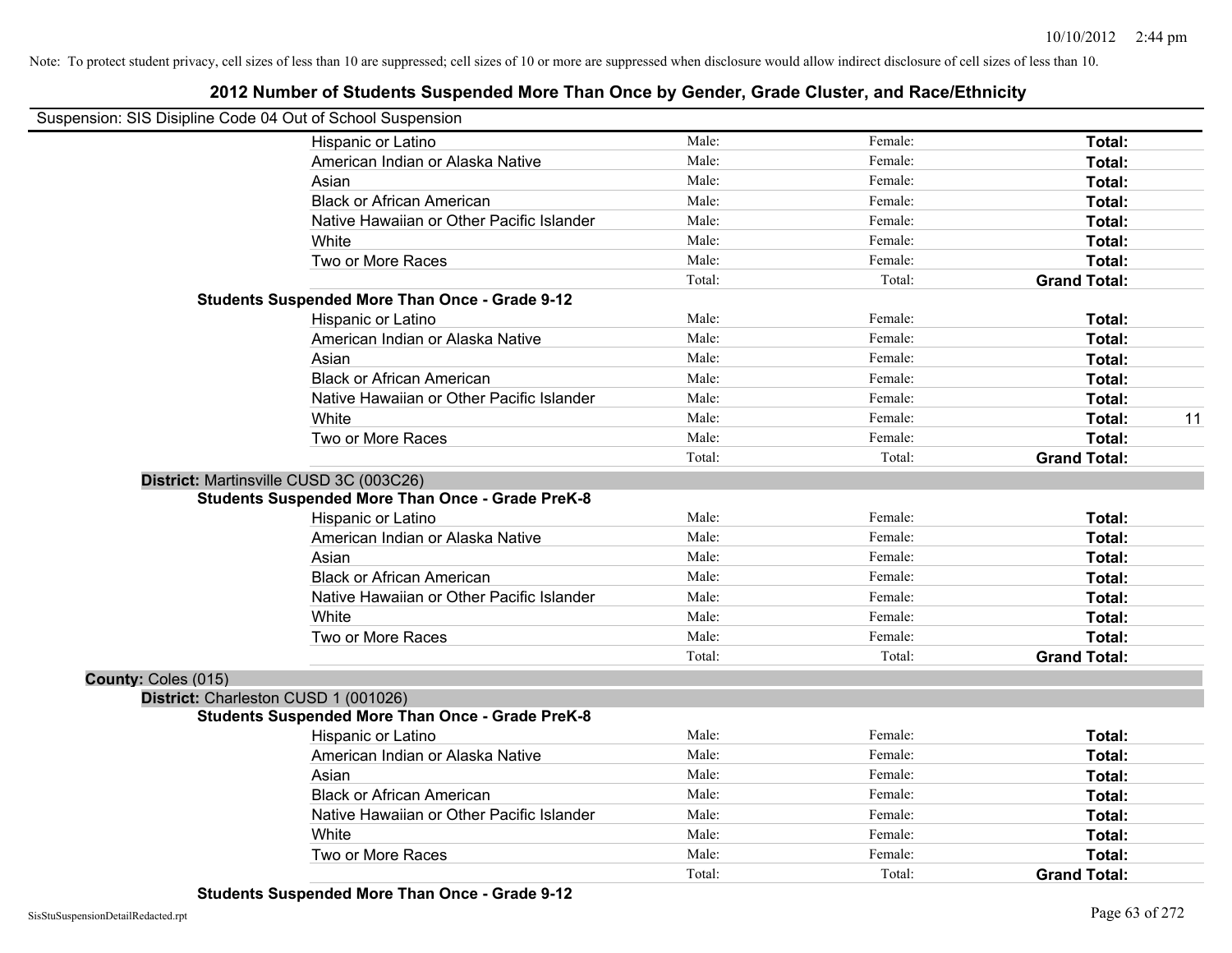Note: To protect student privacy, cell sizes of less than 10 are suppressed; cell sizes of 10 or more are suppressed when disclosure would allow indirect disclosure of cell sizes of less than 10.

## 2012 Number of Students Suspended More Than Once by Gender, Grade Cluster, and Race/Ethnicity

Suspension: SIS Disipline Code 04 Out of School Suspension

| | | | | |
|---|---|---|---|---|
| Hispanic or Latino | Male: | Female: | **Total:** | |
| American Indian or Alaska Native | Male: | Female: | **Total:** | |
| Asian | Male: | Female: | **Total:** | |
| Black or African American | Male: | Female: | **Total:** | |
| Native Hawaiian or Other Pacific Islander | Male: | Female: | **Total:** | |
| White | Male: | Female: | **Total:** | |
| Two or More Races | Male: | Female: | **Total:** | |
| | Total: | Total: | **Grand Total:** | |

**Students Suspended More Than Once - Grade 9-12**

| | | | | |
|---|---|---|---|---|
| Hispanic or Latino | Male: | Female: | **Total:** | |
| American Indian or Alaska Native | Male: | Female: | **Total:** | |
| Asian | Male: | Female: | **Total:** | |
| Black or African American | Male: | Female: | **Total:** | |
| Native Hawaiian or Other Pacific Islander | Male: | Female: | **Total:** | |
| White | Male: | Female: | **Total:** | 11 |
| Two or More Races | Male: | Female: | **Total:** | |
| | Total: | Total: | **Grand Total:** | |

**District:** Martinsville CUSD 3C (003C26)

**Students Suspended More Than Once - Grade PreK-8**

| | | | | |
|---|---|---|---|---|
| Hispanic or Latino | Male: | Female: | **Total:** | |
| American Indian or Alaska Native | Male: | Female: | **Total:** | |
| Asian | Male: | Female: | **Total:** | |
| Black or African American | Male: | Female: | **Total:** | |
| Native Hawaiian or Other Pacific Islander | Male: | Female: | **Total:** | |
| White | Male: | Female: | **Total:** | |
| Two or More Races | Male: | Female: | **Total:** | |
| | Total: | Total: | **Grand Total:** | |

**County:** Coles (015)

**District:** Charleston CUSD 1 (001026)

**Students Suspended More Than Once - Grade PreK-8**

| | | | | |
|---|---|---|---|---|
| Hispanic or Latino | Male: | Female: | **Total:** | |
| American Indian or Alaska Native | Male: | Female: | **Total:** | |
| Asian | Male: | Female: | **Total:** | |
| Black or African American | Male: | Female: | **Total:** | |
| Native Hawaiian or Other Pacific Islander | Male: | Female: | **Total:** | |
| White | Male: | Female: | **Total:** | |
| Two or More Races | Male: | Female: | **Total:** | |
| | Total: | Total: | **Grand Total:** | |

**Students Suspended More Than Once - Grade 9-12**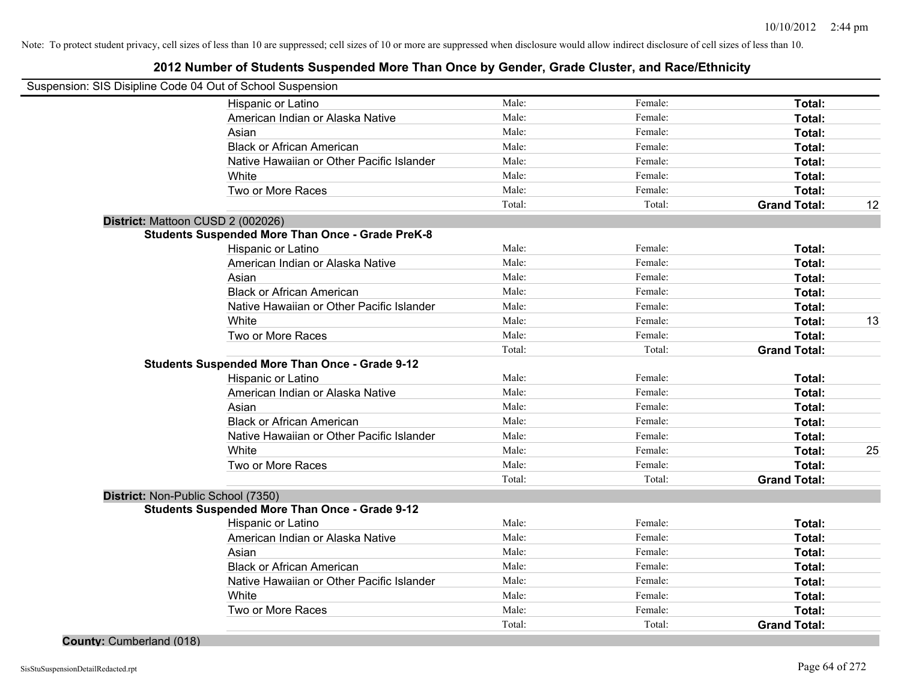Note: To protect student privacy, cell sizes of less than 10 are suppressed; cell sizes of 10 or more are suppressed when disclosure would allow indirect disclosure of cell sizes of less than 10.

## 2012 Number of Students Suspended More Than Once by Gender, Grade Cluster, and Race/Ethnicity

Suspension: SIS Disipline Code 04 Out of School Suspension

| | Male | Female | Total | |
|---|---|---|---|---|
| Hispanic or Latino | Male: | Female: | **Total:** | |
| American Indian or Alaska Native | Male: | Female: | **Total:** | |
| Asian | Male: | Female: | **Total:** | |
| Black or African American | Male: | Female: | **Total:** | |
| Native Hawaiian or Other Pacific Islander | Male: | Female: | **Total:** | |
| White | Male: | Female: | **Total:** | |
| Two or More Races | Male: | Female: | **Total:** | |
| | Total: | Total: | **Grand Total:** | 12 |

**District:** Mattoon CUSD 2 (002026)

**Students Suspended More Than Once - Grade PreK-8**

| | Male | Female | Total | |
|---|---|---|---|---|
| Hispanic or Latino | Male: | Female: | **Total:** | |
| American Indian or Alaska Native | Male: | Female: | **Total:** | |
| Asian | Male: | Female: | **Total:** | |
| Black or African American | Male: | Female: | **Total:** | |
| Native Hawaiian or Other Pacific Islander | Male: | Female: | **Total:** | |
| White | Male: | Female: | **Total:** | 13 |
| Two or More Races | Male: | Female: | **Total:** | |
| | Total: | Total: | **Grand Total:** | |

**Students Suspended More Than Once - Grade 9-12**

| | Male | Female | Total | |
|---|---|---|---|---|
| Hispanic or Latino | Male: | Female: | **Total:** | |
| American Indian or Alaska Native | Male: | Female: | **Total:** | |
| Asian | Male: | Female: | **Total:** | |
| Black or African American | Male: | Female: | **Total:** | |
| Native Hawaiian or Other Pacific Islander | Male: | Female: | **Total:** | |
| White | Male: | Female: | **Total:** | 25 |
| Two or More Races | Male: | Female: | **Total:** | |
| | Total: | Total: | **Grand Total:** | |

**District:** Non-Public School (7350)

**Students Suspended More Than Once - Grade 9-12**

| | Male | Female | Total | |
|---|---|---|---|---|
| Hispanic or Latino | Male: | Female: | **Total:** | |
| American Indian or Alaska Native | Male: | Female: | **Total:** | |
| Asian | Male: | Female: | **Total:** | |
| Black or African American | Male: | Female: | **Total:** | |
| Native Hawaiian or Other Pacific Islander | Male: | Female: | **Total:** | |
| White | Male: | Female: | **Total:** | |
| Two or More Races | Male: | Female: | **Total:** | |
| | Total: | Total: | **Grand Total:** | |

**County:** Cumberland (018)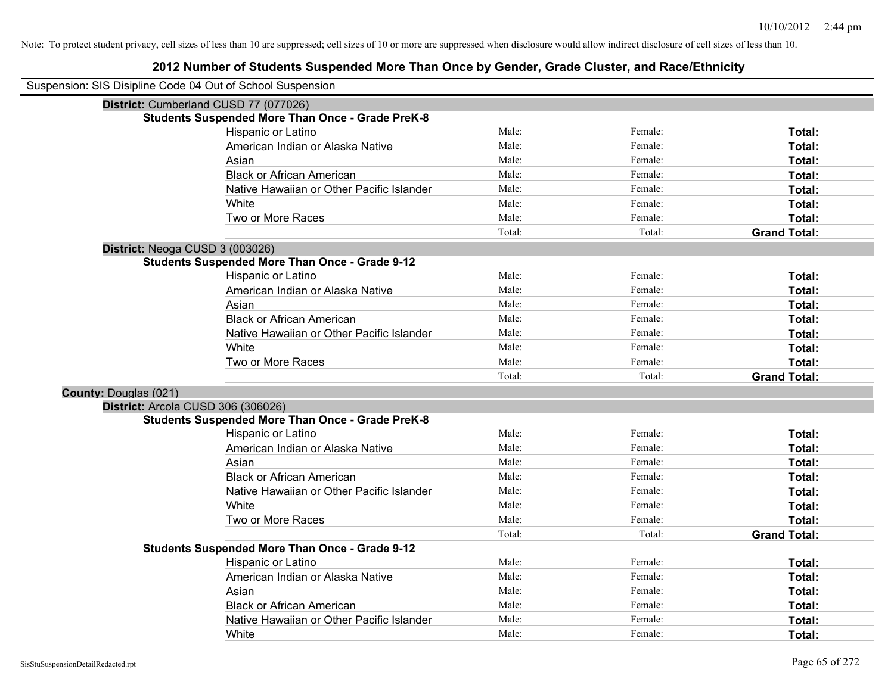Note: To protect student privacy, cell sizes of less than 10 are suppressed; cell sizes of 10 or more are suppressed when disclosure would allow indirect disclosure of cell sizes of less than 10.

# 2012 Number of Students Suspended More Than Once by Gender, Grade Cluster, and Race/Ethnicity

Suspension: SIS Disipline Code 04 Out of School Suspension

**District:** Cumberland CUSD 77 (077026)

**Students Suspended More Than Once - Grade PreK-8**

| | | | |
|---|---|---|---|
| Hispanic or Latino | Male: | Female: | **Total:** |
| American Indian or Alaska Native | Male: | Female: | **Total:** |
| Asian | Male: | Female: | **Total:** |
| Black or African American | Male: | Female: | **Total:** |
| Native Hawaiian or Other Pacific Islander | Male: | Female: | **Total:** |
| White | Male: | Female: | **Total:** |
| Two or More Races | Male: | Female: | **Total:** |
| | Total: | Total: | **Grand Total:** |

**District:** Neoga CUSD 3 (003026)

**Students Suspended More Than Once - Grade 9-12**

| | | | |
|---|---|---|---|
| Hispanic or Latino | Male: | Female: | **Total:** |
| American Indian or Alaska Native | Male: | Female: | **Total:** |
| Asian | Male: | Female: | **Total:** |
| Black or African American | Male: | Female: | **Total:** |
| Native Hawaiian or Other Pacific Islander | Male: | Female: | **Total:** |
| White | Male: | Female: | **Total:** |
| Two or More Races | Male: | Female: | **Total:** |
| | Total: | Total: | **Grand Total:** |

**County:** Douglas (021)

**District:** Arcola CUSD 306 (306026)

**Students Suspended More Than Once - Grade PreK-8**

| | | | |
|---|---|---|---|
| Hispanic or Latino | Male: | Female: | **Total:** |
| American Indian or Alaska Native | Male: | Female: | **Total:** |
| Asian | Male: | Female: | **Total:** |
| Black or African American | Male: | Female: | **Total:** |
| Native Hawaiian or Other Pacific Islander | Male: | Female: | **Total:** |
| White | Male: | Female: | **Total:** |
| Two or More Races | Male: | Female: | **Total:** |
| | Total: | Total: | **Grand Total:** |

**Students Suspended More Than Once - Grade 9-12**

| | | | |
|---|---|---|---|
| Hispanic or Latino | Male: | Female: | **Total:** |
| American Indian or Alaska Native | Male: | Female: | **Total:** |
| Asian | Male: | Female: | **Total:** |
| Black or African American | Male: | Female: | **Total:** |
| Native Hawaiian or Other Pacific Islander | Male: | Female: | **Total:** |
| White | Male: | Female: | **Total:** |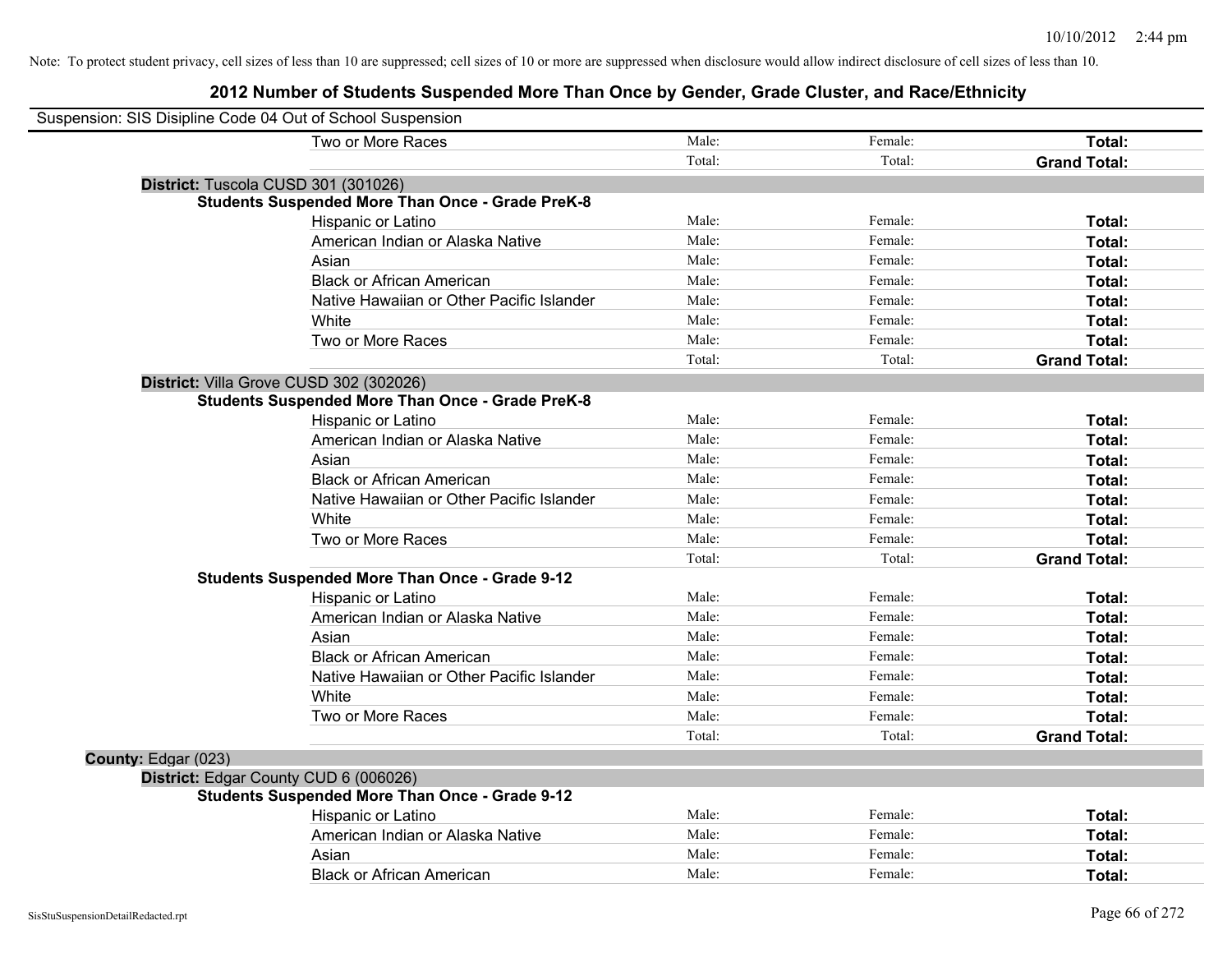Note: To protect student privacy, cell sizes of less than 10 are suppressed; cell sizes of 10 or more are suppressed when disclosure would allow indirect disclosure of cell sizes of less than 10.

# 2012 Number of Students Suspended More Than Once by Gender, Grade Cluster, and Race/Ethnicity

Suspension: SIS Disipline Code 04 Out of School Suspension

| | | | | |
|---|---|---|---|---|
| | Two or More Races | Male: | Female: | **Total:** |
| | | Total: | Total: | **Grand Total:** |
| **District:** Tuscola CUSD 301 (301026) | | | | |
| **Students Suspended More Than Once - Grade PreK-8** | | | | |
| | Hispanic or Latino | Male: | Female: | **Total:** |
| | American Indian or Alaska Native | Male: | Female: | **Total:** |
| | Asian | Male: | Female: | **Total:** |
| | Black or African American | Male: | Female: | **Total:** |
| | Native Hawaiian or Other Pacific Islander | Male: | Female: | **Total:** |
| | White | Male: | Female: | **Total:** |
| | Two or More Races | Male: | Female: | **Total:** |
| | | Total: | Total: | **Grand Total:** |
| **District:** Villa Grove CUSD 302 (302026) | | | | |
| **Students Suspended More Than Once - Grade PreK-8** | | | | |
| | Hispanic or Latino | Male: | Female: | **Total:** |
| | American Indian or Alaska Native | Male: | Female: | **Total:** |
| | Asian | Male: | Female: | **Total:** |
| | Black or African American | Male: | Female: | **Total:** |
| | Native Hawaiian or Other Pacific Islander | Male: | Female: | **Total:** |
| | White | Male: | Female: | **Total:** |
| | Two or More Races | Male: | Female: | **Total:** |
| | | Total: | Total: | **Grand Total:** |
| **Students Suspended More Than Once - Grade 9-12** | | | | |
| | Hispanic or Latino | Male: | Female: | **Total:** |
| | American Indian or Alaska Native | Male: | Female: | **Total:** |
| | Asian | Male: | Female: | **Total:** |
| | Black or African American | Male: | Female: | **Total:** |
| | Native Hawaiian or Other Pacific Islander | Male: | Female: | **Total:** |
| | White | Male: | Female: | **Total:** |
| | Two or More Races | Male: | Female: | **Total:** |
| | | Total: | Total: | **Grand Total:** |
| **County:** Edgar (023) | | | | |
| **District:** Edgar County CUD 6 (006026) | | | | |
| **Students Suspended More Than Once - Grade 9-12** | | | | |
| | Hispanic or Latino | Male: | Female: | **Total:** |
| | American Indian or Alaska Native | Male: | Female: | **Total:** |
| | Asian | Male: | Female: | **Total:** |
| | Black or African American | Male: | Female: | **Total:** |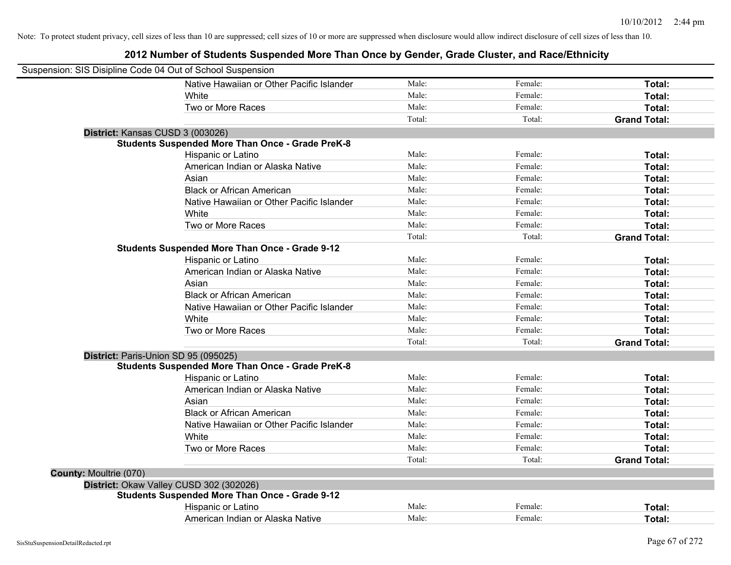Note: To protect student privacy, cell sizes of less than 10 are suppressed; cell sizes of 10 or more are suppressed when disclosure would allow indirect disclosure of cell sizes of less than 10.

# 2012 Number of Students Suspended More Than Once by Gender, Grade Cluster, and Race/Ethnicity

Suspension: SIS Disipline Code 04 Out of School Suspension

| | | | |
|---|---|---|---|
| Native Hawaiian or Other Pacific Islander | Male: | Female: | **Total:** |
| White | Male: | Female: | **Total:** |
| Two or More Races | Male: | Female: | **Total:** |
| | Total: | Total: | **Grand Total:** |

**District:** Kansas CUSD 3 (003026)

**Students Suspended More Than Once - Grade PreK-8**

| | | | |
|---|---|---|---|
| Hispanic or Latino | Male: | Female: | **Total:** |
| American Indian or Alaska Native | Male: | Female: | **Total:** |
| Asian | Male: | Female: | **Total:** |
| Black or African American | Male: | Female: | **Total:** |
| Native Hawaiian or Other Pacific Islander | Male: | Female: | **Total:** |
| White | Male: | Female: | **Total:** |
| Two or More Races | Male: | Female: | **Total:** |
| | Total: | Total: | **Grand Total:** |

**Students Suspended More Than Once - Grade 9-12**

| | | | |
|---|---|---|---|
| Hispanic or Latino | Male: | Female: | **Total:** |
| American Indian or Alaska Native | Male: | Female: | **Total:** |
| Asian | Male: | Female: | **Total:** |
| Black or African American | Male: | Female: | **Total:** |
| Native Hawaiian or Other Pacific Islander | Male: | Female: | **Total:** |
| White | Male: | Female: | **Total:** |
| Two or More Races | Male: | Female: | **Total:** |
| | Total: | Total: | **Grand Total:** |

**District:** Paris-Union SD 95 (095025)

**Students Suspended More Than Once - Grade PreK-8**

| | | | |
|---|---|---|---|
| Hispanic or Latino | Male: | Female: | **Total:** |
| American Indian or Alaska Native | Male: | Female: | **Total:** |
| Asian | Male: | Female: | **Total:** |
| Black or African American | Male: | Female: | **Total:** |
| Native Hawaiian or Other Pacific Islander | Male: | Female: | **Total:** |
| White | Male: | Female: | **Total:** |
| Two or More Races | Male: | Female: | **Total:** |
| | Total: | Total: | **Grand Total:** |

**County:** Moultrie (070)

**District:** Okaw Valley CUSD 302 (302026)

**Students Suspended More Than Once - Grade 9-12**

| | | | |
|---|---|---|---|
| Hispanic or Latino | Male: | Female: | **Total:** |
| American Indian or Alaska Native | Male: | Female: | **Total:** |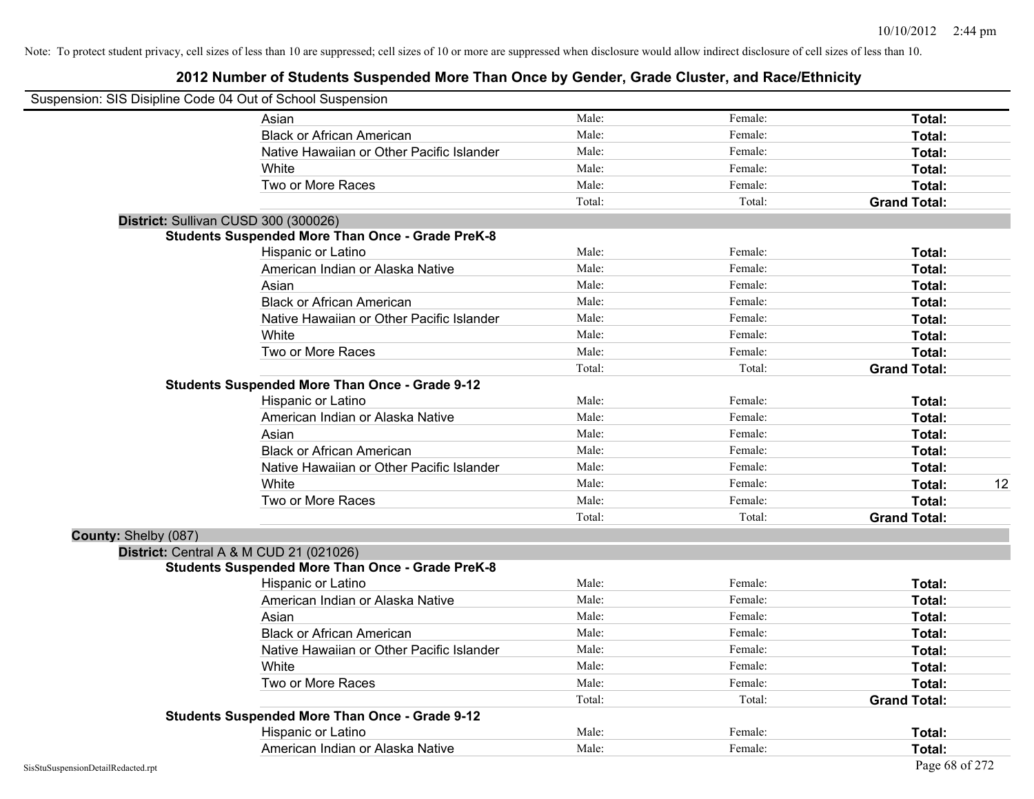Note: To protect student privacy, cell sizes of less than 10 are suppressed; cell sizes of 10 or more are suppressed when disclosure would allow indirect disclosure of cell sizes of less than 10.

# 2012 Number of Students Suspended More Than Once by Gender, Grade Cluster, and Race/Ethnicity

Suspension: SIS Disipline Code 04 Out of School Suspension

| | | | | |
|---|---|---|---|---|
| Asian | Male: | Female: | **Total:** | |
| Black or African American | Male: | Female: | **Total:** | |
| Native Hawaiian or Other Pacific Islander | Male: | Female: | **Total:** | |
| White | Male: | Female: | **Total:** | |
| Two or More Races | Male: | Female: | **Total:** | |
| | Total: | Total: | **Grand Total:** | |

**District:** Sullivan CUSD 300 (300026)

**Students Suspended More Than Once - Grade PreK-8**

| | | | | |
|---|---|---|---|---|
| Hispanic or Latino | Male: | Female: | **Total:** | |
| American Indian or Alaska Native | Male: | Female: | **Total:** | |
| Asian | Male: | Female: | **Total:** | |
| Black or African American | Male: | Female: | **Total:** | |
| Native Hawaiian or Other Pacific Islander | Male: | Female: | **Total:** | |
| White | Male: | Female: | **Total:** | |
| Two or More Races | Male: | Female: | **Total:** | |
| | Total: | Total: | **Grand Total:** | |

**Students Suspended More Than Once - Grade 9-12**

| | | | | |
|---|---|---|---|---|
| Hispanic or Latino | Male: | Female: | **Total:** | |
| American Indian or Alaska Native | Male: | Female: | **Total:** | |
| Asian | Male: | Female: | **Total:** | |
| Black or African American | Male: | Female: | **Total:** | |
| Native Hawaiian or Other Pacific Islander | Male: | Female: | **Total:** | |
| White | Male: | Female: | **Total:** | 12 |
| Two or More Races | Male: | Female: | **Total:** | |
| | Total: | Total: | **Grand Total:** | |

**County:** Shelby (087)

**District:** Central A & M CUD 21 (021026)

**Students Suspended More Than Once - Grade PreK-8**

| | | | | |
|---|---|---|---|---|
| Hispanic or Latino | Male: | Female: | **Total:** | |
| American Indian or Alaska Native | Male: | Female: | **Total:** | |
| Asian | Male: | Female: | **Total:** | |
| Black or African American | Male: | Female: | **Total:** | |
| Native Hawaiian or Other Pacific Islander | Male: | Female: | **Total:** | |
| White | Male: | Female: | **Total:** | |
| Two or More Races | Male: | Female: | **Total:** | |
| | Total: | Total: | **Grand Total:** | |

**Students Suspended More Than Once - Grade 9-12**

| | | | | |
|---|---|---|---|---|
| Hispanic or Latino | Male: | Female: | **Total:** | |
| American Indian or Alaska Native | Male: | Female: | **Total:** | |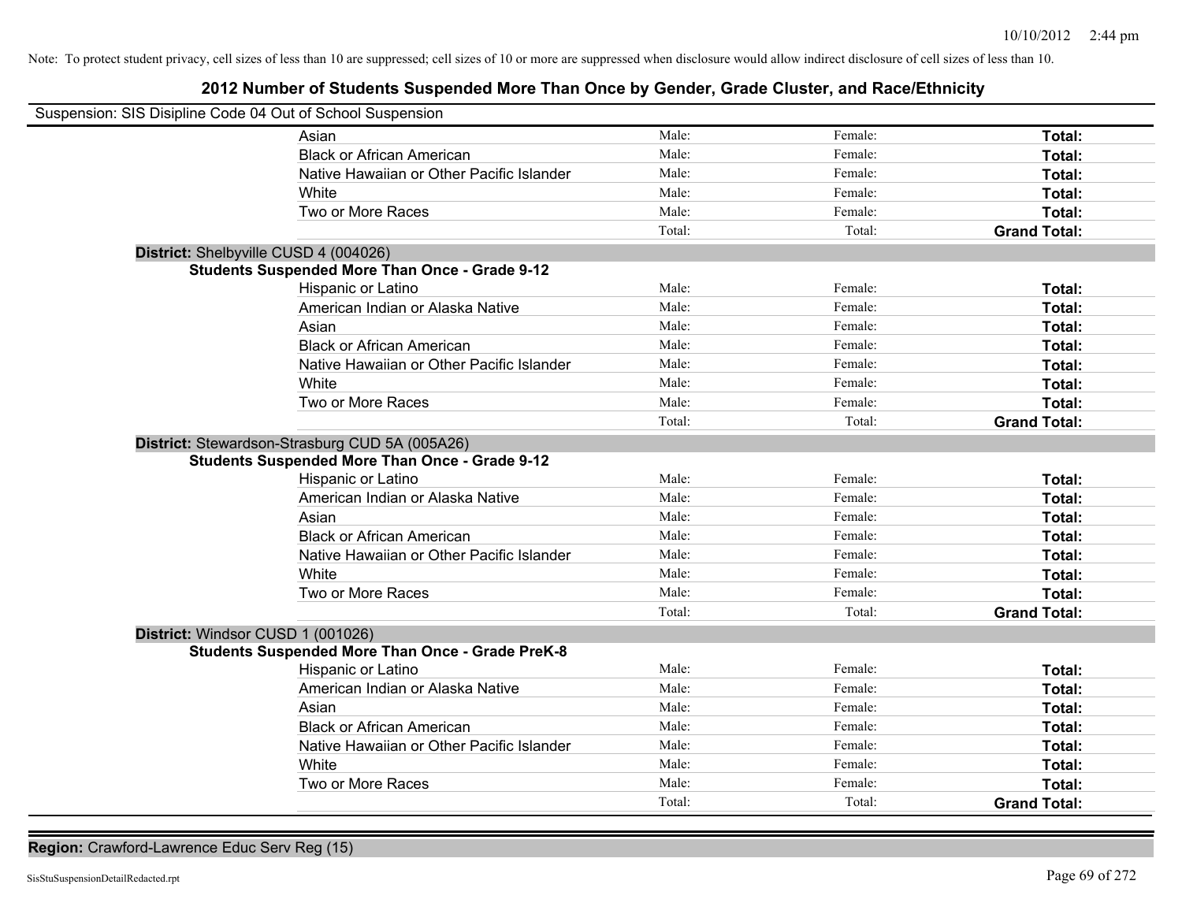Note: To protect student privacy, cell sizes of less than 10 are suppressed; cell sizes of 10 or more are suppressed when disclosure would allow indirect disclosure of cell sizes of less than 10.

# 2012 Number of Students Suspended More Than Once by Gender, Grade Cluster, and Race/Ethnicity

Suspension: SIS Disipline Code 04 Out of School Suspension

| | | | |
|---|---|---|---|
| Asian | Male: | Female: | **Total:** |
| Black or African American | Male: | Female: | **Total:** |
| Native Hawaiian or Other Pacific Islander | Male: | Female: | **Total:** |
| White | Male: | Female: | **Total:** |
| Two or More Races | Male: | Female: | **Total:** |
| | Total: | Total: | **Grand Total:** |

**District:** Shelbyville CUSD 4 (004026)

**Students Suspended More Than Once - Grade 9-12**

| | | | |
|---|---|---|---|
| Hispanic or Latino | Male: | Female: | **Total:** |
| American Indian or Alaska Native | Male: | Female: | **Total:** |
| Asian | Male: | Female: | **Total:** |
| Black or African American | Male: | Female: | **Total:** |
| Native Hawaiian or Other Pacific Islander | Male: | Female: | **Total:** |
| White | Male: | Female: | **Total:** |
| Two or More Races | Male: | Female: | **Total:** |
| | Total: | Total: | **Grand Total:** |

**District:** Stewardson-Strasburg CUD 5A (005A26)

**Students Suspended More Than Once - Grade 9-12**

| | | | |
|---|---|---|---|
| Hispanic or Latino | Male: | Female: | **Total:** |
| American Indian or Alaska Native | Male: | Female: | **Total:** |
| Asian | Male: | Female: | **Total:** |
| Black or African American | Male: | Female: | **Total:** |
| Native Hawaiian or Other Pacific Islander | Male: | Female: | **Total:** |
| White | Male: | Female: | **Total:** |
| Two or More Races | Male: | Female: | **Total:** |
| | Total: | Total: | **Grand Total:** |

**District:** Windsor CUSD 1 (001026)

**Students Suspended More Than Once - Grade PreK-8**

| | | | |
|---|---|---|---|
| Hispanic or Latino | Male: | Female: | **Total:** |
| American Indian or Alaska Native | Male: | Female: | **Total:** |
| Asian | Male: | Female: | **Total:** |
| Black or African American | Male: | Female: | **Total:** |
| Native Hawaiian or Other Pacific Islander | Male: | Female: | **Total:** |
| White | Male: | Female: | **Total:** |
| Two or More Races | Male: | Female: | **Total:** |
| | Total: | Total: | **Grand Total:** |

**Region:** Crawford-Lawrence Educ Serv Reg (15)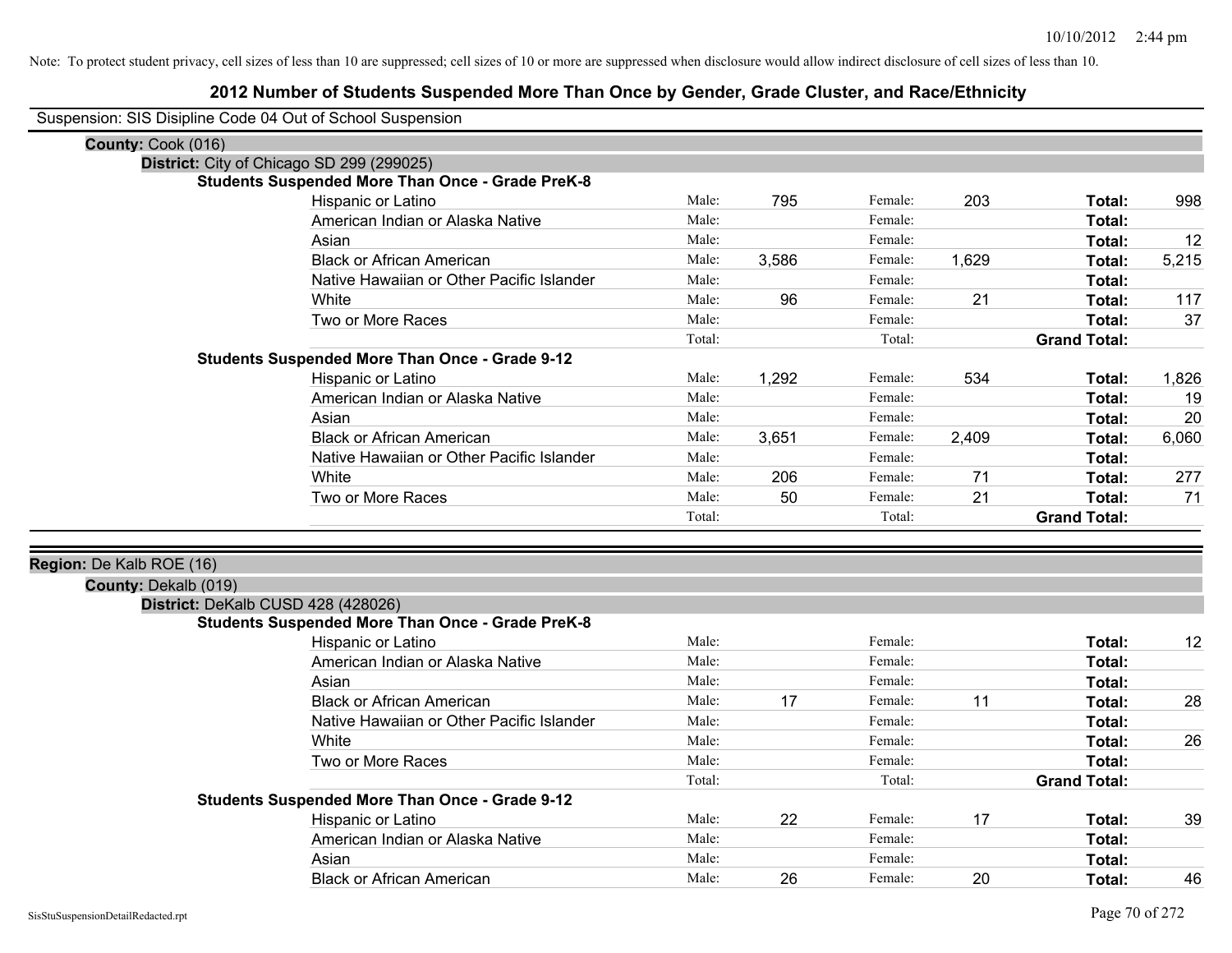Note: To protect student privacy, cell sizes of less than 10 are suppressed; cell sizes of 10 or more are suppressed when disclosure would allow indirect disclosure of cell sizes of less than 10.

# 2012 Number of Students Suspended More Than Once by Gender, Grade Cluster, and Race/Ethnicity

Suspension: SIS Disipline Code 04 Out of School Suspension

**County:** Cook (016)

**District:** City of Chicago SD 299 (299025)

**Students Suspended More Than Once - Grade PreK-8**

| Race/Ethnicity | | Male | | Female | | Total |
|---|---|---|---|---|---|---|
| Hispanic or Latino | Male: | 795 | Female: | 203 | **Total:** | 998 |
| American Indian or Alaska Native | Male: | | Female: | | **Total:** | |
| Asian | Male: | | Female: | | **Total:** | 12 |
| Black or African American | Male: | 3,586 | Female: | 1,629 | **Total:** | 5,215 |
| Native Hawaiian or Other Pacific Islander | Male: | | Female: | | **Total:** | |
| White | Male: | 96 | Female: | 21 | **Total:** | 117 |
| Two or More Races | Male: | | Female: | | **Total:** | 37 |
| | Total: | | Total: | | **Grand Total:** | |

**Students Suspended More Than Once - Grade 9-12**

| Race/Ethnicity | | Male | | Female | | Total |
|---|---|---|---|---|---|---|
| Hispanic or Latino | Male: | 1,292 | Female: | 534 | **Total:** | 1,826 |
| American Indian or Alaska Native | Male: | | Female: | | **Total:** | 19 |
| Asian | Male: | | Female: | | **Total:** | 20 |
| Black or African American | Male: | 3,651 | Female: | 2,409 | **Total:** | 6,060 |
| Native Hawaiian or Other Pacific Islander | Male: | | Female: | | **Total:** | |
| White | Male: | 206 | Female: | 71 | **Total:** | 277 |
| Two or More Races | Male: | 50 | Female: | 21 | **Total:** | 71 |
| | Total: | | Total: | | **Grand Total:** | |

**Region:** De Kalb ROE (16)

**County:** Dekalb (019)

**District:** DeKalb CUSD 428 (428026)

**Students Suspended More Than Once - Grade PreK-8**

| Race/Ethnicity | | Male | | Female | | Total |
|---|---|---|---|---|---|---|
| Hispanic or Latino | Male: | | Female: | | **Total:** | 12 |
| American Indian or Alaska Native | Male: | | Female: | | **Total:** | |
| Asian | Male: | | Female: | | **Total:** | |
| Black or African American | Male: | 17 | Female: | 11 | **Total:** | 28 |
| Native Hawaiian or Other Pacific Islander | Male: | | Female: | | **Total:** | |
| White | Male: | | Female: | | **Total:** | 26 |
| Two or More Races | Male: | | Female: | | **Total:** | |
| | Total: | | Total: | | **Grand Total:** | |

**Students Suspended More Than Once - Grade 9-12**

| Race/Ethnicity | | Male | | Female | | Total |
|---|---|---|---|---|---|---|
| Hispanic or Latino | Male: | 22 | Female: | 17 | **Total:** | 39 |
| American Indian or Alaska Native | Male: | | Female: | | **Total:** | |
| Asian | Male: | | Female: | | **Total:** | |
| Black or African American | Male: | 26 | Female: | 20 | **Total:** | 46 |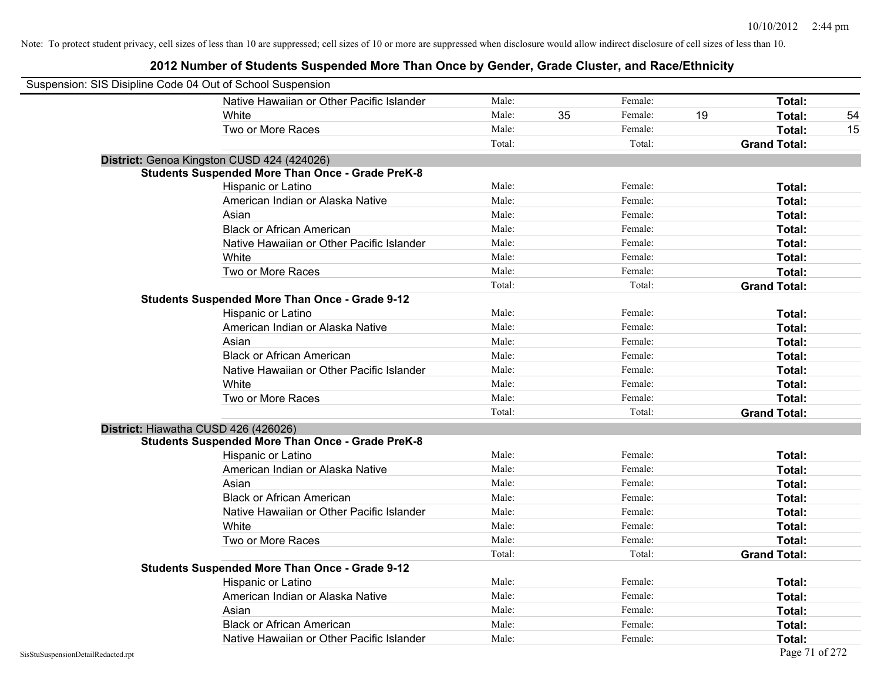Note: To protect student privacy, cell sizes of less than 10 are suppressed; cell sizes of 10 or more are suppressed when disclosure would allow indirect disclosure of cell sizes of less than 10.

## 2012 Number of Students Suspended More Than Once by Gender, Grade Cluster, and Race/Ethnicity

Suspension: SIS Disipline Code 04 Out of School Suspension

| | | | | | | |
|---|---|---|---|---|---|---|
| Native Hawaiian or Other Pacific Islander | Male: | | Female: | | **Total:** | |
| White | Male: | 35 | Female: | 19 | **Total:** | 54 |
| Two or More Races | Male: | | Female: | | **Total:** | 15 |
| | Total: | | Total: | | **Grand Total:** | |

**District:** Genoa Kingston CUSD 424 (424026)

**Students Suspended More Than Once - Grade PreK-8**

| | | | | | | |
|---|---|---|---|---|---|---|
| Hispanic or Latino | Male: | | Female: | | **Total:** | |
| American Indian or Alaska Native | Male: | | Female: | | **Total:** | |
| Asian | Male: | | Female: | | **Total:** | |
| Black or African American | Male: | | Female: | | **Total:** | |
| Native Hawaiian or Other Pacific Islander | Male: | | Female: | | **Total:** | |
| White | Male: | | Female: | | **Total:** | |
| Two or More Races | Male: | | Female: | | **Total:** | |
| | Total: | | Total: | | **Grand Total:** | |

**Students Suspended More Than Once - Grade 9-12**

| | | | | | | |
|---|---|---|---|---|---|---|
| Hispanic or Latino | Male: | | Female: | | **Total:** | |
| American Indian or Alaska Native | Male: | | Female: | | **Total:** | |
| Asian | Male: | | Female: | | **Total:** | |
| Black or African American | Male: | | Female: | | **Total:** | |
| Native Hawaiian or Other Pacific Islander | Male: | | Female: | | **Total:** | |
| White | Male: | | Female: | | **Total:** | |
| Two or More Races | Male: | | Female: | | **Total:** | |
| | Total: | | Total: | | **Grand Total:** | |

**District:** Hiawatha CUSD 426 (426026)

**Students Suspended More Than Once - Grade PreK-8**

| | | | | | | |
|---|---|---|---|---|---|---|
| Hispanic or Latino | Male: | | Female: | | **Total:** | |
| American Indian or Alaska Native | Male: | | Female: | | **Total:** | |
| Asian | Male: | | Female: | | **Total:** | |
| Black or African American | Male: | | Female: | | **Total:** | |
| Native Hawaiian or Other Pacific Islander | Male: | | Female: | | **Total:** | |
| White | Male: | | Female: | | **Total:** | |
| Two or More Races | Male: | | Female: | | **Total:** | |
| | Total: | | Total: | | **Grand Total:** | |

**Students Suspended More Than Once - Grade 9-12**

| | | | | | | |
|---|---|---|---|---|---|---|
| Hispanic or Latino | Male: | | Female: | | **Total:** | |
| American Indian or Alaska Native | Male: | | Female: | | **Total:** | |
| Asian | Male: | | Female: | | **Total:** | |
| Black or African American | Male: | | Female: | | **Total:** | |
| Native Hawaiian or Other Pacific Islander | Male: | | Female: | | **Total:** | |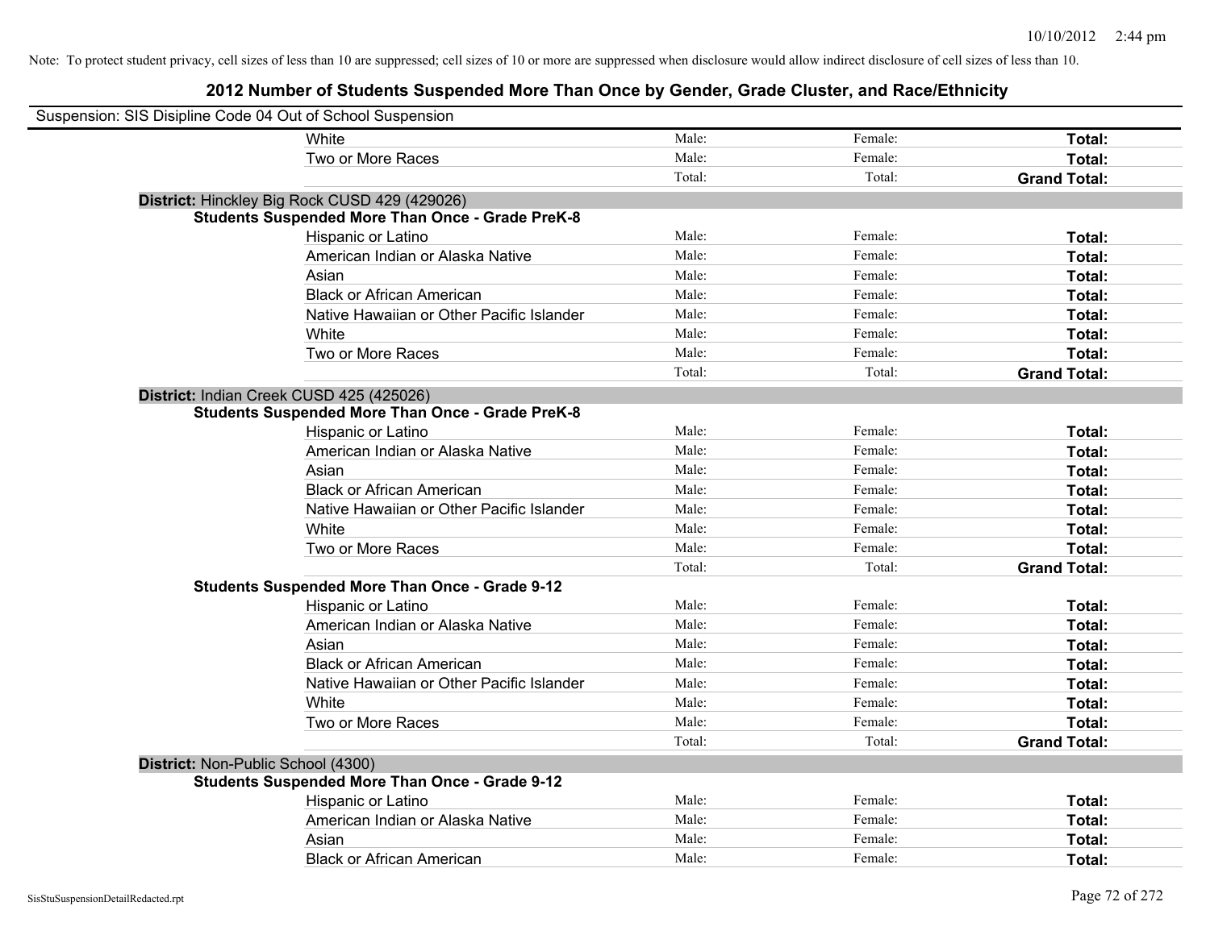Note: To protect student privacy, cell sizes of less than 10 are suppressed; cell sizes of 10 or more are suppressed when disclosure would allow indirect disclosure of cell sizes of less than 10.

# 2012 Number of Students Suspended More Than Once by Gender, Grade Cluster, and Race/Ethnicity

Suspension: SIS Disipline Code 04 Out of School Suspension

| | | | |
|---|---|---|---|
| White | Male: | Female: | **Total:** |
| Two or More Races | Male: | Female: | **Total:** |
| | Total: | Total: | **Grand Total:** |

**District:** Hinckley Big Rock CUSD 429 (429026)

**Students Suspended More Than Once - Grade PreK-8**

| | | | |
|---|---|---|---|
| Hispanic or Latino | Male: | Female: | **Total:** |
| American Indian or Alaska Native | Male: | Female: | **Total:** |
| Asian | Male: | Female: | **Total:** |
| Black or African American | Male: | Female: | **Total:** |
| Native Hawaiian or Other Pacific Islander | Male: | Female: | **Total:** |
| White | Male: | Female: | **Total:** |
| Two or More Races | Male: | Female: | **Total:** |
| | Total: | Total: | **Grand Total:** |

**District:** Indian Creek CUSD 425 (425026)

**Students Suspended More Than Once - Grade PreK-8**

| | | | |
|---|---|---|---|
| Hispanic or Latino | Male: | Female: | **Total:** |
| American Indian or Alaska Native | Male: | Female: | **Total:** |
| Asian | Male: | Female: | **Total:** |
| Black or African American | Male: | Female: | **Total:** |
| Native Hawaiian or Other Pacific Islander | Male: | Female: | **Total:** |
| White | Male: | Female: | **Total:** |
| Two or More Races | Male: | Female: | **Total:** |
| | Total: | Total: | **Grand Total:** |

**Students Suspended More Than Once - Grade 9-12**

| | | | |
|---|---|---|---|
| Hispanic or Latino | Male: | Female: | **Total:** |
| American Indian or Alaska Native | Male: | Female: | **Total:** |
| Asian | Male: | Female: | **Total:** |
| Black or African American | Male: | Female: | **Total:** |
| Native Hawaiian or Other Pacific Islander | Male: | Female: | **Total:** |
| White | Male: | Female: | **Total:** |
| Two or More Races | Male: | Female: | **Total:** |
| | Total: | Total: | **Grand Total:** |

**District:** Non-Public School (4300)

**Students Suspended More Than Once - Grade 9-12**

| | | | |
|---|---|---|---|
| Hispanic or Latino | Male: | Female: | **Total:** |
| American Indian or Alaska Native | Male: | Female: | **Total:** |
| Asian | Male: | Female: | **Total:** |
| Black or African American | Male: | Female: | **Total:** |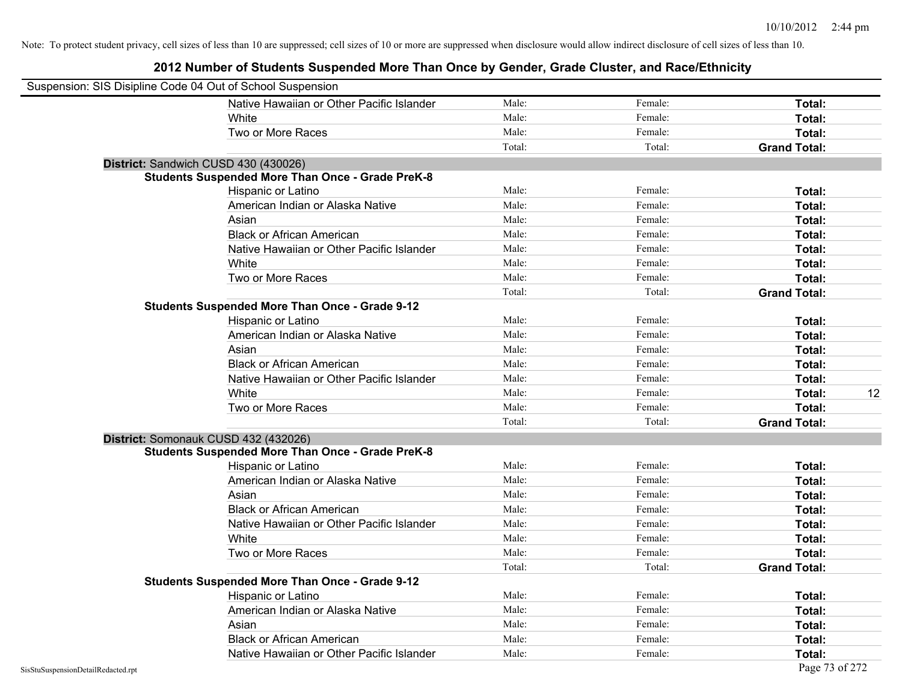Note: To protect student privacy, cell sizes of less than 10 are suppressed; cell sizes of 10 or more are suppressed when disclosure would allow indirect disclosure of cell sizes of less than 10.

## 2012 Number of Students Suspended More Than Once by Gender, Grade Cluster, and Race/Ethnicity

Suspension: SIS Disipline Code 04 Out of School Suspension

| | | | | |
|---|---|---|---|---|
| Native Hawaiian or Other Pacific Islander | Male: | Female: | **Total:** | |
| White | Male: | Female: | **Total:** | |
| Two or More Races | Male: | Female: | **Total:** | |
| | Total: | Total: | **Grand Total:** | |

**District:** Sandwich CUSD 430 (430026)

**Students Suspended More Than Once - Grade PreK-8**

| | | | | |
|---|---|---|---|---|
| Hispanic or Latino | Male: | Female: | **Total:** | |
| American Indian or Alaska Native | Male: | Female: | **Total:** | |
| Asian | Male: | Female: | **Total:** | |
| Black or African American | Male: | Female: | **Total:** | |
| Native Hawaiian or Other Pacific Islander | Male: | Female: | **Total:** | |
| White | Male: | Female: | **Total:** | |
| Two or More Races | Male: | Female: | **Total:** | |
| | Total: | Total: | **Grand Total:** | |

**Students Suspended More Than Once - Grade 9-12**

| | | | | |
|---|---|---|---|---|
| Hispanic or Latino | Male: | Female: | **Total:** | |
| American Indian or Alaska Native | Male: | Female: | **Total:** | |
| Asian | Male: | Female: | **Total:** | |
| Black or African American | Male: | Female: | **Total:** | |
| Native Hawaiian or Other Pacific Islander | Male: | Female: | **Total:** | |
| White | Male: | Female: | **Total:** | 12 |
| Two or More Races | Male: | Female: | **Total:** | |
| | Total: | Total: | **Grand Total:** | |

**District:** Somonauk CUSD 432 (432026)

**Students Suspended More Than Once - Grade PreK-8**

| | | | | |
|---|---|---|---|---|
| Hispanic or Latino | Male: | Female: | **Total:** | |
| American Indian or Alaska Native | Male: | Female: | **Total:** | |
| Asian | Male: | Female: | **Total:** | |
| Black or African American | Male: | Female: | **Total:** | |
| Native Hawaiian or Other Pacific Islander | Male: | Female: | **Total:** | |
| White | Male: | Female: | **Total:** | |
| Two or More Races | Male: | Female: | **Total:** | |
| | Total: | Total: | **Grand Total:** | |

**Students Suspended More Than Once - Grade 9-12**

| | | | | |
|---|---|---|---|---|
| Hispanic or Latino | Male: | Female: | **Total:** | |
| American Indian or Alaska Native | Male: | Female: | **Total:** | |
| Asian | Male: | Female: | **Total:** | |
| Black or African American | Male: | Female: | **Total:** | |
| Native Hawaiian or Other Pacific Islander | Male: | Female: | **Total:** | |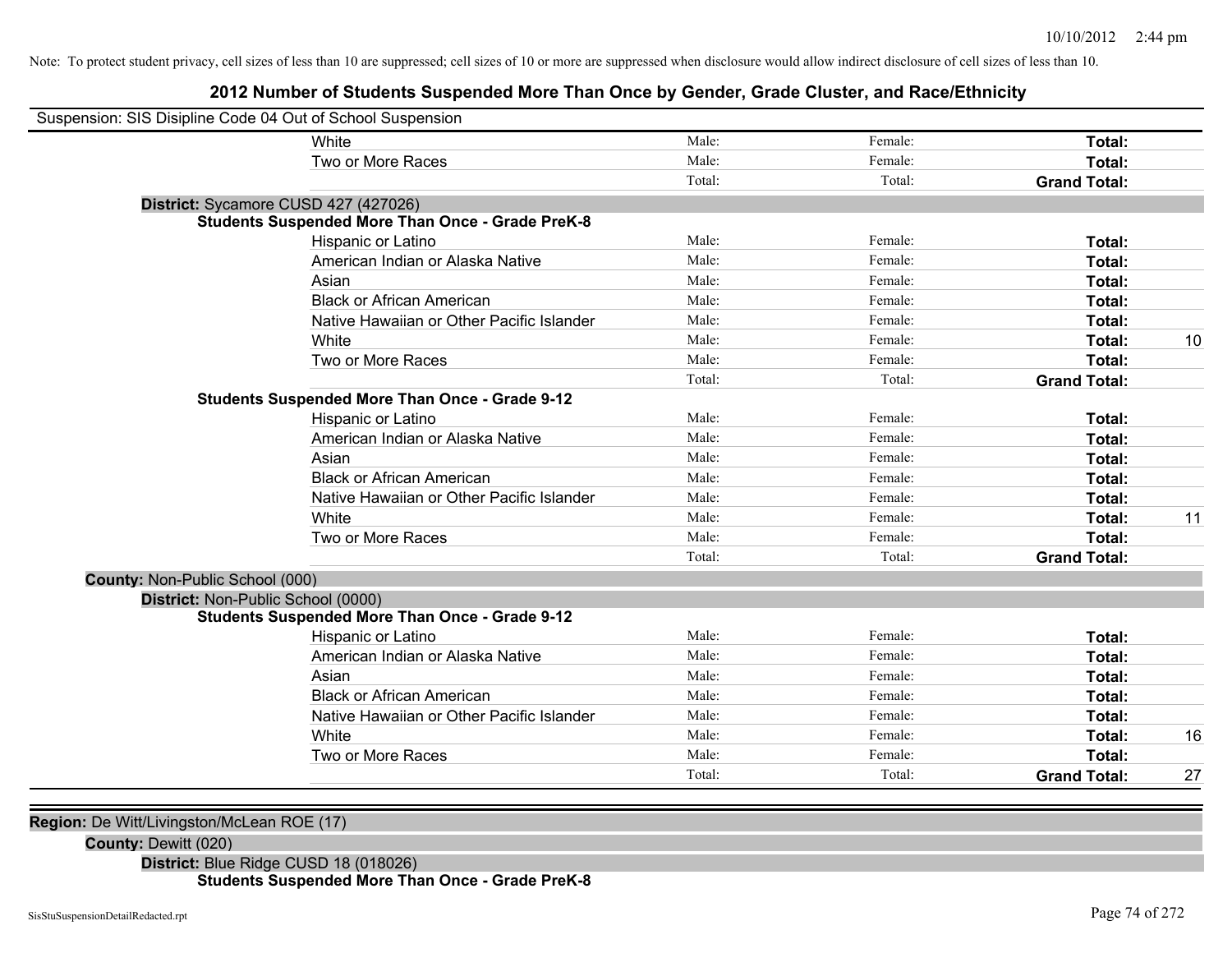Note: To protect student privacy, cell sizes of less than 10 are suppressed; cell sizes of 10 or more are suppressed when disclosure would allow indirect disclosure of cell sizes of less than 10.

# 2012 Number of Students Suspended More Than Once by Gender, Grade Cluster, and Race/Ethnicity

Suspension: SIS Disipline Code 04 Out of School Suspension

| | Male | Female | Total | |
|---|---|---|---|---|
| White | Male: | Female: | **Total:** | |
| Two or More Races | Male: | Female: | **Total:** | |
| | Total: | Total: | **Grand Total:** | |

**District:** Sycamore CUSD 427 (427026)

**Students Suspended More Than Once - Grade PreK-8**

| | Male | Female | Total | |
|---|---|---|---|---|
| Hispanic or Latino | Male: | Female: | **Total:** | |
| American Indian or Alaska Native | Male: | Female: | **Total:** | |
| Asian | Male: | Female: | **Total:** | |
| Black or African American | Male: | Female: | **Total:** | |
| Native Hawaiian or Other Pacific Islander | Male: | Female: | **Total:** | |
| White | Male: | Female: | **Total:** | 10 |
| Two or More Races | Male: | Female: | **Total:** | |
| | Total: | Total: | **Grand Total:** | |

**Students Suspended More Than Once - Grade 9-12**

| | Male | Female | Total | |
|---|---|---|---|---|
| Hispanic or Latino | Male: | Female: | **Total:** | |
| American Indian or Alaska Native | Male: | Female: | **Total:** | |
| Asian | Male: | Female: | **Total:** | |
| Black or African American | Male: | Female: | **Total:** | |
| Native Hawaiian or Other Pacific Islander | Male: | Female: | **Total:** | |
| White | Male: | Female: | **Total:** | 11 |
| Two or More Races | Male: | Female: | **Total:** | |
| | Total: | Total: | **Grand Total:** | |

**County:** Non-Public School (000)

**District:** Non-Public School (0000)

**Students Suspended More Than Once - Grade 9-12**

| | Male | Female | Total | |
|---|---|---|---|---|
| Hispanic or Latino | Male: | Female: | **Total:** | |
| American Indian or Alaska Native | Male: | Female: | **Total:** | |
| Asian | Male: | Female: | **Total:** | |
| Black or African American | Male: | Female: | **Total:** | |
| Native Hawaiian or Other Pacific Islander | Male: | Female: | **Total:** | |
| White | Male: | Female: | **Total:** | 16 |
| Two or More Races | Male: | Female: | **Total:** | |
| | Total: | Total: | **Grand Total:** | 27 |

**Region:** De Witt/Livingston/McLean ROE (17)

**County:** Dewitt (020)

**District:** Blue Ridge CUSD 18 (018026)

**Students Suspended More Than Once - Grade PreK-8**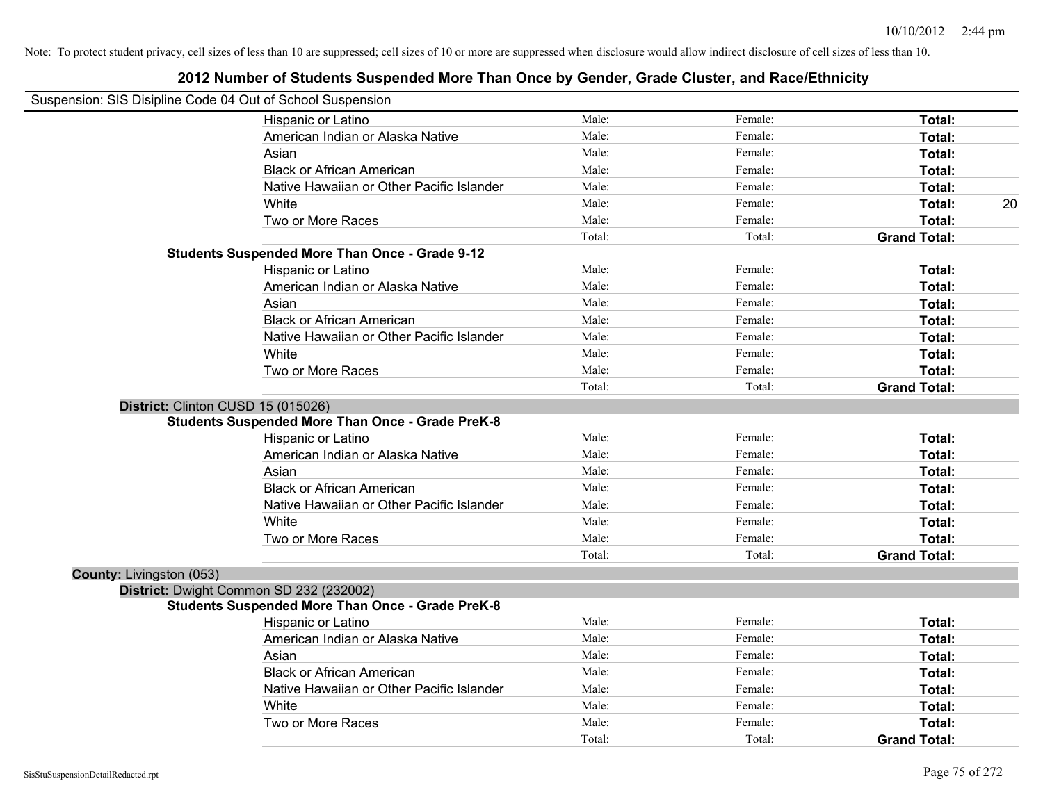Note: To protect student privacy, cell sizes of less than 10 are suppressed; cell sizes of 10 or more are suppressed when disclosure would allow indirect disclosure of cell sizes of less than 10.

# 2012 Number of Students Suspended More Than Once by Gender, Grade Cluster, and Race/Ethnicity

Suspension: SIS Disipline Code 04 Out of School Suspension

| | | | | |
|---|---|---|---|---|
| Hispanic or Latino | Male: | Female: | **Total:** | |
| American Indian or Alaska Native | Male: | Female: | **Total:** | |
| Asian | Male: | Female: | **Total:** | |
| Black or African American | Male: | Female: | **Total:** | |
| Native Hawaiian or Other Pacific Islander | Male: | Female: | **Total:** | |
| White | Male: | Female: | **Total:** | 20 |
| Two or More Races | Male: | Female: | **Total:** | |
| | Total: | Total: | **Grand Total:** | |

**Students Suspended More Than Once - Grade 9-12**

| | | | | |
|---|---|---|---|---|
| Hispanic or Latino | Male: | Female: | **Total:** | |
| American Indian or Alaska Native | Male: | Female: | **Total:** | |
| Asian | Male: | Female: | **Total:** | |
| Black or African American | Male: | Female: | **Total:** | |
| Native Hawaiian or Other Pacific Islander | Male: | Female: | **Total:** | |
| White | Male: | Female: | **Total:** | |
| Two or More Races | Male: | Female: | **Total:** | |
| | Total: | Total: | **Grand Total:** | |

**District:** Clinton CUSD 15 (015026)

**Students Suspended More Than Once - Grade PreK-8**

| | | | | |
|---|---|---|---|---|
| Hispanic or Latino | Male: | Female: | **Total:** | |
| American Indian or Alaska Native | Male: | Female: | **Total:** | |
| Asian | Male: | Female: | **Total:** | |
| Black or African American | Male: | Female: | **Total:** | |
| Native Hawaiian or Other Pacific Islander | Male: | Female: | **Total:** | |
| White | Male: | Female: | **Total:** | |
| Two or More Races | Male: | Female: | **Total:** | |
| | Total: | Total: | **Grand Total:** | |

**County:** Livingston (053)

**District:** Dwight Common SD 232 (232002)

**Students Suspended More Than Once - Grade PreK-8**

| | | | | |
|---|---|---|---|---|
| Hispanic or Latino | Male: | Female: | **Total:** | |
| American Indian or Alaska Native | Male: | Female: | **Total:** | |
| Asian | Male: | Female: | **Total:** | |
| Black or African American | Male: | Female: | **Total:** | |
| Native Hawaiian or Other Pacific Islander | Male: | Female: | **Total:** | |
| White | Male: | Female: | **Total:** | |
| Two or More Races | Male: | Female: | **Total:** | |
| | Total: | Total: | **Grand Total:** | |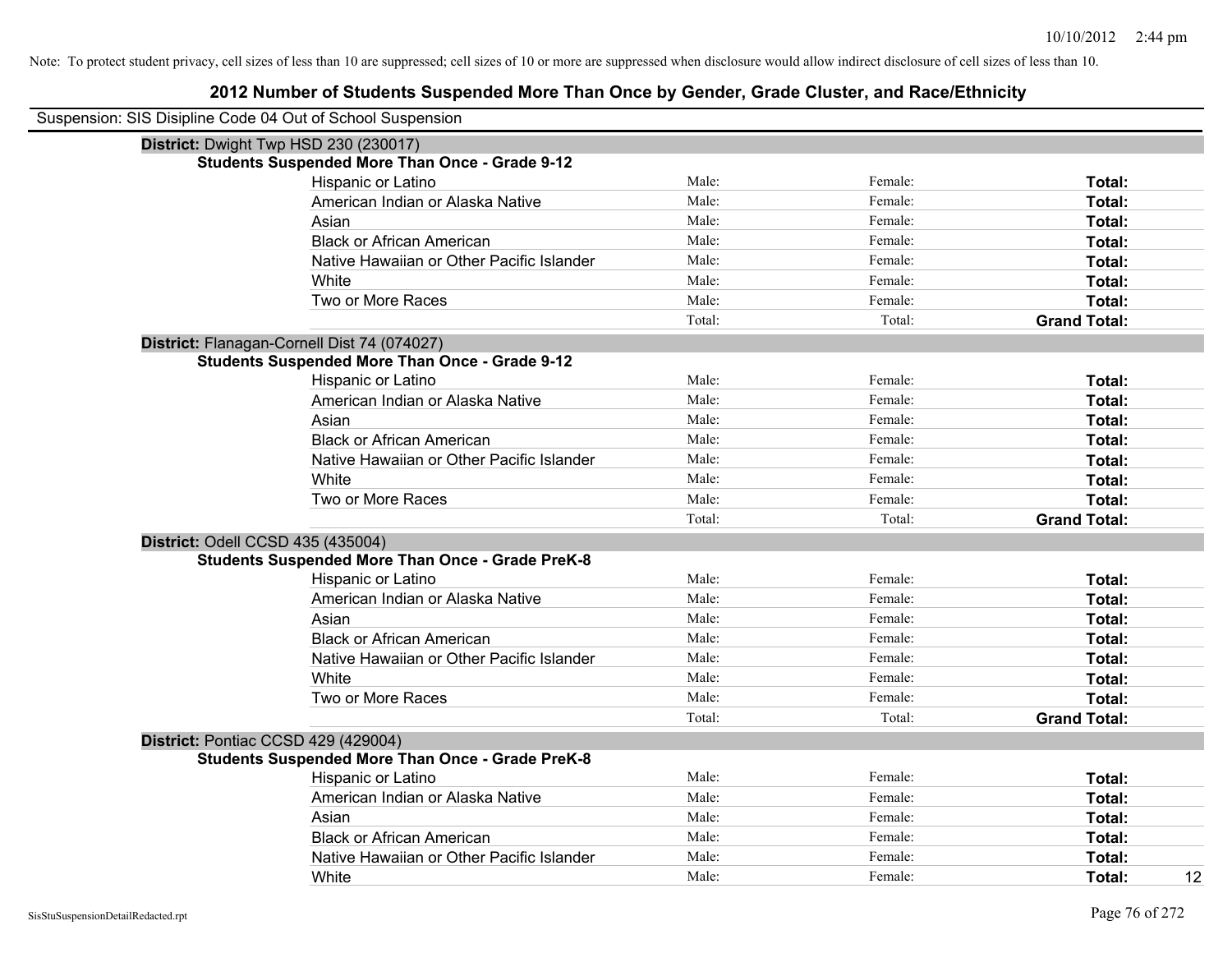Note: To protect student privacy, cell sizes of less than 10 are suppressed; cell sizes of 10 or more are suppressed when disclosure would allow indirect disclosure of cell sizes of less than 10.

# 2012 Number of Students Suspended More Than Once by Gender, Grade Cluster, and Race/Ethnicity

Suspension: SIS Disipline Code 04 Out of School Suspension

**District:** Dwight Twp HSD 230 (230017)

**Students Suspended More Than Once - Grade 9-12**

| | | | |
|---|---|---|---|
| Hispanic or Latino | Male: | Female: | **Total:** |
| American Indian or Alaska Native | Male: | Female: | **Total:** |
| Asian | Male: | Female: | **Total:** |
| Black or African American | Male: | Female: | **Total:** |
| Native Hawaiian or Other Pacific Islander | Male: | Female: | **Total:** |
| White | Male: | Female: | **Total:** |
| Two or More Races | Male: | Female: | **Total:** |
| | Total: | Total: | **Grand Total:** |

**District:** Flanagan-Cornell Dist 74 (074027)

**Students Suspended More Than Once - Grade 9-12**

| | | | |
|---|---|---|---|
| Hispanic or Latino | Male: | Female: | **Total:** |
| American Indian or Alaska Native | Male: | Female: | **Total:** |
| Asian | Male: | Female: | **Total:** |
| Black or African American | Male: | Female: | **Total:** |
| Native Hawaiian or Other Pacific Islander | Male: | Female: | **Total:** |
| White | Male: | Female: | **Total:** |
| Two or More Races | Male: | Female: | **Total:** |
| | Total: | Total: | **Grand Total:** |

**District:** Odell CCSD 435 (435004)

**Students Suspended More Than Once - Grade PreK-8**

| | | | |
|---|---|---|---|
| Hispanic or Latino | Male: | Female: | **Total:** |
| American Indian or Alaska Native | Male: | Female: | **Total:** |
| Asian | Male: | Female: | **Total:** |
| Black or African American | Male: | Female: | **Total:** |
| Native Hawaiian or Other Pacific Islander | Male: | Female: | **Total:** |
| White | Male: | Female: | **Total:** |
| Two or More Races | Male: | Female: | **Total:** |
| | Total: | Total: | **Grand Total:** |

**District:** Pontiac CCSD 429 (429004)

**Students Suspended More Than Once - Grade PreK-8**

| | | | | |
|---|---|---|---|---|
| Hispanic or Latino | Male: | Female: | **Total:** | |
| American Indian or Alaska Native | Male: | Female: | **Total:** | |
| Asian | Male: | Female: | **Total:** | |
| Black or African American | Male: | Female: | **Total:** | |
| Native Hawaiian or Other Pacific Islander | Male: | Female: | **Total:** | |
| White | Male: | Female: | **Total:** | 12 |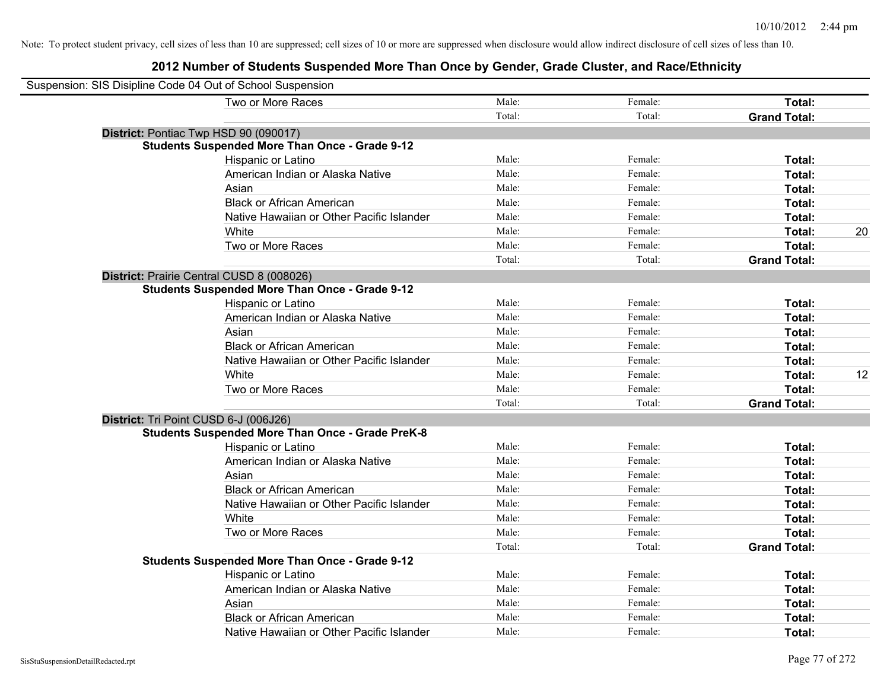Note: To protect student privacy, cell sizes of less than 10 are suppressed; cell sizes of 10 or more are suppressed when disclosure would allow indirect disclosure of cell sizes of less than 10.

# 2012 Number of Students Suspended More Than Once by Gender, Grade Cluster, and Race/Ethnicity

Suspension: SIS Disipline Code 04 Out of School Suspension

| | Male: | Female: | Total: | |
|---|---|---|---|---|
| Two or More Races | Male: | Female: | **Total:** | |
| | Total: | Total: | **Grand Total:** | |

**District:** Pontiac Twp HSD 90 (090017)

**Students Suspended More Than Once - Grade 9-12**

| | | | | |
|---|---|---|---|---|
| Hispanic or Latino | Male: | Female: | **Total:** | |
| American Indian or Alaska Native | Male: | Female: | **Total:** | |
| Asian | Male: | Female: | **Total:** | |
| Black or African American | Male: | Female: | **Total:** | |
| Native Hawaiian or Other Pacific Islander | Male: | Female: | **Total:** | |
| White | Male: | Female: | **Total:** | 20 |
| Two or More Races | Male: | Female: | **Total:** | |
| | Total: | Total: | **Grand Total:** | |

**District:** Prairie Central CUSD 8 (008026)

**Students Suspended More Than Once - Grade 9-12**

| | | | | |
|---|---|---|---|---|
| Hispanic or Latino | Male: | Female: | **Total:** | |
| American Indian or Alaska Native | Male: | Female: | **Total:** | |
| Asian | Male: | Female: | **Total:** | |
| Black or African American | Male: | Female: | **Total:** | |
| Native Hawaiian or Other Pacific Islander | Male: | Female: | **Total:** | |
| White | Male: | Female: | **Total:** | 12 |
| Two or More Races | Male: | Female: | **Total:** | |
| | Total: | Total: | **Grand Total:** | |

**District:** Tri Point CUSD 6-J (006J26)

**Students Suspended More Than Once - Grade PreK-8**

| | | | | |
|---|---|---|---|---|
| Hispanic or Latino | Male: | Female: | **Total:** | |
| American Indian or Alaska Native | Male: | Female: | **Total:** | |
| Asian | Male: | Female: | **Total:** | |
| Black or African American | Male: | Female: | **Total:** | |
| Native Hawaiian or Other Pacific Islander | Male: | Female: | **Total:** | |
| White | Male: | Female: | **Total:** | |
| Two or More Races | Male: | Female: | **Total:** | |
| | Total: | Total: | **Grand Total:** | |

**Students Suspended More Than Once - Grade 9-12**

| | | | | |
|---|---|---|---|---|
| Hispanic or Latino | Male: | Female: | **Total:** | |
| American Indian or Alaska Native | Male: | Female: | **Total:** | |
| Asian | Male: | Female: | **Total:** | |
| Black or African American | Male: | Female: | **Total:** | |
| Native Hawaiian or Other Pacific Islander | Male: | Female: | **Total:** | |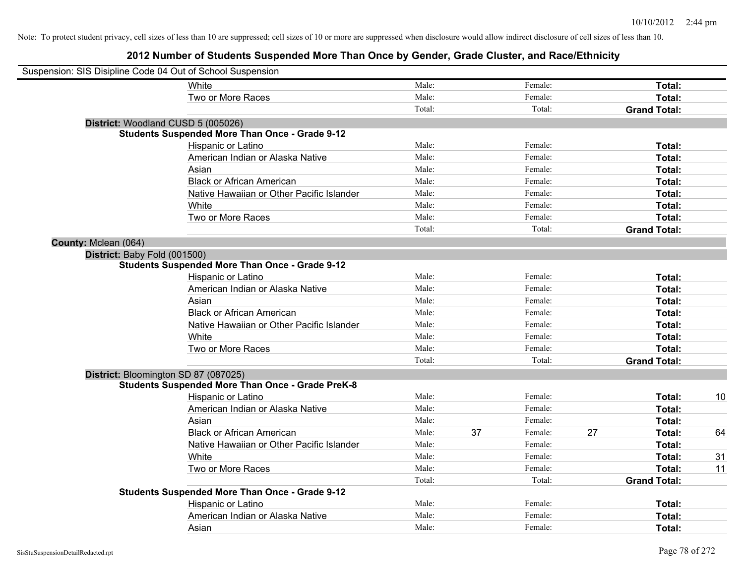Note: To protect student privacy, cell sizes of less than 10 are suppressed; cell sizes of 10 or more are suppressed when disclosure would allow indirect disclosure of cell sizes of less than 10.

# 2012 Number of Students Suspended More Than Once by Gender, Grade Cluster, and Race/Ethnicity

Suspension: SIS Disipline Code 04 Out of School Suspension

| | | | | | | |
|---|---|---|---|---|---|---|
| White | Male: | | Female: | | **Total:** | |
| Two or More Races | Male: | | Female: | | **Total:** | |
| | Total: | | Total: | | **Grand Total:** | |

**District:** Woodland CUSD 5 (005026)

**Students Suspended More Than Once - Grade 9-12**

| | | | | | | |
|---|---|---|---|---|---|---|
| Hispanic or Latino | Male: | | Female: | | **Total:** | |
| American Indian or Alaska Native | Male: | | Female: | | **Total:** | |
| Asian | Male: | | Female: | | **Total:** | |
| Black or African American | Male: | | Female: | | **Total:** | |
| Native Hawaiian or Other Pacific Islander | Male: | | Female: | | **Total:** | |
| White | Male: | | Female: | | **Total:** | |
| Two or More Races | Male: | | Female: | | **Total:** | |
| | Total: | | Total: | | **Grand Total:** | |

**County:** Mclean (064)

**District:** Baby Fold (001500)

**Students Suspended More Than Once - Grade 9-12**

| | | | | | | |
|---|---|---|---|---|---|---|
| Hispanic or Latino | Male: | | Female: | | **Total:** | |
| American Indian or Alaska Native | Male: | | Female: | | **Total:** | |
| Asian | Male: | | Female: | | **Total:** | |
| Black or African American | Male: | | Female: | | **Total:** | |
| Native Hawaiian or Other Pacific Islander | Male: | | Female: | | **Total:** | |
| White | Male: | | Female: | | **Total:** | |
| Two or More Races | Male: | | Female: | | **Total:** | |
| | Total: | | Total: | | **Grand Total:** | |

**District:** Bloomington SD 87 (087025)

**Students Suspended More Than Once - Grade PreK-8**

| | | | | | | |
|---|---|---|---|---|---|---|
| Hispanic or Latino | Male: | | Female: | | **Total:** | 10 |
| American Indian or Alaska Native | Male: | | Female: | | **Total:** | |
| Asian | Male: | | Female: | | **Total:** | |
| Black or African American | Male: | 37 | Female: | 27 | **Total:** | 64 |
| Native Hawaiian or Other Pacific Islander | Male: | | Female: | | **Total:** | |
| White | Male: | | Female: | | **Total:** | 31 |
| Two or More Races | Male: | | Female: | | **Total:** | 11 |
| | Total: | | Total: | | **Grand Total:** | |

**Students Suspended More Than Once - Grade 9-12**

| | | | | | | |
|---|---|---|---|---|---|---|
| Hispanic or Latino | Male: | | Female: | | **Total:** | |
| American Indian or Alaska Native | Male: | | Female: | | **Total:** | |
| Asian | Male: | | Female: | | **Total:** | |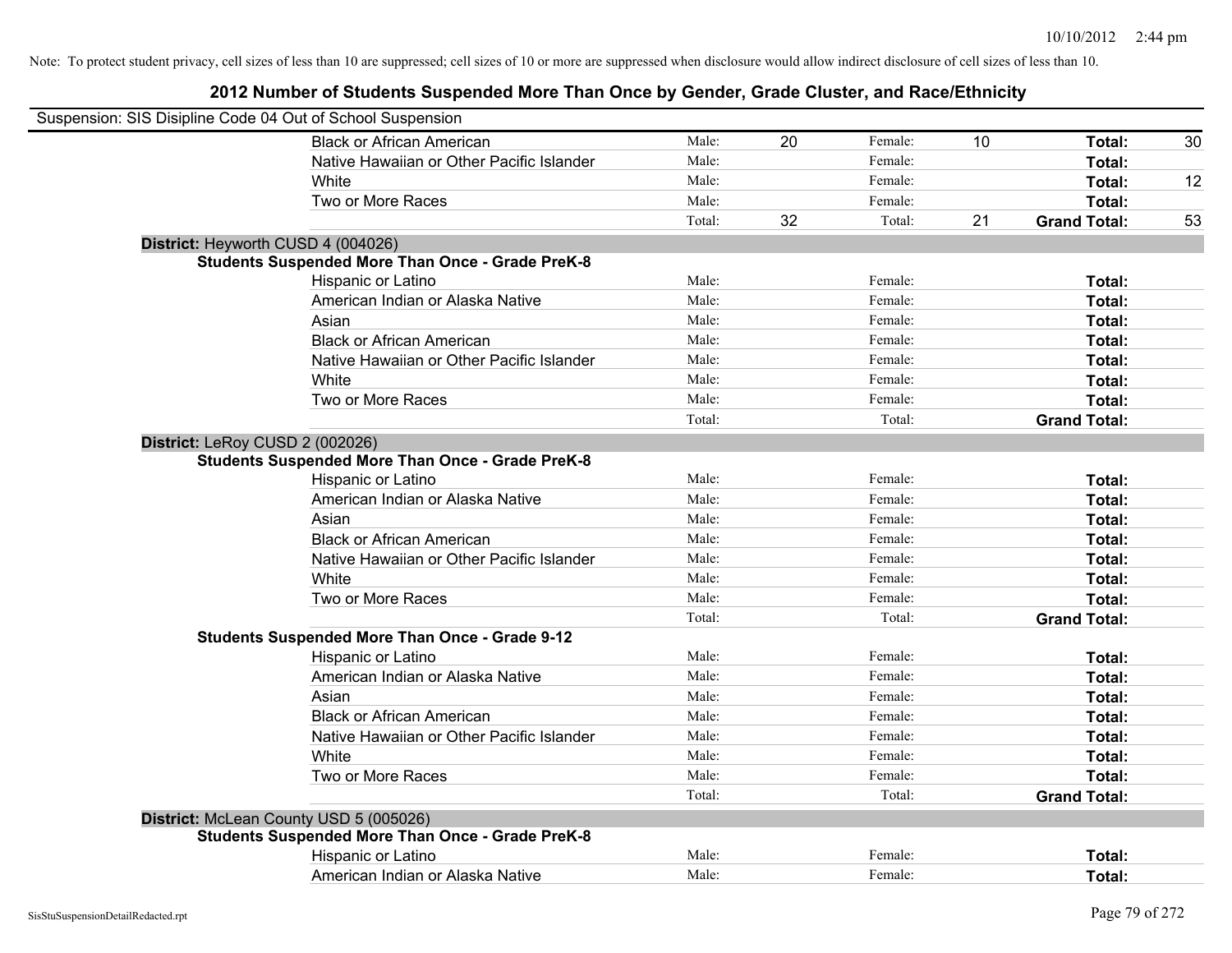Note: To protect student privacy, cell sizes of less than 10 are suppressed; cell sizes of 10 or more are suppressed when disclosure would allow indirect disclosure of cell sizes of less than 10.

## 2012 Number of Students Suspended More Than Once by Gender, Grade Cluster, and Race/Ethnicity

Suspension: SIS Disipline Code 04 Out of School Suspension

| | | | | | | |
|---|---|---|---|---|---|---|
| Black or African American | Male: | 20 | Female: | 10 | **Total:** | 30 |
| Native Hawaiian or Other Pacific Islander | Male: | | Female: | | **Total:** | |
| White | Male: | | Female: | | **Total:** | 12 |
| Two or More Races | Male: | | Female: | | **Total:** | |
| | Total: | 32 | Total: | 21 | **Grand Total:** | 53 |

**District:** Heyworth CUSD 4 (004026)

**Students Suspended More Than Once - Grade PreK-8**

| | | | | | | |
|---|---|---|---|---|---|---|
| Hispanic or Latino | Male: | | Female: | | **Total:** | |
| American Indian or Alaska Native | Male: | | Female: | | **Total:** | |
| Asian | Male: | | Female: | | **Total:** | |
| Black or African American | Male: | | Female: | | **Total:** | |
| Native Hawaiian or Other Pacific Islander | Male: | | Female: | | **Total:** | |
| White | Male: | | Female: | | **Total:** | |
| Two or More Races | Male: | | Female: | | **Total:** | |
| | Total: | | Total: | | **Grand Total:** | |

**District:** LeRoy CUSD 2 (002026)

**Students Suspended More Than Once - Grade PreK-8**

| | | | | | | |
|---|---|---|---|---|---|---|
| Hispanic or Latino | Male: | | Female: | | **Total:** | |
| American Indian or Alaska Native | Male: | | Female: | | **Total:** | |
| Asian | Male: | | Female: | | **Total:** | |
| Black or African American | Male: | | Female: | | **Total:** | |
| Native Hawaiian or Other Pacific Islander | Male: | | Female: | | **Total:** | |
| White | Male: | | Female: | | **Total:** | |
| Two or More Races | Male: | | Female: | | **Total:** | |
| | Total: | | Total: | | **Grand Total:** | |

**Students Suspended More Than Once - Grade 9-12**

| | | | | | | |
|---|---|---|---|---|---|---|
| Hispanic or Latino | Male: | | Female: | | **Total:** | |
| American Indian or Alaska Native | Male: | | Female: | | **Total:** | |
| Asian | Male: | | Female: | | **Total:** | |
| Black or African American | Male: | | Female: | | **Total:** | |
| Native Hawaiian or Other Pacific Islander | Male: | | Female: | | **Total:** | |
| White | Male: | | Female: | | **Total:** | |
| Two or More Races | Male: | | Female: | | **Total:** | |
| | Total: | | Total: | | **Grand Total:** | |

**District:** McLean County USD 5 (005026)

**Students Suspended More Than Once - Grade PreK-8**

| | | | | | | |
|---|---|---|---|---|---|---|
| Hispanic or Latino | Male: | | Female: | | **Total:** | |
| American Indian or Alaska Native | Male: | | Female: | | **Total:** | |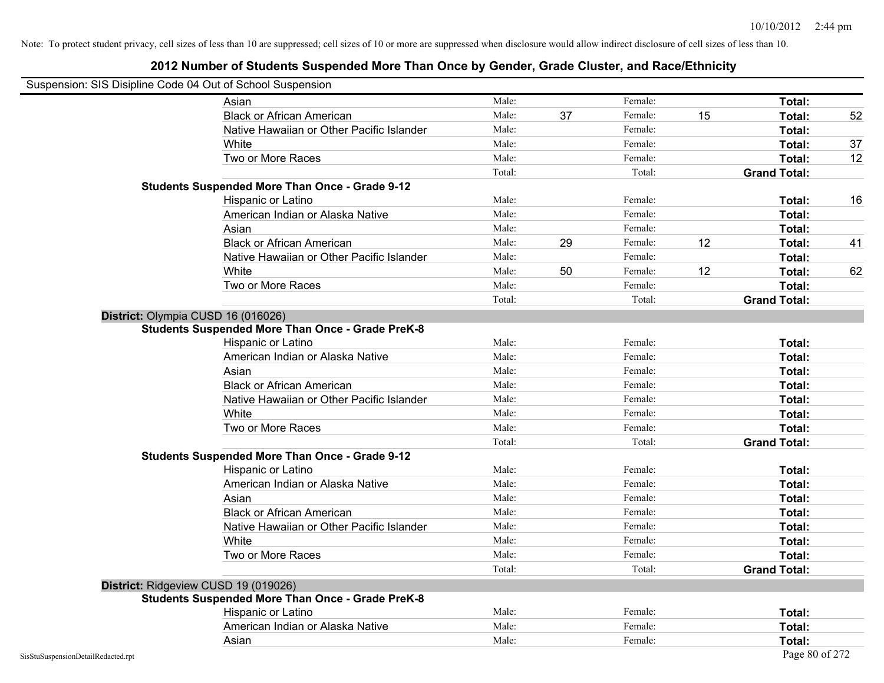Note: To protect student privacy, cell sizes of less than 10 are suppressed; cell sizes of 10 or more are suppressed when disclosure would allow indirect disclosure of cell sizes of less than 10.

## 2012 Number of Students Suspended More Than Once by Gender, Grade Cluster, and Race/Ethnicity

Suspension: SIS Disipline Code 04 Out of School Suspension

| | | | | | | |
|---|---|---|---|---|---|---|
| Asian | Male: | | Female: | | **Total:** | |
| Black or African American | Male: | 37 | Female: | 15 | **Total:** | 52 |
| Native Hawaiian or Other Pacific Islander | Male: | | Female: | | **Total:** | |
| White | Male: | | Female: | | **Total:** | 37 |
| Two or More Races | Male: | | Female: | | **Total:** | 12 |
| | Total: | | Total: | | **Grand Total:** | |

**Students Suspended More Than Once - Grade 9-12**

| | | | | | | |
|---|---|---|---|---|---|---|
| Hispanic or Latino | Male: | | Female: | | **Total:** | 16 |
| American Indian or Alaska Native | Male: | | Female: | | **Total:** | |
| Asian | Male: | | Female: | | **Total:** | |
| Black or African American | Male: | 29 | Female: | 12 | **Total:** | 41 |
| Native Hawaiian or Other Pacific Islander | Male: | | Female: | | **Total:** | |
| White | Male: | 50 | Female: | 12 | **Total:** | 62 |
| Two or More Races | Male: | | Female: | | **Total:** | |
| | Total: | | Total: | | **Grand Total:** | |

**District:** Olympia CUSD 16 (016026)

**Students Suspended More Than Once - Grade PreK-8**

| | | | | | | |
|---|---|---|---|---|---|---|
| Hispanic or Latino | Male: | | Female: | | **Total:** | |
| American Indian or Alaska Native | Male: | | Female: | | **Total:** | |
| Asian | Male: | | Female: | | **Total:** | |
| Black or African American | Male: | | Female: | | **Total:** | |
| Native Hawaiian or Other Pacific Islander | Male: | | Female: | | **Total:** | |
| White | Male: | | Female: | | **Total:** | |
| Two or More Races | Male: | | Female: | | **Total:** | |
| | Total: | | Total: | | **Grand Total:** | |

**Students Suspended More Than Once - Grade 9-12**

| | | | | | | |
|---|---|---|---|---|---|---|
| Hispanic or Latino | Male: | | Female: | | **Total:** | |
| American Indian or Alaska Native | Male: | | Female: | | **Total:** | |
| Asian | Male: | | Female: | | **Total:** | |
| Black or African American | Male: | | Female: | | **Total:** | |
| Native Hawaiian or Other Pacific Islander | Male: | | Female: | | **Total:** | |
| White | Male: | | Female: | | **Total:** | |
| Two or More Races | Male: | | Female: | | **Total:** | |
| | Total: | | Total: | | **Grand Total:** | |

**District:** Ridgeview CUSD 19 (019026)

**Students Suspended More Than Once - Grade PreK-8**

| | | | | | | |
|---|---|---|---|---|---|---|
| Hispanic or Latino | Male: | | Female: | | **Total:** | |
| American Indian or Alaska Native | Male: | | Female: | | **Total:** | |
| Asian | Male: | | Female: | | **Total:** | |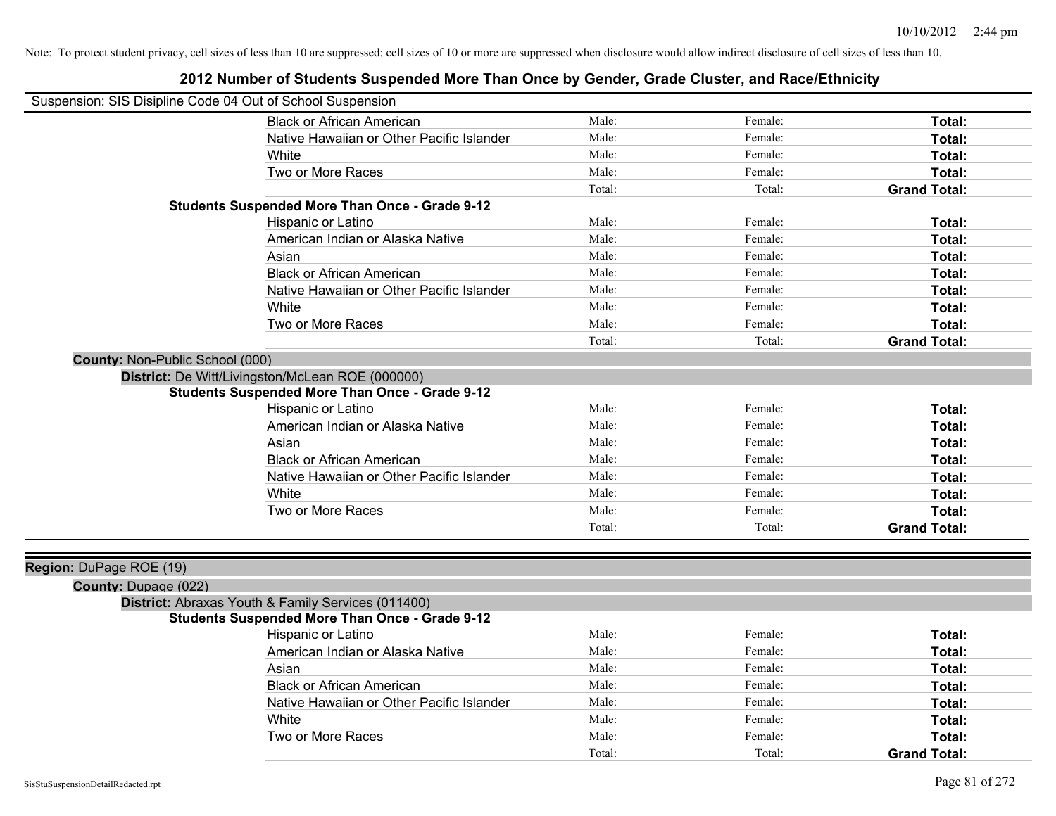Note: To protect student privacy, cell sizes of less than 10 are suppressed; cell sizes of 10 or more are suppressed when disclosure would allow indirect disclosure of cell sizes of less than 10.

# 2012 Number of Students Suspended More Than Once by Gender, Grade Cluster, and Race/Ethnicity

Suspension: SIS Disipline Code 04 Out of School Suspension

| | | | |
|---|---|---|---|
| Black or African American | Male: | Female: | **Total:** |
| Native Hawaiian or Other Pacific Islander | Male: | Female: | **Total:** |
| White | Male: | Female: | **Total:** |
| Two or More Races | Male: | Female: | **Total:** |
| | Total: | Total: | **Grand Total:** |

**Students Suspended More Than Once - Grade 9-12**

| | | | |
|---|---|---|---|
| Hispanic or Latino | Male: | Female: | **Total:** |
| American Indian or Alaska Native | Male: | Female: | **Total:** |
| Asian | Male: | Female: | **Total:** |
| Black or African American | Male: | Female: | **Total:** |
| Native Hawaiian or Other Pacific Islander | Male: | Female: | **Total:** |
| White | Male: | Female: | **Total:** |
| Two or More Races | Male: | Female: | **Total:** |
| | Total: | Total: | **Grand Total:** |

**County:** Non-Public School (000)

**District:** De Witt/Livingston/McLean ROE (000000)

**Students Suspended More Than Once - Grade 9-12**

| | | | |
|---|---|---|---|
| Hispanic or Latino | Male: | Female: | **Total:** |
| American Indian or Alaska Native | Male: | Female: | **Total:** |
| Asian | Male: | Female: | **Total:** |
| Black or African American | Male: | Female: | **Total:** |
| Native Hawaiian or Other Pacific Islander | Male: | Female: | **Total:** |
| White | Male: | Female: | **Total:** |
| Two or More Races | Male: | Female: | **Total:** |
| | Total: | Total: | **Grand Total:** |

**Region:** DuPage ROE (19)

**County:** Dupage (022)

**District:** Abraxas Youth & Family Services (011400)

**Students Suspended More Than Once - Grade 9-12**

| | | | |
|---|---|---|---|
| Hispanic or Latino | Male: | Female: | **Total:** |
| American Indian or Alaska Native | Male: | Female: | **Total:** |
| Asian | Male: | Female: | **Total:** |
| Black or African American | Male: | Female: | **Total:** |
| Native Hawaiian or Other Pacific Islander | Male: | Female: | **Total:** |
| White | Male: | Female: | **Total:** |
| Two or More Races | Male: | Female: | **Total:** |
| | Total: | Total: | **Grand Total:** |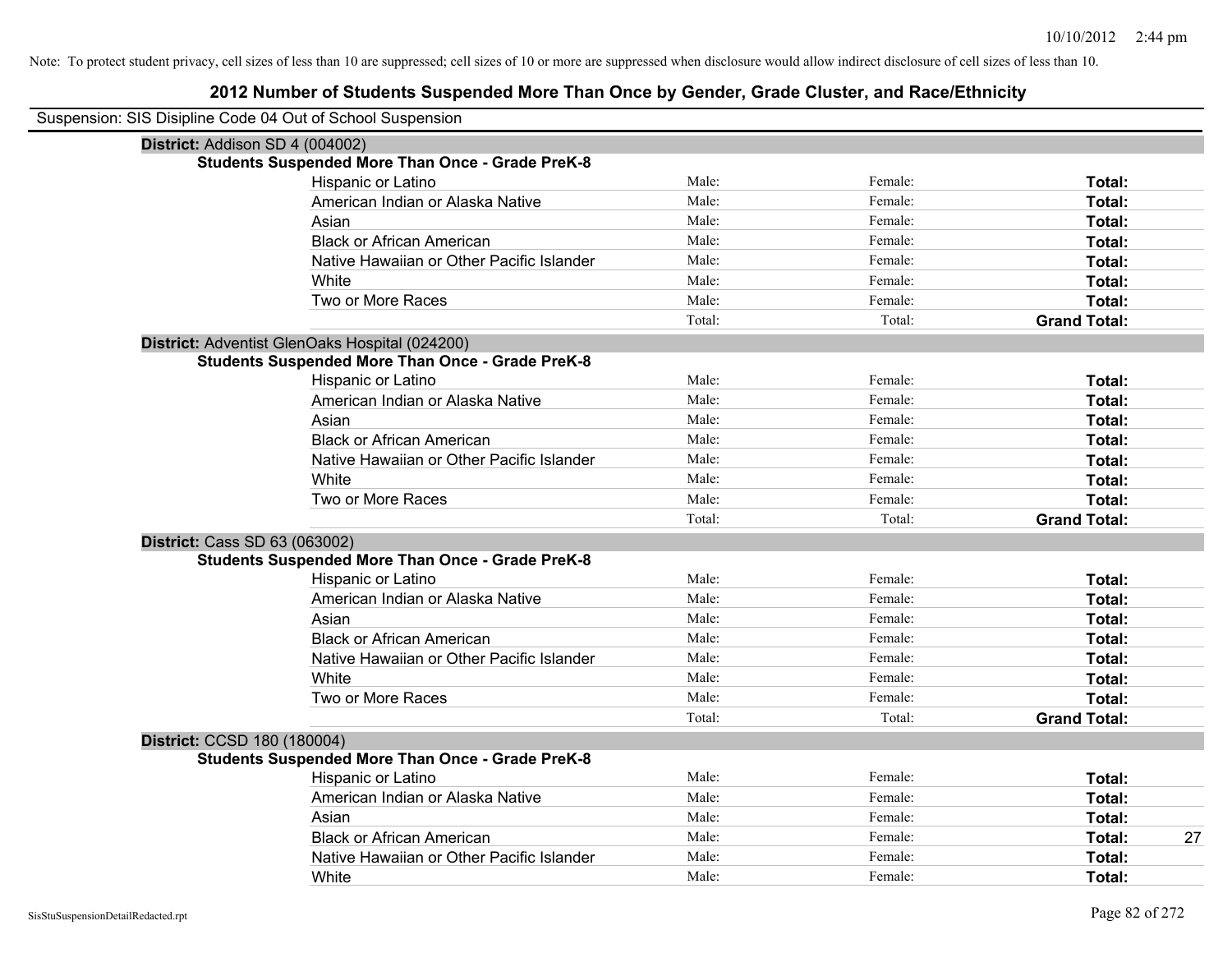Note: To protect student privacy, cell sizes of less than 10 are suppressed; cell sizes of 10 or more are suppressed when disclosure would allow indirect disclosure of cell sizes of less than 10.

# 2012 Number of Students Suspended More Than Once by Gender, Grade Cluster, and Race/Ethnicity

Suspension: SIS Disipline Code 04 Out of School Suspension

**District:** Addison SD 4 (004002)

**Students Suspended More Than Once - Grade PreK-8**

| | | | | |
|---|---|---|---|---|
| Hispanic or Latino | Male: | Female: | **Total:** | |
| American Indian or Alaska Native | Male: | Female: | **Total:** | |
| Asian | Male: | Female: | **Total:** | |
| Black or African American | Male: | Female: | **Total:** | |
| Native Hawaiian or Other Pacific Islander | Male: | Female: | **Total:** | |
| White | Male: | Female: | **Total:** | |
| Two or More Races | Male: | Female: | **Total:** | |
| | Total: | Total: | **Grand Total:** | |

**District:** Adventist GlenOaks Hospital (024200)

**Students Suspended More Than Once - Grade PreK-8**

| | | | | |
|---|---|---|---|---|
| Hispanic or Latino | Male: | Female: | **Total:** | |
| American Indian or Alaska Native | Male: | Female: | **Total:** | |
| Asian | Male: | Female: | **Total:** | |
| Black or African American | Male: | Female: | **Total:** | |
| Native Hawaiian or Other Pacific Islander | Male: | Female: | **Total:** | |
| White | Male: | Female: | **Total:** | |
| Two or More Races | Male: | Female: | **Total:** | |
| | Total: | Total: | **Grand Total:** | |

**District:** Cass SD 63 (063002)

**Students Suspended More Than Once - Grade PreK-8**

| | | | | |
|---|---|---|---|---|
| Hispanic or Latino | Male: | Female: | **Total:** | |
| American Indian or Alaska Native | Male: | Female: | **Total:** | |
| Asian | Male: | Female: | **Total:** | |
| Black or African American | Male: | Female: | **Total:** | |
| Native Hawaiian or Other Pacific Islander | Male: | Female: | **Total:** | |
| White | Male: | Female: | **Total:** | |
| Two or More Races | Male: | Female: | **Total:** | |
| | Total: | Total: | **Grand Total:** | |

**District:** CCSD 180 (180004)

**Students Suspended More Than Once - Grade PreK-8**

| | | | | |
|---|---|---|---|---|
| Hispanic or Latino | Male: | Female: | **Total:** | |
| American Indian or Alaska Native | Male: | Female: | **Total:** | |
| Asian | Male: | Female: | **Total:** | |
| Black or African American | Male: | Female: | **Total:** | 27 |
| Native Hawaiian or Other Pacific Islander | Male: | Female: | **Total:** | |
| White | Male: | Female: | **Total:** | |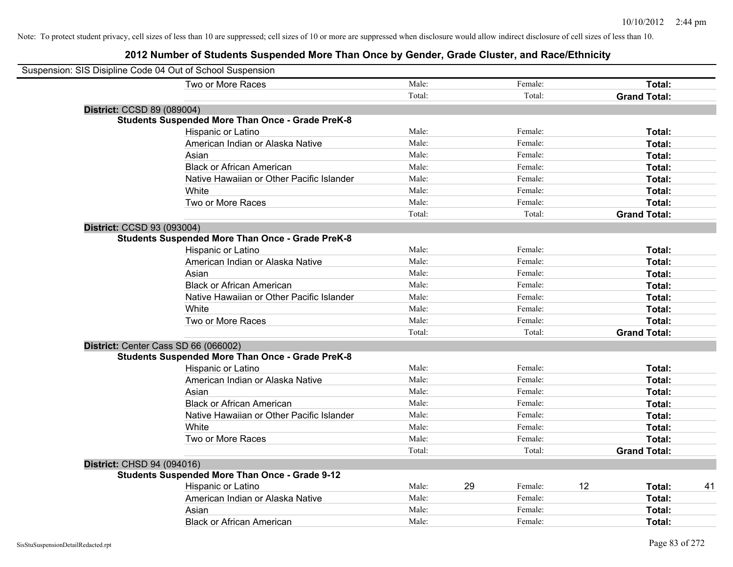Note: To protect student privacy, cell sizes of less than 10 are suppressed; cell sizes of 10 or more are suppressed when disclosure would allow indirect disclosure of cell sizes of less than 10.

## 2012 Number of Students Suspended More Than Once by Gender, Grade Cluster, and Race/Ethnicity

Suspension: SIS Disipline Code 04 Out of School Suspension

| | | | | | | |
|---|---|---|---|---|---|---|
| Two or More Races | Male: | | Female: | | **Total:** | |
| | Total: | | Total: | | **Grand Total:** | |

**District:** CCSD 89 (089004)

**Students Suspended More Than Once - Grade PreK-8**

| | | | | | | |
|---|---|---|---|---|---|---|
| Hispanic or Latino | Male: | | Female: | | **Total:** | |
| American Indian or Alaska Native | Male: | | Female: | | **Total:** | |
| Asian | Male: | | Female: | | **Total:** | |
| Black or African American | Male: | | Female: | | **Total:** | |
| Native Hawaiian or Other Pacific Islander | Male: | | Female: | | **Total:** | |
| White | Male: | | Female: | | **Total:** | |
| Two or More Races | Male: | | Female: | | **Total:** | |
| | Total: | | Total: | | **Grand Total:** | |

**District:** CCSD 93 (093004)

**Students Suspended More Than Once - Grade PreK-8**

| | | | | | | |
|---|---|---|---|---|---|---|
| Hispanic or Latino | Male: | | Female: | | **Total:** | |
| American Indian or Alaska Native | Male: | | Female: | | **Total:** | |
| Asian | Male: | | Female: | | **Total:** | |
| Black or African American | Male: | | Female: | | **Total:** | |
| Native Hawaiian or Other Pacific Islander | Male: | | Female: | | **Total:** | |
| White | Male: | | Female: | | **Total:** | |
| Two or More Races | Male: | | Female: | | **Total:** | |
| | Total: | | Total: | | **Grand Total:** | |

**District:** Center Cass SD 66 (066002)

**Students Suspended More Than Once - Grade PreK-8**

| | | | | | | |
|---|---|---|---|---|---|---|
| Hispanic or Latino | Male: | | Female: | | **Total:** | |
| American Indian or Alaska Native | Male: | | Female: | | **Total:** | |
| Asian | Male: | | Female: | | **Total:** | |
| Black or African American | Male: | | Female: | | **Total:** | |
| Native Hawaiian or Other Pacific Islander | Male: | | Female: | | **Total:** | |
| White | Male: | | Female: | | **Total:** | |
| Two or More Races | Male: | | Female: | | **Total:** | |
| | Total: | | Total: | | **Grand Total:** | |

**District:** CHSD 94 (094016)

**Students Suspended More Than Once - Grade 9-12**

| | | | | | | |
|---|---|---|---|---|---|---|
| Hispanic or Latino | Male: | 29 | Female: | 12 | **Total:** | 41 |
| American Indian or Alaska Native | Male: | | Female: | | **Total:** | |
| Asian | Male: | | Female: | | **Total:** | |
| Black or African American | Male: | | Female: | | **Total:** | |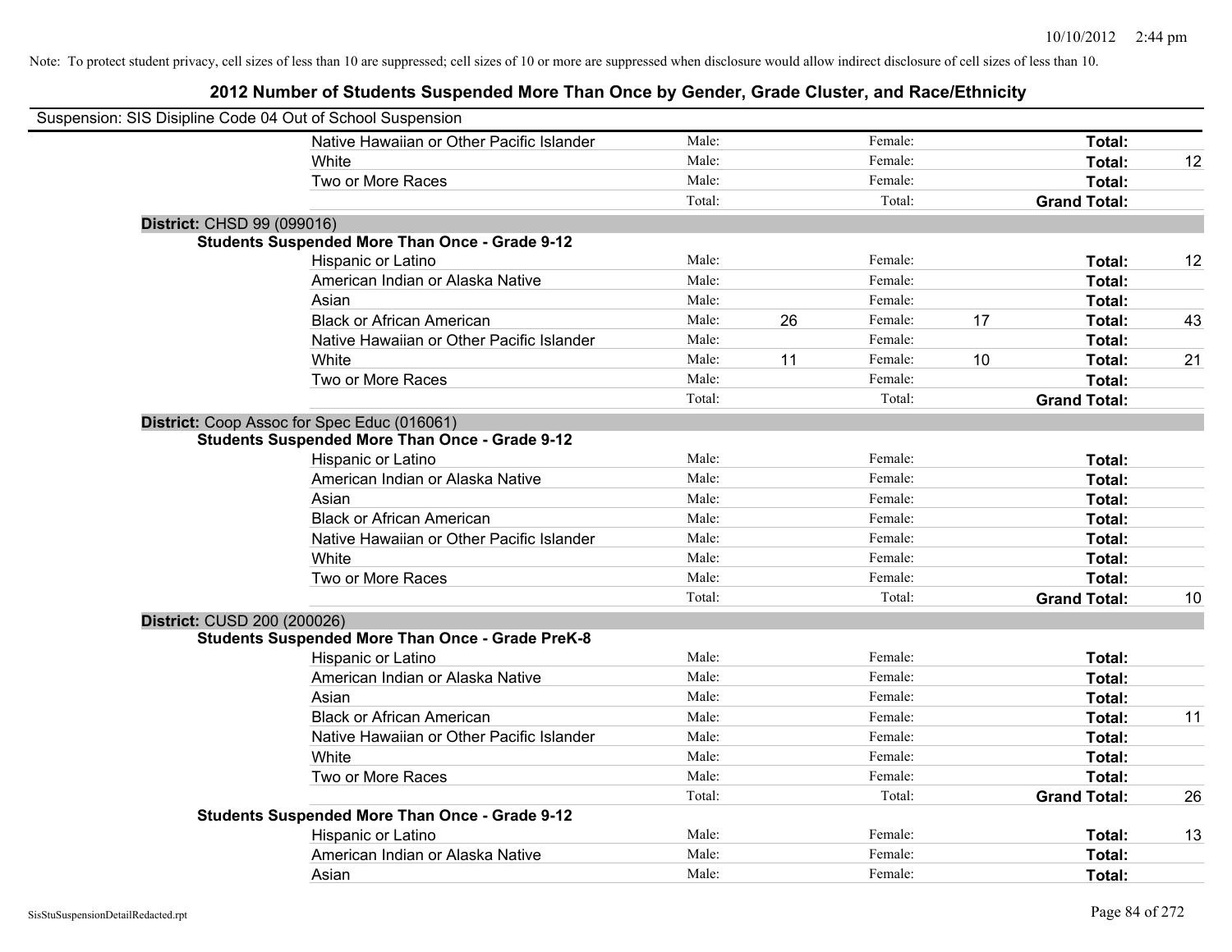Note: To protect student privacy, cell sizes of less than 10 are suppressed; cell sizes of 10 or more are suppressed when disclosure would allow indirect disclosure of cell sizes of less than 10.

## 2012 Number of Students Suspended More Than Once by Gender, Grade Cluster, and Race/Ethnicity

Suspension: SIS Disipline Code 04 Out of School Suspension

| | | | | | | |
|---|---|---|---|---|---|---|
| Native Hawaiian or Other Pacific Islander | Male: | | Female: | | Total: | |
| White | Male: | | Female: | | Total: | 12 |
| Two or More Races | Male: | | Female: | | Total: | |
| | Total: | | Total: | | Grand Total: | |

**District:** CHSD 99 (099016)

**Students Suspended More Than Once - Grade 9-12**

| | | | | | | |
|---|---|---|---|---|---|---|
| Hispanic or Latino | Male: | | Female: | | Total: | 12 |
| American Indian or Alaska Native | Male: | | Female: | | Total: | |
| Asian | Male: | | Female: | | Total: | |
| Black or African American | Male: | 26 | Female: | 17 | Total: | 43 |
| Native Hawaiian or Other Pacific Islander | Male: | | Female: | | Total: | |
| White | Male: | 11 | Female: | 10 | Total: | 21 |
| Two or More Races | Male: | | Female: | | Total: | |
| | Total: | | Total: | | Grand Total: | |

**District:** Coop Assoc for Spec Educ (016061)

**Students Suspended More Than Once - Grade 9-12**

| | | | | | | |
|---|---|---|---|---|---|---|
| Hispanic or Latino | Male: | | Female: | | Total: | |
| American Indian or Alaska Native | Male: | | Female: | | Total: | |
| Asian | Male: | | Female: | | Total: | |
| Black or African American | Male: | | Female: | | Total: | |
| Native Hawaiian or Other Pacific Islander | Male: | | Female: | | Total: | |
| White | Male: | | Female: | | Total: | |
| Two or More Races | Male: | | Female: | | Total: | |
| | Total: | | Total: | | Grand Total: | 10 |

**District:** CUSD 200 (200026)

**Students Suspended More Than Once - Grade PreK-8**

| | | | | | | |
|---|---|---|---|---|---|---|
| Hispanic or Latino | Male: | | Female: | | Total: | |
| American Indian or Alaska Native | Male: | | Female: | | Total: | |
| Asian | Male: | | Female: | | Total: | |
| Black or African American | Male: | | Female: | | Total: | 11 |
| Native Hawaiian or Other Pacific Islander | Male: | | Female: | | Total: | |
| White | Male: | | Female: | | Total: | |
| Two or More Races | Male: | | Female: | | Total: | |
| | Total: | | Total: | | Grand Total: | 26 |

**Students Suspended More Than Once - Grade 9-12**

| | | | | | | |
|---|---|---|---|---|---|---|
| Hispanic or Latino | Male: | | Female: | | Total: | 13 |
| American Indian or Alaska Native | Male: | | Female: | | Total: | |
| Asian | Male: | | Female: | | Total: | |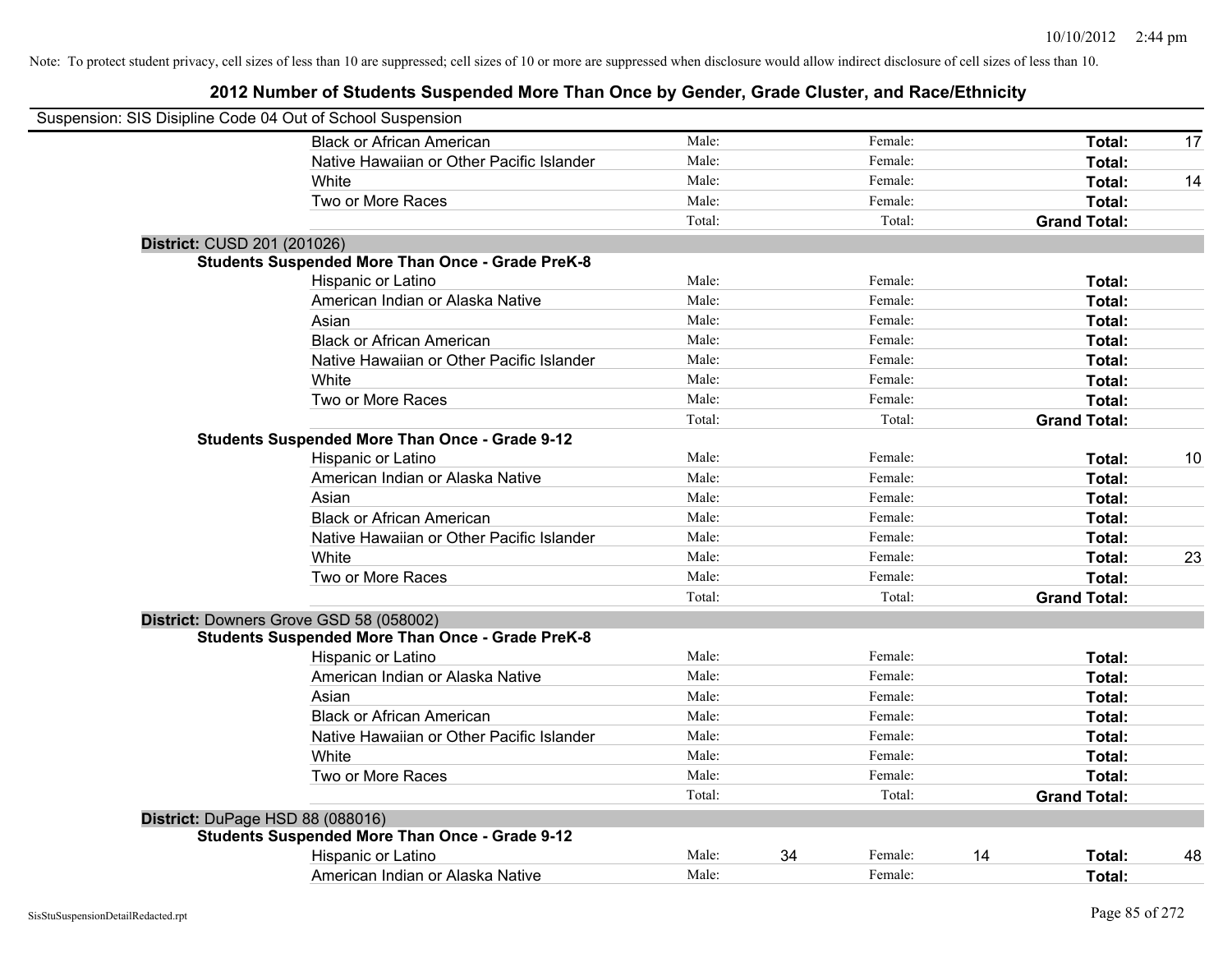Note: To protect student privacy, cell sizes of less than 10 are suppressed; cell sizes of 10 or more are suppressed when disclosure would allow indirect disclosure of cell sizes of less than 10.

# 2012 Number of Students Suspended More Than Once by Gender, Grade Cluster, and Race/Ethnicity

Suspension: SIS Disipline Code 04 Out of School Suspension

| | | | | | | |
|---|---|---|---|---|---|---|
| Black or African American | Male: | | Female: | | **Total:** | 17 |
| Native Hawaiian or Other Pacific Islander | Male: | | Female: | | **Total:** | |
| White | Male: | | Female: | | **Total:** | 14 |
| Two or More Races | Male: | | Female: | | **Total:** | |
| | Total: | | Total: | | **Grand Total:** | |

**District:** CUSD 201 (201026)

**Students Suspended More Than Once - Grade PreK-8**

| | | | | | | |
|---|---|---|---|---|---|---|
| Hispanic or Latino | Male: | | Female: | | **Total:** | |
| American Indian or Alaska Native | Male: | | Female: | | **Total:** | |
| Asian | Male: | | Female: | | **Total:** | |
| Black or African American | Male: | | Female: | | **Total:** | |
| Native Hawaiian or Other Pacific Islander | Male: | | Female: | | **Total:** | |
| White | Male: | | Female: | | **Total:** | |
| Two or More Races | Male: | | Female: | | **Total:** | |
| | Total: | | Total: | | **Grand Total:** | |

**Students Suspended More Than Once - Grade 9-12**

| | | | | | | |
|---|---|---|---|---|---|---|
| Hispanic or Latino | Male: | | Female: | | **Total:** | 10 |
| American Indian or Alaska Native | Male: | | Female: | | **Total:** | |
| Asian | Male: | | Female: | | **Total:** | |
| Black or African American | Male: | | Female: | | **Total:** | |
| Native Hawaiian or Other Pacific Islander | Male: | | Female: | | **Total:** | |
| White | Male: | | Female: | | **Total:** | 23 |
| Two or More Races | Male: | | Female: | | **Total:** | |
| | Total: | | Total: | | **Grand Total:** | |

**District:** Downers Grove GSD 58 (058002)

**Students Suspended More Than Once - Grade PreK-8**

| | | | | | | |
|---|---|---|---|---|---|---|
| Hispanic or Latino | Male: | | Female: | | **Total:** | |
| American Indian or Alaska Native | Male: | | Female: | | **Total:** | |
| Asian | Male: | | Female: | | **Total:** | |
| Black or African American | Male: | | Female: | | **Total:** | |
| Native Hawaiian or Other Pacific Islander | Male: | | Female: | | **Total:** | |
| White | Male: | | Female: | | **Total:** | |
| Two or More Races | Male: | | Female: | | **Total:** | |
| | Total: | | Total: | | **Grand Total:** | |

**District:** DuPage HSD 88 (088016)

**Students Suspended More Than Once - Grade 9-12**

| | | | | | | |
|---|---|---|---|---|---|---|
| Hispanic or Latino | Male: | 34 | Female: | 14 | **Total:** | 48 |
| American Indian or Alaska Native | Male: | | Female: | | **Total:** | |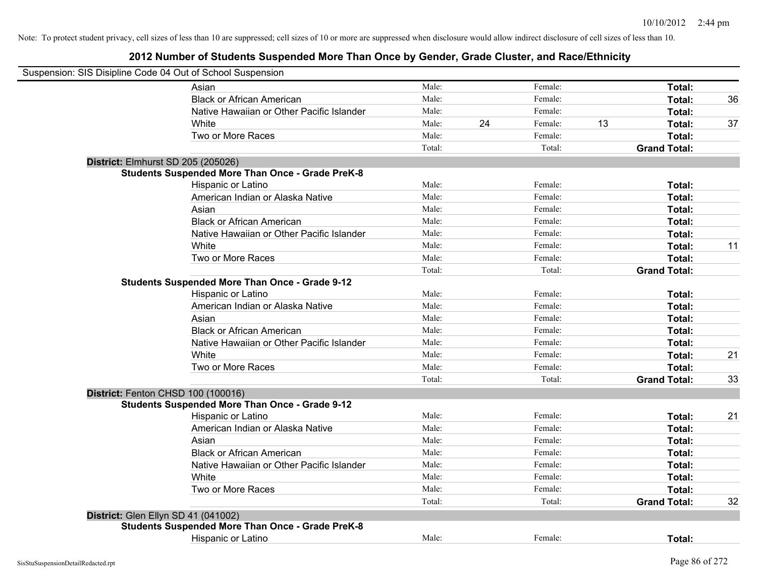Note: To protect student privacy, cell sizes of less than 10 are suppressed; cell sizes of 10 or more are suppressed when disclosure would allow indirect disclosure of cell sizes of less than 10.

# 2012 Number of Students Suspended More Than Once by Gender, Grade Cluster, and Race/Ethnicity

Suspension: SIS Disipline Code 04 Out of School Suspension

| | | | | | | |
|---|---|---|---|---|---|---|
| Asian | Male: | | Female: | | **Total:** | |
| Black or African American | Male: | | Female: | | **Total:** | 36 |
| Native Hawaiian or Other Pacific Islander | Male: | | Female: | | **Total:** | |
| White | Male: | 24 | Female: | 13 | **Total:** | 37 |
| Two or More Races | Male: | | Female: | | **Total:** | |
| | Total: | | Total: | | **Grand Total:** | |

**District:** Elmhurst SD 205 (205026)

**Students Suspended More Than Once - Grade PreK-8**

| | | | | | | |
|---|---|---|---|---|---|---|
| Hispanic or Latino | Male: | | Female: | | **Total:** | |
| American Indian or Alaska Native | Male: | | Female: | | **Total:** | |
| Asian | Male: | | Female: | | **Total:** | |
| Black or African American | Male: | | Female: | | **Total:** | |
| Native Hawaiian or Other Pacific Islander | Male: | | Female: | | **Total:** | |
| White | Male: | | Female: | | **Total:** | 11 |
| Two or More Races | Male: | | Female: | | **Total:** | |
| | Total: | | Total: | | **Grand Total:** | |

**Students Suspended More Than Once - Grade 9-12**

| | | | | | | |
|---|---|---|---|---|---|---|
| Hispanic or Latino | Male: | | Female: | | **Total:** | |
| American Indian or Alaska Native | Male: | | Female: | | **Total:** | |
| Asian | Male: | | Female: | | **Total:** | |
| Black or African American | Male: | | Female: | | **Total:** | |
| Native Hawaiian or Other Pacific Islander | Male: | | Female: | | **Total:** | |
| White | Male: | | Female: | | **Total:** | 21 |
| Two or More Races | Male: | | Female: | | **Total:** | |
| | Total: | | Total: | | **Grand Total:** | 33 |

**District:** Fenton CHSD 100 (100016)

**Students Suspended More Than Once - Grade 9-12**

| | | | | | | |
|---|---|---|---|---|---|---|
| Hispanic or Latino | Male: | | Female: | | **Total:** | 21 |
| American Indian or Alaska Native | Male: | | Female: | | **Total:** | |
| Asian | Male: | | Female: | | **Total:** | |
| Black or African American | Male: | | Female: | | **Total:** | |
| Native Hawaiian or Other Pacific Islander | Male: | | Female: | | **Total:** | |
| White | Male: | | Female: | | **Total:** | |
| Two or More Races | Male: | | Female: | | **Total:** | |
| | Total: | | Total: | | **Grand Total:** | 32 |

**District:** Glen Ellyn SD 41 (041002)

**Students Suspended More Than Once - Grade PreK-8**

| | | | | | | |
|---|---|---|---|---|---|---|
| Hispanic or Latino | Male: | | Female: | | **Total:** | |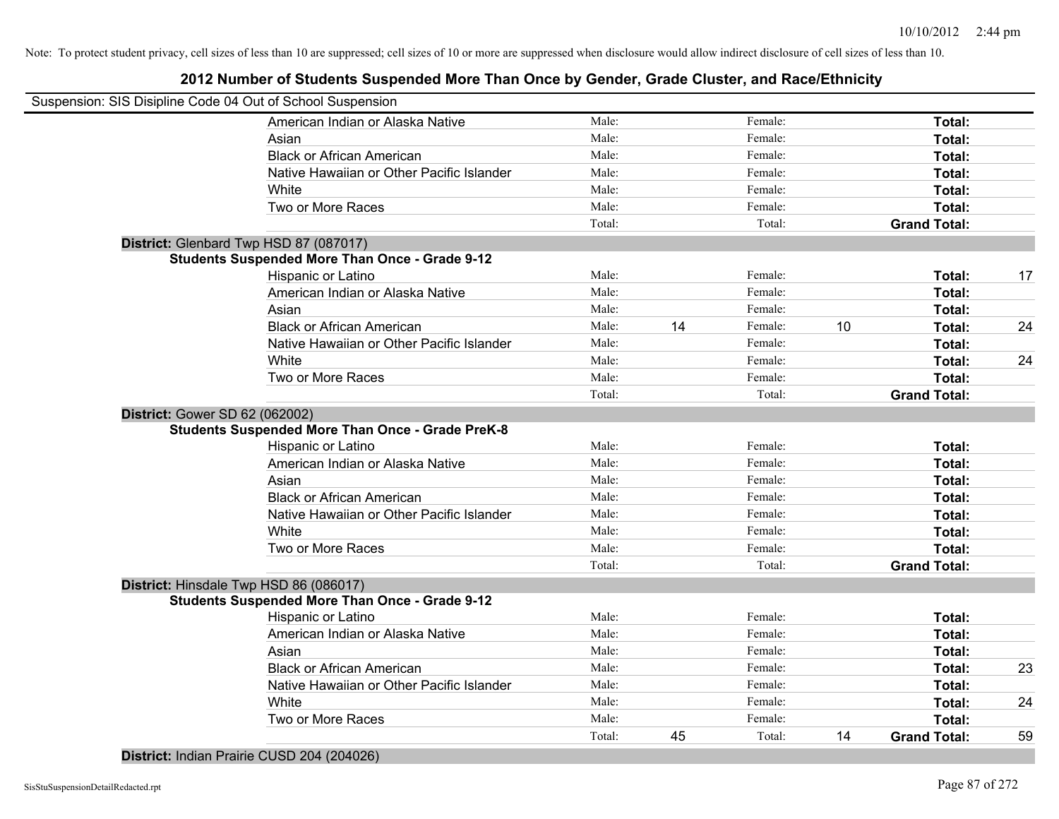Note: To protect student privacy, cell sizes of less than 10 are suppressed; cell sizes of 10 or more are suppressed when disclosure would allow indirect disclosure of cell sizes of less than 10.

## 2012 Number of Students Suspended More Than Once by Gender, Grade Cluster, and Race/Ethnicity

Suspension: SIS Disipline Code 04 Out of School Suspension

| | | | | | | |
|---|---|---|---|---|---|---|
| American Indian or Alaska Native | Male: | | Female: | | **Total:** | |
| Asian | Male: | | Female: | | **Total:** | |
| Black or African American | Male: | | Female: | | **Total:** | |
| Native Hawaiian or Other Pacific Islander | Male: | | Female: | | **Total:** | |
| White | Male: | | Female: | | **Total:** | |
| Two or More Races | Male: | | Female: | | **Total:** | |
| | Total: | | Total: | | **Grand Total:** | |

**District:** Glenbard Twp HSD 87 (087017)

**Students Suspended More Than Once - Grade 9-12**

| | | | | | | |
|---|---|---|---|---|---|---|
| Hispanic or Latino | Male: | | Female: | | **Total:** | 17 |
| American Indian or Alaska Native | Male: | | Female: | | **Total:** | |
| Asian | Male: | | Female: | | **Total:** | |
| Black or African American | Male: | 14 | Female: | 10 | **Total:** | 24 |
| Native Hawaiian or Other Pacific Islander | Male: | | Female: | | **Total:** | |
| White | Male: | | Female: | | **Total:** | 24 |
| Two or More Races | Male: | | Female: | | **Total:** | |
| | Total: | | Total: | | **Grand Total:** | |

**District:** Gower SD 62 (062002)

**Students Suspended More Than Once - Grade PreK-8**

| | | | | | | |
|---|---|---|---|---|---|---|
| Hispanic or Latino | Male: | | Female: | | **Total:** | |
| American Indian or Alaska Native | Male: | | Female: | | **Total:** | |
| Asian | Male: | | Female: | | **Total:** | |
| Black or African American | Male: | | Female: | | **Total:** | |
| Native Hawaiian or Other Pacific Islander | Male: | | Female: | | **Total:** | |
| White | Male: | | Female: | | **Total:** | |
| Two or More Races | Male: | | Female: | | **Total:** | |
| | Total: | | Total: | | **Grand Total:** | |

**District:** Hinsdale Twp HSD 86 (086017)

**Students Suspended More Than Once - Grade 9-12**

| | | | | | | |
|---|---|---|---|---|---|---|
| Hispanic or Latino | Male: | | Female: | | **Total:** | |
| American Indian or Alaska Native | Male: | | Female: | | **Total:** | |
| Asian | Male: | | Female: | | **Total:** | |
| Black or African American | Male: | | Female: | | **Total:** | 23 |
| Native Hawaiian or Other Pacific Islander | Male: | | Female: | | **Total:** | |
| White | Male: | | Female: | | **Total:** | 24 |
| Two or More Races | Male: | | Female: | | **Total:** | |
| | Total: | 45 | Total: | 14 | **Grand Total:** | 59 |

**District:** Indian Prairie CUSD 204 (204026)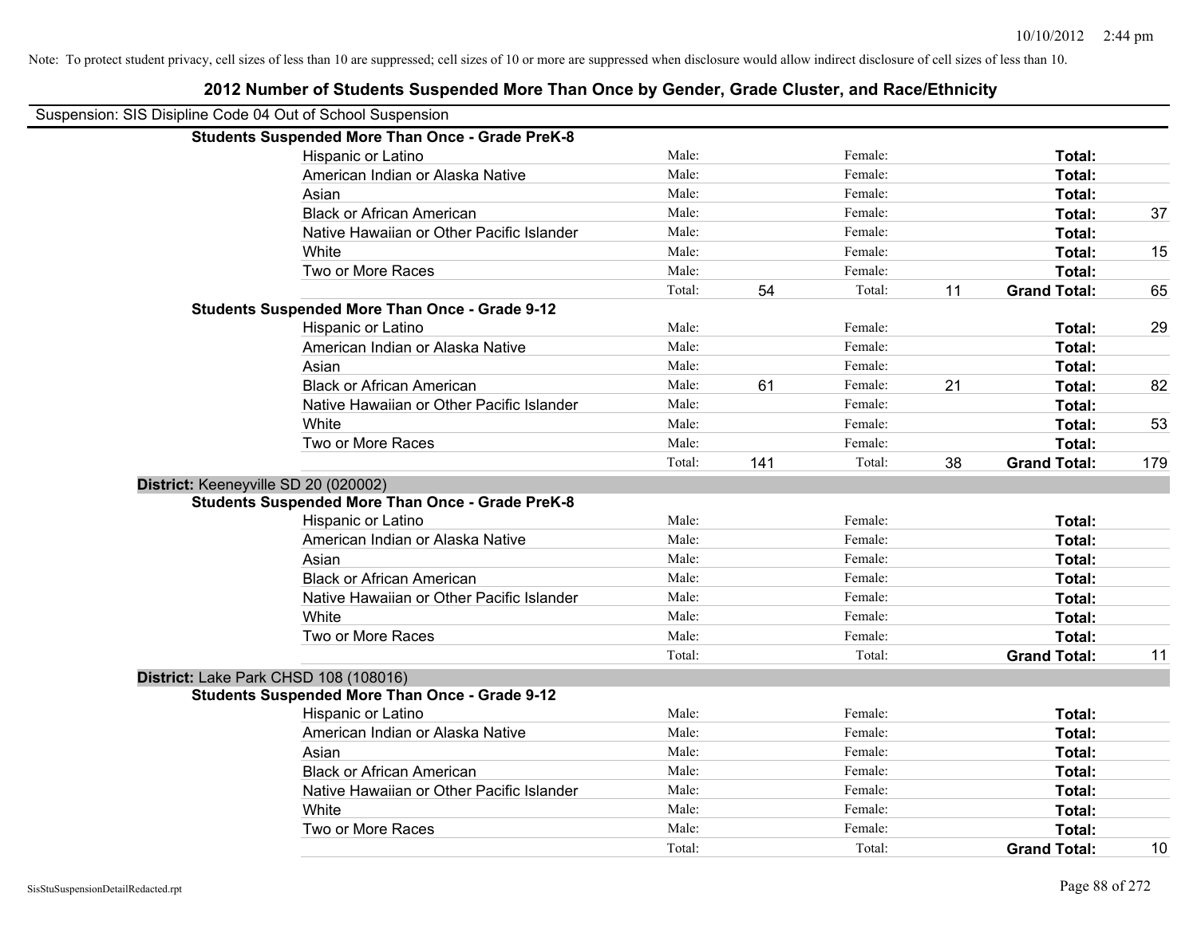Note: To protect student privacy, cell sizes of less than 10 are suppressed; cell sizes of 10 or more are suppressed when disclosure would allow indirect disclosure of cell sizes of less than 10.

## 2012 Number of Students Suspended More Than Once by Gender, Grade Cluster, and Race/Ethnicity

Suspension: SIS Disipline Code 04 Out of School Suspension

**Students Suspended More Than Once - Grade PreK-8**

| | | | | | | |
|---|---|---|---|---|---|---|
| Hispanic or Latino | Male: | | Female: | | **Total:** | |
| American Indian or Alaska Native | Male: | | Female: | | **Total:** | |
| Asian | Male: | | Female: | | **Total:** | |
| Black or African American | Male: | | Female: | | **Total:** | 37 |
| Native Hawaiian or Other Pacific Islander | Male: | | Female: | | **Total:** | |
| White | Male: | | Female: | | **Total:** | 15 |
| Two or More Races | Male: | | Female: | | **Total:** | |
| | Total: | 54 | Total: | 11 | **Grand Total:** | 65 |

**Students Suspended More Than Once - Grade 9-12**

| | | | | | | |
|---|---|---|---|---|---|---|
| Hispanic or Latino | Male: | | Female: | | **Total:** | 29 |
| American Indian or Alaska Native | Male: | | Female: | | **Total:** | |
| Asian | Male: | | Female: | | **Total:** | |
| Black or African American | Male: | 61 | Female: | 21 | **Total:** | 82 |
| Native Hawaiian or Other Pacific Islander | Male: | | Female: | | **Total:** | |
| White | Male: | | Female: | | **Total:** | 53 |
| Two or More Races | Male: | | Female: | | **Total:** | |
| | Total: | 141 | Total: | 38 | **Grand Total:** | 179 |

**District:** Keeneyville SD 20 (020002)

**Students Suspended More Than Once - Grade PreK-8**

| | | | | | | |
|---|---|---|---|---|---|---|
| Hispanic or Latino | Male: | | Female: | | **Total:** | |
| American Indian or Alaska Native | Male: | | Female: | | **Total:** | |
| Asian | Male: | | Female: | | **Total:** | |
| Black or African American | Male: | | Female: | | **Total:** | |
| Native Hawaiian or Other Pacific Islander | Male: | | Female: | | **Total:** | |
| White | Male: | | Female: | | **Total:** | |
| Two or More Races | Male: | | Female: | | **Total:** | |
| | Total: | | Total: | | **Grand Total:** | 11 |

**District:** Lake Park CHSD 108 (108016)

**Students Suspended More Than Once - Grade 9-12**

| | | | | | | |
|---|---|---|---|---|---|---|
| Hispanic or Latino | Male: | | Female: | | **Total:** | |
| American Indian or Alaska Native | Male: | | Female: | | **Total:** | |
| Asian | Male: | | Female: | | **Total:** | |
| Black or African American | Male: | | Female: | | **Total:** | |
| Native Hawaiian or Other Pacific Islander | Male: | | Female: | | **Total:** | |
| White | Male: | | Female: | | **Total:** | |
| Two or More Races | Male: | | Female: | | **Total:** | |
| | Total: | | Total: | | **Grand Total:** | 10 |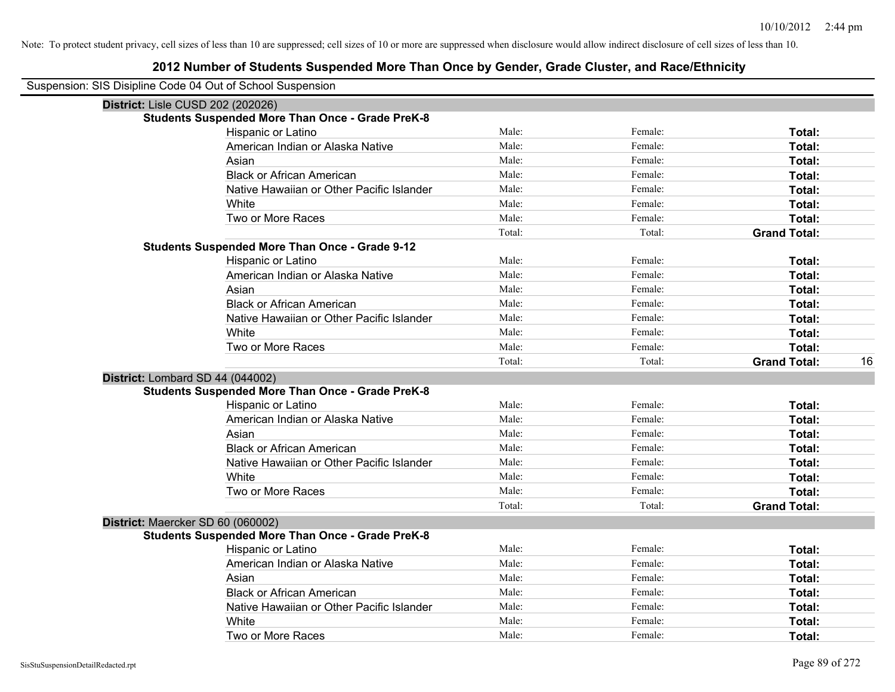Note: To protect student privacy, cell sizes of less than 10 are suppressed; cell sizes of 10 or more are suppressed when disclosure would allow indirect disclosure of cell sizes of less than 10.

## 2012 Number of Students Suspended More Than Once by Gender, Grade Cluster, and Race/Ethnicity

Suspension: SIS Disipline Code 04 Out of School Suspension

### District: Lisle CUSD 202 (202026)

**Students Suspended More Than Once - Grade PreK-8**

| Race/Ethnicity | Male | Female | Total |
|---|---|---|---|
| Hispanic or Latino | Male: | Female: | **Total:** |
| American Indian or Alaska Native | Male: | Female: | **Total:** |
| Asian | Male: | Female: | **Total:** |
| Black or African American | Male: | Female: | **Total:** |
| Native Hawaiian or Other Pacific Islander | Male: | Female: | **Total:** |
| White | Male: | Female: | **Total:** |
| Two or More Races | Male: | Female: | **Total:** |
| | Total: | Total: | **Grand Total:** |

**Students Suspended More Than Once - Grade 9-12**

| Race/Ethnicity | Male | Female | Total |
|---|---|---|---|
| Hispanic or Latino | Male: | Female: | **Total:** |
| American Indian or Alaska Native | Male: | Female: | **Total:** |
| Asian | Male: | Female: | **Total:** |
| Black or African American | Male: | Female: | **Total:** |
| Native Hawaiian or Other Pacific Islander | Male: | Female: | **Total:** |
| White | Male: | Female: | **Total:** |
| Two or More Races | Male: | Female: | **Total:** |
| | Total: | Total: | **Grand Total:** 16 |

### District: Lombard SD 44 (044002)

**Students Suspended More Than Once - Grade PreK-8**

| Race/Ethnicity | Male | Female | Total |
|---|---|---|---|
| Hispanic or Latino | Male: | Female: | **Total:** |
| American Indian or Alaska Native | Male: | Female: | **Total:** |
| Asian | Male: | Female: | **Total:** |
| Black or African American | Male: | Female: | **Total:** |
| Native Hawaiian or Other Pacific Islander | Male: | Female: | **Total:** |
| White | Male: | Female: | **Total:** |
| Two or More Races | Male: | Female: | **Total:** |
| | Total: | Total: | **Grand Total:** |

### District: Maercker SD 60 (060002)

**Students Suspended More Than Once - Grade PreK-8**

| Race/Ethnicity | Male | Female | Total |
|---|---|---|---|
| Hispanic or Latino | Male: | Female: | **Total:** |
| American Indian or Alaska Native | Male: | Female: | **Total:** |
| Asian | Male: | Female: | **Total:** |
| Black or African American | Male: | Female: | **Total:** |
| Native Hawaiian or Other Pacific Islander | Male: | Female: | **Total:** |
| White | Male: | Female: | **Total:** |
| Two or More Races | Male: | Female: | **Total:** |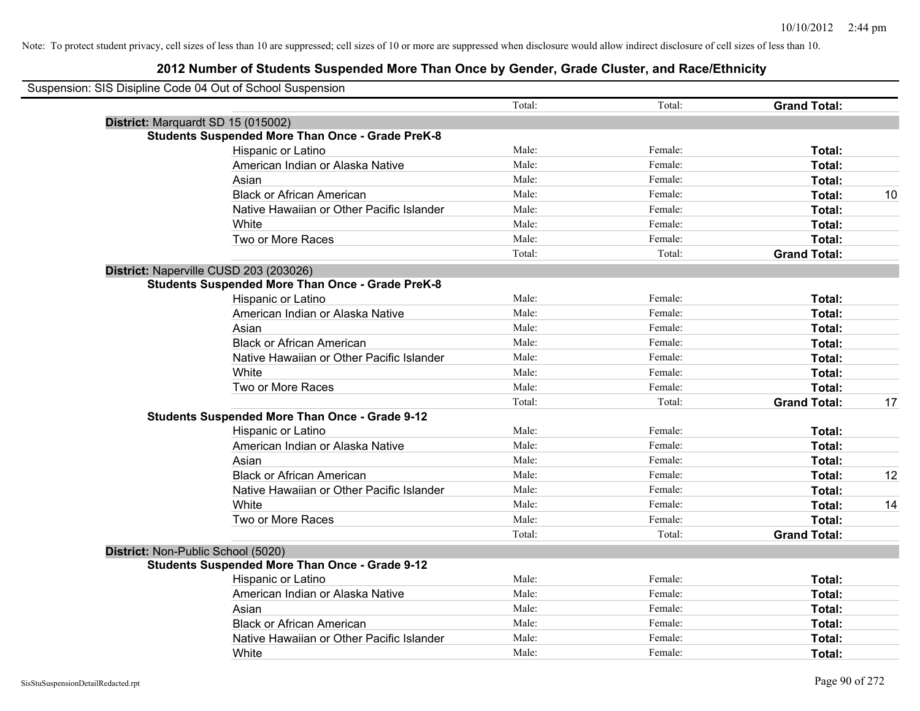Note: To protect student privacy, cell sizes of less than 10 are suppressed; cell sizes of 10 or more are suppressed when disclosure would allow indirect disclosure of cell sizes of less than 10.

## 2012 Number of Students Suspended More Than Once by Gender, Grade Cluster, and Race/Ethnicity

Suspension: SIS Disipline Code 04 Out of School Suspension

| | | | | | |
|---|---|---|---|---|---|
| | Total: | | Total: | | **Grand Total:** | |
| **District:** Marquardt SD 15 (015002) | | | | | |
| **Students Suspended More Than Once - Grade PreK-8** | | | | | |
| Hispanic or Latino | Male: | Female: | **Total:** | |
| American Indian or Alaska Native | Male: | Female: | **Total:** | |
| Asian | Male: | Female: | **Total:** | |
| Black or African American | Male: | Female: | **Total:** | 10 |
| Native Hawaiian or Other Pacific Islander | Male: | Female: | **Total:** | |
| White | Male: | Female: | **Total:** | |
| Two or More Races | Male: | Female: | **Total:** | |
| | Total: | Total: | **Grand Total:** | |
| **District:** Naperville CUSD 203 (203026) | | | | |
| **Students Suspended More Than Once - Grade PreK-8** | | | | |
| Hispanic or Latino | Male: | Female: | **Total:** | |
| American Indian or Alaska Native | Male: | Female: | **Total:** | |
| Asian | Male: | Female: | **Total:** | |
| Black or African American | Male: | Female: | **Total:** | |
| Native Hawaiian or Other Pacific Islander | Male: | Female: | **Total:** | |
| White | Male: | Female: | **Total:** | |
| Two or More Races | Male: | Female: | **Total:** | |
| | Total: | Total: | **Grand Total:** | 17 |
| **Students Suspended More Than Once - Grade 9-12** | | | | |
| Hispanic or Latino | Male: | Female: | **Total:** | |
| American Indian or Alaska Native | Male: | Female: | **Total:** | |
| Asian | Male: | Female: | **Total:** | |
| Black or African American | Male: | Female: | **Total:** | 12 |
| Native Hawaiian or Other Pacific Islander | Male: | Female: | **Total:** | |
| White | Male: | Female: | **Total:** | 14 |
| Two or More Races | Male: | Female: | **Total:** | |
| | Total: | Total: | **Grand Total:** | |
| **District:** Non-Public School (5020) | | | | |
| **Students Suspended More Than Once - Grade 9-12** | | | | |
| Hispanic or Latino | Male: | Female: | **Total:** | |
| American Indian or Alaska Native | Male: | Female: | **Total:** | |
| Asian | Male: | Female: | **Total:** | |
| Black or African American | Male: | Female: | **Total:** | |
| Native Hawaiian or Other Pacific Islander | Male: | Female: | **Total:** | |
| White | Male: | Female: | **Total:** | |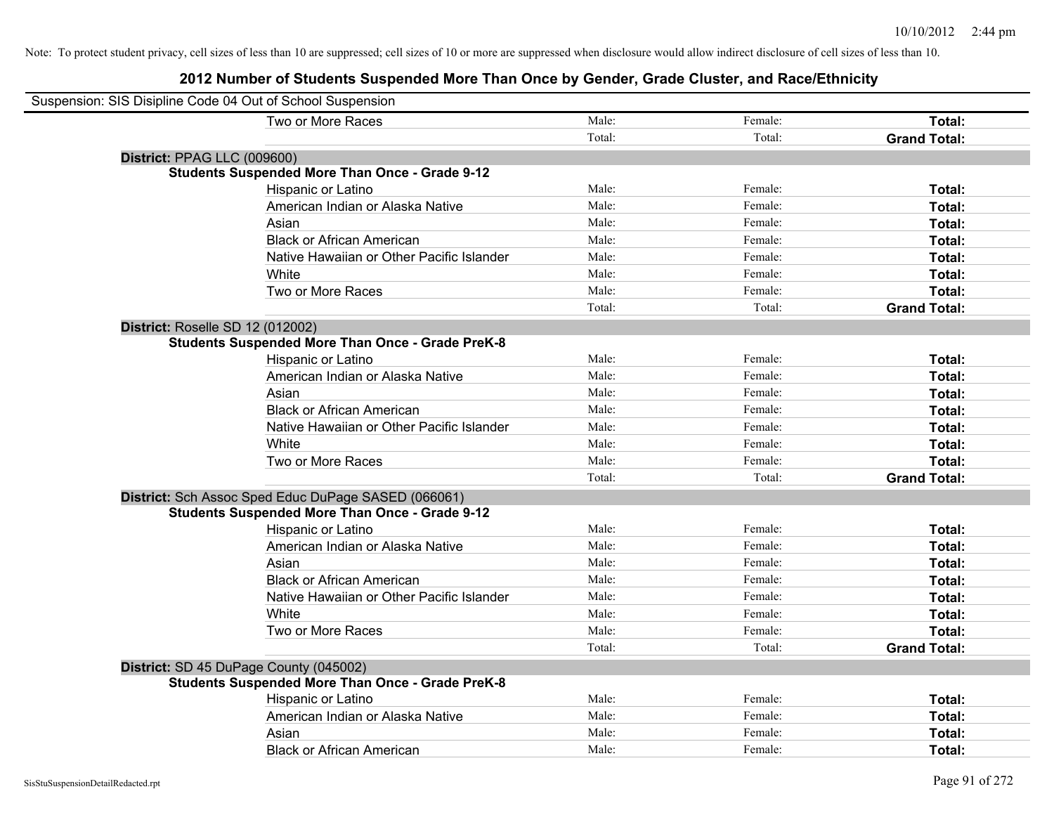Note: To protect student privacy, cell sizes of less than 10 are suppressed; cell sizes of 10 or more are suppressed when disclosure would allow indirect disclosure of cell sizes of less than 10.

# 2012 Number of Students Suspended More Than Once by Gender, Grade Cluster, and Race/Ethnicity

Suspension: SIS Disipline Code 04 Out of School Suspension

| | | | |
|---|---|---|---|
| Two or More Races | Male: | Female: | **Total:** |
| | Total: | Total: | **Grand Total:** |

**District:** PPAG LLC (009600)

**Students Suspended More Than Once - Grade 9-12**

| | | | |
|---|---|---|---|
| Hispanic or Latino | Male: | Female: | **Total:** |
| American Indian or Alaska Native | Male: | Female: | **Total:** |
| Asian | Male: | Female: | **Total:** |
| Black or African American | Male: | Female: | **Total:** |
| Native Hawaiian or Other Pacific Islander | Male: | Female: | **Total:** |
| White | Male: | Female: | **Total:** |
| Two or More Races | Male: | Female: | **Total:** |
| | Total: | Total: | **Grand Total:** |

**District:** Roselle SD 12 (012002)

**Students Suspended More Than Once - Grade PreK-8**

| | | | |
|---|---|---|---|
| Hispanic or Latino | Male: | Female: | **Total:** |
| American Indian or Alaska Native | Male: | Female: | **Total:** |
| Asian | Male: | Female: | **Total:** |
| Black or African American | Male: | Female: | **Total:** |
| Native Hawaiian or Other Pacific Islander | Male: | Female: | **Total:** |
| White | Male: | Female: | **Total:** |
| Two or More Races | Male: | Female: | **Total:** |
| | Total: | Total: | **Grand Total:** |

**District:** Sch Assoc Sped Educ DuPage SASED (066061)

**Students Suspended More Than Once - Grade 9-12**

| | | | |
|---|---|---|---|
| Hispanic or Latino | Male: | Female: | **Total:** |
| American Indian or Alaska Native | Male: | Female: | **Total:** |
| Asian | Male: | Female: | **Total:** |
| Black or African American | Male: | Female: | **Total:** |
| Native Hawaiian or Other Pacific Islander | Male: | Female: | **Total:** |
| White | Male: | Female: | **Total:** |
| Two or More Races | Male: | Female: | **Total:** |
| | Total: | Total: | **Grand Total:** |

**District:** SD 45 DuPage County (045002)

**Students Suspended More Than Once - Grade PreK-8**

| | | | |
|---|---|---|---|
| Hispanic or Latino | Male: | Female: | **Total:** |
| American Indian or Alaska Native | Male: | Female: | **Total:** |
| Asian | Male: | Female: | **Total:** |
| Black or African American | Male: | Female: | **Total:** |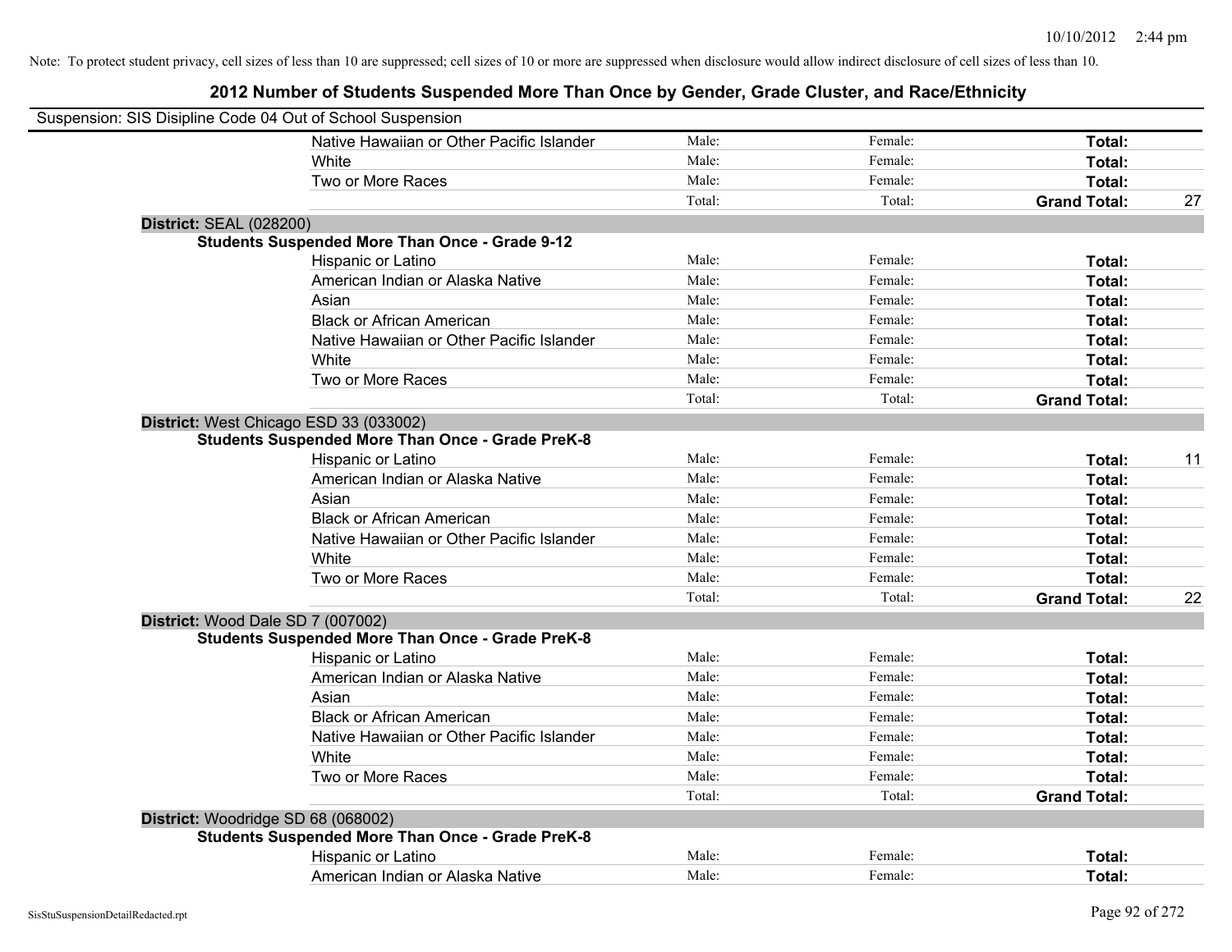Note: To protect student privacy, cell sizes of less than 10 are suppressed; cell sizes of 10 or more are suppressed when disclosure would allow indirect disclosure of cell sizes of less than 10.

## 2012 Number of Students Suspended More Than Once by Gender, Grade Cluster, and Race/Ethnicity

Suspension: SIS Disipline Code 04 Out of School Suspension

| | | | | |
|---|---|---|---|---|
| Native Hawaiian or Other Pacific Islander | Male: | Female: | **Total:** | |
| White | Male: | Female: | **Total:** | |
| Two or More Races | Male: | Female: | **Total:** | |
| | Total: | Total: | **Grand Total:** | 27 |

**District:** SEAL (028200)

**Students Suspended More Than Once - Grade 9-12**

| | | | | |
|---|---|---|---|---|
| Hispanic or Latino | Male: | Female: | **Total:** | |
| American Indian or Alaska Native | Male: | Female: | **Total:** | |
| Asian | Male: | Female: | **Total:** | |
| Black or African American | Male: | Female: | **Total:** | |
| Native Hawaiian or Other Pacific Islander | Male: | Female: | **Total:** | |
| White | Male: | Female: | **Total:** | |
| Two or More Races | Male: | Female: | **Total:** | |
| | Total: | Total: | **Grand Total:** | |

**District:** West Chicago ESD 33 (033002)

**Students Suspended More Than Once - Grade PreK-8**

| | | | | |
|---|---|---|---|---|
| Hispanic or Latino | Male: | Female: | **Total:** | 11 |
| American Indian or Alaska Native | Male: | Female: | **Total:** | |
| Asian | Male: | Female: | **Total:** | |
| Black or African American | Male: | Female: | **Total:** | |
| Native Hawaiian or Other Pacific Islander | Male: | Female: | **Total:** | |
| White | Male: | Female: | **Total:** | |
| Two or More Races | Male: | Female: | **Total:** | |
| | Total: | Total: | **Grand Total:** | 22 |

**District:** Wood Dale SD 7 (007002)

**Students Suspended More Than Once - Grade PreK-8**

| | | | | |
|---|---|---|---|---|
| Hispanic or Latino | Male: | Female: | **Total:** | |
| American Indian or Alaska Native | Male: | Female: | **Total:** | |
| Asian | Male: | Female: | **Total:** | |
| Black or African American | Male: | Female: | **Total:** | |
| Native Hawaiian or Other Pacific Islander | Male: | Female: | **Total:** | |
| White | Male: | Female: | **Total:** | |
| Two or More Races | Male: | Female: | **Total:** | |
| | Total: | Total: | **Grand Total:** | |

**District:** Woodridge SD 68 (068002)

**Students Suspended More Than Once - Grade PreK-8**

| | | | | |
|---|---|---|---|---|
| Hispanic or Latino | Male: | Female: | **Total:** | |
| American Indian or Alaska Native | Male: | Female: | **Total:** | |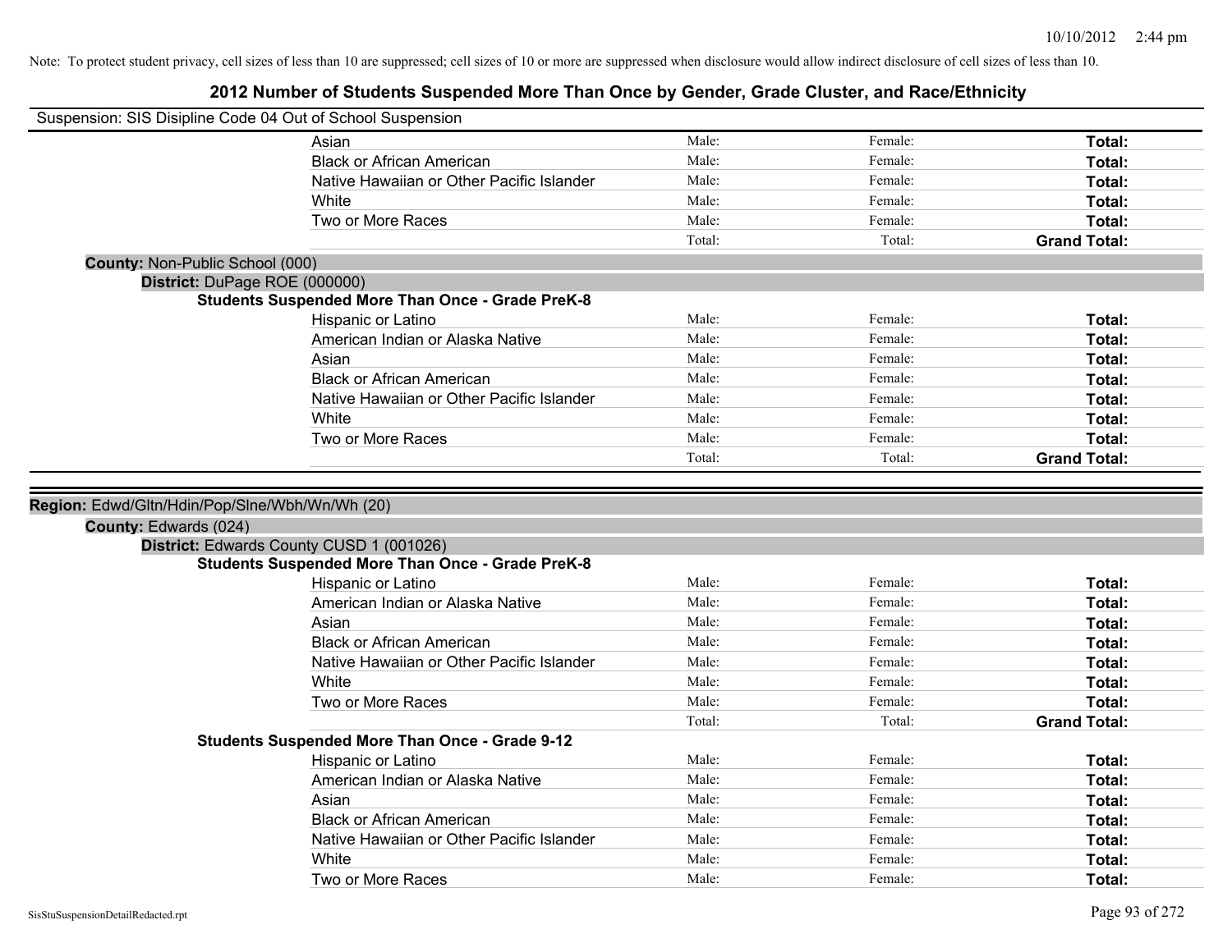Note: To protect student privacy, cell sizes of less than 10 are suppressed; cell sizes of 10 or more are suppressed when disclosure would allow indirect disclosure of cell sizes of less than 10.

# 2012 Number of Students Suspended More Than Once by Gender, Grade Cluster, and Race/Ethnicity

Suspension: SIS Disipline Code 04 Out of School Suspension

| | | | |
|---|---|---|---|
| Asian | Male: | Female: | **Total:** |
| Black or African American | Male: | Female: | **Total:** |
| Native Hawaiian or Other Pacific Islander | Male: | Female: | **Total:** |
| White | Male: | Female: | **Total:** |
| Two or More Races | Male: | Female: | **Total:** |
| | Total: | Total: | **Grand Total:** |

**County:** Non-Public School (000)

**District:** DuPage ROE (000000)

**Students Suspended More Than Once - Grade PreK-8**

| | | | |
|---|---|---|---|
| Hispanic or Latino | Male: | Female: | **Total:** |
| American Indian or Alaska Native | Male: | Female: | **Total:** |
| Asian | Male: | Female: | **Total:** |
| Black or African American | Male: | Female: | **Total:** |
| Native Hawaiian or Other Pacific Islander | Male: | Female: | **Total:** |
| White | Male: | Female: | **Total:** |
| Two or More Races | Male: | Female: | **Total:** |
| | Total: | Total: | **Grand Total:** |

**Region:** Edwd/Gltn/Hdin/Pop/Slne/Wbh/Wn/Wh (20)

**County:** Edwards (024)

**District:** Edwards County CUSD 1 (001026)

**Students Suspended More Than Once - Grade PreK-8**

| | | | |
|---|---|---|---|
| Hispanic or Latino | Male: | Female: | **Total:** |
| American Indian or Alaska Native | Male: | Female: | **Total:** |
| Asian | Male: | Female: | **Total:** |
| Black or African American | Male: | Female: | **Total:** |
| Native Hawaiian or Other Pacific Islander | Male: | Female: | **Total:** |
| White | Male: | Female: | **Total:** |
| Two or More Races | Male: | Female: | **Total:** |
| | Total: | Total: | **Grand Total:** |

**Students Suspended More Than Once - Grade 9-12**

| | | | |
|---|---|---|---|
| Hispanic or Latino | Male: | Female: | **Total:** |
| American Indian or Alaska Native | Male: | Female: | **Total:** |
| Asian | Male: | Female: | **Total:** |
| Black or African American | Male: | Female: | **Total:** |
| Native Hawaiian or Other Pacific Islander | Male: | Female: | **Total:** |
| White | Male: | Female: | **Total:** |
| Two or More Races | Male: | Female: | **Total:** |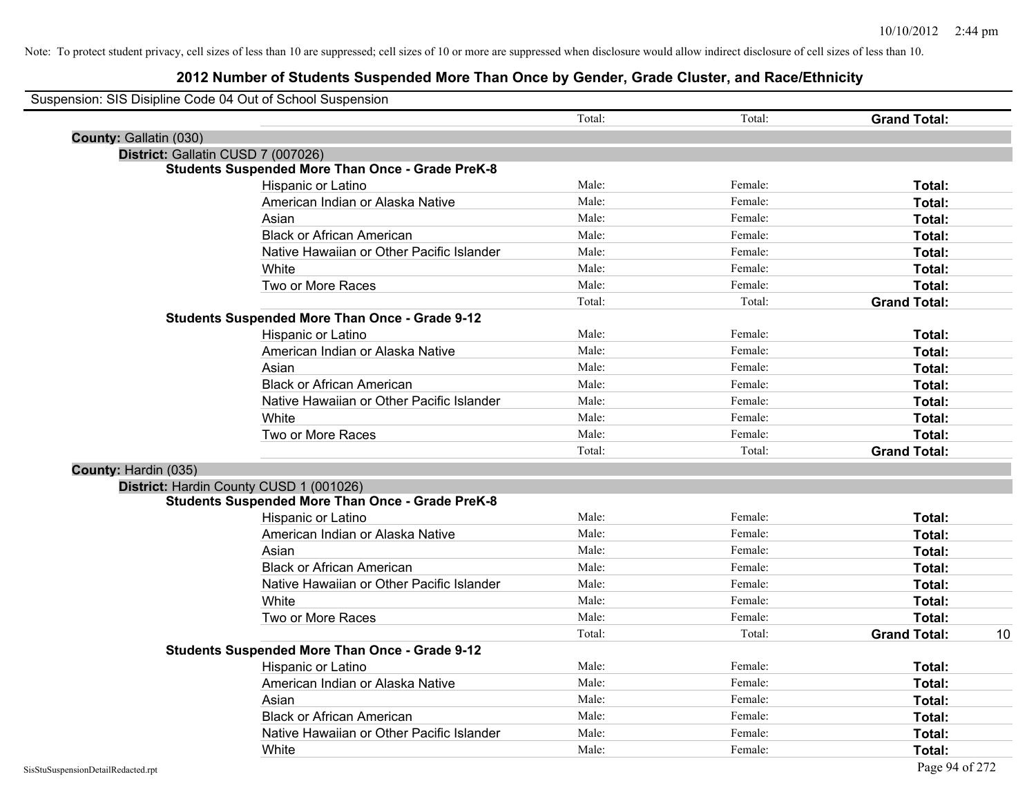Note: To protect student privacy, cell sizes of less than 10 are suppressed; cell sizes of 10 or more are suppressed when disclosure would allow indirect disclosure of cell sizes of less than 10.

# 2012 Number of Students Suspended More Than Once by Gender, Grade Cluster, and Race/Ethnicity

Suspension: SIS Disipline Code 04 Out of School Suspension

| | | Total: | Total: | **Grand Total:** | |
|---|---|---|---|---|---|
| **County:** Gallatin (030) | | | | | |
| **District:** Gallatin CUSD 7 (007026) | | | | | |
| **Students Suspended More Than Once - Grade PreK-8** | | | | | |
| | Hispanic or Latino | Male: | Female: | **Total:** | |
| | American Indian or Alaska Native | Male: | Female: | **Total:** | |
| | Asian | Male: | Female: | **Total:** | |
| | Black or African American | Male: | Female: | **Total:** | |
| | Native Hawaiian or Other Pacific Islander | Male: | Female: | **Total:** | |
| | White | Male: | Female: | **Total:** | |
| | Two or More Races | Male: | Female: | **Total:** | |
| | | Total: | Total: | **Grand Total:** | |
| **Students Suspended More Than Once - Grade 9-12** | | | | | |
| | Hispanic or Latino | Male: | Female: | **Total:** | |
| | American Indian or Alaska Native | Male: | Female: | **Total:** | |
| | Asian | Male: | Female: | **Total:** | |
| | Black or African American | Male: | Female: | **Total:** | |
| | Native Hawaiian or Other Pacific Islander | Male: | Female: | **Total:** | |
| | White | Male: | Female: | **Total:** | |
| | Two or More Races | Male: | Female: | **Total:** | |
| | | Total: | Total: | **Grand Total:** | |
| **County:** Hardin (035) | | | | | |
| **District:** Hardin County CUSD 1 (001026) | | | | | |
| **Students Suspended More Than Once - Grade PreK-8** | | | | | |
| | Hispanic or Latino | Male: | Female: | **Total:** | |
| | American Indian or Alaska Native | Male: | Female: | **Total:** | |
| | Asian | Male: | Female: | **Total:** | |
| | Black or African American | Male: | Female: | **Total:** | |
| | Native Hawaiian or Other Pacific Islander | Male: | Female: | **Total:** | |
| | White | Male: | Female: | **Total:** | |
| | Two or More Races | Male: | Female: | **Total:** | |
| | | Total: | Total: | **Grand Total:** | 10 |
| **Students Suspended More Than Once - Grade 9-12** | | | | | |
| | Hispanic or Latino | Male: | Female: | **Total:** | |
| | American Indian or Alaska Native | Male: | Female: | **Total:** | |
| | Asian | Male: | Female: | **Total:** | |
| | Black or African American | Male: | Female: | **Total:** | |
| | Native Hawaiian or Other Pacific Islander | Male: | Female: | **Total:** | |
| | White | Male: | Female: | **Total:** | |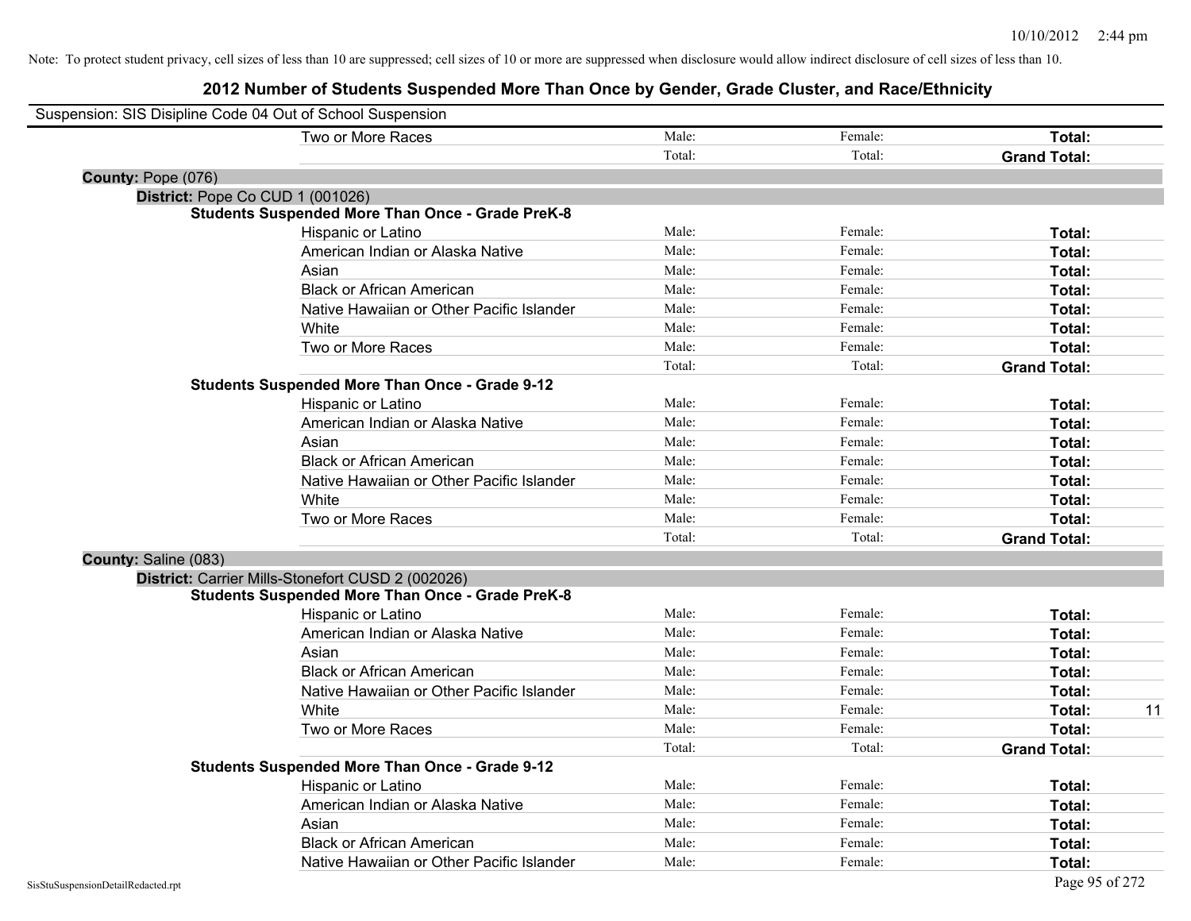Note: To protect student privacy, cell sizes of less than 10 are suppressed; cell sizes of 10 or more are suppressed when disclosure would allow indirect disclosure of cell sizes of less than 10.

# 2012 Number of Students Suspended More Than Once by Gender, Grade Cluster, and Race/Ethnicity

Suspension: SIS Disipline Code 04 Out of School Suspension

| | | | | |
|---|---|---|---|---|
| Two or More Races | Male: | Female: | **Total:** | |
| | Total: | Total: | **Grand Total:** | |

**County:** Pope (076)

**District:** Pope Co CUD 1 (001026)

**Students Suspended More Than Once - Grade PreK-8**

| | | | | |
|---|---|---|---|---|
| Hispanic or Latino | Male: | Female: | **Total:** | |
| American Indian or Alaska Native | Male: | Female: | **Total:** | |
| Asian | Male: | Female: | **Total:** | |
| Black or African American | Male: | Female: | **Total:** | |
| Native Hawaiian or Other Pacific Islander | Male: | Female: | **Total:** | |
| White | Male: | Female: | **Total:** | |
| Two or More Races | Male: | Female: | **Total:** | |
| | Total: | Total: | **Grand Total:** | |

**Students Suspended More Than Once - Grade 9-12**

| | | | | |
|---|---|---|---|---|
| Hispanic or Latino | Male: | Female: | **Total:** | |
| American Indian or Alaska Native | Male: | Female: | **Total:** | |
| Asian | Male: | Female: | **Total:** | |
| Black or African American | Male: | Female: | **Total:** | |
| Native Hawaiian or Other Pacific Islander | Male: | Female: | **Total:** | |
| White | Male: | Female: | **Total:** | |
| Two or More Races | Male: | Female: | **Total:** | |
| | Total: | Total: | **Grand Total:** | |

**County:** Saline (083)

**District:** Carrier Mills-Stonefort CUSD 2 (002026)

**Students Suspended More Than Once - Grade PreK-8**

| | | | | |
|---|---|---|---|---|
| Hispanic or Latino | Male: | Female: | **Total:** | |
| American Indian or Alaska Native | Male: | Female: | **Total:** | |
| Asian | Male: | Female: | **Total:** | |
| Black or African American | Male: | Female: | **Total:** | |
| Native Hawaiian or Other Pacific Islander | Male: | Female: | **Total:** | |
| White | Male: | Female: | **Total:** | 11 |
| Two or More Races | Male: | Female: | **Total:** | |
| | Total: | Total: | **Grand Total:** | |

**Students Suspended More Than Once - Grade 9-12**

| | | | | |
|---|---|---|---|---|
| Hispanic or Latino | Male: | Female: | **Total:** | |
| American Indian or Alaska Native | Male: | Female: | **Total:** | |
| Asian | Male: | Female: | **Total:** | |
| Black or African American | Male: | Female: | **Total:** | |
| Native Hawaiian or Other Pacific Islander | Male: | Female: | **Total:** | |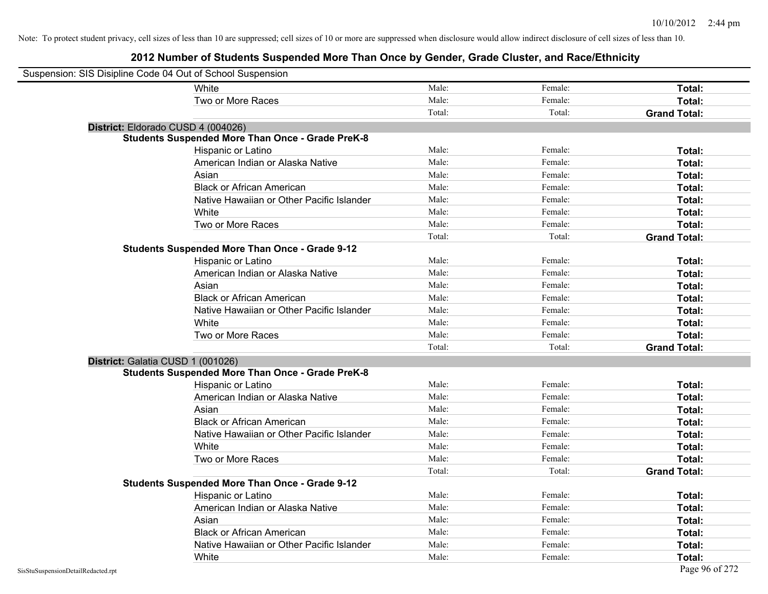Note: To protect student privacy, cell sizes of less than 10 are suppressed; cell sizes of 10 or more are suppressed when disclosure would allow indirect disclosure of cell sizes of less than 10.

# 2012 Number of Students Suspended More Than Once by Gender, Grade Cluster, and Race/Ethnicity

Suspension: SIS Disipline Code 04 Out of School Suspension

| | | | |
|---|---|---|---|
| White | Male: | Female: | **Total:** |
| Two or More Races | Male: | Female: | **Total:** |
| | Total: | Total: | **Grand Total:** |

**District:** Eldorado CUSD 4 (004026)

**Students Suspended More Than Once - Grade PreK-8**

| | | | |
|---|---|---|---|
| Hispanic or Latino | Male: | Female: | **Total:** |
| American Indian or Alaska Native | Male: | Female: | **Total:** |
| Asian | Male: | Female: | **Total:** |
| Black or African American | Male: | Female: | **Total:** |
| Native Hawaiian or Other Pacific Islander | Male: | Female: | **Total:** |
| White | Male: | Female: | **Total:** |
| Two or More Races | Male: | Female: | **Total:** |
| | Total: | Total: | **Grand Total:** |

**Students Suspended More Than Once - Grade 9-12**

| | | | |
|---|---|---|---|
| Hispanic or Latino | Male: | Female: | **Total:** |
| American Indian or Alaska Native | Male: | Female: | **Total:** |
| Asian | Male: | Female: | **Total:** |
| Black or African American | Male: | Female: | **Total:** |
| Native Hawaiian or Other Pacific Islander | Male: | Female: | **Total:** |
| White | Male: | Female: | **Total:** |
| Two or More Races | Male: | Female: | **Total:** |
| | Total: | Total: | **Grand Total:** |

**District:** Galatia CUSD 1 (001026)

**Students Suspended More Than Once - Grade PreK-8**

| | | | |
|---|---|---|---|
| Hispanic or Latino | Male: | Female: | **Total:** |
| American Indian or Alaska Native | Male: | Female: | **Total:** |
| Asian | Male: | Female: | **Total:** |
| Black or African American | Male: | Female: | **Total:** |
| Native Hawaiian or Other Pacific Islander | Male: | Female: | **Total:** |
| White | Male: | Female: | **Total:** |
| Two or More Races | Male: | Female: | **Total:** |
| | Total: | Total: | **Grand Total:** |

**Students Suspended More Than Once - Grade 9-12**

| | | | |
|---|---|---|---|
| Hispanic or Latino | Male: | Female: | **Total:** |
| American Indian or Alaska Native | Male: | Female: | **Total:** |
| Asian | Male: | Female: | **Total:** |
| Black or African American | Male: | Female: | **Total:** |
| Native Hawaiian or Other Pacific Islander | Male: | Female: | **Total:** |
| White | Male: | Female: | **Total:** |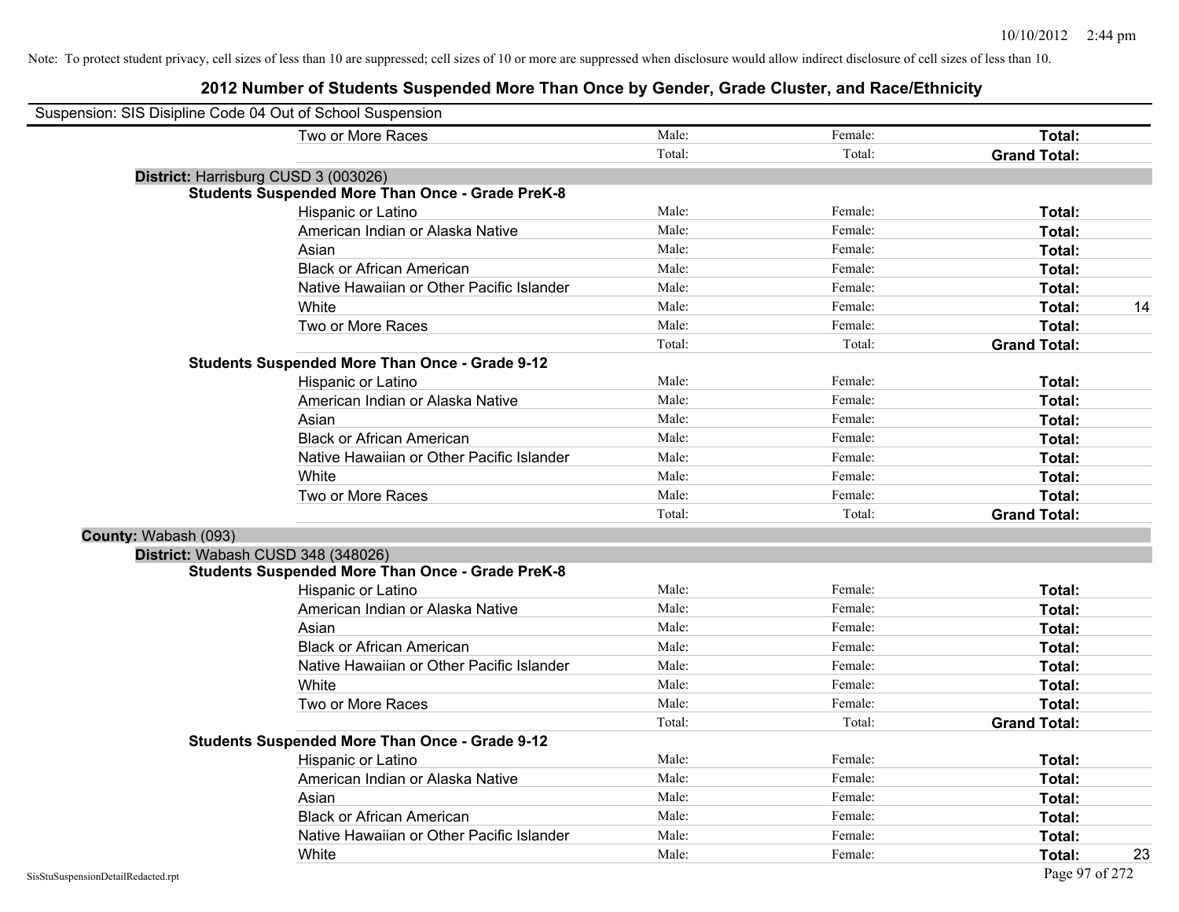Note: To protect student privacy, cell sizes of less than 10 are suppressed; cell sizes of 10 or more are suppressed when disclosure would allow indirect disclosure of cell sizes of less than 10.

# 2012 Number of Students Suspended More Than Once by Gender, Grade Cluster, and Race/Ethnicity

Suspension: SIS Disipline Code 04 Out of School Suspension

| | | | | |
|---|---|---|---|---|
| Two or More Races | Male: | Female: | **Total:** | |
| | Total: | Total: | **Grand Total:** | |

**District:** Harrisburg CUSD 3 (003026)

**Students Suspended More Than Once - Grade PreK-8**

| | | | | |
|---|---|---|---|---|
| Hispanic or Latino | Male: | Female: | **Total:** | |
| American Indian or Alaska Native | Male: | Female: | **Total:** | |
| Asian | Male: | Female: | **Total:** | |
| Black or African American | Male: | Female: | **Total:** | |
| Native Hawaiian or Other Pacific Islander | Male: | Female: | **Total:** | |
| White | Male: | Female: | **Total:** | 14 |
| Two or More Races | Male: | Female: | **Total:** | |
| | Total: | Total: | **Grand Total:** | |

**Students Suspended More Than Once - Grade 9-12**

| | | | | |
|---|---|---|---|---|
| Hispanic or Latino | Male: | Female: | **Total:** | |
| American Indian or Alaska Native | Male: | Female: | **Total:** | |
| Asian | Male: | Female: | **Total:** | |
| Black or African American | Male: | Female: | **Total:** | |
| Native Hawaiian or Other Pacific Islander | Male: | Female: | **Total:** | |
| White | Male: | Female: | **Total:** | |
| Two or More Races | Male: | Female: | **Total:** | |
| | Total: | Total: | **Grand Total:** | |

**County:** Wabash (093)

**District:** Wabash CUSD 348 (348026)

**Students Suspended More Than Once - Grade PreK-8**

| | | | | |
|---|---|---|---|---|
| Hispanic or Latino | Male: | Female: | **Total:** | |
| American Indian or Alaska Native | Male: | Female: | **Total:** | |
| Asian | Male: | Female: | **Total:** | |
| Black or African American | Male: | Female: | **Total:** | |
| Native Hawaiian or Other Pacific Islander | Male: | Female: | **Total:** | |
| White | Male: | Female: | **Total:** | |
| Two or More Races | Male: | Female: | **Total:** | |
| | Total: | Total: | **Grand Total:** | |

**Students Suspended More Than Once - Grade 9-12**

| | | | | |
|---|---|---|---|---|
| Hispanic or Latino | Male: | Female: | **Total:** | |
| American Indian or Alaska Native | Male: | Female: | **Total:** | |
| Asian | Male: | Female: | **Total:** | |
| Black or African American | Male: | Female: | **Total:** | |
| Native Hawaiian or Other Pacific Islander | Male: | Female: | **Total:** | |
| White | Male: | Female: | **Total:** | 23 |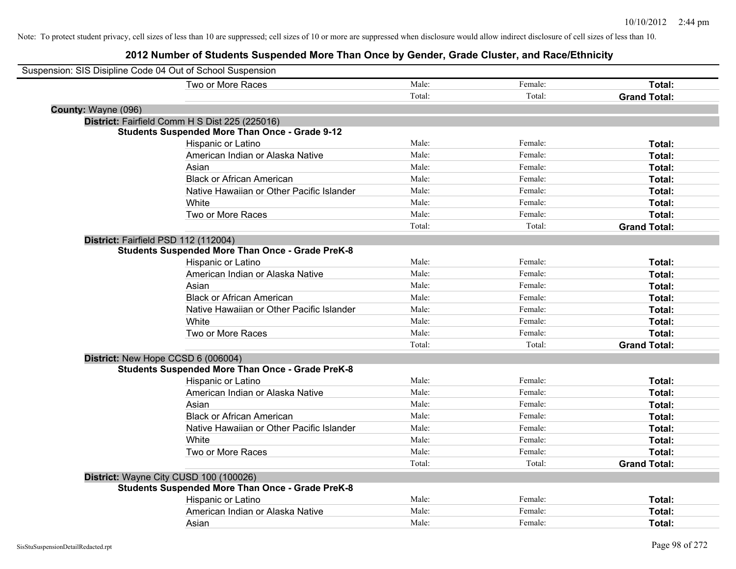Note: To protect student privacy, cell sizes of less than 10 are suppressed; cell sizes of 10 or more are suppressed when disclosure would allow indirect disclosure of cell sizes of less than 10.

# 2012 Number of Students Suspended More Than Once by Gender, Grade Cluster, and Race/Ethnicity

Suspension: SIS Disipline Code 04 Out of School Suspension

| | | | |
|---|---|---|---|
| Two or More Races | Male: | Female: | **Total:** |
| | Total: | Total: | **Grand Total:** |

**County:** Wayne (096)

**District:** Fairfield Comm H S Dist 225 (225016)

**Students Suspended More Than Once - Grade 9-12**

| | | | |
|---|---|---|---|
| Hispanic or Latino | Male: | Female: | **Total:** |
| American Indian or Alaska Native | Male: | Female: | **Total:** |
| Asian | Male: | Female: | **Total:** |
| Black or African American | Male: | Female: | **Total:** |
| Native Hawaiian or Other Pacific Islander | Male: | Female: | **Total:** |
| White | Male: | Female: | **Total:** |
| Two or More Races | Male: | Female: | **Total:** |
| | Total: | Total: | **Grand Total:** |

**District:** Fairfield PSD 112 (112004)

**Students Suspended More Than Once - Grade PreK-8**

| | | | |
|---|---|---|---|
| Hispanic or Latino | Male: | Female: | **Total:** |
| American Indian or Alaska Native | Male: | Female: | **Total:** |
| Asian | Male: | Female: | **Total:** |
| Black or African American | Male: | Female: | **Total:** |
| Native Hawaiian or Other Pacific Islander | Male: | Female: | **Total:** |
| White | Male: | Female: | **Total:** |
| Two or More Races | Male: | Female: | **Total:** |
| | Total: | Total: | **Grand Total:** |

**District:** New Hope CCSD 6 (006004)

**Students Suspended More Than Once - Grade PreK-8**

| | | | |
|---|---|---|---|
| Hispanic or Latino | Male: | Female: | **Total:** |
| American Indian or Alaska Native | Male: | Female: | **Total:** |
| Asian | Male: | Female: | **Total:** |
| Black or African American | Male: | Female: | **Total:** |
| Native Hawaiian or Other Pacific Islander | Male: | Female: | **Total:** |
| White | Male: | Female: | **Total:** |
| Two or More Races | Male: | Female: | **Total:** |
| | Total: | Total: | **Grand Total:** |

**District:** Wayne City CUSD 100 (100026)

**Students Suspended More Than Once - Grade PreK-8**

| | | | |
|---|---|---|---|
| Hispanic or Latino | Male: | Female: | **Total:** |
| American Indian or Alaska Native | Male: | Female: | **Total:** |
| Asian | Male: | Female: | **Total:** |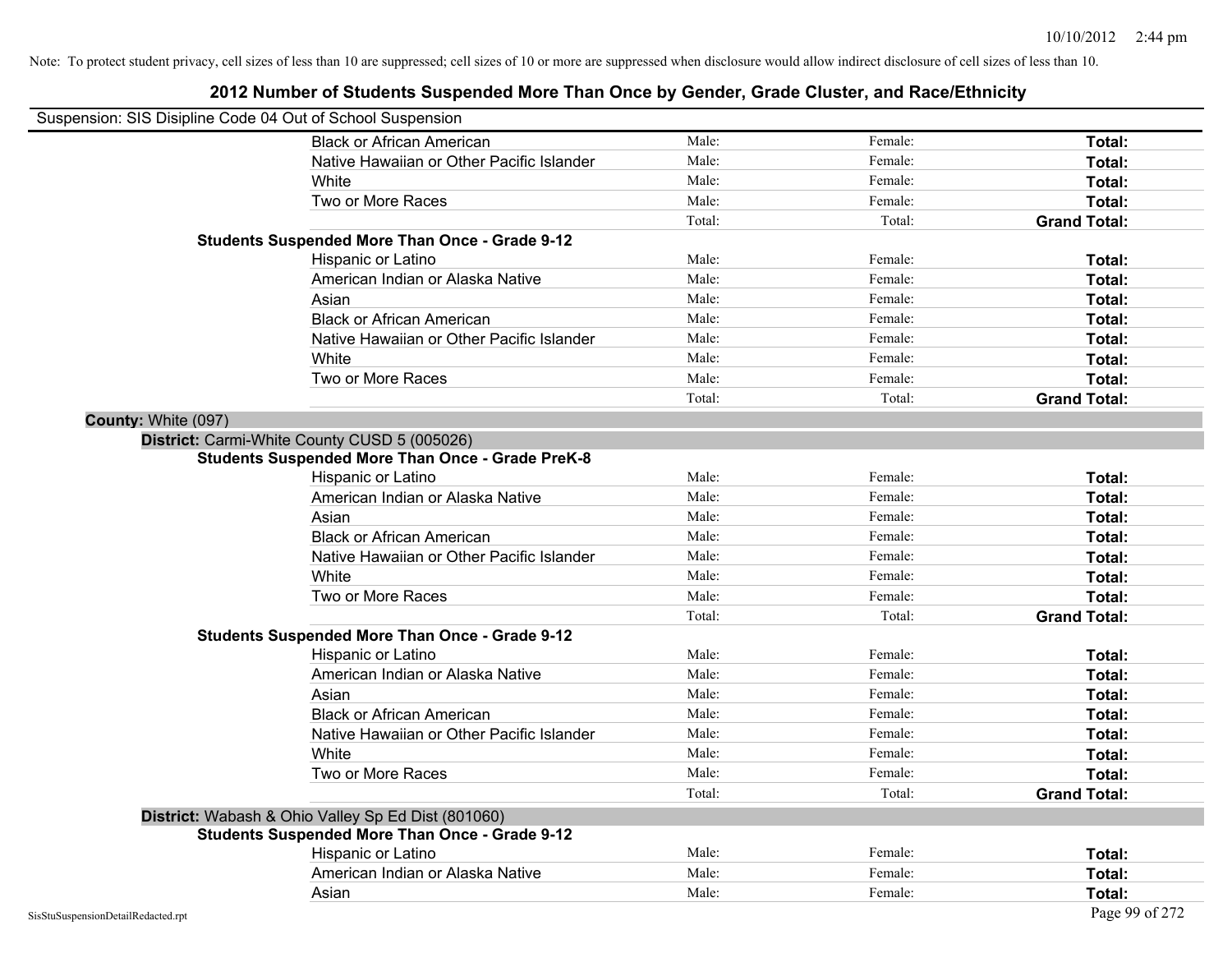Note: To protect student privacy, cell sizes of less than 10 are suppressed; cell sizes of 10 or more are suppressed when disclosure would allow indirect disclosure of cell sizes of less than 10.

# 2012 Number of Students Suspended More Than Once by Gender, Grade Cluster, and Race/Ethnicity

Suspension: SIS Disipline Code 04 Out of School Suspension

| | | | |
|---|---|---|---|
| Black or African American | Male: | Female: | **Total:** |
| Native Hawaiian or Other Pacific Islander | Male: | Female: | **Total:** |
| White | Male: | Female: | **Total:** |
| Two or More Races | Male: | Female: | **Total:** |
| | Total: | Total: | **Grand Total:** |

**Students Suspended More Than Once - Grade 9-12**

| | | | |
|---|---|---|---|
| Hispanic or Latino | Male: | Female: | **Total:** |
| American Indian or Alaska Native | Male: | Female: | **Total:** |
| Asian | Male: | Female: | **Total:** |
| Black or African American | Male: | Female: | **Total:** |
| Native Hawaiian or Other Pacific Islander | Male: | Female: | **Total:** |
| White | Male: | Female: | **Total:** |
| Two or More Races | Male: | Female: | **Total:** |
| | Total: | Total: | **Grand Total:** |

**County:** White (097)

**District:** Carmi-White County CUSD 5 (005026)

**Students Suspended More Than Once - Grade PreK-8**

| | | | |
|---|---|---|---|
| Hispanic or Latino | Male: | Female: | **Total:** |
| American Indian or Alaska Native | Male: | Female: | **Total:** |
| Asian | Male: | Female: | **Total:** |
| Black or African American | Male: | Female: | **Total:** |
| Native Hawaiian or Other Pacific Islander | Male: | Female: | **Total:** |
| White | Male: | Female: | **Total:** |
| Two or More Races | Male: | Female: | **Total:** |
| | Total: | Total: | **Grand Total:** |

**Students Suspended More Than Once - Grade 9-12**

| | | | |
|---|---|---|---|
| Hispanic or Latino | Male: | Female: | **Total:** |
| American Indian or Alaska Native | Male: | Female: | **Total:** |
| Asian | Male: | Female: | **Total:** |
| Black or African American | Male: | Female: | **Total:** |
| Native Hawaiian or Other Pacific Islander | Male: | Female: | **Total:** |
| White | Male: | Female: | **Total:** |
| Two or More Races | Male: | Female: | **Total:** |
| | Total: | Total: | **Grand Total:** |

**District:** Wabash & Ohio Valley Sp Ed Dist (801060)

**Students Suspended More Than Once - Grade 9-12**

| | | | |
|---|---|---|---|
| Hispanic or Latino | Male: | Female: | **Total:** |
| American Indian or Alaska Native | Male: | Female: | **Total:** |
| Asian | Male: | Female: | **Total:** |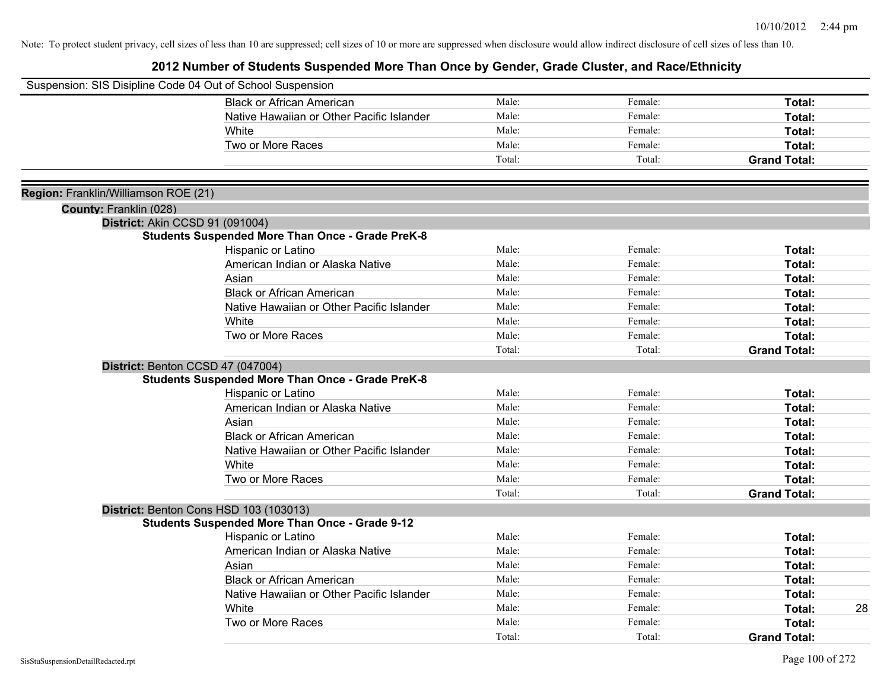Note: To protect student privacy, cell sizes of less than 10 are suppressed; cell sizes of 10 or more are suppressed when disclosure would allow indirect disclosure of cell sizes of less than 10.

# 2012 Number of Students Suspended More Than Once by Gender, Grade Cluster, and Race/Ethnicity

Suspension: SIS Disipline Code 04 Out of School Suspension

| | | | | |
|---|---|---|---|---|
| Black or African American | Male: | Female: | **Total:** | |
| Native Hawaiian or Other Pacific Islander | Male: | Female: | **Total:** | |
| White | Male: | Female: | **Total:** | |
| Two or More Races | Male: | Female: | **Total:** | |
| | Total: | Total: | **Grand Total:** | |

**Region:** Franklin/Williamson ROE (21)

**County:** Franklin (028)

**District:** Akin CCSD 91 (091004)

**Students Suspended More Than Once - Grade PreK-8**

| | | | | |
|---|---|---|---|---|
| Hispanic or Latino | Male: | Female: | **Total:** | |
| American Indian or Alaska Native | Male: | Female: | **Total:** | |
| Asian | Male: | Female: | **Total:** | |
| Black or African American | Male: | Female: | **Total:** | |
| Native Hawaiian or Other Pacific Islander | Male: | Female: | **Total:** | |
| White | Male: | Female: | **Total:** | |
| Two or More Races | Male: | Female: | **Total:** | |
| | Total: | Total: | **Grand Total:** | |

**District:** Benton CCSD 47 (047004)

**Students Suspended More Than Once - Grade PreK-8**

| | | | | |
|---|---|---|---|---|
| Hispanic or Latino | Male: | Female: | **Total:** | |
| American Indian or Alaska Native | Male: | Female: | **Total:** | |
| Asian | Male: | Female: | **Total:** | |
| Black or African American | Male: | Female: | **Total:** | |
| Native Hawaiian or Other Pacific Islander | Male: | Female: | **Total:** | |
| White | Male: | Female: | **Total:** | |
| Two or More Races | Male: | Female: | **Total:** | |
| | Total: | Total: | **Grand Total:** | |

**District:** Benton Cons HSD 103 (103013)

**Students Suspended More Than Once - Grade 9-12**

| | | | | |
|---|---|---|---|---|
| Hispanic or Latino | Male: | Female: | **Total:** | |
| American Indian or Alaska Native | Male: | Female: | **Total:** | |
| Asian | Male: | Female: | **Total:** | |
| Black or African American | Male: | Female: | **Total:** | |
| Native Hawaiian or Other Pacific Islander | Male: | Female: | **Total:** | |
| White | Male: | Female: | **Total:** | 28 |
| Two or More Races | Male: | Female: | **Total:** | |
| | Total: | Total: | **Grand Total:** | |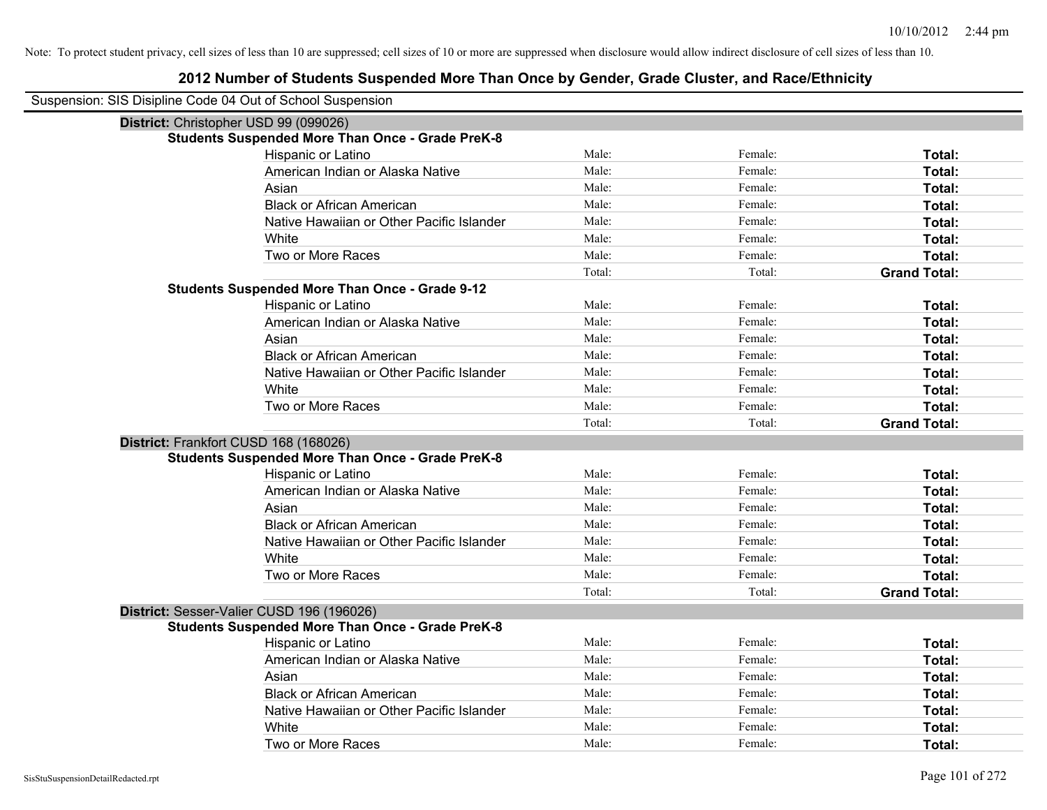Note: To protect student privacy, cell sizes of less than 10 are suppressed; cell sizes of 10 or more are suppressed when disclosure would allow indirect disclosure of cell sizes of less than 10.

# 2012 Number of Students Suspended More Than Once by Gender, Grade Cluster, and Race/Ethnicity

Suspension: SIS Disipline Code 04 Out of School Suspension

## District: Christopher USD 99 (099026)

### Students Suspended More Than Once - Grade PreK-8

| | | | |
|---|---|---|---|
| Hispanic or Latino | Male: | Female: | **Total:** |
| American Indian or Alaska Native | Male: | Female: | **Total:** |
| Asian | Male: | Female: | **Total:** |
| Black or African American | Male: | Female: | **Total:** |
| Native Hawaiian or Other Pacific Islander | Male: | Female: | **Total:** |
| White | Male: | Female: | **Total:** |
| Two or More Races | Male: | Female: | **Total:** |
| | Total: | Total: | **Grand Total:** |

### Students Suspended More Than Once - Grade 9-12

| | | | |
|---|---|---|---|
| Hispanic or Latino | Male: | Female: | **Total:** |
| American Indian or Alaska Native | Male: | Female: | **Total:** |
| Asian | Male: | Female: | **Total:** |
| Black or African American | Male: | Female: | **Total:** |
| Native Hawaiian or Other Pacific Islander | Male: | Female: | **Total:** |
| White | Male: | Female: | **Total:** |
| Two or More Races | Male: | Female: | **Total:** |
| | Total: | Total: | **Grand Total:** |

## District: Frankfort CUSD 168 (168026)

### Students Suspended More Than Once - Grade PreK-8

| | | | |
|---|---|---|---|
| Hispanic or Latino | Male: | Female: | **Total:** |
| American Indian or Alaska Native | Male: | Female: | **Total:** |
| Asian | Male: | Female: | **Total:** |
| Black or African American | Male: | Female: | **Total:** |
| Native Hawaiian or Other Pacific Islander | Male: | Female: | **Total:** |
| White | Male: | Female: | **Total:** |
| Two or More Races | Male: | Female: | **Total:** |
| | Total: | Total: | **Grand Total:** |

## District: Sesser-Valier CUSD 196 (196026)

### Students Suspended More Than Once - Grade PreK-8

| | | | |
|---|---|---|---|
| Hispanic or Latino | Male: | Female: | **Total:** |
| American Indian or Alaska Native | Male: | Female: | **Total:** |
| Asian | Male: | Female: | **Total:** |
| Black or African American | Male: | Female: | **Total:** |
| Native Hawaiian or Other Pacific Islander | Male: | Female: | **Total:** |
| White | Male: | Female: | **Total:** |
| Two or More Races | Male: | Female: | **Total:** |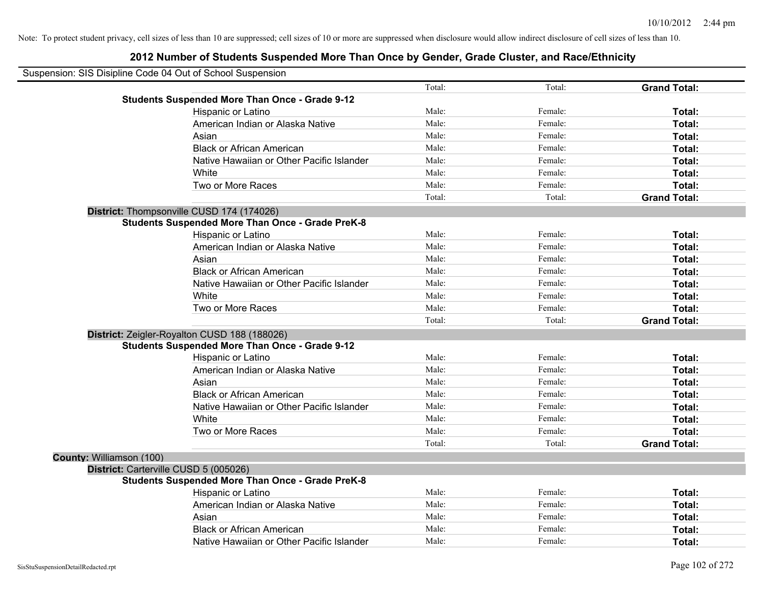Note: To protect student privacy, cell sizes of less than 10 are suppressed; cell sizes of 10 or more are suppressed when disclosure would allow indirect disclosure of cell sizes of less than 10.

## 2012 Number of Students Suspended More Than Once by Gender, Grade Cluster, and Race/Ethnicity

Suspension: SIS Disipline Code 04 Out of School Suspension

| | | | |
|---|---|---|---|
| | Total: | Total: | **Grand Total:** |
| **Students Suspended More Than Once - Grade 9-12** | | | |
| Hispanic or Latino | Male: | Female: | **Total:** |
| American Indian or Alaska Native | Male: | Female: | **Total:** |
| Asian | Male: | Female: | **Total:** |
| Black or African American | Male: | Female: | **Total:** |
| Native Hawaiian or Other Pacific Islander | Male: | Female: | **Total:** |
| White | Male: | Female: | **Total:** |
| Two or More Races | Male: | Female: | **Total:** |
| | Total: | Total: | **Grand Total:** |
| **District:** Thompsonville CUSD 174 (174026) | | | |
| **Students Suspended More Than Once - Grade PreK-8** | | | |
| Hispanic or Latino | Male: | Female: | **Total:** |
| American Indian or Alaska Native | Male: | Female: | **Total:** |
| Asian | Male: | Female: | **Total:** |
| Black or African American | Male: | Female: | **Total:** |
| Native Hawaiian or Other Pacific Islander | Male: | Female: | **Total:** |
| White | Male: | Female: | **Total:** |
| Two or More Races | Male: | Female: | **Total:** |
| | Total: | Total: | **Grand Total:** |
| **District:** Zeigler-Royalton CUSD 188 (188026) | | | |
| **Students Suspended More Than Once - Grade 9-12** | | | |
| Hispanic or Latino | Male: | Female: | **Total:** |
| American Indian or Alaska Native | Male: | Female: | **Total:** |
| Asian | Male: | Female: | **Total:** |
| Black or African American | Male: | Female: | **Total:** |
| Native Hawaiian or Other Pacific Islander | Male: | Female: | **Total:** |
| White | Male: | Female: | **Total:** |
| Two or More Races | Male: | Female: | **Total:** |
| | Total: | Total: | **Grand Total:** |
| **County:** Williamson (100) | | | |
| **District:** Carterville CUSD 5 (005026) | | | |
| **Students Suspended More Than Once - Grade PreK-8** | | | |
| Hispanic or Latino | Male: | Female: | **Total:** |
| American Indian or Alaska Native | Male: | Female: | **Total:** |
| Asian | Male: | Female: | **Total:** |
| Black or African American | Male: | Female: | **Total:** |
| Native Hawaiian or Other Pacific Islander | Male: | Female: | **Total:** |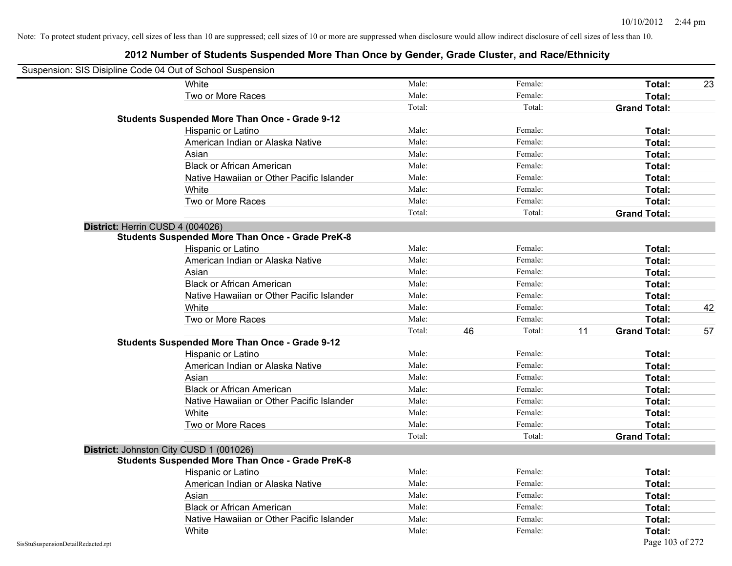Note: To protect student privacy, cell sizes of less than 10 are suppressed; cell sizes of 10 or more are suppressed when disclosure would allow indirect disclosure of cell sizes of less than 10.

## 2012 Number of Students Suspended More Than Once by Gender, Grade Cluster, and Race/Ethnicity

Suspension: SIS Disipline Code 04 Out of School Suspension

| | | | | | | |
|---|---|---|---|---|---|---|
| White | Male: | | Female: | | **Total:** | 23 |
| Two or More Races | Male: | | Female: | | **Total:** | |
| | Total: | | Total: | | **Grand Total:** | |
| **Students Suspended More Than Once - Grade 9-12** | | | | | | |
| Hispanic or Latino | Male: | | Female: | | **Total:** | |
| American Indian or Alaska Native | Male: | | Female: | | **Total:** | |
| Asian | Male: | | Female: | | **Total:** | |
| Black or African American | Male: | | Female: | | **Total:** | |
| Native Hawaiian or Other Pacific Islander | Male: | | Female: | | **Total:** | |
| White | Male: | | Female: | | **Total:** | |
| Two or More Races | Male: | | Female: | | **Total:** | |
| | Total: | | Total: | | **Grand Total:** | |

**District:** Herrin CUSD 4 (004026)

| | | | | | | |
|---|---|---|---|---|---|---|
| **Students Suspended More Than Once - Grade PreK-8** | | | | | | |
| Hispanic or Latino | Male: | | Female: | | **Total:** | |
| American Indian or Alaska Native | Male: | | Female: | | **Total:** | |
| Asian | Male: | | Female: | | **Total:** | |
| Black or African American | Male: | | Female: | | **Total:** | |
| Native Hawaiian or Other Pacific Islander | Male: | | Female: | | **Total:** | |
| White | Male: | | Female: | | **Total:** | 42 |
| Two or More Races | Male: | | Female: | | **Total:** | |
| | Total: | 46 | Total: | 11 | **Grand Total:** | 57 |
| **Students Suspended More Than Once - Grade 9-12** | | | | | | |
| Hispanic or Latino | Male: | | Female: | | **Total:** | |
| American Indian or Alaska Native | Male: | | Female: | | **Total:** | |
| Asian | Male: | | Female: | | **Total:** | |
| Black or African American | Male: | | Female: | | **Total:** | |
| Native Hawaiian or Other Pacific Islander | Male: | | Female: | | **Total:** | |
| White | Male: | | Female: | | **Total:** | |
| Two or More Races | Male: | | Female: | | **Total:** | |
| | Total: | | Total: | | **Grand Total:** | |

**District:** Johnston City CUSD 1 (001026)

| | | | | | | |
|---|---|---|---|---|---|---|
| **Students Suspended More Than Once - Grade PreK-8** | | | | | | |
| Hispanic or Latino | Male: | | Female: | | **Total:** | |
| American Indian or Alaska Native | Male: | | Female: | | **Total:** | |
| Asian | Male: | | Female: | | **Total:** | |
| Black or African American | Male: | | Female: | | **Total:** | |
| Native Hawaiian or Other Pacific Islander | Male: | | Female: | | **Total:** | |
| White | Male: | | Female: | | **Total:** | |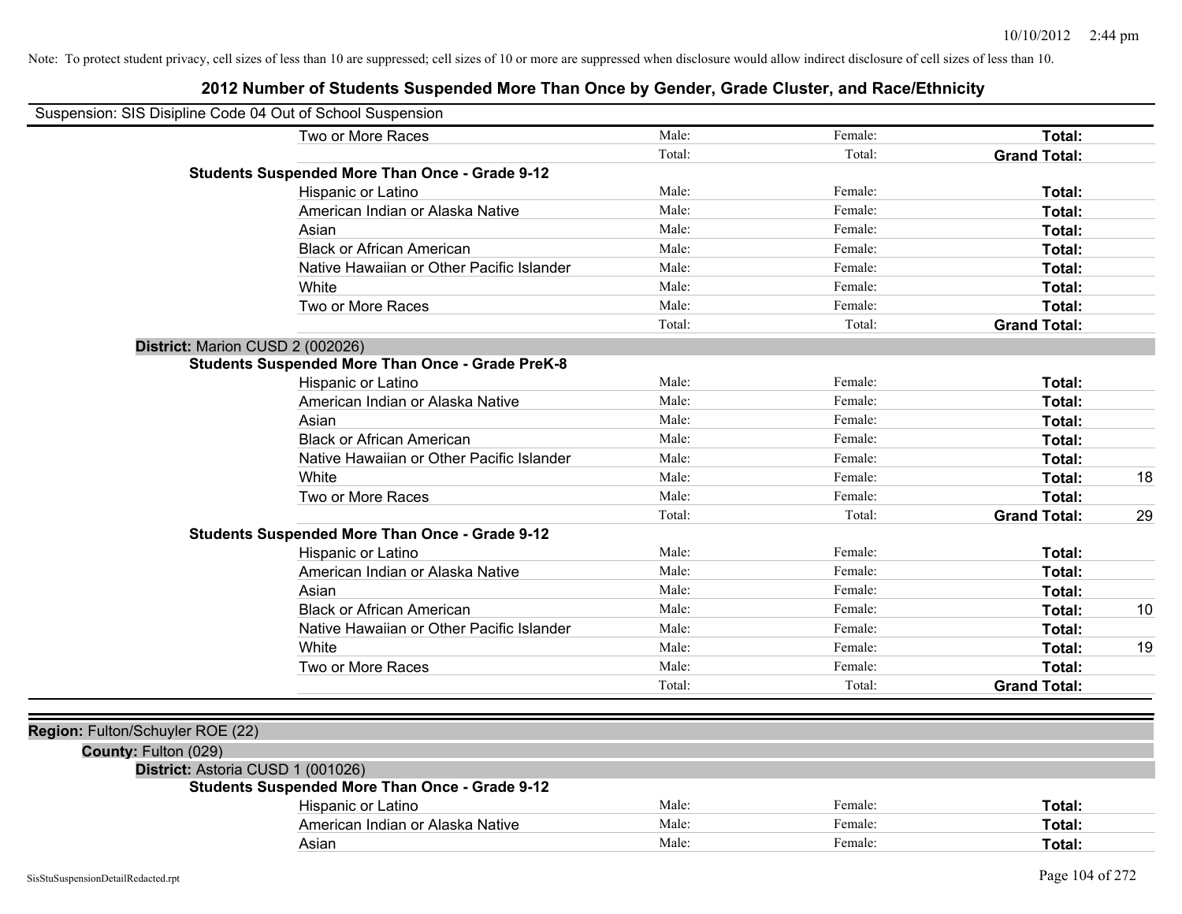Note: To protect student privacy, cell sizes of less than 10 are suppressed; cell sizes of 10 or more are suppressed when disclosure would allow indirect disclosure of cell sizes of less than 10.

# 2012 Number of Students Suspended More Than Once by Gender, Grade Cluster, and Race/Ethnicity

Suspension: SIS Disipline Code 04 Out of School Suspension

| | | | | |
|---|---|---|---|---|
| Two or More Races | Male: | Female: | **Total:** | |
| | Total: | Total: | **Grand Total:** | |

**Students Suspended More Than Once - Grade 9-12**

| | | | | |
|---|---|---|---|---|
| Hispanic or Latino | Male: | Female: | **Total:** | |
| American Indian or Alaska Native | Male: | Female: | **Total:** | |
| Asian | Male: | Female: | **Total:** | |
| Black or African American | Male: | Female: | **Total:** | |
| Native Hawaiian or Other Pacific Islander | Male: | Female: | **Total:** | |
| White | Male: | Female: | **Total:** | |
| Two or More Races | Male: | Female: | **Total:** | |
| | Total: | Total: | **Grand Total:** | |

**District:** Marion CUSD 2 (002026)

**Students Suspended More Than Once - Grade PreK-8**

| | | | | |
|---|---|---|---|---|
| Hispanic or Latino | Male: | Female: | **Total:** | |
| American Indian or Alaska Native | Male: | Female: | **Total:** | |
| Asian | Male: | Female: | **Total:** | |
| Black or African American | Male: | Female: | **Total:** | |
| Native Hawaiian or Other Pacific Islander | Male: | Female: | **Total:** | |
| White | Male: | Female: | **Total:** | 18 |
| Two or More Races | Male: | Female: | **Total:** | |
| | Total: | Total: | **Grand Total:** | 29 |

**Students Suspended More Than Once - Grade 9-12**

| | | | | |
|---|---|---|---|---|
| Hispanic or Latino | Male: | Female: | **Total:** | |
| American Indian or Alaska Native | Male: | Female: | **Total:** | |
| Asian | Male: | Female: | **Total:** | |
| Black or African American | Male: | Female: | **Total:** | 10 |
| Native Hawaiian or Other Pacific Islander | Male: | Female: | **Total:** | |
| White | Male: | Female: | **Total:** | 19 |
| Two or More Races | Male: | Female: | **Total:** | |
| | Total: | Total: | **Grand Total:** | |

**Region:** Fulton/Schuyler ROE (22)

**County:** Fulton (029)

**District:** Astoria CUSD 1 (001026)

**Students Suspended More Than Once - Grade 9-12**

| | | | | |
|---|---|---|---|---|
| Hispanic or Latino | Male: | Female: | **Total:** | |
| American Indian or Alaska Native | Male: | Female: | **Total:** | |
| Asian | Male: | Female: | **Total:** | |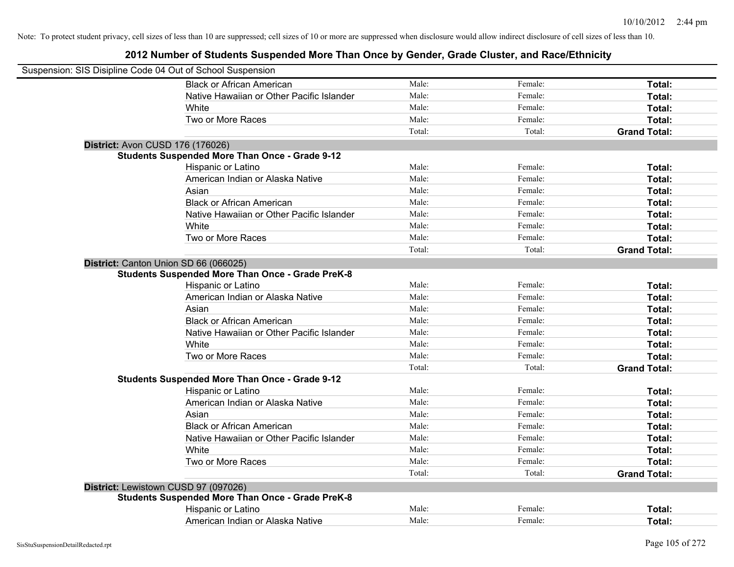Note: To protect student privacy, cell sizes of less than 10 are suppressed; cell sizes of 10 or more are suppressed when disclosure would allow indirect disclosure of cell sizes of less than 10.

## 2012 Number of Students Suspended More Than Once by Gender, Grade Cluster, and Race/Ethnicity

Suspension: SIS Disipline Code 04 Out of School Suspension

| | | | | |
|---|---|---|---|---|
| | Black or African American | Male: | Female: | **Total:** |
| | Native Hawaiian or Other Pacific Islander | Male: | Female: | **Total:** |
| | White | Male: | Female: | **Total:** |
| | Two or More Races | Male: | Female: | **Total:** |
| | | Total: | Total: | **Grand Total:** |
| **District:** Avon CUSD 176 (176026) | | | | |
| **Students Suspended More Than Once - Grade 9-12** | | | | |
| | Hispanic or Latino | Male: | Female: | **Total:** |
| | American Indian or Alaska Native | Male: | Female: | **Total:** |
| | Asian | Male: | Female: | **Total:** |
| | Black or African American | Male: | Female: | **Total:** |
| | Native Hawaiian or Other Pacific Islander | Male: | Female: | **Total:** |
| | White | Male: | Female: | **Total:** |
| | Two or More Races | Male: | Female: | **Total:** |
| | | Total: | Total: | **Grand Total:** |
| **District:** Canton Union SD 66 (066025) | | | | |
| **Students Suspended More Than Once - Grade PreK-8** | | | | |
| | Hispanic or Latino | Male: | Female: | **Total:** |
| | American Indian or Alaska Native | Male: | Female: | **Total:** |
| | Asian | Male: | Female: | **Total:** |
| | Black or African American | Male: | Female: | **Total:** |
| | Native Hawaiian or Other Pacific Islander | Male: | Female: | **Total:** |
| | White | Male: | Female: | **Total:** |
| | Two or More Races | Male: | Female: | **Total:** |
| | | Total: | Total: | **Grand Total:** |
| **Students Suspended More Than Once - Grade 9-12** | | | | |
| | Hispanic or Latino | Male: | Female: | **Total:** |
| | American Indian or Alaska Native | Male: | Female: | **Total:** |
| | Asian | Male: | Female: | **Total:** |
| | Black or African American | Male: | Female: | **Total:** |
| | Native Hawaiian or Other Pacific Islander | Male: | Female: | **Total:** |
| | White | Male: | Female: | **Total:** |
| | Two or More Races | Male: | Female: | **Total:** |
| | | Total: | Total: | **Grand Total:** |
| **District:** Lewistown CUSD 97 (097026) | | | | |
| **Students Suspended More Than Once - Grade PreK-8** | | | | |
| | Hispanic or Latino | Male: | Female: | **Total:** |
| | American Indian or Alaska Native | Male: | Female: | **Total:** |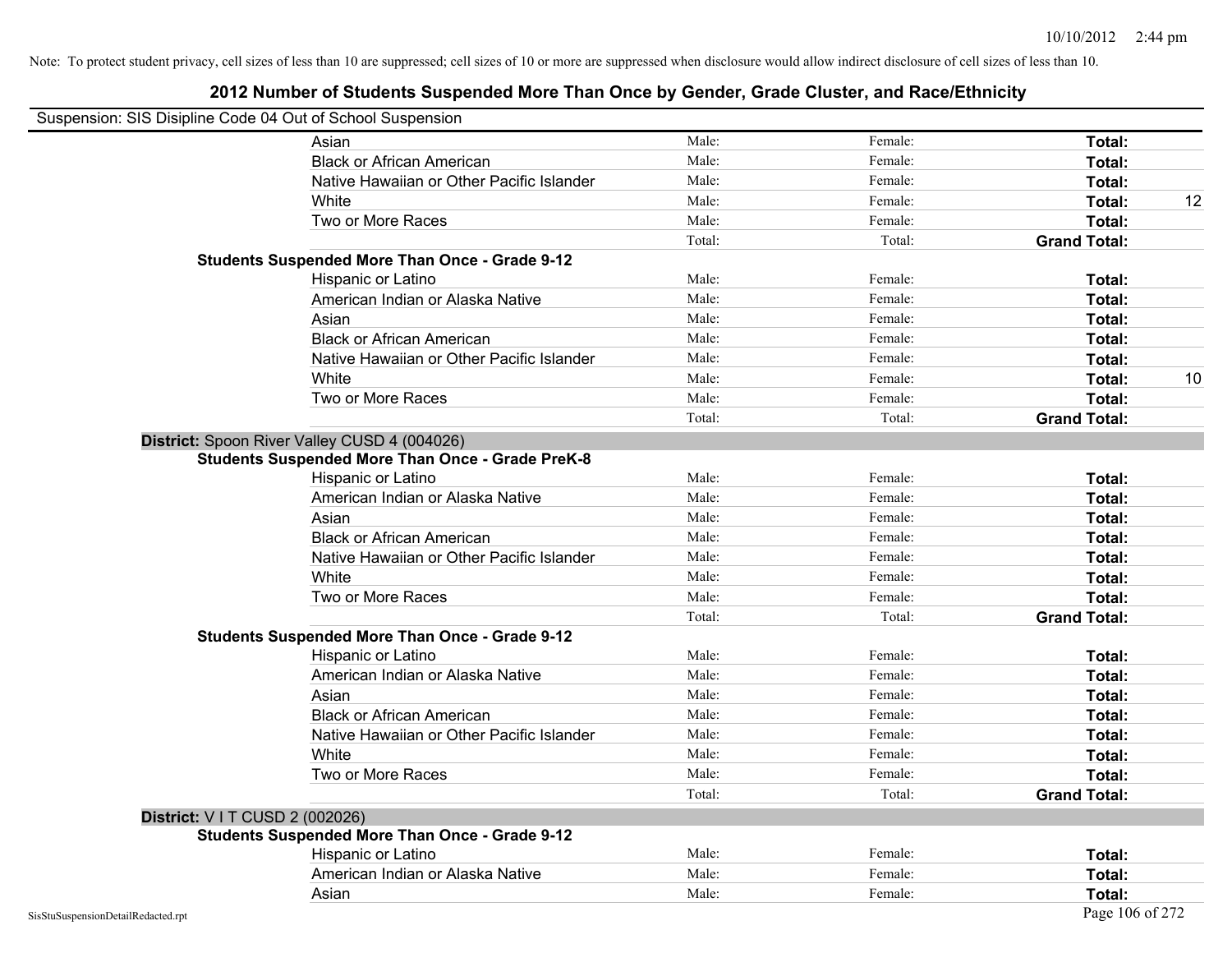Note: To protect student privacy, cell sizes of less than 10 are suppressed; cell sizes of 10 or more are suppressed when disclosure would allow indirect disclosure of cell sizes of less than 10.

# 2012 Number of Students Suspended More Than Once by Gender, Grade Cluster, and Race/Ethnicity

Suspension: SIS Disipline Code 04 Out of School Suspension

| | Male | Female | Total | |
|---|---|---|---|---|
| Asian | Male: | Female: | **Total:** | |
| Black or African American | Male: | Female: | **Total:** | |
| Native Hawaiian or Other Pacific Islander | Male: | Female: | **Total:** | |
| White | Male: | Female: | **Total:** | 12 |
| Two or More Races | Male: | Female: | **Total:** | |
| | Total: | Total: | **Grand Total:** | |

**Students Suspended More Than Once - Grade 9-12**

| | Male | Female | Total | |
|---|---|---|---|---|
| Hispanic or Latino | Male: | Female: | **Total:** | |
| American Indian or Alaska Native | Male: | Female: | **Total:** | |
| Asian | Male: | Female: | **Total:** | |
| Black or African American | Male: | Female: | **Total:** | |
| Native Hawaiian or Other Pacific Islander | Male: | Female: | **Total:** | |
| White | Male: | Female: | **Total:** | 10 |
| Two or More Races | Male: | Female: | **Total:** | |
| | Total: | Total: | **Grand Total:** | |

## District: Spoon River Valley CUSD 4 (004026)

**Students Suspended More Than Once - Grade PreK-8**

| | Male | Female | Total | |
|---|---|---|---|---|
| Hispanic or Latino | Male: | Female: | **Total:** | |
| American Indian or Alaska Native | Male: | Female: | **Total:** | |
| Asian | Male: | Female: | **Total:** | |
| Black or African American | Male: | Female: | **Total:** | |
| Native Hawaiian or Other Pacific Islander | Male: | Female: | **Total:** | |
| White | Male: | Female: | **Total:** | |
| Two or More Races | Male: | Female: | **Total:** | |
| | Total: | Total: | **Grand Total:** | |

**Students Suspended More Than Once - Grade 9-12**

| | Male | Female | Total | |
|---|---|---|---|---|
| Hispanic or Latino | Male: | Female: | **Total:** | |
| American Indian or Alaska Native | Male: | Female: | **Total:** | |
| Asian | Male: | Female: | **Total:** | |
| Black or African American | Male: | Female: | **Total:** | |
| Native Hawaiian or Other Pacific Islander | Male: | Female: | **Total:** | |
| White | Male: | Female: | **Total:** | |
| Two or More Races | Male: | Female: | **Total:** | |
| | Total: | Total: | **Grand Total:** | |

## District: V I T CUSD 2 (002026)

**Students Suspended More Than Once - Grade 9-12**

| | Male | Female | Total | |
|---|---|---|---|---|
| Hispanic or Latino | Male: | Female: | **Total:** | |
| American Indian or Alaska Native | Male: | Female: | **Total:** | |
| Asian | Male: | Female: | **Total:** | |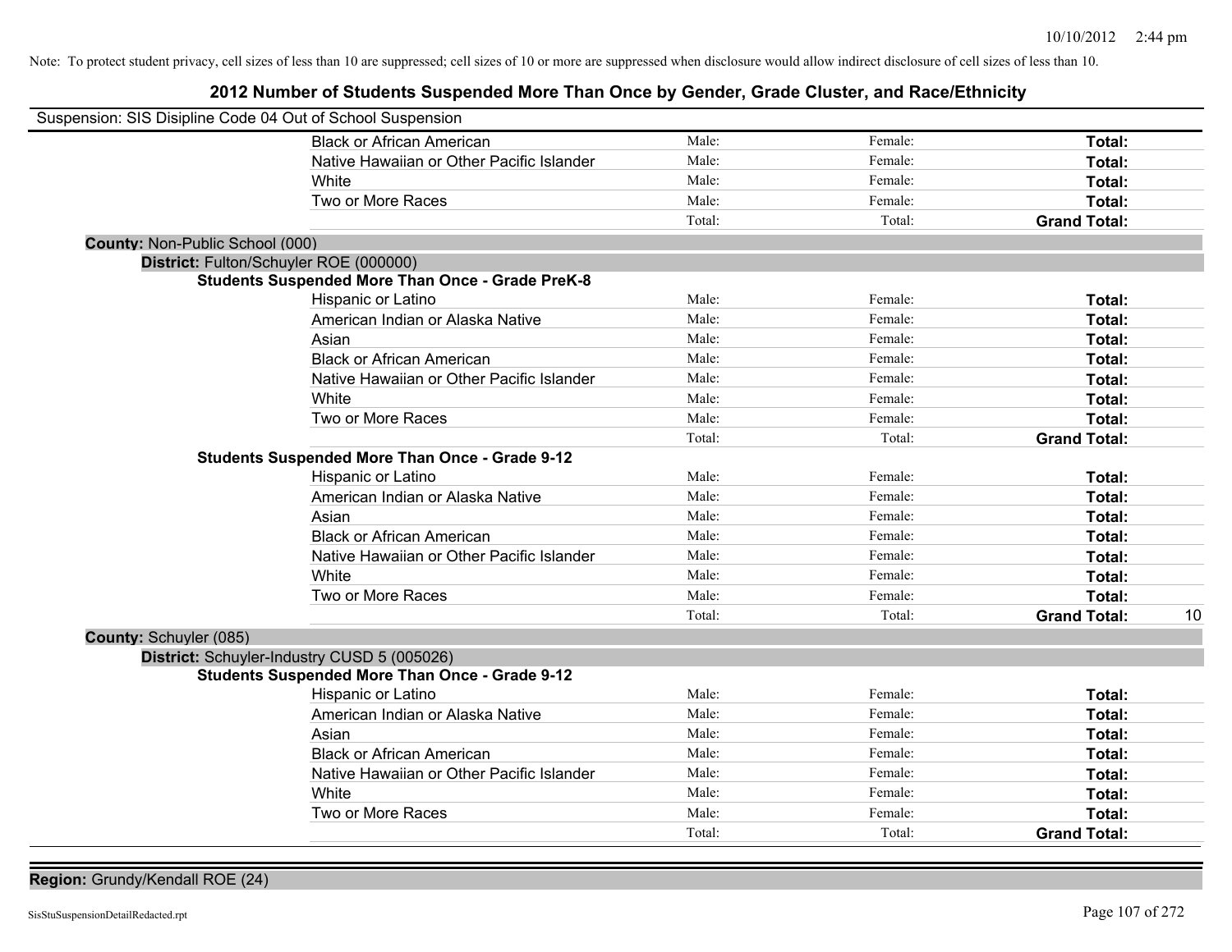Note: To protect student privacy, cell sizes of less than 10 are suppressed; cell sizes of 10 or more are suppressed when disclosure would allow indirect disclosure of cell sizes of less than 10.

## 2012 Number of Students Suspended More Than Once by Gender, Grade Cluster, and Race/Ethnicity

Suspension: SIS Disipline Code 04 Out of School Suspension

| | | | | |
|---|---|---|---|---|
| Black or African American | Male: | Female: | **Total:** | |
| Native Hawaiian or Other Pacific Islander | Male: | Female: | **Total:** | |
| White | Male: | Female: | **Total:** | |
| Two or More Races | Male: | Female: | **Total:** | |
| | Total: | Total: | **Grand Total:** | |

**County:** Non-Public School (000)

**District:** Fulton/Schuyler ROE (000000)

**Students Suspended More Than Once - Grade PreK-8**

| | | | | |
|---|---|---|---|---|
| Hispanic or Latino | Male: | Female: | **Total:** | |
| American Indian or Alaska Native | Male: | Female: | **Total:** | |
| Asian | Male: | Female: | **Total:** | |
| Black or African American | Male: | Female: | **Total:** | |
| Native Hawaiian or Other Pacific Islander | Male: | Female: | **Total:** | |
| White | Male: | Female: | **Total:** | |
| Two or More Races | Male: | Female: | **Total:** | |
| | Total: | Total: | **Grand Total:** | |

**Students Suspended More Than Once - Grade 9-12**

| | | | | |
|---|---|---|---|---|
| Hispanic or Latino | Male: | Female: | **Total:** | |
| American Indian or Alaska Native | Male: | Female: | **Total:** | |
| Asian | Male: | Female: | **Total:** | |
| Black or African American | Male: | Female: | **Total:** | |
| Native Hawaiian or Other Pacific Islander | Male: | Female: | **Total:** | |
| White | Male: | Female: | **Total:** | |
| Two or More Races | Male: | Female: | **Total:** | |
| | Total: | Total: | **Grand Total:** | 10 |

**County:** Schuyler (085)

**District:** Schuyler-Industry CUSD 5 (005026)

**Students Suspended More Than Once - Grade 9-12**

| | | | | |
|---|---|---|---|---|
| Hispanic or Latino | Male: | Female: | **Total:** | |
| American Indian or Alaska Native | Male: | Female: | **Total:** | |
| Asian | Male: | Female: | **Total:** | |
| Black or African American | Male: | Female: | **Total:** | |
| Native Hawaiian or Other Pacific Islander | Male: | Female: | **Total:** | |
| White | Male: | Female: | **Total:** | |
| Two or More Races | Male: | Female: | **Total:** | |
| | Total: | Total: | **Grand Total:** | |

**Region:** Grundy/Kendall ROE (24)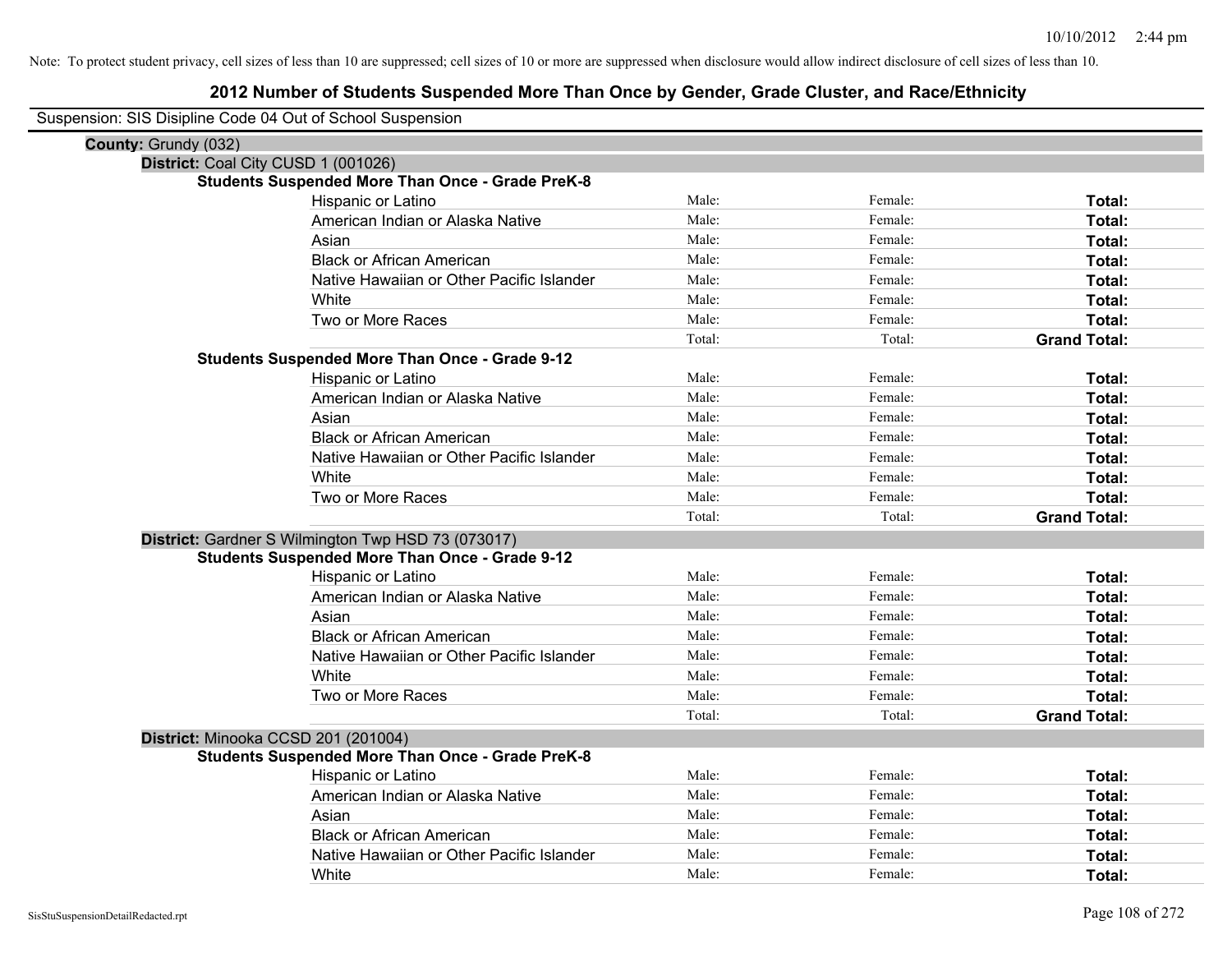Note: To protect student privacy, cell sizes of less than 10 are suppressed; cell sizes of 10 or more are suppressed when disclosure would allow indirect disclosure of cell sizes of less than 10.

# 2012 Number of Students Suspended More Than Once by Gender, Grade Cluster, and Race/Ethnicity

Suspension: SIS Disipline Code 04 Out of School Suspension

**County:** Grundy (032)

**District:** Coal City CUSD 1 (001026)

**Students Suspended More Than Once - Grade PreK-8**

| | | | |
|---|---|---|---|
| Hispanic or Latino | Male: | Female: | **Total:** |
| American Indian or Alaska Native | Male: | Female: | **Total:** |
| Asian | Male: | Female: | **Total:** |
| Black or African American | Male: | Female: | **Total:** |
| Native Hawaiian or Other Pacific Islander | Male: | Female: | **Total:** |
| White | Male: | Female: | **Total:** |
| Two or More Races | Male: | Female: | **Total:** |
| | Total: | Total: | **Grand Total:** |

**Students Suspended More Than Once - Grade 9-12**

| | | | |
|---|---|---|---|
| Hispanic or Latino | Male: | Female: | **Total:** |
| American Indian or Alaska Native | Male: | Female: | **Total:** |
| Asian | Male: | Female: | **Total:** |
| Black or African American | Male: | Female: | **Total:** |
| Native Hawaiian or Other Pacific Islander | Male: | Female: | **Total:** |
| White | Male: | Female: | **Total:** |
| Two or More Races | Male: | Female: | **Total:** |
| | Total: | Total: | **Grand Total:** |

**District:** Gardner S Wilmington Twp HSD 73 (073017)

**Students Suspended More Than Once - Grade 9-12**

| | | | |
|---|---|---|---|
| Hispanic or Latino | Male: | Female: | **Total:** |
| American Indian or Alaska Native | Male: | Female: | **Total:** |
| Asian | Male: | Female: | **Total:** |
| Black or African American | Male: | Female: | **Total:** |
| Native Hawaiian or Other Pacific Islander | Male: | Female: | **Total:** |
| White | Male: | Female: | **Total:** |
| Two or More Races | Male: | Female: | **Total:** |
| | Total: | Total: | **Grand Total:** |

**District:** Minooka CCSD 201 (201004)

**Students Suspended More Than Once - Grade PreK-8**

| | | | |
|---|---|---|---|
| Hispanic or Latino | Male: | Female: | **Total:** |
| American Indian or Alaska Native | Male: | Female: | **Total:** |
| Asian | Male: | Female: | **Total:** |
| Black or African American | Male: | Female: | **Total:** |
| Native Hawaiian or Other Pacific Islander | Male: | Female: | **Total:** |
| White | Male: | Female: | **Total:** |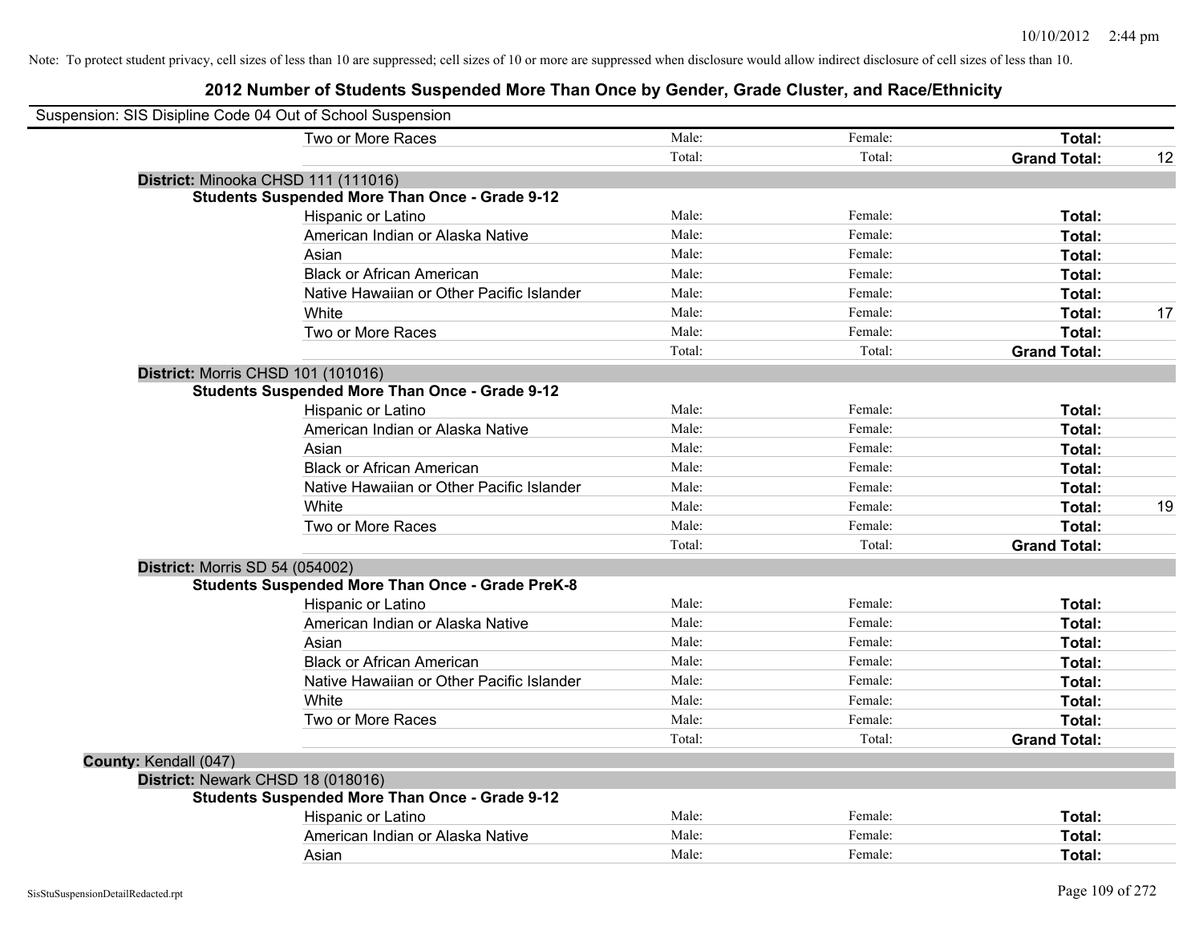Note: To protect student privacy, cell sizes of less than 10 are suppressed; cell sizes of 10 or more are suppressed when disclosure would allow indirect disclosure of cell sizes of less than 10.

# 2012 Number of Students Suspended More Than Once by Gender, Grade Cluster, and Race/Ethnicity

Suspension: SIS Disipline Code 04 Out of School Suspension

| | | | | |
|---|---|---|---|---|
| Two or More Races | Male: | Female: | **Total:** | |
| | Total: | Total: | **Grand Total:** | 12 |

**District:** Minooka CHSD 111 (111016)

**Students Suspended More Than Once - Grade 9-12**

| | | | | |
|---|---|---|---|---|
| Hispanic or Latino | Male: | Female: | **Total:** | |
| American Indian or Alaska Native | Male: | Female: | **Total:** | |
| Asian | Male: | Female: | **Total:** | |
| Black or African American | Male: | Female: | **Total:** | |
| Native Hawaiian or Other Pacific Islander | Male: | Female: | **Total:** | |
| White | Male: | Female: | **Total:** | 17 |
| Two or More Races | Male: | Female: | **Total:** | |
| | Total: | Total: | **Grand Total:** | |

**District:** Morris CHSD 101 (101016)

**Students Suspended More Than Once - Grade 9-12**

| | | | | |
|---|---|---|---|---|
| Hispanic or Latino | Male: | Female: | **Total:** | |
| American Indian or Alaska Native | Male: | Female: | **Total:** | |
| Asian | Male: | Female: | **Total:** | |
| Black or African American | Male: | Female: | **Total:** | |
| Native Hawaiian or Other Pacific Islander | Male: | Female: | **Total:** | |
| White | Male: | Female: | **Total:** | 19 |
| Two or More Races | Male: | Female: | **Total:** | |
| | Total: | Total: | **Grand Total:** | |

**District:** Morris SD 54 (054002)

**Students Suspended More Than Once - Grade PreK-8**

| | | | | |
|---|---|---|---|---|
| Hispanic or Latino | Male: | Female: | **Total:** | |
| American Indian or Alaska Native | Male: | Female: | **Total:** | |
| Asian | Male: | Female: | **Total:** | |
| Black or African American | Male: | Female: | **Total:** | |
| Native Hawaiian or Other Pacific Islander | Male: | Female: | **Total:** | |
| White | Male: | Female: | **Total:** | |
| Two or More Races | Male: | Female: | **Total:** | |
| | Total: | Total: | **Grand Total:** | |

**County:** Kendall (047)

**District:** Newark CHSD 18 (018016)

**Students Suspended More Than Once - Grade 9-12**

| | | | | |
|---|---|---|---|---|
| Hispanic or Latino | Male: | Female: | **Total:** | |
| American Indian or Alaska Native | Male: | Female: | **Total:** | |
| Asian | Male: | Female: | **Total:** | |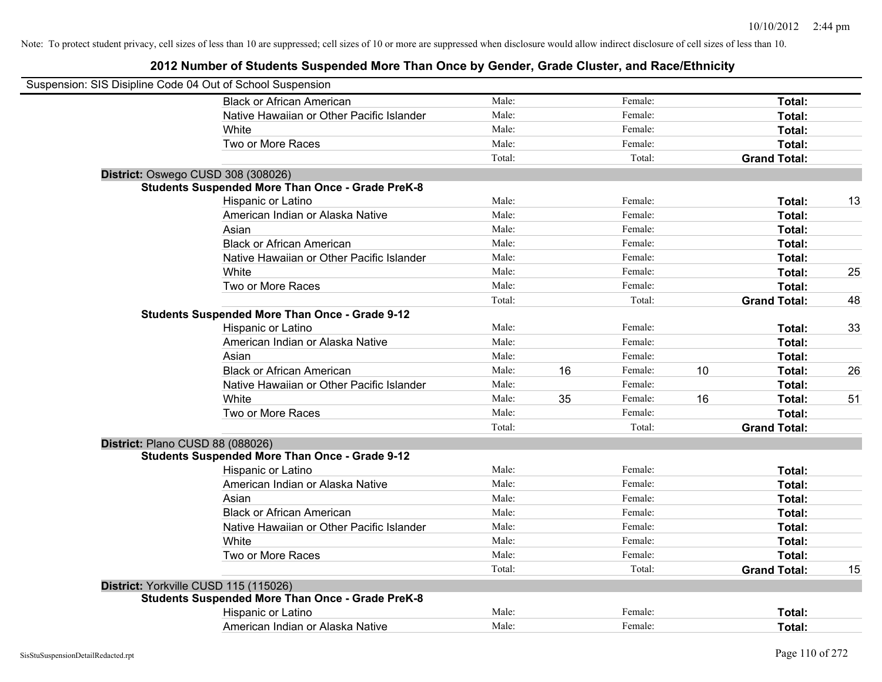Note: To protect student privacy, cell sizes of less than 10 are suppressed; cell sizes of 10 or more are suppressed when disclosure would allow indirect disclosure of cell sizes of less than 10.

# 2012 Number of Students Suspended More Than Once by Gender, Grade Cluster, and Race/Ethnicity

Suspension: SIS Disipline Code 04 Out of School Suspension

| | | | | | |
|---|---|---|---|---|---|
| Black or African American | Male: | | Female: | | Total: | |
| Native Hawaiian or Other Pacific Islander | Male: | | Female: | | Total: | |
| White | Male: | | Female: | | Total: | |
| Two or More Races | Male: | | Female: | | Total: | |
| | Total: | | Total: | | Grand Total: | |

**District:** Oswego CUSD 308 (308026)

**Students Suspended More Than Once - Grade PreK-8**

| Race/Ethnicity | Male: | | Female: | | Total: | |
|---|---|---|---|---|---|---|
| Hispanic or Latino | Male: | | Female: | | Total: | 13 |
| American Indian or Alaska Native | Male: | | Female: | | Total: | |
| Asian | Male: | | Female: | | Total: | |
| Black or African American | Male: | | Female: | | Total: | |
| Native Hawaiian or Other Pacific Islander | Male: | | Female: | | Total: | |
| White | Male: | | Female: | | Total: | 25 |
| Two or More Races | Male: | | Female: | | Total: | |
| | Total: | | Total: | | Grand Total: | 48 |

**Students Suspended More Than Once - Grade 9-12**

| Race/Ethnicity | Male: | | Female: | | Total: | |
|---|---|---|---|---|---|---|
| Hispanic or Latino | Male: | | Female: | | Total: | 33 |
| American Indian or Alaska Native | Male: | | Female: | | Total: | |
| Asian | Male: | | Female: | | Total: | |
| Black or African American | Male: | 16 | Female: | 10 | Total: | 26 |
| Native Hawaiian or Other Pacific Islander | Male: | | Female: | | Total: | |
| White | Male: | 35 | Female: | 16 | Total: | 51 |
| Two or More Races | Male: | | Female: | | Total: | |
| | Total: | | Total: | | Grand Total: | |

**District:** Plano CUSD 88 (088026)

**Students Suspended More Than Once - Grade 9-12**

| Race/Ethnicity | Male: | | Female: | | Total: | |
|---|---|---|---|---|---|---|
| Hispanic or Latino | Male: | | Female: | | Total: | |
| American Indian or Alaska Native | Male: | | Female: | | Total: | |
| Asian | Male: | | Female: | | Total: | |
| Black or African American | Male: | | Female: | | Total: | |
| Native Hawaiian or Other Pacific Islander | Male: | | Female: | | Total: | |
| White | Male: | | Female: | | Total: | |
| Two or More Races | Male: | | Female: | | Total: | |
| | Total: | | Total: | | Grand Total: | 15 |

**District:** Yorkville CUSD 115 (115026)

**Students Suspended More Than Once - Grade PreK-8**

| Race/Ethnicity | Male: | | Female: | | Total: | |
|---|---|---|---|---|---|---|
| Hispanic or Latino | Male: | | Female: | | Total: | |
| American Indian or Alaska Native | Male: | | Female: | | Total: | |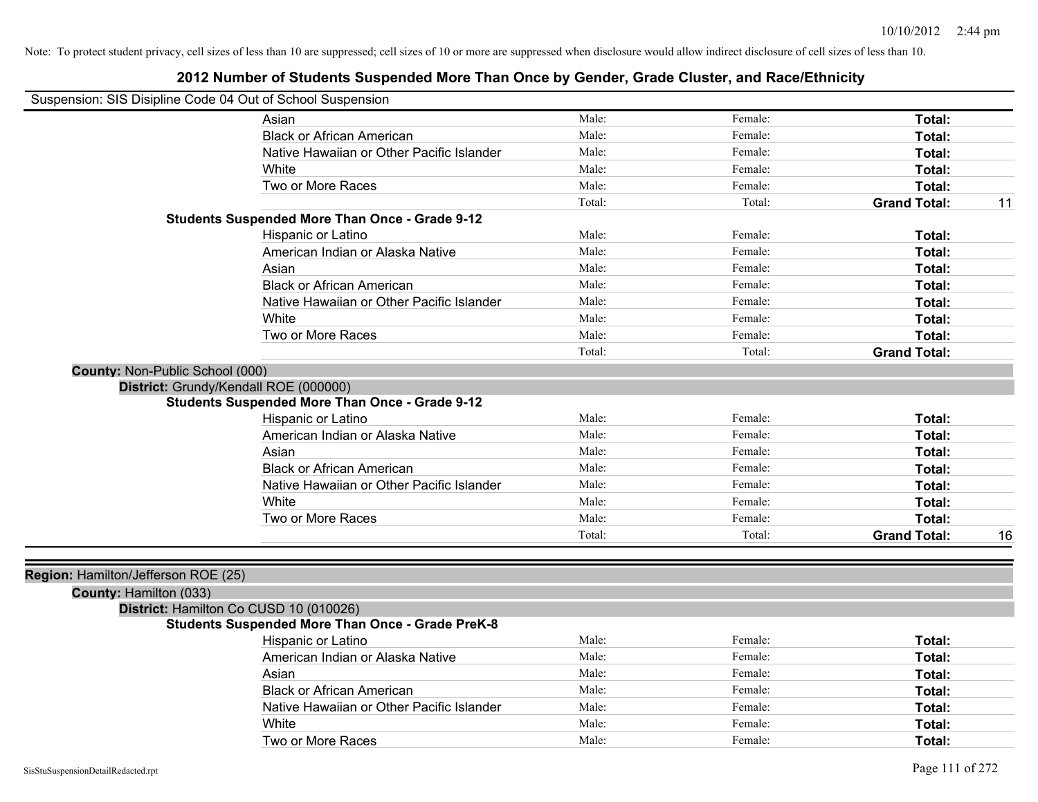Note: To protect student privacy, cell sizes of less than 10 are suppressed; cell sizes of 10 or more are suppressed when disclosure would allow indirect disclosure of cell sizes of less than 10.

# 2012 Number of Students Suspended More Than Once by Gender, Grade Cluster, and Race/Ethnicity

Suspension: SIS Disipline Code 04 Out of School Suspension

| | | | | |
|---|---|---|---|---|
| Asian | Male: | Female: | **Total:** | |
| Black or African American | Male: | Female: | **Total:** | |
| Native Hawaiian or Other Pacific Islander | Male: | Female: | **Total:** | |
| White | Male: | Female: | **Total:** | |
| Two or More Races | Male: | Female: | **Total:** | |
| | Total: | Total: | **Grand Total:** | 11 |

**Students Suspended More Than Once - Grade 9-12**

| | | | | |
|---|---|---|---|---|
| Hispanic or Latino | Male: | Female: | **Total:** | |
| American Indian or Alaska Native | Male: | Female: | **Total:** | |
| Asian | Male: | Female: | **Total:** | |
| Black or African American | Male: | Female: | **Total:** | |
| Native Hawaiian or Other Pacific Islander | Male: | Female: | **Total:** | |
| White | Male: | Female: | **Total:** | |
| Two or More Races | Male: | Female: | **Total:** | |
| | Total: | Total: | **Grand Total:** | |

**County:** Non-Public School (000)

**District:** Grundy/Kendall ROE (000000)

**Students Suspended More Than Once - Grade 9-12**

| | | | | |
|---|---|---|---|---|
| Hispanic or Latino | Male: | Female: | **Total:** | |
| American Indian or Alaska Native | Male: | Female: | **Total:** | |
| Asian | Male: | Female: | **Total:** | |
| Black or African American | Male: | Female: | **Total:** | |
| Native Hawaiian or Other Pacific Islander | Male: | Female: | **Total:** | |
| White | Male: | Female: | **Total:** | |
| Two or More Races | Male: | Female: | **Total:** | |
| | Total: | Total: | **Grand Total:** | 16 |

**Region:** Hamilton/Jefferson ROE (25)

**County:** Hamilton (033)

**District:** Hamilton Co CUSD 10 (010026)

**Students Suspended More Than Once - Grade PreK-8**

| | | | | |
|---|---|---|---|---|
| Hispanic or Latino | Male: | Female: | **Total:** | |
| American Indian or Alaska Native | Male: | Female: | **Total:** | |
| Asian | Male: | Female: | **Total:** | |
| Black or African American | Male: | Female: | **Total:** | |
| Native Hawaiian or Other Pacific Islander | Male: | Female: | **Total:** | |
| White | Male: | Female: | **Total:** | |
| Two or More Races | Male: | Female: | **Total:** | |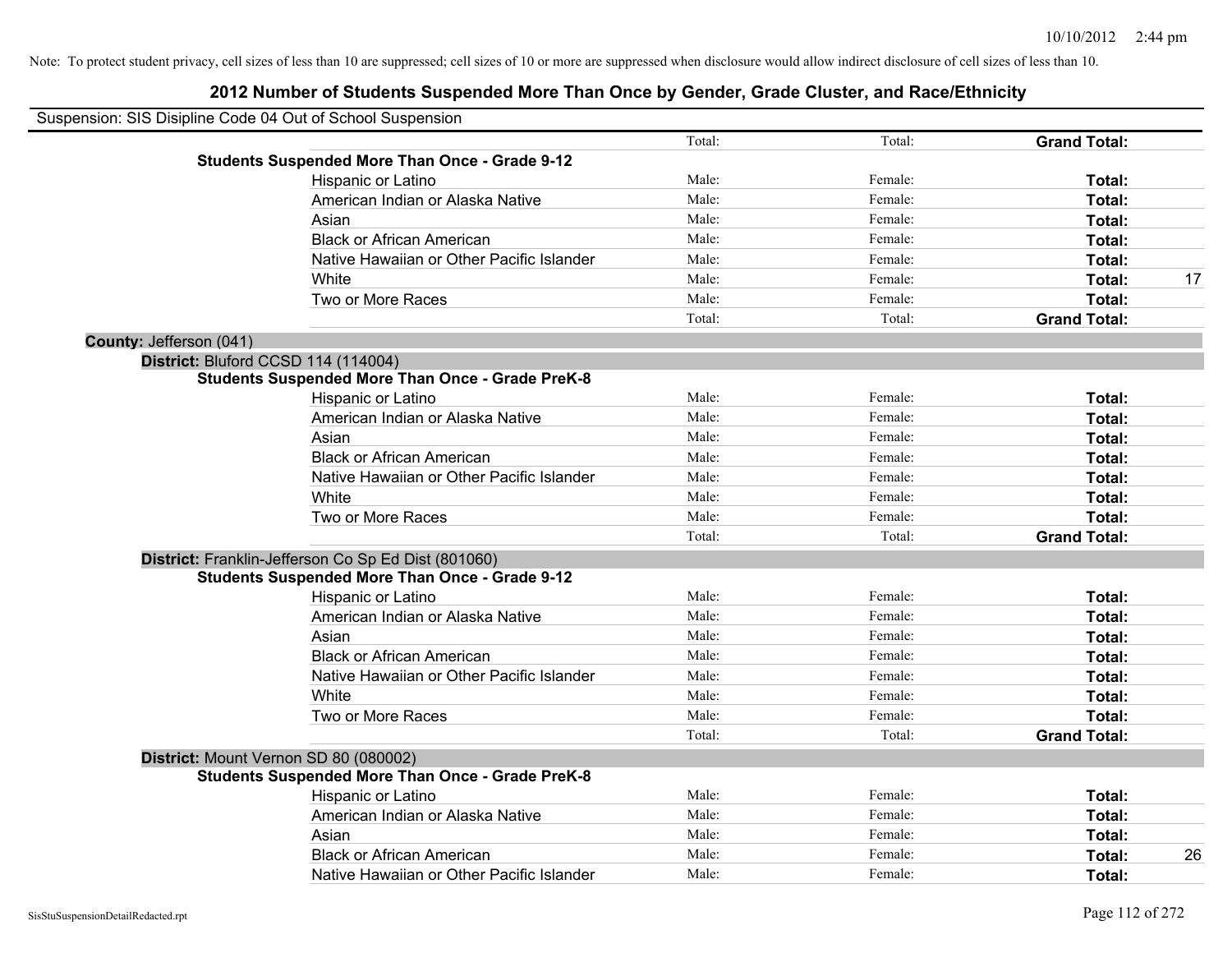Note: To protect student privacy, cell sizes of less than 10 are suppressed; cell sizes of 10 or more are suppressed when disclosure would allow indirect disclosure of cell sizes of less than 10.

# 2012 Number of Students Suspended More Than Once by Gender, Grade Cluster, and Race/Ethnicity

Suspension: SIS Disipline Code 04 Out of School Suspension

| | | | | |
|---|---|---|---|---|
| | Total: | Total: | **Grand Total:** | |
| **Students Suspended More Than Once - Grade 9-12** | | | | |
| Hispanic or Latino | Male: | Female: | **Total:** | |
| American Indian or Alaska Native | Male: | Female: | **Total:** | |
| Asian | Male: | Female: | **Total:** | |
| Black or African American | Male: | Female: | **Total:** | |
| Native Hawaiian or Other Pacific Islander | Male: | Female: | **Total:** | |
| White | Male: | Female: | **Total:** | 17 |
| Two or More Races | Male: | Female: | **Total:** | |
| | Total: | Total: | **Grand Total:** | |

**County:** Jefferson (041)

**District:** Bluford CCSD 114 (114004)

| | | | | |
|---|---|---|---|---|
| **Students Suspended More Than Once - Grade PreK-8** | | | | |
| Hispanic or Latino | Male: | Female: | **Total:** | |
| American Indian or Alaska Native | Male: | Female: | **Total:** | |
| Asian | Male: | Female: | **Total:** | |
| Black or African American | Male: | Female: | **Total:** | |
| Native Hawaiian or Other Pacific Islander | Male: | Female: | **Total:** | |
| White | Male: | Female: | **Total:** | |
| Two or More Races | Male: | Female: | **Total:** | |
| | Total: | Total: | **Grand Total:** | |

**District:** Franklin-Jefferson Co Sp Ed Dist (801060)

| | | | | |
|---|---|---|---|---|
| **Students Suspended More Than Once - Grade 9-12** | | | | |
| Hispanic or Latino | Male: | Female: | **Total:** | |
| American Indian or Alaska Native | Male: | Female: | **Total:** | |
| Asian | Male: | Female: | **Total:** | |
| Black or African American | Male: | Female: | **Total:** | |
| Native Hawaiian or Other Pacific Islander | Male: | Female: | **Total:** | |
| White | Male: | Female: | **Total:** | |
| Two or More Races | Male: | Female: | **Total:** | |
| | Total: | Total: | **Grand Total:** | |

**District:** Mount Vernon SD 80 (080002)

| | | | | |
|---|---|---|---|---|
| **Students Suspended More Than Once - Grade PreK-8** | | | | |
| Hispanic or Latino | Male: | Female: | **Total:** | |
| American Indian or Alaska Native | Male: | Female: | **Total:** | |
| Asian | Male: | Female: | **Total:** | |
| Black or African American | Male: | Female: | **Total:** | 26 |
| Native Hawaiian or Other Pacific Islander | Male: | Female: | **Total:** | |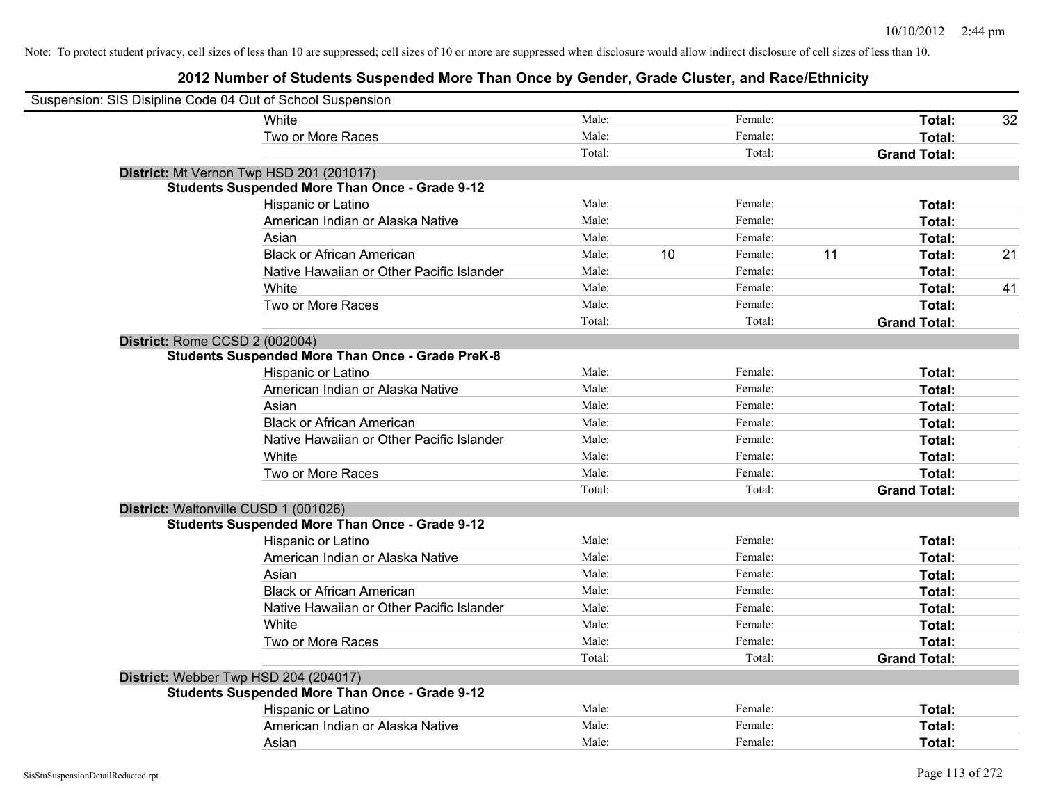Note: To protect student privacy, cell sizes of less than 10 are suppressed; cell sizes of 10 or more are suppressed when disclosure would allow indirect disclosure of cell sizes of less than 10.

## 2012 Number of Students Suspended More Than Once by Gender, Grade Cluster, and Race/Ethnicity

Suspension: SIS Disipline Code 04 Out of School Suspension

| | Male | | Female | | | |
|---|---|---|---|---|---|---|
| White | Male: | | Female: | | Total: | 32 |
| Two or More Races | Male: | | Female: | | Total: | |
| | Total: | | Total: | | Grand Total: | |

**District:** Mt Vernon Twp HSD 201 (201017)

**Students Suspended More Than Once - Grade 9-12**

| | Male | | Female | | | |
|---|---|---|---|---|---|---|
| Hispanic or Latino | Male: | | Female: | | Total: | |
| American Indian or Alaska Native | Male: | | Female: | | Total: | |
| Asian | Male: | | Female: | | Total: | |
| Black or African American | Male: | 10 | Female: | 11 | Total: | 21 |
| Native Hawaiian or Other Pacific Islander | Male: | | Female: | | Total: | |
| White | Male: | | Female: | | Total: | 41 |
| Two or More Races | Male: | | Female: | | Total: | |
| | Total: | | Total: | | Grand Total: | |

**District:** Rome CCSD 2 (002004)

**Students Suspended More Than Once - Grade PreK-8**

| | Male | | Female | | | |
|---|---|---|---|---|---|---|
| Hispanic or Latino | Male: | | Female: | | Total: | |
| American Indian or Alaska Native | Male: | | Female: | | Total: | |
| Asian | Male: | | Female: | | Total: | |
| Black or African American | Male: | | Female: | | Total: | |
| Native Hawaiian or Other Pacific Islander | Male: | | Female: | | Total: | |
| White | Male: | | Female: | | Total: | |
| Two or More Races | Male: | | Female: | | Total: | |
| | Total: | | Total: | | Grand Total: | |

**District:** Waltonville CUSD 1 (001026)

**Students Suspended More Than Once - Grade 9-12**

| | Male | | Female | | | |
|---|---|---|---|---|---|---|
| Hispanic or Latino | Male: | | Female: | | Total: | |
| American Indian or Alaska Native | Male: | | Female: | | Total: | |
| Asian | Male: | | Female: | | Total: | |
| Black or African American | Male: | | Female: | | Total: | |
| Native Hawaiian or Other Pacific Islander | Male: | | Female: | | Total: | |
| White | Male: | | Female: | | Total: | |
| Two or More Races | Male: | | Female: | | Total: | |
| | Total: | | Total: | | Grand Total: | |

**District:** Webber Twp HSD 204 (204017)

**Students Suspended More Than Once - Grade 9-12**

| | Male | | Female | | | |
|---|---|---|---|---|---|---|
| Hispanic or Latino | Male: | | Female: | | Total: | |
| American Indian or Alaska Native | Male: | | Female: | | Total: | |
| Asian | Male: | | Female: | | Total: | |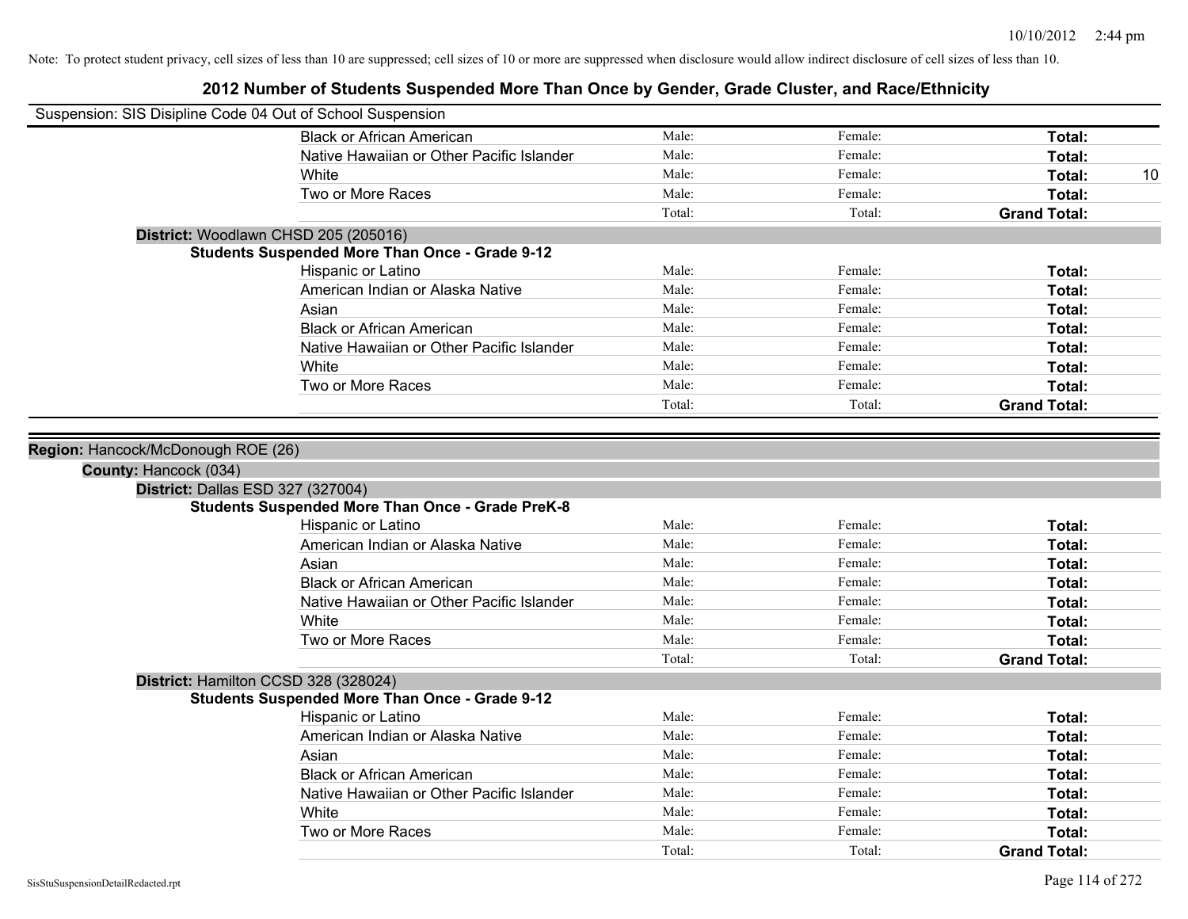Note: To protect student privacy, cell sizes of less than 10 are suppressed; cell sizes of 10 or more are suppressed when disclosure would allow indirect disclosure of cell sizes of less than 10.

# 2012 Number of Students Suspended More Than Once by Gender, Grade Cluster, and Race/Ethnicity

Suspension: SIS Disipline Code 04 Out of School Suspension

| | | | | |
|---|---|---|---|---|
| Black or African American | Male: | Female: | **Total:** | |
| Native Hawaiian or Other Pacific Islander | Male: | Female: | **Total:** | |
| White | Male: | Female: | **Total:** | 10 |
| Two or More Races | Male: | Female: | **Total:** | |
| | Total: | Total: | **Grand Total:** | |

**District:** Woodlawn CHSD 205 (205016)

**Students Suspended More Than Once - Grade 9-12**

| | | | | |
|---|---|---|---|---|
| Hispanic or Latino | Male: | Female: | **Total:** | |
| American Indian or Alaska Native | Male: | Female: | **Total:** | |
| Asian | Male: | Female: | **Total:** | |
| Black or African American | Male: | Female: | **Total:** | |
| Native Hawaiian or Other Pacific Islander | Male: | Female: | **Total:** | |
| White | Male: | Female: | **Total:** | |
| Two or More Races | Male: | Female: | **Total:** | |
| | Total: | Total: | **Grand Total:** | |

**Region:** Hancock/McDonough ROE (26)

**County:** Hancock (034)

**District:** Dallas ESD 327 (327004)

**Students Suspended More Than Once - Grade PreK-8**

| | | | | |
|---|---|---|---|---|
| Hispanic or Latino | Male: | Female: | **Total:** | |
| American Indian or Alaska Native | Male: | Female: | **Total:** | |
| Asian | Male: | Female: | **Total:** | |
| Black or African American | Male: | Female: | **Total:** | |
| Native Hawaiian or Other Pacific Islander | Male: | Female: | **Total:** | |
| White | Male: | Female: | **Total:** | |
| Two or More Races | Male: | Female: | **Total:** | |
| | Total: | Total: | **Grand Total:** | |

**District:** Hamilton CCSD 328 (328024)

**Students Suspended More Than Once - Grade 9-12**

| | | | | |
|---|---|---|---|---|
| Hispanic or Latino | Male: | Female: | **Total:** | |
| American Indian or Alaska Native | Male: | Female: | **Total:** | |
| Asian | Male: | Female: | **Total:** | |
| Black or African American | Male: | Female: | **Total:** | |
| Native Hawaiian or Other Pacific Islander | Male: | Female: | **Total:** | |
| White | Male: | Female: | **Total:** | |
| Two or More Races | Male: | Female: | **Total:** | |
| | Total: | Total: | **Grand Total:** | |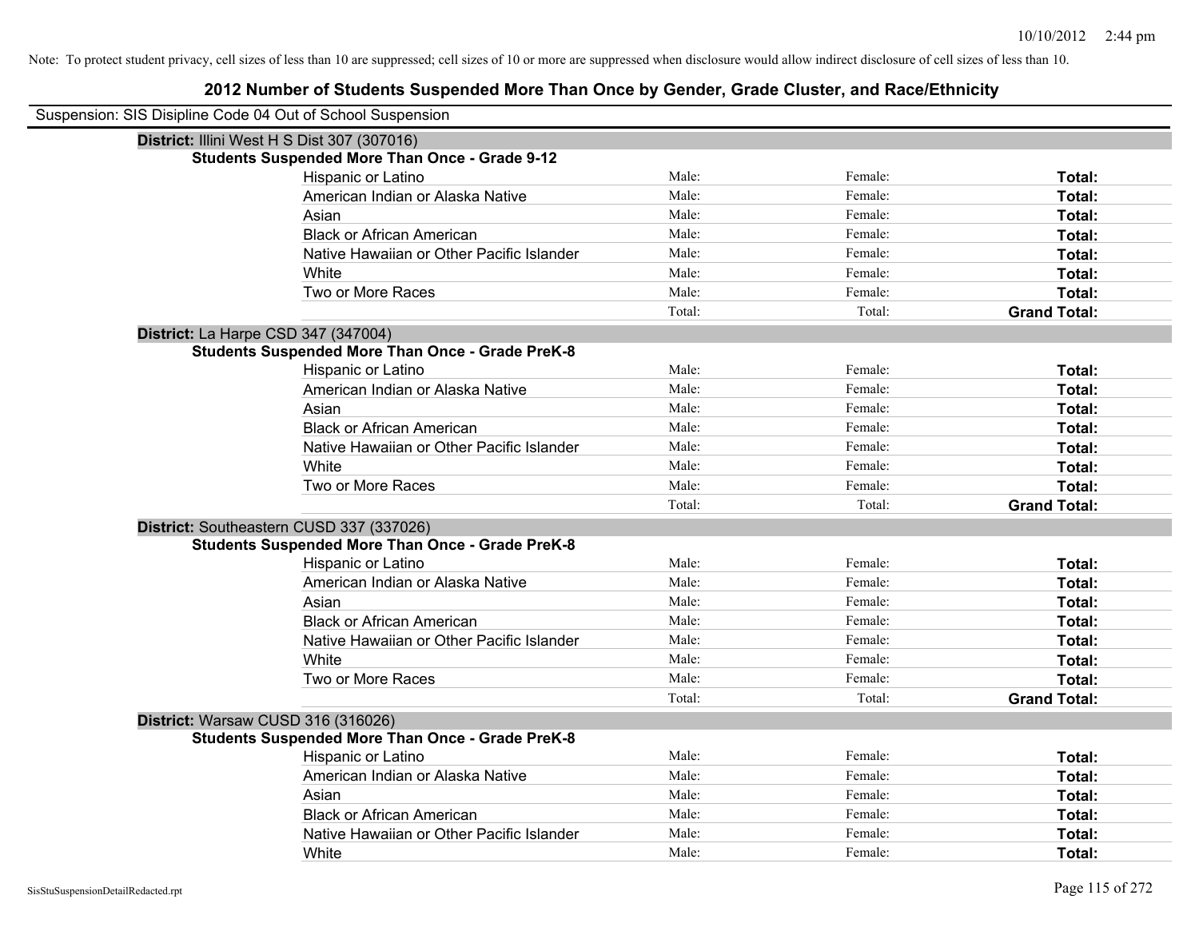Note: To protect student privacy, cell sizes of less than 10 are suppressed; cell sizes of 10 or more are suppressed when disclosure would allow indirect disclosure of cell sizes of less than 10.

# 2012 Number of Students Suspended More Than Once by Gender, Grade Cluster, and Race/Ethnicity

Suspension: SIS Disipline Code 04 Out of School Suspension

**District:** Illini West H S Dist 307 (307016)

**Students Suspended More Than Once - Grade 9-12**

| | | | |
|---|---|---|---|
| Hispanic or Latino | Male: | Female: | **Total:** |
| American Indian or Alaska Native | Male: | Female: | **Total:** |
| Asian | Male: | Female: | **Total:** |
| Black or African American | Male: | Female: | **Total:** |
| Native Hawaiian or Other Pacific Islander | Male: | Female: | **Total:** |
| White | Male: | Female: | **Total:** |
| Two or More Races | Male: | Female: | **Total:** |
| | Total: | Total: | **Grand Total:** |

**District:** La Harpe CSD 347 (347004)

**Students Suspended More Than Once - Grade PreK-8**

| | | | |
|---|---|---|---|
| Hispanic or Latino | Male: | Female: | **Total:** |
| American Indian or Alaska Native | Male: | Female: | **Total:** |
| Asian | Male: | Female: | **Total:** |
| Black or African American | Male: | Female: | **Total:** |
| Native Hawaiian or Other Pacific Islander | Male: | Female: | **Total:** |
| White | Male: | Female: | **Total:** |
| Two or More Races | Male: | Female: | **Total:** |
| | Total: | Total: | **Grand Total:** |

**District:** Southeastern CUSD 337 (337026)

**Students Suspended More Than Once - Grade PreK-8**

| | | | |
|---|---|---|---|
| Hispanic or Latino | Male: | Female: | **Total:** |
| American Indian or Alaska Native | Male: | Female: | **Total:** |
| Asian | Male: | Female: | **Total:** |
| Black or African American | Male: | Female: | **Total:** |
| Native Hawaiian or Other Pacific Islander | Male: | Female: | **Total:** |
| White | Male: | Female: | **Total:** |
| Two or More Races | Male: | Female: | **Total:** |
| | Total: | Total: | **Grand Total:** |

**District:** Warsaw CUSD 316 (316026)

**Students Suspended More Than Once - Grade PreK-8**

| | | | |
|---|---|---|---|
| Hispanic or Latino | Male: | Female: | **Total:** |
| American Indian or Alaska Native | Male: | Female: | **Total:** |
| Asian | Male: | Female: | **Total:** |
| Black or African American | Male: | Female: | **Total:** |
| Native Hawaiian or Other Pacific Islander | Male: | Female: | **Total:** |
| White | Male: | Female: | **Total:** |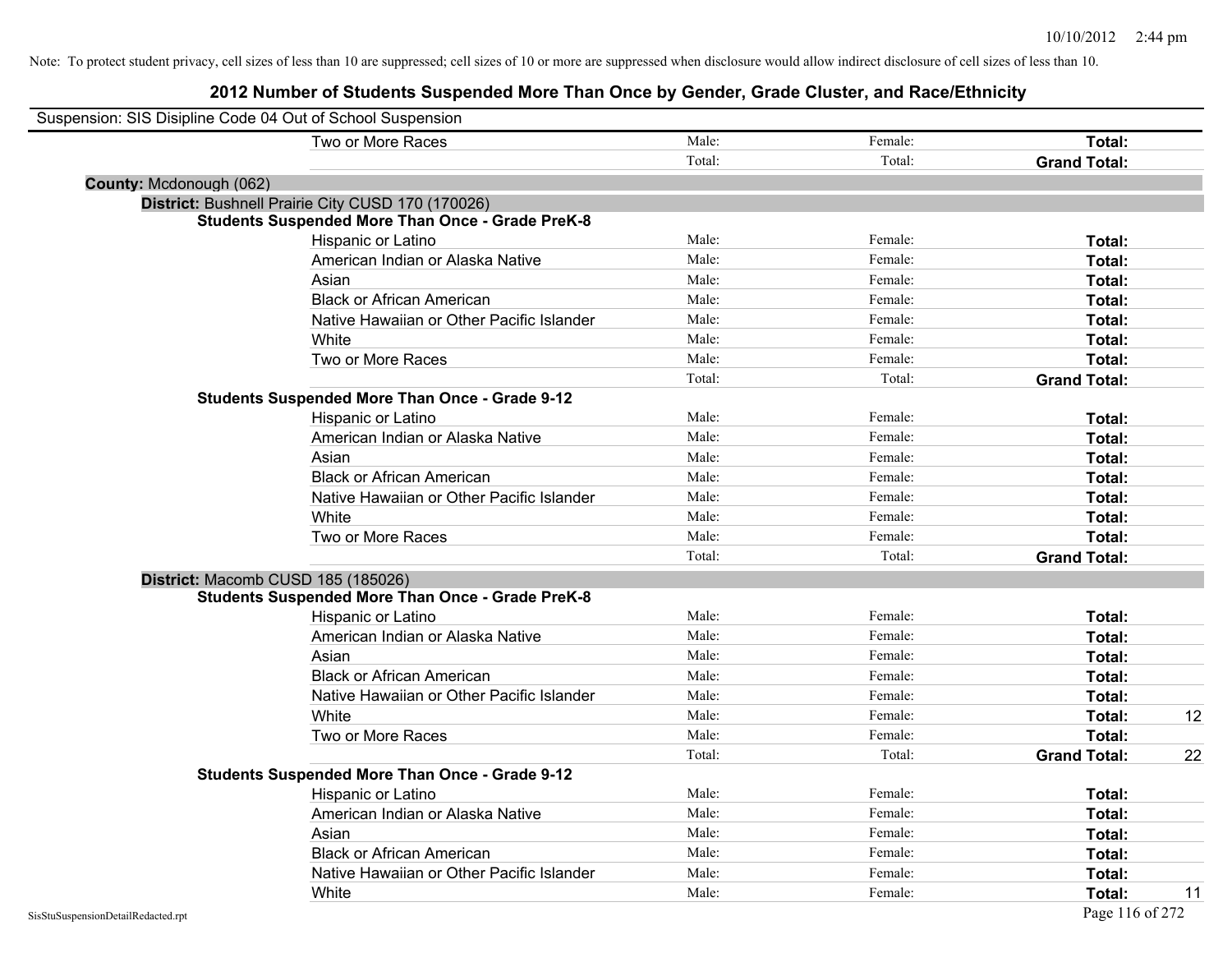Note: To protect student privacy, cell sizes of less than 10 are suppressed; cell sizes of 10 or more are suppressed when disclosure would allow indirect disclosure of cell sizes of less than 10.

## 2012 Number of Students Suspended More Than Once by Gender, Grade Cluster, and Race/Ethnicity

Suspension: SIS Disipline Code 04 Out of School Suspension

| | | | | |
|---|---|---|---|---|
| Two or More Races | Male: | Female: | **Total:** | |
| | Total: | Total: | **Grand Total:** | |

**County:** Mcdonough (062)

**District:** Bushnell Prairie City CUSD 170 (170026)

**Students Suspended More Than Once - Grade PreK-8**

| | | | | |
|---|---|---|---|---|
| Hispanic or Latino | Male: | Female: | **Total:** | |
| American Indian or Alaska Native | Male: | Female: | **Total:** | |
| Asian | Male: | Female: | **Total:** | |
| Black or African American | Male: | Female: | **Total:** | |
| Native Hawaiian or Other Pacific Islander | Male: | Female: | **Total:** | |
| White | Male: | Female: | **Total:** | |
| Two or More Races | Male: | Female: | **Total:** | |
| | Total: | Total: | **Grand Total:** | |

**Students Suspended More Than Once - Grade 9-12**

| | | | | |
|---|---|---|---|---|
| Hispanic or Latino | Male: | Female: | **Total:** | |
| American Indian or Alaska Native | Male: | Female: | **Total:** | |
| Asian | Male: | Female: | **Total:** | |
| Black or African American | Male: | Female: | **Total:** | |
| Native Hawaiian or Other Pacific Islander | Male: | Female: | **Total:** | |
| White | Male: | Female: | **Total:** | |
| Two or More Races | Male: | Female: | **Total:** | |
| | Total: | Total: | **Grand Total:** | |

**District:** Macomb CUSD 185 (185026)

**Students Suspended More Than Once - Grade PreK-8**

| | | | | |
|---|---|---|---|---|
| Hispanic or Latino | Male: | Female: | **Total:** | |
| American Indian or Alaska Native | Male: | Female: | **Total:** | |
| Asian | Male: | Female: | **Total:** | |
| Black or African American | Male: | Female: | **Total:** | |
| Native Hawaiian or Other Pacific Islander | Male: | Female: | **Total:** | |
| White | Male: | Female: | **Total:** | 12 |
| Two or More Races | Male: | Female: | **Total:** | |
| | Total: | Total: | **Grand Total:** | 22 |

**Students Suspended More Than Once - Grade 9-12**

| | | | | |
|---|---|---|---|---|
| Hispanic or Latino | Male: | Female: | **Total:** | |
| American Indian or Alaska Native | Male: | Female: | **Total:** | |
| Asian | Male: | Female: | **Total:** | |
| Black or African American | Male: | Female: | **Total:** | |
| Native Hawaiian or Other Pacific Islander | Male: | Female: | **Total:** | |
| White | Male: | Female: | **Total:** | 11 |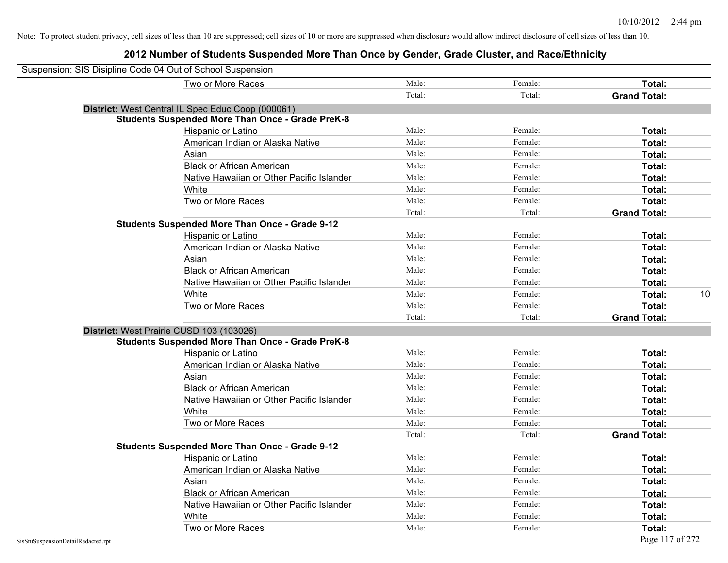Note: To protect student privacy, cell sizes of less than 10 are suppressed; cell sizes of 10 or more are suppressed when disclosure would allow indirect disclosure of cell sizes of less than 10.

# 2012 Number of Students Suspended More Than Once by Gender, Grade Cluster, and Race/Ethnicity

Suspension: SIS Disipline Code 04 Out of School Suspension

| | Male | Female | Total | |
|---|---|---|---|---|
| Two or More Races | Male: | Female: | **Total:** | |
| | Total: | Total: | **Grand Total:** | |

**District:** West Central IL Spec Educ Coop (000061)

**Students Suspended More Than Once - Grade PreK-8**

| | Male | Female | Total | |
|---|---|---|---|---|
| Hispanic or Latino | Male: | Female: | **Total:** | |
| American Indian or Alaska Native | Male: | Female: | **Total:** | |
| Asian | Male: | Female: | **Total:** | |
| Black or African American | Male: | Female: | **Total:** | |
| Native Hawaiian or Other Pacific Islander | Male: | Female: | **Total:** | |
| White | Male: | Female: | **Total:** | |
| Two or More Races | Male: | Female: | **Total:** | |
| | Total: | Total: | **Grand Total:** | |

**Students Suspended More Than Once - Grade 9-12**

| | Male | Female | Total | |
|---|---|---|---|---|
| Hispanic or Latino | Male: | Female: | **Total:** | |
| American Indian or Alaska Native | Male: | Female: | **Total:** | |
| Asian | Male: | Female: | **Total:** | |
| Black or African American | Male: | Female: | **Total:** | |
| Native Hawaiian or Other Pacific Islander | Male: | Female: | **Total:** | |
| White | Male: | Female: | **Total:** | 10 |
| Two or More Races | Male: | Female: | **Total:** | |
| | Total: | Total: | **Grand Total:** | |

**District:** West Prairie CUSD 103 (103026)

**Students Suspended More Than Once - Grade PreK-8**

| | Male | Female | Total | |
|---|---|---|---|---|
| Hispanic or Latino | Male: | Female: | **Total:** | |
| American Indian or Alaska Native | Male: | Female: | **Total:** | |
| Asian | Male: | Female: | **Total:** | |
| Black or African American | Male: | Female: | **Total:** | |
| Native Hawaiian or Other Pacific Islander | Male: | Female: | **Total:** | |
| White | Male: | Female: | **Total:** | |
| Two or More Races | Male: | Female: | **Total:** | |
| | Total: | Total: | **Grand Total:** | |

**Students Suspended More Than Once - Grade 9-12**

| | Male | Female | Total | |
|---|---|---|---|---|
| Hispanic or Latino | Male: | Female: | **Total:** | |
| American Indian or Alaska Native | Male: | Female: | **Total:** | |
| Asian | Male: | Female: | **Total:** | |
| Black or African American | Male: | Female: | **Total:** | |
| Native Hawaiian or Other Pacific Islander | Male: | Female: | **Total:** | |
| White | Male: | Female: | **Total:** | |
| Two or More Races | Male: | Female: | **Total:** | |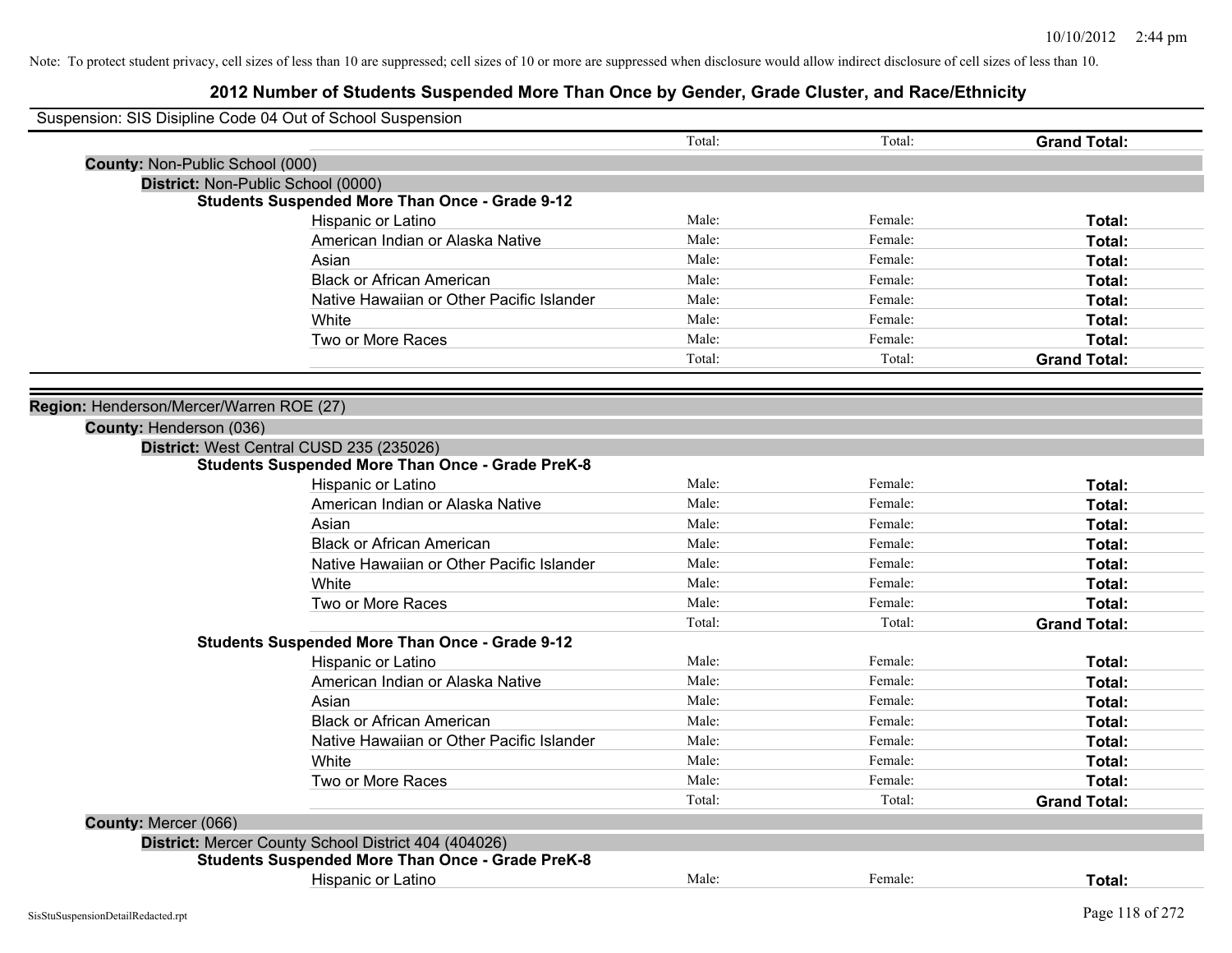Note: To protect student privacy, cell sizes of less than 10 are suppressed; cell sizes of 10 or more are suppressed when disclosure would allow indirect disclosure of cell sizes of less than 10.

# 2012 Number of Students Suspended More Than Once by Gender, Grade Cluster, and Race/Ethnicity

Suspension: SIS Disipline Code 04 Out of School Suspension

| | Total: | Total: | **Grand Total:** |
|---|---|---|---|

**County:** Non-Public School (000)

**District:** Non-Public School (0000)

**Students Suspended More Than Once - Grade 9-12**

| | | | |
|---|---|---|---|
| Hispanic or Latino | Male: | Female: | **Total:** |
| American Indian or Alaska Native | Male: | Female: | **Total:** |
| Asian | Male: | Female: | **Total:** |
| Black or African American | Male: | Female: | **Total:** |
| Native Hawaiian or Other Pacific Islander | Male: | Female: | **Total:** |
| White | Male: | Female: | **Total:** |
| Two or More Races | Male: | Female: | **Total:** |
| | Total: | Total: | **Grand Total:** |

**Region:** Henderson/Mercer/Warren ROE (27)

**County:** Henderson (036)

**District:** West Central CUSD 235 (235026)

**Students Suspended More Than Once - Grade PreK-8**

| | | | |
|---|---|---|---|
| Hispanic or Latino | Male: | Female: | **Total:** |
| American Indian or Alaska Native | Male: | Female: | **Total:** |
| Asian | Male: | Female: | **Total:** |
| Black or African American | Male: | Female: | **Total:** |
| Native Hawaiian or Other Pacific Islander | Male: | Female: | **Total:** |
| White | Male: | Female: | **Total:** |
| Two or More Races | Male: | Female: | **Total:** |
| | Total: | Total: | **Grand Total:** |

**Students Suspended More Than Once - Grade 9-12**

| | | | |
|---|---|---|---|
| Hispanic or Latino | Male: | Female: | **Total:** |
| American Indian or Alaska Native | Male: | Female: | **Total:** |
| Asian | Male: | Female: | **Total:** |
| Black or African American | Male: | Female: | **Total:** |
| Native Hawaiian or Other Pacific Islander | Male: | Female: | **Total:** |
| White | Male: | Female: | **Total:** |
| Two or More Races | Male: | Female: | **Total:** |
| | Total: | Total: | **Grand Total:** |

**County:** Mercer (066)

**District:** Mercer County School District 404 (404026)

**Students Suspended More Than Once - Grade PreK-8**

| | | | |
|---|---|---|---|
| Hispanic or Latino | Male: | Female: | **Total:** |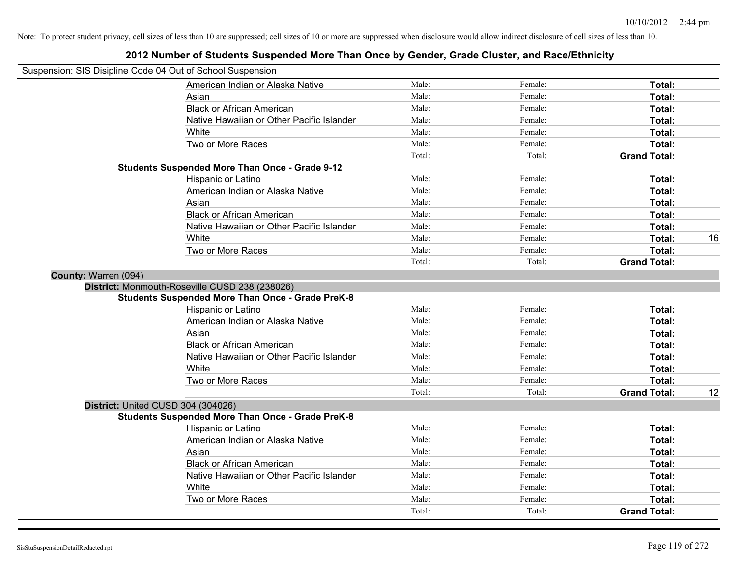Note: To protect student privacy, cell sizes of less than 10 are suppressed; cell sizes of 10 or more are suppressed when disclosure would allow indirect disclosure of cell sizes of less than 10.

## 2012 Number of Students Suspended More Than Once by Gender, Grade Cluster, and Race/Ethnicity

Suspension: SIS Disipline Code 04 Out of School Suspension

| | | | | | |
|---|---|---|---|---|---|
| | American Indian or Alaska Native | Male: | Female: | **Total:** | |
| | Asian | Male: | Female: | **Total:** | |
| | Black or African American | Male: | Female: | **Total:** | |
| | Native Hawaiian or Other Pacific Islander | Male: | Female: | **Total:** | |
| | White | Male: | Female: | **Total:** | |
| | Two or More Races | Male: | Female: | **Total:** | |
| | | Total: | Total: | **Grand Total:** | |
| **Students Suspended More Than Once - Grade 9-12** | | | | | |
| | Hispanic or Latino | Male: | Female: | **Total:** | |
| | American Indian or Alaska Native | Male: | Female: | **Total:** | |
| | Asian | Male: | Female: | **Total:** | |
| | Black or African American | Male: | Female: | **Total:** | |
| | Native Hawaiian or Other Pacific Islander | Male: | Female: | **Total:** | |
| | White | Male: | Female: | **Total:** | 16 |
| | Two or More Races | Male: | Female: | **Total:** | |
| | | Total: | Total: | **Grand Total:** | |

**County:** Warren (094)

**District:** Monmouth-Roseville CUSD 238 (238026)

| | | | | | |
|---|---|---|---|---|---|
| **Students Suspended More Than Once - Grade PreK-8** | | | | | |
| | Hispanic or Latino | Male: | Female: | **Total:** | |
| | American Indian or Alaska Native | Male: | Female: | **Total:** | |
| | Asian | Male: | Female: | **Total:** | |
| | Black or African American | Male: | Female: | **Total:** | |
| | Native Hawaiian or Other Pacific Islander | Male: | Female: | **Total:** | |
| | White | Male: | Female: | **Total:** | |
| | Two or More Races | Male: | Female: | **Total:** | |
| | | Total: | Total: | **Grand Total:** | 12 |

**District:** United CUSD 304 (304026)

| | | | | | |
|---|---|---|---|---|---|
| **Students Suspended More Than Once - Grade PreK-8** | | | | | |
| | Hispanic or Latino | Male: | Female: | **Total:** | |
| | American Indian or Alaska Native | Male: | Female: | **Total:** | |
| | Asian | Male: | Female: | **Total:** | |
| | Black or African American | Male: | Female: | **Total:** | |
| | Native Hawaiian or Other Pacific Islander | Male: | Female: | **Total:** | |
| | White | Male: | Female: | **Total:** | |
| | Two or More Races | Male: | Female: | **Total:** | |
| | | Total: | Total: | **Grand Total:** | |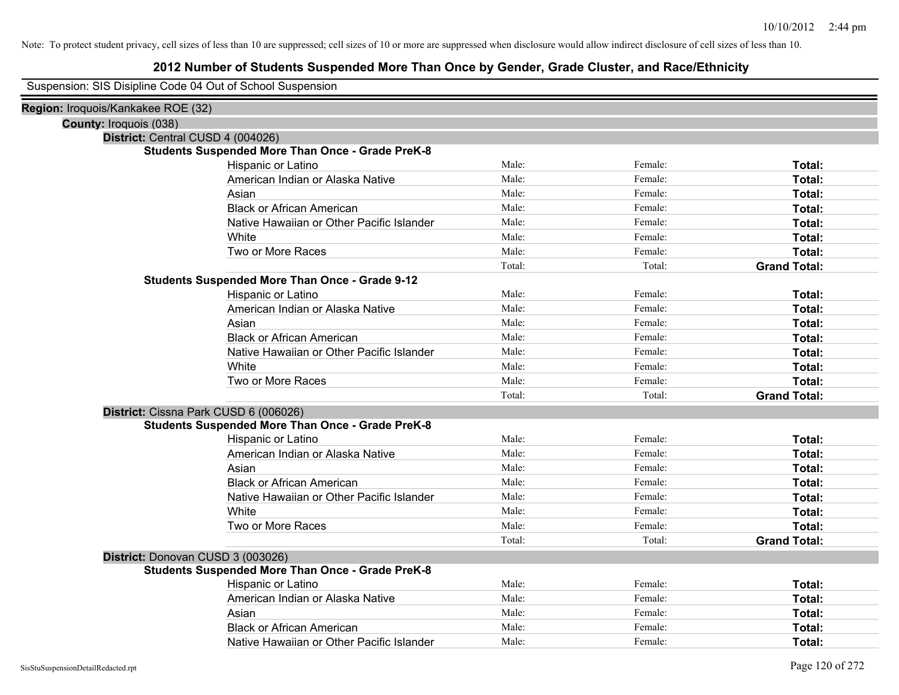Note: To protect student privacy, cell sizes of less than 10 are suppressed; cell sizes of 10 or more are suppressed when disclosure would allow indirect disclosure of cell sizes of less than 10.

# 2012 Number of Students Suspended More Than Once by Gender, Grade Cluster, and Race/Ethnicity

Suspension: SIS Disipline Code 04 Out of School Suspension

**Region:** Iroquois/Kankakee ROE (32)

**County:** Iroquois (038)

**District:** Central CUSD 4 (004026)

**Students Suspended More Than Once - Grade PreK-8**

| | | | |
|---|---|---|---|
| Hispanic or Latino | Male: | Female: | **Total:** |
| American Indian or Alaska Native | Male: | Female: | **Total:** |
| Asian | Male: | Female: | **Total:** |
| Black or African American | Male: | Female: | **Total:** |
| Native Hawaiian or Other Pacific Islander | Male: | Female: | **Total:** |
| White | Male: | Female: | **Total:** |
| Two or More Races | Male: | Female: | **Total:** |
| | Total: | Total: | **Grand Total:** |

**Students Suspended More Than Once - Grade 9-12**

| | | | |
|---|---|---|---|
| Hispanic or Latino | Male: | Female: | **Total:** |
| American Indian or Alaska Native | Male: | Female: | **Total:** |
| Asian | Male: | Female: | **Total:** |
| Black or African American | Male: | Female: | **Total:** |
| Native Hawaiian or Other Pacific Islander | Male: | Female: | **Total:** |
| White | Male: | Female: | **Total:** |
| Two or More Races | Male: | Female: | **Total:** |
| | Total: | Total: | **Grand Total:** |

**District:** Cissna Park CUSD 6 (006026)

**Students Suspended More Than Once - Grade PreK-8**

| | | | |
|---|---|---|---|
| Hispanic or Latino | Male: | Female: | **Total:** |
| American Indian or Alaska Native | Male: | Female: | **Total:** |
| Asian | Male: | Female: | **Total:** |
| Black or African American | Male: | Female: | **Total:** |
| Native Hawaiian or Other Pacific Islander | Male: | Female: | **Total:** |
| White | Male: | Female: | **Total:** |
| Two or More Races | Male: | Female: | **Total:** |
| | Total: | Total: | **Grand Total:** |

**District:** Donovan CUSD 3 (003026)

**Students Suspended More Than Once - Grade PreK-8**

| | | | |
|---|---|---|---|
| Hispanic or Latino | Male: | Female: | **Total:** |
| American Indian or Alaska Native | Male: | Female: | **Total:** |
| Asian | Male: | Female: | **Total:** |
| Black or African American | Male: | Female: | **Total:** |
| Native Hawaiian or Other Pacific Islander | Male: | Female: | **Total:** |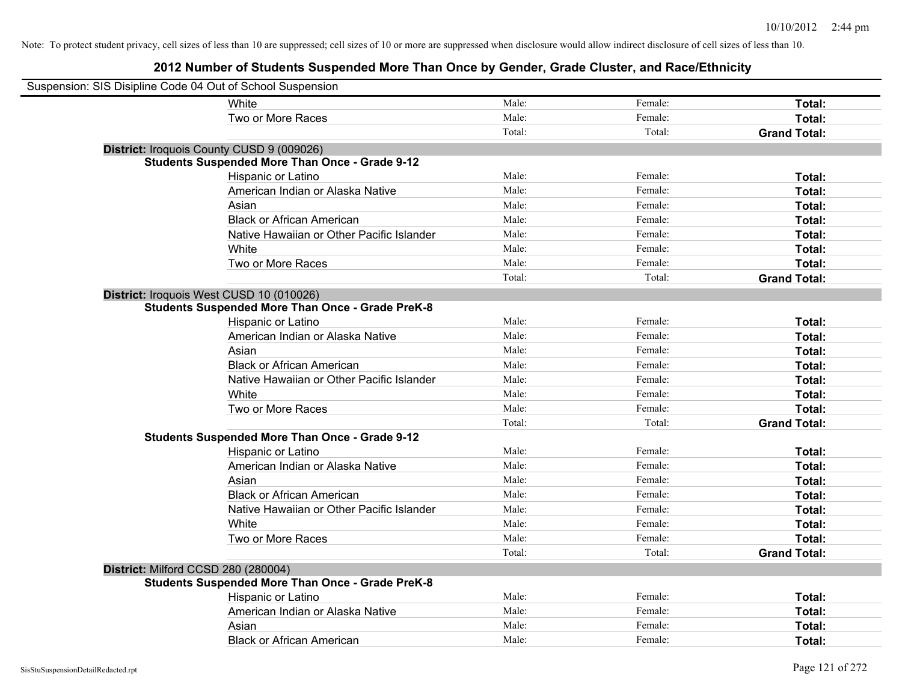Note: To protect student privacy, cell sizes of less than 10 are suppressed; cell sizes of 10 or more are suppressed when disclosure would allow indirect disclosure of cell sizes of less than 10.

# 2012 Number of Students Suspended More Than Once by Gender, Grade Cluster, and Race/Ethnicity

Suspension: SIS Disipline Code 04 Out of School Suspension

| | | | |
|---|---|---|---|
| White | Male: | Female: | **Total:** |
| Two or More Races | Male: | Female: | **Total:** |
| | Total: | Total: | **Grand Total:** |

**District:** Iroquois County CUSD 9 (009026)

**Students Suspended More Than Once - Grade 9-12**

| | | | |
|---|---|---|---|
| Hispanic or Latino | Male: | Female: | **Total:** |
| American Indian or Alaska Native | Male: | Female: | **Total:** |
| Asian | Male: | Female: | **Total:** |
| Black or African American | Male: | Female: | **Total:** |
| Native Hawaiian or Other Pacific Islander | Male: | Female: | **Total:** |
| White | Male: | Female: | **Total:** |
| Two or More Races | Male: | Female: | **Total:** |
| | Total: | Total: | **Grand Total:** |

**District:** Iroquois West CUSD 10 (010026)

**Students Suspended More Than Once - Grade PreK-8**

| | | | |
|---|---|---|---|
| Hispanic or Latino | Male: | Female: | **Total:** |
| American Indian or Alaska Native | Male: | Female: | **Total:** |
| Asian | Male: | Female: | **Total:** |
| Black or African American | Male: | Female: | **Total:** |
| Native Hawaiian or Other Pacific Islander | Male: | Female: | **Total:** |
| White | Male: | Female: | **Total:** |
| Two or More Races | Male: | Female: | **Total:** |
| | Total: | Total: | **Grand Total:** |

**Students Suspended More Than Once - Grade 9-12**

| | | | |
|---|---|---|---|
| Hispanic or Latino | Male: | Female: | **Total:** |
| American Indian or Alaska Native | Male: | Female: | **Total:** |
| Asian | Male: | Female: | **Total:** |
| Black or African American | Male: | Female: | **Total:** |
| Native Hawaiian or Other Pacific Islander | Male: | Female: | **Total:** |
| White | Male: | Female: | **Total:** |
| Two or More Races | Male: | Female: | **Total:** |
| | Total: | Total: | **Grand Total:** |

**District:** Milford CCSD 280 (280004)

**Students Suspended More Than Once - Grade PreK-8**

| | | | |
|---|---|---|---|
| Hispanic or Latino | Male: | Female: | **Total:** |
| American Indian or Alaska Native | Male: | Female: | **Total:** |
| Asian | Male: | Female: | **Total:** |
| Black or African American | Male: | Female: | **Total:** |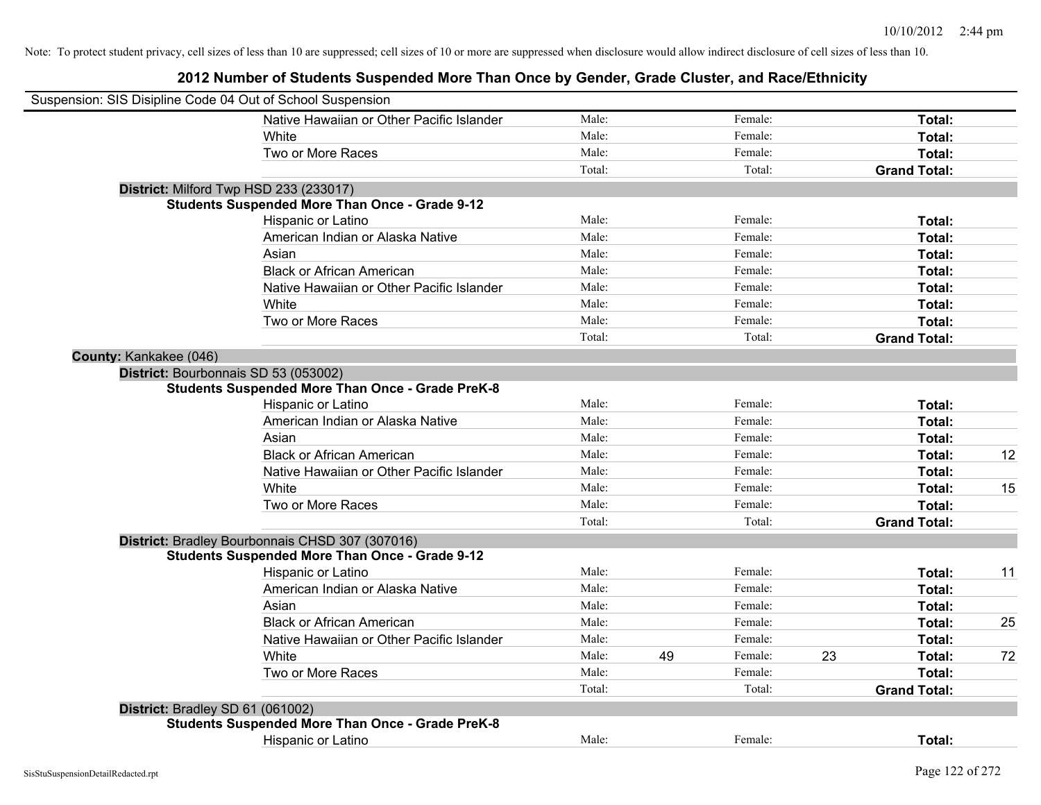Note: To protect student privacy, cell sizes of less than 10 are suppressed; cell sizes of 10 or more are suppressed when disclosure would allow indirect disclosure of cell sizes of less than 10.

## 2012 Number of Students Suspended More Than Once by Gender, Grade Cluster, and Race/Ethnicity

Suspension: SIS Disipline Code 04 Out of School Suspension

| | | | | | | | |
|---|---|---|---|---|---|---|---|
| | Native Hawaiian or Other Pacific Islander | Male: | | Female: | | **Total:** | |
| | White | Male: | | Female: | | **Total:** | |
| | Two or More Races | Male: | | Female: | | **Total:** | |
| | | Total: | | Total: | | **Grand Total:** | |
| **District:** Milford Twp HSD 233 (233017) | | | | | | | |
| **Students Suspended More Than Once - Grade 9-12** | | | | | | | |
| | Hispanic or Latino | Male: | | Female: | | **Total:** | |
| | American Indian or Alaska Native | Male: | | Female: | | **Total:** | |
| | Asian | Male: | | Female: | | **Total:** | |
| | Black or African American | Male: | | Female: | | **Total:** | |
| | Native Hawaiian or Other Pacific Islander | Male: | | Female: | | **Total:** | |
| | White | Male: | | Female: | | **Total:** | |
| | Two or More Races | Male: | | Female: | | **Total:** | |
| | | Total: | | Total: | | **Grand Total:** | |
| **County:** Kankakee (046) | | | | | | | |
| **District:** Bourbonnais SD 53 (053002) | | | | | | | |
| **Students Suspended More Than Once - Grade PreK-8** | | | | | | | |
| | Hispanic or Latino | Male: | | Female: | | **Total:** | |
| | American Indian or Alaska Native | Male: | | Female: | | **Total:** | |
| | Asian | Male: | | Female: | | **Total:** | |
| | Black or African American | Male: | | Female: | | **Total:** | 12 |
| | Native Hawaiian or Other Pacific Islander | Male: | | Female: | | **Total:** | |
| | White | Male: | | Female: | | **Total:** | 15 |
| | Two or More Races | Male: | | Female: | | **Total:** | |
| | | Total: | | Total: | | **Grand Total:** | |
| **District:** Bradley Bourbonnais CHSD 307 (307016) | | | | | | | |
| **Students Suspended More Than Once - Grade 9-12** | | | | | | | |
| | Hispanic or Latino | Male: | | Female: | | **Total:** | 11 |
| | American Indian or Alaska Native | Male: | | Female: | | **Total:** | |
| | Asian | Male: | | Female: | | **Total:** | |
| | Black or African American | Male: | | Female: | | **Total:** | 25 |
| | Native Hawaiian or Other Pacific Islander | Male: | | Female: | | **Total:** | |
| | White | Male: | 49 | Female: | 23 | **Total:** | 72 |
| | Two or More Races | Male: | | Female: | | **Total:** | |
| | | Total: | | Total: | | **Grand Total:** | |
| **District:** Bradley SD 61 (061002) | | | | | | | |
| **Students Suspended More Than Once - Grade PreK-8** | | | | | | | |
| | Hispanic or Latino | Male: | | Female: | | **Total:** | |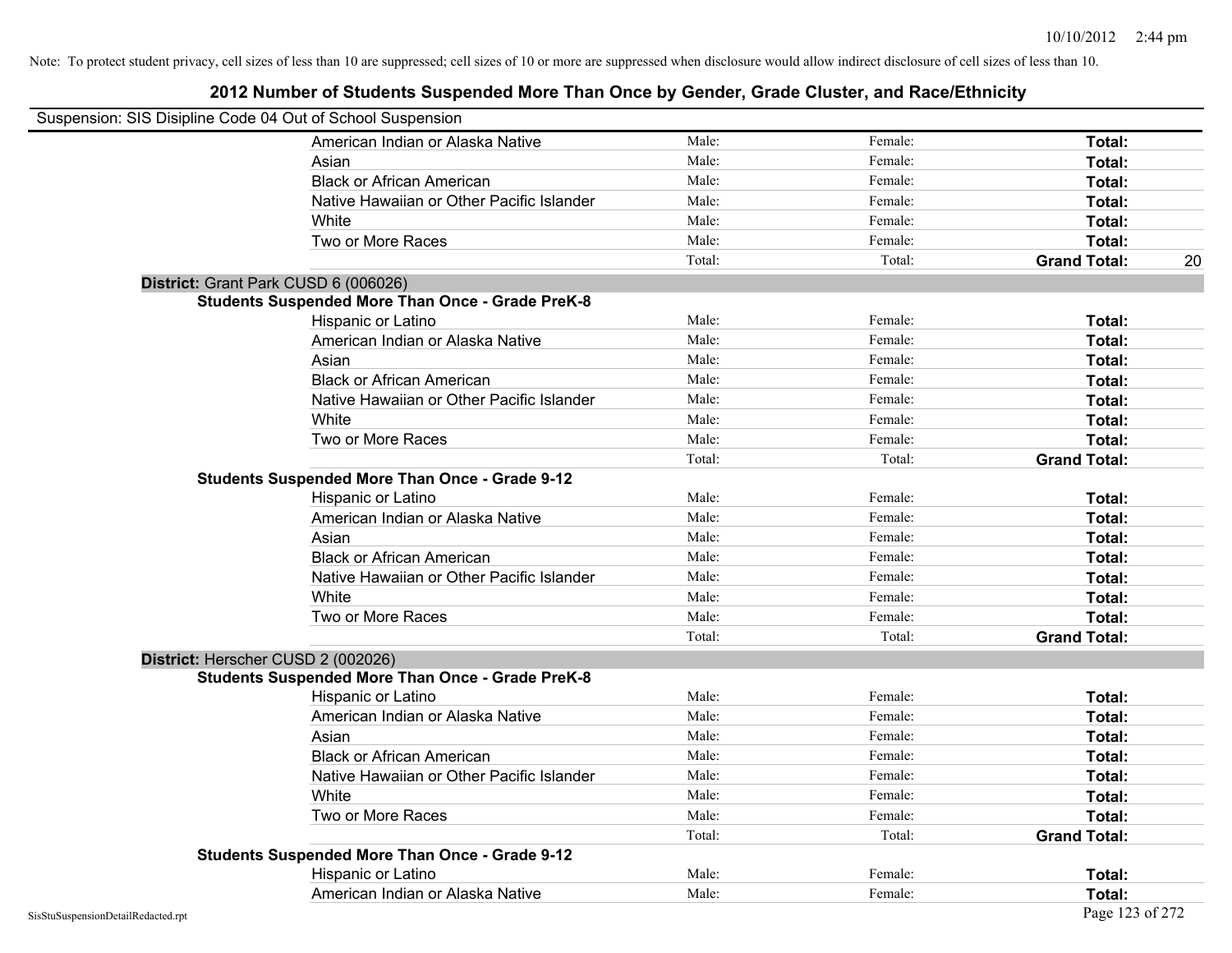Note: To protect student privacy, cell sizes of less than 10 are suppressed; cell sizes of 10 or more are suppressed when disclosure would allow indirect disclosure of cell sizes of less than 10.

# 2012 Number of Students Suspended More Than Once by Gender, Grade Cluster, and Race/Ethnicity

Suspension: SIS Disipline Code 04 Out of School Suspension

| | Male | Female | Total |
|---|---|---|---|
| American Indian or Alaska Native | Male: | Female: | Total: |
| Asian | Male: | Female: | Total: |
| Black or African American | Male: | Female: | Total: |
| Native Hawaiian or Other Pacific Islander | Male: | Female: | Total: |
| White | Male: | Female: | Total: |
| Two or More Races | Male: | Female: | Total: |
| | Total: | Total: | Grand Total: 20 |

**District:** Grant Park CUSD 6 (006026)

**Students Suspended More Than Once - Grade PreK-8**

| | Male | Female | Total |
|---|---|---|---|
| Hispanic or Latino | Male: | Female: | Total: |
| American Indian or Alaska Native | Male: | Female: | Total: |
| Asian | Male: | Female: | Total: |
| Black or African American | Male: | Female: | Total: |
| Native Hawaiian or Other Pacific Islander | Male: | Female: | Total: |
| White | Male: | Female: | Total: |
| Two or More Races | Male: | Female: | Total: |
| | Total: | Total: | Grand Total: |

**Students Suspended More Than Once - Grade 9-12**

| | Male | Female | Total |
|---|---|---|---|
| Hispanic or Latino | Male: | Female: | Total: |
| American Indian or Alaska Native | Male: | Female: | Total: |
| Asian | Male: | Female: | Total: |
| Black or African American | Male: | Female: | Total: |
| Native Hawaiian or Other Pacific Islander | Male: | Female: | Total: |
| White | Male: | Female: | Total: |
| Two or More Races | Male: | Female: | Total: |
| | Total: | Total: | Grand Total: |

**District:** Herscher CUSD 2 (002026)

**Students Suspended More Than Once - Grade PreK-8**

| | Male | Female | Total |
|---|---|---|---|
| Hispanic or Latino | Male: | Female: | Total: |
| American Indian or Alaska Native | Male: | Female: | Total: |
| Asian | Male: | Female: | Total: |
| Black or African American | Male: | Female: | Total: |
| Native Hawaiian or Other Pacific Islander | Male: | Female: | Total: |
| White | Male: | Female: | Total: |
| Two or More Races | Male: | Female: | Total: |
| | Total: | Total: | Grand Total: |

**Students Suspended More Than Once - Grade 9-12**

| | Male | Female | Total |
|---|---|---|---|
| Hispanic or Latino | Male: | Female: | Total: |
| American Indian or Alaska Native | Male: | Female: | Total: |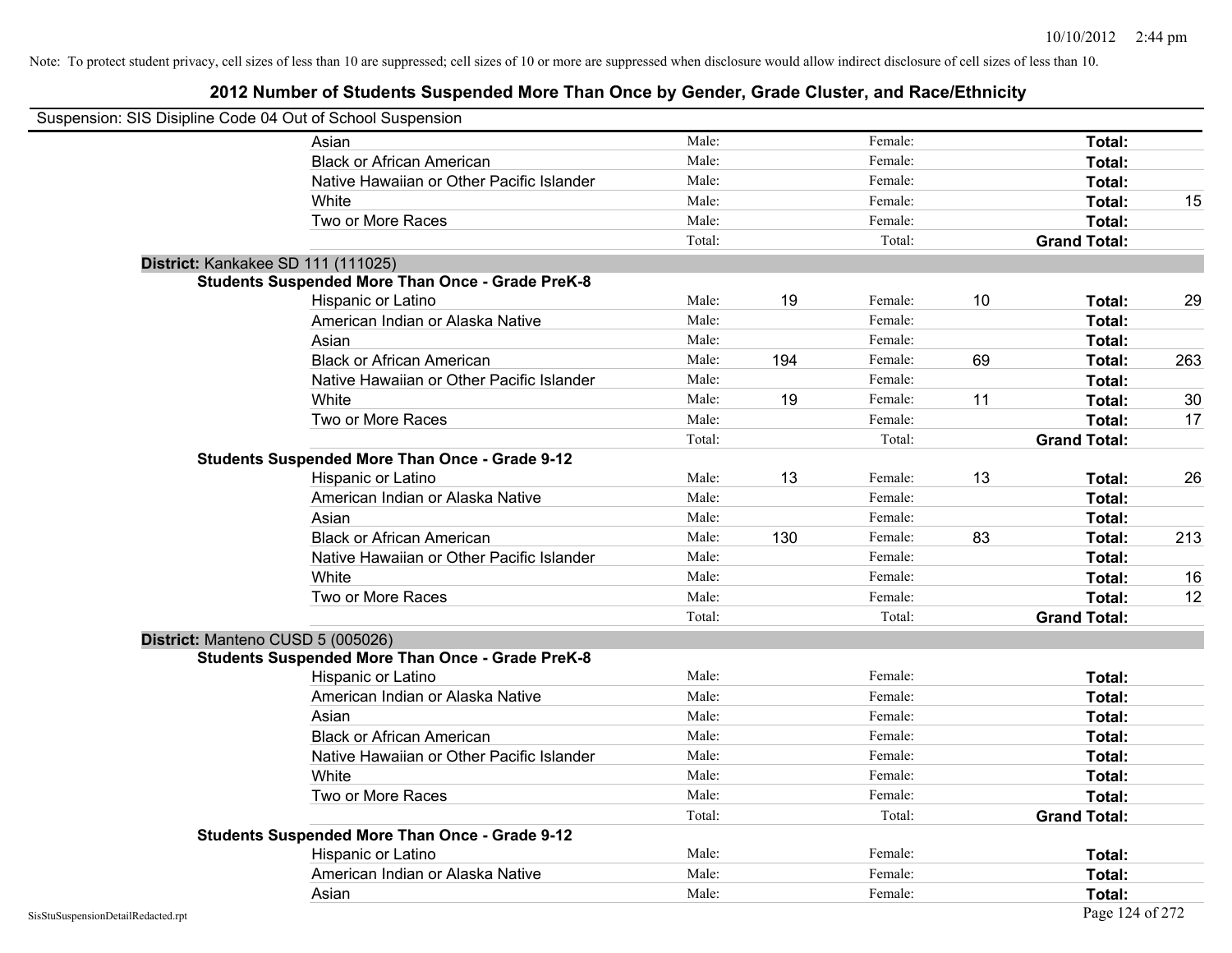Note: To protect student privacy, cell sizes of less than 10 are suppressed; cell sizes of 10 or more are suppressed when disclosure would allow indirect disclosure of cell sizes of less than 10.

## 2012 Number of Students Suspended More Than Once by Gender, Grade Cluster, and Race/Ethnicity

Suspension: SIS Disipline Code 04 Out of School Suspension

| | Male: | | Female: | | | |
|---|---|---|---|---|---|---|
| Asian | Male: | | Female: | | Total: | |
| Black or African American | Male: | | Female: | | Total: | |
| Native Hawaiian or Other Pacific Islander | Male: | | Female: | | Total: | |
| White | Male: | | Female: | | Total: | 15 |
| Two or More Races | Male: | | Female: | | Total: | |
| | Total: | | Total: | | Grand Total: | |

**District:** Kankakee SD 111 (111025)

**Students Suspended More Than Once - Grade PreK-8**

| | | | | | | |
|---|---|---|---|---|---|---|
| Hispanic or Latino | Male: | 19 | Female: | 10 | Total: | 29 |
| American Indian or Alaska Native | Male: | | Female: | | Total: | |
| Asian | Male: | | Female: | | Total: | |
| Black or African American | Male: | 194 | Female: | 69 | Total: | 263 |
| Native Hawaiian or Other Pacific Islander | Male: | | Female: | | Total: | |
| White | Male: | 19 | Female: | 11 | Total: | 30 |
| Two or More Races | Male: | | Female: | | Total: | 17 |
| | Total: | | Total: | | Grand Total: | |

**Students Suspended More Than Once - Grade 9-12**

| | | | | | | |
|---|---|---|---|---|---|---|
| Hispanic or Latino | Male: | 13 | Female: | 13 | Total: | 26 |
| American Indian or Alaska Native | Male: | | Female: | | Total: | |
| Asian | Male: | | Female: | | Total: | |
| Black or African American | Male: | 130 | Female: | 83 | Total: | 213 |
| Native Hawaiian or Other Pacific Islander | Male: | | Female: | | Total: | |
| White | Male: | | Female: | | Total: | 16 |
| Two or More Races | Male: | | Female: | | Total: | 12 |
| | Total: | | Total: | | Grand Total: | |

**District:** Manteno CUSD 5 (005026)

**Students Suspended More Than Once - Grade PreK-8**

| | | | | | | |
|---|---|---|---|---|---|---|
| Hispanic or Latino | Male: | | Female: | | Total: | |
| American Indian or Alaska Native | Male: | | Female: | | Total: | |
| Asian | Male: | | Female: | | Total: | |
| Black or African American | Male: | | Female: | | Total: | |
| Native Hawaiian or Other Pacific Islander | Male: | | Female: | | Total: | |
| White | Male: | | Female: | | Total: | |
| Two or More Races | Male: | | Female: | | Total: | |
| | Total: | | Total: | | Grand Total: | |

**Students Suspended More Than Once - Grade 9-12**

| | | | | | | |
|---|---|---|---|---|---|---|
| Hispanic or Latino | Male: | | Female: | | Total: | |
| American Indian or Alaska Native | Male: | | Female: | | Total: | |
| Asian | Male: | | Female: | | Total: | |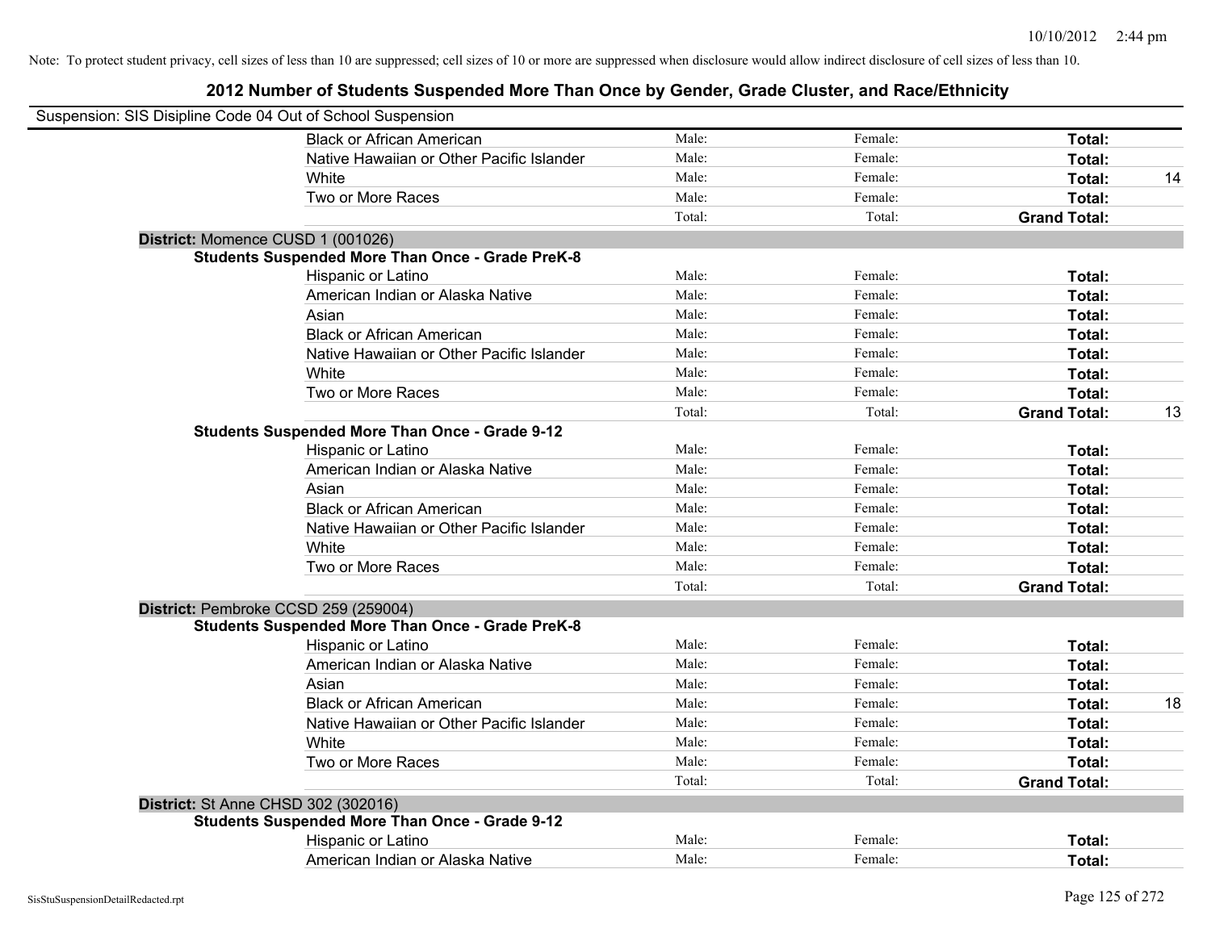Note: To protect student privacy, cell sizes of less than 10 are suppressed; cell sizes of 10 or more are suppressed when disclosure would allow indirect disclosure of cell sizes of less than 10.

## 2012 Number of Students Suspended More Than Once by Gender, Grade Cluster, and Race/Ethnicity

Suspension: SIS Disipline Code 04 Out of School Suspension

| | | | | |
|---|---|---|---|---|
| Black or African American | Male: | Female: | **Total:** | |
| Native Hawaiian or Other Pacific Islander | Male: | Female: | **Total:** | |
| White | Male: | Female: | **Total:** | 14 |
| Two or More Races | Male: | Female: | **Total:** | |
| | Total: | Total: | **Grand Total:** | |

**District:** Momence CUSD 1 (001026)

**Students Suspended More Than Once - Grade PreK-8**

| | | | | |
|---|---|---|---|---|
| Hispanic or Latino | Male: | Female: | **Total:** | |
| American Indian or Alaska Native | Male: | Female: | **Total:** | |
| Asian | Male: | Female: | **Total:** | |
| Black or African American | Male: | Female: | **Total:** | |
| Native Hawaiian or Other Pacific Islander | Male: | Female: | **Total:** | |
| White | Male: | Female: | **Total:** | |
| Two or More Races | Male: | Female: | **Total:** | |
| | Total: | Total: | **Grand Total:** | 13 |

**Students Suspended More Than Once - Grade 9-12**

| | | | | |
|---|---|---|---|---|
| Hispanic or Latino | Male: | Female: | **Total:** | |
| American Indian or Alaska Native | Male: | Female: | **Total:** | |
| Asian | Male: | Female: | **Total:** | |
| Black or African American | Male: | Female: | **Total:** | |
| Native Hawaiian or Other Pacific Islander | Male: | Female: | **Total:** | |
| White | Male: | Female: | **Total:** | |
| Two or More Races | Male: | Female: | **Total:** | |
| | Total: | Total: | **Grand Total:** | |

**District:** Pembroke CCSD 259 (259004)

**Students Suspended More Than Once - Grade PreK-8**

| | | | | |
|---|---|---|---|---|
| Hispanic or Latino | Male: | Female: | **Total:** | |
| American Indian or Alaska Native | Male: | Female: | **Total:** | |
| Asian | Male: | Female: | **Total:** | |
| Black or African American | Male: | Female: | **Total:** | 18 |
| Native Hawaiian or Other Pacific Islander | Male: | Female: | **Total:** | |
| White | Male: | Female: | **Total:** | |
| Two or More Races | Male: | Female: | **Total:** | |
| | Total: | Total: | **Grand Total:** | |

**District:** St Anne CHSD 302 (302016)

**Students Suspended More Than Once - Grade 9-12**

| | | | | |
|---|---|---|---|---|
| Hispanic or Latino | Male: | Female: | **Total:** | |
| American Indian or Alaska Native | Male: | Female: | **Total:** | |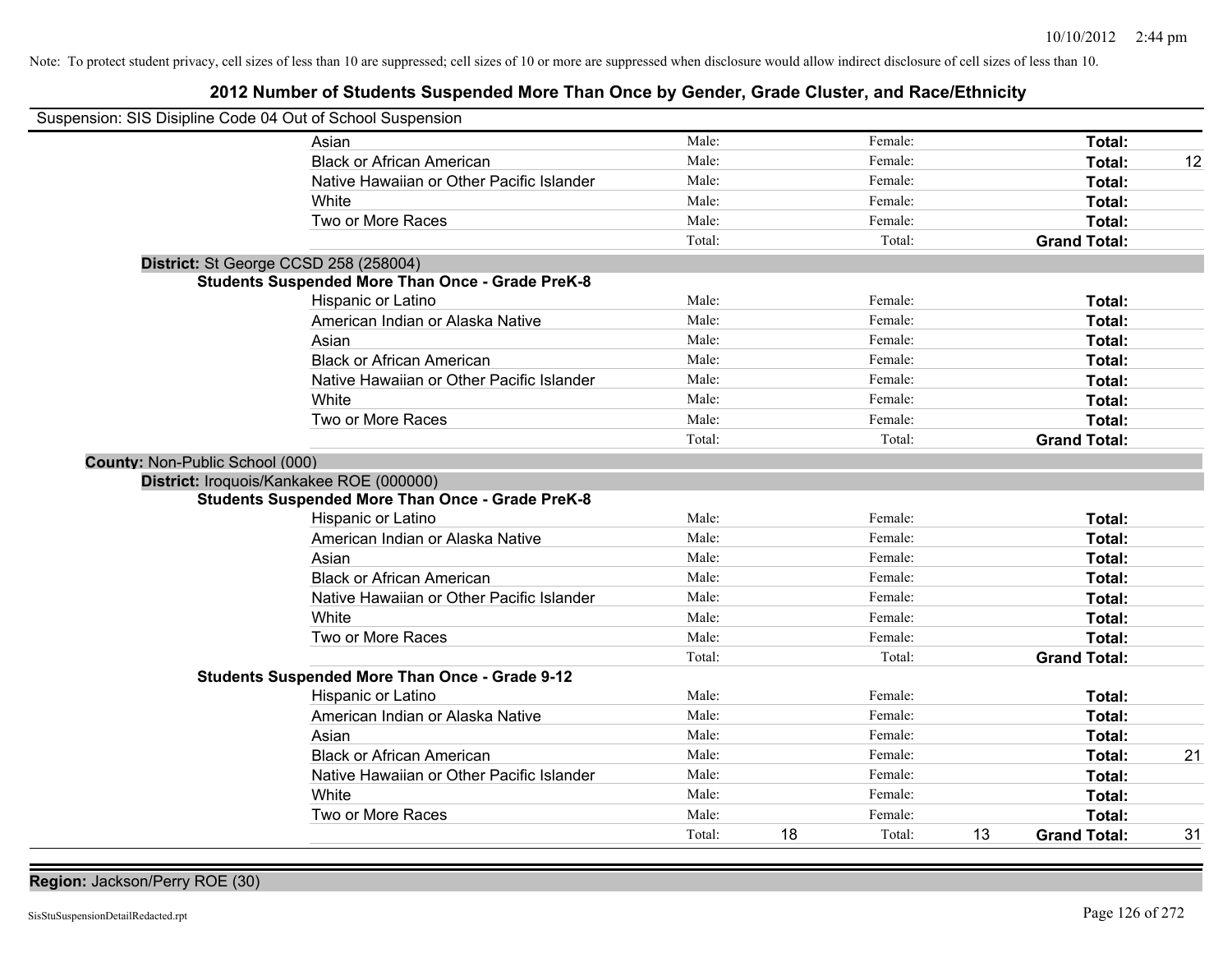Note: To protect student privacy, cell sizes of less than 10 are suppressed; cell sizes of 10 or more are suppressed when disclosure would allow indirect disclosure of cell sizes of less than 10.

# 2012 Number of Students Suspended More Than Once by Gender, Grade Cluster, and Race/Ethnicity

Suspension: SIS Disipline Code 04 Out of School Suspension

| | Male: | | Female: | | | |
|---|---|---|---|---|---|---|
| Asian | Male: | | Female: | | **Total:** | |
| Black or African American | Male: | | Female: | | **Total:** | 12 |
| Native Hawaiian or Other Pacific Islander | Male: | | Female: | | **Total:** | |
| White | Male: | | Female: | | **Total:** | |
| Two or More Races | Male: | | Female: | | **Total:** | |
| | Total: | | Total: | | **Grand Total:** | |

**District:** St George CCSD 258 (258004)

**Students Suspended More Than Once - Grade PreK-8**

| | | | | | | |
|---|---|---|---|---|---|---|
| Hispanic or Latino | Male: | | Female: | | **Total:** | |
| American Indian or Alaska Native | Male: | | Female: | | **Total:** | |
| Asian | Male: | | Female: | | **Total:** | |
| Black or African American | Male: | | Female: | | **Total:** | |
| Native Hawaiian or Other Pacific Islander | Male: | | Female: | | **Total:** | |
| White | Male: | | Female: | | **Total:** | |
| Two or More Races | Male: | | Female: | | **Total:** | |
| | Total: | | Total: | | **Grand Total:** | |

**County:** Non-Public School (000)

**District:** Iroquois/Kankakee ROE (000000)

**Students Suspended More Than Once - Grade PreK-8**

| | | | | | | |
|---|---|---|---|---|---|---|
| Hispanic or Latino | Male: | | Female: | | **Total:** | |
| American Indian or Alaska Native | Male: | | Female: | | **Total:** | |
| Asian | Male: | | Female: | | **Total:** | |
| Black or African American | Male: | | Female: | | **Total:** | |
| Native Hawaiian or Other Pacific Islander | Male: | | Female: | | **Total:** | |
| White | Male: | | Female: | | **Total:** | |
| Two or More Races | Male: | | Female: | | **Total:** | |
| | Total: | | Total: | | **Grand Total:** | |

**Students Suspended More Than Once - Grade 9-12**

| | | | | | | |
|---|---|---|---|---|---|---|
| Hispanic or Latino | Male: | | Female: | | **Total:** | |
| American Indian or Alaska Native | Male: | | Female: | | **Total:** | |
| Asian | Male: | | Female: | | **Total:** | |
| Black or African American | Male: | | Female: | | **Total:** | 21 |
| Native Hawaiian or Other Pacific Islander | Male: | | Female: | | **Total:** | |
| White | Male: | | Female: | | **Total:** | |
| Two or More Races | Male: | | Female: | | **Total:** | |
| | Total: | 18 | Total: | 13 | **Grand Total:** | 31 |

**Region:** Jackson/Perry ROE (30)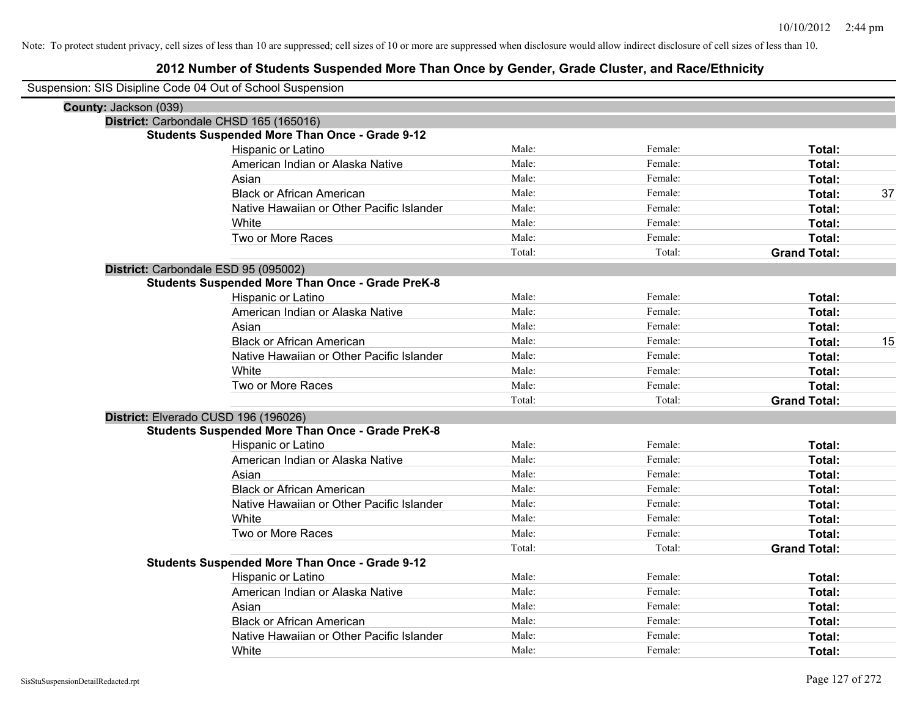Note: To protect student privacy, cell sizes of less than 10 are suppressed; cell sizes of 10 or more are suppressed when disclosure would allow indirect disclosure of cell sizes of less than 10.

# 2012 Number of Students Suspended More Than Once by Gender, Grade Cluster, and Race/Ethnicity

Suspension: SIS Disipline Code 04 Out of School Suspension

**County:** Jackson (039)

**District:** Carbondale CHSD 165 (165016)

**Students Suspended More Than Once - Grade 9-12**

| | | | | |
|---|---|---|---|---|
| Hispanic or Latino | Male: | Female: | **Total:** | |
| American Indian or Alaska Native | Male: | Female: | **Total:** | |
| Asian | Male: | Female: | **Total:** | |
| Black or African American | Male: | Female: | **Total:** | 37 |
| Native Hawaiian or Other Pacific Islander | Male: | Female: | **Total:** | |
| White | Male: | Female: | **Total:** | |
| Two or More Races | Male: | Female: | **Total:** | |
| | Total: | Total: | **Grand Total:** | |

**District:** Carbondale ESD 95 (095002)

**Students Suspended More Than Once - Grade PreK-8**

| | | | | |
|---|---|---|---|---|
| Hispanic or Latino | Male: | Female: | **Total:** | |
| American Indian or Alaska Native | Male: | Female: | **Total:** | |
| Asian | Male: | Female: | **Total:** | |
| Black or African American | Male: | Female: | **Total:** | 15 |
| Native Hawaiian or Other Pacific Islander | Male: | Female: | **Total:** | |
| White | Male: | Female: | **Total:** | |
| Two or More Races | Male: | Female: | **Total:** | |
| | Total: | Total: | **Grand Total:** | |

**District:** Elverado CUSD 196 (196026)

**Students Suspended More Than Once - Grade PreK-8**

| | | | | |
|---|---|---|---|---|
| Hispanic or Latino | Male: | Female: | **Total:** | |
| American Indian or Alaska Native | Male: | Female: | **Total:** | |
| Asian | Male: | Female: | **Total:** | |
| Black or African American | Male: | Female: | **Total:** | |
| Native Hawaiian or Other Pacific Islander | Male: | Female: | **Total:** | |
| White | Male: | Female: | **Total:** | |
| Two or More Races | Male: | Female: | **Total:** | |
| | Total: | Total: | **Grand Total:** | |

**Students Suspended More Than Once - Grade 9-12**

| | | | | |
|---|---|---|---|---|
| Hispanic or Latino | Male: | Female: | **Total:** | |
| American Indian or Alaska Native | Male: | Female: | **Total:** | |
| Asian | Male: | Female: | **Total:** | |
| Black or African American | Male: | Female: | **Total:** | |
| Native Hawaiian or Other Pacific Islander | Male: | Female: | **Total:** | |
| White | Male: | Female: | **Total:** | |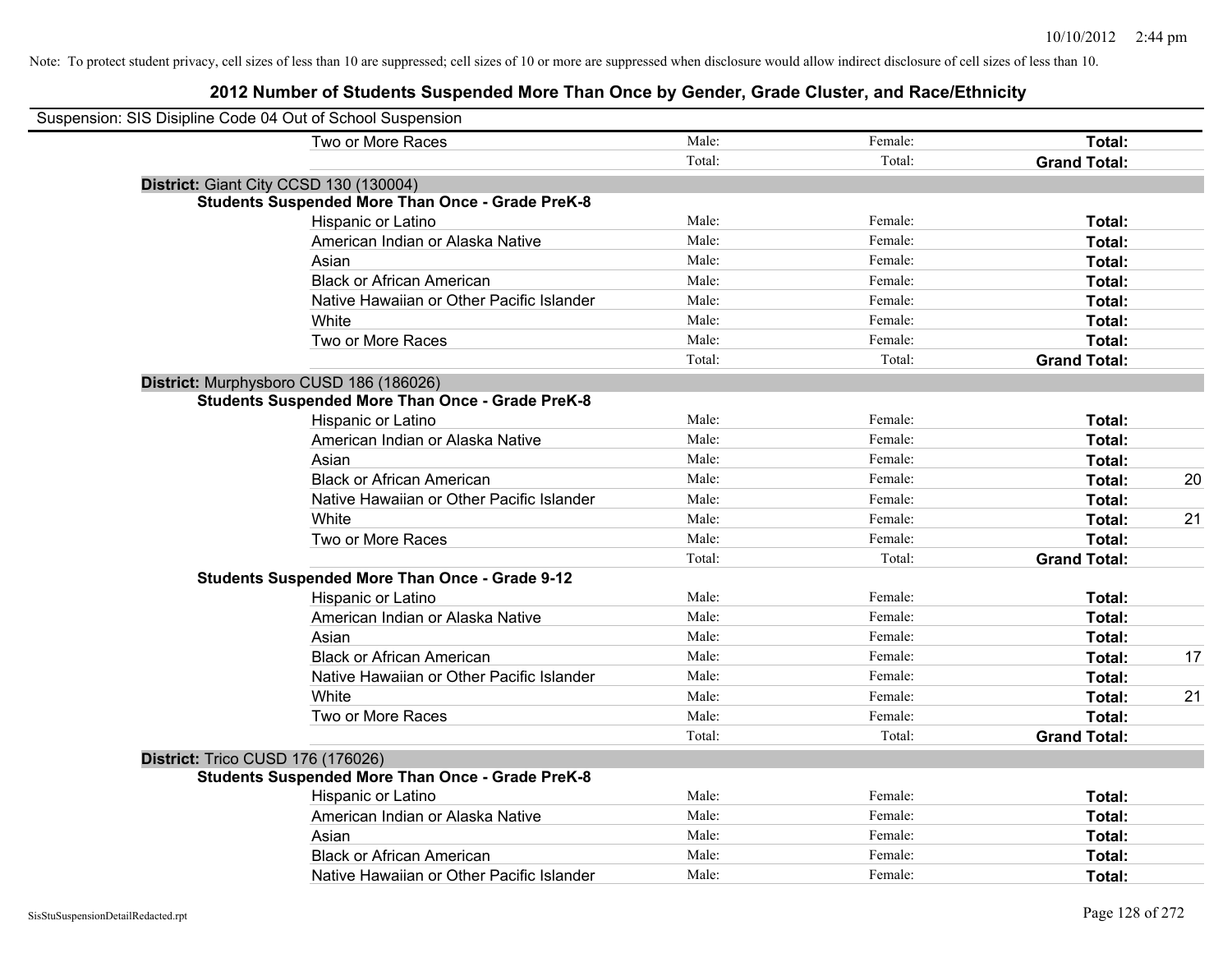Note: To protect student privacy, cell sizes of less than 10 are suppressed; cell sizes of 10 or more are suppressed when disclosure would allow indirect disclosure of cell sizes of less than 10.

## 2012 Number of Students Suspended More Than Once by Gender, Grade Cluster, and Race/Ethnicity

Suspension: SIS Disipline Code 04 Out of School Suspension

| | Male | Female | Total | |
|---|---|---|---|---|
| Two or More Races | Male: | Female: | **Total:** | |
| | Total: | Total: | **Grand Total:** | |

**District:** Giant City CCSD 130 (130004)

**Students Suspended More Than Once - Grade PreK-8**

| | Male | Female | Total | |
|---|---|---|---|---|
| Hispanic or Latino | Male: | Female: | **Total:** | |
| American Indian or Alaska Native | Male: | Female: | **Total:** | |
| Asian | Male: | Female: | **Total:** | |
| Black or African American | Male: | Female: | **Total:** | |
| Native Hawaiian or Other Pacific Islander | Male: | Female: | **Total:** | |
| White | Male: | Female: | **Total:** | |
| Two or More Races | Male: | Female: | **Total:** | |
| | Total: | Total: | **Grand Total:** | |

**District:** Murphysboro CUSD 186 (186026)

**Students Suspended More Than Once - Grade PreK-8**

| | Male | Female | Total | |
|---|---|---|---|---|
| Hispanic or Latino | Male: | Female: | **Total:** | |
| American Indian or Alaska Native | Male: | Female: | **Total:** | |
| Asian | Male: | Female: | **Total:** | |
| Black or African American | Male: | Female: | **Total:** | 20 |
| Native Hawaiian or Other Pacific Islander | Male: | Female: | **Total:** | |
| White | Male: | Female: | **Total:** | 21 |
| Two or More Races | Male: | Female: | **Total:** | |
| | Total: | Total: | **Grand Total:** | |

**Students Suspended More Than Once - Grade 9-12**

| | Male | Female | Total | |
|---|---|---|---|---|
| Hispanic or Latino | Male: | Female: | **Total:** | |
| American Indian or Alaska Native | Male: | Female: | **Total:** | |
| Asian | Male: | Female: | **Total:** | |
| Black or African American | Male: | Female: | **Total:** | 17 |
| Native Hawaiian or Other Pacific Islander | Male: | Female: | **Total:** | |
| White | Male: | Female: | **Total:** | 21 |
| Two or More Races | Male: | Female: | **Total:** | |
| | Total: | Total: | **Grand Total:** | |

**District:** Trico CUSD 176 (176026)

**Students Suspended More Than Once - Grade PreK-8**

| | Male | Female | Total | |
|---|---|---|---|---|
| Hispanic or Latino | Male: | Female: | **Total:** | |
| American Indian or Alaska Native | Male: | Female: | **Total:** | |
| Asian | Male: | Female: | **Total:** | |
| Black or African American | Male: | Female: | **Total:** | |
| Native Hawaiian or Other Pacific Islander | Male: | Female: | **Total:** | |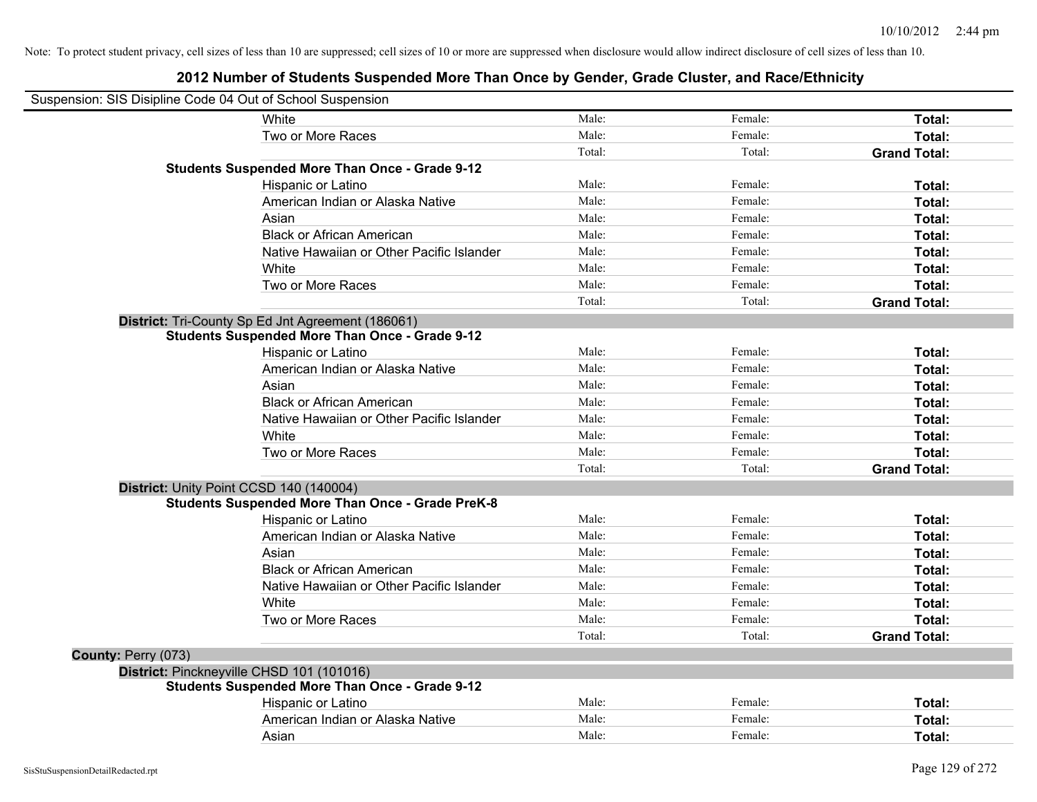Note: To protect student privacy, cell sizes of less than 10 are suppressed; cell sizes of 10 or more are suppressed when disclosure would allow indirect disclosure of cell sizes of less than 10.

## 2012 Number of Students Suspended More Than Once by Gender, Grade Cluster, and Race/Ethnicity

Suspension: SIS Disipline Code 04 Out of School Suspension

| | | | | |
|---|---|---|---|---|
| | White | Male: | Female: | **Total:** |
| | Two or More Races | Male: | Female: | **Total:** |
| | | Total: | Total: | **Grand Total:** |
| **Students Suspended More Than Once - Grade 9-12** | | | | |
| | Hispanic or Latino | Male: | Female: | **Total:** |
| | American Indian or Alaska Native | Male: | Female: | **Total:** |
| | Asian | Male: | Female: | **Total:** |
| | Black or African American | Male: | Female: | **Total:** |
| | Native Hawaiian or Other Pacific Islander | Male: | Female: | **Total:** |
| | White | Male: | Female: | **Total:** |
| | Two or More Races | Male: | Female: | **Total:** |
| | | Total: | Total: | **Grand Total:** |
| **District:** Tri-County Sp Ed Jnt Agreement (186061) | | | | |
| **Students Suspended More Than Once - Grade 9-12** | | | | |
| | Hispanic or Latino | Male: | Female: | **Total:** |
| | American Indian or Alaska Native | Male: | Female: | **Total:** |
| | Asian | Male: | Female: | **Total:** |
| | Black or African American | Male: | Female: | **Total:** |
| | Native Hawaiian or Other Pacific Islander | Male: | Female: | **Total:** |
| | White | Male: | Female: | **Total:** |
| | Two or More Races | Male: | Female: | **Total:** |
| | | Total: | Total: | **Grand Total:** |
| **District:** Unity Point CCSD 140 (140004) | | | | |
| **Students Suspended More Than Once - Grade PreK-8** | | | | |
| | Hispanic or Latino | Male: | Female: | **Total:** |
| | American Indian or Alaska Native | Male: | Female: | **Total:** |
| | Asian | Male: | Female: | **Total:** |
| | Black or African American | Male: | Female: | **Total:** |
| | Native Hawaiian or Other Pacific Islander | Male: | Female: | **Total:** |
| | White | Male: | Female: | **Total:** |
| | Two or More Races | Male: | Female: | **Total:** |
| | | Total: | Total: | **Grand Total:** |
| **County:** Perry (073) | | | | |
| **District:** Pinckneyville CHSD 101 (101016) | | | | |
| **Students Suspended More Than Once - Grade 9-12** | | | | |
| | Hispanic or Latino | Male: | Female: | **Total:** |
| | American Indian or Alaska Native | Male: | Female: | **Total:** |
| | Asian | Male: | Female: | **Total:** |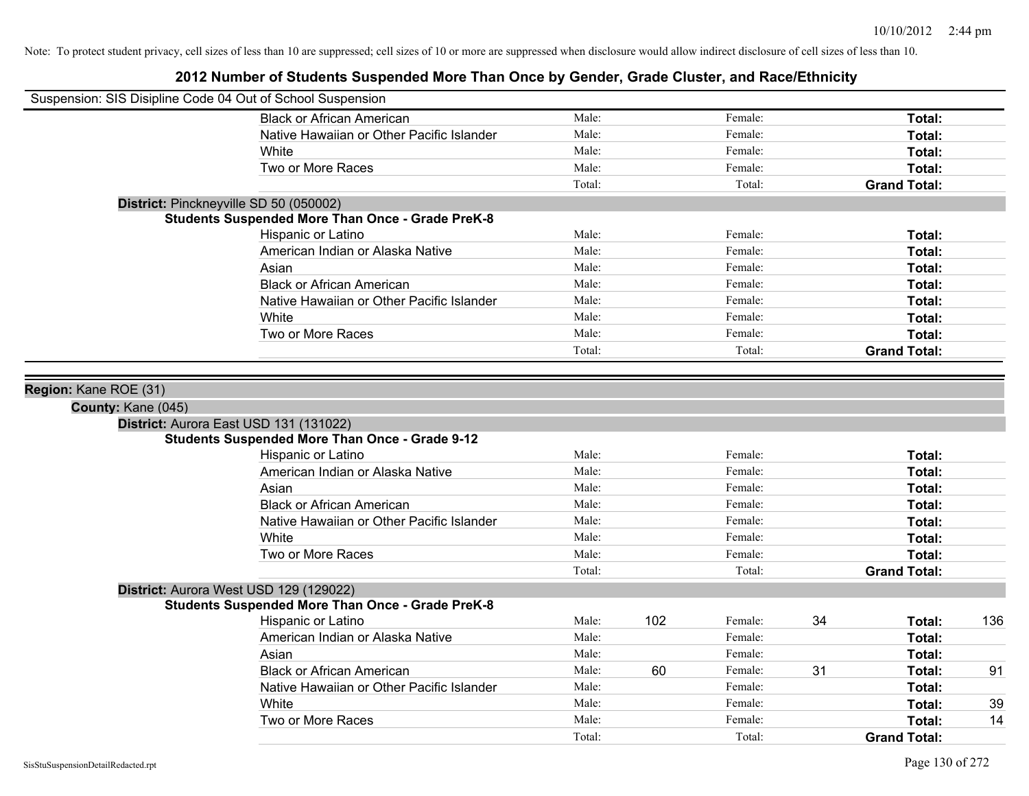Note: To protect student privacy, cell sizes of less than 10 are suppressed; cell sizes of 10 or more are suppressed when disclosure would allow indirect disclosure of cell sizes of less than 10.

# 2012 Number of Students Suspended More Than Once by Gender, Grade Cluster, and Race/Ethnicity

Suspension: SIS Disipline Code 04 Out of School Suspension

| | Male: | | Female: | | | |
|---|---|---|---|---|---|---|
| Black or African American | Male: | | Female: | | **Total:** | |
| Native Hawaiian or Other Pacific Islander | Male: | | Female: | | **Total:** | |
| White | Male: | | Female: | | **Total:** | |
| Two or More Races | Male: | | Female: | | **Total:** | |
| | Total: | | Total: | | **Grand Total:** | |

**District:** Pinckneyville SD 50 (050002)

**Students Suspended More Than Once - Grade PreK-8**

| Race/Ethnicity | Male: | | Female: | | Total: | |
|---|---|---|---|---|---|---|
| Hispanic or Latino | Male: | | Female: | | **Total:** | |
| American Indian or Alaska Native | Male: | | Female: | | **Total:** | |
| Asian | Male: | | Female: | | **Total:** | |
| Black or African American | Male: | | Female: | | **Total:** | |
| Native Hawaiian or Other Pacific Islander | Male: | | Female: | | **Total:** | |
| White | Male: | | Female: | | **Total:** | |
| Two or More Races | Male: | | Female: | | **Total:** | |
| | Total: | | Total: | | **Grand Total:** | |

**Region:** Kane ROE (31)

**County:** Kane (045)

**District:** Aurora East USD 131 (131022)

**Students Suspended More Than Once - Grade 9-12**

| Race/Ethnicity | Male: | | Female: | | Total: | |
|---|---|---|---|---|---|---|
| Hispanic or Latino | Male: | | Female: | | **Total:** | |
| American Indian or Alaska Native | Male: | | Female: | | **Total:** | |
| Asian | Male: | | Female: | | **Total:** | |
| Black or African American | Male: | | Female: | | **Total:** | |
| Native Hawaiian or Other Pacific Islander | Male: | | Female: | | **Total:** | |
| White | Male: | | Female: | | **Total:** | |
| Two or More Races | Male: | | Female: | | **Total:** | |
| | Total: | | Total: | | **Grand Total:** | |

**District:** Aurora West USD 129 (129022)

**Students Suspended More Than Once - Grade PreK-8**

| Race/Ethnicity | Male: | | Female: | | Total: | |
|---|---|---|---|---|---|---|
| Hispanic or Latino | Male: | 102 | Female: | 34 | **Total:** | 136 |
| American Indian or Alaska Native | Male: | | Female: | | **Total:** | |
| Asian | Male: | | Female: | | **Total:** | |
| Black or African American | Male: | 60 | Female: | 31 | **Total:** | 91 |
| Native Hawaiian or Other Pacific Islander | Male: | | Female: | | **Total:** | |
| White | Male: | | Female: | | **Total:** | 39 |
| Two or More Races | Male: | | Female: | | **Total:** | 14 |
| | Total: | | Total: | | **Grand Total:** | |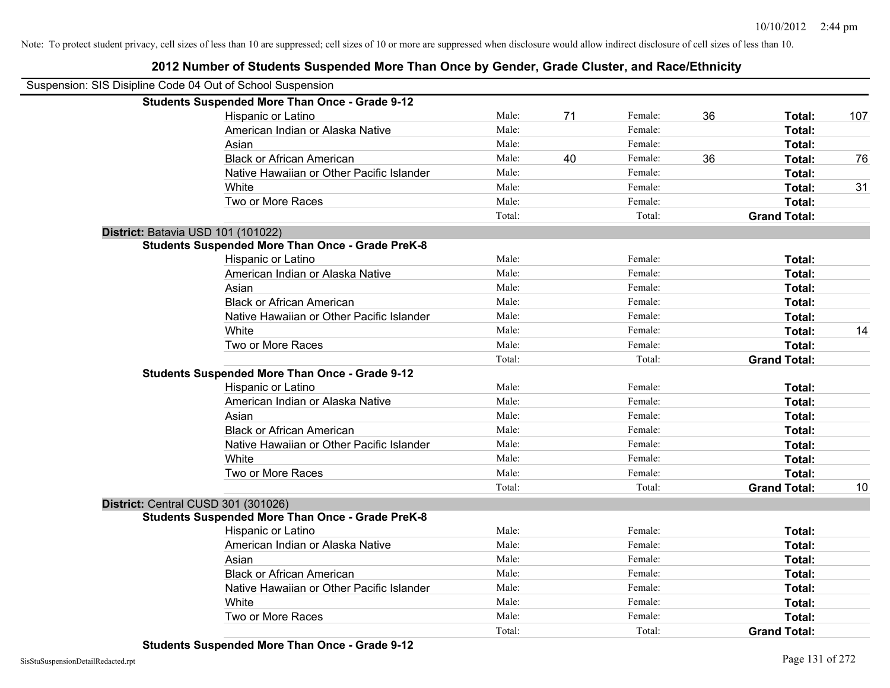Note: To protect student privacy, cell sizes of less than 10 are suppressed; cell sizes of 10 or more are suppressed when disclosure would allow indirect disclosure of cell sizes of less than 10.

## 2012 Number of Students Suspended More Than Once by Gender, Grade Cluster, and Race/Ethnicity

Suspension: SIS Disipline Code 04 Out of School Suspension

**Students Suspended More Than Once - Grade 9-12**

| | | | | | | |
|---|---|---|---|---|---|---|
| Hispanic or Latino | Male: | 71 | Female: | 36 | **Total:** | 107 |
| American Indian or Alaska Native | Male: | | Female: | | **Total:** | |
| Asian | Male: | | Female: | | **Total:** | |
| Black or African American | Male: | 40 | Female: | 36 | **Total:** | 76 |
| Native Hawaiian or Other Pacific Islander | Male: | | Female: | | **Total:** | |
| White | Male: | | Female: | | **Total:** | 31 |
| Two or More Races | Male: | | Female: | | **Total:** | |
| | Total: | | Total: | | **Grand Total:** | |

**District:** Batavia USD 101 (101022)

**Students Suspended More Than Once - Grade PreK-8**

| | | | | | | |
|---|---|---|---|---|---|---|
| Hispanic or Latino | Male: | | Female: | | **Total:** | |
| American Indian or Alaska Native | Male: | | Female: | | **Total:** | |
| Asian | Male: | | Female: | | **Total:** | |
| Black or African American | Male: | | Female: | | **Total:** | |
| Native Hawaiian or Other Pacific Islander | Male: | | Female: | | **Total:** | |
| White | Male: | | Female: | | **Total:** | 14 |
| Two or More Races | Male: | | Female: | | **Total:** | |
| | Total: | | Total: | | **Grand Total:** | |

**Students Suspended More Than Once - Grade 9-12**

| | | | | | | |
|---|---|---|---|---|---|---|
| Hispanic or Latino | Male: | | Female: | | **Total:** | |
| American Indian or Alaska Native | Male: | | Female: | | **Total:** | |
| Asian | Male: | | Female: | | **Total:** | |
| Black or African American | Male: | | Female: | | **Total:** | |
| Native Hawaiian or Other Pacific Islander | Male: | | Female: | | **Total:** | |
| White | Male: | | Female: | | **Total:** | |
| Two or More Races | Male: | | Female: | | **Total:** | |
| | Total: | | Total: | | **Grand Total:** | 10 |

**District:** Central CUSD 301 (301026)

**Students Suspended More Than Once - Grade PreK-8**

| | | | | | | |
|---|---|---|---|---|---|---|
| Hispanic or Latino | Male: | | Female: | | **Total:** | |
| American Indian or Alaska Native | Male: | | Female: | | **Total:** | |
| Asian | Male: | | Female: | | **Total:** | |
| Black or African American | Male: | | Female: | | **Total:** | |
| Native Hawaiian or Other Pacific Islander | Male: | | Female: | | **Total:** | |
| White | Male: | | Female: | | **Total:** | |
| Two or More Races | Male: | | Female: | | **Total:** | |
| | Total: | | Total: | | **Grand Total:** | |

**Students Suspended More Than Once - Grade 9-12**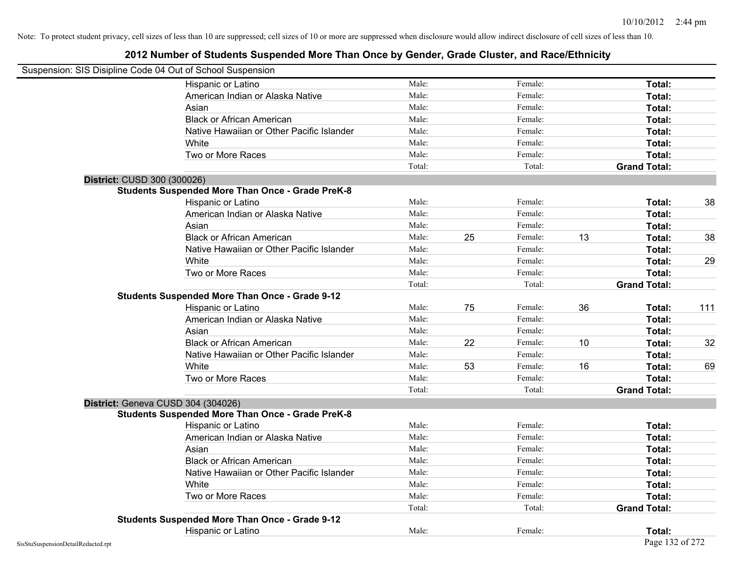Note: To protect student privacy, cell sizes of less than 10 are suppressed; cell sizes of 10 or more are suppressed when disclosure would allow indirect disclosure of cell sizes of less than 10.

## 2012 Number of Students Suspended More Than Once by Gender, Grade Cluster, and Race/Ethnicity

Suspension: SIS Disipline Code 04 Out of School Suspension

| | | | | | | |
|---|---|---|---|---|---|---|
| Hispanic or Latino | Male: | | Female: | | **Total:** | |
| American Indian or Alaska Native | Male: | | Female: | | **Total:** | |
| Asian | Male: | | Female: | | **Total:** | |
| Black or African American | Male: | | Female: | | **Total:** | |
| Native Hawaiian or Other Pacific Islander | Male: | | Female: | | **Total:** | |
| White | Male: | | Female: | | **Total:** | |
| Two or More Races | Male: | | Female: | | **Total:** | |
| | Total: | | Total: | | **Grand Total:** | |

**District:** CUSD 300 (300026)

**Students Suspended More Than Once - Grade PreK-8**

| | | | | | | |
|---|---|---|---|---|---|---|
| Hispanic or Latino | Male: | | Female: | | **Total:** | 38 |
| American Indian or Alaska Native | Male: | | Female: | | **Total:** | |
| Asian | Male: | | Female: | | **Total:** | |
| Black or African American | Male: | 25 | Female: | 13 | **Total:** | 38 |
| Native Hawaiian or Other Pacific Islander | Male: | | Female: | | **Total:** | |
| White | Male: | | Female: | | **Total:** | 29 |
| Two or More Races | Male: | | Female: | | **Total:** | |
| | Total: | | Total: | | **Grand Total:** | |

**Students Suspended More Than Once - Grade 9-12**

| | | | | | | |
|---|---|---|---|---|---|---|
| Hispanic or Latino | Male: | 75 | Female: | 36 | **Total:** | 111 |
| American Indian or Alaska Native | Male: | | Female: | | **Total:** | |
| Asian | Male: | | Female: | | **Total:** | |
| Black or African American | Male: | 22 | Female: | 10 | **Total:** | 32 |
| Native Hawaiian or Other Pacific Islander | Male: | | Female: | | **Total:** | |
| White | Male: | 53 | Female: | 16 | **Total:** | 69 |
| Two or More Races | Male: | | Female: | | **Total:** | |
| | Total: | | Total: | | **Grand Total:** | |

**District:** Geneva CUSD 304 (304026)

**Students Suspended More Than Once - Grade PreK-8**

| | | | | | | |
|---|---|---|---|---|---|---|
| Hispanic or Latino | Male: | | Female: | | **Total:** | |
| American Indian or Alaska Native | Male: | | Female: | | **Total:** | |
| Asian | Male: | | Female: | | **Total:** | |
| Black or African American | Male: | | Female: | | **Total:** | |
| Native Hawaiian or Other Pacific Islander | Male: | | Female: | | **Total:** | |
| White | Male: | | Female: | | **Total:** | |
| Two or More Races | Male: | | Female: | | **Total:** | |
| | Total: | | Total: | | **Grand Total:** | |

**Students Suspended More Than Once - Grade 9-12**

| | | | | | | |
|---|---|---|---|---|---|---|
| Hispanic or Latino | Male: | | Female: | | **Total:** | |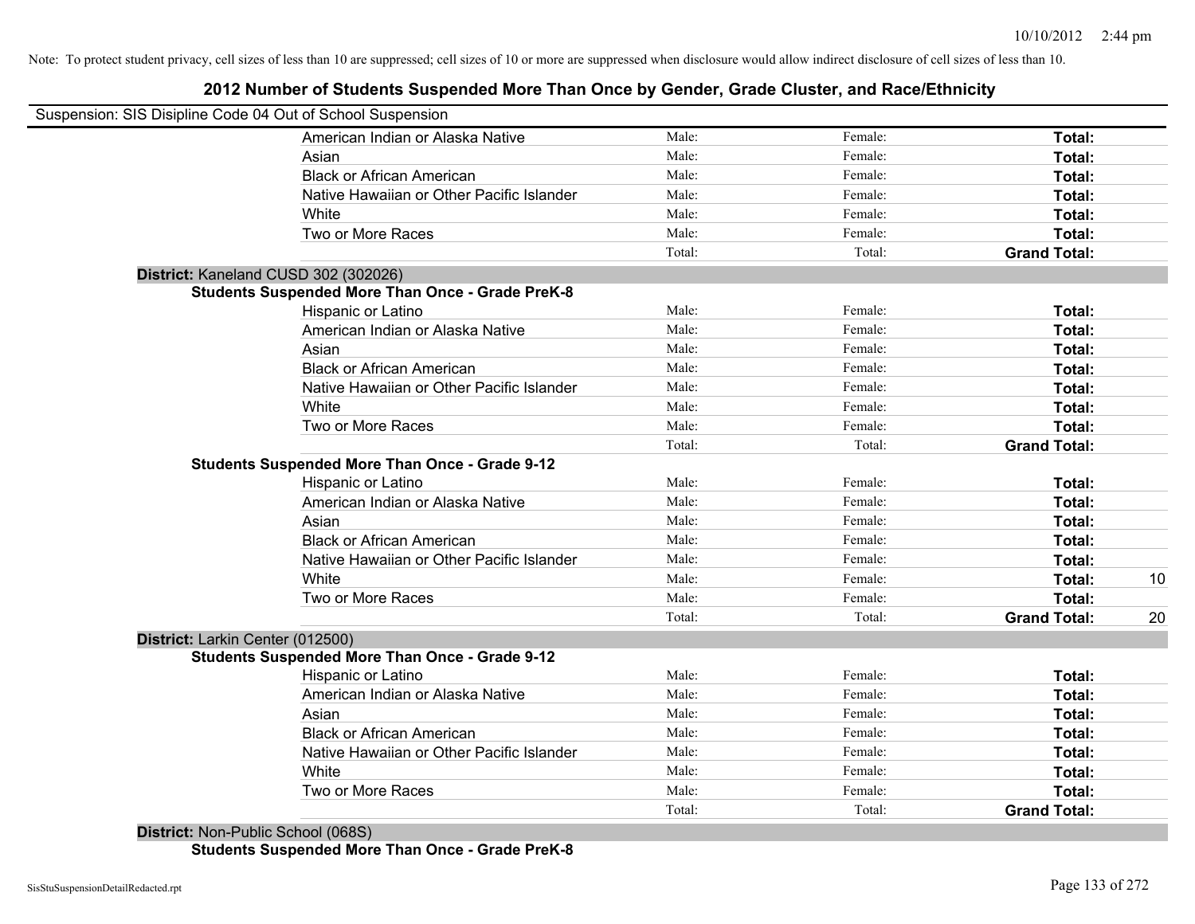Note: To protect student privacy, cell sizes of less than 10 are suppressed; cell sizes of 10 or more are suppressed when disclosure would allow indirect disclosure of cell sizes of less than 10.

# 2012 Number of Students Suspended More Than Once by Gender, Grade Cluster, and Race/Ethnicity

Suspension: SIS Disipline Code 04 Out of School Suspension

| | Male: | Female: | Total: | |
|---|---|---|---|---|
| American Indian or Alaska Native | Male: | Female: | **Total:** | |
| Asian | Male: | Female: | **Total:** | |
| Black or African American | Male: | Female: | **Total:** | |
| Native Hawaiian or Other Pacific Islander | Male: | Female: | **Total:** | |
| White | Male: | Female: | **Total:** | |
| Two or More Races | Male: | Female: | **Total:** | |
| | Total: | Total: | **Grand Total:** | |

**District:** Kaneland CUSD 302 (302026)

**Students Suspended More Than Once - Grade PreK-8**

| | | | | |
|---|---|---|---|---|
| Hispanic or Latino | Male: | Female: | **Total:** | |
| American Indian or Alaska Native | Male: | Female: | **Total:** | |
| Asian | Male: | Female: | **Total:** | |
| Black or African American | Male: | Female: | **Total:** | |
| Native Hawaiian or Other Pacific Islander | Male: | Female: | **Total:** | |
| White | Male: | Female: | **Total:** | |
| Two or More Races | Male: | Female: | **Total:** | |
| | Total: | Total: | **Grand Total:** | |

**Students Suspended More Than Once - Grade 9-12**

| | | | | |
|---|---|---|---|---|
| Hispanic or Latino | Male: | Female: | **Total:** | |
| American Indian or Alaska Native | Male: | Female: | **Total:** | |
| Asian | Male: | Female: | **Total:** | |
| Black or African American | Male: | Female: | **Total:** | |
| Native Hawaiian or Other Pacific Islander | Male: | Female: | **Total:** | |
| White | Male: | Female: | **Total:** | 10 |
| Two or More Races | Male: | Female: | **Total:** | |
| | Total: | Total: | **Grand Total:** | 20 |

**District:** Larkin Center (012500)

**Students Suspended More Than Once - Grade 9-12**

| | | | | |
|---|---|---|---|---|
| Hispanic or Latino | Male: | Female: | **Total:** | |
| American Indian or Alaska Native | Male: | Female: | **Total:** | |
| Asian | Male: | Female: | **Total:** | |
| Black or African American | Male: | Female: | **Total:** | |
| Native Hawaiian or Other Pacific Islander | Male: | Female: | **Total:** | |
| White | Male: | Female: | **Total:** | |
| Two or More Races | Male: | Female: | **Total:** | |
| | Total: | Total: | **Grand Total:** | |

**District:** Non-Public School (068S)

**Students Suspended More Than Once - Grade PreK-8**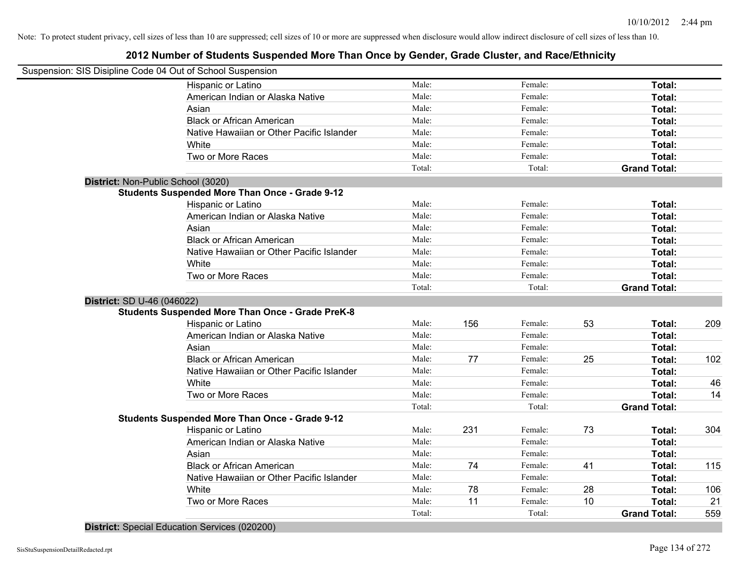Note: To protect student privacy, cell sizes of less than 10 are suppressed; cell sizes of 10 or more are suppressed when disclosure would allow indirect disclosure of cell sizes of less than 10.

# 2012 Number of Students Suspended More Than Once by Gender, Grade Cluster, and Race/Ethnicity

Suspension: SIS Disipline Code 04 Out of School Suspension

| | | | | | | |
|---|---|---|---|---|---|---|
| Hispanic or Latino | Male: | | Female: | | **Total:** | |
| American Indian or Alaska Native | Male: | | Female: | | **Total:** | |
| Asian | Male: | | Female: | | **Total:** | |
| Black or African American | Male: | | Female: | | **Total:** | |
| Native Hawaiian or Other Pacific Islander | Male: | | Female: | | **Total:** | |
| White | Male: | | Female: | | **Total:** | |
| Two or More Races | Male: | | Female: | | **Total:** | |
| | Total: | | Total: | | **Grand Total:** | |

**District:** Non-Public School (3020)

**Students Suspended More Than Once - Grade 9-12**

| | | | | | | |
|---|---|---|---|---|---|---|
| Hispanic or Latino | Male: | | Female: | | **Total:** | |
| American Indian or Alaska Native | Male: | | Female: | | **Total:** | |
| Asian | Male: | | Female: | | **Total:** | |
| Black or African American | Male: | | Female: | | **Total:** | |
| Native Hawaiian or Other Pacific Islander | Male: | | Female: | | **Total:** | |
| White | Male: | | Female: | | **Total:** | |
| Two or More Races | Male: | | Female: | | **Total:** | |
| | Total: | | Total: | | **Grand Total:** | |

**District:** SD U-46 (046022)

**Students Suspended More Than Once - Grade PreK-8**

| | | | | | | |
|---|---|---|---|---|---|---|
| Hispanic or Latino | Male: | 156 | Female: | 53 | **Total:** | 209 |
| American Indian or Alaska Native | Male: | | Female: | | **Total:** | |
| Asian | Male: | | Female: | | **Total:** | |
| Black or African American | Male: | 77 | Female: | 25 | **Total:** | 102 |
| Native Hawaiian or Other Pacific Islander | Male: | | Female: | | **Total:** | |
| White | Male: | | Female: | | **Total:** | 46 |
| Two or More Races | Male: | | Female: | | **Total:** | 14 |
| | Total: | | Total: | | **Grand Total:** | |

**Students Suspended More Than Once - Grade 9-12**

| | | | | | | |
|---|---|---|---|---|---|---|
| Hispanic or Latino | Male: | 231 | Female: | 73 | **Total:** | 304 |
| American Indian or Alaska Native | Male: | | Female: | | **Total:** | |
| Asian | Male: | | Female: | | **Total:** | |
| Black or African American | Male: | 74 | Female: | 41 | **Total:** | 115 |
| Native Hawaiian or Other Pacific Islander | Male: | | Female: | | **Total:** | |
| White | Male: | 78 | Female: | 28 | **Total:** | 106 |
| Two or More Races | Male: | 11 | Female: | 10 | **Total:** | 21 |
| | Total: | | Total: | | **Grand Total:** | 559 |

**District:** Special Education Services (020200)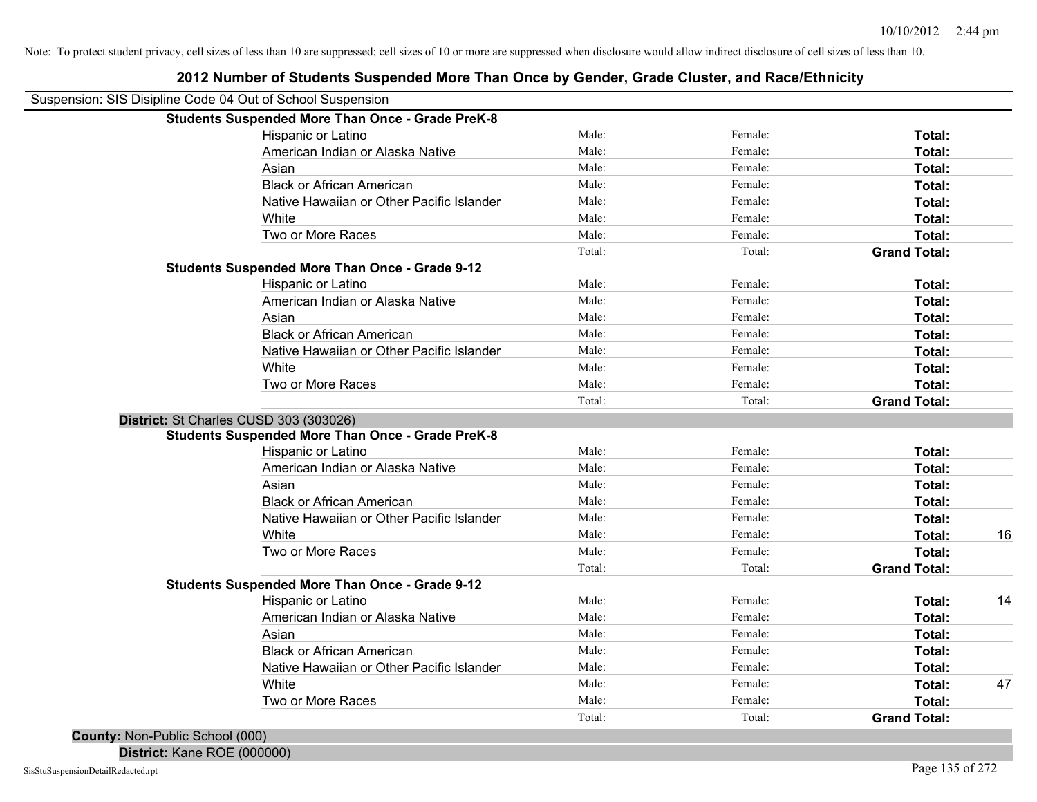Note: To protect student privacy, cell sizes of less than 10 are suppressed; cell sizes of 10 or more are suppressed when disclosure would allow indirect disclosure of cell sizes of less than 10.

# 2012 Number of Students Suspended More Than Once by Gender, Grade Cluster, and Race/Ethnicity

Suspension: SIS Disipline Code 04 Out of School Suspension

**Students Suspended More Than Once - Grade PreK-8**

| | | | | |
|---|---|---|---|---|
| Hispanic or Latino | Male: | Female: | **Total:** | |
| American Indian or Alaska Native | Male: | Female: | **Total:** | |
| Asian | Male: | Female: | **Total:** | |
| Black or African American | Male: | Female: | **Total:** | |
| Native Hawaiian or Other Pacific Islander | Male: | Female: | **Total:** | |
| White | Male: | Female: | **Total:** | |
| Two or More Races | Male: | Female: | **Total:** | |
| | Total: | Total: | **Grand Total:** | |

**Students Suspended More Than Once - Grade 9-12**

| | | | | |
|---|---|---|---|---|
| Hispanic or Latino | Male: | Female: | **Total:** | |
| American Indian or Alaska Native | Male: | Female: | **Total:** | |
| Asian | Male: | Female: | **Total:** | |
| Black or African American | Male: | Female: | **Total:** | |
| Native Hawaiian or Other Pacific Islander | Male: | Female: | **Total:** | |
| White | Male: | Female: | **Total:** | |
| Two or More Races | Male: | Female: | **Total:** | |
| | Total: | Total: | **Grand Total:** | |

**District:** St Charles CUSD 303 (303026)

**Students Suspended More Than Once - Grade PreK-8**

| | | | | |
|---|---|---|---|---|
| Hispanic or Latino | Male: | Female: | **Total:** | |
| American Indian or Alaska Native | Male: | Female: | **Total:** | |
| Asian | Male: | Female: | **Total:** | |
| Black or African American | Male: | Female: | **Total:** | |
| Native Hawaiian or Other Pacific Islander | Male: | Female: | **Total:** | |
| White | Male: | Female: | **Total:** | 16 |
| Two or More Races | Male: | Female: | **Total:** | |
| | Total: | Total: | **Grand Total:** | |

**Students Suspended More Than Once - Grade 9-12**

| | | | | |
|---|---|---|---|---|
| Hispanic or Latino | Male: | Female: | **Total:** | 14 |
| American Indian or Alaska Native | Male: | Female: | **Total:** | |
| Asian | Male: | Female: | **Total:** | |
| Black or African American | Male: | Female: | **Total:** | |
| Native Hawaiian or Other Pacific Islander | Male: | Female: | **Total:** | |
| White | Male: | Female: | **Total:** | 47 |
| Two or More Races | Male: | Female: | **Total:** | |
| | Total: | Total: | **Grand Total:** | |

**County:** Non-Public School (000)

**District:** Kane ROE (000000)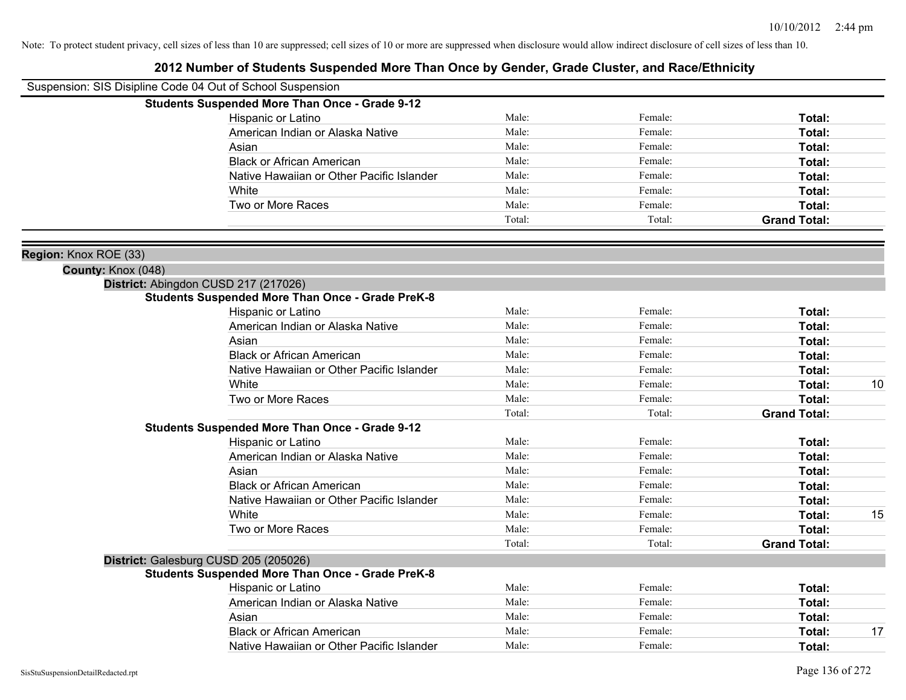Note: To protect student privacy, cell sizes of less than 10 are suppressed; cell sizes of 10 or more are suppressed when disclosure would allow indirect disclosure of cell sizes of less than 10.

# 2012 Number of Students Suspended More Than Once by Gender, Grade Cluster, and Race/Ethnicity

Suspension: SIS Disipline Code 04 Out of School Suspension

**Students Suspended More Than Once - Grade 9-12**

| | | | | |
|---|---|---|---|---|
| Hispanic or Latino | Male: | Female: | **Total:** | |
| American Indian or Alaska Native | Male: | Female: | **Total:** | |
| Asian | Male: | Female: | **Total:** | |
| Black or African American | Male: | Female: | **Total:** | |
| Native Hawaiian or Other Pacific Islander | Male: | Female: | **Total:** | |
| White | Male: | Female: | **Total:** | |
| Two or More Races | Male: | Female: | **Total:** | |
| | Total: | Total: | **Grand Total:** | |

**Region:** Knox ROE (33)

**County:** Knox (048)

**District:** Abingdon CUSD 217 (217026)

**Students Suspended More Than Once - Grade PreK-8**

| | | | | |
|---|---|---|---|---|
| Hispanic or Latino | Male: | Female: | **Total:** | |
| American Indian or Alaska Native | Male: | Female: | **Total:** | |
| Asian | Male: | Female: | **Total:** | |
| Black or African American | Male: | Female: | **Total:** | |
| Native Hawaiian or Other Pacific Islander | Male: | Female: | **Total:** | |
| White | Male: | Female: | **Total:** | 10 |
| Two or More Races | Male: | Female: | **Total:** | |
| | Total: | Total: | **Grand Total:** | |

**Students Suspended More Than Once - Grade 9-12**

| | | | | |
|---|---|---|---|---|
| Hispanic or Latino | Male: | Female: | **Total:** | |
| American Indian or Alaska Native | Male: | Female: | **Total:** | |
| Asian | Male: | Female: | **Total:** | |
| Black or African American | Male: | Female: | **Total:** | |
| Native Hawaiian or Other Pacific Islander | Male: | Female: | **Total:** | |
| White | Male: | Female: | **Total:** | 15 |
| Two or More Races | Male: | Female: | **Total:** | |
| | Total: | Total: | **Grand Total:** | |

**District:** Galesburg CUSD 205 (205026)

**Students Suspended More Than Once - Grade PreK-8**

| | | | | |
|---|---|---|---|---|
| Hispanic or Latino | Male: | Female: | **Total:** | |
| American Indian or Alaska Native | Male: | Female: | **Total:** | |
| Asian | Male: | Female: | **Total:** | |
| Black or African American | Male: | Female: | **Total:** | 17 |
| Native Hawaiian or Other Pacific Islander | Male: | Female: | **Total:** | |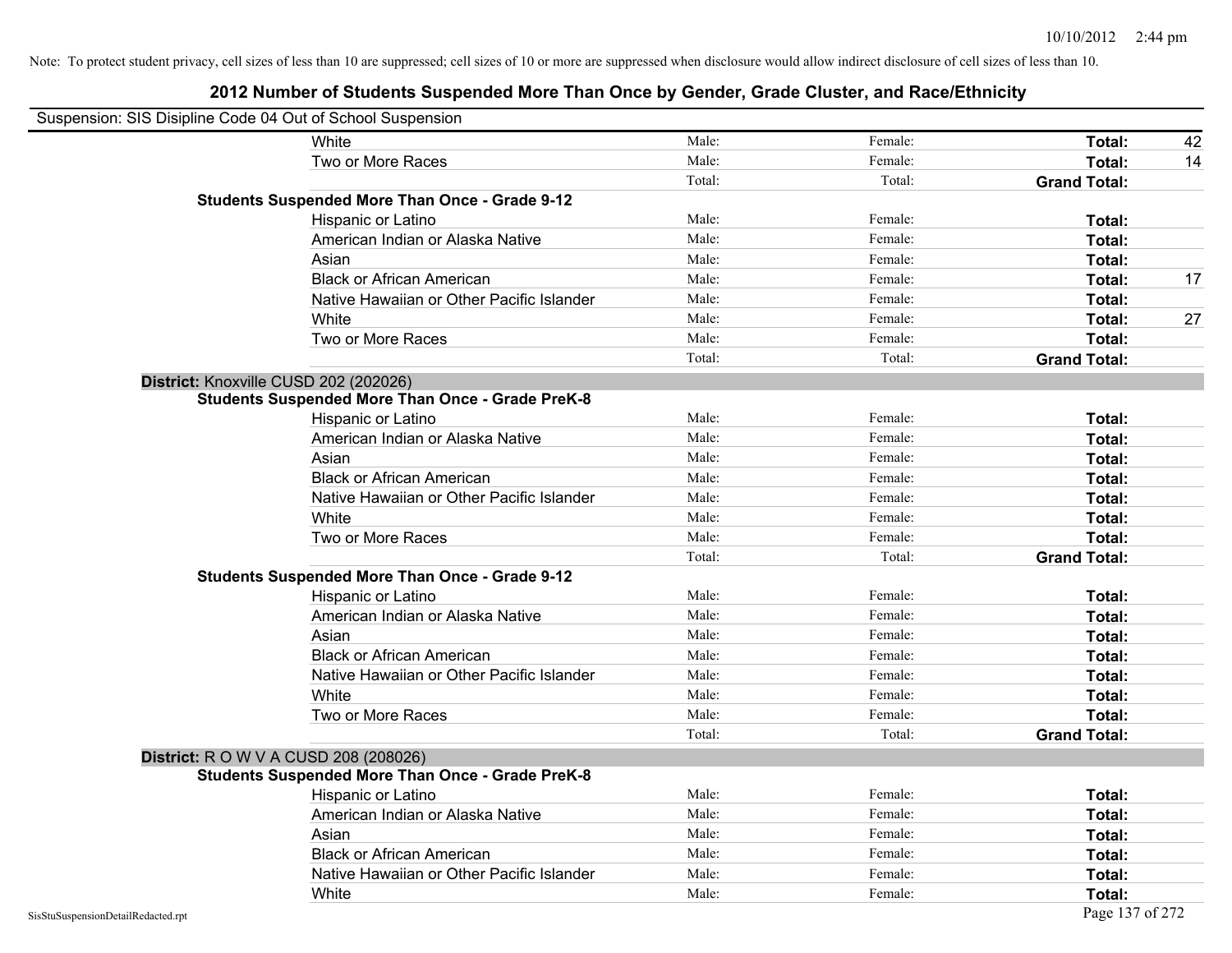Note: To protect student privacy, cell sizes of less than 10 are suppressed; cell sizes of 10 or more are suppressed when disclosure would allow indirect disclosure of cell sizes of less than 10.

# 2012 Number of Students Suspended More Than Once by Gender, Grade Cluster, and Race/Ethnicity

Suspension: SIS Disipline Code 04 Out of School Suspension

| | | | | | |
|---|---|---|---|---|---|
| | White | Male: | Female: | **Total:** | 42 |
| | Two or More Races | Male: | Female: | **Total:** | 14 |
| | | Total: | Total: | **Grand Total:** | |
| **Students Suspended More Than Once - Grade 9-12** | | | | | |
| | Hispanic or Latino | Male: | Female: | **Total:** | |
| | American Indian or Alaska Native | Male: | Female: | **Total:** | |
| | Asian | Male: | Female: | **Total:** | |
| | Black or African American | Male: | Female: | **Total:** | 17 |
| | Native Hawaiian or Other Pacific Islander | Male: | Female: | **Total:** | |
| | White | Male: | Female: | **Total:** | 27 |
| | Two or More Races | Male: | Female: | **Total:** | |
| | | Total: | Total: | **Grand Total:** | |
| **District:** Knoxville CUSD 202 (202026) | | | | | |
| **Students Suspended More Than Once - Grade PreK-8** | | | | | |
| | Hispanic or Latino | Male: | Female: | **Total:** | |
| | American Indian or Alaska Native | Male: | Female: | **Total:** | |
| | Asian | Male: | Female: | **Total:** | |
| | Black or African American | Male: | Female: | **Total:** | |
| | Native Hawaiian or Other Pacific Islander | Male: | Female: | **Total:** | |
| | White | Male: | Female: | **Total:** | |
| | Two or More Races | Male: | Female: | **Total:** | |
| | | Total: | Total: | **Grand Total:** | |
| **Students Suspended More Than Once - Grade 9-12** | | | | | |
| | Hispanic or Latino | Male: | Female: | **Total:** | |
| | American Indian or Alaska Native | Male: | Female: | **Total:** | |
| | Asian | Male: | Female: | **Total:** | |
| | Black or African American | Male: | Female: | **Total:** | |
| | Native Hawaiian or Other Pacific Islander | Male: | Female: | **Total:** | |
| | White | Male: | Female: | **Total:** | |
| | Two or More Races | Male: | Female: | **Total:** | |
| | | Total: | Total: | **Grand Total:** | |
| **District:** R O W V A CUSD 208 (208026) | | | | | |
| **Students Suspended More Than Once - Grade PreK-8** | | | | | |
| | Hispanic or Latino | Male: | Female: | **Total:** | |
| | American Indian or Alaska Native | Male: | Female: | **Total:** | |
| | Asian | Male: | Female: | **Total:** | |
| | Black or African American | Male: | Female: | **Total:** | |
| | Native Hawaiian or Other Pacific Islander | Male: | Female: | **Total:** | |
| | White | Male: | Female: | **Total:** | |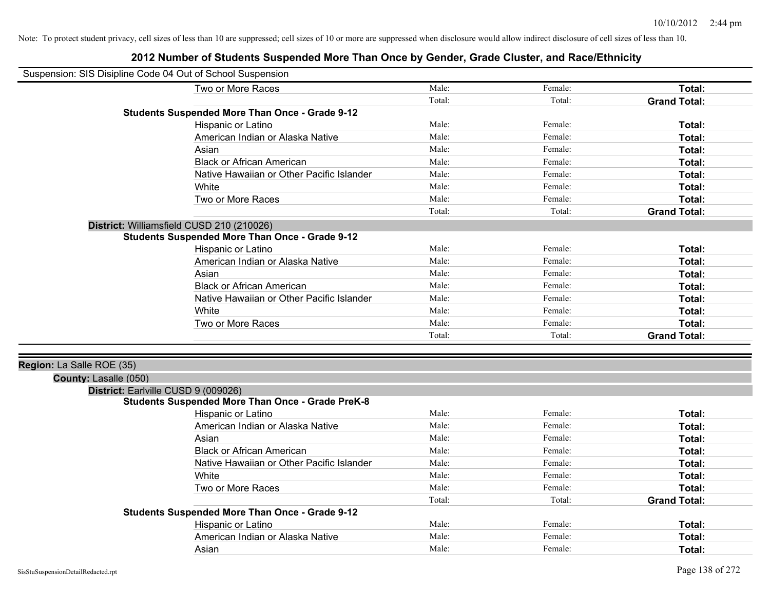Note: To protect student privacy, cell sizes of less than 10 are suppressed; cell sizes of 10 or more are suppressed when disclosure would allow indirect disclosure of cell sizes of less than 10.

## 2012 Number of Students Suspended More Than Once by Gender, Grade Cluster, and Race/Ethnicity

Suspension: SIS Disipline Code 04 Out of School Suspension

| | | | |
|---|---|---|---|
| Two or More Races | Male: | Female: | **Total:** |
| | Total: | Total: | **Grand Total:** |

**Students Suspended More Than Once - Grade 9-12**

| | | | |
|---|---|---|---|
| Hispanic or Latino | Male: | Female: | **Total:** |
| American Indian or Alaska Native | Male: | Female: | **Total:** |
| Asian | Male: | Female: | **Total:** |
| Black or African American | Male: | Female: | **Total:** |
| Native Hawaiian or Other Pacific Islander | Male: | Female: | **Total:** |
| White | Male: | Female: | **Total:** |
| Two or More Races | Male: | Female: | **Total:** |
| | Total: | Total: | **Grand Total:** |

**District:** Williamsfield CUSD 210 (210026)

**Students Suspended More Than Once - Grade 9-12**

| | | | |
|---|---|---|---|
| Hispanic or Latino | Male: | Female: | **Total:** |
| American Indian or Alaska Native | Male: | Female: | **Total:** |
| Asian | Male: | Female: | **Total:** |
| Black or African American | Male: | Female: | **Total:** |
| Native Hawaiian or Other Pacific Islander | Male: | Female: | **Total:** |
| White | Male: | Female: | **Total:** |
| Two or More Races | Male: | Female: | **Total:** |
| | Total: | Total: | **Grand Total:** |

**Region:** La Salle ROE (35)

**County:** Lasalle (050)

**District:** Earlville CUSD 9 (009026)

**Students Suspended More Than Once - Grade PreK-8**

| | | | |
|---|---|---|---|
| Hispanic or Latino | Male: | Female: | **Total:** |
| American Indian or Alaska Native | Male: | Female: | **Total:** |
| Asian | Male: | Female: | **Total:** |
| Black or African American | Male: | Female: | **Total:** |
| Native Hawaiian or Other Pacific Islander | Male: | Female: | **Total:** |
| White | Male: | Female: | **Total:** |
| Two or More Races | Male: | Female: | **Total:** |
| | Total: | Total: | **Grand Total:** |

**Students Suspended More Than Once - Grade 9-12**

| | | | |
|---|---|---|---|
| Hispanic or Latino | Male: | Female: | **Total:** |
| American Indian or Alaska Native | Male: | Female: | **Total:** |
| Asian | Male: | Female: | **Total:** |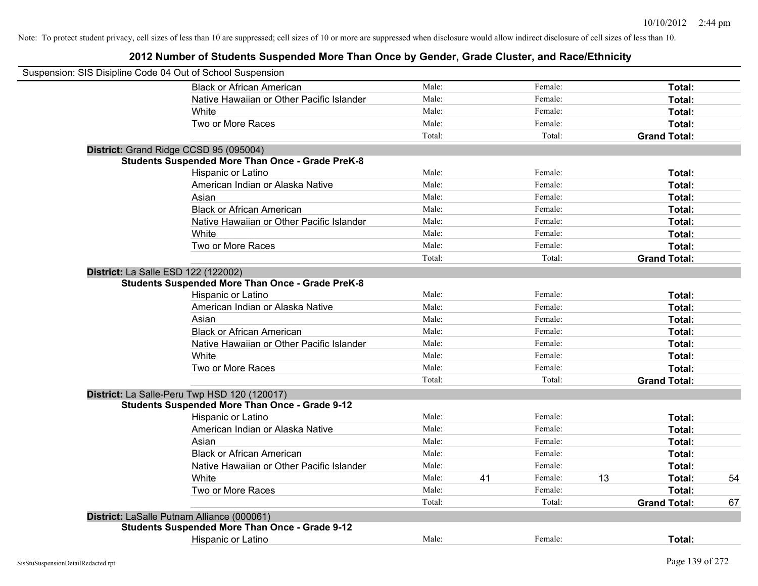Note: To protect student privacy, cell sizes of less than 10 are suppressed; cell sizes of 10 or more are suppressed when disclosure would allow indirect disclosure of cell sizes of less than 10.

## 2012 Number of Students Suspended More Than Once by Gender, Grade Cluster, and Race/Ethnicity

Suspension: SIS Disipline Code 04 Out of School Suspension

| | | | | | | |
|---|---|---|---|---|---|---|
| Black or African American | Male: | | Female: | | **Total:** | |
| Native Hawaiian or Other Pacific Islander | Male: | | Female: | | **Total:** | |
| White | Male: | | Female: | | **Total:** | |
| Two or More Races | Male: | | Female: | | **Total:** | |
| | Total: | | Total: | | **Grand Total:** | |

**District:** Grand Ridge CCSD 95 (095004)

**Students Suspended More Than Once - Grade PreK-8**

| | | | | | | |
|---|---|---|---|---|---|---|
| Hispanic or Latino | Male: | | Female: | | **Total:** | |
| American Indian or Alaska Native | Male: | | Female: | | **Total:** | |
| Asian | Male: | | Female: | | **Total:** | |
| Black or African American | Male: | | Female: | | **Total:** | |
| Native Hawaiian or Other Pacific Islander | Male: | | Female: | | **Total:** | |
| White | Male: | | Female: | | **Total:** | |
| Two or More Races | Male: | | Female: | | **Total:** | |
| | Total: | | Total: | | **Grand Total:** | |

**District:** La Salle ESD 122 (122002)

**Students Suspended More Than Once - Grade PreK-8**

| | | | | | | |
|---|---|---|---|---|---|---|
| Hispanic or Latino | Male: | | Female: | | **Total:** | |
| American Indian or Alaska Native | Male: | | Female: | | **Total:** | |
| Asian | Male: | | Female: | | **Total:** | |
| Black or African American | Male: | | Female: | | **Total:** | |
| Native Hawaiian or Other Pacific Islander | Male: | | Female: | | **Total:** | |
| White | Male: | | Female: | | **Total:** | |
| Two or More Races | Male: | | Female: | | **Total:** | |
| | Total: | | Total: | | **Grand Total:** | |

**District:** La Salle-Peru Twp HSD 120 (120017)

**Students Suspended More Than Once - Grade 9-12**

| | | | | | | |
|---|---|---|---|---|---|---|
| Hispanic or Latino | Male: | | Female: | | **Total:** | |
| American Indian or Alaska Native | Male: | | Female: | | **Total:** | |
| Asian | Male: | | Female: | | **Total:** | |
| Black or African American | Male: | | Female: | | **Total:** | |
| Native Hawaiian or Other Pacific Islander | Male: | | Female: | | **Total:** | |
| White | Male: | 41 | Female: | 13 | **Total:** | 54 |
| Two or More Races | Male: | | Female: | | **Total:** | |
| | Total: | | Total: | | **Grand Total:** | 67 |

**District:** LaSalle Putnam Alliance (000061)

**Students Suspended More Than Once - Grade 9-12**

| | | | | | | |
|---|---|---|---|---|---|---|
| Hispanic or Latino | Male: | | Female: | | **Total:** | |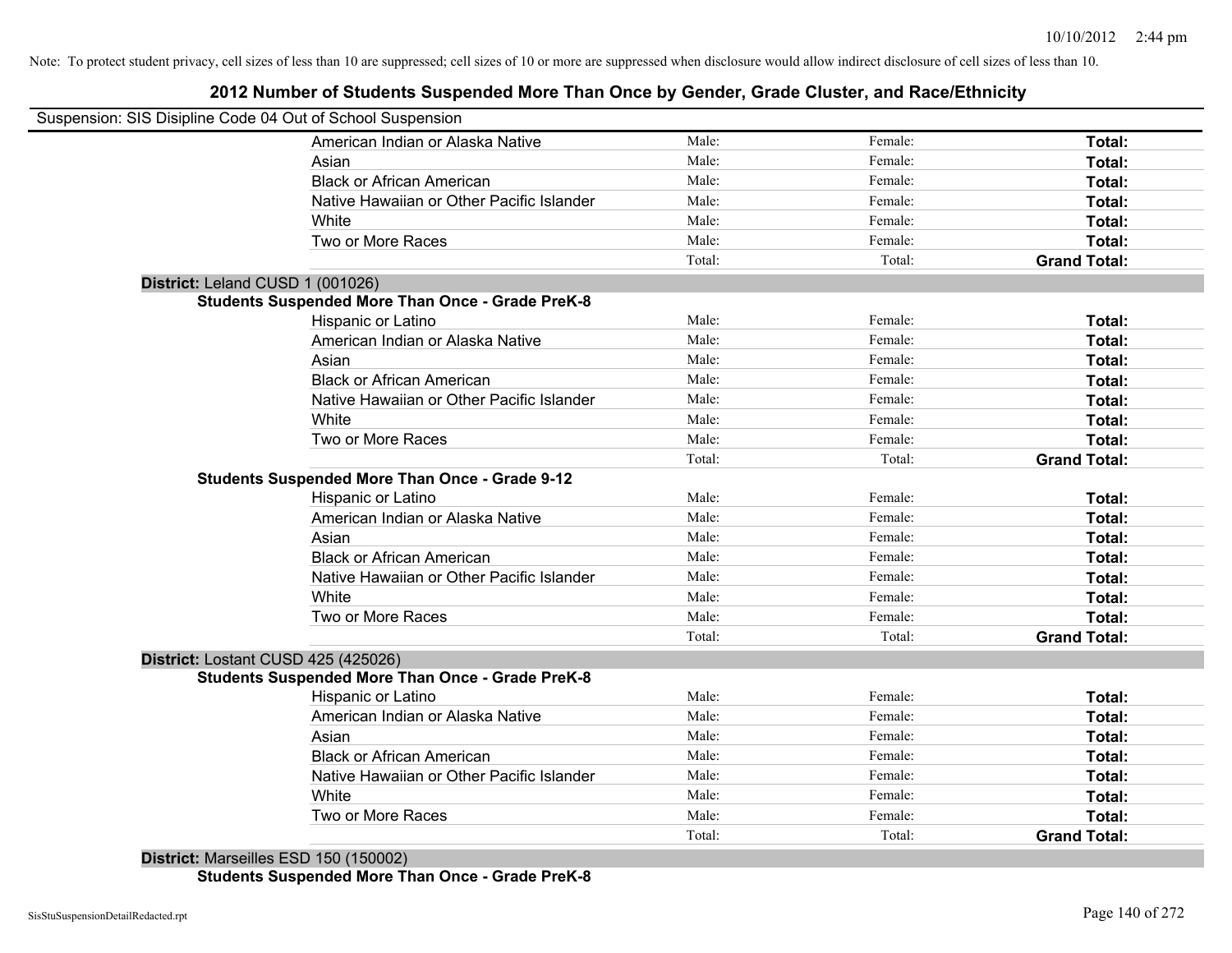Note: To protect student privacy, cell sizes of less than 10 are suppressed; cell sizes of 10 or more are suppressed when disclosure would allow indirect disclosure of cell sizes of less than 10.

# 2012 Number of Students Suspended More Than Once by Gender, Grade Cluster, and Race/Ethnicity

Suspension: SIS Disipline Code 04 Out of School Suspension

| | Male | Female | Total |
|---|---|---|---|
| American Indian or Alaska Native | Male: | Female: | **Total:** |
| Asian | Male: | Female: | **Total:** |
| Black or African American | Male: | Female: | **Total:** |
| Native Hawaiian or Other Pacific Islander | Male: | Female: | **Total:** |
| White | Male: | Female: | **Total:** |
| Two or More Races | Male: | Female: | **Total:** |
| | Total: | Total: | **Grand Total:** |

## District: Leland CUSD 1 (001026)

### Students Suspended More Than Once - Grade PreK-8

| | Male | Female | Total |
|---|---|---|---|
| Hispanic or Latino | Male: | Female: | **Total:** |
| American Indian or Alaska Native | Male: | Female: | **Total:** |
| Asian | Male: | Female: | **Total:** |
| Black or African American | Male: | Female: | **Total:** |
| Native Hawaiian or Other Pacific Islander | Male: | Female: | **Total:** |
| White | Male: | Female: | **Total:** |
| Two or More Races | Male: | Female: | **Total:** |
| | Total: | Total: | **Grand Total:** |

### Students Suspended More Than Once - Grade 9-12

| | Male | Female | Total |
|---|---|---|---|
| Hispanic or Latino | Male: | Female: | **Total:** |
| American Indian or Alaska Native | Male: | Female: | **Total:** |
| Asian | Male: | Female: | **Total:** |
| Black or African American | Male: | Female: | **Total:** |
| Native Hawaiian or Other Pacific Islander | Male: | Female: | **Total:** |
| White | Male: | Female: | **Total:** |
| Two or More Races | Male: | Female: | **Total:** |
| | Total: | Total: | **Grand Total:** |

## District: Lostant CUSD 425 (425026)

### Students Suspended More Than Once - Grade PreK-8

| | Male | Female | Total |
|---|---|---|---|
| Hispanic or Latino | Male: | Female: | **Total:** |
| American Indian or Alaska Native | Male: | Female: | **Total:** |
| Asian | Male: | Female: | **Total:** |
| Black or African American | Male: | Female: | **Total:** |
| Native Hawaiian or Other Pacific Islander | Male: | Female: | **Total:** |
| White | Male: | Female: | **Total:** |
| Two or More Races | Male: | Female: | **Total:** |
| | Total: | Total: | **Grand Total:** |

## District: Marseilles ESD 150 (150002)

### Students Suspended More Than Once - Grade PreK-8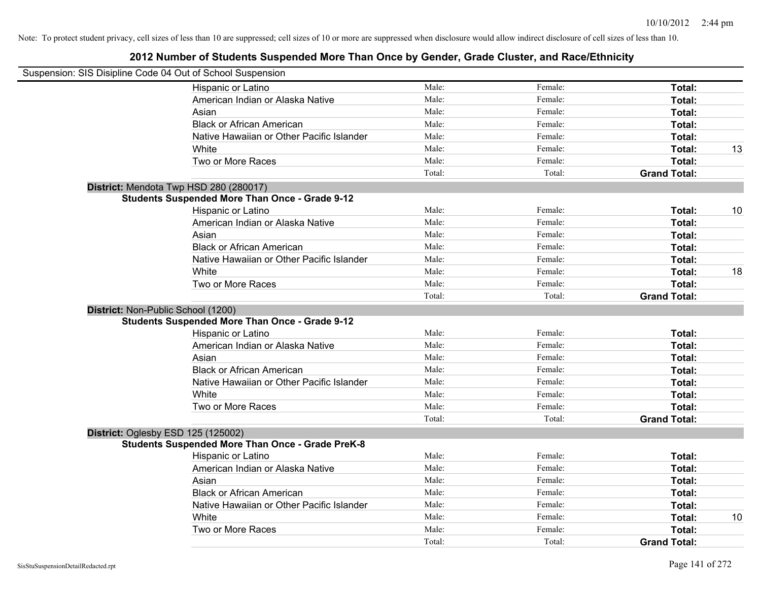Note: To protect student privacy, cell sizes of less than 10 are suppressed; cell sizes of 10 or more are suppressed when disclosure would allow indirect disclosure of cell sizes of less than 10.

## 2012 Number of Students Suspended More Than Once by Gender, Grade Cluster, and Race/Ethnicity

Suspension: SIS Disipline Code 04 Out of School Suspension

| | | | | |
|---|---|---|---|---|
| Hispanic or Latino | Male: | Female: | **Total:** | |
| American Indian or Alaska Native | Male: | Female: | **Total:** | |
| Asian | Male: | Female: | **Total:** | |
| Black or African American | Male: | Female: | **Total:** | |
| Native Hawaiian or Other Pacific Islander | Male: | Female: | **Total:** | |
| White | Male: | Female: | **Total:** | 13 |
| Two or More Races | Male: | Female: | **Total:** | |
| | Total: | Total: | **Grand Total:** | |

**District:** Mendota Twp HSD 280 (280017)

**Students Suspended More Than Once - Grade 9-12**

| | | | | |
|---|---|---|---|---|
| Hispanic or Latino | Male: | Female: | **Total:** | 10 |
| American Indian or Alaska Native | Male: | Female: | **Total:** | |
| Asian | Male: | Female: | **Total:** | |
| Black or African American | Male: | Female: | **Total:** | |
| Native Hawaiian or Other Pacific Islander | Male: | Female: | **Total:** | |
| White | Male: | Female: | **Total:** | 18 |
| Two or More Races | Male: | Female: | **Total:** | |
| | Total: | Total: | **Grand Total:** | |

**District:** Non-Public School (1200)

**Students Suspended More Than Once - Grade 9-12**

| | | | | |
|---|---|---|---|---|
| Hispanic or Latino | Male: | Female: | **Total:** | |
| American Indian or Alaska Native | Male: | Female: | **Total:** | |
| Asian | Male: | Female: | **Total:** | |
| Black or African American | Male: | Female: | **Total:** | |
| Native Hawaiian or Other Pacific Islander | Male: | Female: | **Total:** | |
| White | Male: | Female: | **Total:** | |
| Two or More Races | Male: | Female: | **Total:** | |
| | Total: | Total: | **Grand Total:** | |

**District:** Oglesby ESD 125 (125002)

**Students Suspended More Than Once - Grade PreK-8**

| | | | | |
|---|---|---|---|---|
| Hispanic or Latino | Male: | Female: | **Total:** | |
| American Indian or Alaska Native | Male: | Female: | **Total:** | |
| Asian | Male: | Female: | **Total:** | |
| Black or African American | Male: | Female: | **Total:** | |
| Native Hawaiian or Other Pacific Islander | Male: | Female: | **Total:** | |
| White | Male: | Female: | **Total:** | 10 |
| Two or More Races | Male: | Female: | **Total:** | |
| | Total: | Total: | **Grand Total:** | |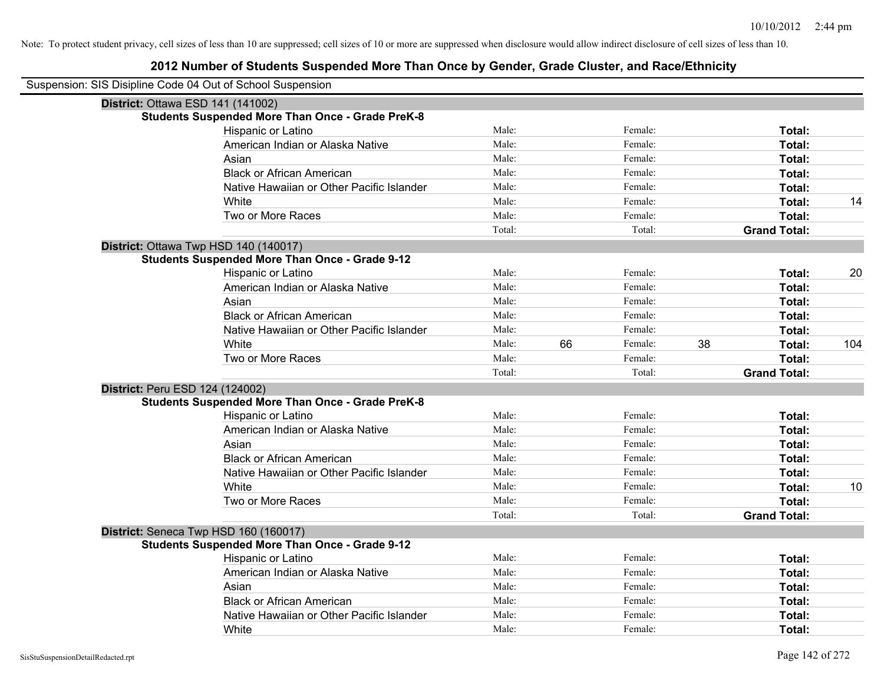Note: To protect student privacy, cell sizes of less than 10 are suppressed; cell sizes of 10 or more are suppressed when disclosure would allow indirect disclosure of cell sizes of less than 10.

# 2012 Number of Students Suspended More Than Once by Gender, Grade Cluster, and Race/Ethnicity

Suspension: SIS Disipline Code 04 Out of School Suspension

**District:** Ottawa ESD 141 (141002)

**Students Suspended More Than Once - Grade PreK-8**

| Race/Ethnicity | | Male | | Female | | Total |
|---|---|---|---|---|---|---|
| Hispanic or Latino | Male: | | Female: | | **Total:** | |
| American Indian or Alaska Native | Male: | | Female: | | **Total:** | |
| Asian | Male: | | Female: | | **Total:** | |
| Black or African American | Male: | | Female: | | **Total:** | |
| Native Hawaiian or Other Pacific Islander | Male: | | Female: | | **Total:** | |
| White | Male: | | Female: | | **Total:** | 14 |
| Two or More Races | Male: | | Female: | | **Total:** | |
| | Total: | | Total: | | **Grand Total:** | |

**District:** Ottawa Twp HSD 140 (140017)

**Students Suspended More Than Once - Grade 9-12**

| Race/Ethnicity | | Male | | Female | | Total |
|---|---|---|---|---|---|---|
| Hispanic or Latino | Male: | | Female: | | **Total:** | 20 |
| American Indian or Alaska Native | Male: | | Female: | | **Total:** | |
| Asian | Male: | | Female: | | **Total:** | |
| Black or African American | Male: | | Female: | | **Total:** | |
| Native Hawaiian or Other Pacific Islander | Male: | | Female: | | **Total:** | |
| White | Male: | 66 | Female: | 38 | **Total:** | 104 |
| Two or More Races | Male: | | Female: | | **Total:** | |
| | Total: | | Total: | | **Grand Total:** | |

**District:** Peru ESD 124 (124002)

**Students Suspended More Than Once - Grade PreK-8**

| Race/Ethnicity | | Male | | Female | | Total |
|---|---|---|---|---|---|---|
| Hispanic or Latino | Male: | | Female: | | **Total:** | |
| American Indian or Alaska Native | Male: | | Female: | | **Total:** | |
| Asian | Male: | | Female: | | **Total:** | |
| Black or African American | Male: | | Female: | | **Total:** | |
| Native Hawaiian or Other Pacific Islander | Male: | | Female: | | **Total:** | |
| White | Male: | | Female: | | **Total:** | 10 |
| Two or More Races | Male: | | Female: | | **Total:** | |
| | Total: | | Total: | | **Grand Total:** | |

**District:** Seneca Twp HSD 160 (160017)

**Students Suspended More Than Once - Grade 9-12**

| Race/Ethnicity | | Male | | Female | | Total |
|---|---|---|---|---|---|---|
| Hispanic or Latino | Male: | | Female: | | **Total:** | |
| American Indian or Alaska Native | Male: | | Female: | | **Total:** | |
| Asian | Male: | | Female: | | **Total:** | |
| Black or African American | Male: | | Female: | | **Total:** | |
| Native Hawaiian or Other Pacific Islander | Male: | | Female: | | **Total:** | |
| White | Male: | | Female: | | **Total:** | |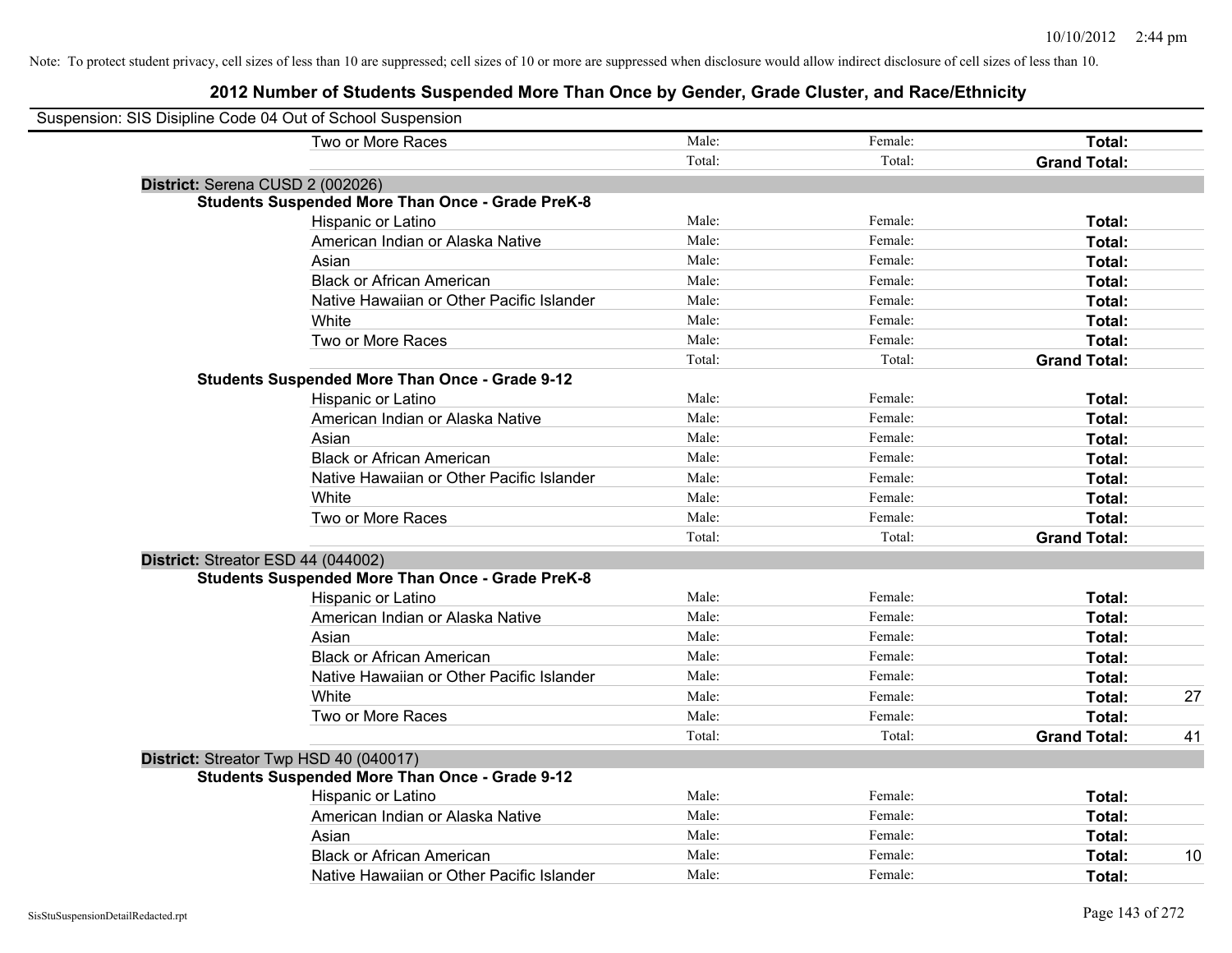Note: To protect student privacy, cell sizes of less than 10 are suppressed; cell sizes of 10 or more are suppressed when disclosure would allow indirect disclosure of cell sizes of less than 10.

## 2012 Number of Students Suspended More Than Once by Gender, Grade Cluster, and Race/Ethnicity

Suspension: SIS Disipline Code 04 Out of School Suspension

| | | | | |
|---|---|---|---|---|
| Two or More Races | Male: | Female: | **Total:** | |
| | Total: | Total: | **Grand Total:** | |

**District:** Serena CUSD 2 (002026)

**Students Suspended More Than Once - Grade PreK-8**

| | | | | |
|---|---|---|---|---|
| Hispanic or Latino | Male: | Female: | **Total:** | |
| American Indian or Alaska Native | Male: | Female: | **Total:** | |
| Asian | Male: | Female: | **Total:** | |
| Black or African American | Male: | Female: | **Total:** | |
| Native Hawaiian or Other Pacific Islander | Male: | Female: | **Total:** | |
| White | Male: | Female: | **Total:** | |
| Two or More Races | Male: | Female: | **Total:** | |
| | Total: | Total: | **Grand Total:** | |

**Students Suspended More Than Once - Grade 9-12**

| | | | | |
|---|---|---|---|---|
| Hispanic or Latino | Male: | Female: | **Total:** | |
| American Indian or Alaska Native | Male: | Female: | **Total:** | |
| Asian | Male: | Female: | **Total:** | |
| Black or African American | Male: | Female: | **Total:** | |
| Native Hawaiian or Other Pacific Islander | Male: | Female: | **Total:** | |
| White | Male: | Female: | **Total:** | |
| Two or More Races | Male: | Female: | **Total:** | |
| | Total: | Total: | **Grand Total:** | |

**District:** Streator ESD 44 (044002)

**Students Suspended More Than Once - Grade PreK-8**

| | | | | |
|---|---|---|---|---|
| Hispanic or Latino | Male: | Female: | **Total:** | |
| American Indian or Alaska Native | Male: | Female: | **Total:** | |
| Asian | Male: | Female: | **Total:** | |
| Black or African American | Male: | Female: | **Total:** | |
| Native Hawaiian or Other Pacific Islander | Male: | Female: | **Total:** | |
| White | Male: | Female: | **Total:** | 27 |
| Two or More Races | Male: | Female: | **Total:** | |
| | Total: | Total: | **Grand Total:** | 41 |

**District:** Streator Twp HSD 40 (040017)

**Students Suspended More Than Once - Grade 9-12**

| | | | | |
|---|---|---|---|---|
| Hispanic or Latino | Male: | Female: | **Total:** | |
| American Indian or Alaska Native | Male: | Female: | **Total:** | |
| Asian | Male: | Female: | **Total:** | |
| Black or African American | Male: | Female: | **Total:** | 10 |
| Native Hawaiian or Other Pacific Islander | Male: | Female: | **Total:** | |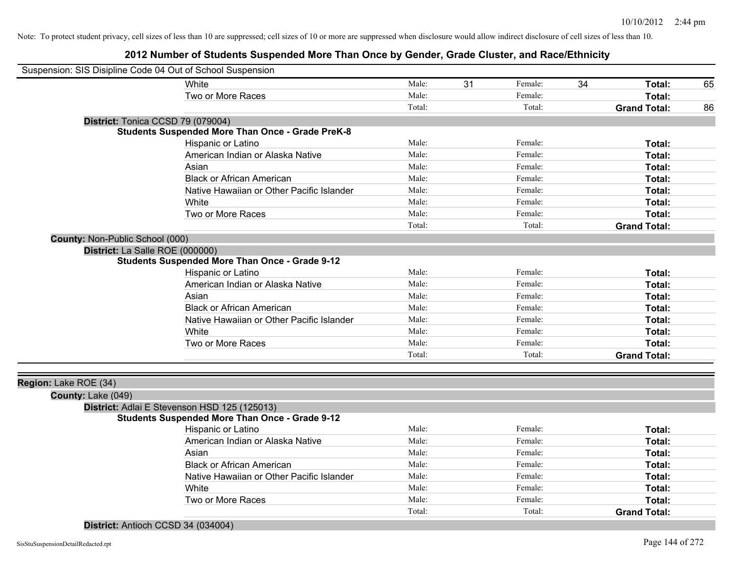Note: To protect student privacy, cell sizes of less than 10 are suppressed; cell sizes of 10 or more are suppressed when disclosure would allow indirect disclosure of cell sizes of less than 10.

## 2012 Number of Students Suspended More Than Once by Gender, Grade Cluster, and Race/Ethnicity

Suspension: SIS Disipline Code 04 Out of School Suspension

| | Male: | | Female: | | | |
|---|---|---|---|---|---|---|
| White | Male: | 31 | Female: | 34 | **Total:** | 65 |
| Two or More Races | Male: | | Female: | | **Total:** | |
| | Total: | | Total: | | **Grand Total:** | 86 |

**District:** Tonica CCSD 79 (079004)

**Students Suspended More Than Once - Grade PreK-8**

| | | | | | | |
|---|---|---|---|---|---|---|
| Hispanic or Latino | Male: | | Female: | | **Total:** | |
| American Indian or Alaska Native | Male: | | Female: | | **Total:** | |
| Asian | Male: | | Female: | | **Total:** | |
| Black or African American | Male: | | Female: | | **Total:** | |
| Native Hawaiian or Other Pacific Islander | Male: | | Female: | | **Total:** | |
| White | Male: | | Female: | | **Total:** | |
| Two or More Races | Male: | | Female: | | **Total:** | |
| | Total: | | Total: | | **Grand Total:** | |

**County:** Non-Public School (000)

**District:** La Salle ROE (000000)

**Students Suspended More Than Once - Grade 9-12**

| | | | | | | |
|---|---|---|---|---|---|---|
| Hispanic or Latino | Male: | | Female: | | **Total:** | |
| American Indian or Alaska Native | Male: | | Female: | | **Total:** | |
| Asian | Male: | | Female: | | **Total:** | |
| Black or African American | Male: | | Female: | | **Total:** | |
| Native Hawaiian or Other Pacific Islander | Male: | | Female: | | **Total:** | |
| White | Male: | | Female: | | **Total:** | |
| Two or More Races | Male: | | Female: | | **Total:** | |
| | Total: | | Total: | | **Grand Total:** | |

**Region:** Lake ROE (34)

**County:** Lake (049)

**District:** Adlai E Stevenson HSD 125 (125013)

**Students Suspended More Than Once - Grade 9-12**

| | | | | | | |
|---|---|---|---|---|---|---|
| Hispanic or Latino | Male: | | Female: | | **Total:** | |
| American Indian or Alaska Native | Male: | | Female: | | **Total:** | |
| Asian | Male: | | Female: | | **Total:** | |
| Black or African American | Male: | | Female: | | **Total:** | |
| Native Hawaiian or Other Pacific Islander | Male: | | Female: | | **Total:** | |
| White | Male: | | Female: | | **Total:** | |
| Two or More Races | Male: | | Female: | | **Total:** | |
| | Total: | | Total: | | **Grand Total:** | |

**District:** Antioch CCSD 34 (034004)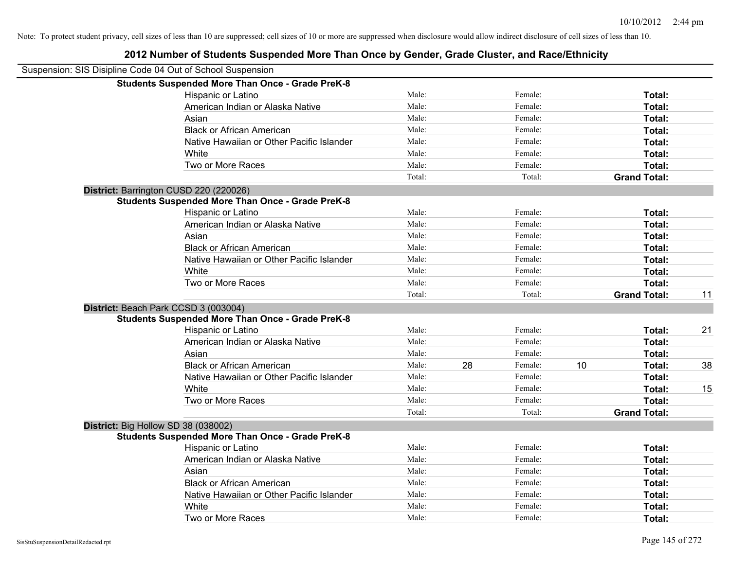Note: To protect student privacy, cell sizes of less than 10 are suppressed; cell sizes of 10 or more are suppressed when disclosure would allow indirect disclosure of cell sizes of less than 10.

## 2012 Number of Students Suspended More Than Once by Gender, Grade Cluster, and Race/Ethnicity

Suspension: SIS Disipline Code 04 Out of School Suspension

**Students Suspended More Than Once - Grade PreK-8**

| | | | | | | |
|---|---|---|---|---|---|---|
| Hispanic or Latino | Male: | | Female: | | **Total:** | |
| American Indian or Alaska Native | Male: | | Female: | | **Total:** | |
| Asian | Male: | | Female: | | **Total:** | |
| Black or African American | Male: | | Female: | | **Total:** | |
| Native Hawaiian or Other Pacific Islander | Male: | | Female: | | **Total:** | |
| White | Male: | | Female: | | **Total:** | |
| Two or More Races | Male: | | Female: | | **Total:** | |
| | Total: | | Total: | | **Grand Total:** | |

**District:** Barrington CUSD 220 (220026)

**Students Suspended More Than Once - Grade PreK-8**

| | | | | | | |
|---|---|---|---|---|---|---|
| Hispanic or Latino | Male: | | Female: | | **Total:** | |
| American Indian or Alaska Native | Male: | | Female: | | **Total:** | |
| Asian | Male: | | Female: | | **Total:** | |
| Black or African American | Male: | | Female: | | **Total:** | |
| Native Hawaiian or Other Pacific Islander | Male: | | Female: | | **Total:** | |
| White | Male: | | Female: | | **Total:** | |
| Two or More Races | Male: | | Female: | | **Total:** | |
| | Total: | | Total: | | **Grand Total:** | 11 |

**District:** Beach Park CCSD 3 (003004)

**Students Suspended More Than Once - Grade PreK-8**

| | | | | | | |
|---|---|---|---|---|---|---|
| Hispanic or Latino | Male: | | Female: | | **Total:** | 21 |
| American Indian or Alaska Native | Male: | | Female: | | **Total:** | |
| Asian | Male: | | Female: | | **Total:** | |
| Black or African American | Male: | 28 | Female: | 10 | **Total:** | 38 |
| Native Hawaiian or Other Pacific Islander | Male: | | Female: | | **Total:** | |
| White | Male: | | Female: | | **Total:** | 15 |
| Two or More Races | Male: | | Female: | | **Total:** | |
| | Total: | | Total: | | **Grand Total:** | |

**District:** Big Hollow SD 38 (038002)

**Students Suspended More Than Once - Grade PreK-8**

| | | | | | | |
|---|---|---|---|---|---|---|
| Hispanic or Latino | Male: | | Female: | | **Total:** | |
| American Indian or Alaska Native | Male: | | Female: | | **Total:** | |
| Asian | Male: | | Female: | | **Total:** | |
| Black or African American | Male: | | Female: | | **Total:** | |
| Native Hawaiian or Other Pacific Islander | Male: | | Female: | | **Total:** | |
| White | Male: | | Female: | | **Total:** | |
| Two or More Races | Male: | | Female: | | **Total:** | |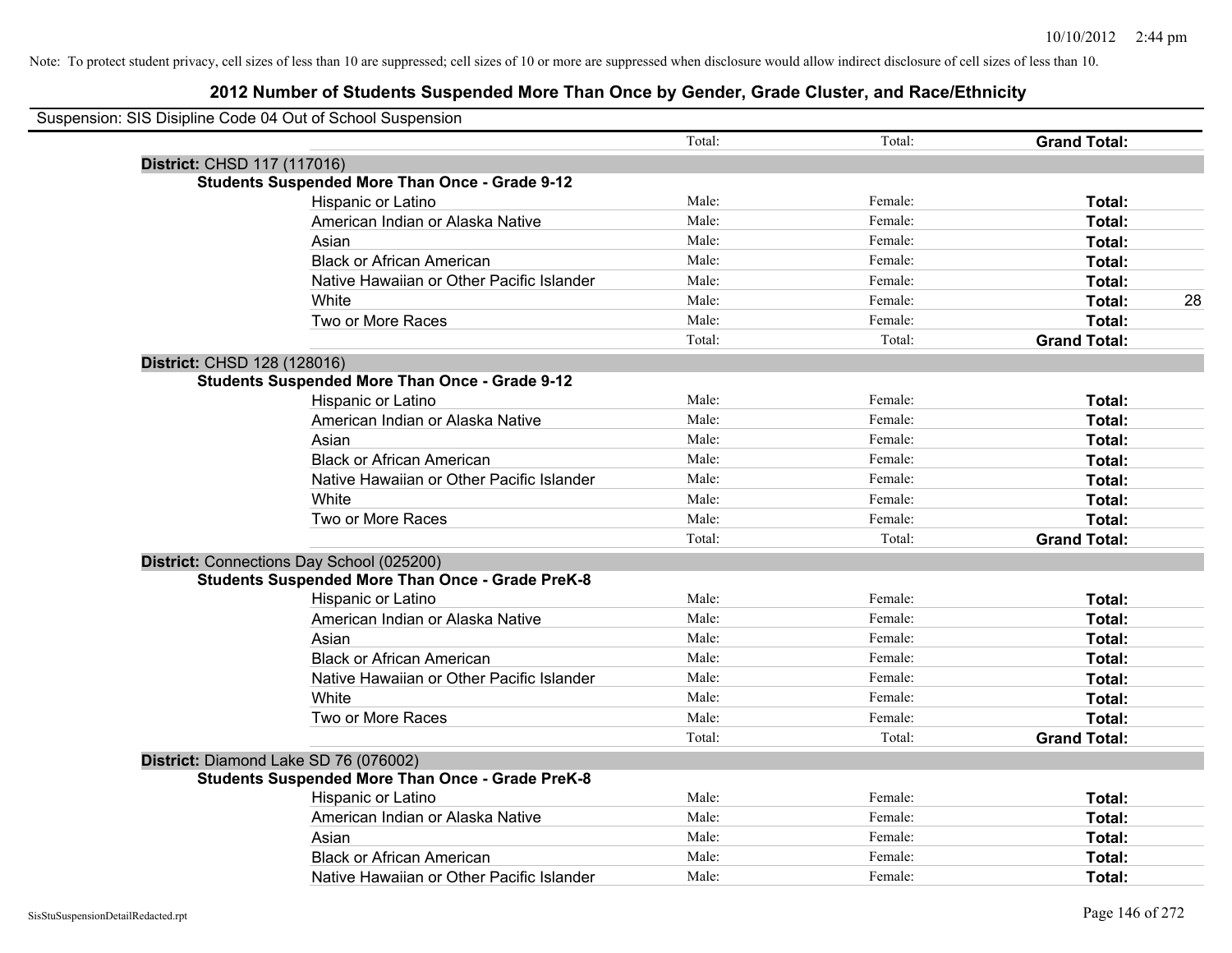Note: To protect student privacy, cell sizes of less than 10 are suppressed; cell sizes of 10 or more are suppressed when disclosure would allow indirect disclosure of cell sizes of less than 10.

## 2012 Number of Students Suspended More Than Once by Gender, Grade Cluster, and Race/Ethnicity

Suspension: SIS Disipline Code 04 Out of School Suspension

| | | Total: | Total: | **Grand Total:** | |
|---|---|---|---|---|---|
| **District:** CHSD 117 (117016) | | | | | |
| **Students Suspended More Than Once - Grade 9-12** | | | | | |
| | Hispanic or Latino | Male: | Female: | **Total:** | |
| | American Indian or Alaska Native | Male: | Female: | **Total:** | |
| | Asian | Male: | Female: | **Total:** | |
| | Black or African American | Male: | Female: | **Total:** | |
| | Native Hawaiian or Other Pacific Islander | Male: | Female: | **Total:** | |
| | White | Male: | Female: | **Total:** | 28 |
| | Two or More Races | Male: | Female: | **Total:** | |
| | | Total: | Total: | **Grand Total:** | |
| **District:** CHSD 128 (128016) | | | | | |
| **Students Suspended More Than Once - Grade 9-12** | | | | | |
| | Hispanic or Latino | Male: | Female: | **Total:** | |
| | American Indian or Alaska Native | Male: | Female: | **Total:** | |
| | Asian | Male: | Female: | **Total:** | |
| | Black or African American | Male: | Female: | **Total:** | |
| | Native Hawaiian or Other Pacific Islander | Male: | Female: | **Total:** | |
| | White | Male: | Female: | **Total:** | |
| | Two or More Races | Male: | Female: | **Total:** | |
| | | Total: | Total: | **Grand Total:** | |
| **District:** Connections Day School (025200) | | | | | |
| **Students Suspended More Than Once - Grade PreK-8** | | | | | |
| | Hispanic or Latino | Male: | Female: | **Total:** | |
| | American Indian or Alaska Native | Male: | Female: | **Total:** | |
| | Asian | Male: | Female: | **Total:** | |
| | Black or African American | Male: | Female: | **Total:** | |
| | Native Hawaiian or Other Pacific Islander | Male: | Female: | **Total:** | |
| | White | Male: | Female: | **Total:** | |
| | Two or More Races | Male: | Female: | **Total:** | |
| | | Total: | Total: | **Grand Total:** | |
| **District:** Diamond Lake SD 76 (076002) | | | | | |
| **Students Suspended More Than Once - Grade PreK-8** | | | | | |
| | Hispanic or Latino | Male: | Female: | **Total:** | |
| | American Indian or Alaska Native | Male: | Female: | **Total:** | |
| | Asian | Male: | Female: | **Total:** | |
| | Black or African American | Male: | Female: | **Total:** | |
| | Native Hawaiian or Other Pacific Islander | Male: | Female: | **Total:** | |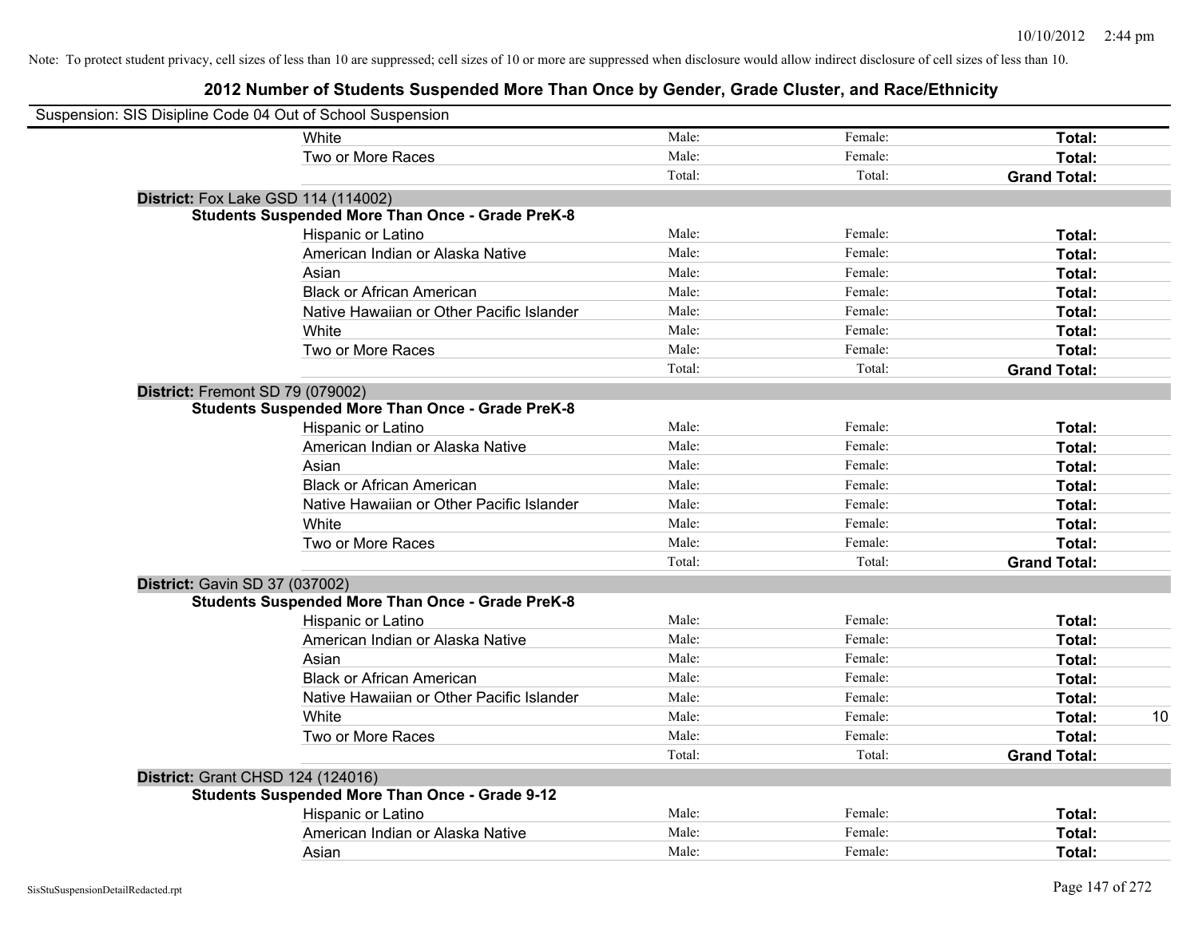Note: To protect student privacy, cell sizes of less than 10 are suppressed; cell sizes of 10 or more are suppressed when disclosure would allow indirect disclosure of cell sizes of less than 10.

## 2012 Number of Students Suspended More Than Once by Gender, Grade Cluster, and Race/Ethnicity

Suspension: SIS Disipline Code 04 Out of School Suspension

| | | | | |
|---|---|---|---|---|
| White | Male: | Female: | **Total:** | |
| Two or More Races | Male: | Female: | **Total:** | |
| | Total: | Total: | **Grand Total:** | |

**District:** Fox Lake GSD 114 (114002)

**Students Suspended More Than Once - Grade PreK-8**

| | | | | |
|---|---|---|---|---|
| Hispanic or Latino | Male: | Female: | **Total:** | |
| American Indian or Alaska Native | Male: | Female: | **Total:** | |
| Asian | Male: | Female: | **Total:** | |
| Black or African American | Male: | Female: | **Total:** | |
| Native Hawaiian or Other Pacific Islander | Male: | Female: | **Total:** | |
| White | Male: | Female: | **Total:** | |
| Two or More Races | Male: | Female: | **Total:** | |
| | Total: | Total: | **Grand Total:** | |

**District:** Fremont SD 79 (079002)

**Students Suspended More Than Once - Grade PreK-8**

| | | | | |
|---|---|---|---|---|
| Hispanic or Latino | Male: | Female: | **Total:** | |
| American Indian or Alaska Native | Male: | Female: | **Total:** | |
| Asian | Male: | Female: | **Total:** | |
| Black or African American | Male: | Female: | **Total:** | |
| Native Hawaiian or Other Pacific Islander | Male: | Female: | **Total:** | |
| White | Male: | Female: | **Total:** | |
| Two or More Races | Male: | Female: | **Total:** | |
| | Total: | Total: | **Grand Total:** | |

**District:** Gavin SD 37 (037002)

**Students Suspended More Than Once - Grade PreK-8**

| | | | | |
|---|---|---|---|---|
| Hispanic or Latino | Male: | Female: | **Total:** | |
| American Indian or Alaska Native | Male: | Female: | **Total:** | |
| Asian | Male: | Female: | **Total:** | |
| Black or African American | Male: | Female: | **Total:** | |
| Native Hawaiian or Other Pacific Islander | Male: | Female: | **Total:** | |
| White | Male: | Female: | **Total:** | 10 |
| Two or More Races | Male: | Female: | **Total:** | |
| | Total: | Total: | **Grand Total:** | |

**District:** Grant CHSD 124 (124016)

**Students Suspended More Than Once - Grade 9-12**

| | | | | |
|---|---|---|---|---|
| Hispanic or Latino | Male: | Female: | **Total:** | |
| American Indian or Alaska Native | Male: | Female: | **Total:** | |
| Asian | Male: | Female: | **Total:** | |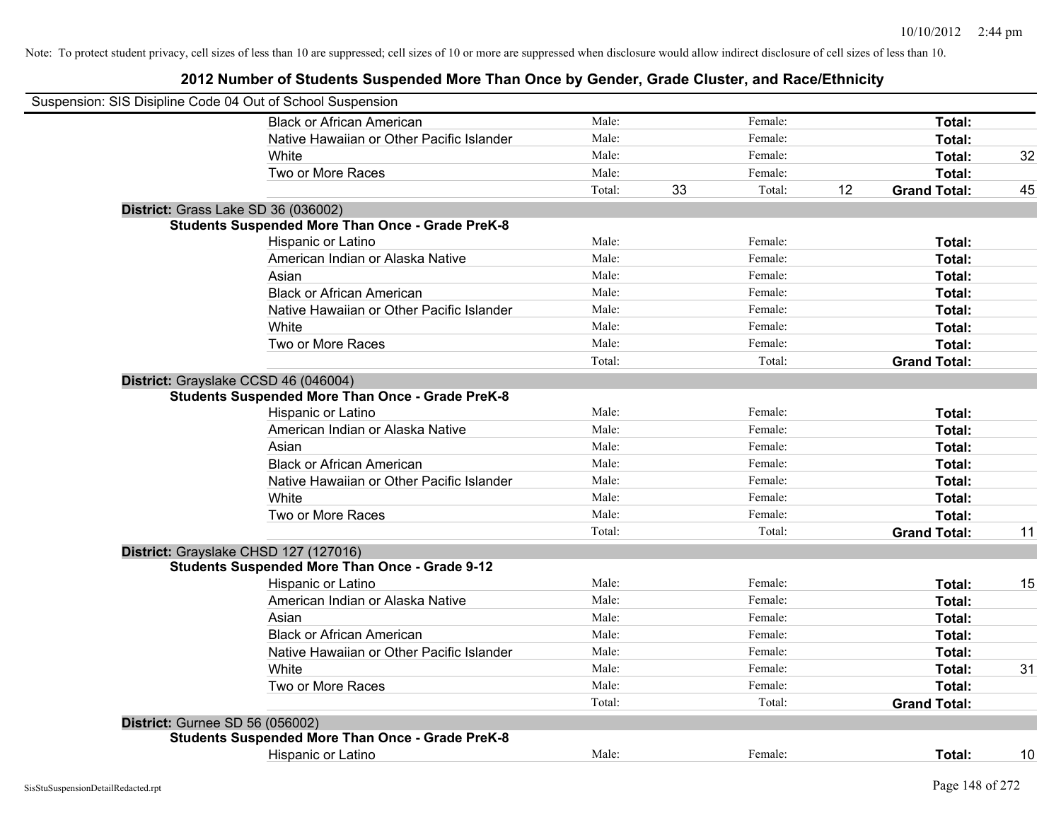Note: To protect student privacy, cell sizes of less than 10 are suppressed; cell sizes of 10 or more are suppressed when disclosure would allow indirect disclosure of cell sizes of less than 10.

# 2012 Number of Students Suspended More Than Once by Gender, Grade Cluster, and Race/Ethnicity

Suspension: SIS Disipline Code 04 Out of School Suspension

| | | | | | | |
|---|---|---|---|---|---|---|
| Black or African American | Male: | | Female: | | **Total:** | |
| Native Hawaiian or Other Pacific Islander | Male: | | Female: | | **Total:** | |
| White | Male: | | Female: | | **Total:** | 32 |
| Two or More Races | Male: | | Female: | | **Total:** | |
| | Total: | 33 | Total: | 12 | **Grand Total:** | 45 |

**District:** Grass Lake SD 36 (036002)

**Students Suspended More Than Once - Grade PreK-8**

| | | | | | | |
|---|---|---|---|---|---|---|
| Hispanic or Latino | Male: | | Female: | | **Total:** | |
| American Indian or Alaska Native | Male: | | Female: | | **Total:** | |
| Asian | Male: | | Female: | | **Total:** | |
| Black or African American | Male: | | Female: | | **Total:** | |
| Native Hawaiian or Other Pacific Islander | Male: | | Female: | | **Total:** | |
| White | Male: | | Female: | | **Total:** | |
| Two or More Races | Male: | | Female: | | **Total:** | |
| | Total: | | Total: | | **Grand Total:** | |

**District:** Grayslake CCSD 46 (046004)

**Students Suspended More Than Once - Grade PreK-8**

| | | | | | | |
|---|---|---|---|---|---|---|
| Hispanic or Latino | Male: | | Female: | | **Total:** | |
| American Indian or Alaska Native | Male: | | Female: | | **Total:** | |
| Asian | Male: | | Female: | | **Total:** | |
| Black or African American | Male: | | Female: | | **Total:** | |
| Native Hawaiian or Other Pacific Islander | Male: | | Female: | | **Total:** | |
| White | Male: | | Female: | | **Total:** | |
| Two or More Races | Male: | | Female: | | **Total:** | |
| | Total: | | Total: | | **Grand Total:** | 11 |

**District:** Grayslake CHSD 127 (127016)

**Students Suspended More Than Once - Grade 9-12**

| | | | | | | |
|---|---|---|---|---|---|---|
| Hispanic or Latino | Male: | | Female: | | **Total:** | 15 |
| American Indian or Alaska Native | Male: | | Female: | | **Total:** | |
| Asian | Male: | | Female: | | **Total:** | |
| Black or African American | Male: | | Female: | | **Total:** | |
| Native Hawaiian or Other Pacific Islander | Male: | | Female: | | **Total:** | |
| White | Male: | | Female: | | **Total:** | 31 |
| Two or More Races | Male: | | Female: | | **Total:** | |
| | Total: | | Total: | | **Grand Total:** | |

**District:** Gurnee SD 56 (056002)

**Students Suspended More Than Once - Grade PreK-8**

| | | | | | | |
|---|---|---|---|---|---|---|
| Hispanic or Latino | Male: | | Female: | | **Total:** | 10 |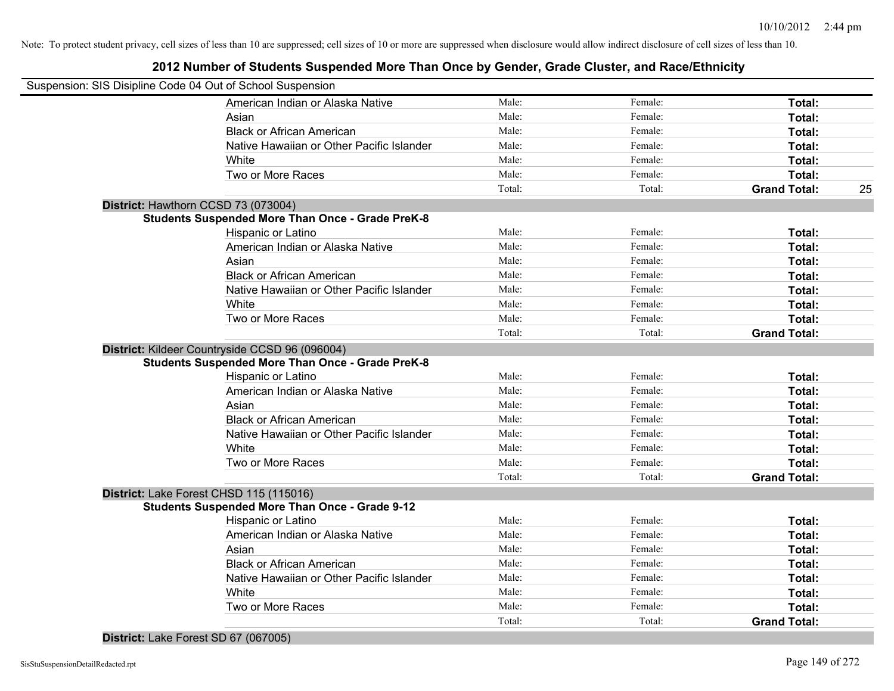Note: To protect student privacy, cell sizes of less than 10 are suppressed; cell sizes of 10 or more are suppressed when disclosure would allow indirect disclosure of cell sizes of less than 10.

# 2012 Number of Students Suspended More Than Once by Gender, Grade Cluster, and Race/Ethnicity

Suspension: SIS Disipline Code 04 Out of School Suspension

| | | | | |
|---|---|---|---|---|
| American Indian or Alaska Native | Male: | Female: | **Total:** | |
| Asian | Male: | Female: | **Total:** | |
| Black or African American | Male: | Female: | **Total:** | |
| Native Hawaiian or Other Pacific Islander | Male: | Female: | **Total:** | |
| White | Male: | Female: | **Total:** | |
| Two or More Races | Male: | Female: | **Total:** | |
| | Total: | Total: | **Grand Total:** | 25 |

**District:** Hawthorn CCSD 73 (073004)

**Students Suspended More Than Once - Grade PreK-8**

| | | | | |
|---|---|---|---|---|
| Hispanic or Latino | Male: | Female: | **Total:** | |
| American Indian or Alaska Native | Male: | Female: | **Total:** | |
| Asian | Male: | Female: | **Total:** | |
| Black or African American | Male: | Female: | **Total:** | |
| Native Hawaiian or Other Pacific Islander | Male: | Female: | **Total:** | |
| White | Male: | Female: | **Total:** | |
| Two or More Races | Male: | Female: | **Total:** | |
| | Total: | Total: | **Grand Total:** | |

**District:** Kildeer Countryside CCSD 96 (096004)

**Students Suspended More Than Once - Grade PreK-8**

| | | | | |
|---|---|---|---|---|
| Hispanic or Latino | Male: | Female: | **Total:** | |
| American Indian or Alaska Native | Male: | Female: | **Total:** | |
| Asian | Male: | Female: | **Total:** | |
| Black or African American | Male: | Female: | **Total:** | |
| Native Hawaiian or Other Pacific Islander | Male: | Female: | **Total:** | |
| White | Male: | Female: | **Total:** | |
| Two or More Races | Male: | Female: | **Total:** | |
| | Total: | Total: | **Grand Total:** | |

**District:** Lake Forest CHSD 115 (115016)

**Students Suspended More Than Once - Grade 9-12**

| | | | | |
|---|---|---|---|---|
| Hispanic or Latino | Male: | Female: | **Total:** | |
| American Indian or Alaska Native | Male: | Female: | **Total:** | |
| Asian | Male: | Female: | **Total:** | |
| Black or African American | Male: | Female: | **Total:** | |
| Native Hawaiian or Other Pacific Islander | Male: | Female: | **Total:** | |
| White | Male: | Female: | **Total:** | |
| Two or More Races | Male: | Female: | **Total:** | |
| | Total: | Total: | **Grand Total:** | |

**District:** Lake Forest SD 67 (067005)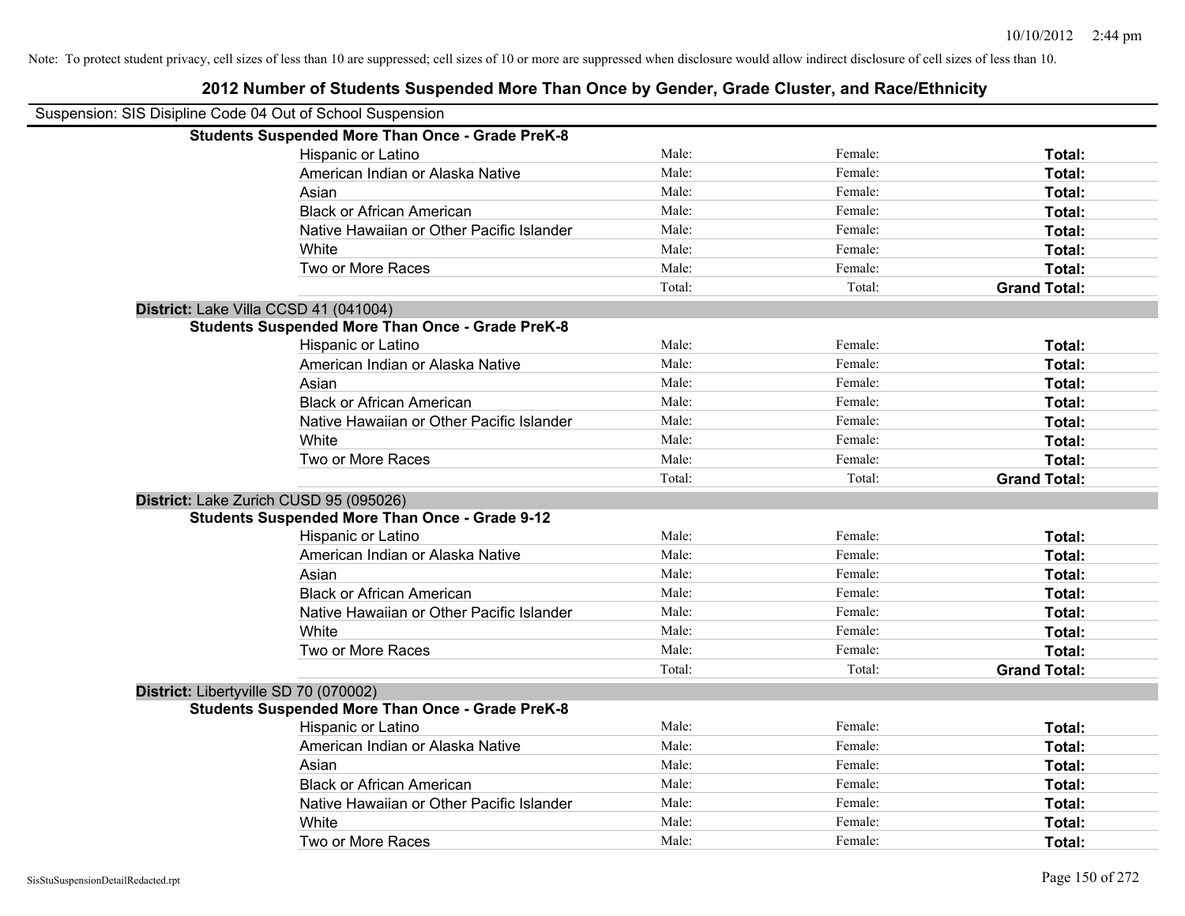Note: To protect student privacy, cell sizes of less than 10 are suppressed; cell sizes of 10 or more are suppressed when disclosure would allow indirect disclosure of cell sizes of less than 10.

## 2012 Number of Students Suspended More Than Once by Gender, Grade Cluster, and Race/Ethnicity

Suspension: SIS Disipline Code 04 Out of School Suspension

**Students Suspended More Than Once - Grade PreK-8**

| | | | |
|---|---|---|---|
| Hispanic or Latino | Male: | Female: | **Total:** |
| American Indian or Alaska Native | Male: | Female: | **Total:** |
| Asian | Male: | Female: | **Total:** |
| Black or African American | Male: | Female: | **Total:** |
| Native Hawaiian or Other Pacific Islander | Male: | Female: | **Total:** |
| White | Male: | Female: | **Total:** |
| Two or More Races | Male: | Female: | **Total:** |
| | Total: | Total: | **Grand Total:** |

**District:** Lake Villa CCSD 41 (041004)

**Students Suspended More Than Once - Grade PreK-8**

| | | | |
|---|---|---|---|
| Hispanic or Latino | Male: | Female: | **Total:** |
| American Indian or Alaska Native | Male: | Female: | **Total:** |
| Asian | Male: | Female: | **Total:** |
| Black or African American | Male: | Female: | **Total:** |
| Native Hawaiian or Other Pacific Islander | Male: | Female: | **Total:** |
| White | Male: | Female: | **Total:** |
| Two or More Races | Male: | Female: | **Total:** |
| | Total: | Total: | **Grand Total:** |

**District:** Lake Zurich CUSD 95 (095026)

**Students Suspended More Than Once - Grade 9-12**

| | | | |
|---|---|---|---|
| Hispanic or Latino | Male: | Female: | **Total:** |
| American Indian or Alaska Native | Male: | Female: | **Total:** |
| Asian | Male: | Female: | **Total:** |
| Black or African American | Male: | Female: | **Total:** |
| Native Hawaiian or Other Pacific Islander | Male: | Female: | **Total:** |
| White | Male: | Female: | **Total:** |
| Two or More Races | Male: | Female: | **Total:** |
| | Total: | Total: | **Grand Total:** |

**District:** Libertyville SD 70 (070002)

**Students Suspended More Than Once - Grade PreK-8**

| | | | |
|---|---|---|---|
| Hispanic or Latino | Male: | Female: | **Total:** |
| American Indian or Alaska Native | Male: | Female: | **Total:** |
| Asian | Male: | Female: | **Total:** |
| Black or African American | Male: | Female: | **Total:** |
| Native Hawaiian or Other Pacific Islander | Male: | Female: | **Total:** |
| White | Male: | Female: | **Total:** |
| Two or More Races | Male: | Female: | **Total:** |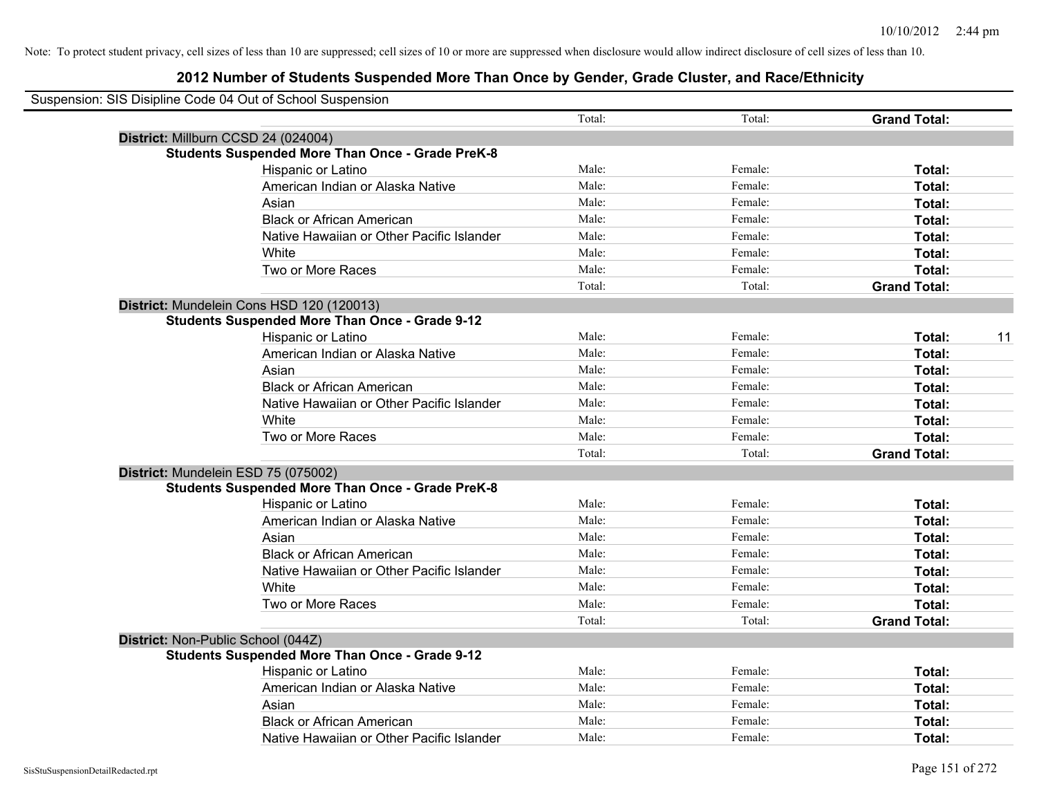Note: To protect student privacy, cell sizes of less than 10 are suppressed; cell sizes of 10 or more are suppressed when disclosure would allow indirect disclosure of cell sizes of less than 10.

# 2012 Number of Students Suspended More Than Once by Gender, Grade Cluster, and Race/Ethnicity

Suspension: SIS Disipline Code 04 Out of School Suspension

| | | Total: | Total: | **Grand Total:** | |
|---|---|---|---|---|---|
| **District:** Millburn CCSD 24 (024004) | | | | | |
| **Students Suspended More Than Once - Grade PreK-8** | | | | | |
| | Hispanic or Latino | Male: | Female: | **Total:** | |
| | American Indian or Alaska Native | Male: | Female: | **Total:** | |
| | Asian | Male: | Female: | **Total:** | |
| | Black or African American | Male: | Female: | **Total:** | |
| | Native Hawaiian or Other Pacific Islander | Male: | Female: | **Total:** | |
| | White | Male: | Female: | **Total:** | |
| | Two or More Races | Male: | Female: | **Total:** | |
| | | Total: | Total: | **Grand Total:** | |
| **District:** Mundelein Cons HSD 120 (120013) | | | | | |
| **Students Suspended More Than Once - Grade 9-12** | | | | | |
| | Hispanic or Latino | Male: | Female: | **Total:** | 11 |
| | American Indian or Alaska Native | Male: | Female: | **Total:** | |
| | Asian | Male: | Female: | **Total:** | |
| | Black or African American | Male: | Female: | **Total:** | |
| | Native Hawaiian or Other Pacific Islander | Male: | Female: | **Total:** | |
| | White | Male: | Female: | **Total:** | |
| | Two or More Races | Male: | Female: | **Total:** | |
| | | Total: | Total: | **Grand Total:** | |
| **District:** Mundelein ESD 75 (075002) | | | | | |
| **Students Suspended More Than Once - Grade PreK-8** | | | | | |
| | Hispanic or Latino | Male: | Female: | **Total:** | |
| | American Indian or Alaska Native | Male: | Female: | **Total:** | |
| | Asian | Male: | Female: | **Total:** | |
| | Black or African American | Male: | Female: | **Total:** | |
| | Native Hawaiian or Other Pacific Islander | Male: | Female: | **Total:** | |
| | White | Male: | Female: | **Total:** | |
| | Two or More Races | Male: | Female: | **Total:** | |
| | | Total: | Total: | **Grand Total:** | |
| **District:** Non-Public School (044Z) | | | | | |
| **Students Suspended More Than Once - Grade 9-12** | | | | | |
| | Hispanic or Latino | Male: | Female: | **Total:** | |
| | American Indian or Alaska Native | Male: | Female: | **Total:** | |
| | Asian | Male: | Female: | **Total:** | |
| | Black or African American | Male: | Female: | **Total:** | |
| | Native Hawaiian or Other Pacific Islander | Male: | Female: | **Total:** | |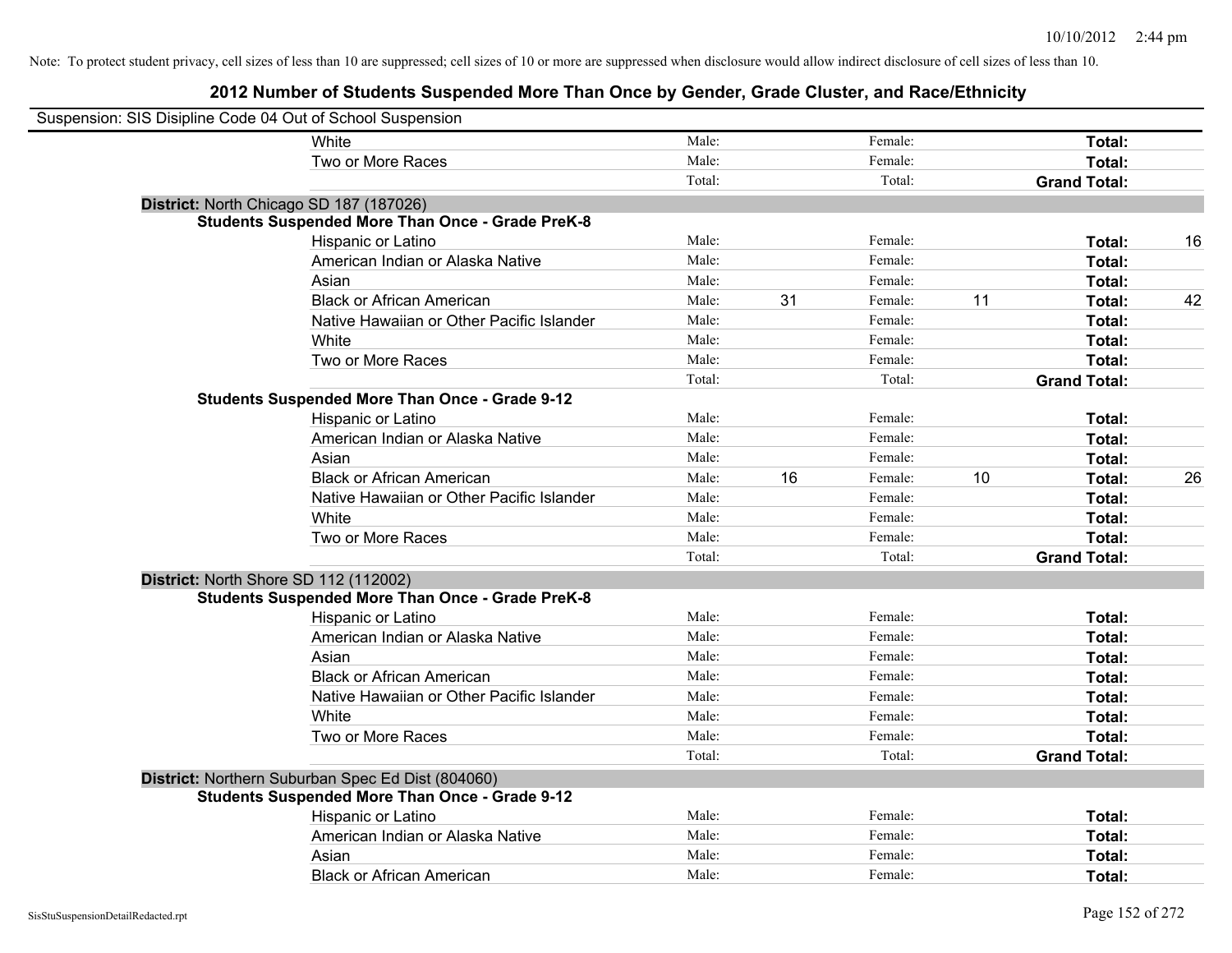Note: To protect student privacy, cell sizes of less than 10 are suppressed; cell sizes of 10 or more are suppressed when disclosure would allow indirect disclosure of cell sizes of less than 10.

## 2012 Number of Students Suspended More Than Once by Gender, Grade Cluster, and Race/Ethnicity

Suspension: SIS Disipline Code 04 Out of School Suspension

| | | | | | | |
|---|---|---|---|---|---|---|
| White | Male: | | Female: | | **Total:** | |
| Two or More Races | Male: | | Female: | | **Total:** | |
| | Total: | | Total: | | **Grand Total:** | |

**District:** North Chicago SD 187 (187026)

**Students Suspended More Than Once - Grade PreK-8**

| | | | | | | |
|---|---|---|---|---|---|---|
| Hispanic or Latino | Male: | | Female: | | **Total:** | 16 |
| American Indian or Alaska Native | Male: | | Female: | | **Total:** | |
| Asian | Male: | | Female: | | **Total:** | |
| Black or African American | Male: | 31 | Female: | 11 | **Total:** | 42 |
| Native Hawaiian or Other Pacific Islander | Male: | | Female: | | **Total:** | |
| White | Male: | | Female: | | **Total:** | |
| Two or More Races | Male: | | Female: | | **Total:** | |
| | Total: | | Total: | | **Grand Total:** | |

**Students Suspended More Than Once - Grade 9-12**

| | | | | | | |
|---|---|---|---|---|---|---|
| Hispanic or Latino | Male: | | Female: | | **Total:** | |
| American Indian or Alaska Native | Male: | | Female: | | **Total:** | |
| Asian | Male: | | Female: | | **Total:** | |
| Black or African American | Male: | 16 | Female: | 10 | **Total:** | 26 |
| Native Hawaiian or Other Pacific Islander | Male: | | Female: | | **Total:** | |
| White | Male: | | Female: | | **Total:** | |
| Two or More Races | Male: | | Female: | | **Total:** | |
| | Total: | | Total: | | **Grand Total:** | |

**District:** North Shore SD 112 (112002)

**Students Suspended More Than Once - Grade PreK-8**

| | | | | | | |
|---|---|---|---|---|---|---|
| Hispanic or Latino | Male: | | Female: | | **Total:** | |
| American Indian or Alaska Native | Male: | | Female: | | **Total:** | |
| Asian | Male: | | Female: | | **Total:** | |
| Black or African American | Male: | | Female: | | **Total:** | |
| Native Hawaiian or Other Pacific Islander | Male: | | Female: | | **Total:** | |
| White | Male: | | Female: | | **Total:** | |
| Two or More Races | Male: | | Female: | | **Total:** | |
| | Total: | | Total: | | **Grand Total:** | |

**District:** Northern Suburban Spec Ed Dist (804060)

**Students Suspended More Than Once - Grade 9-12**

| | | | | | | |
|---|---|---|---|---|---|---|
| Hispanic or Latino | Male: | | Female: | | **Total:** | |
| American Indian or Alaska Native | Male: | | Female: | | **Total:** | |
| Asian | Male: | | Female: | | **Total:** | |
| Black or African American | Male: | | Female: | | **Total:** | |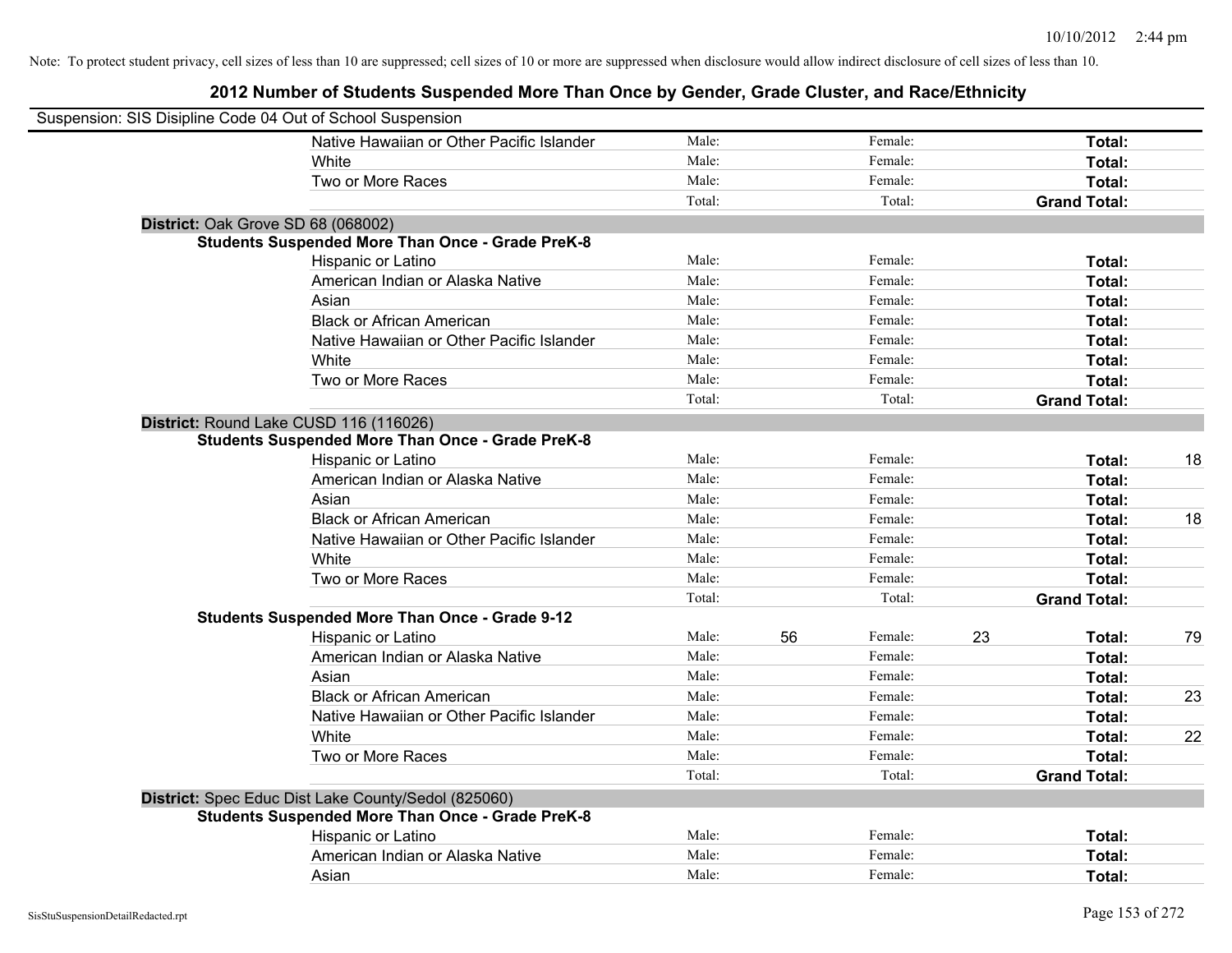Note: To protect student privacy, cell sizes of less than 10 are suppressed; cell sizes of 10 or more are suppressed when disclosure would allow indirect disclosure of cell sizes of less than 10.

# 2012 Number of Students Suspended More Than Once by Gender, Grade Cluster, and Race/Ethnicity

Suspension: SIS Disipline Code 04 Out of School Suspension

| | | | | | | |
|---|---|---|---|---|---|---|
| Native Hawaiian or Other Pacific Islander | Male: | | Female: | | **Total:** | |
| White | Male: | | Female: | | **Total:** | |
| Two or More Races | Male: | | Female: | | **Total:** | |
| | Total: | | Total: | | **Grand Total:** | |

**District:** Oak Grove SD 68 (068002)

**Students Suspended More Than Once - Grade PreK-8**

| | | | | | | |
|---|---|---|---|---|---|---|
| Hispanic or Latino | Male: | | Female: | | **Total:** | |
| American Indian or Alaska Native | Male: | | Female: | | **Total:** | |
| Asian | Male: | | Female: | | **Total:** | |
| Black or African American | Male: | | Female: | | **Total:** | |
| Native Hawaiian or Other Pacific Islander | Male: | | Female: | | **Total:** | |
| White | Male: | | Female: | | **Total:** | |
| Two or More Races | Male: | | Female: | | **Total:** | |
| | Total: | | Total: | | **Grand Total:** | |

**District:** Round Lake CUSD 116 (116026)

**Students Suspended More Than Once - Grade PreK-8**

| | | | | | | |
|---|---|---|---|---|---|---|
| Hispanic or Latino | Male: | | Female: | | **Total:** | 18 |
| American Indian or Alaska Native | Male: | | Female: | | **Total:** | |
| Asian | Male: | | Female: | | **Total:** | |
| Black or African American | Male: | | Female: | | **Total:** | 18 |
| Native Hawaiian or Other Pacific Islander | Male: | | Female: | | **Total:** | |
| White | Male: | | Female: | | **Total:** | |
| Two or More Races | Male: | | Female: | | **Total:** | |
| | Total: | | Total: | | **Grand Total:** | |

**Students Suspended More Than Once - Grade 9-12**

| | | | | | | |
|---|---|---|---|---|---|---|
| Hispanic or Latino | Male: | 56 | Female: | 23 | **Total:** | 79 |
| American Indian or Alaska Native | Male: | | Female: | | **Total:** | |
| Asian | Male: | | Female: | | **Total:** | |
| Black or African American | Male: | | Female: | | **Total:** | 23 |
| Native Hawaiian or Other Pacific Islander | Male: | | Female: | | **Total:** | |
| White | Male: | | Female: | | **Total:** | 22 |
| Two or More Races | Male: | | Female: | | **Total:** | |
| | Total: | | Total: | | **Grand Total:** | |

**District:** Spec Educ Dist Lake County/Sedol (825060)

**Students Suspended More Than Once - Grade PreK-8**

| | | | | | | |
|---|---|---|---|---|---|---|
| Hispanic or Latino | Male: | | Female: | | **Total:** | |
| American Indian or Alaska Native | Male: | | Female: | | **Total:** | |
| Asian | Male: | | Female: | | **Total:** | |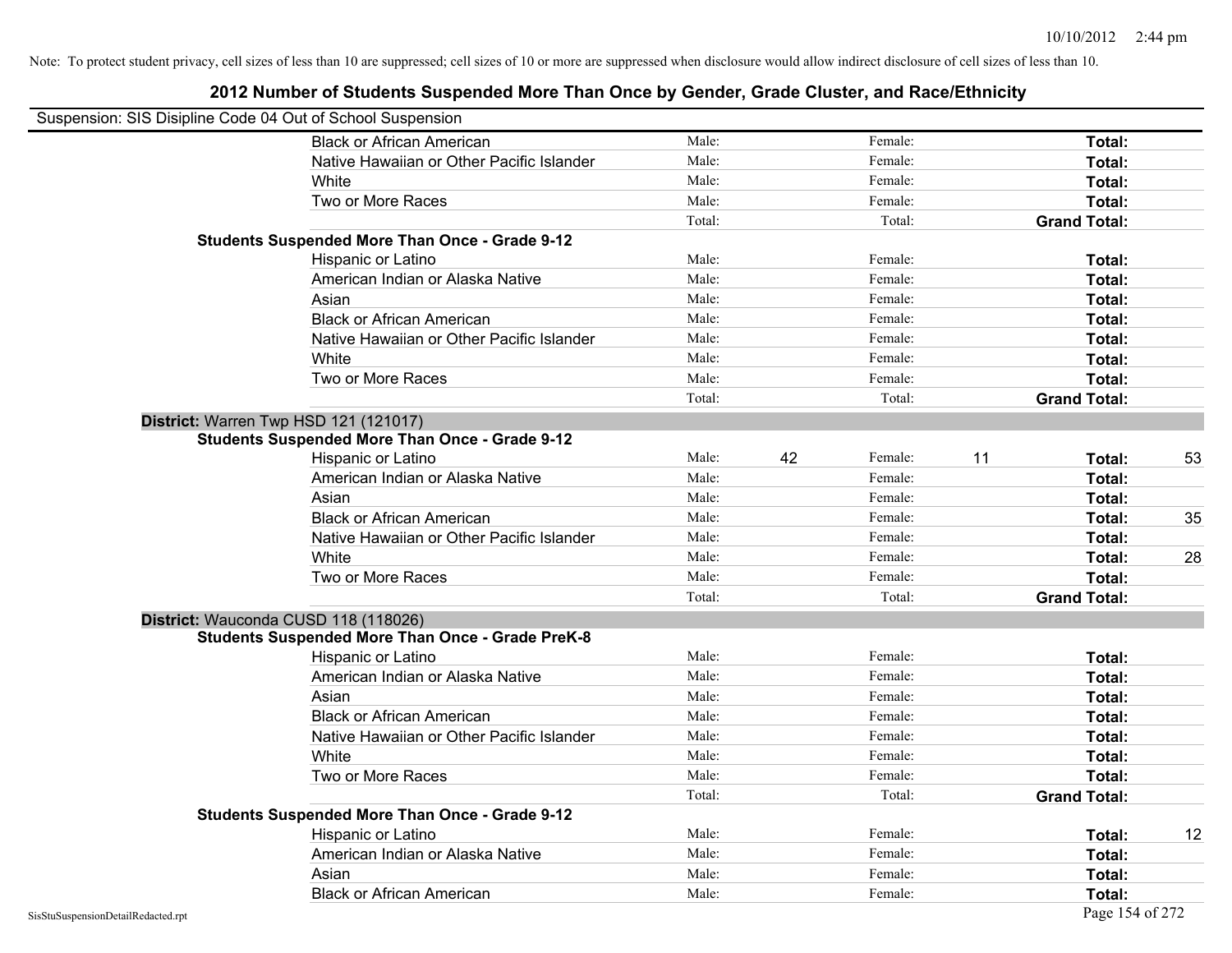Note: To protect student privacy, cell sizes of less than 10 are suppressed; cell sizes of 10 or more are suppressed when disclosure would allow indirect disclosure of cell sizes of less than 10.

## 2012 Number of Students Suspended More Than Once by Gender, Grade Cluster, and Race/Ethnicity

Suspension: SIS Disipline Code 04 Out of School Suspension

| | | | | | | |
|---|---|---|---|---|---|---|
| Black or African American | Male: | | Female: | | **Total:** | |
| Native Hawaiian or Other Pacific Islander | Male: | | Female: | | **Total:** | |
| White | Male: | | Female: | | **Total:** | |
| Two or More Races | Male: | | Female: | | **Total:** | |
| | Total: | | Total: | | **Grand Total:** | |

**Students Suspended More Than Once - Grade 9-12**

| | | | | | | |
|---|---|---|---|---|---|---|
| Hispanic or Latino | Male: | | Female: | | **Total:** | |
| American Indian or Alaska Native | Male: | | Female: | | **Total:** | |
| Asian | Male: | | Female: | | **Total:** | |
| Black or African American | Male: | | Female: | | **Total:** | |
| Native Hawaiian or Other Pacific Islander | Male: | | Female: | | **Total:** | |
| White | Male: | | Female: | | **Total:** | |
| Two or More Races | Male: | | Female: | | **Total:** | |
| | Total: | | Total: | | **Grand Total:** | |

**District:** Warren Twp HSD 121 (121017)

**Students Suspended More Than Once - Grade 9-12**

| | | | | | | |
|---|---|---|---|---|---|---|
| Hispanic or Latino | Male: | 42 | Female: | 11 | **Total:** | 53 |
| American Indian or Alaska Native | Male: | | Female: | | **Total:** | |
| Asian | Male: | | Female: | | **Total:** | |
| Black or African American | Male: | | Female: | | **Total:** | 35 |
| Native Hawaiian or Other Pacific Islander | Male: | | Female: | | **Total:** | |
| White | Male: | | Female: | | **Total:** | 28 |
| Two or More Races | Male: | | Female: | | **Total:** | |
| | Total: | | Total: | | **Grand Total:** | |

**District:** Wauconda CUSD 118 (118026)

**Students Suspended More Than Once - Grade PreK-8**

| | | | | | | |
|---|---|---|---|---|---|---|
| Hispanic or Latino | Male: | | Female: | | **Total:** | |
| American Indian or Alaska Native | Male: | | Female: | | **Total:** | |
| Asian | Male: | | Female: | | **Total:** | |
| Black or African American | Male: | | Female: | | **Total:** | |
| Native Hawaiian or Other Pacific Islander | Male: | | Female: | | **Total:** | |
| White | Male: | | Female: | | **Total:** | |
| Two or More Races | Male: | | Female: | | **Total:** | |
| | Total: | | Total: | | **Grand Total:** | |

**Students Suspended More Than Once - Grade 9-12**

| | | | | | | |
|---|---|---|---|---|---|---|
| Hispanic or Latino | Male: | | Female: | | **Total:** | 12 |
| American Indian or Alaska Native | Male: | | Female: | | **Total:** | |
| Asian | Male: | | Female: | | **Total:** | |
| Black or African American | Male: | | Female: | | **Total:** | |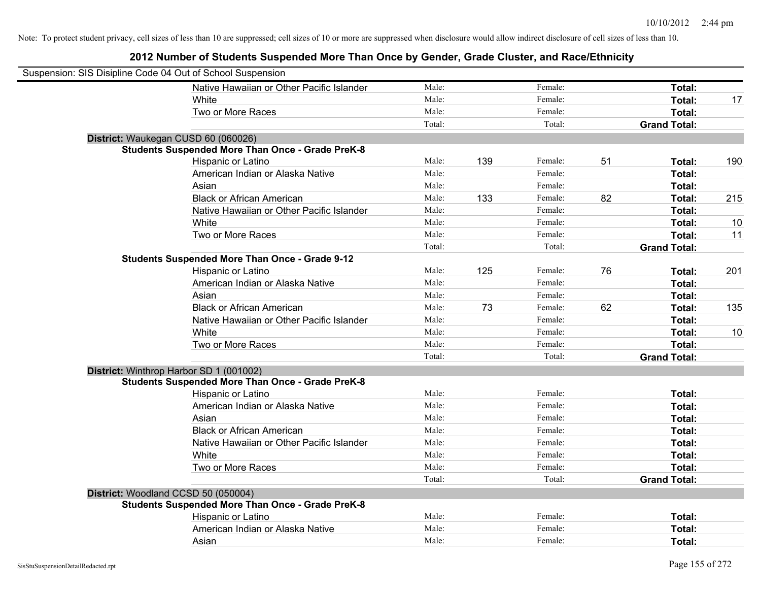Note: To protect student privacy, cell sizes of less than 10 are suppressed; cell sizes of 10 or more are suppressed when disclosure would allow indirect disclosure of cell sizes of less than 10.

## 2012 Number of Students Suspended More Than Once by Gender, Grade Cluster, and Race/Ethnicity

Suspension: SIS Disipline Code 04 Out of School Suspension

| | | | | | | |
|---|---|---|---|---|---|---|
| Native Hawaiian or Other Pacific Islander | Male: | | Female: | | **Total:** | |
| White | Male: | | Female: | | **Total:** | 17 |
| Two or More Races | Male: | | Female: | | **Total:** | |
| | Total: | | Total: | | **Grand Total:** | |

**District:** Waukegan CUSD 60 (060026)

**Students Suspended More Than Once - Grade PreK-8**

| | | | | | | |
|---|---|---|---|---|---|---|
| Hispanic or Latino | Male: | 139 | Female: | 51 | **Total:** | 190 |
| American Indian or Alaska Native | Male: | | Female: | | **Total:** | |
| Asian | Male: | | Female: | | **Total:** | |
| Black or African American | Male: | 133 | Female: | 82 | **Total:** | 215 |
| Native Hawaiian or Other Pacific Islander | Male: | | Female: | | **Total:** | |
| White | Male: | | Female: | | **Total:** | 10 |
| Two or More Races | Male: | | Female: | | **Total:** | 11 |
| | Total: | | Total: | | **Grand Total:** | |

**Students Suspended More Than Once - Grade 9-12**

| | | | | | | |
|---|---|---|---|---|---|---|
| Hispanic or Latino | Male: | 125 | Female: | 76 | **Total:** | 201 |
| American Indian or Alaska Native | Male: | | Female: | | **Total:** | |
| Asian | Male: | | Female: | | **Total:** | |
| Black or African American | Male: | 73 | Female: | 62 | **Total:** | 135 |
| Native Hawaiian or Other Pacific Islander | Male: | | Female: | | **Total:** | |
| White | Male: | | Female: | | **Total:** | 10 |
| Two or More Races | Male: | | Female: | | **Total:** | |
| | Total: | | Total: | | **Grand Total:** | |

**District:** Winthrop Harbor SD 1 (001002)

**Students Suspended More Than Once - Grade PreK-8**

| | | | | | | |
|---|---|---|---|---|---|---|
| Hispanic or Latino | Male: | | Female: | | **Total:** | |
| American Indian or Alaska Native | Male: | | Female: | | **Total:** | |
| Asian | Male: | | Female: | | **Total:** | |
| Black or African American | Male: | | Female: | | **Total:** | |
| Native Hawaiian or Other Pacific Islander | Male: | | Female: | | **Total:** | |
| White | Male: | | Female: | | **Total:** | |
| Two or More Races | Male: | | Female: | | **Total:** | |
| | Total: | | Total: | | **Grand Total:** | |

**District:** Woodland CCSD 50 (050004)

**Students Suspended More Than Once - Grade PreK-8**

| | | | | | | |
|---|---|---|---|---|---|---|
| Hispanic or Latino | Male: | | Female: | | **Total:** | |
| American Indian or Alaska Native | Male: | | Female: | | **Total:** | |
| Asian | Male: | | Female: | | **Total:** | |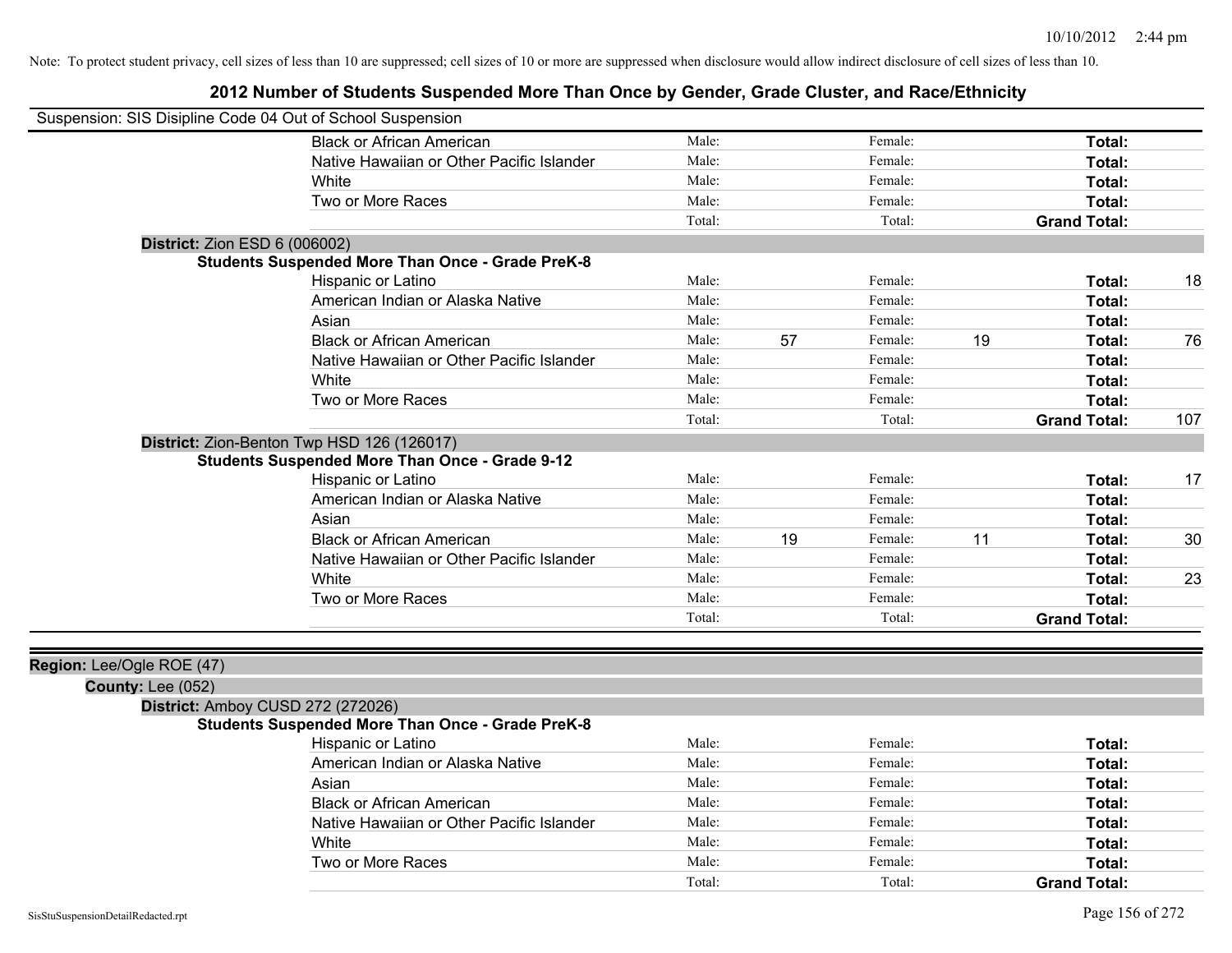Note: To protect student privacy, cell sizes of less than 10 are suppressed; cell sizes of 10 or more are suppressed when disclosure would allow indirect disclosure of cell sizes of less than 10.

# 2012 Number of Students Suspended More Than Once by Gender, Grade Cluster, and Race/Ethnicity

Suspension: SIS Disipline Code 04 Out of School Suspension

| | | | | | |
|---|---|---|---|---|---|
| Black or African American | Male: | | Female: | | Total: | |
| Native Hawaiian or Other Pacific Islander | Male: | | Female: | | Total: | |
| White | Male: | | Female: | | Total: | |
| Two or More Races | Male: | | Female: | | Total: | |
| | Total: | | Total: | | Grand Total: | |

**District:** Zion ESD 6 (006002)

**Students Suspended More Than Once - Grade PreK-8**

| Race/Ethnicity | Male: | | Female: | | Total: | |
|---|---|---|---|---|---|---|
| Hispanic or Latino | Male: | | Female: | | Total: | 18 |
| American Indian or Alaska Native | Male: | | Female: | | Total: | |
| Asian | Male: | | Female: | | Total: | |
| Black or African American | Male: | 57 | Female: | 19 | Total: | 76 |
| Native Hawaiian or Other Pacific Islander | Male: | | Female: | | Total: | |
| White | Male: | | Female: | | Total: | |
| Two or More Races | Male: | | Female: | | Total: | |
| | Total: | | Total: | | Grand Total: | 107 |

**District:** Zion-Benton Twp HSD 126 (126017)

**Students Suspended More Than Once - Grade 9-12**

| Race/Ethnicity | Male: | | Female: | | Total: | |
|---|---|---|---|---|---|---|
| Hispanic or Latino | Male: | | Female: | | Total: | 17 |
| American Indian or Alaska Native | Male: | | Female: | | Total: | |
| Asian | Male: | | Female: | | Total: | |
| Black or African American | Male: | 19 | Female: | 11 | Total: | 30 |
| Native Hawaiian or Other Pacific Islander | Male: | | Female: | | Total: | |
| White | Male: | | Female: | | Total: | 23 |
| Two or More Races | Male: | | Female: | | Total: | |
| | Total: | | Total: | | Grand Total: | |

**Region:** Lee/Ogle ROE (47)

**County:** Lee (052)

**District:** Amboy CUSD 272 (272026)

**Students Suspended More Than Once - Grade PreK-8**

| Race/Ethnicity | Male: | | Female: | | Total: | |
|---|---|---|---|---|---|---|
| Hispanic or Latino | Male: | | Female: | | Total: | |
| American Indian or Alaska Native | Male: | | Female: | | Total: | |
| Asian | Male: | | Female: | | Total: | |
| Black or African American | Male: | | Female: | | Total: | |
| Native Hawaiian or Other Pacific Islander | Male: | | Female: | | Total: | |
| White | Male: | | Female: | | Total: | |
| Two or More Races | Male: | | Female: | | Total: | |
| | Total: | | Total: | | Grand Total: | |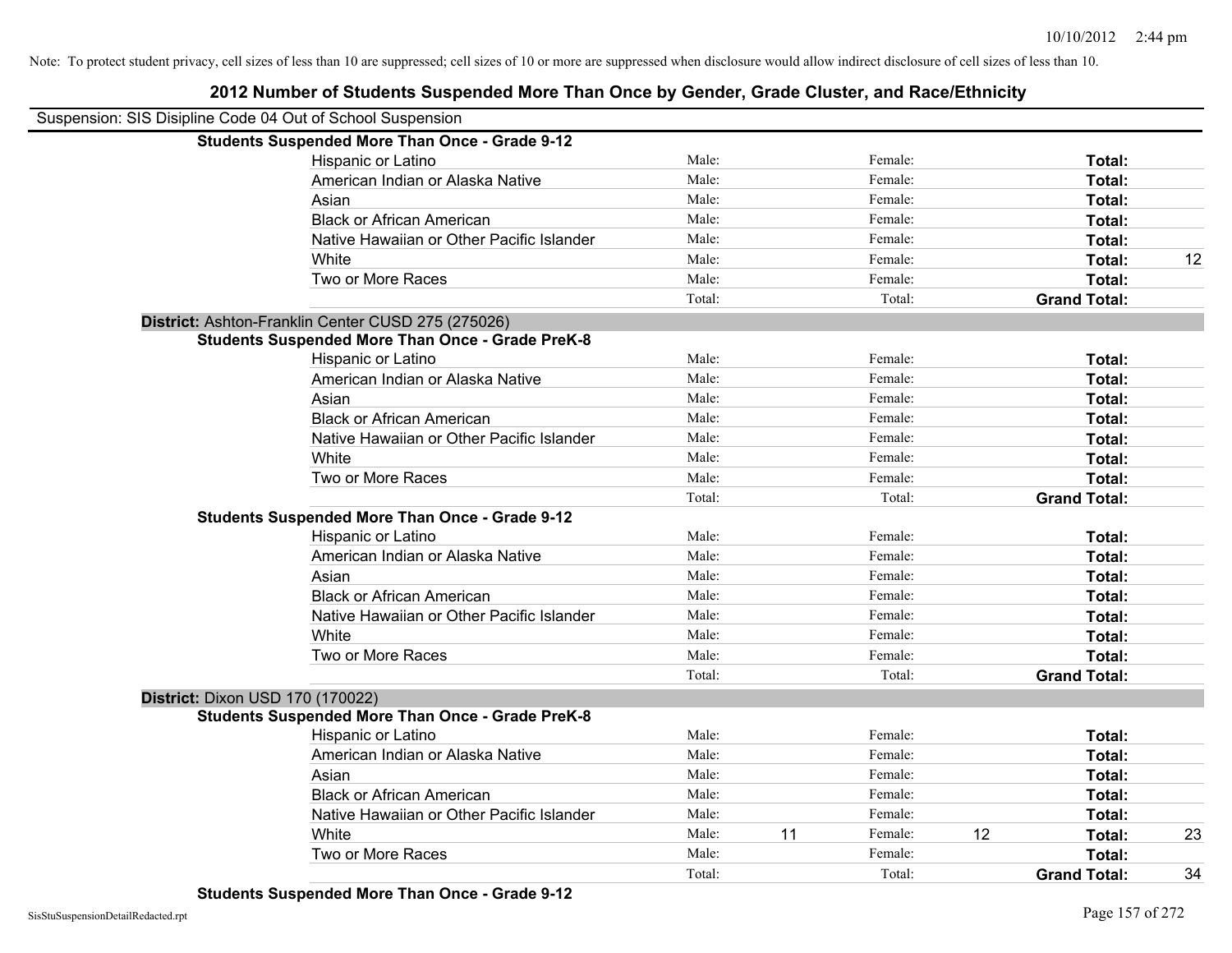Note: To protect student privacy, cell sizes of less than 10 are suppressed; cell sizes of 10 or more are suppressed when disclosure would allow indirect disclosure of cell sizes of less than 10.

## 2012 Number of Students Suspended More Than Once by Gender, Grade Cluster, and Race/Ethnicity

Suspension: SIS Disipline Code 04 Out of School Suspension

**Students Suspended More Than Once - Grade 9-12**

| | | | | | | |
|---|---|---|---|---|---|---|
| Hispanic or Latino | Male: | | Female: | | **Total:** | |
| American Indian or Alaska Native | Male: | | Female: | | **Total:** | |
| Asian | Male: | | Female: | | **Total:** | |
| Black or African American | Male: | | Female: | | **Total:** | |
| Native Hawaiian or Other Pacific Islander | Male: | | Female: | | **Total:** | |
| White | Male: | | Female: | | **Total:** | 12 |
| Two or More Races | Male: | | Female: | | **Total:** | |
| | Total: | | Total: | | **Grand Total:** | |

**District:** Ashton-Franklin Center CUSD 275 (275026)

**Students Suspended More Than Once - Grade PreK-8**

| | | | | | | |
|---|---|---|---|---|---|---|
| Hispanic or Latino | Male: | | Female: | | **Total:** | |
| American Indian or Alaska Native | Male: | | Female: | | **Total:** | |
| Asian | Male: | | Female: | | **Total:** | |
| Black or African American | Male: | | Female: | | **Total:** | |
| Native Hawaiian or Other Pacific Islander | Male: | | Female: | | **Total:** | |
| White | Male: | | Female: | | **Total:** | |
| Two or More Races | Male: | | Female: | | **Total:** | |
| | Total: | | Total: | | **Grand Total:** | |

**Students Suspended More Than Once - Grade 9-12**

| | | | | | | |
|---|---|---|---|---|---|---|
| Hispanic or Latino | Male: | | Female: | | **Total:** | |
| American Indian or Alaska Native | Male: | | Female: | | **Total:** | |
| Asian | Male: | | Female: | | **Total:** | |
| Black or African American | Male: | | Female: | | **Total:** | |
| Native Hawaiian or Other Pacific Islander | Male: | | Female: | | **Total:** | |
| White | Male: | | Female: | | **Total:** | |
| Two or More Races | Male: | | Female: | | **Total:** | |
| | Total: | | Total: | | **Grand Total:** | |

**District:** Dixon USD 170 (170022)

**Students Suspended More Than Once - Grade PreK-8**

| | | | | | | |
|---|---|---|---|---|---|---|
| Hispanic or Latino | Male: | | Female: | | **Total:** | |
| American Indian or Alaska Native | Male: | | Female: | | **Total:** | |
| Asian | Male: | | Female: | | **Total:** | |
| Black or African American | Male: | | Female: | | **Total:** | |
| Native Hawaiian or Other Pacific Islander | Male: | | Female: | | **Total:** | |
| White | Male: | 11 | Female: | 12 | **Total:** | 23 |
| Two or More Races | Male: | | Female: | | **Total:** | |
| | Total: | | Total: | | **Grand Total:** | 34 |

**Students Suspended More Than Once - Grade 9-12**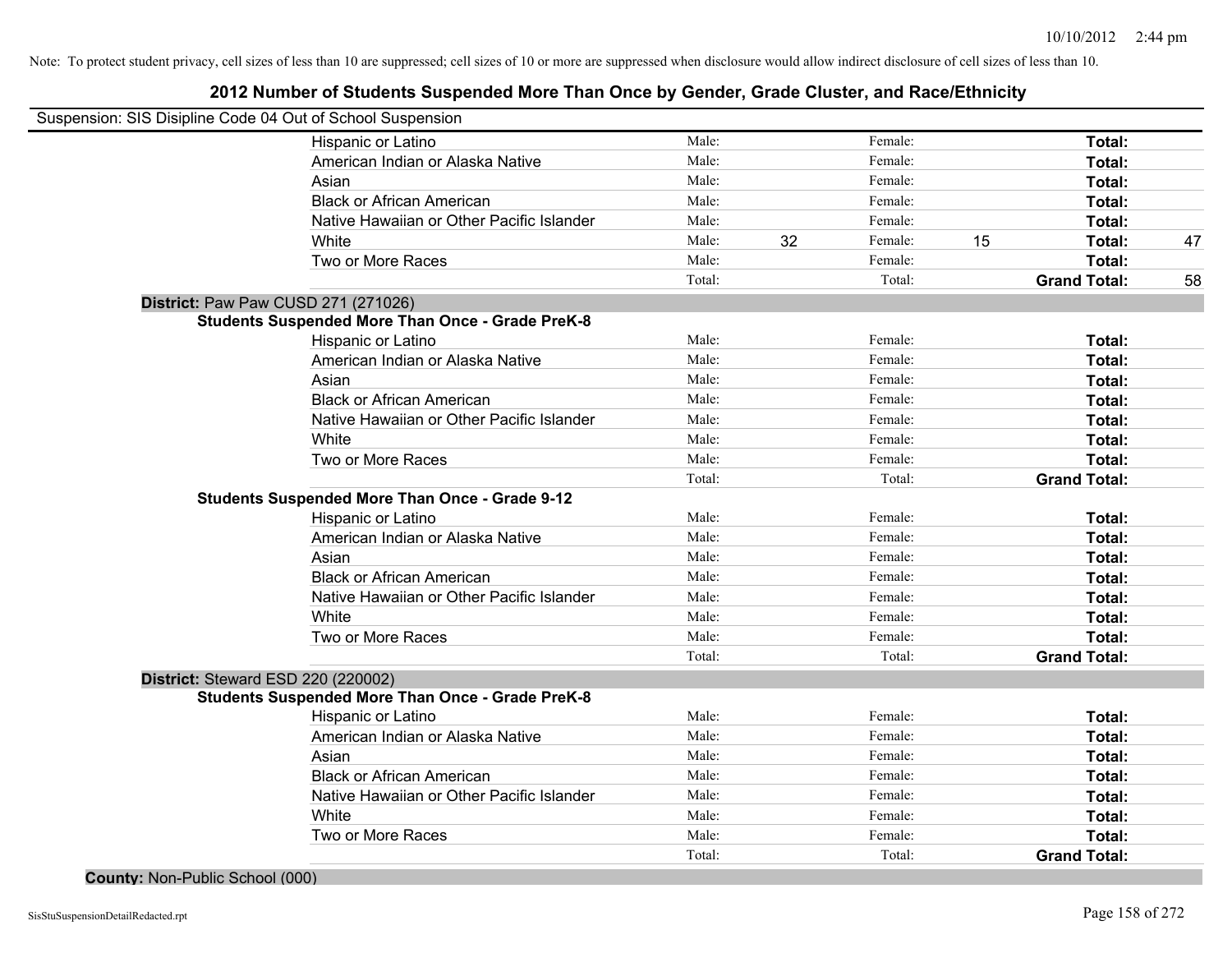Note: To protect student privacy, cell sizes of less than 10 are suppressed; cell sizes of 10 or more are suppressed when disclosure would allow indirect disclosure of cell sizes of less than 10.

# 2012 Number of Students Suspended More Than Once by Gender, Grade Cluster, and Race/Ethnicity

Suspension: SIS Disipline Code 04 Out of School Suspension

| | Male: | | Female: | | Total: | |
|---|---|---|---|---|---|---|
| Hispanic or Latino | Male: | | Female: | | **Total:** | |
| American Indian or Alaska Native | Male: | | Female: | | **Total:** | |
| Asian | Male: | | Female: | | **Total:** | |
| Black or African American | Male: | | Female: | | **Total:** | |
| Native Hawaiian or Other Pacific Islander | Male: | | Female: | | **Total:** | |
| White | Male: | 32 | Female: | 15 | **Total:** | 47 |
| Two or More Races | Male: | | Female: | | **Total:** | |
| | Total: | | Total: | | **Grand Total:** | 58 |

**District:** Paw Paw CUSD 271 (271026)

**Students Suspended More Than Once - Grade PreK-8**

| | | | | | | |
|---|---|---|---|---|---|---|
| Hispanic or Latino | Male: | | Female: | | **Total:** | |
| American Indian or Alaska Native | Male: | | Female: | | **Total:** | |
| Asian | Male: | | Female: | | **Total:** | |
| Black or African American | Male: | | Female: | | **Total:** | |
| Native Hawaiian or Other Pacific Islander | Male: | | Female: | | **Total:** | |
| White | Male: | | Female: | | **Total:** | |
| Two or More Races | Male: | | Female: | | **Total:** | |
| | Total: | | Total: | | **Grand Total:** | |

**Students Suspended More Than Once - Grade 9-12**

| | | | | | | |
|---|---|---|---|---|---|---|
| Hispanic or Latino | Male: | | Female: | | **Total:** | |
| American Indian or Alaska Native | Male: | | Female: | | **Total:** | |
| Asian | Male: | | Female: | | **Total:** | |
| Black or African American | Male: | | Female: | | **Total:** | |
| Native Hawaiian or Other Pacific Islander | Male: | | Female: | | **Total:** | |
| White | Male: | | Female: | | **Total:** | |
| Two or More Races | Male: | | Female: | | **Total:** | |
| | Total: | | Total: | | **Grand Total:** | |

**District:** Steward ESD 220 (220002)

**Students Suspended More Than Once - Grade PreK-8**

| | | | | | | |
|---|---|---|---|---|---|---|
| Hispanic or Latino | Male: | | Female: | | **Total:** | |
| American Indian or Alaska Native | Male: | | Female: | | **Total:** | |
| Asian | Male: | | Female: | | **Total:** | |
| Black or African American | Male: | | Female: | | **Total:** | |
| Native Hawaiian or Other Pacific Islander | Male: | | Female: | | **Total:** | |
| White | Male: | | Female: | | **Total:** | |
| Two or More Races | Male: | | Female: | | **Total:** | |
| | Total: | | Total: | | **Grand Total:** | |

**County:** Non-Public School (000)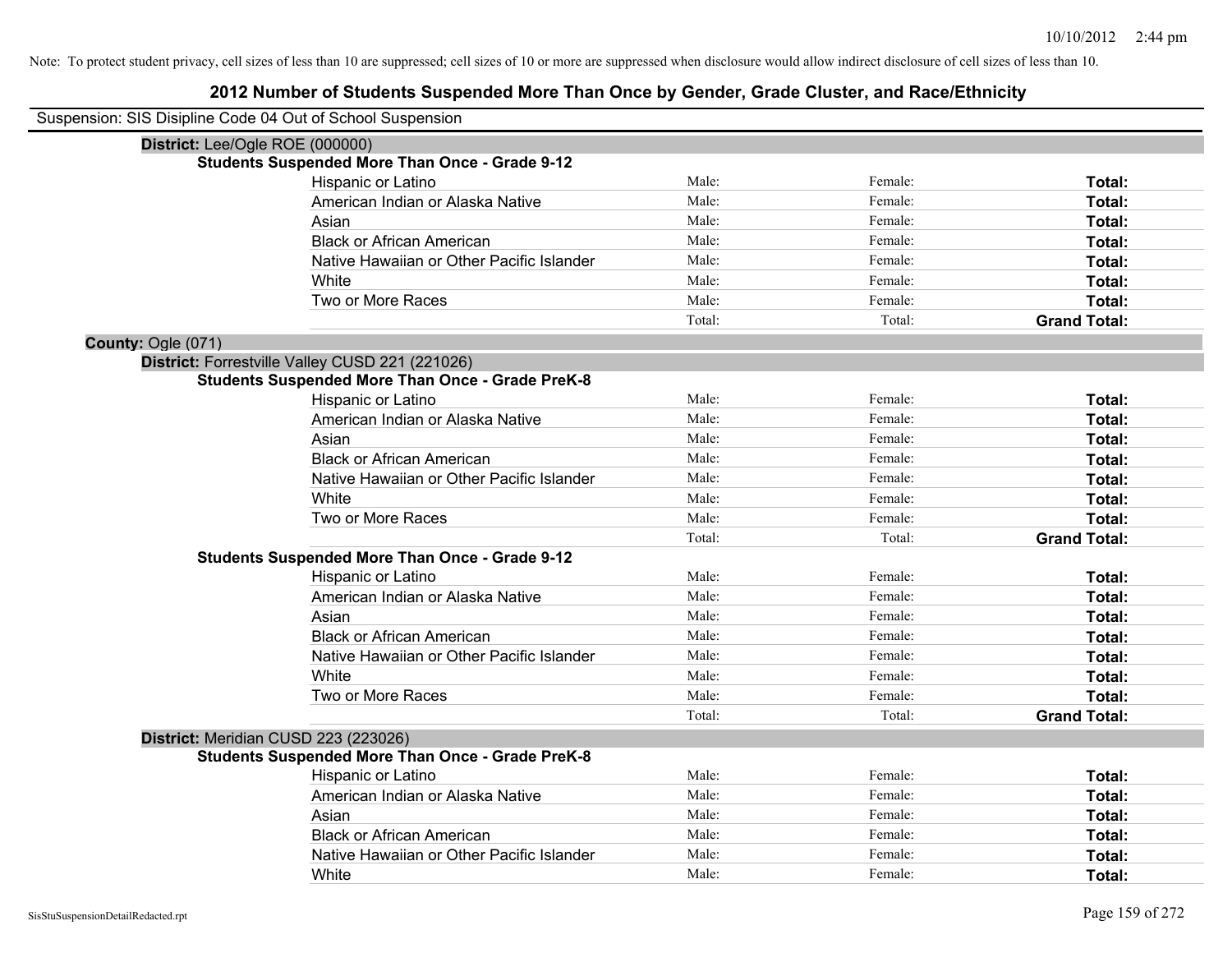Note: To protect student privacy, cell sizes of less than 10 are suppressed; cell sizes of 10 or more are suppressed when disclosure would allow indirect disclosure of cell sizes of less than 10.

## 2012 Number of Students Suspended More Than Once by Gender, Grade Cluster, and Race/Ethnicity

Suspension: SIS Disipline Code 04 Out of School Suspension

**District:** Lee/Ogle ROE (000000)

**Students Suspended More Than Once - Grade 9-12**

| | | | |
|---|---|---|---|
| Hispanic or Latino | Male: | Female: | **Total:** |
| American Indian or Alaska Native | Male: | Female: | **Total:** |
| Asian | Male: | Female: | **Total:** |
| Black or African American | Male: | Female: | **Total:** |
| Native Hawaiian or Other Pacific Islander | Male: | Female: | **Total:** |
| White | Male: | Female: | **Total:** |
| Two or More Races | Male: | Female: | **Total:** |
| | Total: | Total: | **Grand Total:** |

**County:** Ogle (071)

**District:** Forrestville Valley CUSD 221 (221026)

**Students Suspended More Than Once - Grade PreK-8**

| | | | |
|---|---|---|---|
| Hispanic or Latino | Male: | Female: | **Total:** |
| American Indian or Alaska Native | Male: | Female: | **Total:** |
| Asian | Male: | Female: | **Total:** |
| Black or African American | Male: | Female: | **Total:** |
| Native Hawaiian or Other Pacific Islander | Male: | Female: | **Total:** |
| White | Male: | Female: | **Total:** |
| Two or More Races | Male: | Female: | **Total:** |
| | Total: | Total: | **Grand Total:** |

**Students Suspended More Than Once - Grade 9-12**

| | | | |
|---|---|---|---|
| Hispanic or Latino | Male: | Female: | **Total:** |
| American Indian or Alaska Native | Male: | Female: | **Total:** |
| Asian | Male: | Female: | **Total:** |
| Black or African American | Male: | Female: | **Total:** |
| Native Hawaiian or Other Pacific Islander | Male: | Female: | **Total:** |
| White | Male: | Female: | **Total:** |
| Two or More Races | Male: | Female: | **Total:** |
| | Total: | Total: | **Grand Total:** |

**District:** Meridian CUSD 223 (223026)

**Students Suspended More Than Once - Grade PreK-8**

| | | | |
|---|---|---|---|
| Hispanic or Latino | Male: | Female: | **Total:** |
| American Indian or Alaska Native | Male: | Female: | **Total:** |
| Asian | Male: | Female: | **Total:** |
| Black or African American | Male: | Female: | **Total:** |
| Native Hawaiian or Other Pacific Islander | Male: | Female: | **Total:** |
| White | Male: | Female: | **Total:** |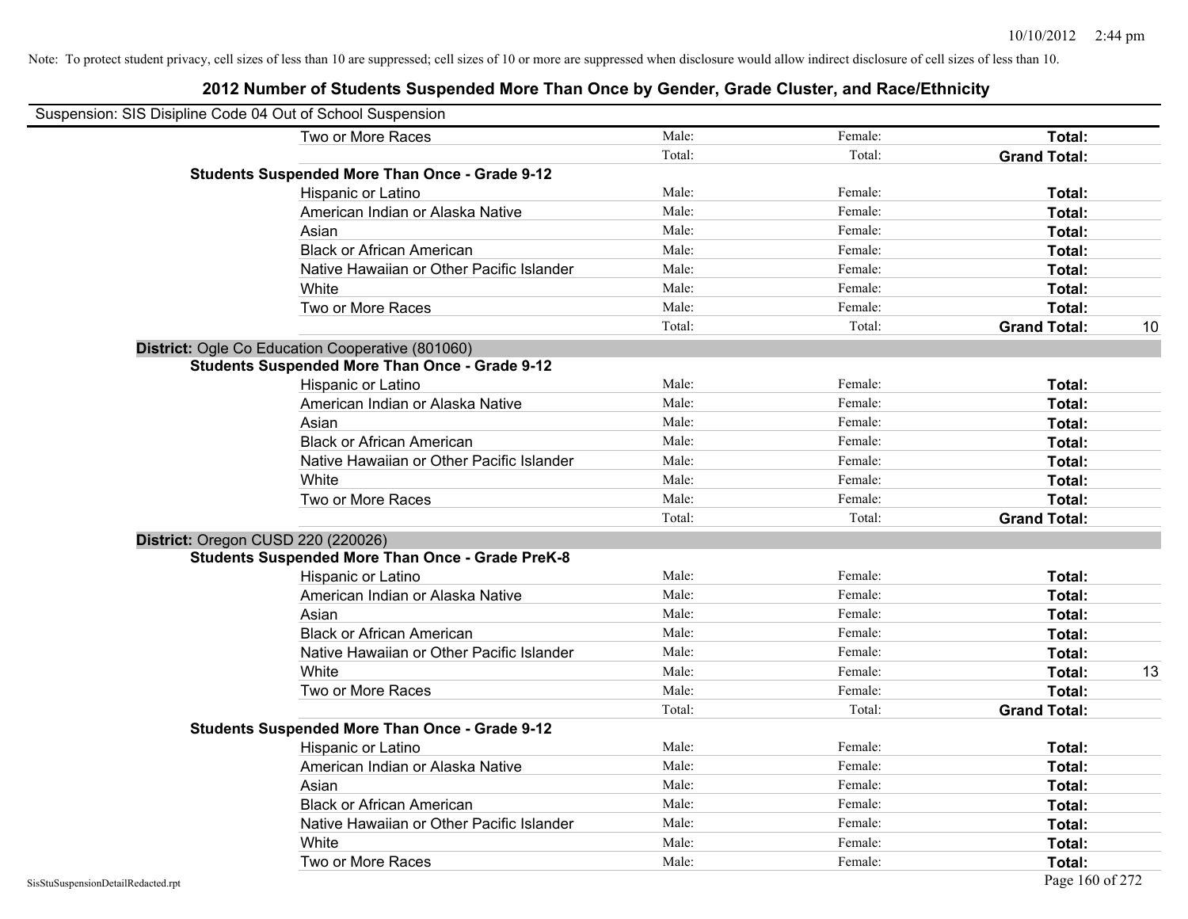Note: To protect student privacy, cell sizes of less than 10 are suppressed; cell sizes of 10 or more are suppressed when disclosure would allow indirect disclosure of cell sizes of less than 10.

# 2012 Number of Students Suspended More Than Once by Gender, Grade Cluster, and Race/Ethnicity

Suspension: SIS Disipline Code 04 Out of School Suspension

| | | | | |
|---|---|---|---|---|
| Two or More Races | Male: | Female: | **Total:** | |
| | Total: | Total: | **Grand Total:** | |
| **Students Suspended More Than Once - Grade 9-12** | | | | |
| Hispanic or Latino | Male: | Female: | **Total:** | |
| American Indian or Alaska Native | Male: | Female: | **Total:** | |
| Asian | Male: | Female: | **Total:** | |
| Black or African American | Male: | Female: | **Total:** | |
| Native Hawaiian or Other Pacific Islander | Male: | Female: | **Total:** | |
| White | Male: | Female: | **Total:** | |
| Two or More Races | Male: | Female: | **Total:** | |
| | Total: | Total: | **Grand Total:** | 10 |
| **District:** Ogle Co Education Cooperative (801060) | | | | |
| **Students Suspended More Than Once - Grade 9-12** | | | | |
| Hispanic or Latino | Male: | Female: | **Total:** | |
| American Indian or Alaska Native | Male: | Female: | **Total:** | |
| Asian | Male: | Female: | **Total:** | |
| Black or African American | Male: | Female: | **Total:** | |
| Native Hawaiian or Other Pacific Islander | Male: | Female: | **Total:** | |
| White | Male: | Female: | **Total:** | |
| Two or More Races | Male: | Female: | **Total:** | |
| | Total: | Total: | **Grand Total:** | |
| **District:** Oregon CUSD 220 (220026) | | | | |
| **Students Suspended More Than Once - Grade PreK-8** | | | | |
| Hispanic or Latino | Male: | Female: | **Total:** | |
| American Indian or Alaska Native | Male: | Female: | **Total:** | |
| Asian | Male: | Female: | **Total:** | |
| Black or African American | Male: | Female: | **Total:** | |
| Native Hawaiian or Other Pacific Islander | Male: | Female: | **Total:** | |
| White | Male: | Female: | **Total:** | 13 |
| Two or More Races | Male: | Female: | **Total:** | |
| | Total: | Total: | **Grand Total:** | |
| **Students Suspended More Than Once - Grade 9-12** | | | | |
| Hispanic or Latino | Male: | Female: | **Total:** | |
| American Indian or Alaska Native | Male: | Female: | **Total:** | |
| Asian | Male: | Female: | **Total:** | |
| Black or African American | Male: | Female: | **Total:** | |
| Native Hawaiian or Other Pacific Islander | Male: | Female: | **Total:** | |
| White | Male: | Female: | **Total:** | |
| Two or More Races | Male: | Female: | **Total:** | |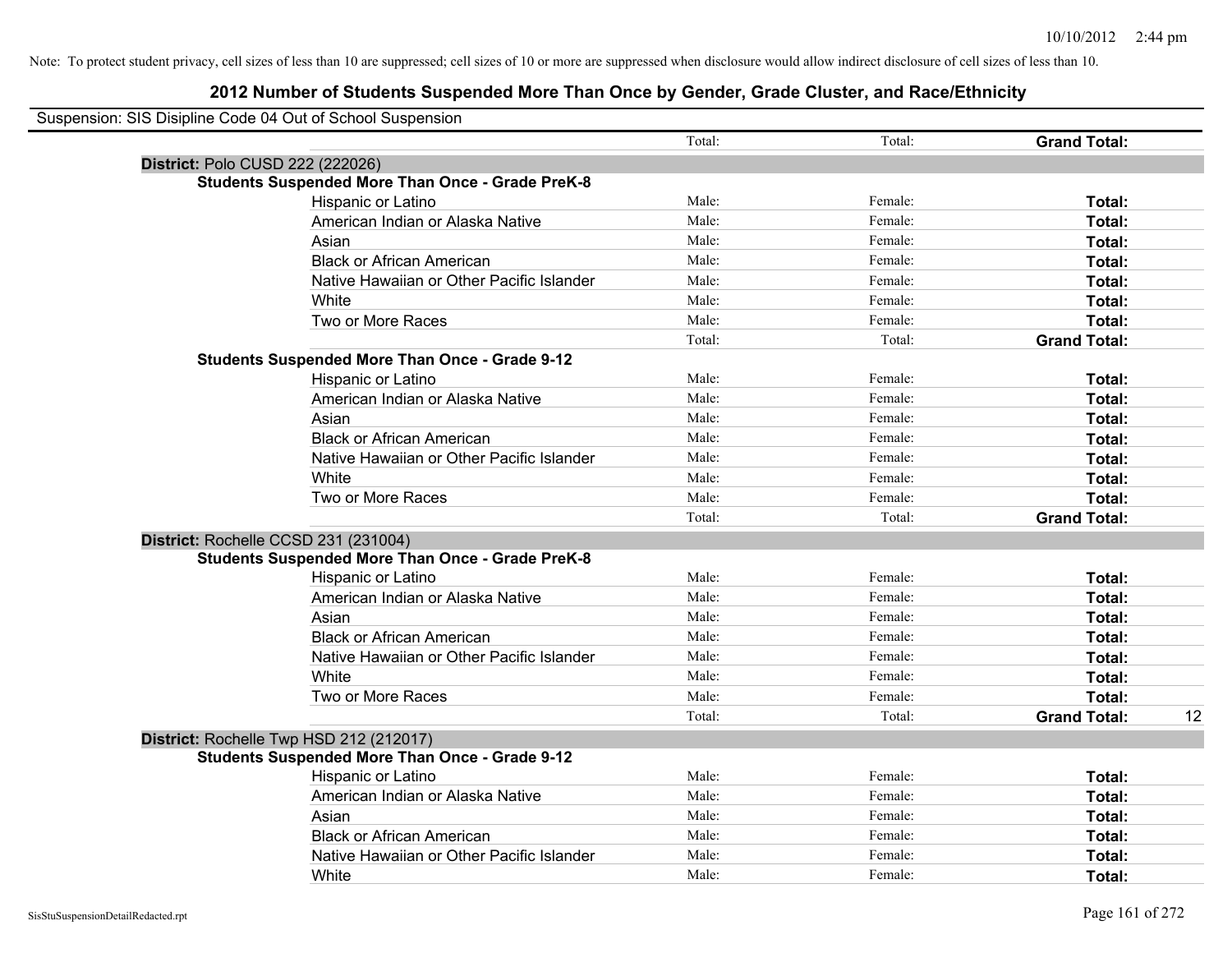Note: To protect student privacy, cell sizes of less than 10 are suppressed; cell sizes of 10 or more are suppressed when disclosure would allow indirect disclosure of cell sizes of less than 10.

## 2012 Number of Students Suspended More Than Once by Gender, Grade Cluster, and Race/Ethnicity

Suspension: SIS Disipline Code 04 Out of School Suspension

| | | Total: | Total: | Grand Total: | |
|---|---|---|---|---|---|
| **District:** Polo CUSD 222 (222026) | | | | | |
| **Students Suspended More Than Once - Grade PreK-8** | | | | | |
| | Hispanic or Latino | Male: | Female: | **Total:** | |
| | American Indian or Alaska Native | Male: | Female: | **Total:** | |
| | Asian | Male: | Female: | **Total:** | |
| | Black or African American | Male: | Female: | **Total:** | |
| | Native Hawaiian or Other Pacific Islander | Male: | Female: | **Total:** | |
| | White | Male: | Female: | **Total:** | |
| | Two or More Races | Male: | Female: | **Total:** | |
| | | Total: | Total: | **Grand Total:** | |
| **Students Suspended More Than Once - Grade 9-12** | | | | | |
| | Hispanic or Latino | Male: | Female: | **Total:** | |
| | American Indian or Alaska Native | Male: | Female: | **Total:** | |
| | Asian | Male: | Female: | **Total:** | |
| | Black or African American | Male: | Female: | **Total:** | |
| | Native Hawaiian or Other Pacific Islander | Male: | Female: | **Total:** | |
| | White | Male: | Female: | **Total:** | |
| | Two or More Races | Male: | Female: | **Total:** | |
| | | Total: | Total: | **Grand Total:** | |
| **District:** Rochelle CCSD 231 (231004) | | | | | |
| **Students Suspended More Than Once - Grade PreK-8** | | | | | |
| | Hispanic or Latino | Male: | Female: | **Total:** | |
| | American Indian or Alaska Native | Male: | Female: | **Total:** | |
| | Asian | Male: | Female: | **Total:** | |
| | Black or African American | Male: | Female: | **Total:** | |
| | Native Hawaiian or Other Pacific Islander | Male: | Female: | **Total:** | |
| | White | Male: | Female: | **Total:** | |
| | Two or More Races | Male: | Female: | **Total:** | |
| | | Total: | Total: | **Grand Total:** | 12 |
| **District:** Rochelle Twp HSD 212 (212017) | | | | | |
| **Students Suspended More Than Once - Grade 9-12** | | | | | |
| | Hispanic or Latino | Male: | Female: | **Total:** | |
| | American Indian or Alaska Native | Male: | Female: | **Total:** | |
| | Asian | Male: | Female: | **Total:** | |
| | Black or African American | Male: | Female: | **Total:** | |
| | Native Hawaiian or Other Pacific Islander | Male: | Female: | **Total:** | |
| | White | Male: | Female: | **Total:** | |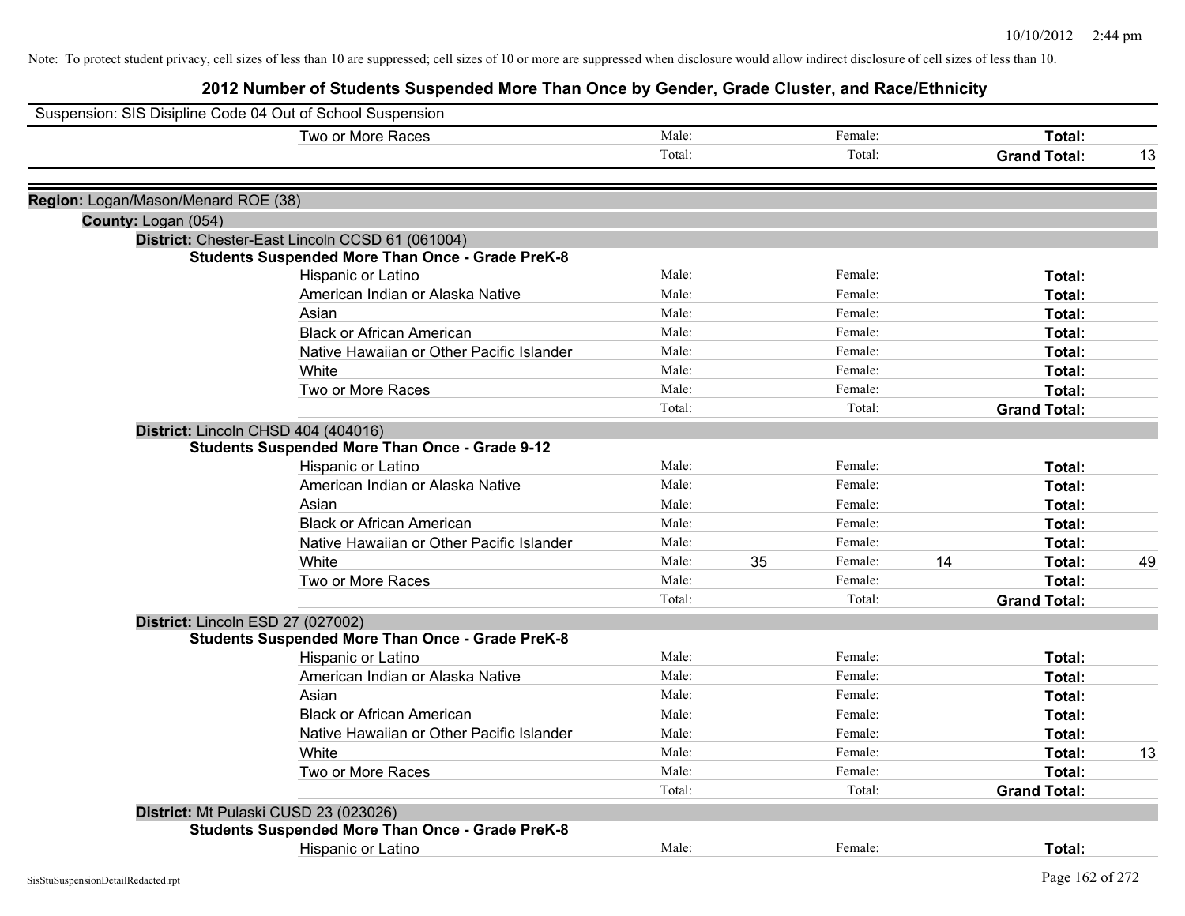Note: To protect student privacy, cell sizes of less than 10 are suppressed; cell sizes of 10 or more are suppressed when disclosure would allow indirect disclosure of cell sizes of less than 10.

## 2012 Number of Students Suspended More Than Once by Gender, Grade Cluster, and Race/Ethnicity

Suspension: SIS Disipline Code 04 Out of School Suspension

| | Male: | | Female: | | | |
|---|---|---|---|---|---|---|
| Two or More Races | Male: | | Female: | | **Total:** | |
| | Total: | | Total: | | **Grand Total:** | 13 |

**Region:** Logan/Mason/Menard ROE (38)

**County:** Logan (054)

**District:** Chester-East Lincoln CCSD 61 (061004)

**Students Suspended More Than Once - Grade PreK-8**

| | | | | | | |
|---|---|---|---|---|---|---|
| Hispanic or Latino | Male: | | Female: | | **Total:** | |
| American Indian or Alaska Native | Male: | | Female: | | **Total:** | |
| Asian | Male: | | Female: | | **Total:** | |
| Black or African American | Male: | | Female: | | **Total:** | |
| Native Hawaiian or Other Pacific Islander | Male: | | Female: | | **Total:** | |
| White | Male: | | Female: | | **Total:** | |
| Two or More Races | Male: | | Female: | | **Total:** | |
| | Total: | | Total: | | **Grand Total:** | |

**District:** Lincoln CHSD 404 (404016)

**Students Suspended More Than Once - Grade 9-12**

| | | | | | | |
|---|---|---|---|---|---|---|
| Hispanic or Latino | Male: | | Female: | | **Total:** | |
| American Indian or Alaska Native | Male: | | Female: | | **Total:** | |
| Asian | Male: | | Female: | | **Total:** | |
| Black or African American | Male: | | Female: | | **Total:** | |
| Native Hawaiian or Other Pacific Islander | Male: | | Female: | | **Total:** | |
| White | Male: | 35 | Female: | 14 | **Total:** | 49 |
| Two or More Races | Male: | | Female: | | **Total:** | |
| | Total: | | Total: | | **Grand Total:** | |

**District:** Lincoln ESD 27 (027002)

**Students Suspended More Than Once - Grade PreK-8**

| | | | | | | |
|---|---|---|---|---|---|---|
| Hispanic or Latino | Male: | | Female: | | **Total:** | |
| American Indian or Alaska Native | Male: | | Female: | | **Total:** | |
| Asian | Male: | | Female: | | **Total:** | |
| Black or African American | Male: | | Female: | | **Total:** | |
| Native Hawaiian or Other Pacific Islander | Male: | | Female: | | **Total:** | |
| White | Male: | | Female: | | **Total:** | 13 |
| Two or More Races | Male: | | Female: | | **Total:** | |
| | Total: | | Total: | | **Grand Total:** | |

**District:** Mt Pulaski CUSD 23 (023026)

**Students Suspended More Than Once - Grade PreK-8**

| | | | | | | |
|---|---|---|---|---|---|---|
| Hispanic or Latino | Male: | | Female: | | **Total:** | |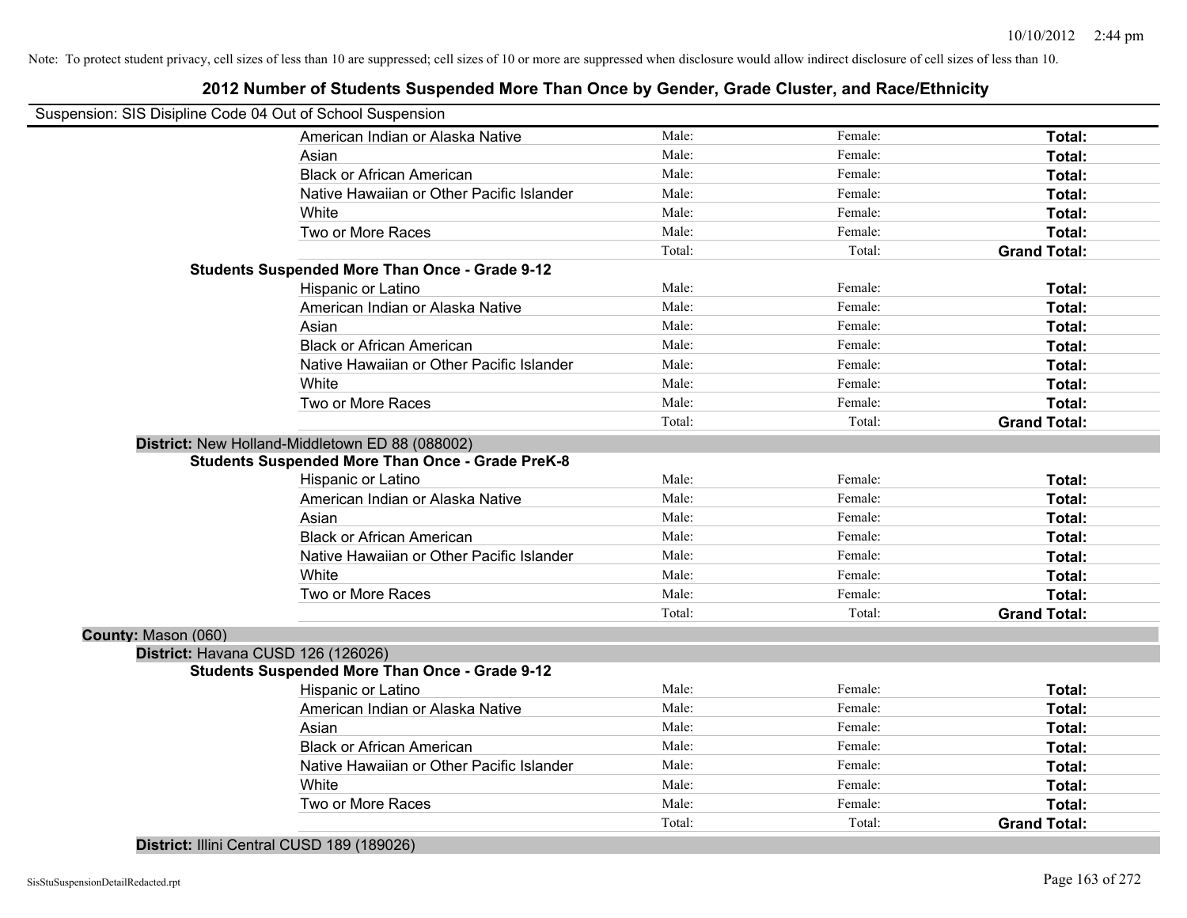Note: To protect student privacy, cell sizes of less than 10 are suppressed; cell sizes of 10 or more are suppressed when disclosure would allow indirect disclosure of cell sizes of less than 10.

# 2012 Number of Students Suspended More Than Once by Gender, Grade Cluster, and Race/Ethnicity

Suspension: SIS Disipline Code 04 Out of School Suspension

| | | | |
|---|---|---|---|
| American Indian or Alaska Native | Male: | Female: | **Total:** |
| Asian | Male: | Female: | **Total:** |
| Black or African American | Male: | Female: | **Total:** |
| Native Hawaiian or Other Pacific Islander | Male: | Female: | **Total:** |
| White | Male: | Female: | **Total:** |
| Two or More Races | Male: | Female: | **Total:** |
| | Total: | Total: | **Grand Total:** |

**Students Suspended More Than Once - Grade 9-12**

| | | | |
|---|---|---|---|
| Hispanic or Latino | Male: | Female: | **Total:** |
| American Indian or Alaska Native | Male: | Female: | **Total:** |
| Asian | Male: | Female: | **Total:** |
| Black or African American | Male: | Female: | **Total:** |
| Native Hawaiian or Other Pacific Islander | Male: | Female: | **Total:** |
| White | Male: | Female: | **Total:** |
| Two or More Races | Male: | Female: | **Total:** |
| | Total: | Total: | **Grand Total:** |

**District:** New Holland-Middletown ED 88 (088002)

**Students Suspended More Than Once - Grade PreK-8**

| | | | |
|---|---|---|---|
| Hispanic or Latino | Male: | Female: | **Total:** |
| American Indian or Alaska Native | Male: | Female: | **Total:** |
| Asian | Male: | Female: | **Total:** |
| Black or African American | Male: | Female: | **Total:** |
| Native Hawaiian or Other Pacific Islander | Male: | Female: | **Total:** |
| White | Male: | Female: | **Total:** |
| Two or More Races | Male: | Female: | **Total:** |
| | Total: | Total: | **Grand Total:** |

**County:** Mason (060)

**District:** Havana CUSD 126 (126026)

**Students Suspended More Than Once - Grade 9-12**

| | | | |
|---|---|---|---|
| Hispanic or Latino | Male: | Female: | **Total:** |
| American Indian or Alaska Native | Male: | Female: | **Total:** |
| Asian | Male: | Female: | **Total:** |
| Black or African American | Male: | Female: | **Total:** |
| Native Hawaiian or Other Pacific Islander | Male: | Female: | **Total:** |
| White | Male: | Female: | **Total:** |
| Two or More Races | Male: | Female: | **Total:** |
| | Total: | Total: | **Grand Total:** |

**District:** Illini Central CUSD 189 (189026)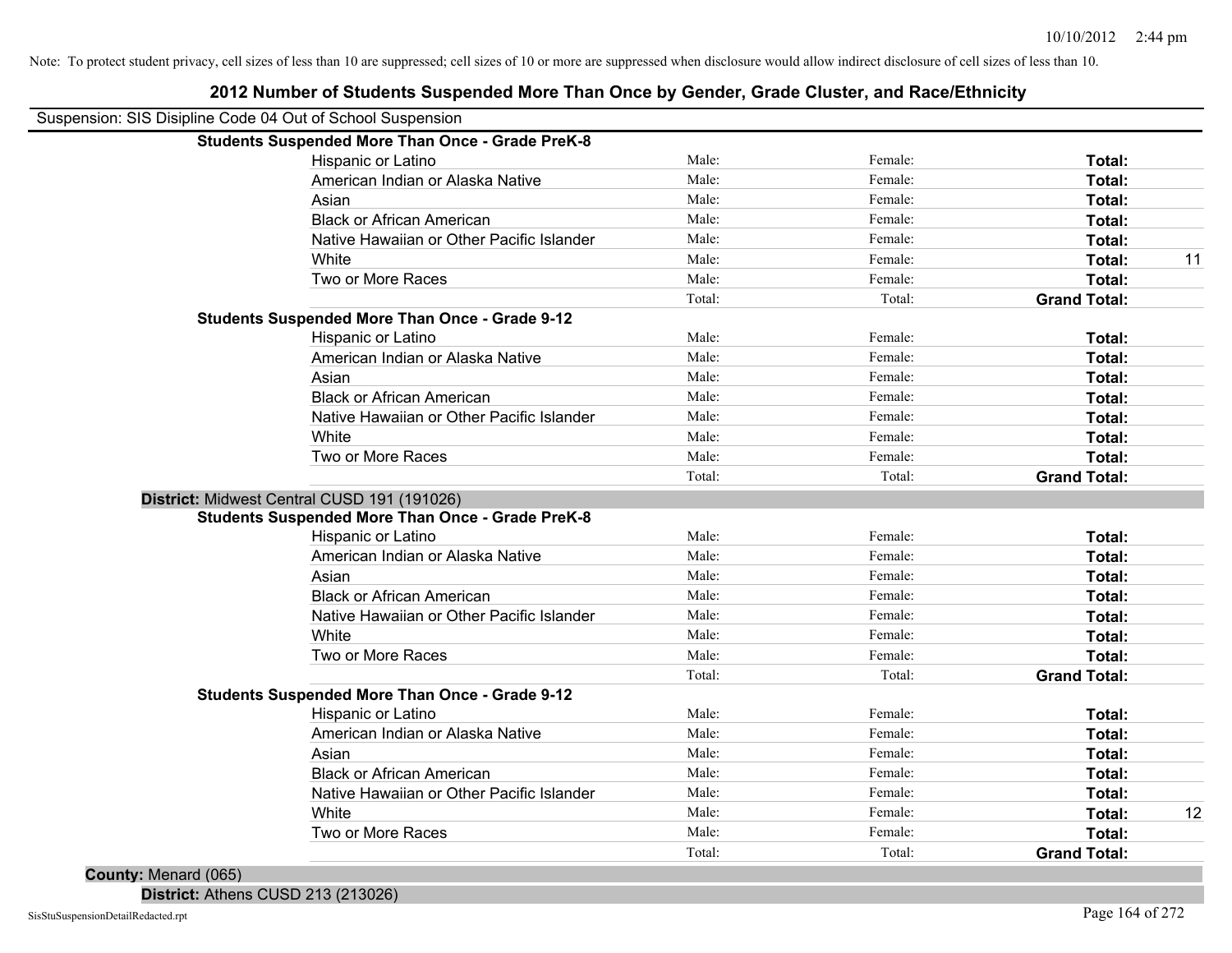Note: To protect student privacy, cell sizes of less than 10 are suppressed; cell sizes of 10 or more are suppressed when disclosure would allow indirect disclosure of cell sizes of less than 10.

# 2012 Number of Students Suspended More Than Once by Gender, Grade Cluster, and Race/Ethnicity

Suspension: SIS Disipline Code 04 Out of School Suspension

**Students Suspended More Than Once - Grade PreK-8**

| | | | | |
|---|---|---|---|---|
| Hispanic or Latino | Male: | Female: | **Total:** | |
| American Indian or Alaska Native | Male: | Female: | **Total:** | |
| Asian | Male: | Female: | **Total:** | |
| Black or African American | Male: | Female: | **Total:** | |
| Native Hawaiian or Other Pacific Islander | Male: | Female: | **Total:** | |
| White | Male: | Female: | **Total:** | 11 |
| Two or More Races | Male: | Female: | **Total:** | |
| | Total: | Total: | **Grand Total:** | |

**Students Suspended More Than Once - Grade 9-12**

| | | | | |
|---|---|---|---|---|
| Hispanic or Latino | Male: | Female: | **Total:** | |
| American Indian or Alaska Native | Male: | Female: | **Total:** | |
| Asian | Male: | Female: | **Total:** | |
| Black or African American | Male: | Female: | **Total:** | |
| Native Hawaiian or Other Pacific Islander | Male: | Female: | **Total:** | |
| White | Male: | Female: | **Total:** | |
| Two or More Races | Male: | Female: | **Total:** | |
| | Total: | Total: | **Grand Total:** | |

**District:** Midwest Central CUSD 191 (191026)

**Students Suspended More Than Once - Grade PreK-8**

| | | | | |
|---|---|---|---|---|
| Hispanic or Latino | Male: | Female: | **Total:** | |
| American Indian or Alaska Native | Male: | Female: | **Total:** | |
| Asian | Male: | Female: | **Total:** | |
| Black or African American | Male: | Female: | **Total:** | |
| Native Hawaiian or Other Pacific Islander | Male: | Female: | **Total:** | |
| White | Male: | Female: | **Total:** | |
| Two or More Races | Male: | Female: | **Total:** | |
| | Total: | Total: | **Grand Total:** | |

**Students Suspended More Than Once - Grade 9-12**

| | | | | |
|---|---|---|---|---|
| Hispanic or Latino | Male: | Female: | **Total:** | |
| American Indian or Alaska Native | Male: | Female: | **Total:** | |
| Asian | Male: | Female: | **Total:** | |
| Black or African American | Male: | Female: | **Total:** | |
| Native Hawaiian or Other Pacific Islander | Male: | Female: | **Total:** | |
| White | Male: | Female: | **Total:** | 12 |
| Two or More Races | Male: | Female: | **Total:** | |
| | Total: | Total: | **Grand Total:** | |

**County:** Menard (065)

**District:** Athens CUSD 213 (213026)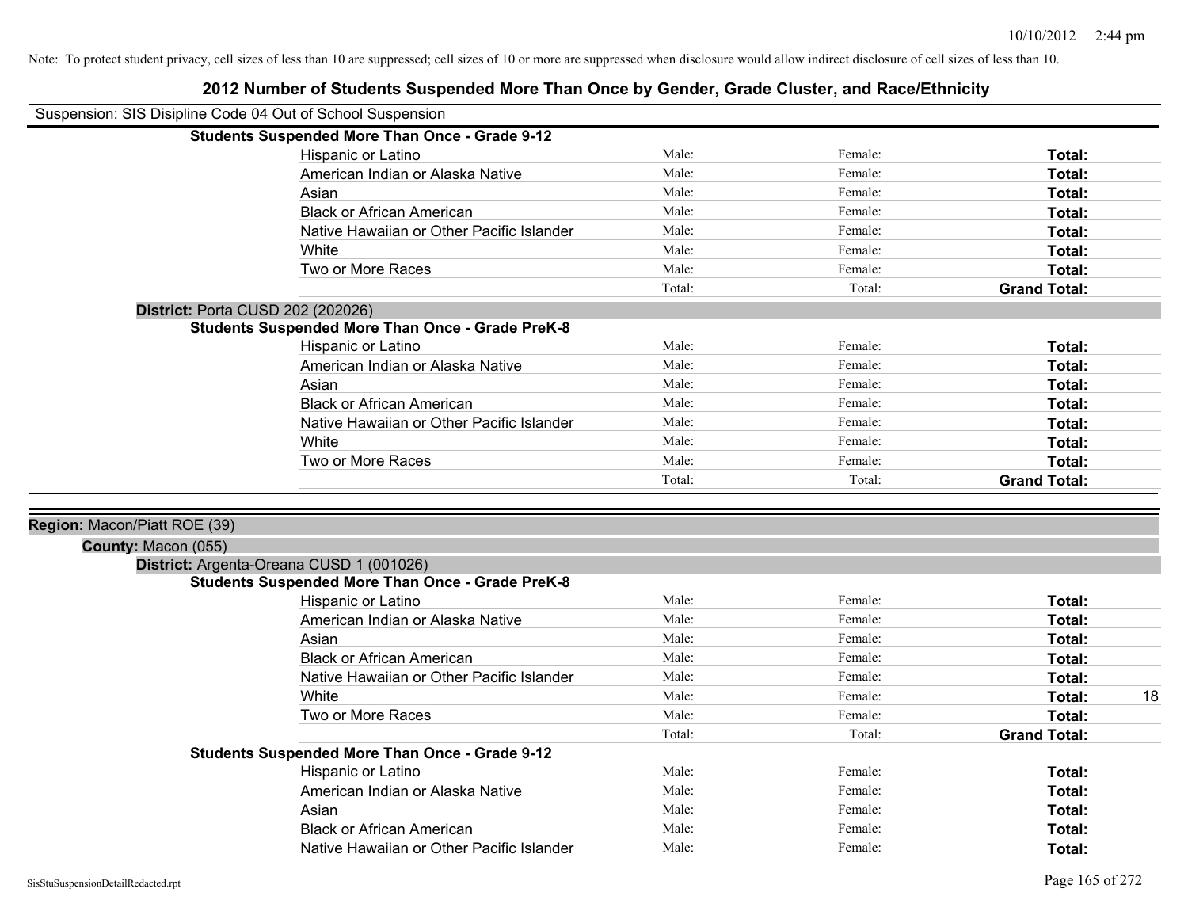Note: To protect student privacy, cell sizes of less than 10 are suppressed; cell sizes of 10 or more are suppressed when disclosure would allow indirect disclosure of cell sizes of less than 10.

## 2012 Number of Students Suspended More Than Once by Gender, Grade Cluster, and Race/Ethnicity

Suspension: SIS Disipline Code 04 Out of School Suspension

**Students Suspended More Than Once - Grade 9-12**

| | | | | |
|---|---|---|---|---|
| Hispanic or Latino | Male: | Female: | **Total:** | |
| American Indian or Alaska Native | Male: | Female: | **Total:** | |
| Asian | Male: | Female: | **Total:** | |
| Black or African American | Male: | Female: | **Total:** | |
| Native Hawaiian or Other Pacific Islander | Male: | Female: | **Total:** | |
| White | Male: | Female: | **Total:** | |
| Two or More Races | Male: | Female: | **Total:** | |
| | Total: | Total: | **Grand Total:** | |

**District:** Porta CUSD 202 (202026)

**Students Suspended More Than Once - Grade PreK-8**

| | | | | |
|---|---|---|---|---|
| Hispanic or Latino | Male: | Female: | **Total:** | |
| American Indian or Alaska Native | Male: | Female: | **Total:** | |
| Asian | Male: | Female: | **Total:** | |
| Black or African American | Male: | Female: | **Total:** | |
| Native Hawaiian or Other Pacific Islander | Male: | Female: | **Total:** | |
| White | Male: | Female: | **Total:** | |
| Two or More Races | Male: | Female: | **Total:** | |
| | Total: | Total: | **Grand Total:** | |

**Region:** Macon/Piatt ROE (39)

**County:** Macon (055)

**District:** Argenta-Oreana CUSD 1 (001026)

**Students Suspended More Than Once - Grade PreK-8**

| | | | | |
|---|---|---|---|---|
| Hispanic or Latino | Male: | Female: | **Total:** | |
| American Indian or Alaska Native | Male: | Female: | **Total:** | |
| Asian | Male: | Female: | **Total:** | |
| Black or African American | Male: | Female: | **Total:** | |
| Native Hawaiian or Other Pacific Islander | Male: | Female: | **Total:** | |
| White | Male: | Female: | **Total:** | 18 |
| Two or More Races | Male: | Female: | **Total:** | |
| | Total: | Total: | **Grand Total:** | |

**Students Suspended More Than Once - Grade 9-12**

| | | | | |
|---|---|---|---|---|
| Hispanic or Latino | Male: | Female: | **Total:** | |
| American Indian or Alaska Native | Male: | Female: | **Total:** | |
| Asian | Male: | Female: | **Total:** | |
| Black or African American | Male: | Female: | **Total:** | |
| Native Hawaiian or Other Pacific Islander | Male: | Female: | **Total:** | |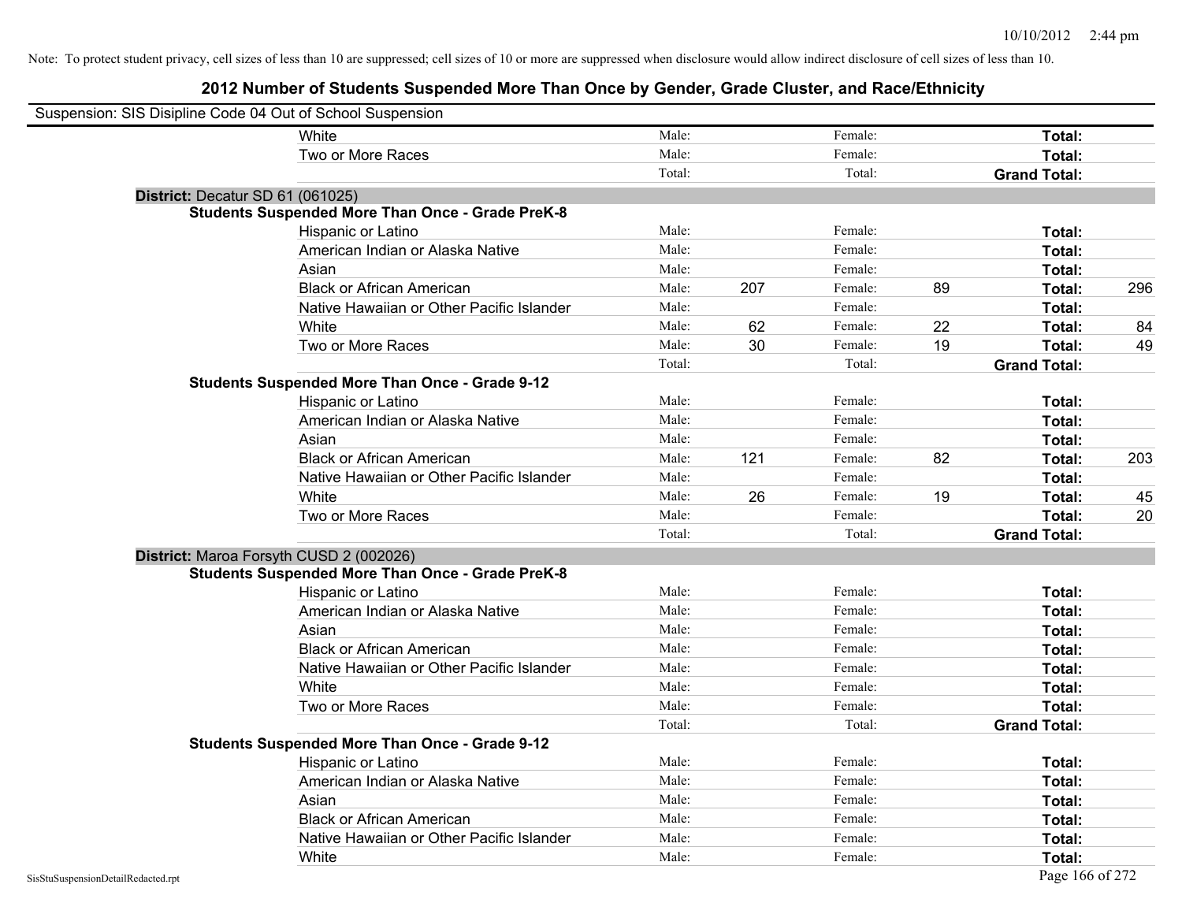Note: To protect student privacy, cell sizes of less than 10 are suppressed; cell sizes of 10 or more are suppressed when disclosure would allow indirect disclosure of cell sizes of less than 10.

# 2012 Number of Students Suspended More Than Once by Gender, Grade Cluster, and Race/Ethnicity

Suspension: SIS Disipline Code 04 Out of School Suspension

| | Male: | | Female: | | | |
|---|---|---|---|---|---|---|
| White | Male: | | Female: | | Total: | |
| Two or More Races | Male: | | Female: | | Total: | |
| | Total: | | Total: | | Grand Total: | |

**District:** Decatur SD 61 (061025)

**Students Suspended More Than Once - Grade PreK-8**

| Race/Ethnicity | | Male | | Female | | Total |
|---|---|---|---|---|---|---|
| Hispanic or Latino | Male: | | Female: | | Total: | |
| American Indian or Alaska Native | Male: | | Female: | | Total: | |
| Asian | Male: | | Female: | | Total: | |
| Black or African American | Male: | 207 | Female: | 89 | Total: | 296 |
| Native Hawaiian or Other Pacific Islander | Male: | | Female: | | Total: | |
| White | Male: | 62 | Female: | 22 | Total: | 84 |
| Two or More Races | Male: | 30 | Female: | 19 | Total: | 49 |
| | Total: | | Total: | | Grand Total: | |

**Students Suspended More Than Once - Grade 9-12**

| Race/Ethnicity | | Male | | Female | | Total |
|---|---|---|---|---|---|---|
| Hispanic or Latino | Male: | | Female: | | Total: | |
| American Indian or Alaska Native | Male: | | Female: | | Total: | |
| Asian | Male: | | Female: | | Total: | |
| Black or African American | Male: | 121 | Female: | 82 | Total: | 203 |
| Native Hawaiian or Other Pacific Islander | Male: | | Female: | | Total: | |
| White | Male: | 26 | Female: | 19 | Total: | 45 |
| Two or More Races | Male: | | Female: | | Total: | 20 |
| | Total: | | Total: | | Grand Total: | |

**District:** Maroa Forsyth CUSD 2 (002026)

**Students Suspended More Than Once - Grade PreK-8**

| Race/Ethnicity | | Male | | Female | | Total |
|---|---|---|---|---|---|---|
| Hispanic or Latino | Male: | | Female: | | Total: | |
| American Indian or Alaska Native | Male: | | Female: | | Total: | |
| Asian | Male: | | Female: | | Total: | |
| Black or African American | Male: | | Female: | | Total: | |
| Native Hawaiian or Other Pacific Islander | Male: | | Female: | | Total: | |
| White | Male: | | Female: | | Total: | |
| Two or More Races | Male: | | Female: | | Total: | |
| | Total: | | Total: | | Grand Total: | |

**Students Suspended More Than Once - Grade 9-12**

| Race/Ethnicity | | Male | | Female | | Total |
|---|---|---|---|---|---|---|
| Hispanic or Latino | Male: | | Female: | | Total: | |
| American Indian or Alaska Native | Male: | | Female: | | Total: | |
| Asian | Male: | | Female: | | Total: | |
| Black or African American | Male: | | Female: | | Total: | |
| Native Hawaiian or Other Pacific Islander | Male: | | Female: | | Total: | |
| White | Male: | | Female: | | Total: | |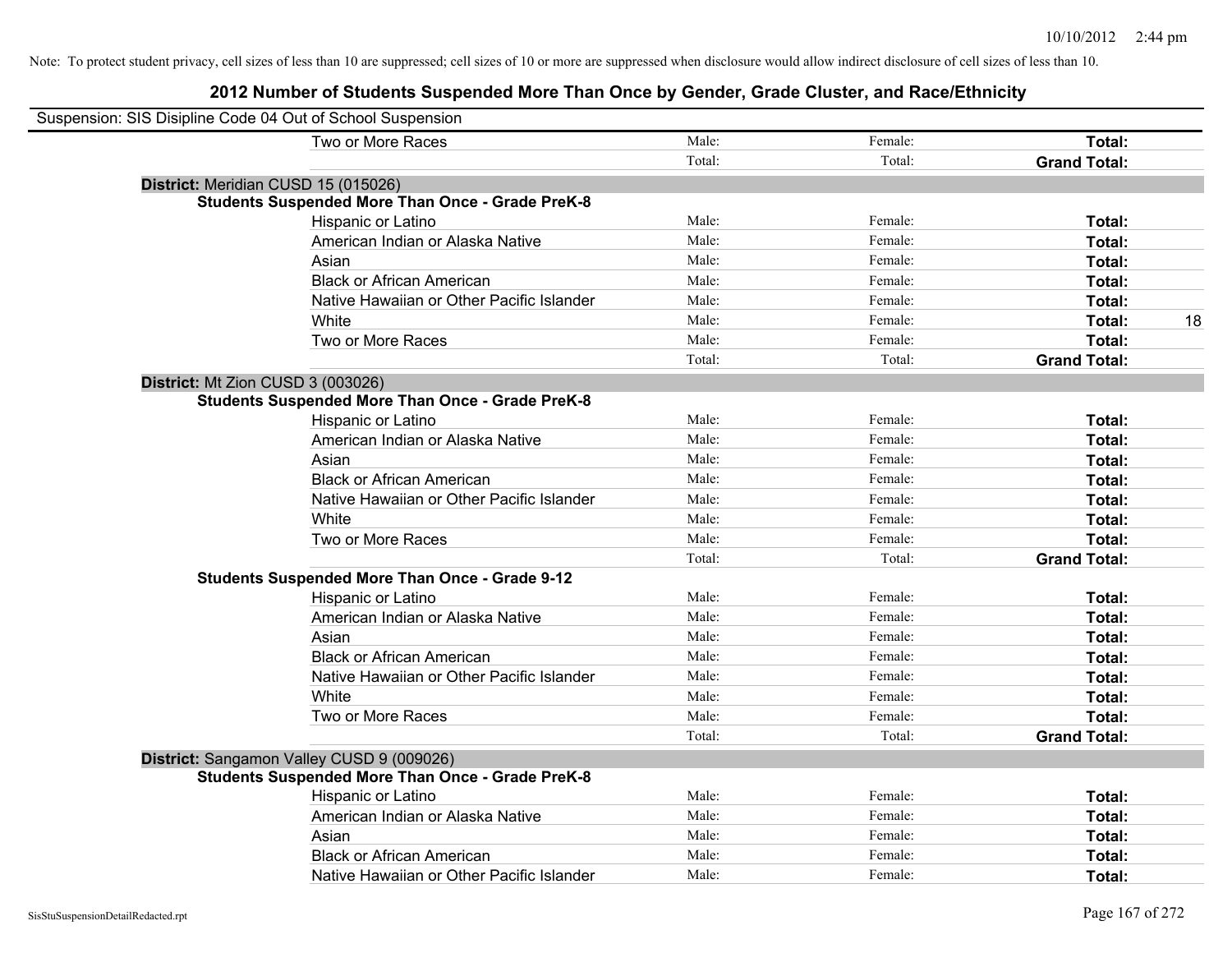Note: To protect student privacy, cell sizes of less than 10 are suppressed; cell sizes of 10 or more are suppressed when disclosure would allow indirect disclosure of cell sizes of less than 10.

# 2012 Number of Students Suspended More Than Once by Gender, Grade Cluster, and Race/Ethnicity

Suspension: SIS Disipline Code 04 Out of School Suspension

| | | | | |
|---|---|---|---|---|
| Two or More Races | Male: | Female: | **Total:** | |
| | Total: | Total: | **Grand Total:** | |

**District:** Meridian CUSD 15 (015026)

**Students Suspended More Than Once - Grade PreK-8**

| | | | | |
|---|---|---|---|---|
| Hispanic or Latino | Male: | Female: | **Total:** | |
| American Indian or Alaska Native | Male: | Female: | **Total:** | |
| Asian | Male: | Female: | **Total:** | |
| Black or African American | Male: | Female: | **Total:** | |
| Native Hawaiian or Other Pacific Islander | Male: | Female: | **Total:** | |
| White | Male: | Female: | **Total:** | 18 |
| Two or More Races | Male: | Female: | **Total:** | |
| | Total: | Total: | **Grand Total:** | |

**District:** Mt Zion CUSD 3 (003026)

**Students Suspended More Than Once - Grade PreK-8**

| | | | | |
|---|---|---|---|---|
| Hispanic or Latino | Male: | Female: | **Total:** | |
| American Indian or Alaska Native | Male: | Female: | **Total:** | |
| Asian | Male: | Female: | **Total:** | |
| Black or African American | Male: | Female: | **Total:** | |
| Native Hawaiian or Other Pacific Islander | Male: | Female: | **Total:** | |
| White | Male: | Female: | **Total:** | |
| Two or More Races | Male: | Female: | **Total:** | |
| | Total: | Total: | **Grand Total:** | |

**Students Suspended More Than Once - Grade 9-12**

| | | | | |
|---|---|---|---|---|
| Hispanic or Latino | Male: | Female: | **Total:** | |
| American Indian or Alaska Native | Male: | Female: | **Total:** | |
| Asian | Male: | Female: | **Total:** | |
| Black or African American | Male: | Female: | **Total:** | |
| Native Hawaiian or Other Pacific Islander | Male: | Female: | **Total:** | |
| White | Male: | Female: | **Total:** | |
| Two or More Races | Male: | Female: | **Total:** | |
| | Total: | Total: | **Grand Total:** | |

**District:** Sangamon Valley CUSD 9 (009026)

**Students Suspended More Than Once - Grade PreK-8**

| | | | | |
|---|---|---|---|---|
| Hispanic or Latino | Male: | Female: | **Total:** | |
| American Indian or Alaska Native | Male: | Female: | **Total:** | |
| Asian | Male: | Female: | **Total:** | |
| Black or African American | Male: | Female: | **Total:** | |
| Native Hawaiian or Other Pacific Islander | Male: | Female: | **Total:** | |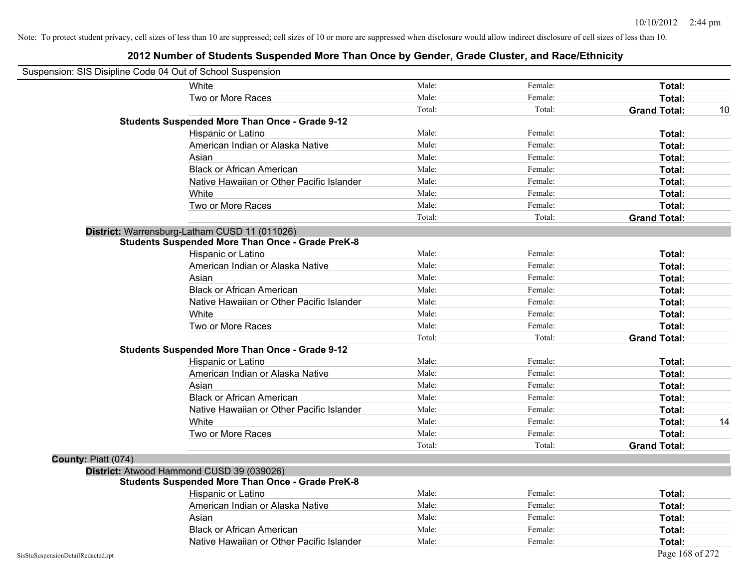Note: To protect student privacy, cell sizes of less than 10 are suppressed; cell sizes of 10 or more are suppressed when disclosure would allow indirect disclosure of cell sizes of less than 10.

## 2012 Number of Students Suspended More Than Once by Gender, Grade Cluster, and Race/Ethnicity

Suspension: SIS Disipline Code 04 Out of School Suspension

| | | | | |
|---|---|---|---|---|
| White | Male: | Female: | **Total:** | |
| Two or More Races | Male: | Female: | **Total:** | |
| | Total: | Total: | **Grand Total:** | 10 |

**Students Suspended More Than Once - Grade 9-12**

| | | | | |
|---|---|---|---|---|
| Hispanic or Latino | Male: | Female: | **Total:** | |
| American Indian or Alaska Native | Male: | Female: | **Total:** | |
| Asian | Male: | Female: | **Total:** | |
| Black or African American | Male: | Female: | **Total:** | |
| Native Hawaiian or Other Pacific Islander | Male: | Female: | **Total:** | |
| White | Male: | Female: | **Total:** | |
| Two or More Races | Male: | Female: | **Total:** | |
| | Total: | Total: | **Grand Total:** | |

**District:** Warrensburg-Latham CUSD 11 (011026)

**Students Suspended More Than Once - Grade PreK-8**

| | | | | |
|---|---|---|---|---|
| Hispanic or Latino | Male: | Female: | **Total:** | |
| American Indian or Alaska Native | Male: | Female: | **Total:** | |
| Asian | Male: | Female: | **Total:** | |
| Black or African American | Male: | Female: | **Total:** | |
| Native Hawaiian or Other Pacific Islander | Male: | Female: | **Total:** | |
| White | Male: | Female: | **Total:** | |
| Two or More Races | Male: | Female: | **Total:** | |
| | Total: | Total: | **Grand Total:** | |

**Students Suspended More Than Once - Grade 9-12**

| | | | | |
|---|---|---|---|---|
| Hispanic or Latino | Male: | Female: | **Total:** | |
| American Indian or Alaska Native | Male: | Female: | **Total:** | |
| Asian | Male: | Female: | **Total:** | |
| Black or African American | Male: | Female: | **Total:** | |
| Native Hawaiian or Other Pacific Islander | Male: | Female: | **Total:** | |
| White | Male: | Female: | **Total:** | 14 |
| Two or More Races | Male: | Female: | **Total:** | |
| | Total: | Total: | **Grand Total:** | |

**County:** Piatt (074)

**District:** Atwood Hammond CUSD 39 (039026)

**Students Suspended More Than Once - Grade PreK-8**

| | | | | |
|---|---|---|---|---|
| Hispanic or Latino | Male: | Female: | **Total:** | |
| American Indian or Alaska Native | Male: | Female: | **Total:** | |
| Asian | Male: | Female: | **Total:** | |
| Black or African American | Male: | Female: | **Total:** | |
| Native Hawaiian or Other Pacific Islander | Male: | Female: | **Total:** | |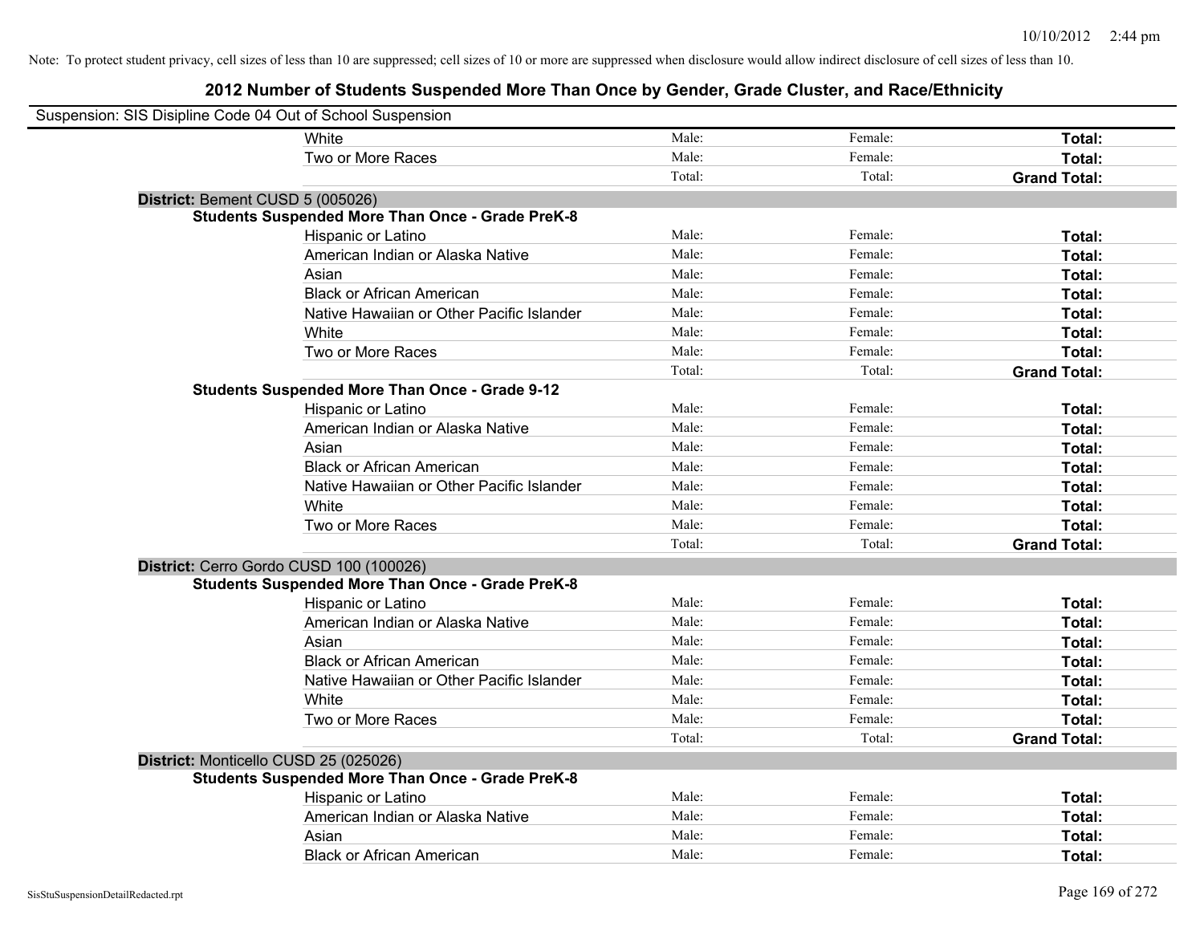Note: To protect student privacy, cell sizes of less than 10 are suppressed; cell sizes of 10 or more are suppressed when disclosure would allow indirect disclosure of cell sizes of less than 10.

# 2012 Number of Students Suspended More Than Once by Gender, Grade Cluster, and Race/Ethnicity

Suspension: SIS Disipline Code 04 Out of School Suspension

| | | | | |
|---|---|---|---|---|
| | White | Male: | Female: | **Total:** |
| | Two or More Races | Male: | Female: | **Total:** |
| | | Total: | Total: | **Grand Total:** |
| **District:** Bement CUSD 5 (005026) | | | | |
| **Students Suspended More Than Once - Grade PreK-8** | | | | |
| | Hispanic or Latino | Male: | Female: | **Total:** |
| | American Indian or Alaska Native | Male: | Female: | **Total:** |
| | Asian | Male: | Female: | **Total:** |
| | Black or African American | Male: | Female: | **Total:** |
| | Native Hawaiian or Other Pacific Islander | Male: | Female: | **Total:** |
| | White | Male: | Female: | **Total:** |
| | Two or More Races | Male: | Female: | **Total:** |
| | | Total: | Total: | **Grand Total:** |
| **Students Suspended More Than Once - Grade 9-12** | | | | |
| | Hispanic or Latino | Male: | Female: | **Total:** |
| | American Indian or Alaska Native | Male: | Female: | **Total:** |
| | Asian | Male: | Female: | **Total:** |
| | Black or African American | Male: | Female: | **Total:** |
| | Native Hawaiian or Other Pacific Islander | Male: | Female: | **Total:** |
| | White | Male: | Female: | **Total:** |
| | Two or More Races | Male: | Female: | **Total:** |
| | | Total: | Total: | **Grand Total:** |
| **District:** Cerro Gordo CUSD 100 (100026) | | | | |
| **Students Suspended More Than Once - Grade PreK-8** | | | | |
| | Hispanic or Latino | Male: | Female: | **Total:** |
| | American Indian or Alaska Native | Male: | Female: | **Total:** |
| | Asian | Male: | Female: | **Total:** |
| | Black or African American | Male: | Female: | **Total:** |
| | Native Hawaiian or Other Pacific Islander | Male: | Female: | **Total:** |
| | White | Male: | Female: | **Total:** |
| | Two or More Races | Male: | Female: | **Total:** |
| | | Total: | Total: | **Grand Total:** |
| **District:** Monticello CUSD 25 (025026) | | | | |
| **Students Suspended More Than Once - Grade PreK-8** | | | | |
| | Hispanic or Latino | Male: | Female: | **Total:** |
| | American Indian or Alaska Native | Male: | Female: | **Total:** |
| | Asian | Male: | Female: | **Total:** |
| | Black or African American | Male: | Female: | **Total:** |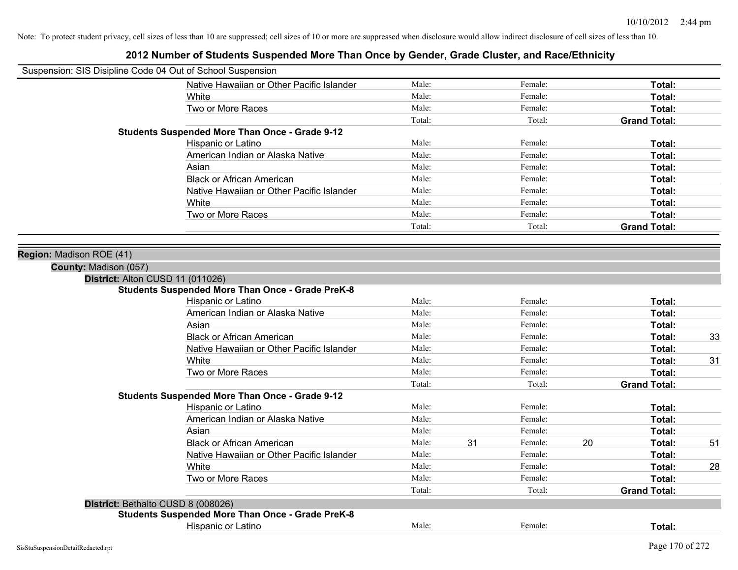Note: To protect student privacy, cell sizes of less than 10 are suppressed; cell sizes of 10 or more are suppressed when disclosure would allow indirect disclosure of cell sizes of less than 10.

# 2012 Number of Students Suspended More Than Once by Gender, Grade Cluster, and Race/Ethnicity

Suspension: SIS Disipline Code 04 Out of School Suspension

| | | | | | |
|---|---|---|---|---|---|
| Native Hawaiian or Other Pacific Islander | Male: | | Female: | | **Total:** | |
| White | Male: | | Female: | | **Total:** | |
| Two or More Races | Male: | | Female: | | **Total:** | |
| | Total: | | Total: | | **Grand Total:** | |

**Students Suspended More Than Once - Grade 9-12**

| | | | | | | |
|---|---|---|---|---|---|---|
| Hispanic or Latino | Male: | | Female: | | **Total:** | |
| American Indian or Alaska Native | Male: | | Female: | | **Total:** | |
| Asian | Male: | | Female: | | **Total:** | |
| Black or African American | Male: | | Female: | | **Total:** | |
| Native Hawaiian or Other Pacific Islander | Male: | | Female: | | **Total:** | |
| White | Male: | | Female: | | **Total:** | |
| Two or More Races | Male: | | Female: | | **Total:** | |
| | Total: | | Total: | | **Grand Total:** | |

**Region:** Madison ROE (41)

**County:** Madison (057)

**District:** Alton CUSD 11 (011026)

**Students Suspended More Than Once - Grade PreK-8**

| | | | | | | |
|---|---|---|---|---|---|---|
| Hispanic or Latino | Male: | | Female: | | **Total:** | |
| American Indian or Alaska Native | Male: | | Female: | | **Total:** | |
| Asian | Male: | | Female: | | **Total:** | |
| Black or African American | Male: | | Female: | | **Total:** | 33 |
| Native Hawaiian or Other Pacific Islander | Male: | | Female: | | **Total:** | |
| White | Male: | | Female: | | **Total:** | 31 |
| Two or More Races | Male: | | Female: | | **Total:** | |
| | Total: | | Total: | | **Grand Total:** | |

**Students Suspended More Than Once - Grade 9-12**

| | | | | | | |
|---|---|---|---|---|---|---|
| Hispanic or Latino | Male: | | Female: | | **Total:** | |
| American Indian or Alaska Native | Male: | | Female: | | **Total:** | |
| Asian | Male: | | Female: | | **Total:** | |
| Black or African American | Male: | 31 | Female: | 20 | **Total:** | 51 |
| Native Hawaiian or Other Pacific Islander | Male: | | Female: | | **Total:** | |
| White | Male: | | Female: | | **Total:** | 28 |
| Two or More Races | Male: | | Female: | | **Total:** | |
| | Total: | | Total: | | **Grand Total:** | |

**District:** Bethalto CUSD 8 (008026)

**Students Suspended More Than Once - Grade PreK-8**

| | | | | | | |
|---|---|---|---|---|---|---|
| Hispanic or Latino | Male: | | Female: | | **Total:** | |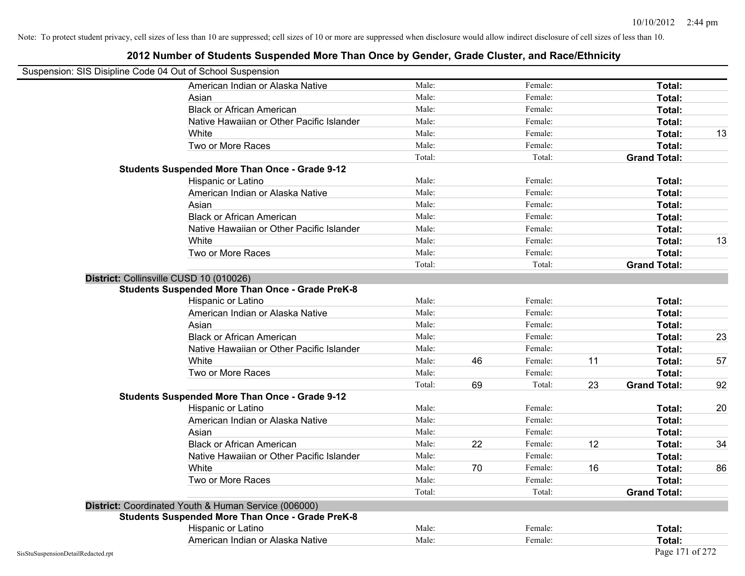Note: To protect student privacy, cell sizes of less than 10 are suppressed; cell sizes of 10 or more are suppressed when disclosure would allow indirect disclosure of cell sizes of less than 10.

## 2012 Number of Students Suspended More Than Once by Gender, Grade Cluster, and Race/Ethnicity

Suspension: SIS Disipline Code 04 Out of School Suspension

| | | | | | | |
|---|---|---|---|---|---|---|
| American Indian or Alaska Native | Male: | | Female: | | **Total:** | |
| Asian | Male: | | Female: | | **Total:** | |
| Black or African American | Male: | | Female: | | **Total:** | |
| Native Hawaiian or Other Pacific Islander | Male: | | Female: | | **Total:** | |
| White | Male: | | Female: | | **Total:** | 13 |
| Two or More Races | Male: | | Female: | | **Total:** | |
| | Total: | | Total: | | **Grand Total:** | |
| **Students Suspended More Than Once - Grade 9-12** | | | | | | |
| Hispanic or Latino | Male: | | Female: | | **Total:** | |
| American Indian or Alaska Native | Male: | | Female: | | **Total:** | |
| Asian | Male: | | Female: | | **Total:** | |
| Black or African American | Male: | | Female: | | **Total:** | |
| Native Hawaiian or Other Pacific Islander | Male: | | Female: | | **Total:** | |
| White | Male: | | Female: | | **Total:** | 13 |
| Two or More Races | Male: | | Female: | | **Total:** | |
| | Total: | | Total: | | **Grand Total:** | |

**District:** Collinsville CUSD 10 (010026)

| | | | | | | |
|---|---|---|---|---|---|---|
| **Students Suspended More Than Once - Grade PreK-8** | | | | | | |
| Hispanic or Latino | Male: | | Female: | | **Total:** | |
| American Indian or Alaska Native | Male: | | Female: | | **Total:** | |
| Asian | Male: | | Female: | | **Total:** | |
| Black or African American | Male: | | Female: | | **Total:** | 23 |
| Native Hawaiian or Other Pacific Islander | Male: | | Female: | | **Total:** | |
| White | Male: | 46 | Female: | 11 | **Total:** | 57 |
| Two or More Races | Male: | | Female: | | **Total:** | |
| | Total: | 69 | Total: | 23 | **Grand Total:** | 92 |
| **Students Suspended More Than Once - Grade 9-12** | | | | | | |
| Hispanic or Latino | Male: | | Female: | | **Total:** | 20 |
| American Indian or Alaska Native | Male: | | Female: | | **Total:** | |
| Asian | Male: | | Female: | | **Total:** | |
| Black or African American | Male: | 22 | Female: | 12 | **Total:** | 34 |
| Native Hawaiian or Other Pacific Islander | Male: | | Female: | | **Total:** | |
| White | Male: | 70 | Female: | 16 | **Total:** | 86 |
| Two or More Races | Male: | | Female: | | **Total:** | |
| | Total: | | Total: | | **Grand Total:** | |

**District:** Coordinated Youth & Human Service (006000)

| | | | | | | |
|---|---|---|---|---|---|---|
| **Students Suspended More Than Once - Grade PreK-8** | | | | | | |
| Hispanic or Latino | Male: | | Female: | | **Total:** | |
| American Indian or Alaska Native | Male: | | Female: | | **Total:** | |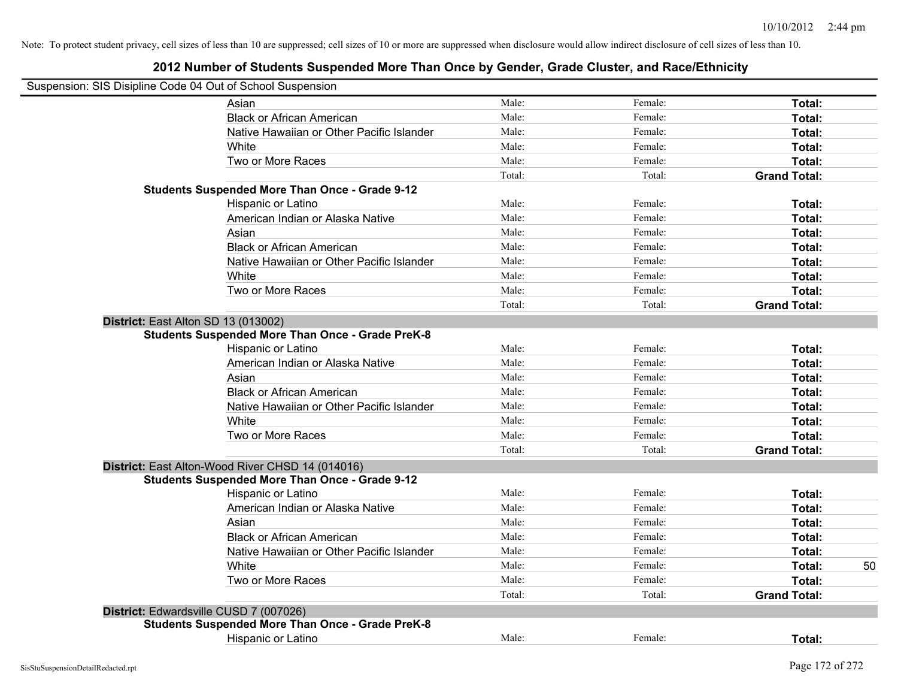Note: To protect student privacy, cell sizes of less than 10 are suppressed; cell sizes of 10 or more are suppressed when disclosure would allow indirect disclosure of cell sizes of less than 10.

# 2012 Number of Students Suspended More Than Once by Gender, Grade Cluster, and Race/Ethnicity

Suspension: SIS Disipline Code 04 Out of School Suspension

| | | | | |
|---|---|---|---|---|
| Asian | Male: | Female: | **Total:** | |
| Black or African American | Male: | Female: | **Total:** | |
| Native Hawaiian or Other Pacific Islander | Male: | Female: | **Total:** | |
| White | Male: | Female: | **Total:** | |
| Two or More Races | Male: | Female: | **Total:** | |
| | Total: | Total: | **Grand Total:** | |
| **Students Suspended More Than Once - Grade 9-12** | | | | |
| Hispanic or Latino | Male: | Female: | **Total:** | |
| American Indian or Alaska Native | Male: | Female: | **Total:** | |
| Asian | Male: | Female: | **Total:** | |
| Black or African American | Male: | Female: | **Total:** | |
| Native Hawaiian or Other Pacific Islander | Male: | Female: | **Total:** | |
| White | Male: | Female: | **Total:** | |
| Two or More Races | Male: | Female: | **Total:** | |
| | Total: | Total: | **Grand Total:** | |
| **District:** East Alton SD 13 (013002) | | | | |
| **Students Suspended More Than Once - Grade PreK-8** | | | | |
| Hispanic or Latino | Male: | Female: | **Total:** | |
| American Indian or Alaska Native | Male: | Female: | **Total:** | |
| Asian | Male: | Female: | **Total:** | |
| Black or African American | Male: | Female: | **Total:** | |
| Native Hawaiian or Other Pacific Islander | Male: | Female: | **Total:** | |
| White | Male: | Female: | **Total:** | |
| Two or More Races | Male: | Female: | **Total:** | |
| | Total: | Total: | **Grand Total:** | |
| **District:** East Alton-Wood River CHSD 14 (014016) | | | | |
| **Students Suspended More Than Once - Grade 9-12** | | | | |
| Hispanic or Latino | Male: | Female: | **Total:** | |
| American Indian or Alaska Native | Male: | Female: | **Total:** | |
| Asian | Male: | Female: | **Total:** | |
| Black or African American | Male: | Female: | **Total:** | |
| Native Hawaiian or Other Pacific Islander | Male: | Female: | **Total:** | |
| White | Male: | Female: | **Total:** | 50 |
| Two or More Races | Male: | Female: | **Total:** | |
| | Total: | Total: | **Grand Total:** | |
| **District:** Edwardsville CUSD 7 (007026) | | | | |
| **Students Suspended More Than Once - Grade PreK-8** | | | | |
| Hispanic or Latino | Male: | Female: | **Total:** | |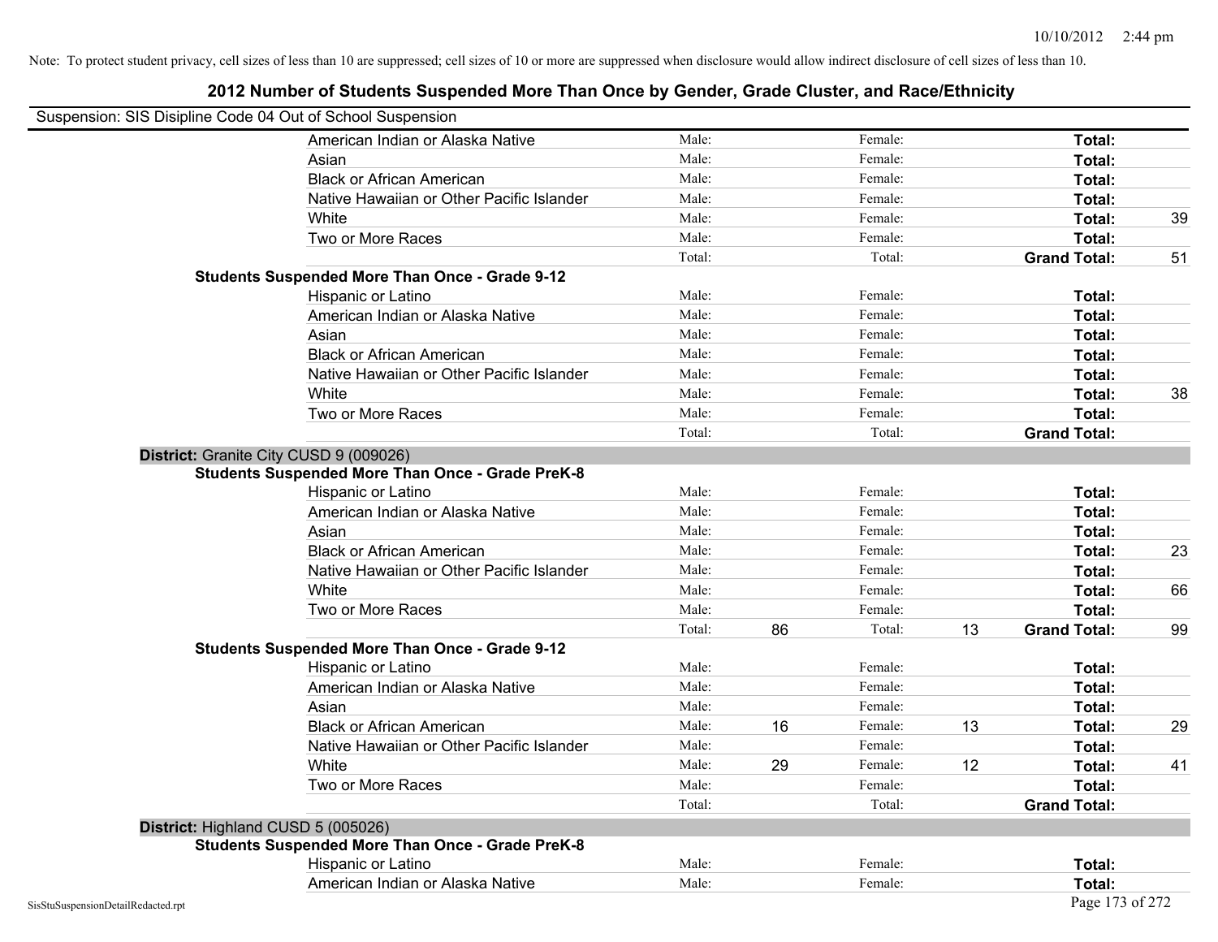Note: To protect student privacy, cell sizes of less than 10 are suppressed; cell sizes of 10 or more are suppressed when disclosure would allow indirect disclosure of cell sizes of less than 10.

# 2012 Number of Students Suspended More Than Once by Gender, Grade Cluster, and Race/Ethnicity

Suspension: SIS Disipline Code 04 Out of School Suspension

| | | | | | | |
|---|---|---|---|---|---|---|
| American Indian or Alaska Native | Male: | | Female: | | **Total:** | |
| Asian | Male: | | Female: | | **Total:** | |
| Black or African American | Male: | | Female: | | **Total:** | |
| Native Hawaiian or Other Pacific Islander | Male: | | Female: | | **Total:** | |
| White | Male: | | Female: | | **Total:** | 39 |
| Two or More Races | Male: | | Female: | | **Total:** | |
| | Total: | | Total: | | **Grand Total:** | 51 |

**Students Suspended More Than Once - Grade 9-12**

| | | | | | | |
|---|---|---|---|---|---|---|
| Hispanic or Latino | Male: | | Female: | | **Total:** | |
| American Indian or Alaska Native | Male: | | Female: | | **Total:** | |
| Asian | Male: | | Female: | | **Total:** | |
| Black or African American | Male: | | Female: | | **Total:** | |
| Native Hawaiian or Other Pacific Islander | Male: | | Female: | | **Total:** | |
| White | Male: | | Female: | | **Total:** | 38 |
| Two or More Races | Male: | | Female: | | **Total:** | |
| | Total: | | Total: | | **Grand Total:** | |

**District:** Granite City CUSD 9 (009026)

**Students Suspended More Than Once - Grade PreK-8**

| | | | | | | |
|---|---|---|---|---|---|---|
| Hispanic or Latino | Male: | | Female: | | **Total:** | |
| American Indian or Alaska Native | Male: | | Female: | | **Total:** | |
| Asian | Male: | | Female: | | **Total:** | |
| Black or African American | Male: | | Female: | | **Total:** | 23 |
| Native Hawaiian or Other Pacific Islander | Male: | | Female: | | **Total:** | |
| White | Male: | | Female: | | **Total:** | 66 |
| Two or More Races | Male: | | Female: | | **Total:** | |
| | Total: | 86 | Total: | 13 | **Grand Total:** | 99 |

**Students Suspended More Than Once - Grade 9-12**

| | | | | | | |
|---|---|---|---|---|---|---|
| Hispanic or Latino | Male: | | Female: | | **Total:** | |
| American Indian or Alaska Native | Male: | | Female: | | **Total:** | |
| Asian | Male: | | Female: | | **Total:** | |
| Black or African American | Male: | 16 | Female: | 13 | **Total:** | 29 |
| Native Hawaiian or Other Pacific Islander | Male: | | Female: | | **Total:** | |
| White | Male: | 29 | Female: | 12 | **Total:** | 41 |
| Two or More Races | Male: | | Female: | | **Total:** | |
| | Total: | | Total: | | **Grand Total:** | |

**District:** Highland CUSD 5 (005026)

**Students Suspended More Than Once - Grade PreK-8**

| | | | | | | |
|---|---|---|---|---|---|---|
| Hispanic or Latino | Male: | | Female: | | **Total:** | |
| American Indian or Alaska Native | Male: | | Female: | | **Total:** | |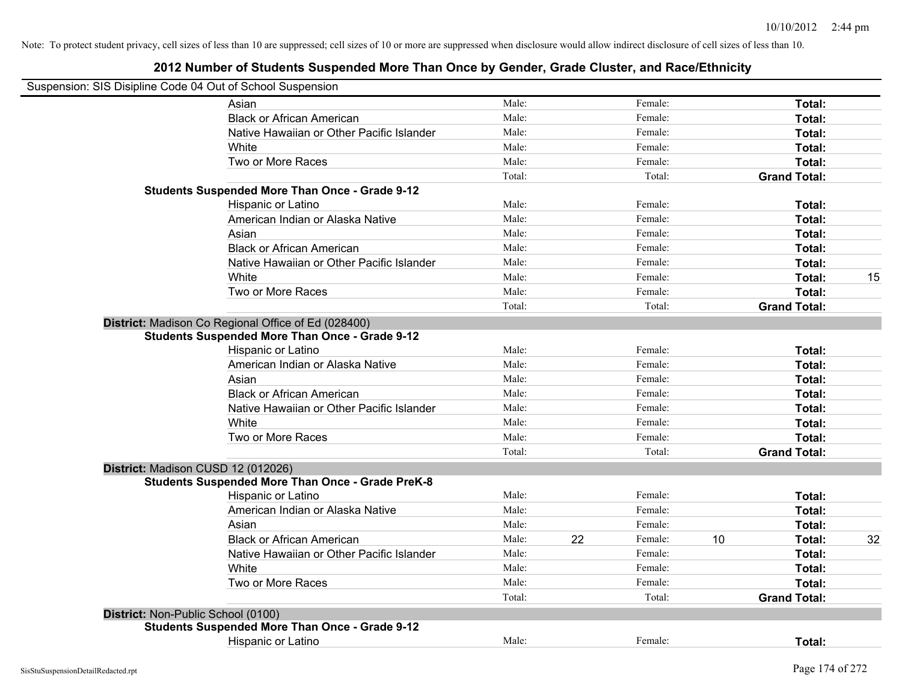Note: To protect student privacy, cell sizes of less than 10 are suppressed; cell sizes of 10 or more are suppressed when disclosure would allow indirect disclosure of cell sizes of less than 10.

## 2012 Number of Students Suspended More Than Once by Gender, Grade Cluster, and Race/Ethnicity

Suspension: SIS Disipline Code 04 Out of School Suspension

| | | | | | | |
|---|---|---|---|---|---|---|
| Asian | Male: | | Female: | | **Total:** | |
| Black or African American | Male: | | Female: | | **Total:** | |
| Native Hawaiian or Other Pacific Islander | Male: | | Female: | | **Total:** | |
| White | Male: | | Female: | | **Total:** | |
| Two or More Races | Male: | | Female: | | **Total:** | |
| | Total: | | Total: | | **Grand Total:** | |

**Students Suspended More Than Once - Grade 9-12**

| | | | | | | |
|---|---|---|---|---|---|---|
| Hispanic or Latino | Male: | | Female: | | **Total:** | |
| American Indian or Alaska Native | Male: | | Female: | | **Total:** | |
| Asian | Male: | | Female: | | **Total:** | |
| Black or African American | Male: | | Female: | | **Total:** | |
| Native Hawaiian or Other Pacific Islander | Male: | | Female: | | **Total:** | |
| White | Male: | | Female: | | **Total:** | 15 |
| Two or More Races | Male: | | Female: | | **Total:** | |
| | Total: | | Total: | | **Grand Total:** | |

**District:** Madison Co Regional Office of Ed (028400)

**Students Suspended More Than Once - Grade 9-12**

| | | | | | | |
|---|---|---|---|---|---|---|
| Hispanic or Latino | Male: | | Female: | | **Total:** | |
| American Indian or Alaska Native | Male: | | Female: | | **Total:** | |
| Asian | Male: | | Female: | | **Total:** | |
| Black or African American | Male: | | Female: | | **Total:** | |
| Native Hawaiian or Other Pacific Islander | Male: | | Female: | | **Total:** | |
| White | Male: | | Female: | | **Total:** | |
| Two or More Races | Male: | | Female: | | **Total:** | |
| | Total: | | Total: | | **Grand Total:** | |

**District:** Madison CUSD 12 (012026)

**Students Suspended More Than Once - Grade PreK-8**

| | | | | | | |
|---|---|---|---|---|---|---|
| Hispanic or Latino | Male: | | Female: | | **Total:** | |
| American Indian or Alaska Native | Male: | | Female: | | **Total:** | |
| Asian | Male: | | Female: | | **Total:** | |
| Black or African American | Male: | 22 | Female: | 10 | **Total:** | 32 |
| Native Hawaiian or Other Pacific Islander | Male: | | Female: | | **Total:** | |
| White | Male: | | Female: | | **Total:** | |
| Two or More Races | Male: | | Female: | | **Total:** | |
| | Total: | | Total: | | **Grand Total:** | |

**District:** Non-Public School (0100)

**Students Suspended More Than Once - Grade 9-12**

| | | | | | | |
|---|---|---|---|---|---|---|
| Hispanic or Latino | Male: | | Female: | | **Total:** | |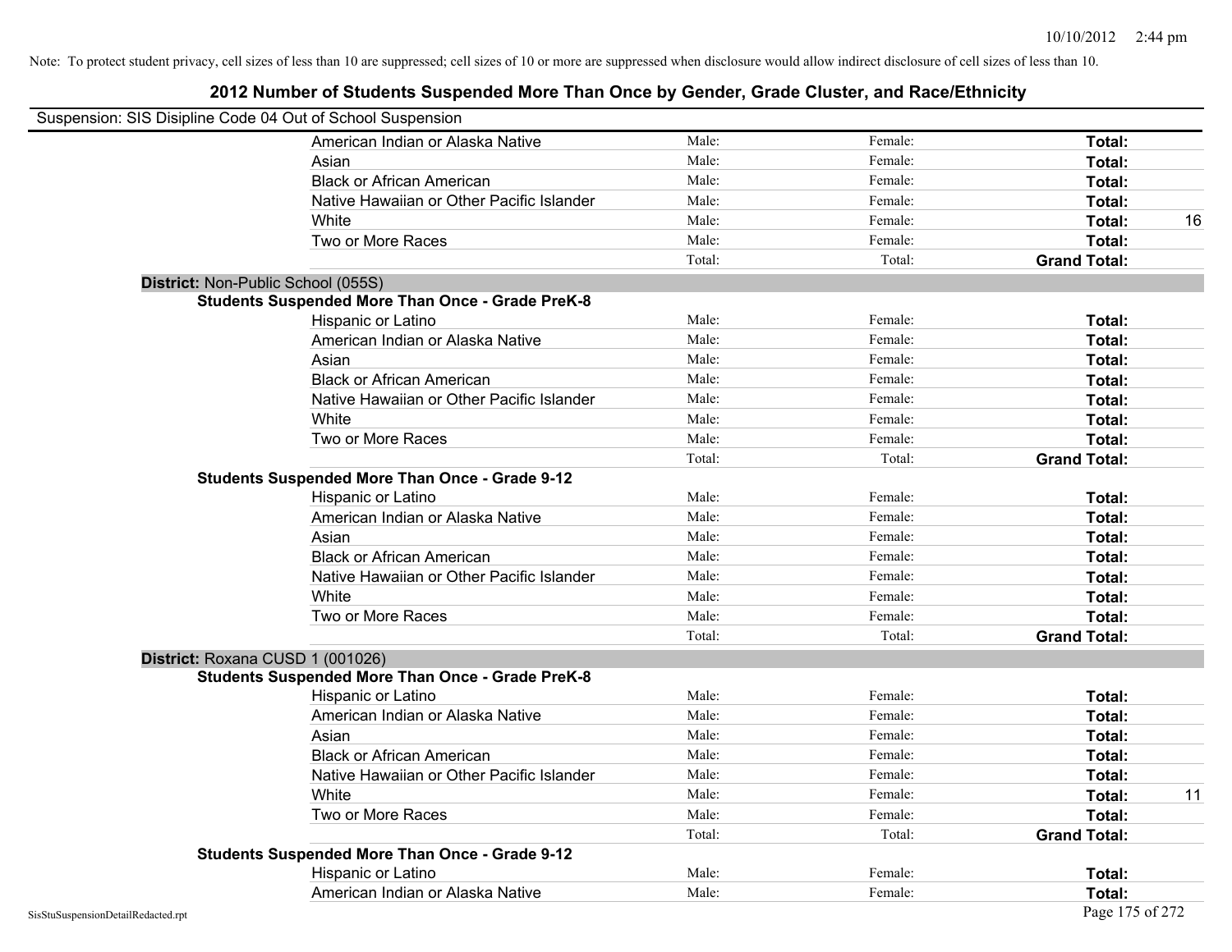Note: To protect student privacy, cell sizes of less than 10 are suppressed; cell sizes of 10 or more are suppressed when disclosure would allow indirect disclosure of cell sizes of less than 10.

## 2012 Number of Students Suspended More Than Once by Gender, Grade Cluster, and Race/Ethnicity

Suspension: SIS Disipline Code 04 Out of School Suspension

| | | | | |
|---|---|---|---|---|
| American Indian or Alaska Native | Male: | Female: | **Total:** | |
| Asian | Male: | Female: | **Total:** | |
| Black or African American | Male: | Female: | **Total:** | |
| Native Hawaiian or Other Pacific Islander | Male: | Female: | **Total:** | |
| White | Male: | Female: | **Total:** | 16 |
| Two or More Races | Male: | Female: | **Total:** | |
| | Total: | Total: | **Grand Total:** | |

**District:** Non-Public School (055S)

**Students Suspended More Than Once - Grade PreK-8**

| | | | | |
|---|---|---|---|---|
| Hispanic or Latino | Male: | Female: | **Total:** | |
| American Indian or Alaska Native | Male: | Female: | **Total:** | |
| Asian | Male: | Female: | **Total:** | |
| Black or African American | Male: | Female: | **Total:** | |
| Native Hawaiian or Other Pacific Islander | Male: | Female: | **Total:** | |
| White | Male: | Female: | **Total:** | |
| Two or More Races | Male: | Female: | **Total:** | |
| | Total: | Total: | **Grand Total:** | |

**Students Suspended More Than Once - Grade 9-12**

| | | | | |
|---|---|---|---|---|
| Hispanic or Latino | Male: | Female: | **Total:** | |
| American Indian or Alaska Native | Male: | Female: | **Total:** | |
| Asian | Male: | Female: | **Total:** | |
| Black or African American | Male: | Female: | **Total:** | |
| Native Hawaiian or Other Pacific Islander | Male: | Female: | **Total:** | |
| White | Male: | Female: | **Total:** | |
| Two or More Races | Male: | Female: | **Total:** | |
| | Total: | Total: | **Grand Total:** | |

**District:** Roxana CUSD 1 (001026)

**Students Suspended More Than Once - Grade PreK-8**

| | | | | |
|---|---|---|---|---|
| Hispanic or Latino | Male: | Female: | **Total:** | |
| American Indian or Alaska Native | Male: | Female: | **Total:** | |
| Asian | Male: | Female: | **Total:** | |
| Black or African American | Male: | Female: | **Total:** | |
| Native Hawaiian or Other Pacific Islander | Male: | Female: | **Total:** | |
| White | Male: | Female: | **Total:** | 11 |
| Two or More Races | Male: | Female: | **Total:** | |
| | Total: | Total: | **Grand Total:** | |

**Students Suspended More Than Once - Grade 9-12**

| | | | | |
|---|---|---|---|---|
| Hispanic or Latino | Male: | Female: | **Total:** | |
| American Indian or Alaska Native | Male: | Female: | **Total:** | |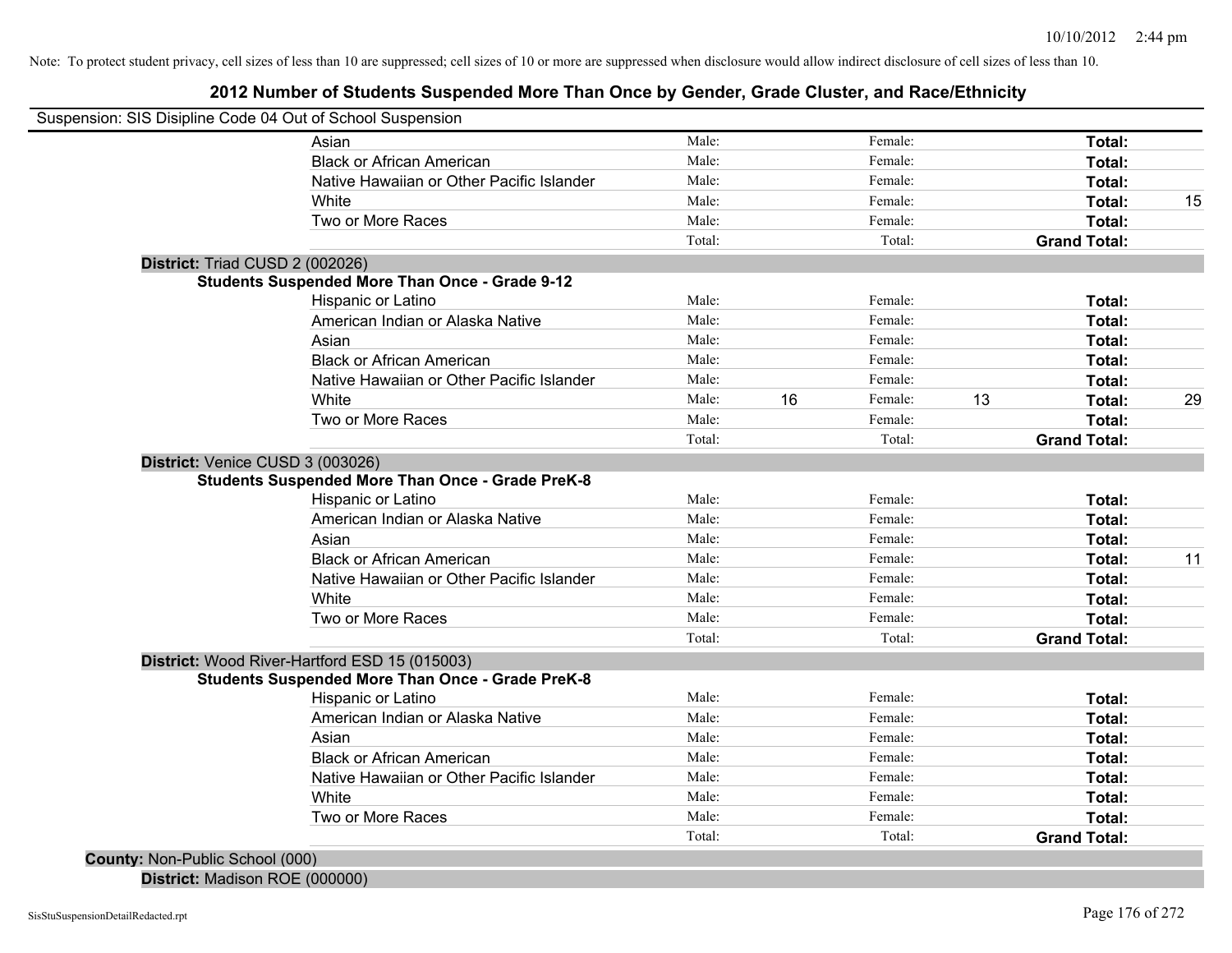Note: To protect student privacy, cell sizes of less than 10 are suppressed; cell sizes of 10 or more are suppressed when disclosure would allow indirect disclosure of cell sizes of less than 10.

## 2012 Number of Students Suspended More Than Once by Gender, Grade Cluster, and Race/Ethnicity

Suspension: SIS Disipline Code 04 Out of School Suspension

| | | | | | | |
|---|---|---|---|---|---|---|
| Asian | Male: | | Female: | | **Total:** | |
| Black or African American | Male: | | Female: | | **Total:** | |
| Native Hawaiian or Other Pacific Islander | Male: | | Female: | | **Total:** | |
| White | Male: | | Female: | | **Total:** | 15 |
| Two or More Races | Male: | | Female: | | **Total:** | |
| | Total: | | Total: | | **Grand Total:** | |

**District:** Triad CUSD 2 (002026)

**Students Suspended More Than Once - Grade 9-12**

| | | | | | | |
|---|---|---|---|---|---|---|
| Hispanic or Latino | Male: | | Female: | | **Total:** | |
| American Indian or Alaska Native | Male: | | Female: | | **Total:** | |
| Asian | Male: | | Female: | | **Total:** | |
| Black or African American | Male: | | Female: | | **Total:** | |
| Native Hawaiian or Other Pacific Islander | Male: | | Female: | | **Total:** | |
| White | Male: | 16 | Female: | 13 | **Total:** | 29 |
| Two or More Races | Male: | | Female: | | **Total:** | |
| | Total: | | Total: | | **Grand Total:** | |

**District:** Venice CUSD 3 (003026)

**Students Suspended More Than Once - Grade PreK-8**

| | | | | | | |
|---|---|---|---|---|---|---|
| Hispanic or Latino | Male: | | Female: | | **Total:** | |
| American Indian or Alaska Native | Male: | | Female: | | **Total:** | |
| Asian | Male: | | Female: | | **Total:** | |
| Black or African American | Male: | | Female: | | **Total:** | 11 |
| Native Hawaiian or Other Pacific Islander | Male: | | Female: | | **Total:** | |
| White | Male: | | Female: | | **Total:** | |
| Two or More Races | Male: | | Female: | | **Total:** | |
| | Total: | | Total: | | **Grand Total:** | |

**District:** Wood River-Hartford ESD 15 (015003)

**Students Suspended More Than Once - Grade PreK-8**

| | | | | | | |
|---|---|---|---|---|---|---|
| Hispanic or Latino | Male: | | Female: | | **Total:** | |
| American Indian or Alaska Native | Male: | | Female: | | **Total:** | |
| Asian | Male: | | Female: | | **Total:** | |
| Black or African American | Male: | | Female: | | **Total:** | |
| Native Hawaiian or Other Pacific Islander | Male: | | Female: | | **Total:** | |
| White | Male: | | Female: | | **Total:** | |
| Two or More Races | Male: | | Female: | | **Total:** | |
| | Total: | | Total: | | **Grand Total:** | |

**County:** Non-Public School (000)

**District:** Madison ROE (000000)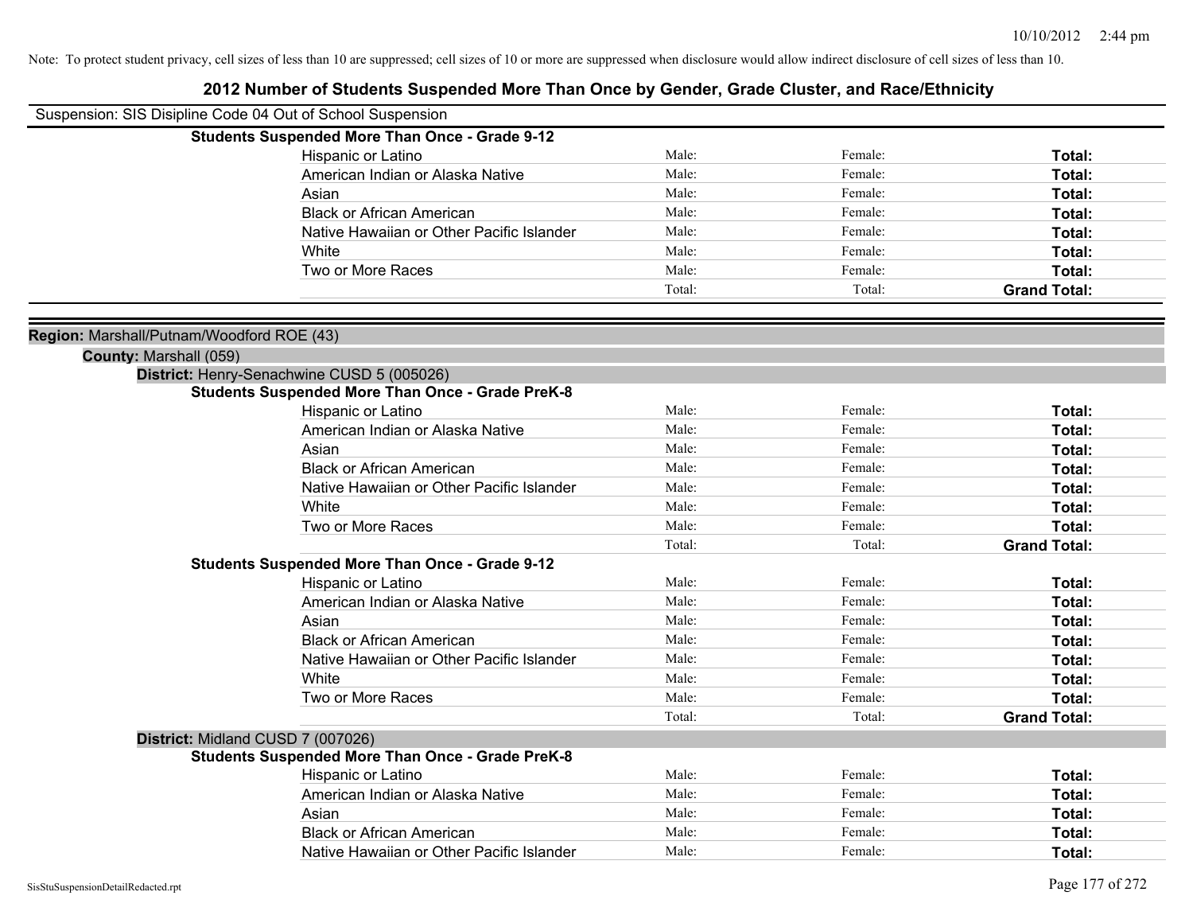Note: To protect student privacy, cell sizes of less than 10 are suppressed; cell sizes of 10 or more are suppressed when disclosure would allow indirect disclosure of cell sizes of less than 10.

# 2012 Number of Students Suspended More Than Once by Gender, Grade Cluster, and Race/Ethnicity

Suspension: SIS Disipline Code 04 Out of School Suspension

**Students Suspended More Than Once - Grade 9-12**

| | | | |
|---|---|---|---|
| Hispanic or Latino | Male: | Female: | **Total:** |
| American Indian or Alaska Native | Male: | Female: | **Total:** |
| Asian | Male: | Female: | **Total:** |
| Black or African American | Male: | Female: | **Total:** |
| Native Hawaiian or Other Pacific Islander | Male: | Female: | **Total:** |
| White | Male: | Female: | **Total:** |
| Two or More Races | Male: | Female: | **Total:** |
| | Total: | Total: | **Grand Total:** |

**Region:** Marshall/Putnam/Woodford ROE (43)

**County:** Marshall (059)

**District:** Henry-Senachwine CUSD 5 (005026)

**Students Suspended More Than Once - Grade PreK-8**

| | | | |
|---|---|---|---|
| Hispanic or Latino | Male: | Female: | **Total:** |
| American Indian or Alaska Native | Male: | Female: | **Total:** |
| Asian | Male: | Female: | **Total:** |
| Black or African American | Male: | Female: | **Total:** |
| Native Hawaiian or Other Pacific Islander | Male: | Female: | **Total:** |
| White | Male: | Female: | **Total:** |
| Two or More Races | Male: | Female: | **Total:** |
| | Total: | Total: | **Grand Total:** |

**Students Suspended More Than Once - Grade 9-12**

| | | | |
|---|---|---|---|
| Hispanic or Latino | Male: | Female: | **Total:** |
| American Indian or Alaska Native | Male: | Female: | **Total:** |
| Asian | Male: | Female: | **Total:** |
| Black or African American | Male: | Female: | **Total:** |
| Native Hawaiian or Other Pacific Islander | Male: | Female: | **Total:** |
| White | Male: | Female: | **Total:** |
| Two or More Races | Male: | Female: | **Total:** |
| | Total: | Total: | **Grand Total:** |

**District:** Midland CUSD 7 (007026)

**Students Suspended More Than Once - Grade PreK-8**

| | | | |
|---|---|---|---|
| Hispanic or Latino | Male: | Female: | **Total:** |
| American Indian or Alaska Native | Male: | Female: | **Total:** |
| Asian | Male: | Female: | **Total:** |
| Black or African American | Male: | Female: | **Total:** |
| Native Hawaiian or Other Pacific Islander | Male: | Female: | **Total:** |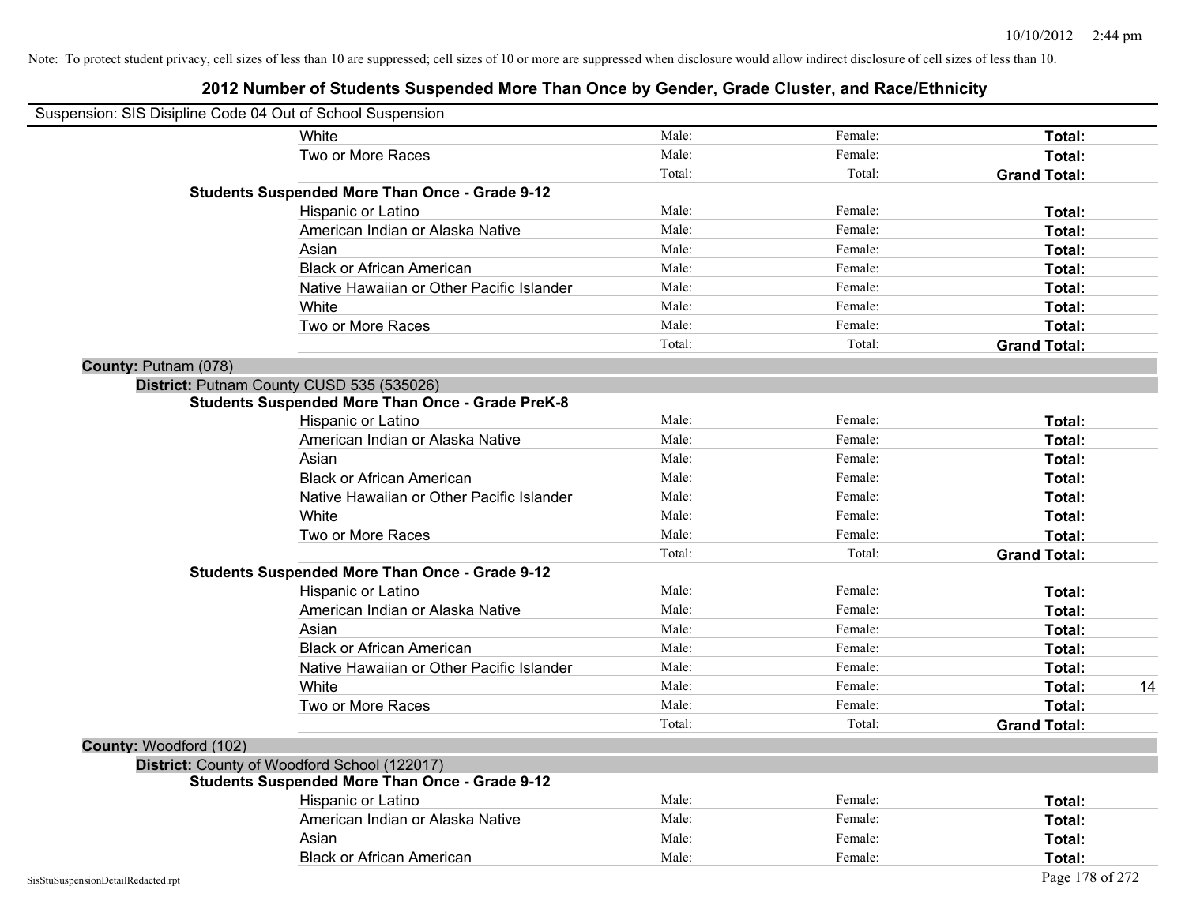Note: To protect student privacy, cell sizes of less than 10 are suppressed; cell sizes of 10 or more are suppressed when disclosure would allow indirect disclosure of cell sizes of less than 10.

# 2012 Number of Students Suspended More Than Once by Gender, Grade Cluster, and Race/Ethnicity

Suspension: SIS Disipline Code 04 Out of School Suspension

| | | | | |
|---|---|---|---|---|
| White | Male: | Female: | **Total:** | |
| Two or More Races | Male: | Female: | **Total:** | |
| | Total: | Total: | **Grand Total:** | |

**Students Suspended More Than Once - Grade 9-12**

| | | | | |
|---|---|---|---|---|
| Hispanic or Latino | Male: | Female: | **Total:** | |
| American Indian or Alaska Native | Male: | Female: | **Total:** | |
| Asian | Male: | Female: | **Total:** | |
| Black or African American | Male: | Female: | **Total:** | |
| Native Hawaiian or Other Pacific Islander | Male: | Female: | **Total:** | |
| White | Male: | Female: | **Total:** | |
| Two or More Races | Male: | Female: | **Total:** | |
| | Total: | Total: | **Grand Total:** | |

**County:** Putnam (078)

**District:** Putnam County CUSD 535 (535026)

**Students Suspended More Than Once - Grade PreK-8**

| | | | | |
|---|---|---|---|---|
| Hispanic or Latino | Male: | Female: | **Total:** | |
| American Indian or Alaska Native | Male: | Female: | **Total:** | |
| Asian | Male: | Female: | **Total:** | |
| Black or African American | Male: | Female: | **Total:** | |
| Native Hawaiian or Other Pacific Islander | Male: | Female: | **Total:** | |
| White | Male: | Female: | **Total:** | |
| Two or More Races | Male: | Female: | **Total:** | |
| | Total: | Total: | **Grand Total:** | |

**Students Suspended More Than Once - Grade 9-12**

| | | | | |
|---|---|---|---|---|
| Hispanic or Latino | Male: | Female: | **Total:** | |
| American Indian or Alaska Native | Male: | Female: | **Total:** | |
| Asian | Male: | Female: | **Total:** | |
| Black or African American | Male: | Female: | **Total:** | |
| Native Hawaiian or Other Pacific Islander | Male: | Female: | **Total:** | |
| White | Male: | Female: | **Total:** | 14 |
| Two or More Races | Male: | Female: | **Total:** | |
| | Total: | Total: | **Grand Total:** | |

**County:** Woodford (102)

**District:** County of Woodford School (122017)

**Students Suspended More Than Once - Grade 9-12**

| | | | | |
|---|---|---|---|---|
| Hispanic or Latino | Male: | Female: | **Total:** | |
| American Indian or Alaska Native | Male: | Female: | **Total:** | |
| Asian | Male: | Female: | **Total:** | |
| Black or African American | Male: | Female: | **Total:** | |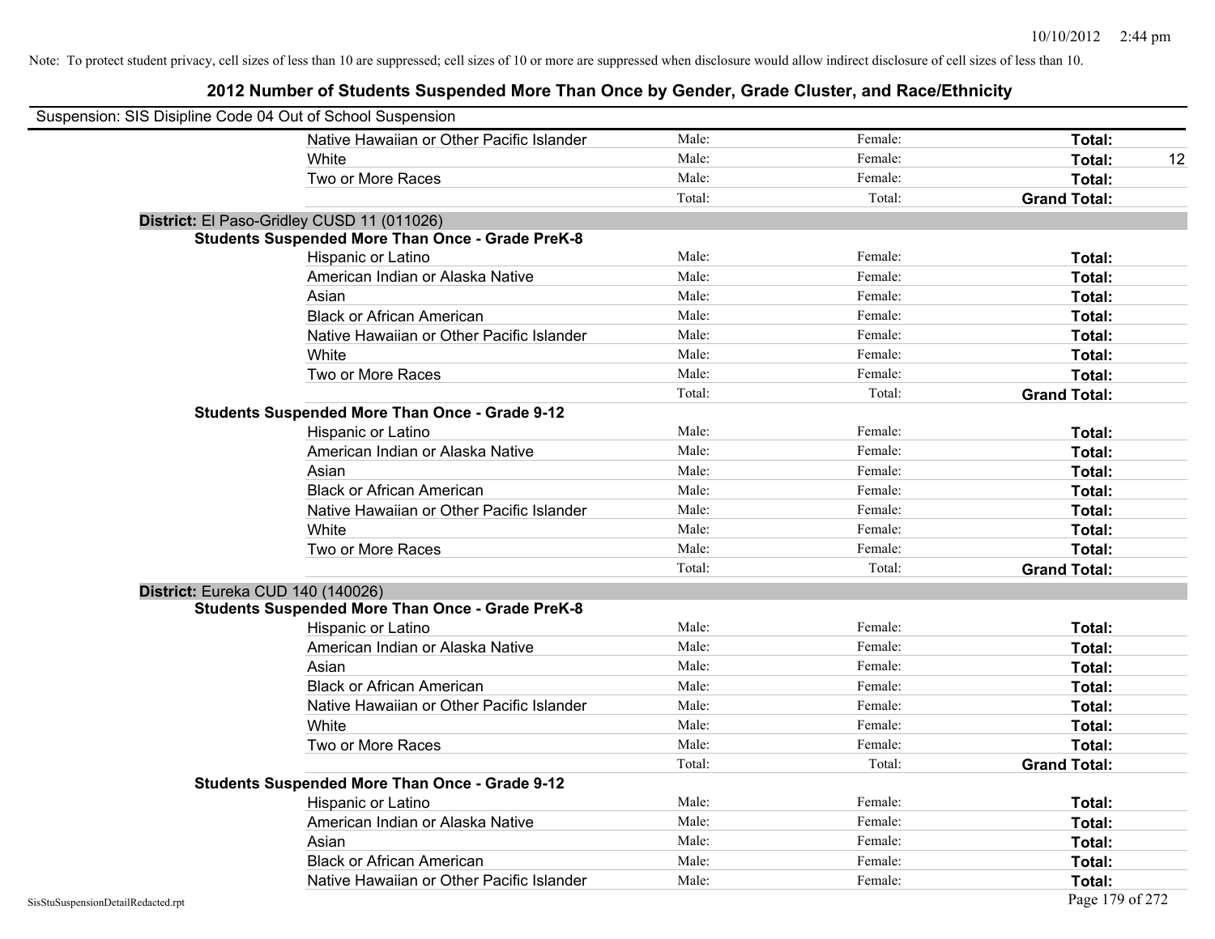Note: To protect student privacy, cell sizes of less than 10 are suppressed; cell sizes of 10 or more are suppressed when disclosure would allow indirect disclosure of cell sizes of less than 10.

## 2012 Number of Students Suspended More Than Once by Gender, Grade Cluster, and Race/Ethnicity

Suspension: SIS Disipline Code 04 Out of School Suspension

| | | | | |
|---|---|---|---|---|
| Native Hawaiian or Other Pacific Islander | Male: | Female: | **Total:** | |
| White | Male: | Female: | **Total:** | 12 |
| Two or More Races | Male: | Female: | **Total:** | |
| | Total: | Total: | **Grand Total:** | |

**District:** El Paso-Gridley CUSD 11 (011026)

**Students Suspended More Than Once - Grade PreK-8**

| | | | | |
|---|---|---|---|---|
| Hispanic or Latino | Male: | Female: | **Total:** | |
| American Indian or Alaska Native | Male: | Female: | **Total:** | |
| Asian | Male: | Female: | **Total:** | |
| Black or African American | Male: | Female: | **Total:** | |
| Native Hawaiian or Other Pacific Islander | Male: | Female: | **Total:** | |
| White | Male: | Female: | **Total:** | |
| Two or More Races | Male: | Female: | **Total:** | |
| | Total: | Total: | **Grand Total:** | |

**Students Suspended More Than Once - Grade 9-12**

| | | | | |
|---|---|---|---|---|
| Hispanic or Latino | Male: | Female: | **Total:** | |
| American Indian or Alaska Native | Male: | Female: | **Total:** | |
| Asian | Male: | Female: | **Total:** | |
| Black or African American | Male: | Female: | **Total:** | |
| Native Hawaiian or Other Pacific Islander | Male: | Female: | **Total:** | |
| White | Male: | Female: | **Total:** | |
| Two or More Races | Male: | Female: | **Total:** | |
| | Total: | Total: | **Grand Total:** | |

**District:** Eureka CUD 140 (140026)

**Students Suspended More Than Once - Grade PreK-8**

| | | | | |
|---|---|---|---|---|
| Hispanic or Latino | Male: | Female: | **Total:** | |
| American Indian or Alaska Native | Male: | Female: | **Total:** | |
| Asian | Male: | Female: | **Total:** | |
| Black or African American | Male: | Female: | **Total:** | |
| Native Hawaiian or Other Pacific Islander | Male: | Female: | **Total:** | |
| White | Male: | Female: | **Total:** | |
| Two or More Races | Male: | Female: | **Total:** | |
| | Total: | Total: | **Grand Total:** | |

**Students Suspended More Than Once - Grade 9-12**

| | | | | |
|---|---|---|---|---|
| Hispanic or Latino | Male: | Female: | **Total:** | |
| American Indian or Alaska Native | Male: | Female: | **Total:** | |
| Asian | Male: | Female: | **Total:** | |
| Black or African American | Male: | Female: | **Total:** | |
| Native Hawaiian or Other Pacific Islander | Male: | Female: | **Total:** | |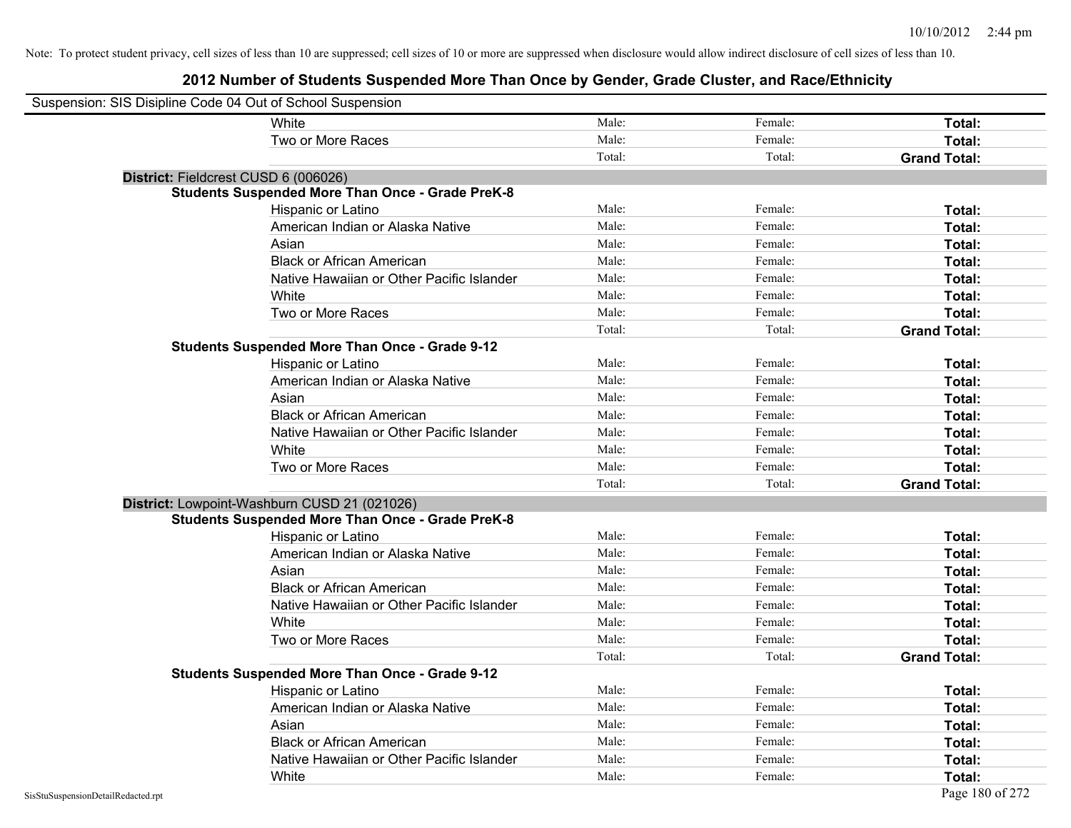Note: To protect student privacy, cell sizes of less than 10 are suppressed; cell sizes of 10 or more are suppressed when disclosure would allow indirect disclosure of cell sizes of less than 10.

# 2012 Number of Students Suspended More Than Once by Gender, Grade Cluster, and Race/Ethnicity

Suspension: SIS Disipline Code 04 Out of School Suspension

| | | | |
|---|---|---|---|
| White | Male: | Female: | **Total:** |
| Two or More Races | Male: | Female: | **Total:** |
| | Total: | Total: | **Grand Total:** |

**District:** Fieldcrest CUSD 6 (006026)

**Students Suspended More Than Once - Grade PreK-8**

| | | | |
|---|---|---|---|
| Hispanic or Latino | Male: | Female: | **Total:** |
| American Indian or Alaska Native | Male: | Female: | **Total:** |
| Asian | Male: | Female: | **Total:** |
| Black or African American | Male: | Female: | **Total:** |
| Native Hawaiian or Other Pacific Islander | Male: | Female: | **Total:** |
| White | Male: | Female: | **Total:** |
| Two or More Races | Male: | Female: | **Total:** |
| | Total: | Total: | **Grand Total:** |

**Students Suspended More Than Once - Grade 9-12**

| | | | |
|---|---|---|---|
| Hispanic or Latino | Male: | Female: | **Total:** |
| American Indian or Alaska Native | Male: | Female: | **Total:** |
| Asian | Male: | Female: | **Total:** |
| Black or African American | Male: | Female: | **Total:** |
| Native Hawaiian or Other Pacific Islander | Male: | Female: | **Total:** |
| White | Male: | Female: | **Total:** |
| Two or More Races | Male: | Female: | **Total:** |
| | Total: | Total: | **Grand Total:** |

**District:** Lowpoint-Washburn CUSD 21 (021026)

**Students Suspended More Than Once - Grade PreK-8**

| | | | |
|---|---|---|---|
| Hispanic or Latino | Male: | Female: | **Total:** |
| American Indian or Alaska Native | Male: | Female: | **Total:** |
| Asian | Male: | Female: | **Total:** |
| Black or African American | Male: | Female: | **Total:** |
| Native Hawaiian or Other Pacific Islander | Male: | Female: | **Total:** |
| White | Male: | Female: | **Total:** |
| Two or More Races | Male: | Female: | **Total:** |
| | Total: | Total: | **Grand Total:** |

**Students Suspended More Than Once - Grade 9-12**

| | | | |
|---|---|---|---|
| Hispanic or Latino | Male: | Female: | **Total:** |
| American Indian or Alaska Native | Male: | Female: | **Total:** |
| Asian | Male: | Female: | **Total:** |
| Black or African American | Male: | Female: | **Total:** |
| Native Hawaiian or Other Pacific Islander | Male: | Female: | **Total:** |
| White | Male: | Female: | **Total:** |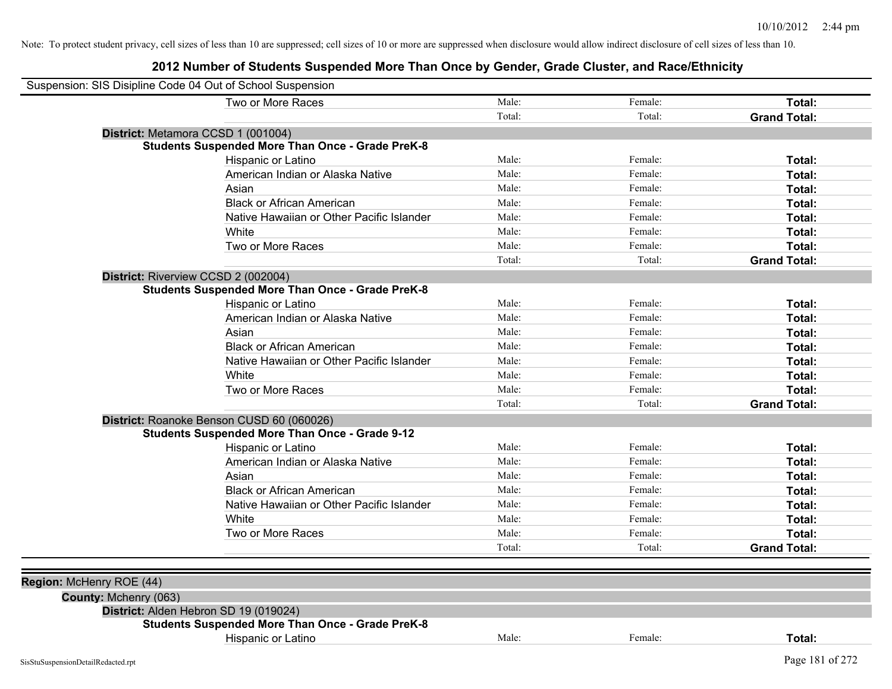Note: To protect student privacy, cell sizes of less than 10 are suppressed; cell sizes of 10 or more are suppressed when disclosure would allow indirect disclosure of cell sizes of less than 10.

## 2012 Number of Students Suspended More Than Once by Gender, Grade Cluster, and Race/Ethnicity

Suspension: SIS Disipline Code 04 Out of School Suspension

| | | | |
|---|---|---|---|
| Two or More Races | Male: | Female: | **Total:** |
| | Total: | Total: | **Grand Total:** |

**District:** Metamora CCSD 1 (001004)

**Students Suspended More Than Once - Grade PreK-8**

| | | | |
|---|---|---|---|
| Hispanic or Latino | Male: | Female: | **Total:** |
| American Indian or Alaska Native | Male: | Female: | **Total:** |
| Asian | Male: | Female: | **Total:** |
| Black or African American | Male: | Female: | **Total:** |
| Native Hawaiian or Other Pacific Islander | Male: | Female: | **Total:** |
| White | Male: | Female: | **Total:** |
| Two or More Races | Male: | Female: | **Total:** |
| | Total: | Total: | **Grand Total:** |

**District:** Riverview CCSD 2 (002004)

**Students Suspended More Than Once - Grade PreK-8**

| | | | |
|---|---|---|---|
| Hispanic or Latino | Male: | Female: | **Total:** |
| American Indian or Alaska Native | Male: | Female: | **Total:** |
| Asian | Male: | Female: | **Total:** |
| Black or African American | Male: | Female: | **Total:** |
| Native Hawaiian or Other Pacific Islander | Male: | Female: | **Total:** |
| White | Male: | Female: | **Total:** |
| Two or More Races | Male: | Female: | **Total:** |
| | Total: | Total: | **Grand Total:** |

**District:** Roanoke Benson CUSD 60 (060026)

**Students Suspended More Than Once - Grade 9-12**

| | | | |
|---|---|---|---|
| Hispanic or Latino | Male: | Female: | **Total:** |
| American Indian or Alaska Native | Male: | Female: | **Total:** |
| Asian | Male: | Female: | **Total:** |
| Black or African American | Male: | Female: | **Total:** |
| Native Hawaiian or Other Pacific Islander | Male: | Female: | **Total:** |
| White | Male: | Female: | **Total:** |
| Two or More Races | Male: | Female: | **Total:** |
| | Total: | Total: | **Grand Total:** |

**Region:** McHenry ROE (44)

**County:** Mchenry (063)

**District:** Alden Hebron SD 19 (019024)

**Students Suspended More Than Once - Grade PreK-8**

| | | | |
|---|---|---|---|
| Hispanic or Latino | Male: | Female: | **Total:** |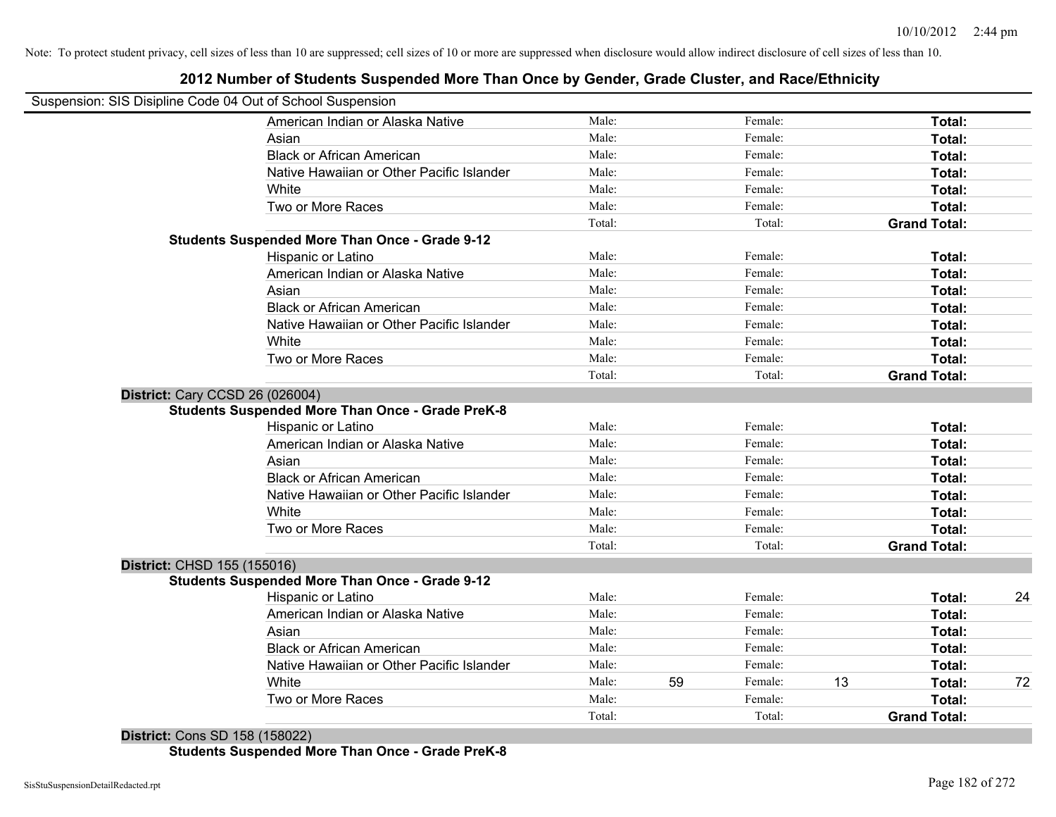Note: To protect student privacy, cell sizes of less than 10 are suppressed; cell sizes of 10 or more are suppressed when disclosure would allow indirect disclosure of cell sizes of less than 10.

## 2012 Number of Students Suspended More Than Once by Gender, Grade Cluster, and Race/Ethnicity

Suspension: SIS Disipline Code 04 Out of School Suspension

| | Male: | | Female: | | | |
|---|---|---|---|---|---|---|
| American Indian or Alaska Native | Male: | | Female: | | **Total:** | |
| Asian | Male: | | Female: | | **Total:** | |
| Black or African American | Male: | | Female: | | **Total:** | |
| Native Hawaiian or Other Pacific Islander | Male: | | Female: | | **Total:** | |
| White | Male: | | Female: | | **Total:** | |
| Two or More Races | Male: | | Female: | | **Total:** | |
| | Total: | | Total: | | **Grand Total:** | |

**Students Suspended More Than Once - Grade 9-12**

| | | | | | | |
|---|---|---|---|---|---|---|
| Hispanic or Latino | Male: | | Female: | | **Total:** | |
| American Indian or Alaska Native | Male: | | Female: | | **Total:** | |
| Asian | Male: | | Female: | | **Total:** | |
| Black or African American | Male: | | Female: | | **Total:** | |
| Native Hawaiian or Other Pacific Islander | Male: | | Female: | | **Total:** | |
| White | Male: | | Female: | | **Total:** | |
| Two or More Races | Male: | | Female: | | **Total:** | |
| | Total: | | Total: | | **Grand Total:** | |

**District:** Cary CCSD 26 (026004)

**Students Suspended More Than Once - Grade PreK-8**

| | | | | | | |
|---|---|---|---|---|---|---|
| Hispanic or Latino | Male: | | Female: | | **Total:** | |
| American Indian or Alaska Native | Male: | | Female: | | **Total:** | |
| Asian | Male: | | Female: | | **Total:** | |
| Black or African American | Male: | | Female: | | **Total:** | |
| Native Hawaiian or Other Pacific Islander | Male: | | Female: | | **Total:** | |
| White | Male: | | Female: | | **Total:** | |
| Two or More Races | Male: | | Female: | | **Total:** | |
| | Total: | | Total: | | **Grand Total:** | |

**District:** CHSD 155 (155016)

**Students Suspended More Than Once - Grade 9-12**

| | | | | | | |
|---|---|---|---|---|---|---|
| Hispanic or Latino | Male: | | Female: | | **Total:** | 24 |
| American Indian or Alaska Native | Male: | | Female: | | **Total:** | |
| Asian | Male: | | Female: | | **Total:** | |
| Black or African American | Male: | | Female: | | **Total:** | |
| Native Hawaiian or Other Pacific Islander | Male: | | Female: | | **Total:** | |
| White | Male: | 59 | Female: | 13 | **Total:** | 72 |
| Two or More Races | Male: | | Female: | | **Total:** | |
| | Total: | | Total: | | **Grand Total:** | |

**District:** Cons SD 158 (158022)

**Students Suspended More Than Once - Grade PreK-8**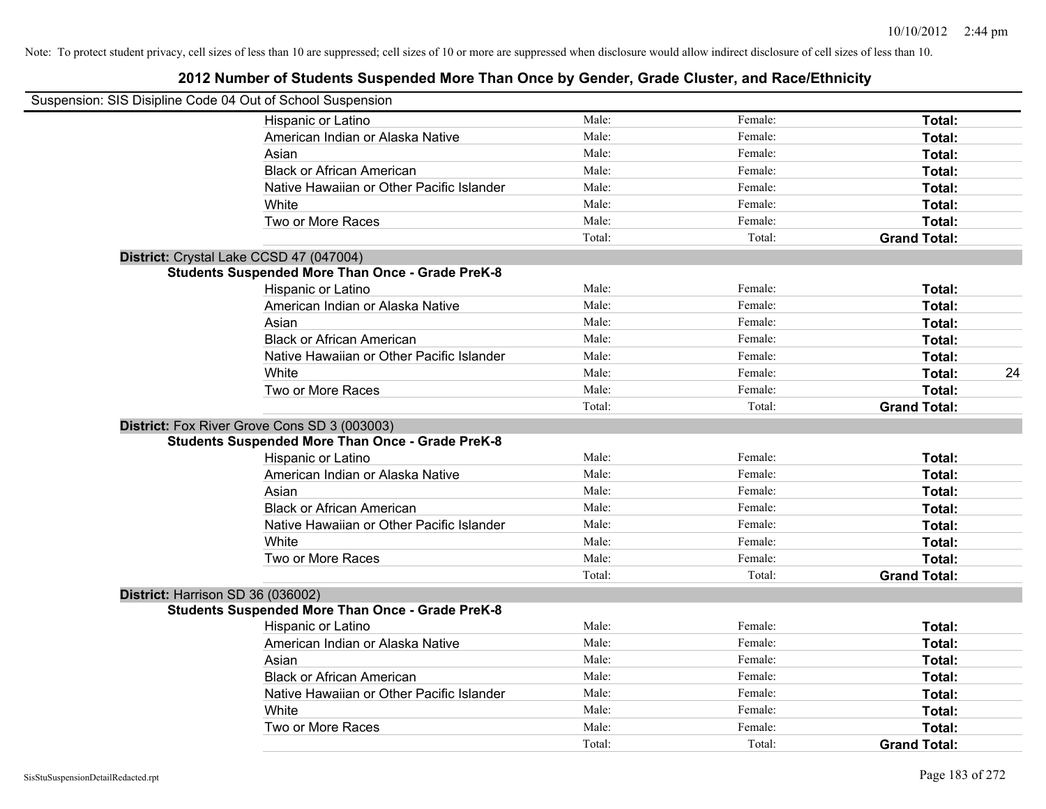Note: To protect student privacy, cell sizes of less than 10 are suppressed; cell sizes of 10 or more are suppressed when disclosure would allow indirect disclosure of cell sizes of less than 10.

## 2012 Number of Students Suspended More Than Once by Gender, Grade Cluster, and Race/Ethnicity

Suspension: SIS Disipline Code 04 Out of School Suspension

| | Male: | Female: | Total: |
|---|---|---|---|
| Hispanic or Latino | Male: | Female: | **Total:** |
| American Indian or Alaska Native | Male: | Female: | **Total:** |
| Asian | Male: | Female: | **Total:** |
| Black or African American | Male: | Female: | **Total:** |
| Native Hawaiian or Other Pacific Islander | Male: | Female: | **Total:** |
| White | Male: | Female: | **Total:** |
| Two or More Races | Male: | Female: | **Total:** |
| | Total: | Total: | **Grand Total:** |

**District:** Crystal Lake CCSD 47 (047004)

**Students Suspended More Than Once - Grade PreK-8**

| | Male | Female | Total |
|---|---|---|---|
| Hispanic or Latino | Male: | Female: | **Total:** |
| American Indian or Alaska Native | Male: | Female: | **Total:** |
| Asian | Male: | Female: | **Total:** |
| Black or African American | Male: | Female: | **Total:** |
| Native Hawaiian or Other Pacific Islander | Male: | Female: | **Total:** |
| White | Male: | Female: | **Total:** 24 |
| Two or More Races | Male: | Female: | **Total:** |
| | Total: | Total: | **Grand Total:** |

**District:** Fox River Grove Cons SD 3 (003003)

**Students Suspended More Than Once - Grade PreK-8**

| | Male | Female | Total |
|---|---|---|---|
| Hispanic or Latino | Male: | Female: | **Total:** |
| American Indian or Alaska Native | Male: | Female: | **Total:** |
| Asian | Male: | Female: | **Total:** |
| Black or African American | Male: | Female: | **Total:** |
| Native Hawaiian or Other Pacific Islander | Male: | Female: | **Total:** |
| White | Male: | Female: | **Total:** |
| Two or More Races | Male: | Female: | **Total:** |
| | Total: | Total: | **Grand Total:** |

**District:** Harrison SD 36 (036002)

**Students Suspended More Than Once - Grade PreK-8**

| | Male | Female | Total |
|---|---|---|---|
| Hispanic or Latino | Male: | Female: | **Total:** |
| American Indian or Alaska Native | Male: | Female: | **Total:** |
| Asian | Male: | Female: | **Total:** |
| Black or African American | Male: | Female: | **Total:** |
| Native Hawaiian or Other Pacific Islander | Male: | Female: | **Total:** |
| White | Male: | Female: | **Total:** |
| Two or More Races | Male: | Female: | **Total:** |
| | Total: | Total: | **Grand Total:** |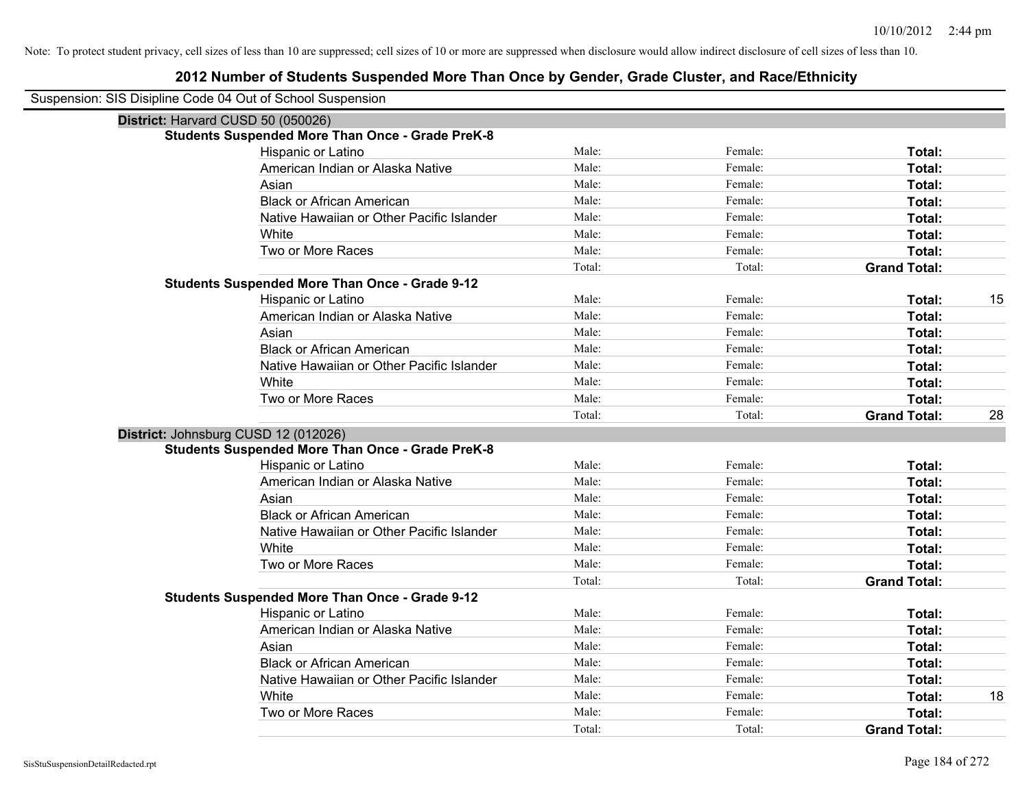Note: To protect student privacy, cell sizes of less than 10 are suppressed; cell sizes of 10 or more are suppressed when disclosure would allow indirect disclosure of cell sizes of less than 10.

# 2012 Number of Students Suspended More Than Once by Gender, Grade Cluster, and Race/Ethnicity

Suspension: SIS Disipline Code 04 Out of School Suspension

## District: Harvard CUSD 50 (050026)

### Students Suspended More Than Once - Grade PreK-8

| Race/Ethnicity | Male | Female | Total |
|---|---|---|---|
| Hispanic or Latino | | | |
| American Indian or Alaska Native | | | |
| Asian | | | |
| Black or African American | | | |
| Native Hawaiian or Other Pacific Islander | | | |
| White | | | |
| Two or More Races | | | |
| Total | | | **Grand Total:** |

### Students Suspended More Than Once - Grade 9-12

| Race/Ethnicity | Male | Female | Total |
|---|---|---|---|
| Hispanic or Latino | | | 15 |
| American Indian or Alaska Native | | | |
| Asian | | | |
| Black or African American | | | |
| Native Hawaiian or Other Pacific Islander | | | |
| White | | | |
| Two or More Races | | | |
| Total | | | **Grand Total:** 28 |

## District: Johnsburg CUSD 12 (012026)

### Students Suspended More Than Once - Grade PreK-8

| Race/Ethnicity | Male | Female | Total |
|---|---|---|---|
| Hispanic or Latino | | | |
| American Indian or Alaska Native | | | |
| Asian | | | |
| Black or African American | | | |
| Native Hawaiian or Other Pacific Islander | | | |
| White | | | |
| Two or More Races | | | |
| Total | | | **Grand Total:** |

### Students Suspended More Than Once - Grade 9-12

| Race/Ethnicity | Male | Female | Total |
|---|---|---|---|
| Hispanic or Latino | | | |
| American Indian or Alaska Native | | | |
| Asian | | | |
| Black or African American | | | |
| Native Hawaiian or Other Pacific Islander | | | |
| White | | | 18 |
| Two or More Races | | | |
| Total | | | **Grand Total:** |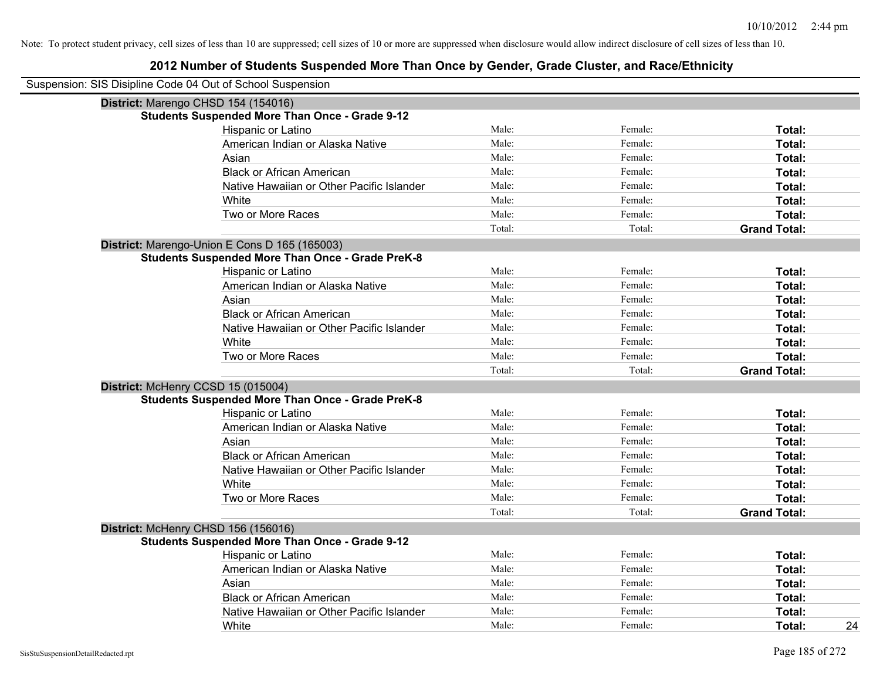Note: To protect student privacy, cell sizes of less than 10 are suppressed; cell sizes of 10 or more are suppressed when disclosure would allow indirect disclosure of cell sizes of less than 10.

# 2012 Number of Students Suspended More Than Once by Gender, Grade Cluster, and Race/Ethnicity

Suspension: SIS Disipline Code 04 Out of School Suspension

## District: Marengo CHSD 154 (154016)

### Students Suspended More Than Once - Grade 9-12

| Race/Ethnicity | Male | Female | Total |
|---|---|---|---|
| Hispanic or Latino | Male: | Female: | **Total:** |
| American Indian or Alaska Native | Male: | Female: | **Total:** |
| Asian | Male: | Female: | **Total:** |
| Black or African American | Male: | Female: | **Total:** |
| Native Hawaiian or Other Pacific Islander | Male: | Female: | **Total:** |
| White | Male: | Female: | **Total:** |
| Two or More Races | Male: | Female: | **Total:** |
| | Total: | Total: | **Grand Total:** |

## District: Marengo-Union E Cons D 165 (165003)

### Students Suspended More Than Once - Grade PreK-8

| Race/Ethnicity | Male | Female | Total |
|---|---|---|---|
| Hispanic or Latino | Male: | Female: | **Total:** |
| American Indian or Alaska Native | Male: | Female: | **Total:** |
| Asian | Male: | Female: | **Total:** |
| Black or African American | Male: | Female: | **Total:** |
| Native Hawaiian or Other Pacific Islander | Male: | Female: | **Total:** |
| White | Male: | Female: | **Total:** |
| Two or More Races | Male: | Female: | **Total:** |
| | Total: | Total: | **Grand Total:** |

## District: McHenry CCSD 15 (015004)

### Students Suspended More Than Once - Grade PreK-8

| Race/Ethnicity | Male | Female | Total |
|---|---|---|---|
| Hispanic or Latino | Male: | Female: | **Total:** |
| American Indian or Alaska Native | Male: | Female: | **Total:** |
| Asian | Male: | Female: | **Total:** |
| Black or African American | Male: | Female: | **Total:** |
| Native Hawaiian or Other Pacific Islander | Male: | Female: | **Total:** |
| White | Male: | Female: | **Total:** |
| Two or More Races | Male: | Female: | **Total:** |
| | Total: | Total: | **Grand Total:** |

## District: McHenry CHSD 156 (156016)

### Students Suspended More Than Once - Grade 9-12

| Race/Ethnicity | Male | Female | Total |
|---|---|---|---|
| Hispanic or Latino | Male: | Female: | **Total:** |
| American Indian or Alaska Native | Male: | Female: | **Total:** |
| Asian | Male: | Female: | **Total:** |
| Black or African American | Male: | Female: | **Total:** |
| Native Hawaiian or Other Pacific Islander | Male: | Female: | **Total:** |
| White | Male: | Female: | **Total:** 24 |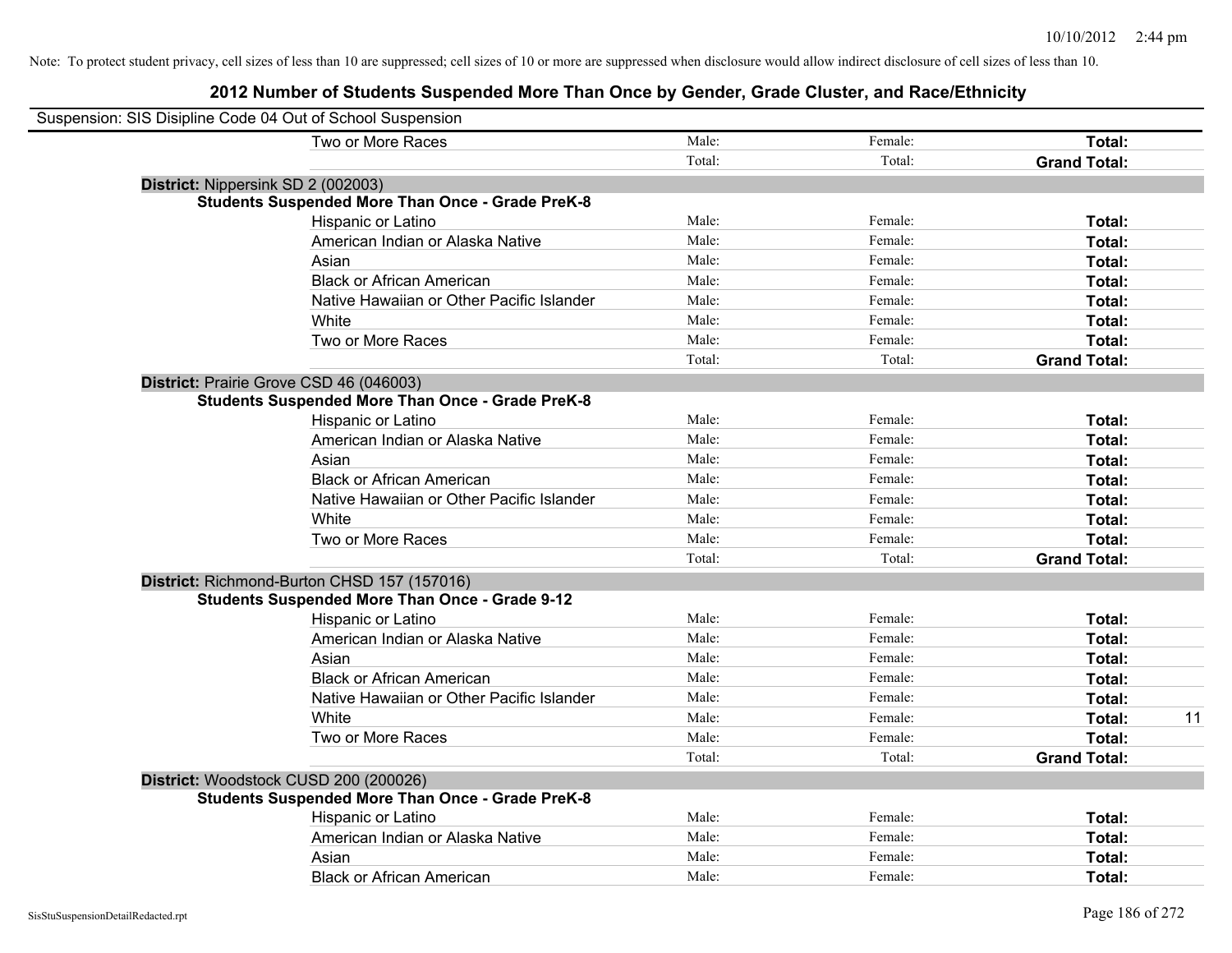Note: To protect student privacy, cell sizes of less than 10 are suppressed; cell sizes of 10 or more are suppressed when disclosure would allow indirect disclosure of cell sizes of less than 10.

## 2012 Number of Students Suspended More Than Once by Gender, Grade Cluster, and Race/Ethnicity

Suspension: SIS Disipline Code 04 Out of School Suspension

| | | | | |
|---|---|---|---|---|
| Two or More Races | Male: | Female: | **Total:** | |
| | Total: | Total: | **Grand Total:** | |

**District:** Nippersink SD 2 (002003)

**Students Suspended More Than Once - Grade PreK-8**

| | | | | |
|---|---|---|---|---|
| Hispanic or Latino | Male: | Female: | **Total:** | |
| American Indian or Alaska Native | Male: | Female: | **Total:** | |
| Asian | Male: | Female: | **Total:** | |
| Black or African American | Male: | Female: | **Total:** | |
| Native Hawaiian or Other Pacific Islander | Male: | Female: | **Total:** | |
| White | Male: | Female: | **Total:** | |
| Two or More Races | Male: | Female: | **Total:** | |
| | Total: | Total: | **Grand Total:** | |

**District:** Prairie Grove CSD 46 (046003)

**Students Suspended More Than Once - Grade PreK-8**

| | | | | |
|---|---|---|---|---|
| Hispanic or Latino | Male: | Female: | **Total:** | |
| American Indian or Alaska Native | Male: | Female: | **Total:** | |
| Asian | Male: | Female: | **Total:** | |
| Black or African American | Male: | Female: | **Total:** | |
| Native Hawaiian or Other Pacific Islander | Male: | Female: | **Total:** | |
| White | Male: | Female: | **Total:** | |
| Two or More Races | Male: | Female: | **Total:** | |
| | Total: | Total: | **Grand Total:** | |

**District:** Richmond-Burton CHSD 157 (157016)

**Students Suspended More Than Once - Grade 9-12**

| | | | | |
|---|---|---|---|---|
| Hispanic or Latino | Male: | Female: | **Total:** | |
| American Indian or Alaska Native | Male: | Female: | **Total:** | |
| Asian | Male: | Female: | **Total:** | |
| Black or African American | Male: | Female: | **Total:** | |
| Native Hawaiian or Other Pacific Islander | Male: | Female: | **Total:** | |
| White | Male: | Female: | **Total:** | 11 |
| Two or More Races | Male: | Female: | **Total:** | |
| | Total: | Total: | **Grand Total:** | |

**District:** Woodstock CUSD 200 (200026)

**Students Suspended More Than Once - Grade PreK-8**

| | | | | |
|---|---|---|---|---|
| Hispanic or Latino | Male: | Female: | **Total:** | |
| American Indian or Alaska Native | Male: | Female: | **Total:** | |
| Asian | Male: | Female: | **Total:** | |
| Black or African American | Male: | Female: | **Total:** | |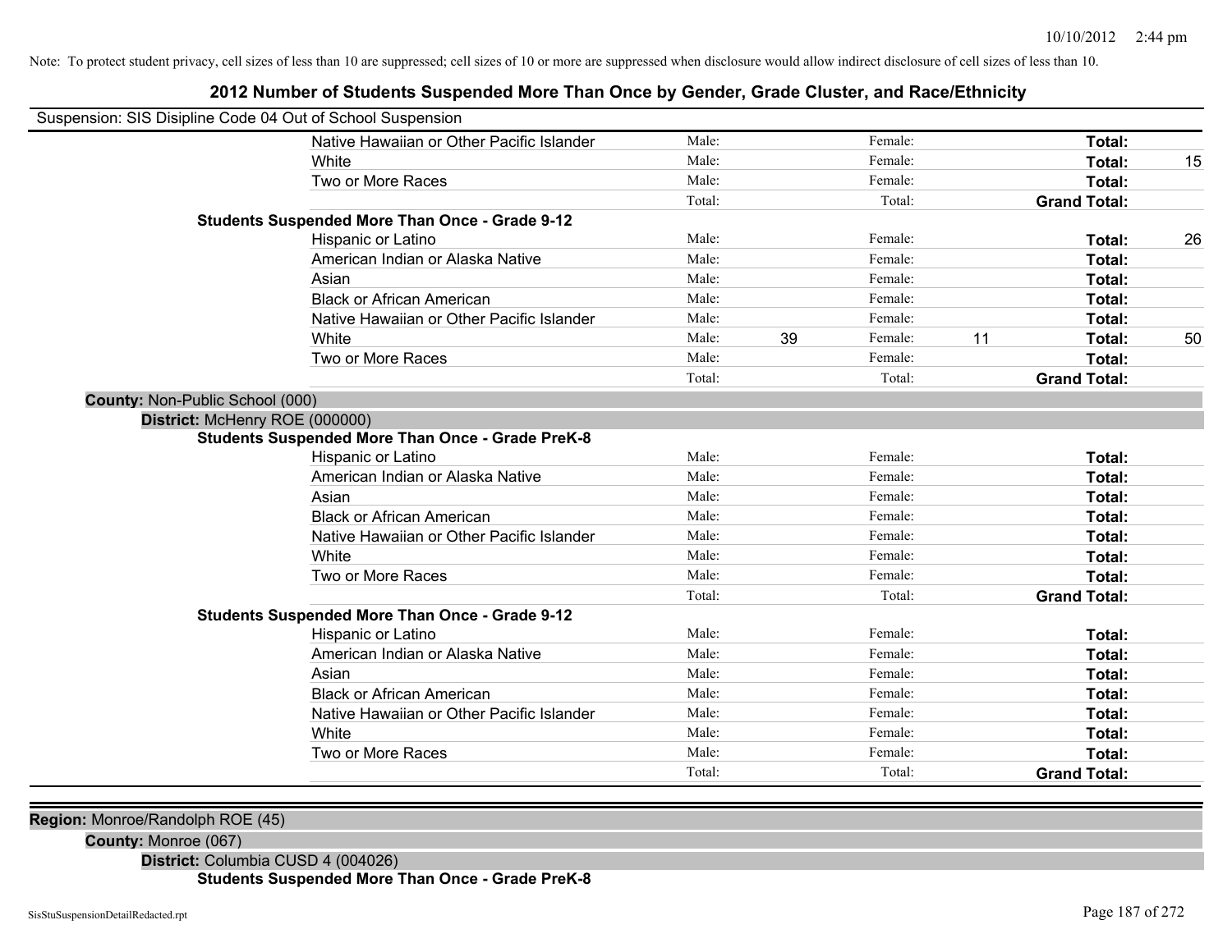Note: To protect student privacy, cell sizes of less than 10 are suppressed; cell sizes of 10 or more are suppressed when disclosure would allow indirect disclosure of cell sizes of less than 10.

## 2012 Number of Students Suspended More Than Once by Gender, Grade Cluster, and Race/Ethnicity

Suspension: SIS Disipline Code 04 Out of School Suspension

| | | | | | | |
|---|---|---|---|---|---|---|
| Native Hawaiian or Other Pacific Islander | Male: | | Female: | | **Total:** | |
| White | Male: | | Female: | | **Total:** | 15 |
| Two or More Races | Male: | | Female: | | **Total:** | |
| | Total: | | Total: | | **Grand Total:** | |

**Students Suspended More Than Once - Grade 9-12**

| | | | | | | |
|---|---|---|---|---|---|---|
| Hispanic or Latino | Male: | | Female: | | **Total:** | 26 |
| American Indian or Alaska Native | Male: | | Female: | | **Total:** | |
| Asian | Male: | | Female: | | **Total:** | |
| Black or African American | Male: | | Female: | | **Total:** | |
| Native Hawaiian or Other Pacific Islander | Male: | | Female: | | **Total:** | |
| White | Male: | 39 | Female: | 11 | **Total:** | 50 |
| Two or More Races | Male: | | Female: | | **Total:** | |
| | Total: | | Total: | | **Grand Total:** | |

**County:** Non-Public School (000)

**District:** McHenry ROE (000000)

**Students Suspended More Than Once - Grade PreK-8**

| | | | | | | |
|---|---|---|---|---|---|---|
| Hispanic or Latino | Male: | | Female: | | **Total:** | |
| American Indian or Alaska Native | Male: | | Female: | | **Total:** | |
| Asian | Male: | | Female: | | **Total:** | |
| Black or African American | Male: | | Female: | | **Total:** | |
| Native Hawaiian or Other Pacific Islander | Male: | | Female: | | **Total:** | |
| White | Male: | | Female: | | **Total:** | |
| Two or More Races | Male: | | Female: | | **Total:** | |
| | Total: | | Total: | | **Grand Total:** | |

**Students Suspended More Than Once - Grade 9-12**

| | | | | | | |
|---|---|---|---|---|---|---|
| Hispanic or Latino | Male: | | Female: | | **Total:** | |
| American Indian or Alaska Native | Male: | | Female: | | **Total:** | |
| Asian | Male: | | Female: | | **Total:** | |
| Black or African American | Male: | | Female: | | **Total:** | |
| Native Hawaiian or Other Pacific Islander | Male: | | Female: | | **Total:** | |
| White | Male: | | Female: | | **Total:** | |
| Two or More Races | Male: | | Female: | | **Total:** | |
| | Total: | | Total: | | **Grand Total:** | |

**Region:** Monroe/Randolph ROE (45)

**County:** Monroe (067)

**District:** Columbia CUSD 4 (004026)

**Students Suspended More Than Once - Grade PreK-8**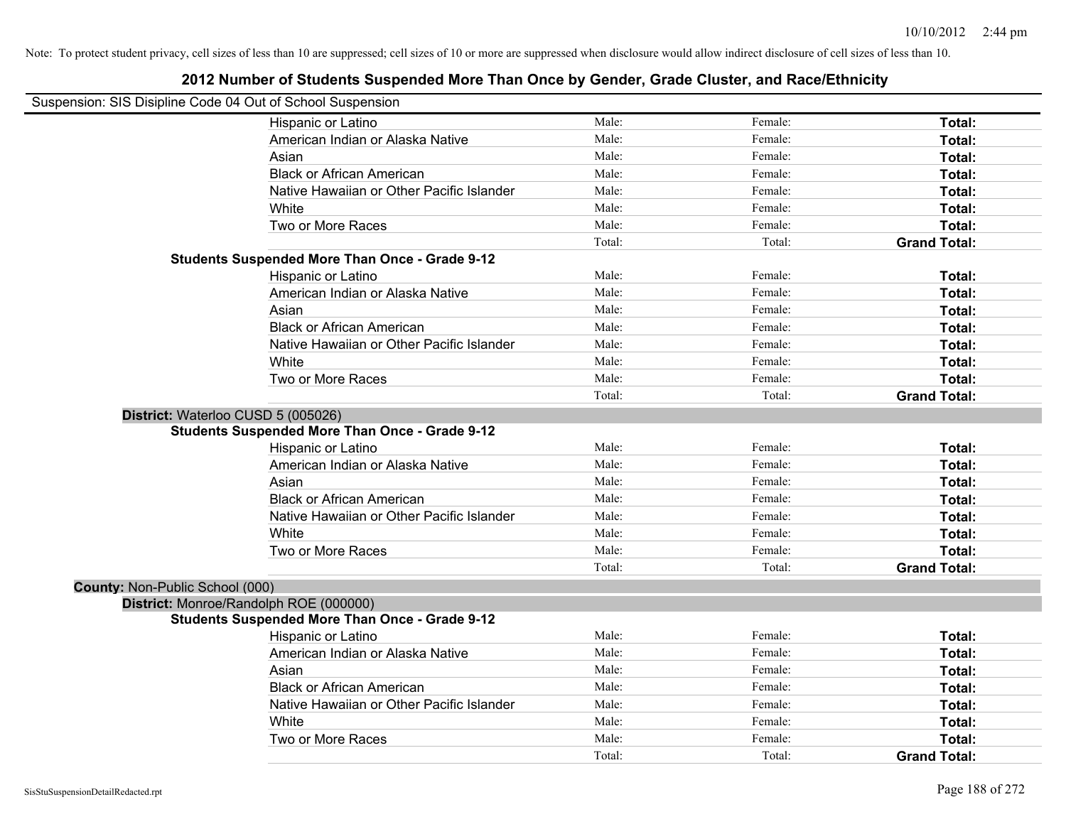Note: To protect student privacy, cell sizes of less than 10 are suppressed; cell sizes of 10 or more are suppressed when disclosure would allow indirect disclosure of cell sizes of less than 10.

# 2012 Number of Students Suspended More Than Once by Gender, Grade Cluster, and Race/Ethnicity

Suspension: SIS Disipline Code 04 Out of School Suspension

| | | | |
|---|---|---|---|
| Hispanic or Latino | Male: | Female: | **Total:** |
| American Indian or Alaska Native | Male: | Female: | **Total:** |
| Asian | Male: | Female: | **Total:** |
| Black or African American | Male: | Female: | **Total:** |
| Native Hawaiian or Other Pacific Islander | Male: | Female: | **Total:** |
| White | Male: | Female: | **Total:** |
| Two or More Races | Male: | Female: | **Total:** |
| | Total: | Total: | **Grand Total:** |

**Students Suspended More Than Once - Grade 9-12**

| | | | |
|---|---|---|---|
| Hispanic or Latino | Male: | Female: | **Total:** |
| American Indian or Alaska Native | Male: | Female: | **Total:** |
| Asian | Male: | Female: | **Total:** |
| Black or African American | Male: | Female: | **Total:** |
| Native Hawaiian or Other Pacific Islander | Male: | Female: | **Total:** |
| White | Male: | Female: | **Total:** |
| Two or More Races | Male: | Female: | **Total:** |
| | Total: | Total: | **Grand Total:** |

**District:** Waterloo CUSD 5 (005026)

**Students Suspended More Than Once - Grade 9-12**

| | | | |
|---|---|---|---|
| Hispanic or Latino | Male: | Female: | **Total:** |
| American Indian or Alaska Native | Male: | Female: | **Total:** |
| Asian | Male: | Female: | **Total:** |
| Black or African American | Male: | Female: | **Total:** |
| Native Hawaiian or Other Pacific Islander | Male: | Female: | **Total:** |
| White | Male: | Female: | **Total:** |
| Two or More Races | Male: | Female: | **Total:** |
| | Total: | Total: | **Grand Total:** |

**County:** Non-Public School (000)

**District:** Monroe/Randolph ROE (000000)

**Students Suspended More Than Once - Grade 9-12**

| | | | |
|---|---|---|---|
| Hispanic or Latino | Male: | Female: | **Total:** |
| American Indian or Alaska Native | Male: | Female: | **Total:** |
| Asian | Male: | Female: | **Total:** |
| Black or African American | Male: | Female: | **Total:** |
| Native Hawaiian or Other Pacific Islander | Male: | Female: | **Total:** |
| White | Male: | Female: | **Total:** |
| Two or More Races | Male: | Female: | **Total:** |
| | Total: | Total: | **Grand Total:** |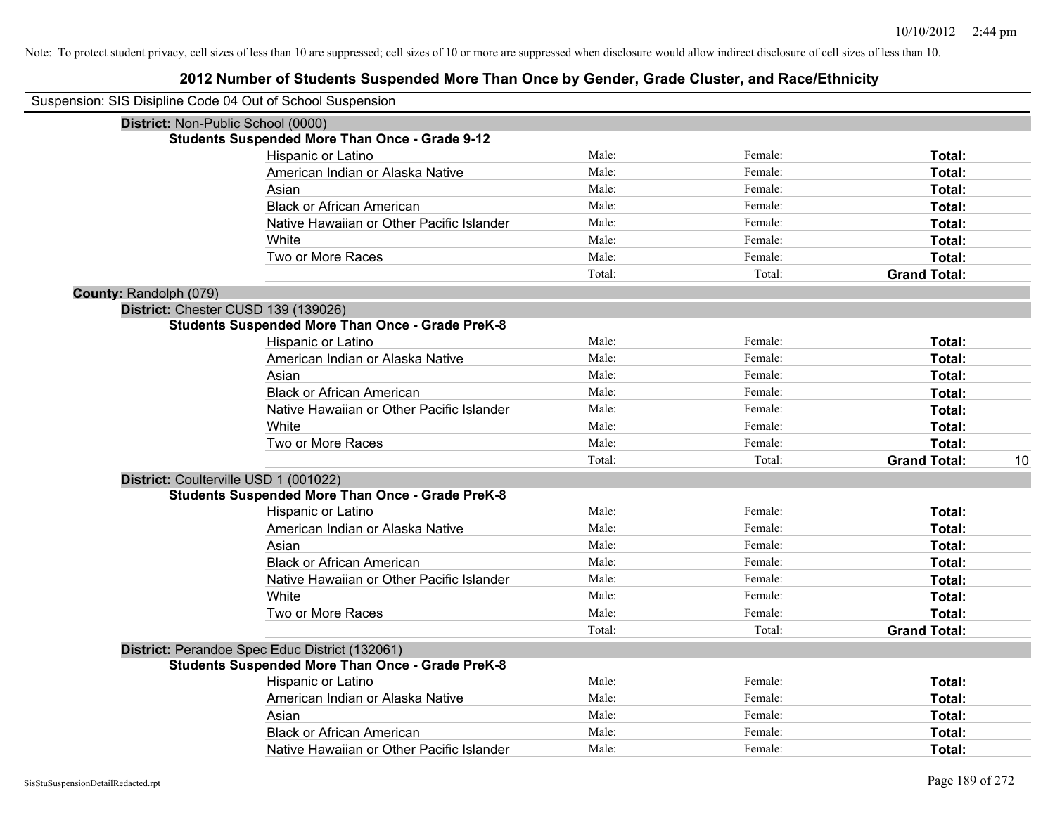Note: To protect student privacy, cell sizes of less than 10 are suppressed; cell sizes of 10 or more are suppressed when disclosure would allow indirect disclosure of cell sizes of less than 10.

# 2012 Number of Students Suspended More Than Once by Gender, Grade Cluster, and Race/Ethnicity

Suspension: SIS Disipline Code 04 Out of School Suspension

**District:** Non-Public School (0000)

**Students Suspended More Than Once - Grade 9-12**

| | | | | |
|---|---|---|---|---|
| Hispanic or Latino | Male: | Female: | **Total:** | |
| American Indian or Alaska Native | Male: | Female: | **Total:** | |
| Asian | Male: | Female: | **Total:** | |
| Black or African American | Male: | Female: | **Total:** | |
| Native Hawaiian or Other Pacific Islander | Male: | Female: | **Total:** | |
| White | Male: | Female: | **Total:** | |
| Two or More Races | Male: | Female: | **Total:** | |
| | Total: | Total: | **Grand Total:** | |

**County:** Randolph (079)

**District:** Chester CUSD 139 (139026)

**Students Suspended More Than Once - Grade PreK-8**

| | | | | |
|---|---|---|---|---|
| Hispanic or Latino | Male: | Female: | **Total:** | |
| American Indian or Alaska Native | Male: | Female: | **Total:** | |
| Asian | Male: | Female: | **Total:** | |
| Black or African American | Male: | Female: | **Total:** | |
| Native Hawaiian or Other Pacific Islander | Male: | Female: | **Total:** | |
| White | Male: | Female: | **Total:** | |
| Two or More Races | Male: | Female: | **Total:** | |
| | Total: | Total: | **Grand Total:** | 10 |

**District:** Coulterville USD 1 (001022)

**Students Suspended More Than Once - Grade PreK-8**

| | | | | |
|---|---|---|---|---|
| Hispanic or Latino | Male: | Female: | **Total:** | |
| American Indian or Alaska Native | Male: | Female: | **Total:** | |
| Asian | Male: | Female: | **Total:** | |
| Black or African American | Male: | Female: | **Total:** | |
| Native Hawaiian or Other Pacific Islander | Male: | Female: | **Total:** | |
| White | Male: | Female: | **Total:** | |
| Two or More Races | Male: | Female: | **Total:** | |
| | Total: | Total: | **Grand Total:** | |

**District:** Perandoe Spec Educ District (132061)

**Students Suspended More Than Once - Grade PreK-8**

| | | | | |
|---|---|---|---|---|
| Hispanic or Latino | Male: | Female: | **Total:** | |
| American Indian or Alaska Native | Male: | Female: | **Total:** | |
| Asian | Male: | Female: | **Total:** | |
| Black or African American | Male: | Female: | **Total:** | |
| Native Hawaiian or Other Pacific Islander | Male: | Female: | **Total:** | |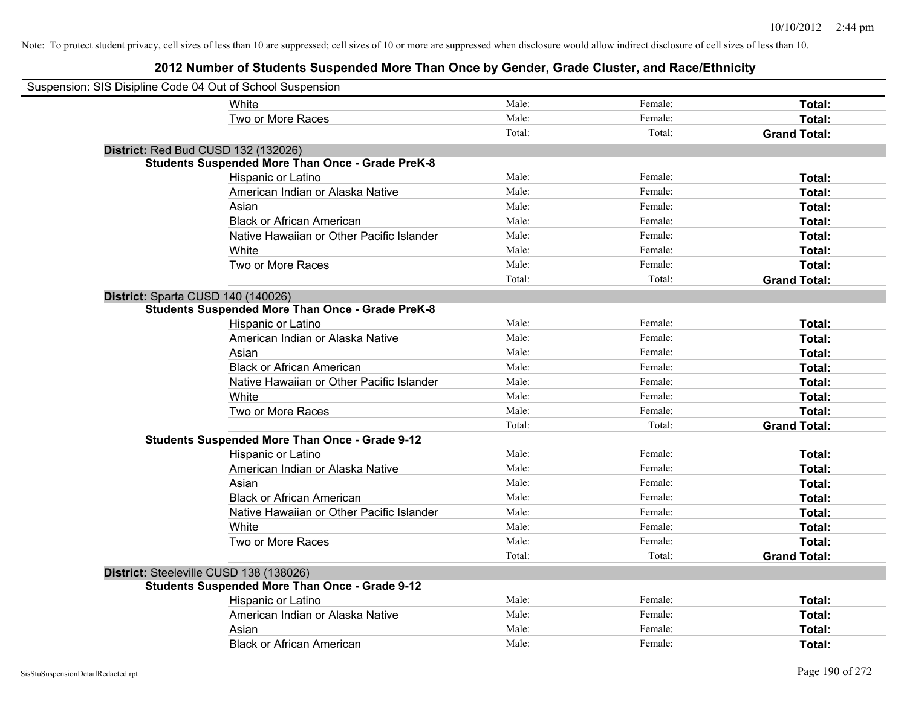Note: To protect student privacy, cell sizes of less than 10 are suppressed; cell sizes of 10 or more are suppressed when disclosure would allow indirect disclosure of cell sizes of less than 10.

# 2012 Number of Students Suspended More Than Once by Gender, Grade Cluster, and Race/Ethnicity

Suspension: SIS Disipline Code 04 Out of School Suspension

| | | | |
|---|---|---|---|
| White | Male: | Female: | **Total:** |
| Two or More Races | Male: | Female: | **Total:** |
| | Total: | Total: | **Grand Total:** |

**District:** Red Bud CUSD 132 (132026)

**Students Suspended More Than Once - Grade PreK-8**

| | | | |
|---|---|---|---|
| Hispanic or Latino | Male: | Female: | **Total:** |
| American Indian or Alaska Native | Male: | Female: | **Total:** |
| Asian | Male: | Female: | **Total:** |
| Black or African American | Male: | Female: | **Total:** |
| Native Hawaiian or Other Pacific Islander | Male: | Female: | **Total:** |
| White | Male: | Female: | **Total:** |
| Two or More Races | Male: | Female: | **Total:** |
| | Total: | Total: | **Grand Total:** |

**District:** Sparta CUSD 140 (140026)

**Students Suspended More Than Once - Grade PreK-8**

| | | | |
|---|---|---|---|
| Hispanic or Latino | Male: | Female: | **Total:** |
| American Indian or Alaska Native | Male: | Female: | **Total:** |
| Asian | Male: | Female: | **Total:** |
| Black or African American | Male: | Female: | **Total:** |
| Native Hawaiian or Other Pacific Islander | Male: | Female: | **Total:** |
| White | Male: | Female: | **Total:** |
| Two or More Races | Male: | Female: | **Total:** |
| | Total: | Total: | **Grand Total:** |

**Students Suspended More Than Once - Grade 9-12**

| | | | |
|---|---|---|---|
| Hispanic or Latino | Male: | Female: | **Total:** |
| American Indian or Alaska Native | Male: | Female: | **Total:** |
| Asian | Male: | Female: | **Total:** |
| Black or African American | Male: | Female: | **Total:** |
| Native Hawaiian or Other Pacific Islander | Male: | Female: | **Total:** |
| White | Male: | Female: | **Total:** |
| Two or More Races | Male: | Female: | **Total:** |
| | Total: | Total: | **Grand Total:** |

**District:** Steeleville CUSD 138 (138026)

**Students Suspended More Than Once - Grade 9-12**

| | | | |
|---|---|---|---|
| Hispanic or Latino | Male: | Female: | **Total:** |
| American Indian or Alaska Native | Male: | Female: | **Total:** |
| Asian | Male: | Female: | **Total:** |
| Black or African American | Male: | Female: | **Total:** |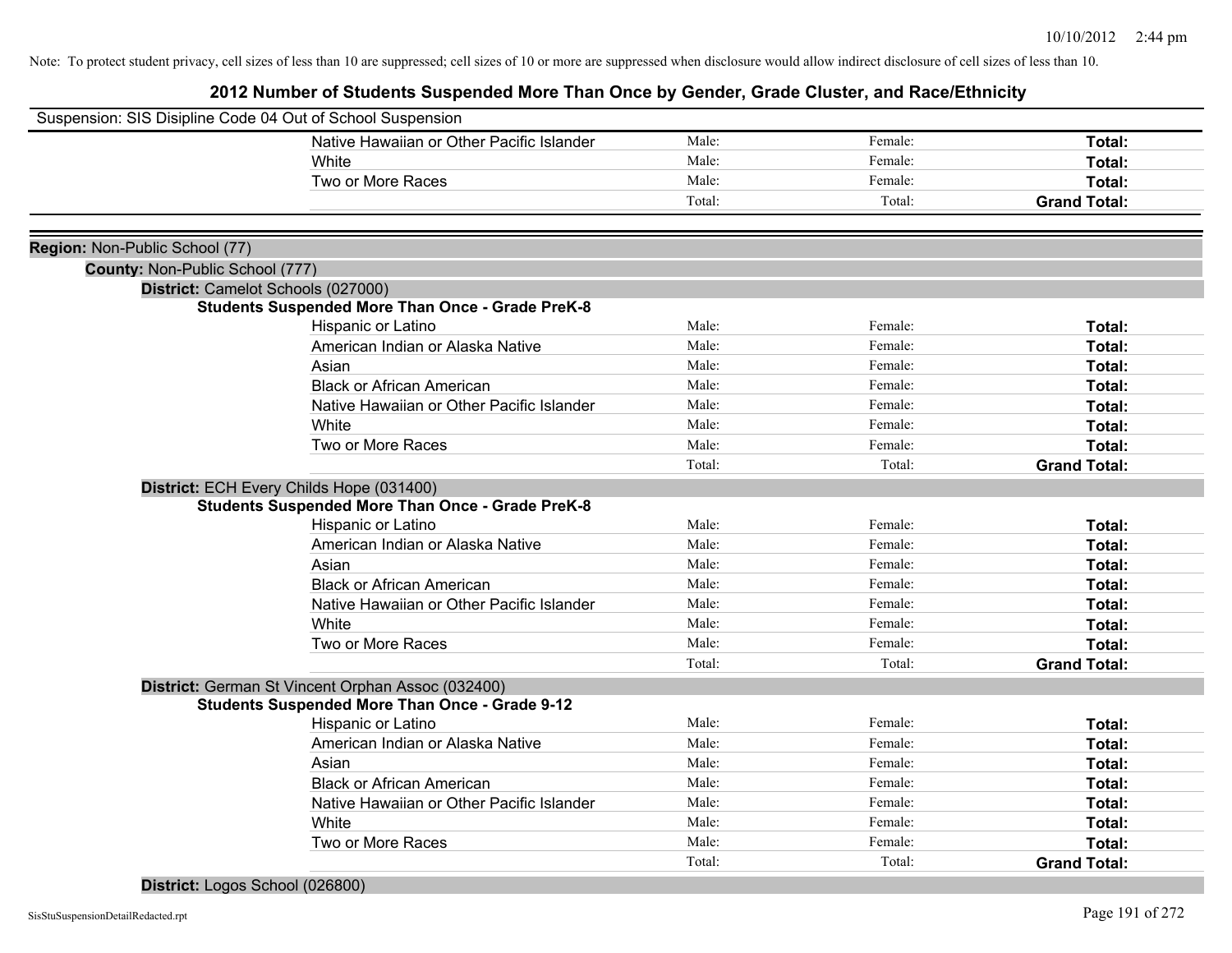Note: To protect student privacy, cell sizes of less than 10 are suppressed; cell sizes of 10 or more are suppressed when disclosure would allow indirect disclosure of cell sizes of less than 10.

# 2012 Number of Students Suspended More Than Once by Gender, Grade Cluster, and Race/Ethnicity

Suspension: SIS Disipline Code 04 Out of School Suspension

| | Male | Female | Total |
|---|---|---|---|
| Native Hawaiian or Other Pacific Islander | Male: | Female: | **Total:** |
| White | Male: | Female: | **Total:** |
| Two or More Races | Male: | Female: | **Total:** |
| | Total: | Total: | **Grand Total:** |

**Region:** Non-Public School (77)

**County:** Non-Public School (777)

**District:** Camelot Schools (027000)

**Students Suspended More Than Once - Grade PreK-8**

| | Male | Female | Total |
|---|---|---|---|
| Hispanic or Latino | Male: | Female: | **Total:** |
| American Indian or Alaska Native | Male: | Female: | **Total:** |
| Asian | Male: | Female: | **Total:** |
| Black or African American | Male: | Female: | **Total:** |
| Native Hawaiian or Other Pacific Islander | Male: | Female: | **Total:** |
| White | Male: | Female: | **Total:** |
| Two or More Races | Male: | Female: | **Total:** |
| | Total: | Total: | **Grand Total:** |

**District:** ECH Every Childs Hope (031400)

**Students Suspended More Than Once - Grade PreK-8**

| | Male | Female | Total |
|---|---|---|---|
| Hispanic or Latino | Male: | Female: | **Total:** |
| American Indian or Alaska Native | Male: | Female: | **Total:** |
| Asian | Male: | Female: | **Total:** |
| Black or African American | Male: | Female: | **Total:** |
| Native Hawaiian or Other Pacific Islander | Male: | Female: | **Total:** |
| White | Male: | Female: | **Total:** |
| Two or More Races | Male: | Female: | **Total:** |
| | Total: | Total: | **Grand Total:** |

**District:** German St Vincent Orphan Assoc (032400)

**Students Suspended More Than Once - Grade 9-12**

| | Male | Female | Total |
|---|---|---|---|
| Hispanic or Latino | Male: | Female: | **Total:** |
| American Indian or Alaska Native | Male: | Female: | **Total:** |
| Asian | Male: | Female: | **Total:** |
| Black or African American | Male: | Female: | **Total:** |
| Native Hawaiian or Other Pacific Islander | Male: | Female: | **Total:** |
| White | Male: | Female: | **Total:** |
| Two or More Races | Male: | Female: | **Total:** |
| | Total: | Total: | **Grand Total:** |

**District:** Logos School (026800)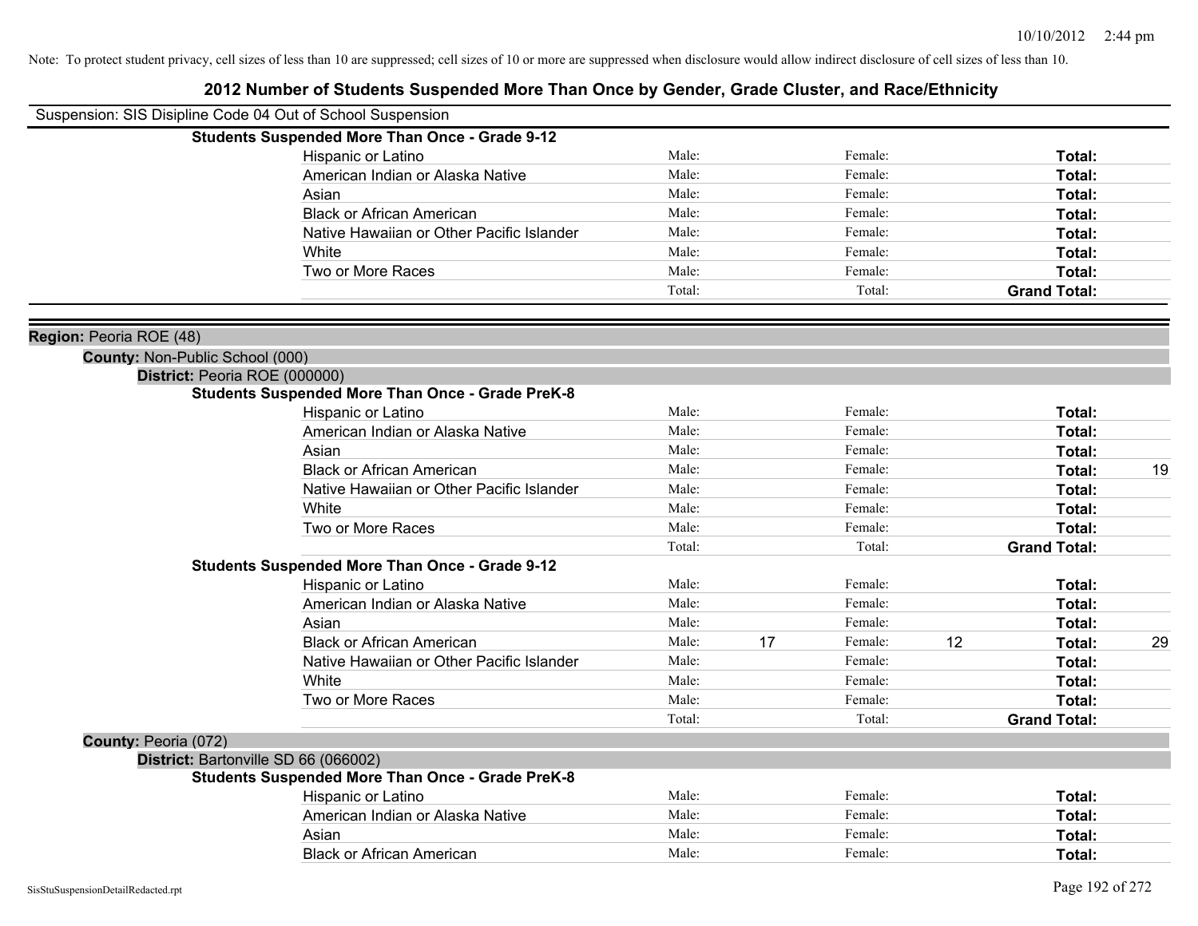Note: To protect student privacy, cell sizes of less than 10 are suppressed; cell sizes of 10 or more are suppressed when disclosure would allow indirect disclosure of cell sizes of less than 10.

## 2012 Number of Students Suspended More Than Once by Gender, Grade Cluster, and Race/Ethnicity

Suspension: SIS Disipline Code 04 Out of School Suspension

**Students Suspended More Than Once - Grade 9-12**

| | Male: | | Female: | | | |
|---|---|---|---|---|---|---|
| Hispanic or Latino | Male: | | Female: | | **Total:** | |
| American Indian or Alaska Native | Male: | | Female: | | **Total:** | |
| Asian | Male: | | Female: | | **Total:** | |
| Black or African American | Male: | | Female: | | **Total:** | |
| Native Hawaiian or Other Pacific Islander | Male: | | Female: | | **Total:** | |
| White | Male: | | Female: | | **Total:** | |
| Two or More Races | Male: | | Female: | | **Total:** | |
| | Total: | | Total: | | **Grand Total:** | |

**Region:** Peoria ROE (48)

**County:** Non-Public School (000)

**District:** Peoria ROE (000000)

**Students Suspended More Than Once - Grade PreK-8**

| | | | | | | |
|---|---|---|---|---|---|---|
| Hispanic or Latino | Male: | | Female: | | **Total:** | |
| American Indian or Alaska Native | Male: | | Female: | | **Total:** | |
| Asian | Male: | | Female: | | **Total:** | |
| Black or African American | Male: | | Female: | | **Total:** | 19 |
| Native Hawaiian or Other Pacific Islander | Male: | | Female: | | **Total:** | |
| White | Male: | | Female: | | **Total:** | |
| Two or More Races | Male: | | Female: | | **Total:** | |
| | Total: | | Total: | | **Grand Total:** | |

**Students Suspended More Than Once - Grade 9-12**

| | | | | | | |
|---|---|---|---|---|---|---|
| Hispanic or Latino | Male: | | Female: | | **Total:** | |
| American Indian or Alaska Native | Male: | | Female: | | **Total:** | |
| Asian | Male: | | Female: | | **Total:** | |
| Black or African American | Male: | 17 | Female: | 12 | **Total:** | 29 |
| Native Hawaiian or Other Pacific Islander | Male: | | Female: | | **Total:** | |
| White | Male: | | Female: | | **Total:** | |
| Two or More Races | Male: | | Female: | | **Total:** | |
| | Total: | | Total: | | **Grand Total:** | |

**County:** Peoria (072)

**District:** Bartonville SD 66 (066002)

**Students Suspended More Than Once - Grade PreK-8**

| | | | | | | |
|---|---|---|---|---|---|---|
| Hispanic or Latino | Male: | | Female: | | **Total:** | |
| American Indian or Alaska Native | Male: | | Female: | | **Total:** | |
| Asian | Male: | | Female: | | **Total:** | |
| Black or African American | Male: | | Female: | | **Total:** | |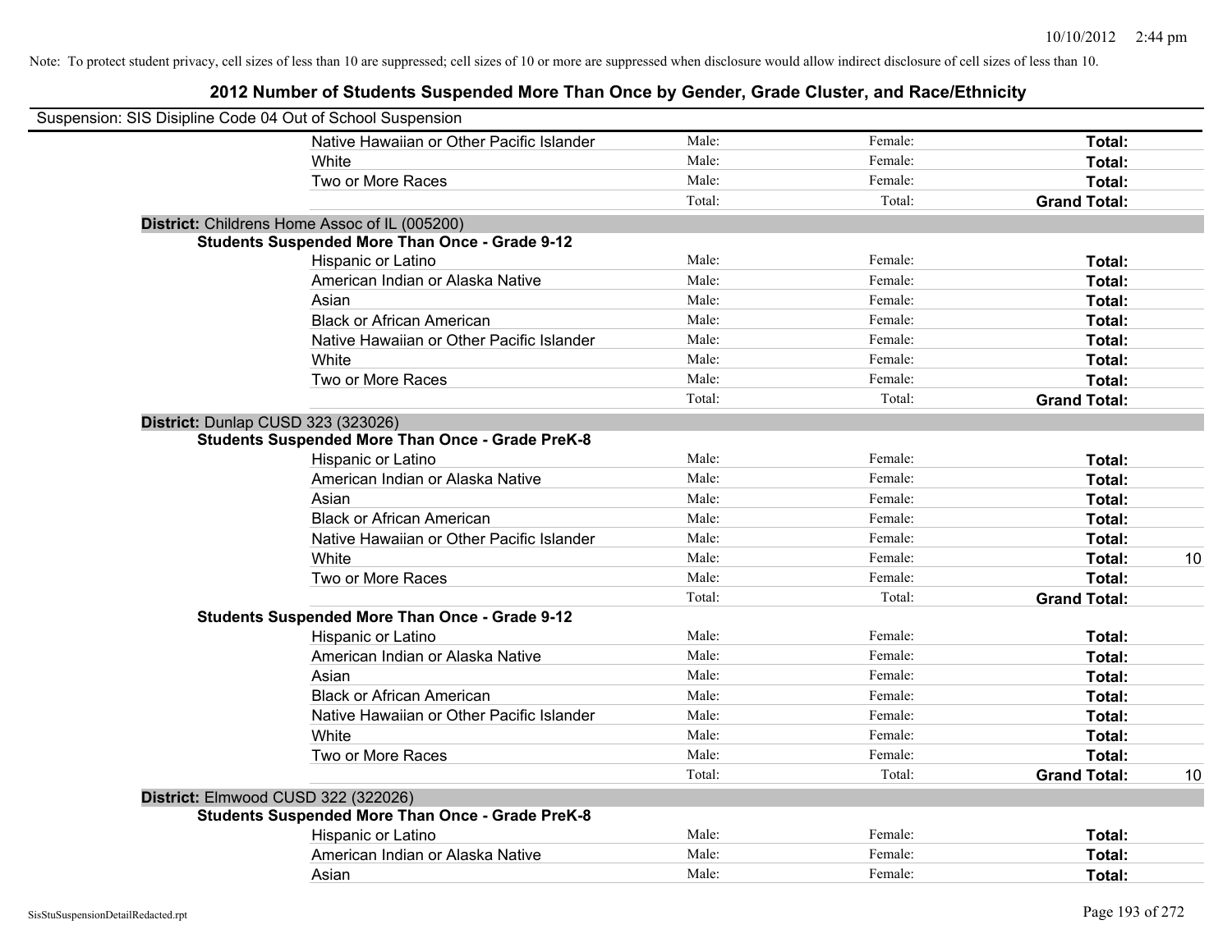Note: To protect student privacy, cell sizes of less than 10 are suppressed; cell sizes of 10 or more are suppressed when disclosure would allow indirect disclosure of cell sizes of less than 10.

# 2012 Number of Students Suspended More Than Once by Gender, Grade Cluster, and Race/Ethnicity

Suspension: SIS Disipline Code 04 Out of School Suspension

| | | | | |
|---|---|---|---|---|
| Native Hawaiian or Other Pacific Islander | Male: | Female: | **Total:** | |
| White | Male: | Female: | **Total:** | |
| Two or More Races | Male: | Female: | **Total:** | |
| | Total: | Total: | **Grand Total:** | |

**District:** Childrens Home Assoc of IL (005200)

**Students Suspended More Than Once - Grade 9-12**

| | | | | |
|---|---|---|---|---|
| Hispanic or Latino | Male: | Female: | **Total:** | |
| American Indian or Alaska Native | Male: | Female: | **Total:** | |
| Asian | Male: | Female: | **Total:** | |
| Black or African American | Male: | Female: | **Total:** | |
| Native Hawaiian or Other Pacific Islander | Male: | Female: | **Total:** | |
| White | Male: | Female: | **Total:** | |
| Two or More Races | Male: | Female: | **Total:** | |
| | Total: | Total: | **Grand Total:** | |

**District:** Dunlap CUSD 323 (323026)

**Students Suspended More Than Once - Grade PreK-8**

| | | | | |
|---|---|---|---|---|
| Hispanic or Latino | Male: | Female: | **Total:** | |
| American Indian or Alaska Native | Male: | Female: | **Total:** | |
| Asian | Male: | Female: | **Total:** | |
| Black or African American | Male: | Female: | **Total:** | |
| Native Hawaiian or Other Pacific Islander | Male: | Female: | **Total:** | |
| White | Male: | Female: | **Total:** | 10 |
| Two or More Races | Male: | Female: | **Total:** | |
| | Total: | Total: | **Grand Total:** | |

**Students Suspended More Than Once - Grade 9-12**

| | | | | |
|---|---|---|---|---|
| Hispanic or Latino | Male: | Female: | **Total:** | |
| American Indian or Alaska Native | Male: | Female: | **Total:** | |
| Asian | Male: | Female: | **Total:** | |
| Black or African American | Male: | Female: | **Total:** | |
| Native Hawaiian or Other Pacific Islander | Male: | Female: | **Total:** | |
| White | Male: | Female: | **Total:** | |
| Two or More Races | Male: | Female: | **Total:** | |
| | Total: | Total: | **Grand Total:** | 10 |

**District:** Elmwood CUSD 322 (322026)

**Students Suspended More Than Once - Grade PreK-8**

| | | | | |
|---|---|---|---|---|
| Hispanic or Latino | Male: | Female: | **Total:** | |
| American Indian or Alaska Native | Male: | Female: | **Total:** | |
| Asian | Male: | Female: | **Total:** | |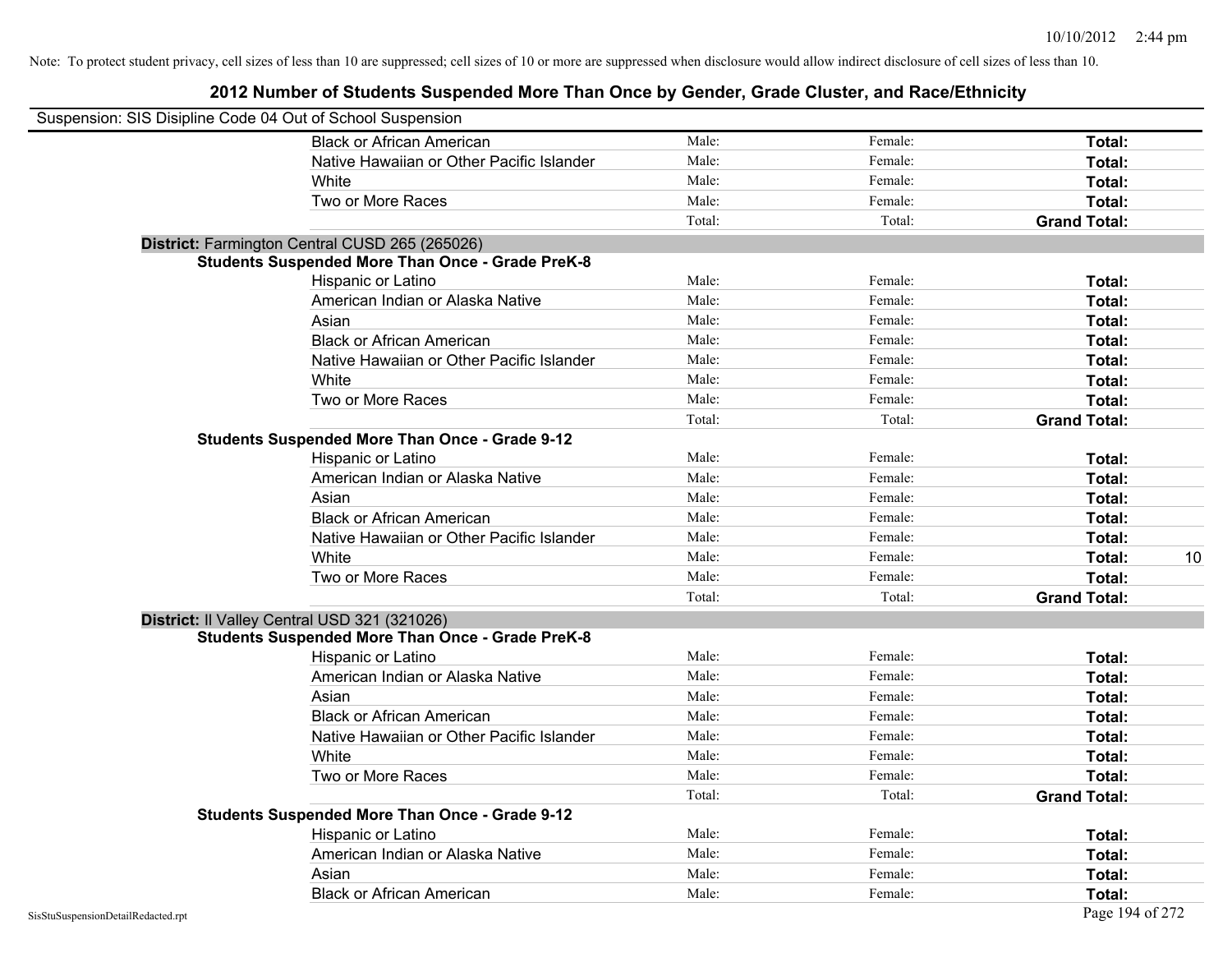Note: To protect student privacy, cell sizes of less than 10 are suppressed; cell sizes of 10 or more are suppressed when disclosure would allow indirect disclosure of cell sizes of less than 10.

## 2012 Number of Students Suspended More Than Once by Gender, Grade Cluster, and Race/Ethnicity

Suspension: SIS Disipline Code 04 Out of School Suspension

| | Male: | Female: | Total: | |
|---|---|---|---|---|
| Black or African American | Male: | Female: | **Total:** | |
| Native Hawaiian or Other Pacific Islander | Male: | Female: | **Total:** | |
| White | Male: | Female: | **Total:** | |
| Two or More Races | Male: | Female: | **Total:** | |
| | Total: | Total: | **Grand Total:** | |

**District:** Farmington Central CUSD 265 (265026)

**Students Suspended More Than Once - Grade PreK-8**

| | | | | |
|---|---|---|---|---|
| Hispanic or Latino | Male: | Female: | **Total:** | |
| American Indian or Alaska Native | Male: | Female: | **Total:** | |
| Asian | Male: | Female: | **Total:** | |
| Black or African American | Male: | Female: | **Total:** | |
| Native Hawaiian or Other Pacific Islander | Male: | Female: | **Total:** | |
| White | Male: | Female: | **Total:** | |
| Two or More Races | Male: | Female: | **Total:** | |
| | Total: | Total: | **Grand Total:** | |

**Students Suspended More Than Once - Grade 9-12**

| | | | | |
|---|---|---|---|---|
| Hispanic or Latino | Male: | Female: | **Total:** | |
| American Indian or Alaska Native | Male: | Female: | **Total:** | |
| Asian | Male: | Female: | **Total:** | |
| Black or African American | Male: | Female: | **Total:** | |
| Native Hawaiian or Other Pacific Islander | Male: | Female: | **Total:** | |
| White | Male: | Female: | **Total:** | 10 |
| Two or More Races | Male: | Female: | **Total:** | |
| | Total: | Total: | **Grand Total:** | |

**District:** Il Valley Central USD 321 (321026)

**Students Suspended More Than Once - Grade PreK-8**

| | | | | |
|---|---|---|---|---|
| Hispanic or Latino | Male: | Female: | **Total:** | |
| American Indian or Alaska Native | Male: | Female: | **Total:** | |
| Asian | Male: | Female: | **Total:** | |
| Black or African American | Male: | Female: | **Total:** | |
| Native Hawaiian or Other Pacific Islander | Male: | Female: | **Total:** | |
| White | Male: | Female: | **Total:** | |
| Two or More Races | Male: | Female: | **Total:** | |
| | Total: | Total: | **Grand Total:** | |

**Students Suspended More Than Once - Grade 9-12**

| | | | | |
|---|---|---|---|---|
| Hispanic or Latino | Male: | Female: | **Total:** | |
| American Indian or Alaska Native | Male: | Female: | **Total:** | |
| Asian | Male: | Female: | **Total:** | |
| Black or African American | Male: | Female: | **Total:** | |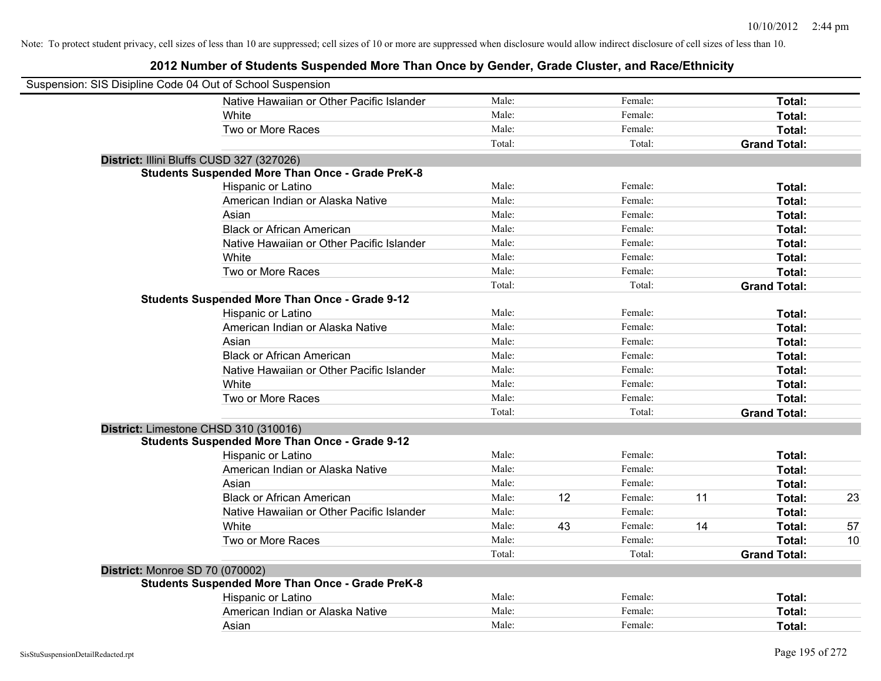Note: To protect student privacy, cell sizes of less than 10 are suppressed; cell sizes of 10 or more are suppressed when disclosure would allow indirect disclosure of cell sizes of less than 10.

## 2012 Number of Students Suspended More Than Once by Gender, Grade Cluster, and Race/Ethnicity

Suspension: SIS Disipline Code 04 Out of School Suspension

| | | | | | | | |
|---|---|---|---|---|---|---|---|
| | Native Hawaiian or Other Pacific Islander | Male: | | Female: | | **Total:** | |
| | White | Male: | | Female: | | **Total:** | |
| | Two or More Races | Male: | | Female: | | **Total:** | |
| | | Total: | | Total: | | **Grand Total:** | |
| **District:** Illini Bluffs CUSD 327 (327026) | | | | | | | |
| **Students Suspended More Than Once - Grade PreK-8** | | | | | | | |
| | Hispanic or Latino | Male: | | Female: | | **Total:** | |
| | American Indian or Alaska Native | Male: | | Female: | | **Total:** | |
| | Asian | Male: | | Female: | | **Total:** | |
| | Black or African American | Male: | | Female: | | **Total:** | |
| | Native Hawaiian or Other Pacific Islander | Male: | | Female: | | **Total:** | |
| | White | Male: | | Female: | | **Total:** | |
| | Two or More Races | Male: | | Female: | | **Total:** | |
| | | Total: | | Total: | | **Grand Total:** | |
| **Students Suspended More Than Once - Grade 9-12** | | | | | | | |
| | Hispanic or Latino | Male: | | Female: | | **Total:** | |
| | American Indian or Alaska Native | Male: | | Female: | | **Total:** | |
| | Asian | Male: | | Female: | | **Total:** | |
| | Black or African American | Male: | | Female: | | **Total:** | |
| | Native Hawaiian or Other Pacific Islander | Male: | | Female: | | **Total:** | |
| | White | Male: | | Female: | | **Total:** | |
| | Two or More Races | Male: | | Female: | | **Total:** | |
| | | Total: | | Total: | | **Grand Total:** | |
| **District:** Limestone CHSD 310 (310016) | | | | | | | |
| **Students Suspended More Than Once - Grade 9-12** | | | | | | | |
| | Hispanic or Latino | Male: | | Female: | | **Total:** | |
| | American Indian or Alaska Native | Male: | | Female: | | **Total:** | |
| | Asian | Male: | | Female: | | **Total:** | |
| | Black or African American | Male: | 12 | Female: | 11 | **Total:** | 23 |
| | Native Hawaiian or Other Pacific Islander | Male: | | Female: | | **Total:** | |
| | White | Male: | 43 | Female: | 14 | **Total:** | 57 |
| | Two or More Races | Male: | | Female: | | **Total:** | 10 |
| | | Total: | | Total: | | **Grand Total:** | |
| **District:** Monroe SD 70 (070002) | | | | | | | |
| **Students Suspended More Than Once - Grade PreK-8** | | | | | | | |
| | Hispanic or Latino | Male: | | Female: | | **Total:** | |
| | American Indian or Alaska Native | Male: | | Female: | | **Total:** | |
| | Asian | Male: | | Female: | | **Total:** | |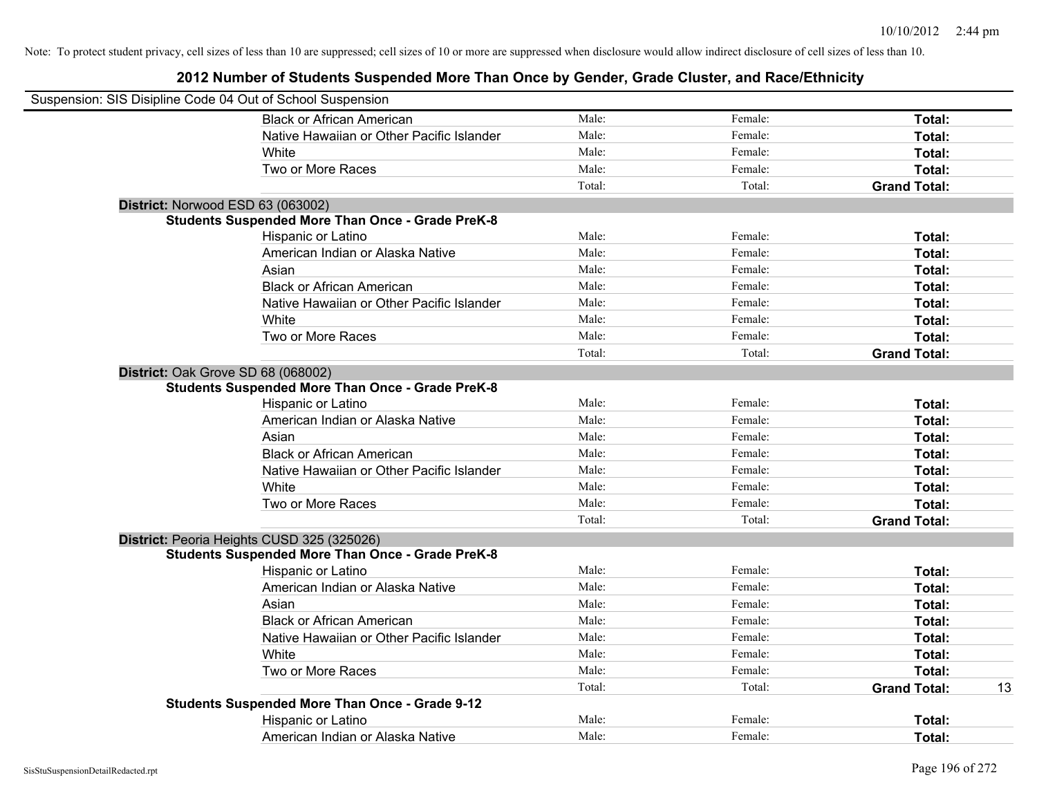Note: To protect student privacy, cell sizes of less than 10 are suppressed; cell sizes of 10 or more are suppressed when disclosure would allow indirect disclosure of cell sizes of less than 10.

## 2012 Number of Students Suspended More Than Once by Gender, Grade Cluster, and Race/Ethnicity

Suspension: SIS Disipline Code 04 Out of School Suspension

| | | | | | |
|---|---|---|---|---|---|
| | Black or African American | Male: | Female: | **Total:** | |
| | Native Hawaiian or Other Pacific Islander | Male: | Female: | **Total:** | |
| | White | Male: | Female: | **Total:** | |
| | Two or More Races | Male: | Female: | **Total:** | |
| | | Total: | Total: | **Grand Total:** | |
| **District:** Norwood ESD 63 (063002) | | | | | |
| **Students Suspended More Than Once - Grade PreK-8** | | | | | |
| | Hispanic or Latino | Male: | Female: | **Total:** | |
| | American Indian or Alaska Native | Male: | Female: | **Total:** | |
| | Asian | Male: | Female: | **Total:** | |
| | Black or African American | Male: | Female: | **Total:** | |
| | Native Hawaiian or Other Pacific Islander | Male: | Female: | **Total:** | |
| | White | Male: | Female: | **Total:** | |
| | Two or More Races | Male: | Female: | **Total:** | |
| | | Total: | Total: | **Grand Total:** | |
| **District:** Oak Grove SD 68 (068002) | | | | | |
| **Students Suspended More Than Once - Grade PreK-8** | | | | | |
| | Hispanic or Latino | Male: | Female: | **Total:** | |
| | American Indian or Alaska Native | Male: | Female: | **Total:** | |
| | Asian | Male: | Female: | **Total:** | |
| | Black or African American | Male: | Female: | **Total:** | |
| | Native Hawaiian or Other Pacific Islander | Male: | Female: | **Total:** | |
| | White | Male: | Female: | **Total:** | |
| | Two or More Races | Male: | Female: | **Total:** | |
| | | Total: | Total: | **Grand Total:** | |
| **District:** Peoria Heights CUSD 325 (325026) | | | | | |
| **Students Suspended More Than Once - Grade PreK-8** | | | | | |
| | Hispanic or Latino | Male: | Female: | **Total:** | |
| | American Indian or Alaska Native | Male: | Female: | **Total:** | |
| | Asian | Male: | Female: | **Total:** | |
| | Black or African American | Male: | Female: | **Total:** | |
| | Native Hawaiian or Other Pacific Islander | Male: | Female: | **Total:** | |
| | White | Male: | Female: | **Total:** | |
| | Two or More Races | Male: | Female: | **Total:** | |
| | | Total: | Total: | **Grand Total:** | 13 |
| **Students Suspended More Than Once - Grade 9-12** | | | | | |
| | Hispanic or Latino | Male: | Female: | **Total:** | |
| | American Indian or Alaska Native | Male: | Female: | **Total:** | |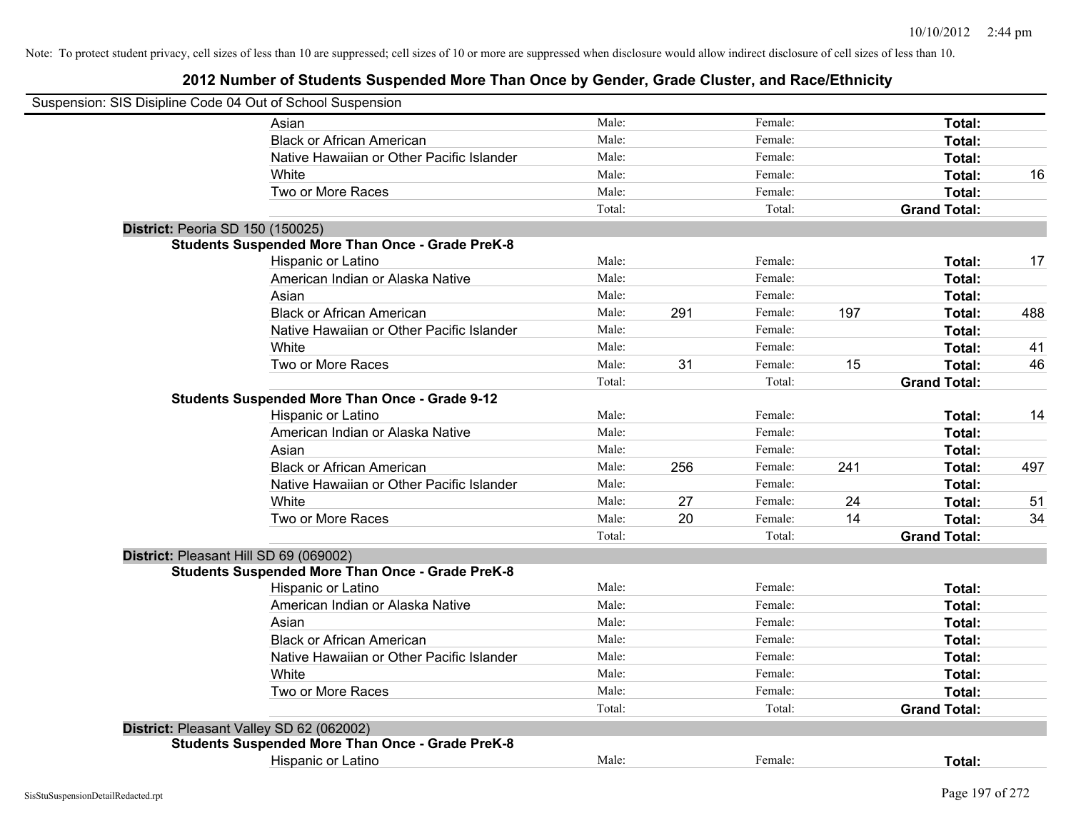Note: To protect student privacy, cell sizes of less than 10 are suppressed; cell sizes of 10 or more are suppressed when disclosure would allow indirect disclosure of cell sizes of less than 10.

## 2012 Number of Students Suspended More Than Once by Gender, Grade Cluster, and Race/Ethnicity

Suspension: SIS Disipline Code 04 Out of School Suspension

| | | | | | | |
|---|---|---|---|---|---|---|
| Asian | Male: | | Female: | | **Total:** | |
| Black or African American | Male: | | Female: | | **Total:** | |
| Native Hawaiian or Other Pacific Islander | Male: | | Female: | | **Total:** | |
| White | Male: | | Female: | | **Total:** | 16 |
| Two or More Races | Male: | | Female: | | **Total:** | |
| | Total: | | Total: | | **Grand Total:** | |

**District:** Peoria SD 150 (150025)

**Students Suspended More Than Once - Grade PreK-8**

| | | | | | | |
|---|---|---|---|---|---|---|
| Hispanic or Latino | Male: | | Female: | | **Total:** | 17 |
| American Indian or Alaska Native | Male: | | Female: | | **Total:** | |
| Asian | Male: | | Female: | | **Total:** | |
| Black or African American | Male: | 291 | Female: | 197 | **Total:** | 488 |
| Native Hawaiian or Other Pacific Islander | Male: | | Female: | | **Total:** | |
| White | Male: | | Female: | | **Total:** | 41 |
| Two or More Races | Male: | 31 | Female: | 15 | **Total:** | 46 |
| | Total: | | Total: | | **Grand Total:** | |

**Students Suspended More Than Once - Grade 9-12**

| | | | | | | |
|---|---|---|---|---|---|---|
| Hispanic or Latino | Male: | | Female: | | **Total:** | 14 |
| American Indian or Alaska Native | Male: | | Female: | | **Total:** | |
| Asian | Male: | | Female: | | **Total:** | |
| Black or African American | Male: | 256 | Female: | 241 | **Total:** | 497 |
| Native Hawaiian or Other Pacific Islander | Male: | | Female: | | **Total:** | |
| White | Male: | 27 | Female: | 24 | **Total:** | 51 |
| Two or More Races | Male: | 20 | Female: | 14 | **Total:** | 34 |
| | Total: | | Total: | | **Grand Total:** | |

**District:** Pleasant Hill SD 69 (069002)

**Students Suspended More Than Once - Grade PreK-8**

| | | | | | | |
|---|---|---|---|---|---|---|
| Hispanic or Latino | Male: | | Female: | | **Total:** | |
| American Indian or Alaska Native | Male: | | Female: | | **Total:** | |
| Asian | Male: | | Female: | | **Total:** | |
| Black or African American | Male: | | Female: | | **Total:** | |
| Native Hawaiian or Other Pacific Islander | Male: | | Female: | | **Total:** | |
| White | Male: | | Female: | | **Total:** | |
| Two or More Races | Male: | | Female: | | **Total:** | |
| | Total: | | Total: | | **Grand Total:** | |

**District:** Pleasant Valley SD 62 (062002)

**Students Suspended More Than Once - Grade PreK-8**

| | | | | | | |
|---|---|---|---|---|---|---|
| Hispanic or Latino | Male: | | Female: | | **Total:** | |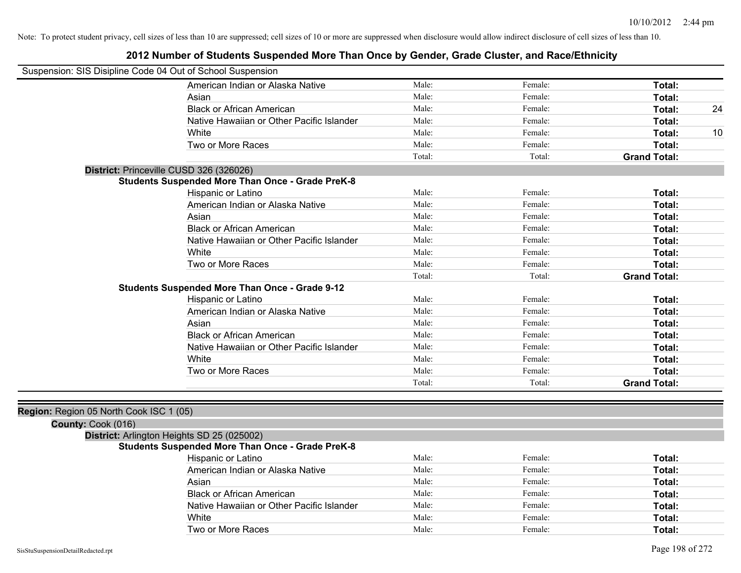Note: To protect student privacy, cell sizes of less than 10 are suppressed; cell sizes of 10 or more are suppressed when disclosure would allow indirect disclosure of cell sizes of less than 10.

# 2012 Number of Students Suspended More Than Once by Gender, Grade Cluster, and Race/Ethnicity

Suspension: SIS Disipline Code 04 Out of School Suspension

| | | | | |
|---|---|---|---|---|
| American Indian or Alaska Native | Male: | Female: | **Total:** | |
| Asian | Male: | Female: | **Total:** | |
| Black or African American | Male: | Female: | **Total:** | 24 |
| Native Hawaiian or Other Pacific Islander | Male: | Female: | **Total:** | |
| White | Male: | Female: | **Total:** | 10 |
| Two or More Races | Male: | Female: | **Total:** | |
| | Total: | Total: | **Grand Total:** | |

**District:** Princeville CUSD 326 (326026)

**Students Suspended More Than Once - Grade PreK-8**

| | | | | |
|---|---|---|---|---|
| Hispanic or Latino | Male: | Female: | **Total:** | |
| American Indian or Alaska Native | Male: | Female: | **Total:** | |
| Asian | Male: | Female: | **Total:** | |
| Black or African American | Male: | Female: | **Total:** | |
| Native Hawaiian or Other Pacific Islander | Male: | Female: | **Total:** | |
| White | Male: | Female: | **Total:** | |
| Two or More Races | Male: | Female: | **Total:** | |
| | Total: | Total: | **Grand Total:** | |

**Students Suspended More Than Once - Grade 9-12**

| | | | | |
|---|---|---|---|---|
| Hispanic or Latino | Male: | Female: | **Total:** | |
| American Indian or Alaska Native | Male: | Female: | **Total:** | |
| Asian | Male: | Female: | **Total:** | |
| Black or African American | Male: | Female: | **Total:** | |
| Native Hawaiian or Other Pacific Islander | Male: | Female: | **Total:** | |
| White | Male: | Female: | **Total:** | |
| Two or More Races | Male: | Female: | **Total:** | |
| | Total: | Total: | **Grand Total:** | |

**Region:** Region 05 North Cook ISC 1 (05)

**County:** Cook (016)

**District:** Arlington Heights SD 25 (025002)

**Students Suspended More Than Once - Grade PreK-8**

| | | | | |
|---|---|---|---|---|
| Hispanic or Latino | Male: | Female: | **Total:** | |
| American Indian or Alaska Native | Male: | Female: | **Total:** | |
| Asian | Male: | Female: | **Total:** | |
| Black or African American | Male: | Female: | **Total:** | |
| Native Hawaiian or Other Pacific Islander | Male: | Female: | **Total:** | |
| White | Male: | Female: | **Total:** | |
| Two or More Races | Male: | Female: | **Total:** | |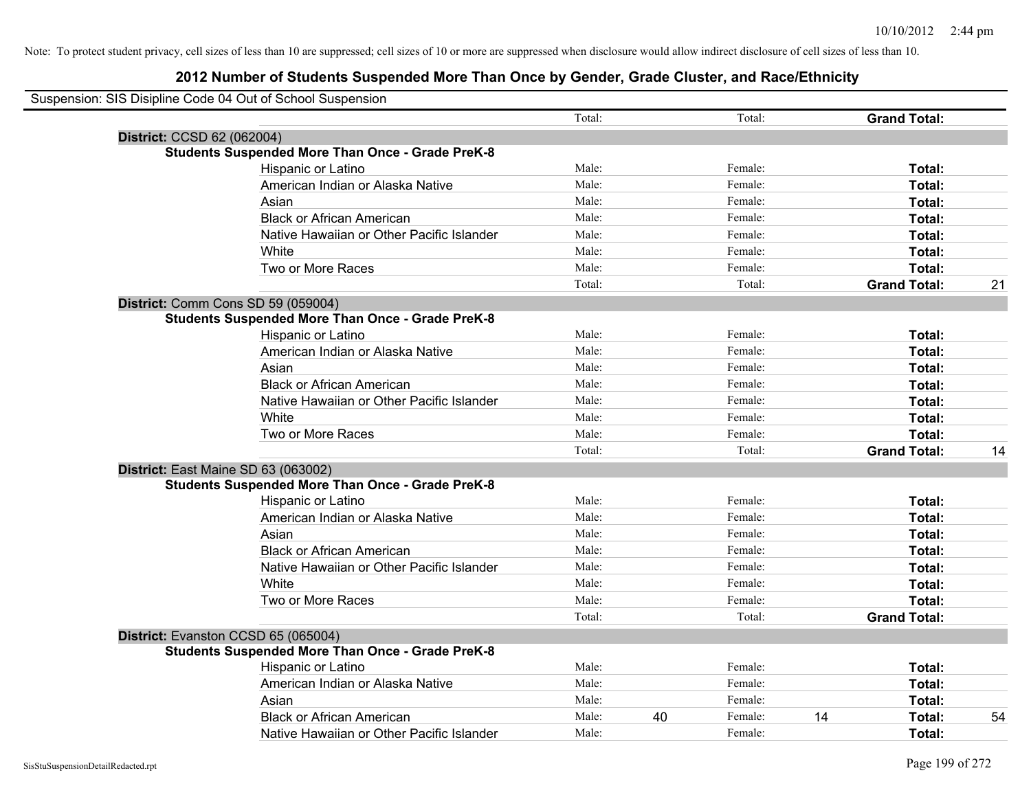Note: To protect student privacy, cell sizes of less than 10 are suppressed; cell sizes of 10 or more are suppressed when disclosure would allow indirect disclosure of cell sizes of less than 10.

## 2012 Number of Students Suspended More Than Once by Gender, Grade Cluster, and Race/Ethnicity

Suspension: SIS Disipline Code 04 Out of School Suspension

| | | | | | | | |
|---|---|---|---|---|---|---|---|
| | Total: | | Total: | | **Grand Total:** | |
| **District:** CCSD 62 (062004) | | | | | | |
| **Students Suspended More Than Once - Grade PreK-8** | | | | | | |
| Hispanic or Latino | Male: | | Female: | | **Total:** | |
| American Indian or Alaska Native | Male: | | Female: | | **Total:** | |
| Asian | Male: | | Female: | | **Total:** | |
| Black or African American | Male: | | Female: | | **Total:** | |
| Native Hawaiian or Other Pacific Islander | Male: | | Female: | | **Total:** | |
| White | Male: | | Female: | | **Total:** | |
| Two or More Races | Male: | | Female: | | **Total:** | |
| | Total: | | Total: | | **Grand Total:** | 21 |
| **District:** Comm Cons SD 59 (059004) | | | | | | |
| **Students Suspended More Than Once - Grade PreK-8** | | | | | | |
| Hispanic or Latino | Male: | | Female: | | **Total:** | |
| American Indian or Alaska Native | Male: | | Female: | | **Total:** | |
| Asian | Male: | | Female: | | **Total:** | |
| Black or African American | Male: | | Female: | | **Total:** | |
| Native Hawaiian or Other Pacific Islander | Male: | | Female: | | **Total:** | |
| White | Male: | | Female: | | **Total:** | |
| Two or More Races | Male: | | Female: | | **Total:** | |
| | Total: | | Total: | | **Grand Total:** | 14 |
| **District:** East Maine SD 63 (063002) | | | | | | |
| **Students Suspended More Than Once - Grade PreK-8** | | | | | | |
| Hispanic or Latino | Male: | | Female: | | **Total:** | |
| American Indian or Alaska Native | Male: | | Female: | | **Total:** | |
| Asian | Male: | | Female: | | **Total:** | |
| Black or African American | Male: | | Female: | | **Total:** | |
| Native Hawaiian or Other Pacific Islander | Male: | | Female: | | **Total:** | |
| White | Male: | | Female: | | **Total:** | |
| Two or More Races | Male: | | Female: | | **Total:** | |
| | Total: | | Total: | | **Grand Total:** | |
| **District:** Evanston CCSD 65 (065004) | | | | | | |
| **Students Suspended More Than Once - Grade PreK-8** | | | | | | |
| Hispanic or Latino | Male: | | Female: | | **Total:** | |
| American Indian or Alaska Native | Male: | | Female: | | **Total:** | |
| Asian | Male: | | Female: | | **Total:** | |
| Black or African American | Male: | 40 | Female: | 14 | **Total:** | 54 |
| Native Hawaiian or Other Pacific Islander | Male: | | Female: | | **Total:** | |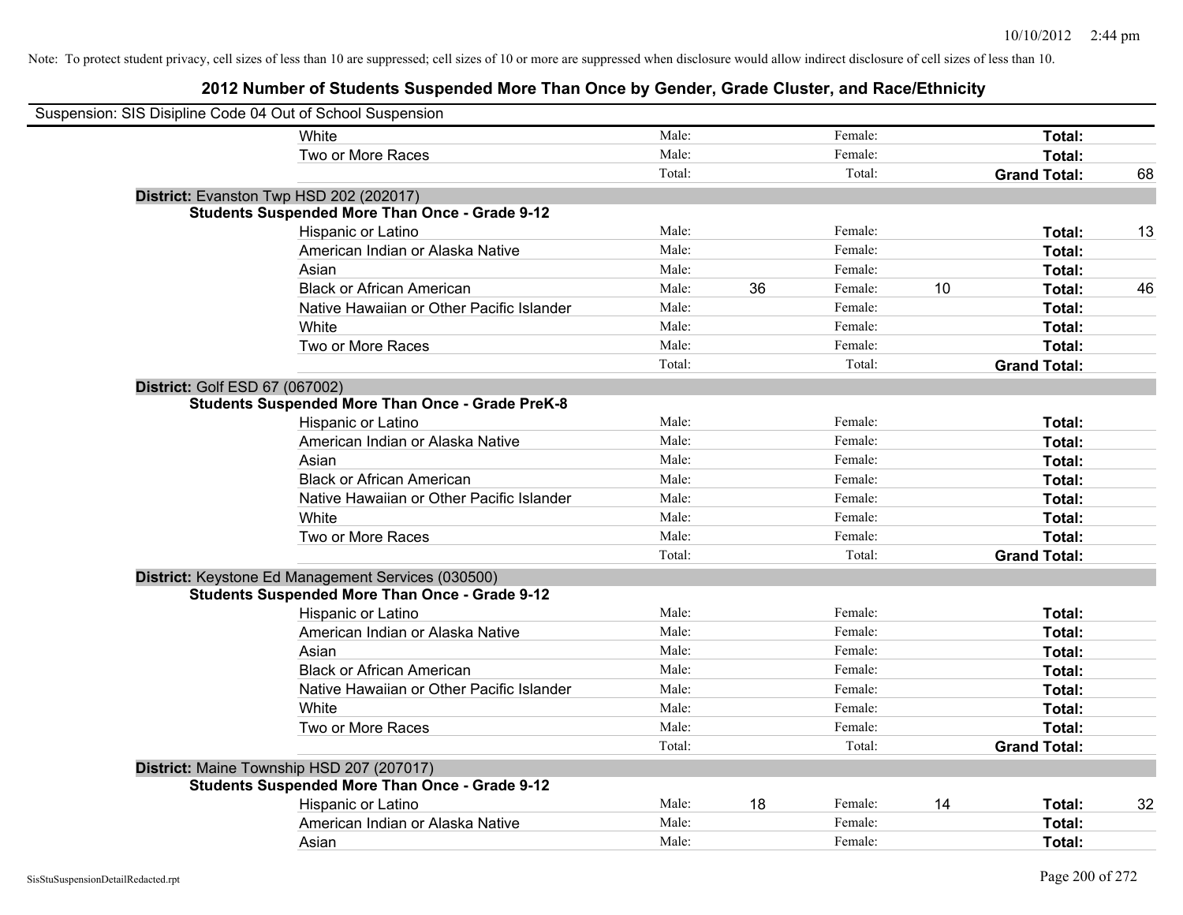Note: To protect student privacy, cell sizes of less than 10 are suppressed; cell sizes of 10 or more are suppressed when disclosure would allow indirect disclosure of cell sizes of less than 10.

# 2012 Number of Students Suspended More Than Once by Gender, Grade Cluster, and Race/Ethnicity

Suspension: SIS Disipline Code 04 Out of School Suspension

| | | | | | | |
|---|---|---|---|---|---|---|
| White | Male: | | Female: | | Total: | |
| Two or More Races | Male: | | Female: | | Total: | |
| | Total: | | Total: | | Grand Total: | 68 |

**District:** Evanston Twp HSD 202 (202017)

**Students Suspended More Than Once - Grade 9-12**

| | | | | | | |
|---|---|---|---|---|---|---|
| Hispanic or Latino | Male: | | Female: | | Total: | 13 |
| American Indian or Alaska Native | Male: | | Female: | | Total: | |
| Asian | Male: | | Female: | | Total: | |
| Black or African American | Male: | 36 | Female: | 10 | Total: | 46 |
| Native Hawaiian or Other Pacific Islander | Male: | | Female: | | Total: | |
| White | Male: | | Female: | | Total: | |
| Two or More Races | Male: | | Female: | | Total: | |
| | Total: | | Total: | | Grand Total: | |

**District:** Golf ESD 67 (067002)

**Students Suspended More Than Once - Grade PreK-8**

| | | | | | | |
|---|---|---|---|---|---|---|
| Hispanic or Latino | Male: | | Female: | | Total: | |
| American Indian or Alaska Native | Male: | | Female: | | Total: | |
| Asian | Male: | | Female: | | Total: | |
| Black or African American | Male: | | Female: | | Total: | |
| Native Hawaiian or Other Pacific Islander | Male: | | Female: | | Total: | |
| White | Male: | | Female: | | Total: | |
| Two or More Races | Male: | | Female: | | Total: | |
| | Total: | | Total: | | Grand Total: | |

**District:** Keystone Ed Management Services (030500)

**Students Suspended More Than Once - Grade 9-12**

| | | | | | | |
|---|---|---|---|---|---|---|
| Hispanic or Latino | Male: | | Female: | | Total: | |
| American Indian or Alaska Native | Male: | | Female: | | Total: | |
| Asian | Male: | | Female: | | Total: | |
| Black or African American | Male: | | Female: | | Total: | |
| Native Hawaiian or Other Pacific Islander | Male: | | Female: | | Total: | |
| White | Male: | | Female: | | Total: | |
| Two or More Races | Male: | | Female: | | Total: | |
| | Total: | | Total: | | Grand Total: | |

**District:** Maine Township HSD 207 (207017)

**Students Suspended More Than Once - Grade 9-12**

| | | | | | | |
|---|---|---|---|---|---|---|
| Hispanic or Latino | Male: | 18 | Female: | 14 | Total: | 32 |
| American Indian or Alaska Native | Male: | | Female: | | Total: | |
| Asian | Male: | | Female: | | Total: | |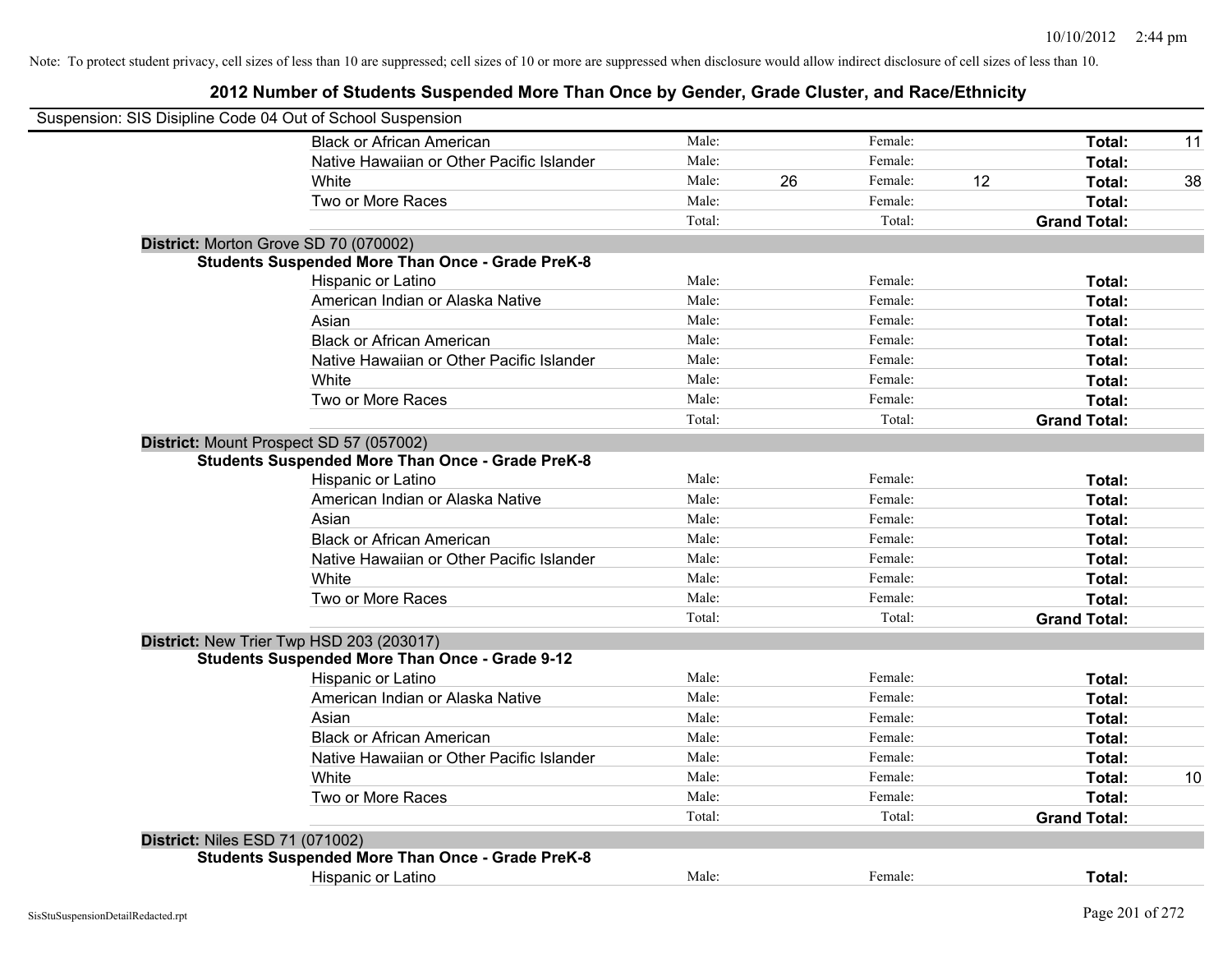Note: To protect student privacy, cell sizes of less than 10 are suppressed; cell sizes of 10 or more are suppressed when disclosure would allow indirect disclosure of cell sizes of less than 10.

## 2012 Number of Students Suspended More Than Once by Gender, Grade Cluster, and Race/Ethnicity

Suspension: SIS Disipline Code 04 Out of School Suspension

| | | | | | | | |
|---|---|---|---|---|---|---|---|
| Black or African American | Male: | | Female: | | **Total:** | 11 |
| Native Hawaiian or Other Pacific Islander | Male: | | Female: | | **Total:** | |
| White | Male: | 26 | Female: | 12 | **Total:** | 38 |
| Two or More Races | Male: | | Female: | | **Total:** | |
| | Total: | | Total: | | **Grand Total:** | |

**District:** Morton Grove SD 70 (070002)

**Students Suspended More Than Once - Grade PreK-8**

| | | | | | | |
|---|---|---|---|---|---|---|
| Hispanic or Latino | Male: | | Female: | | **Total:** | |
| American Indian or Alaska Native | Male: | | Female: | | **Total:** | |
| Asian | Male: | | Female: | | **Total:** | |
| Black or African American | Male: | | Female: | | **Total:** | |
| Native Hawaiian or Other Pacific Islander | Male: | | Female: | | **Total:** | |
| White | Male: | | Female: | | **Total:** | |
| Two or More Races | Male: | | Female: | | **Total:** | |
| | Total: | | Total: | | **Grand Total:** | |

**District:** Mount Prospect SD 57 (057002)

**Students Suspended More Than Once - Grade PreK-8**

| | | | | | | |
|---|---|---|---|---|---|---|
| Hispanic or Latino | Male: | | Female: | | **Total:** | |
| American Indian or Alaska Native | Male: | | Female: | | **Total:** | |
| Asian | Male: | | Female: | | **Total:** | |
| Black or African American | Male: | | Female: | | **Total:** | |
| Native Hawaiian or Other Pacific Islander | Male: | | Female: | | **Total:** | |
| White | Male: | | Female: | | **Total:** | |
| Two or More Races | Male: | | Female: | | **Total:** | |
| | Total: | | Total: | | **Grand Total:** | |

**District:** New Trier Twp HSD 203 (203017)

**Students Suspended More Than Once - Grade 9-12**

| | | | | | | |
|---|---|---|---|---|---|---|
| Hispanic or Latino | Male: | | Female: | | **Total:** | |
| American Indian or Alaska Native | Male: | | Female: | | **Total:** | |
| Asian | Male: | | Female: | | **Total:** | |
| Black or African American | Male: | | Female: | | **Total:** | |
| Native Hawaiian or Other Pacific Islander | Male: | | Female: | | **Total:** | |
| White | Male: | | Female: | | **Total:** | 10 |
| Two or More Races | Male: | | Female: | | **Total:** | |
| | Total: | | Total: | | **Grand Total:** | |

**District:** Niles ESD 71 (071002)

**Students Suspended More Than Once - Grade PreK-8**

| | | | | | | |
|---|---|---|---|---|---|---|
| Hispanic or Latino | Male: | | Female: | | **Total:** | |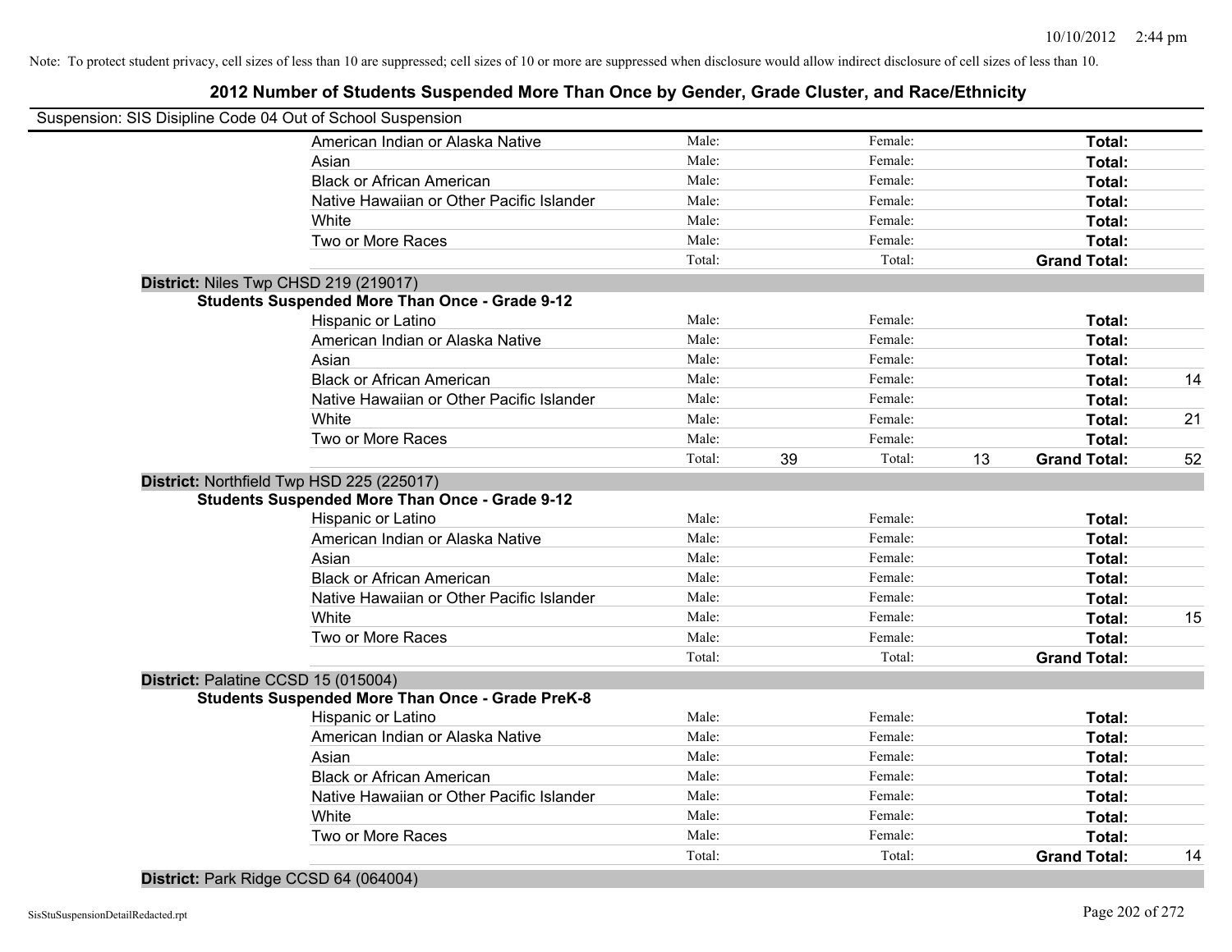Note: To protect student privacy, cell sizes of less than 10 are suppressed; cell sizes of 10 or more are suppressed when disclosure would allow indirect disclosure of cell sizes of less than 10.

## 2012 Number of Students Suspended More Than Once by Gender, Grade Cluster, and Race/Ethnicity

Suspension: SIS Disipline Code 04 Out of School Suspension

| | | | | | | |
|---|---|---|---|---|---|---|
| American Indian or Alaska Native | Male: | | Female: | | **Total:** | |
| Asian | Male: | | Female: | | **Total:** | |
| Black or African American | Male: | | Female: | | **Total:** | |
| Native Hawaiian or Other Pacific Islander | Male: | | Female: | | **Total:** | |
| White | Male: | | Female: | | **Total:** | |
| Two or More Races | Male: | | Female: | | **Total:** | |
| | Total: | | Total: | | **Grand Total:** | |

**District:** Niles Twp CHSD 219 (219017)

**Students Suspended More Than Once - Grade 9-12**

| | | | | | | |
|---|---|---|---|---|---|---|
| Hispanic or Latino | Male: | | Female: | | **Total:** | |
| American Indian or Alaska Native | Male: | | Female: | | **Total:** | |
| Asian | Male: | | Female: | | **Total:** | |
| Black or African American | Male: | | Female: | | **Total:** | 14 |
| Native Hawaiian or Other Pacific Islander | Male: | | Female: | | **Total:** | |
| White | Male: | | Female: | | **Total:** | 21 |
| Two or More Races | Male: | | Female: | | **Total:** | |
| | Total: | 39 | Total: | 13 | **Grand Total:** | 52 |

**District:** Northfield Twp HSD 225 (225017)

**Students Suspended More Than Once - Grade 9-12**

| | | | | | | |
|---|---|---|---|---|---|---|
| Hispanic or Latino | Male: | | Female: | | **Total:** | |
| American Indian or Alaska Native | Male: | | Female: | | **Total:** | |
| Asian | Male: | | Female: | | **Total:** | |
| Black or African American | Male: | | Female: | | **Total:** | |
| Native Hawaiian or Other Pacific Islander | Male: | | Female: | | **Total:** | |
| White | Male: | | Female: | | **Total:** | 15 |
| Two or More Races | Male: | | Female: | | **Total:** | |
| | Total: | | Total: | | **Grand Total:** | |

**District:** Palatine CCSD 15 (015004)

**Students Suspended More Than Once - Grade PreK-8**

| | | | | | | |
|---|---|---|---|---|---|---|
| Hispanic or Latino | Male: | | Female: | | **Total:** | |
| American Indian or Alaska Native | Male: | | Female: | | **Total:** | |
| Asian | Male: | | Female: | | **Total:** | |
| Black or African American | Male: | | Female: | | **Total:** | |
| Native Hawaiian or Other Pacific Islander | Male: | | Female: | | **Total:** | |
| White | Male: | | Female: | | **Total:** | |
| Two or More Races | Male: | | Female: | | **Total:** | |
| | Total: | | Total: | | **Grand Total:** | 14 |

**District:** Park Ridge CCSD 64 (064004)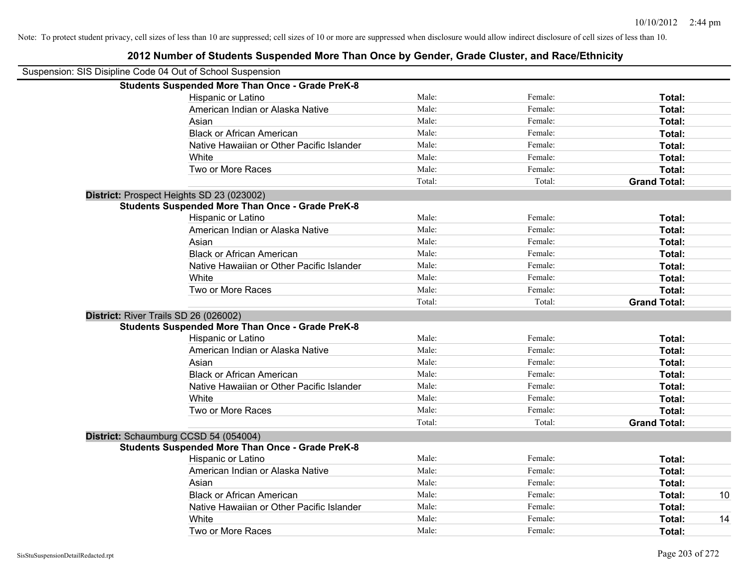Note: To protect student privacy, cell sizes of less than 10 are suppressed; cell sizes of 10 or more are suppressed when disclosure would allow indirect disclosure of cell sizes of less than 10.

## 2012 Number of Students Suspended More Than Once by Gender, Grade Cluster, and Race/Ethnicity

Suspension: SIS Disipline Code 04 Out of School Suspension

| | | | | |
|---|---|---|---|---|
| **Students Suspended More Than Once - Grade PreK-8** | | | | |
| Hispanic or Latino | Male: | Female: | **Total:** | |
| American Indian or Alaska Native | Male: | Female: | **Total:** | |
| Asian | Male: | Female: | **Total:** | |
| Black or African American | Male: | Female: | **Total:** | |
| Native Hawaiian or Other Pacific Islander | Male: | Female: | **Total:** | |
| White | Male: | Female: | **Total:** | |
| Two or More Races | Male: | Female: | **Total:** | |
| | Total: | Total: | **Grand Total:** | |

**District:** Prospect Heights SD 23 (023002)

| | | | | |
|---|---|---|---|---|
| **Students Suspended More Than Once - Grade PreK-8** | | | | |
| Hispanic or Latino | Male: | Female: | **Total:** | |
| American Indian or Alaska Native | Male: | Female: | **Total:** | |
| Asian | Male: | Female: | **Total:** | |
| Black or African American | Male: | Female: | **Total:** | |
| Native Hawaiian or Other Pacific Islander | Male: | Female: | **Total:** | |
| White | Male: | Female: | **Total:** | |
| Two or More Races | Male: | Female: | **Total:** | |
| | Total: | Total: | **Grand Total:** | |

**District:** River Trails SD 26 (026002)

| | | | | |
|---|---|---|---|---|
| **Students Suspended More Than Once - Grade PreK-8** | | | | |
| Hispanic or Latino | Male: | Female: | **Total:** | |
| American Indian or Alaska Native | Male: | Female: | **Total:** | |
| Asian | Male: | Female: | **Total:** | |
| Black or African American | Male: | Female: | **Total:** | |
| Native Hawaiian or Other Pacific Islander | Male: | Female: | **Total:** | |
| White | Male: | Female: | **Total:** | |
| Two or More Races | Male: | Female: | **Total:** | |
| | Total: | Total: | **Grand Total:** | |

**District:** Schaumburg CCSD 54 (054004)

| | | | | |
|---|---|---|---|---|
| **Students Suspended More Than Once - Grade PreK-8** | | | | |
| Hispanic or Latino | Male: | Female: | **Total:** | |
| American Indian or Alaska Native | Male: | Female: | **Total:** | |
| Asian | Male: | Female: | **Total:** | |
| Black or African American | Male: | Female: | **Total:** | 10 |
| Native Hawaiian or Other Pacific Islander | Male: | Female: | **Total:** | |
| White | Male: | Female: | **Total:** | 14 |
| Two or More Races | Male: | Female: | **Total:** | |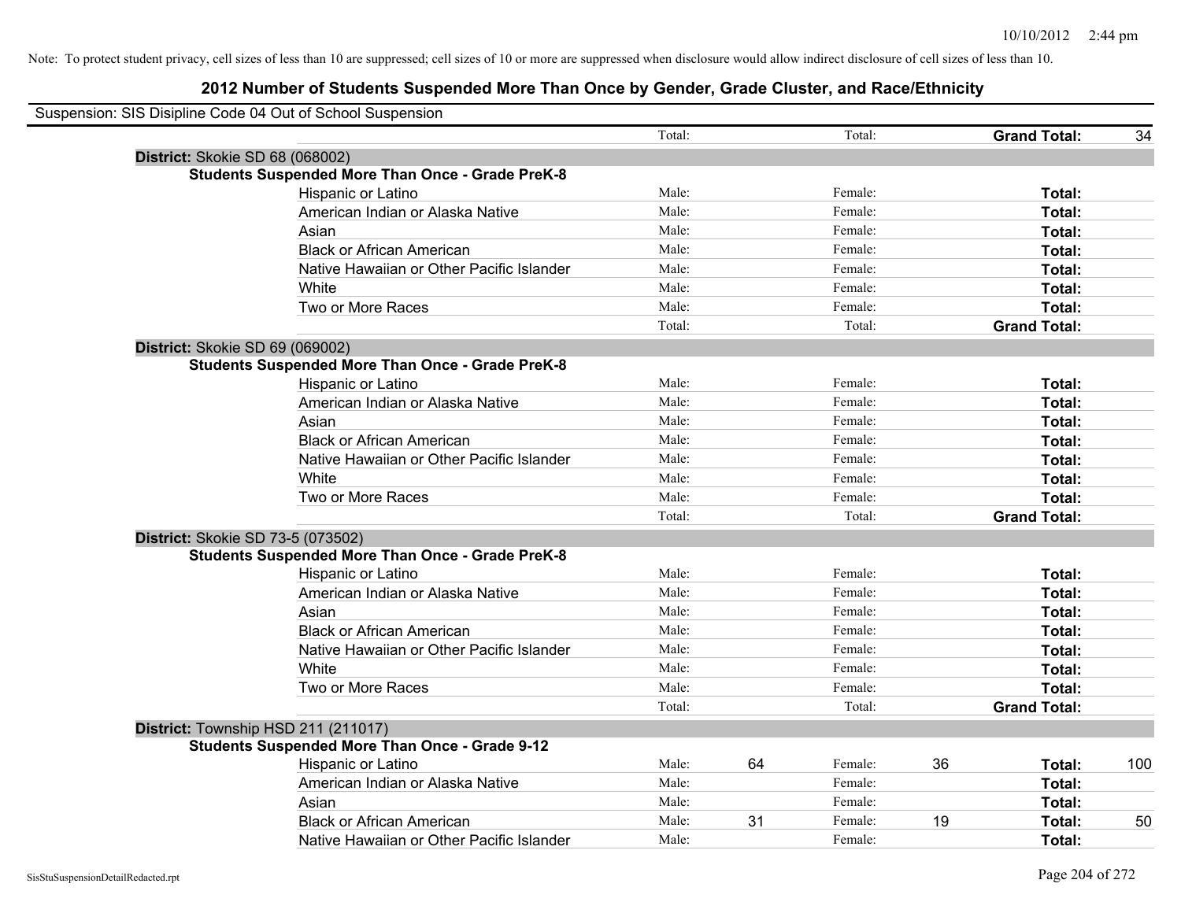Note: To protect student privacy, cell sizes of less than 10 are suppressed; cell sizes of 10 or more are suppressed when disclosure would allow indirect disclosure of cell sizes of less than 10.

# 2012 Number of Students Suspended More Than Once by Gender, Grade Cluster, and Race/Ethnicity

Suspension: SIS Disipline Code 04 Out of School Suspension

| | Male | | Female | | | |
|---|---|---|---|---|---|---|
| | Total: | | Total: | | **Grand Total:** | 34 |

**District:** Skokie SD 68 (068002)

**Students Suspended More Than Once - Grade PreK-8**

| | | | | | | |
|---|---|---|---|---|---|---|
| Hispanic or Latino | Male: | | Female: | | **Total:** | |
| American Indian or Alaska Native | Male: | | Female: | | **Total:** | |
| Asian | Male: | | Female: | | **Total:** | |
| Black or African American | Male: | | Female: | | **Total:** | |
| Native Hawaiian or Other Pacific Islander | Male: | | Female: | | **Total:** | |
| White | Male: | | Female: | | **Total:** | |
| Two or More Races | Male: | | Female: | | **Total:** | |
| | Total: | | Total: | | **Grand Total:** | |

**District:** Skokie SD 69 (069002)

**Students Suspended More Than Once - Grade PreK-8**

| | | | | | | |
|---|---|---|---|---|---|---|
| Hispanic or Latino | Male: | | Female: | | **Total:** | |
| American Indian or Alaska Native | Male: | | Female: | | **Total:** | |
| Asian | Male: | | Female: | | **Total:** | |
| Black or African American | Male: | | Female: | | **Total:** | |
| Native Hawaiian or Other Pacific Islander | Male: | | Female: | | **Total:** | |
| White | Male: | | Female: | | **Total:** | |
| Two or More Races | Male: | | Female: | | **Total:** | |
| | Total: | | Total: | | **Grand Total:** | |

**District:** Skokie SD 73-5 (073502)

**Students Suspended More Than Once - Grade PreK-8**

| | | | | | | |
|---|---|---|---|---|---|---|
| Hispanic or Latino | Male: | | Female: | | **Total:** | |
| American Indian or Alaska Native | Male: | | Female: | | **Total:** | |
| Asian | Male: | | Female: | | **Total:** | |
| Black or African American | Male: | | Female: | | **Total:** | |
| Native Hawaiian or Other Pacific Islander | Male: | | Female: | | **Total:** | |
| White | Male: | | Female: | | **Total:** | |
| Two or More Races | Male: | | Female: | | **Total:** | |
| | Total: | | Total: | | **Grand Total:** | |

**District:** Township HSD 211 (211017)

**Students Suspended More Than Once - Grade 9-12**

| | | | | | | |
|---|---|---|---|---|---|---|
| Hispanic or Latino | Male: | 64 | Female: | 36 | **Total:** | 100 |
| American Indian or Alaska Native | Male: | | Female: | | **Total:** | |
| Asian | Male: | | Female: | | **Total:** | |
| Black or African American | Male: | 31 | Female: | 19 | **Total:** | 50 |
| Native Hawaiian or Other Pacific Islander | Male: | | Female: | | **Total:** | |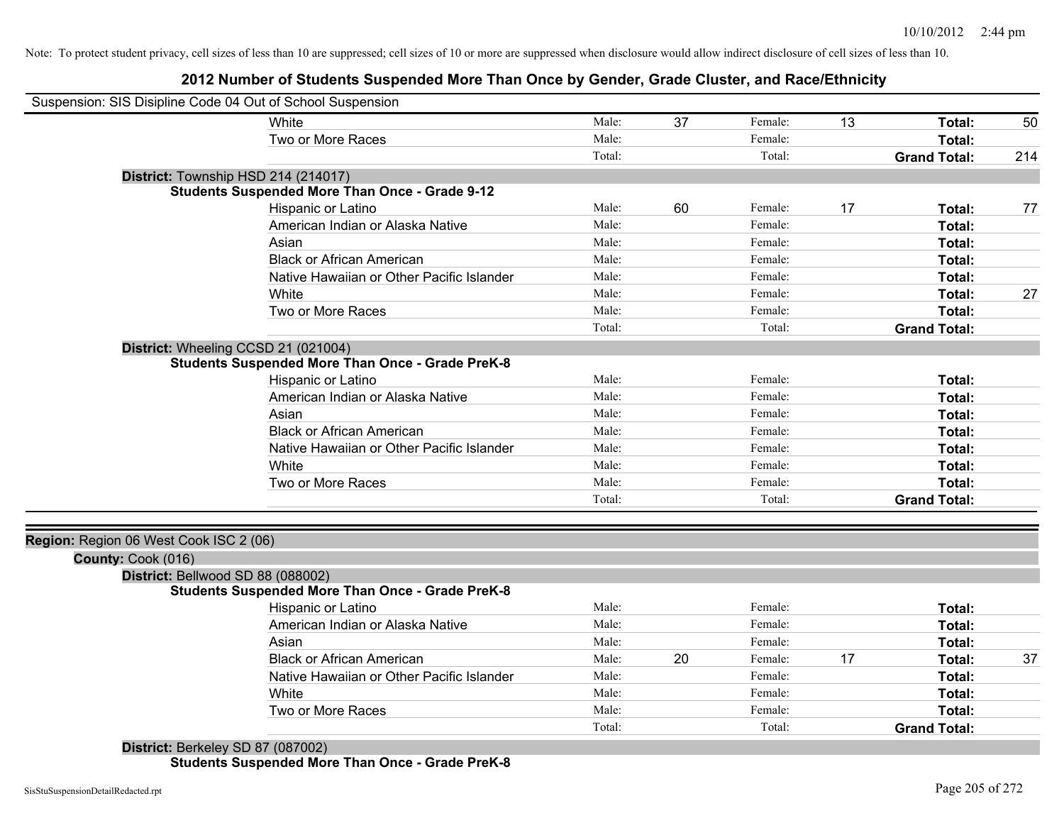Note: To protect student privacy, cell sizes of less than 10 are suppressed; cell sizes of 10 or more are suppressed when disclosure would allow indirect disclosure of cell sizes of less than 10.

# 2012 Number of Students Suspended More Than Once by Gender, Grade Cluster, and Race/Ethnicity

Suspension: SIS Disipline Code 04 Out of School Suspension

| | Male: | | Female: | | | |
|---|---|---|---|---|---|---|
| White | Male: | 37 | Female: | 13 | **Total:** | 50 |
| Two or More Races | Male: | | Female: | | **Total:** | |
| | Total: | | Total: | | **Grand Total:** | 214 |

**District:** Township HSD 214 (214017)

**Students Suspended More Than Once - Grade 9-12**

| | | | | | | |
|---|---|---|---|---|---|---|
| Hispanic or Latino | Male: | 60 | Female: | 17 | **Total:** | 77 |
| American Indian or Alaska Native | Male: | | Female: | | **Total:** | |
| Asian | Male: | | Female: | | **Total:** | |
| Black or African American | Male: | | Female: | | **Total:** | |
| Native Hawaiian or Other Pacific Islander | Male: | | Female: | | **Total:** | |
| White | Male: | | Female: | | **Total:** | 27 |
| Two or More Races | Male: | | Female: | | **Total:** | |
| | Total: | | Total: | | **Grand Total:** | |

**District:** Wheeling CCSD 21 (021004)

**Students Suspended More Than Once - Grade PreK-8**

| | | | | | | |
|---|---|---|---|---|---|---|
| Hispanic or Latino | Male: | | Female: | | **Total:** | |
| American Indian or Alaska Native | Male: | | Female: | | **Total:** | |
| Asian | Male: | | Female: | | **Total:** | |
| Black or African American | Male: | | Female: | | **Total:** | |
| Native Hawaiian or Other Pacific Islander | Male: | | Female: | | **Total:** | |
| White | Male: | | Female: | | **Total:** | |
| Two or More Races | Male: | | Female: | | **Total:** | |
| | Total: | | Total: | | **Grand Total:** | |

**Region:** Region 06 West Cook ISC 2 (06)

**County:** Cook (016)

**District:** Bellwood SD 88 (088002)

**Students Suspended More Than Once - Grade PreK-8**

| | | | | | | |
|---|---|---|---|---|---|---|
| Hispanic or Latino | Male: | | Female: | | **Total:** | |
| American Indian or Alaska Native | Male: | | Female: | | **Total:** | |
| Asian | Male: | | Female: | | **Total:** | |
| Black or African American | Male: | 20 | Female: | 17 | **Total:** | 37 |
| Native Hawaiian or Other Pacific Islander | Male: | | Female: | | **Total:** | |
| White | Male: | | Female: | | **Total:** | |
| Two or More Races | Male: | | Female: | | **Total:** | |
| | Total: | | Total: | | **Grand Total:** | |

**District:** Berkeley SD 87 (087002)

**Students Suspended More Than Once - Grade PreK-8**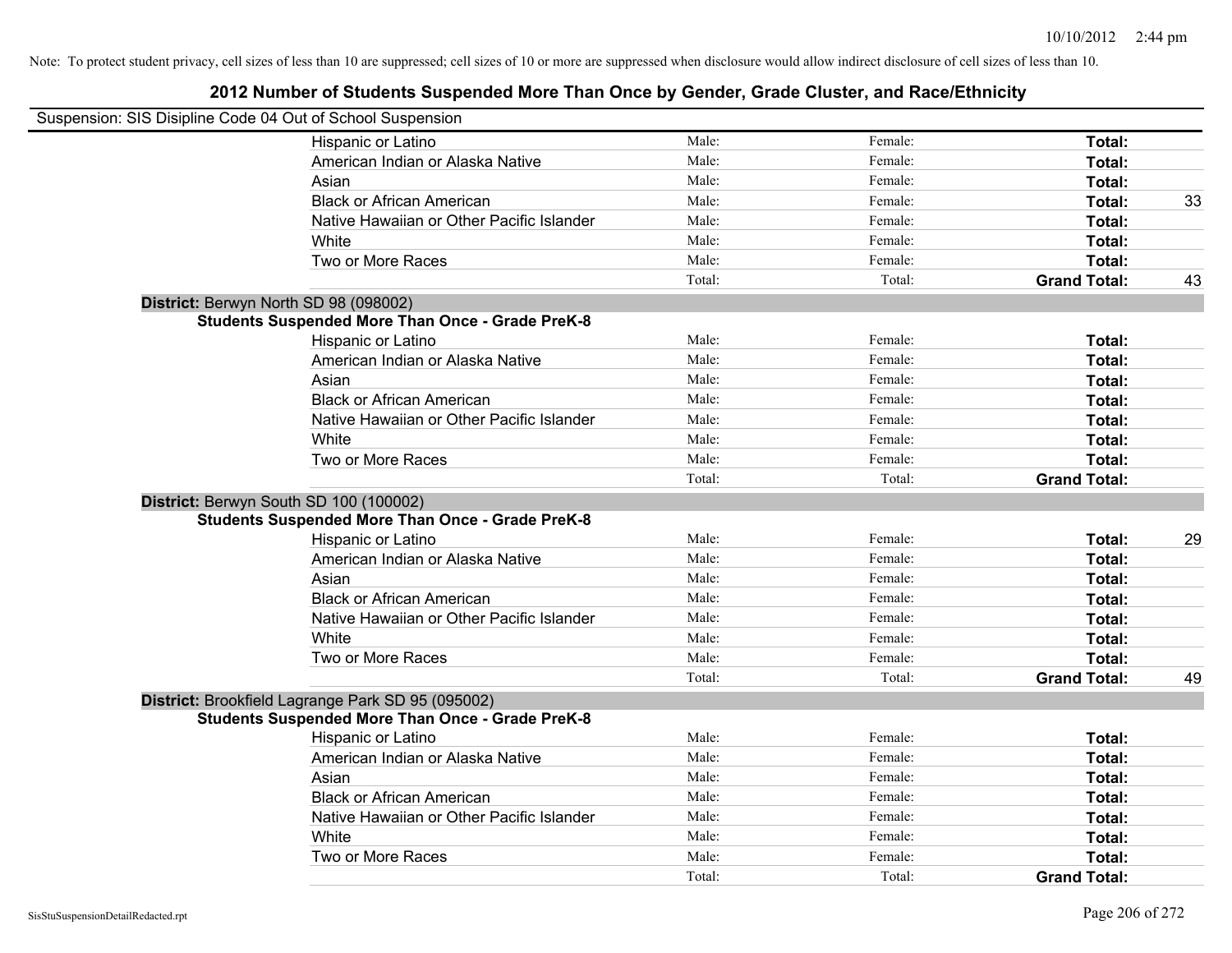Note: To protect student privacy, cell sizes of less than 10 are suppressed; cell sizes of 10 or more are suppressed when disclosure would allow indirect disclosure of cell sizes of less than 10.

## 2012 Number of Students Suspended More Than Once by Gender, Grade Cluster, and Race/Ethnicity

Suspension: SIS Disipline Code 04 Out of School Suspension

| | | | | |
|---|---|---|---|---|
| Hispanic or Latino | Male: | Female: | **Total:** | |
| American Indian or Alaska Native | Male: | Female: | **Total:** | |
| Asian | Male: | Female: | **Total:** | |
| Black or African American | Male: | Female: | **Total:** | 33 |
| Native Hawaiian or Other Pacific Islander | Male: | Female: | **Total:** | |
| White | Male: | Female: | **Total:** | |
| Two or More Races | Male: | Female: | **Total:** | |
| | Total: | Total: | **Grand Total:** | 43 |

**District:** Berwyn North SD 98 (098002)

**Students Suspended More Than Once - Grade PreK-8**

| | | | | |
|---|---|---|---|---|
| Hispanic or Latino | Male: | Female: | **Total:** | |
| American Indian or Alaska Native | Male: | Female: | **Total:** | |
| Asian | Male: | Female: | **Total:** | |
| Black or African American | Male: | Female: | **Total:** | |
| Native Hawaiian or Other Pacific Islander | Male: | Female: | **Total:** | |
| White | Male: | Female: | **Total:** | |
| Two or More Races | Male: | Female: | **Total:** | |
| | Total: | Total: | **Grand Total:** | |

**District:** Berwyn South SD 100 (100002)

**Students Suspended More Than Once - Grade PreK-8**

| | | | | |
|---|---|---|---|---|
| Hispanic or Latino | Male: | Female: | **Total:** | 29 |
| American Indian or Alaska Native | Male: | Female: | **Total:** | |
| Asian | Male: | Female: | **Total:** | |
| Black or African American | Male: | Female: | **Total:** | |
| Native Hawaiian or Other Pacific Islander | Male: | Female: | **Total:** | |
| White | Male: | Female: | **Total:** | |
| Two or More Races | Male: | Female: | **Total:** | |
| | Total: | Total: | **Grand Total:** | 49 |

**District:** Brookfield Lagrange Park SD 95 (095002)

**Students Suspended More Than Once - Grade PreK-8**

| | | | | |
|---|---|---|---|---|
| Hispanic or Latino | Male: | Female: | **Total:** | |
| American Indian or Alaska Native | Male: | Female: | **Total:** | |
| Asian | Male: | Female: | **Total:** | |
| Black or African American | Male: | Female: | **Total:** | |
| Native Hawaiian or Other Pacific Islander | Male: | Female: | **Total:** | |
| White | Male: | Female: | **Total:** | |
| Two or More Races | Male: | Female: | **Total:** | |
| | Total: | Total: | **Grand Total:** | |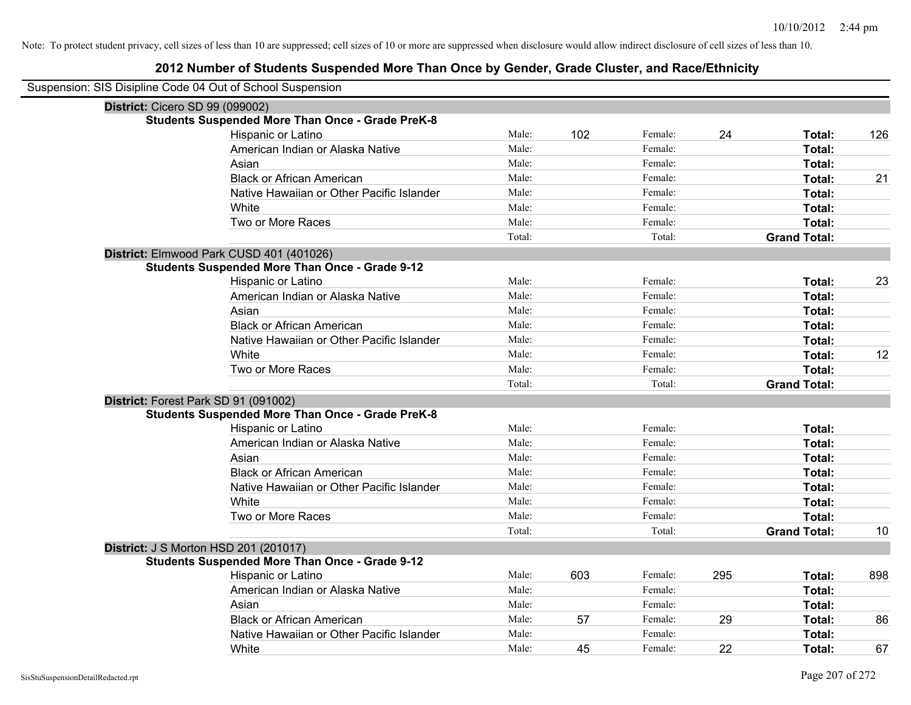Note: To protect student privacy, cell sizes of less than 10 are suppressed; cell sizes of 10 or more are suppressed when disclosure would allow indirect disclosure of cell sizes of less than 10.

## 2012 Number of Students Suspended More Than Once by Gender, Grade Cluster, and Race/Ethnicity

Suspension: SIS Disipline Code 04 Out of School Suspension

### District: Cicero SD 99 (099002)

**Students Suspended More Than Once - Grade PreK-8**

| Race/Ethnicity | | Male | | Female | | Total |
|---|---|---|---|---|---|---|
| Hispanic or Latino | Male: | 102 | Female: | 24 | **Total:** | 126 |
| American Indian or Alaska Native | Male: | | Female: | | **Total:** | |
| Asian | Male: | | Female: | | **Total:** | |
| Black or African American | Male: | | Female: | | **Total:** | 21 |
| Native Hawaiian or Other Pacific Islander | Male: | | Female: | | **Total:** | |
| White | Male: | | Female: | | **Total:** | |
| Two or More Races | Male: | | Female: | | **Total:** | |
| | Total: | | Total: | | **Grand Total:** | |

### District: Elmwood Park CUSD 401 (401026)

**Students Suspended More Than Once - Grade 9-12**

| Race/Ethnicity | | Male | | Female | | Total |
|---|---|---|---|---|---|---|
| Hispanic or Latino | Male: | | Female: | | **Total:** | 23 |
| American Indian or Alaska Native | Male: | | Female: | | **Total:** | |
| Asian | Male: | | Female: | | **Total:** | |
| Black or African American | Male: | | Female: | | **Total:** | |
| Native Hawaiian or Other Pacific Islander | Male: | | Female: | | **Total:** | |
| White | Male: | | Female: | | **Total:** | 12 |
| Two or More Races | Male: | | Female: | | **Total:** | |
| | Total: | | Total: | | **Grand Total:** | |

### District: Forest Park SD 91 (091002)

**Students Suspended More Than Once - Grade PreK-8**

| Race/Ethnicity | | Male | | Female | | Total |
|---|---|---|---|---|---|---|
| Hispanic or Latino | Male: | | Female: | | **Total:** | |
| American Indian or Alaska Native | Male: | | Female: | | **Total:** | |
| Asian | Male: | | Female: | | **Total:** | |
| Black or African American | Male: | | Female: | | **Total:** | |
| Native Hawaiian or Other Pacific Islander | Male: | | Female: | | **Total:** | |
| White | Male: | | Female: | | **Total:** | |
| Two or More Races | Male: | | Female: | | **Total:** | |
| | Total: | | Total: | | **Grand Total:** | 10 |

### District: J S Morton HSD 201 (201017)

**Students Suspended More Than Once - Grade 9-12**

| Race/Ethnicity | | Male | | Female | | Total |
|---|---|---|---|---|---|---|
| Hispanic or Latino | Male: | 603 | Female: | 295 | **Total:** | 898 |
| American Indian or Alaska Native | Male: | | Female: | | **Total:** | |
| Asian | Male: | | Female: | | **Total:** | |
| Black or African American | Male: | 57 | Female: | 29 | **Total:** | 86 |
| Native Hawaiian or Other Pacific Islander | Male: | | Female: | | **Total:** | |
| White | Male: | 45 | Female: | 22 | **Total:** | 67 |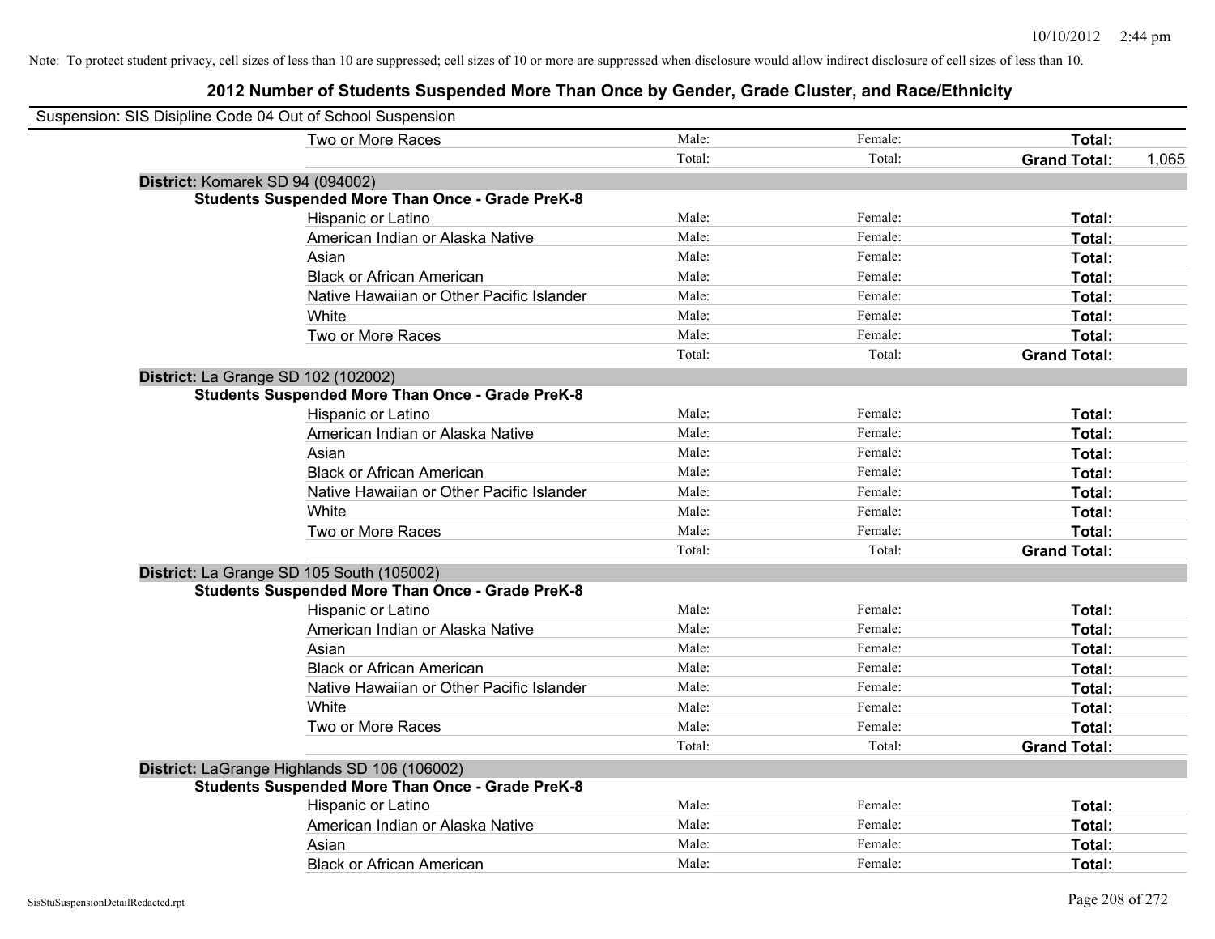Note: To protect student privacy, cell sizes of less than 10 are suppressed; cell sizes of 10 or more are suppressed when disclosure would allow indirect disclosure of cell sizes of less than 10.

## 2012 Number of Students Suspended More Than Once by Gender, Grade Cluster, and Race/Ethnicity

Suspension: SIS Disipline Code 04 Out of School Suspension

| | | | | |
|---|---|---|---|---|
| Two or More Races | Male: | Female: | **Total:** | |
| | Total: | Total: | **Grand Total:** | 1,065 |

**District:** Komarek SD 94 (094002)

**Students Suspended More Than Once - Grade PreK-8**

| | | | | |
|---|---|---|---|---|
| Hispanic or Latino | Male: | Female: | **Total:** | |
| American Indian or Alaska Native | Male: | Female: | **Total:** | |
| Asian | Male: | Female: | **Total:** | |
| Black or African American | Male: | Female: | **Total:** | |
| Native Hawaiian or Other Pacific Islander | Male: | Female: | **Total:** | |
| White | Male: | Female: | **Total:** | |
| Two or More Races | Male: | Female: | **Total:** | |
| | Total: | Total: | **Grand Total:** | |

**District:** La Grange SD 102 (102002)

**Students Suspended More Than Once - Grade PreK-8**

| | | | | |
|---|---|---|---|---|
| Hispanic or Latino | Male: | Female: | **Total:** | |
| American Indian or Alaska Native | Male: | Female: | **Total:** | |
| Asian | Male: | Female: | **Total:** | |
| Black or African American | Male: | Female: | **Total:** | |
| Native Hawaiian or Other Pacific Islander | Male: | Female: | **Total:** | |
| White | Male: | Female: | **Total:** | |
| Two or More Races | Male: | Female: | **Total:** | |
| | Total: | Total: | **Grand Total:** | |

**District:** La Grange SD 105 South (105002)

**Students Suspended More Than Once - Grade PreK-8**

| | | | | |
|---|---|---|---|---|
| Hispanic or Latino | Male: | Female: | **Total:** | |
| American Indian or Alaska Native | Male: | Female: | **Total:** | |
| Asian | Male: | Female: | **Total:** | |
| Black or African American | Male: | Female: | **Total:** | |
| Native Hawaiian or Other Pacific Islander | Male: | Female: | **Total:** | |
| White | Male: | Female: | **Total:** | |
| Two or More Races | Male: | Female: | **Total:** | |
| | Total: | Total: | **Grand Total:** | |

**District:** LaGrange Highlands SD 106 (106002)

**Students Suspended More Than Once - Grade PreK-8**

| | | | | |
|---|---|---|---|---|
| Hispanic or Latino | Male: | Female: | **Total:** | |
| American Indian or Alaska Native | Male: | Female: | **Total:** | |
| Asian | Male: | Female: | **Total:** | |
| Black or African American | Male: | Female: | **Total:** | |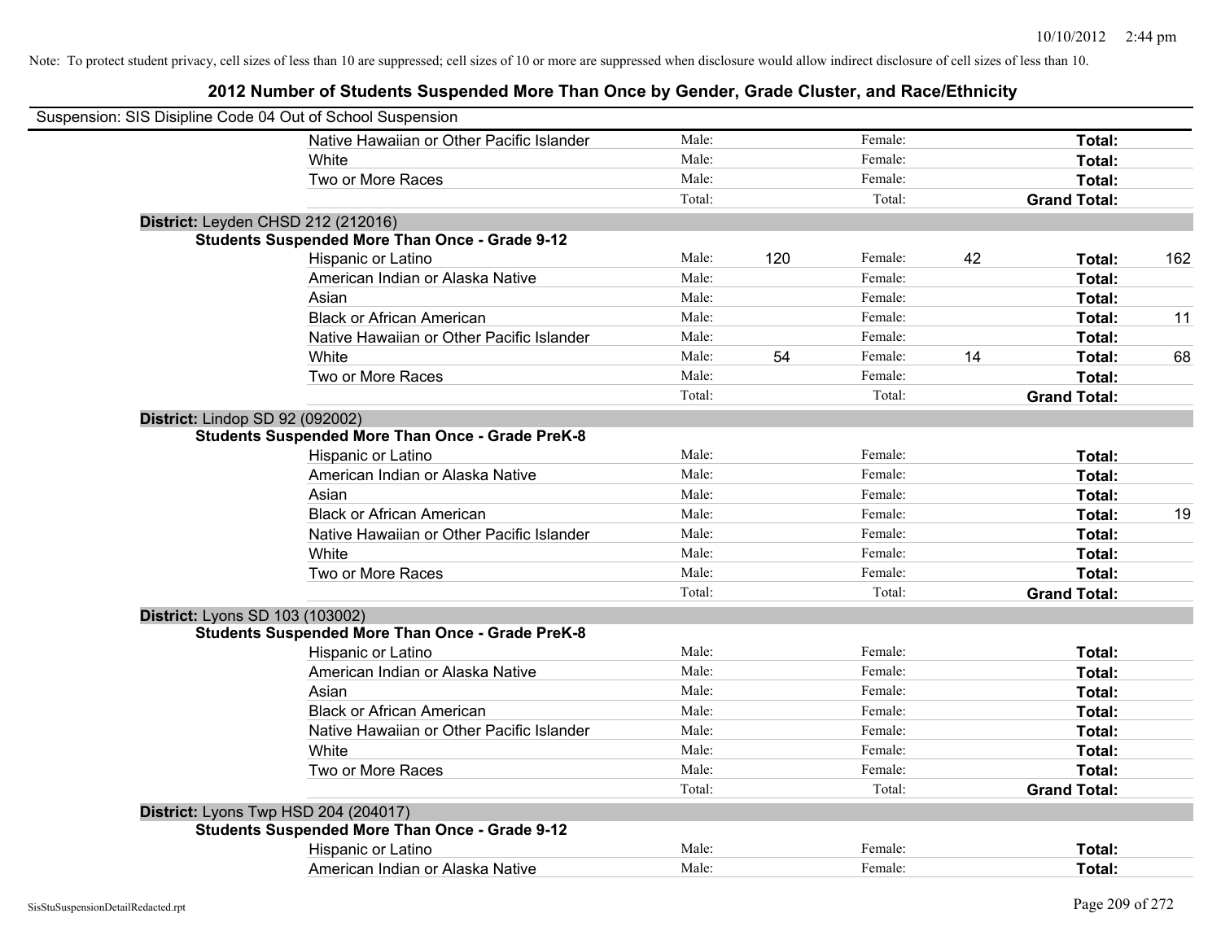Note: To protect student privacy, cell sizes of less than 10 are suppressed; cell sizes of 10 or more are suppressed when disclosure would allow indirect disclosure of cell sizes of less than 10.

## 2012 Number of Students Suspended More Than Once by Gender, Grade Cluster, and Race/Ethnicity

Suspension: SIS Disipline Code 04 Out of School Suspension

| | | | | | | |
|---|---|---|---|---|---|---|
| Native Hawaiian or Other Pacific Islander | Male: | | Female: | | **Total:** | |
| White | Male: | | Female: | | **Total:** | |
| Two or More Races | Male: | | Female: | | **Total:** | |
| | Total: | | Total: | | **Grand Total:** | |

**District:** Leyden CHSD 212 (212016)

**Students Suspended More Than Once - Grade 9-12**

| | | | | | | |
|---|---|---|---|---|---|---|
| Hispanic or Latino | Male: | 120 | Female: | 42 | **Total:** | 162 |
| American Indian or Alaska Native | Male: | | Female: | | **Total:** | |
| Asian | Male: | | Female: | | **Total:** | |
| Black or African American | Male: | | Female: | | **Total:** | 11 |
| Native Hawaiian or Other Pacific Islander | Male: | | Female: | | **Total:** | |
| White | Male: | 54 | Female: | 14 | **Total:** | 68 |
| Two or More Races | Male: | | Female: | | **Total:** | |
| | Total: | | Total: | | **Grand Total:** | |

**District:** Lindop SD 92 (092002)

**Students Suspended More Than Once - Grade PreK-8**

| | | | | | | |
|---|---|---|---|---|---|---|
| Hispanic or Latino | Male: | | Female: | | **Total:** | |
| American Indian or Alaska Native | Male: | | Female: | | **Total:** | |
| Asian | Male: | | Female: | | **Total:** | |
| Black or African American | Male: | | Female: | | **Total:** | 19 |
| Native Hawaiian or Other Pacific Islander | Male: | | Female: | | **Total:** | |
| White | Male: | | Female: | | **Total:** | |
| Two or More Races | Male: | | Female: | | **Total:** | |
| | Total: | | Total: | | **Grand Total:** | |

**District:** Lyons SD 103 (103002)

**Students Suspended More Than Once - Grade PreK-8**

| | | | | | | |
|---|---|---|---|---|---|---|
| Hispanic or Latino | Male: | | Female: | | **Total:** | |
| American Indian or Alaska Native | Male: | | Female: | | **Total:** | |
| Asian | Male: | | Female: | | **Total:** | |
| Black or African American | Male: | | Female: | | **Total:** | |
| Native Hawaiian or Other Pacific Islander | Male: | | Female: | | **Total:** | |
| White | Male: | | Female: | | **Total:** | |
| Two or More Races | Male: | | Female: | | **Total:** | |
| | Total: | | Total: | | **Grand Total:** | |

**District:** Lyons Twp HSD 204 (204017)

**Students Suspended More Than Once - Grade 9-12**

| | | | | | | |
|---|---|---|---|---|---|---|
| Hispanic or Latino | Male: | | Female: | | **Total:** | |
| American Indian or Alaska Native | Male: | | Female: | | **Total:** | |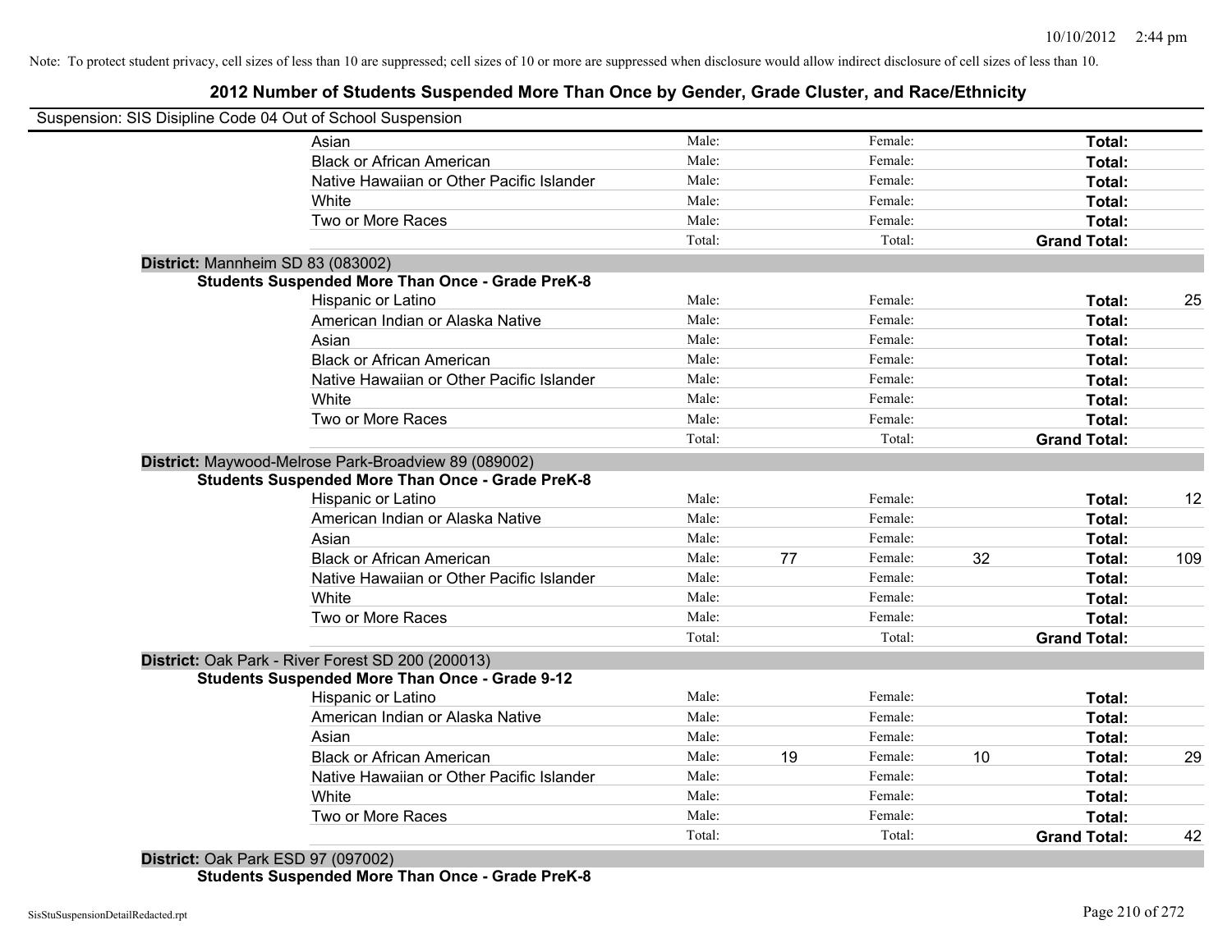Note: To protect student privacy, cell sizes of less than 10 are suppressed; cell sizes of 10 or more are suppressed when disclosure would allow indirect disclosure of cell sizes of less than 10.

## 2012 Number of Students Suspended More Than Once by Gender, Grade Cluster, and Race/Ethnicity

Suspension: SIS Disipline Code 04 Out of School Suspension

| | | | | | | |
|---|---|---|---|---|---|---|
| Asian | Male: | | Female: | | **Total:** | |
| Black or African American | Male: | | Female: | | **Total:** | |
| Native Hawaiian or Other Pacific Islander | Male: | | Female: | | **Total:** | |
| White | Male: | | Female: | | **Total:** | |
| Two or More Races | Male: | | Female: | | **Total:** | |
| | Total: | | Total: | | **Grand Total:** | |

**District:** Mannheim SD 83 (083002)

**Students Suspended More Than Once - Grade PreK-8**

| | | | | | | |
|---|---|---|---|---|---|---|
| Hispanic or Latino | Male: | | Female: | | **Total:** | 25 |
| American Indian or Alaska Native | Male: | | Female: | | **Total:** | |
| Asian | Male: | | Female: | | **Total:** | |
| Black or African American | Male: | | Female: | | **Total:** | |
| Native Hawaiian or Other Pacific Islander | Male: | | Female: | | **Total:** | |
| White | Male: | | Female: | | **Total:** | |
| Two or More Races | Male: | | Female: | | **Total:** | |
| | Total: | | Total: | | **Grand Total:** | |

**District:** Maywood-Melrose Park-Broadview 89 (089002)

**Students Suspended More Than Once - Grade PreK-8**

| | | | | | | |
|---|---|---|---|---|---|---|
| Hispanic or Latino | Male: | | Female: | | **Total:** | 12 |
| American Indian or Alaska Native | Male: | | Female: | | **Total:** | |
| Asian | Male: | | Female: | | **Total:** | |
| Black or African American | Male: | 77 | Female: | 32 | **Total:** | 109 |
| Native Hawaiian or Other Pacific Islander | Male: | | Female: | | **Total:** | |
| White | Male: | | Female: | | **Total:** | |
| Two or More Races | Male: | | Female: | | **Total:** | |
| | Total: | | Total: | | **Grand Total:** | |

**District:** Oak Park - River Forest SD 200 (200013)

**Students Suspended More Than Once - Grade 9-12**

| | | | | | | |
|---|---|---|---|---|---|---|
| Hispanic or Latino | Male: | | Female: | | **Total:** | |
| American Indian or Alaska Native | Male: | | Female: | | **Total:** | |
| Asian | Male: | | Female: | | **Total:** | |
| Black or African American | Male: | 19 | Female: | 10 | **Total:** | 29 |
| Native Hawaiian or Other Pacific Islander | Male: | | Female: | | **Total:** | |
| White | Male: | | Female: | | **Total:** | |
| Two or More Races | Male: | | Female: | | **Total:** | |
| | Total: | | Total: | | **Grand Total:** | 42 |

**District:** Oak Park ESD 97 (097002)

**Students Suspended More Than Once - Grade PreK-8**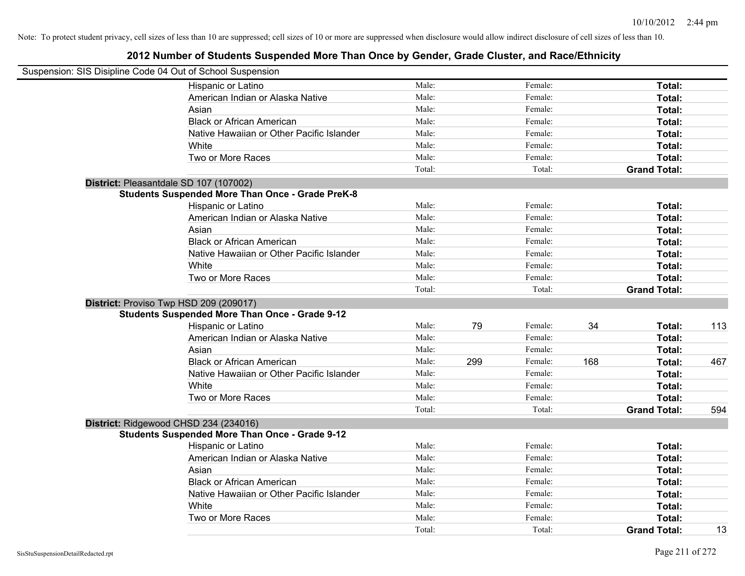Note: To protect student privacy, cell sizes of less than 10 are suppressed; cell sizes of 10 or more are suppressed when disclosure would allow indirect disclosure of cell sizes of less than 10.

## 2012 Number of Students Suspended More Than Once by Gender, Grade Cluster, and Race/Ethnicity

Suspension: SIS Disipline Code 04 Out of School Suspension

| | | | | | |
|---|---|---|---|---|---|
| Hispanic or Latino | Male: | Female: | | **Total:** | |
| American Indian or Alaska Native | Male: | Female: | | **Total:** | |
| Asian | Male: | Female: | | **Total:** | |
| Black or African American | Male: | Female: | | **Total:** | |
| Native Hawaiian or Other Pacific Islander | Male: | Female: | | **Total:** | |
| White | Male: | Female: | | **Total:** | |
| Two or More Races | Male: | Female: | | **Total:** | |
| | Total: | Total: | | **Grand Total:** | |

**District:** Pleasantdale SD 107 (107002)

**Students Suspended More Than Once - Grade PreK-8**

| | | | | | | |
|---|---|---|---|---|---|---|
| Hispanic or Latino | Male: | | Female: | | **Total:** | |
| American Indian or Alaska Native | Male: | | Female: | | **Total:** | |
| Asian | Male: | | Female: | | **Total:** | |
| Black or African American | Male: | | Female: | | **Total:** | |
| Native Hawaiian or Other Pacific Islander | Male: | | Female: | | **Total:** | |
| White | Male: | | Female: | | **Total:** | |
| Two or More Races | Male: | | Female: | | **Total:** | |
| | Total: | | Total: | | **Grand Total:** | |

**District:** Proviso Twp HSD 209 (209017)

**Students Suspended More Than Once - Grade 9-12**

| | | | | | | |
|---|---|---|---|---|---|---|
| Hispanic or Latino | Male: | 79 | Female: | 34 | **Total:** | 113 |
| American Indian or Alaska Native | Male: | | Female: | | **Total:** | |
| Asian | Male: | | Female: | | **Total:** | |
| Black or African American | Male: | 299 | Female: | 168 | **Total:** | 467 |
| Native Hawaiian or Other Pacific Islander | Male: | | Female: | | **Total:** | |
| White | Male: | | Female: | | **Total:** | |
| Two or More Races | Male: | | Female: | | **Total:** | |
| | Total: | | Total: | | **Grand Total:** | 594 |

**District:** Ridgewood CHSD 234 (234016)

**Students Suspended More Than Once - Grade 9-12**

| | | | | | | |
|---|---|---|---|---|---|---|
| Hispanic or Latino | Male: | | Female: | | **Total:** | |
| American Indian or Alaska Native | Male: | | Female: | | **Total:** | |
| Asian | Male: | | Female: | | **Total:** | |
| Black or African American | Male: | | Female: | | **Total:** | |
| Native Hawaiian or Other Pacific Islander | Male: | | Female: | | **Total:** | |
| White | Male: | | Female: | | **Total:** | |
| Two or More Races | Male: | | Female: | | **Total:** | |
| | Total: | | Total: | | **Grand Total:** | 13 |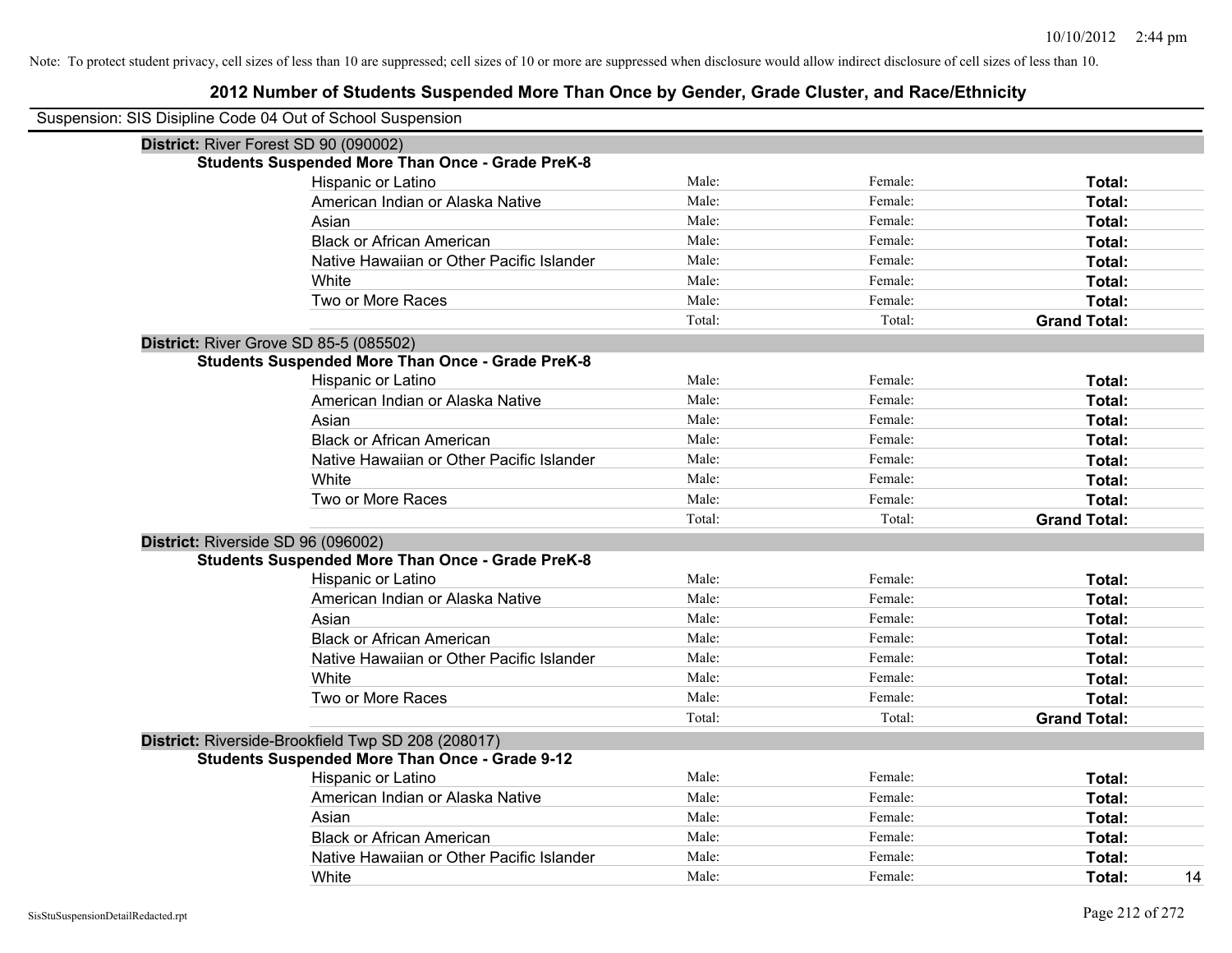Note: To protect student privacy, cell sizes of less than 10 are suppressed; cell sizes of 10 or more are suppressed when disclosure would allow indirect disclosure of cell sizes of less than 10.

# 2012 Number of Students Suspended More Than Once by Gender, Grade Cluster, and Race/Ethnicity

Suspension: SIS Disipline Code 04 Out of School Suspension

**District:** River Forest SD 90 (090002)

**Students Suspended More Than Once - Grade PreK-8**

| | | | | |
|---|---|---|---|---|
| Hispanic or Latino | Male: | Female: | **Total:** | |
| American Indian or Alaska Native | Male: | Female: | **Total:** | |
| Asian | Male: | Female: | **Total:** | |
| Black or African American | Male: | Female: | **Total:** | |
| Native Hawaiian or Other Pacific Islander | Male: | Female: | **Total:** | |
| White | Male: | Female: | **Total:** | |
| Two or More Races | Male: | Female: | **Total:** | |
| | Total: | Total: | **Grand Total:** | |

**District:** River Grove SD 85-5 (085502)

**Students Suspended More Than Once - Grade PreK-8**

| | | | | |
|---|---|---|---|---|
| Hispanic or Latino | Male: | Female: | **Total:** | |
| American Indian or Alaska Native | Male: | Female: | **Total:** | |
| Asian | Male: | Female: | **Total:** | |
| Black or African American | Male: | Female: | **Total:** | |
| Native Hawaiian or Other Pacific Islander | Male: | Female: | **Total:** | |
| White | Male: | Female: | **Total:** | |
| Two or More Races | Male: | Female: | **Total:** | |
| | Total: | Total: | **Grand Total:** | |

**District:** Riverside SD 96 (096002)

**Students Suspended More Than Once - Grade PreK-8**

| | | | | |
|---|---|---|---|---|
| Hispanic or Latino | Male: | Female: | **Total:** | |
| American Indian or Alaska Native | Male: | Female: | **Total:** | |
| Asian | Male: | Female: | **Total:** | |
| Black or African American | Male: | Female: | **Total:** | |
| Native Hawaiian or Other Pacific Islander | Male: | Female: | **Total:** | |
| White | Male: | Female: | **Total:** | |
| Two or More Races | Male: | Female: | **Total:** | |
| | Total: | Total: | **Grand Total:** | |

**District:** Riverside-Brookfield Twp SD 208 (208017)

**Students Suspended More Than Once - Grade 9-12**

| | | | | |
|---|---|---|---|---|
| Hispanic or Latino | Male: | Female: | **Total:** | |
| American Indian or Alaska Native | Male: | Female: | **Total:** | |
| Asian | Male: | Female: | **Total:** | |
| Black or African American | Male: | Female: | **Total:** | |
| Native Hawaiian or Other Pacific Islander | Male: | Female: | **Total:** | |
| White | Male: | Female: | **Total:** | 14 |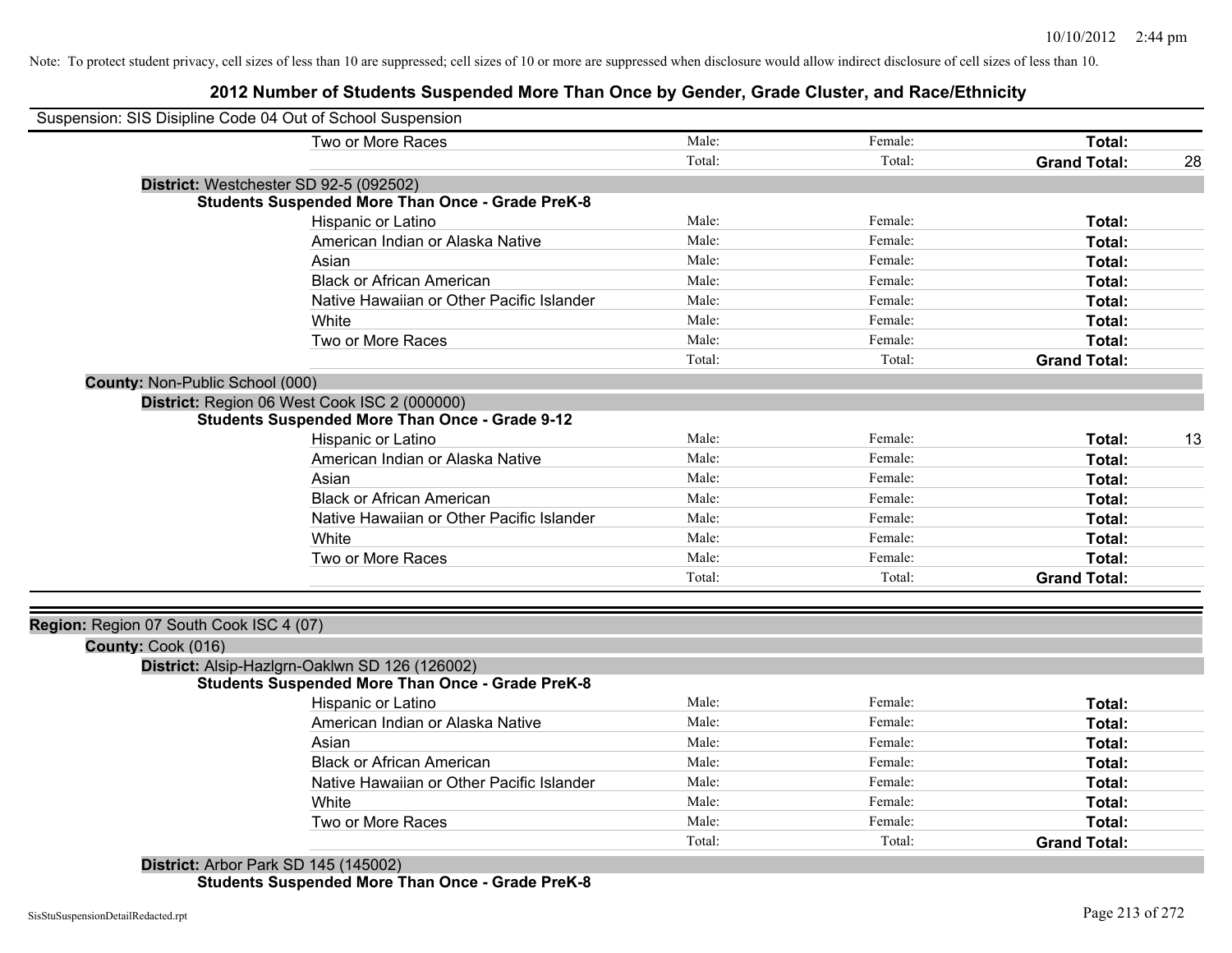Note: To protect student privacy, cell sizes of less than 10 are suppressed; cell sizes of 10 or more are suppressed when disclosure would allow indirect disclosure of cell sizes of less than 10.

# 2012 Number of Students Suspended More Than Once by Gender, Grade Cluster, and Race/Ethnicity

Suspension: SIS Disipline Code 04 Out of School Suspension

| | Male: | Female: | Total: | |
|---|---|---|---|---|
| Two or More Races | Male: | Female: | **Total:** | |
| | Total: | Total: | **Grand Total:** | 28 |

**District:** Westchester SD 92-5 (092502)

**Students Suspended More Than Once - Grade PreK-8**

| | | | | |
|---|---|---|---|---|
| Hispanic or Latino | Male: | Female: | **Total:** | |
| American Indian or Alaska Native | Male: | Female: | **Total:** | |
| Asian | Male: | Female: | **Total:** | |
| Black or African American | Male: | Female: | **Total:** | |
| Native Hawaiian or Other Pacific Islander | Male: | Female: | **Total:** | |
| White | Male: | Female: | **Total:** | |
| Two or More Races | Male: | Female: | **Total:** | |
| | Total: | Total: | **Grand Total:** | |

**County:** Non-Public School (000)

**District:** Region 06 West Cook ISC 2 (000000)

**Students Suspended More Than Once - Grade 9-12**

| | | | | |
|---|---|---|---|---|
| Hispanic or Latino | Male: | Female: | **Total:** | 13 |
| American Indian or Alaska Native | Male: | Female: | **Total:** | |
| Asian | Male: | Female: | **Total:** | |
| Black or African American | Male: | Female: | **Total:** | |
| Native Hawaiian or Other Pacific Islander | Male: | Female: | **Total:** | |
| White | Male: | Female: | **Total:** | |
| Two or More Races | Male: | Female: | **Total:** | |
| | Total: | Total: | **Grand Total:** | |

**Region:** Region 07 South Cook ISC 4 (07)

**County:** Cook (016)

**District:** Alsip-Hazlgrn-Oaklwn SD 126 (126002)

**Students Suspended More Than Once - Grade PreK-8**

| | | | | |
|---|---|---|---|---|
| Hispanic or Latino | Male: | Female: | **Total:** | |
| American Indian or Alaska Native | Male: | Female: | **Total:** | |
| Asian | Male: | Female: | **Total:** | |
| Black or African American | Male: | Female: | **Total:** | |
| Native Hawaiian or Other Pacific Islander | Male: | Female: | **Total:** | |
| White | Male: | Female: | **Total:** | |
| Two or More Races | Male: | Female: | **Total:** | |
| | Total: | Total: | **Grand Total:** | |

**District:** Arbor Park SD 145 (145002)

**Students Suspended More Than Once - Grade PreK-8**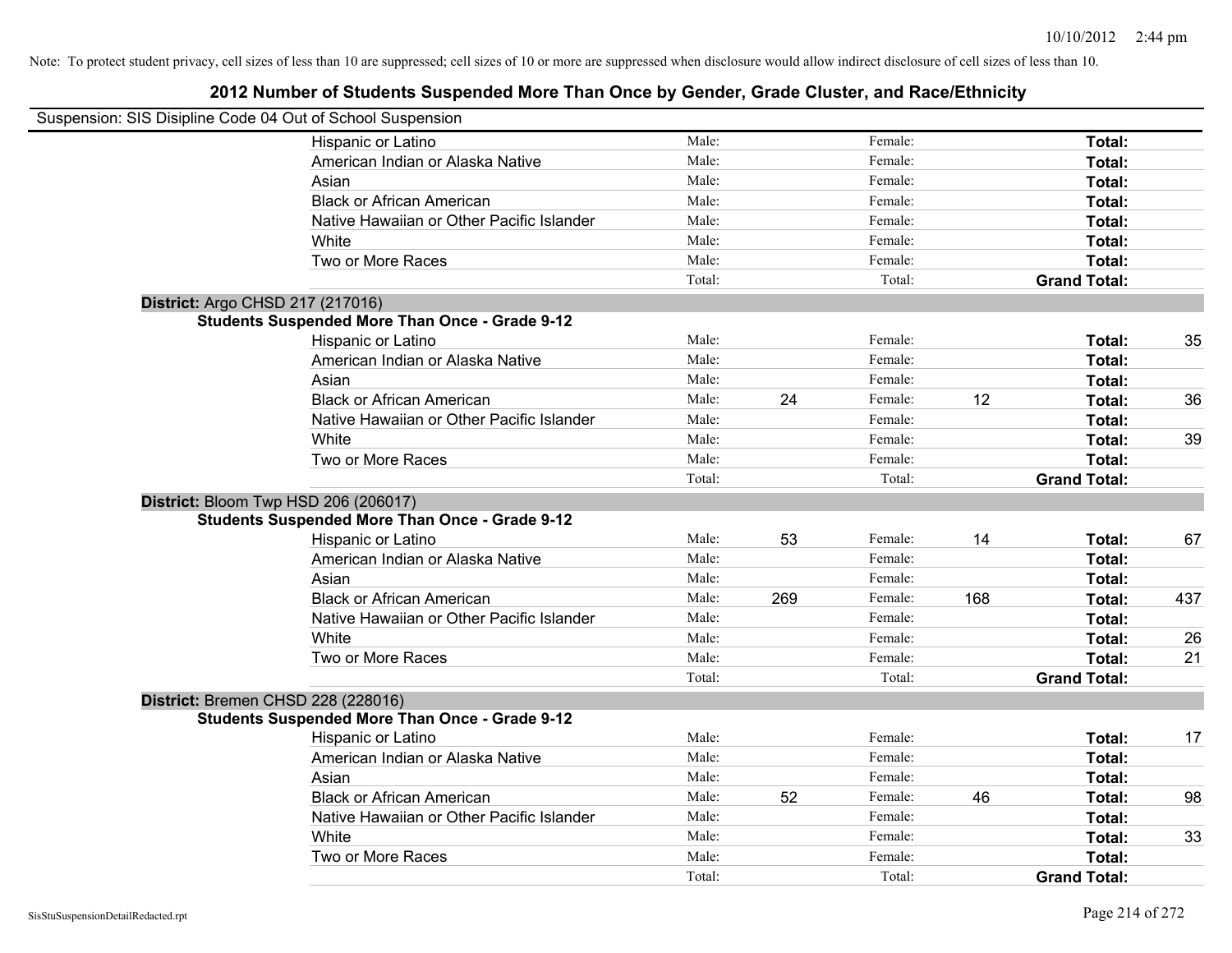Note: To protect student privacy, cell sizes of less than 10 are suppressed; cell sizes of 10 or more are suppressed when disclosure would allow indirect disclosure of cell sizes of less than 10.

## 2012 Number of Students Suspended More Than Once by Gender, Grade Cluster, and Race/Ethnicity

Suspension: SIS Disipline Code 04 Out of School Suspension

| | | | | | | |
|---|---|---|---|---|---|---|
| Hispanic or Latino | Male: | | Female: | | **Total:** | |
| American Indian or Alaska Native | Male: | | Female: | | **Total:** | |
| Asian | Male: | | Female: | | **Total:** | |
| Black or African American | Male: | | Female: | | **Total:** | |
| Native Hawaiian or Other Pacific Islander | Male: | | Female: | | **Total:** | |
| White | Male: | | Female: | | **Total:** | |
| Two or More Races | Male: | | Female: | | **Total:** | |
| | Total: | | Total: | | **Grand Total:** | |

**District:** Argo CHSD 217 (217016)

**Students Suspended More Than Once - Grade 9-12**

| | | | | | | |
|---|---|---|---|---|---|---|
| Hispanic or Latino | Male: | | Female: | | **Total:** | 35 |
| American Indian or Alaska Native | Male: | | Female: | | **Total:** | |
| Asian | Male: | | Female: | | **Total:** | |
| Black or African American | Male: | 24 | Female: | 12 | **Total:** | 36 |
| Native Hawaiian or Other Pacific Islander | Male: | | Female: | | **Total:** | |
| White | Male: | | Female: | | **Total:** | 39 |
| Two or More Races | Male: | | Female: | | **Total:** | |
| | Total: | | Total: | | **Grand Total:** | |

**District:** Bloom Twp HSD 206 (206017)

**Students Suspended More Than Once - Grade 9-12**

| | | | | | | |
|---|---|---|---|---|---|---|
| Hispanic or Latino | Male: | 53 | Female: | 14 | **Total:** | 67 |
| American Indian or Alaska Native | Male: | | Female: | | **Total:** | |
| Asian | Male: | | Female: | | **Total:** | |
| Black or African American | Male: | 269 | Female: | 168 | **Total:** | 437 |
| Native Hawaiian or Other Pacific Islander | Male: | | Female: | | **Total:** | |
| White | Male: | | Female: | | **Total:** | 26 |
| Two or More Races | Male: | | Female: | | **Total:** | 21 |
| | Total: | | Total: | | **Grand Total:** | |

**District:** Bremen CHSD 228 (228016)

**Students Suspended More Than Once - Grade 9-12**

| | | | | | | |
|---|---|---|---|---|---|---|
| Hispanic or Latino | Male: | | Female: | | **Total:** | 17 |
| American Indian or Alaska Native | Male: | | Female: | | **Total:** | |
| Asian | Male: | | Female: | | **Total:** | |
| Black or African American | Male: | 52 | Female: | 46 | **Total:** | 98 |
| Native Hawaiian or Other Pacific Islander | Male: | | Female: | | **Total:** | |
| White | Male: | | Female: | | **Total:** | 33 |
| Two or More Races | Male: | | Female: | | **Total:** | |
| | Total: | | Total: | | **Grand Total:** | |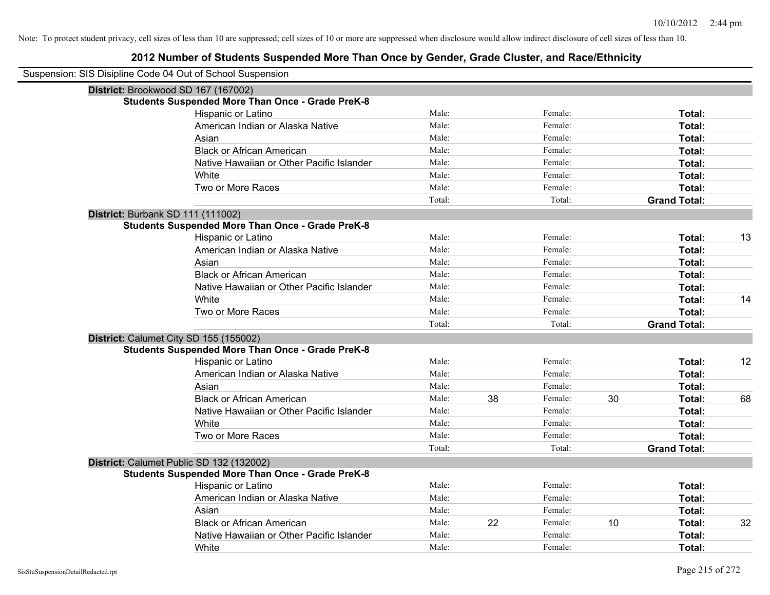Note: To protect student privacy, cell sizes of less than 10 are suppressed; cell sizes of 10 or more are suppressed when disclosure would allow indirect disclosure of cell sizes of less than 10.

## 2012 Number of Students Suspended More Than Once by Gender, Grade Cluster, and Race/Ethnicity

Suspension: SIS Disipline Code 04 Out of School Suspension

### District: Brookwood SD 167 (167002)

**Students Suspended More Than Once - Grade PreK-8**

| Race/Ethnicity | Male: | | Female: | | Total: | |
|---|---|---|---|---|---|---|
| Hispanic or Latino | Male: | | Female: | | Total: | |
| American Indian or Alaska Native | Male: | | Female: | | Total: | |
| Asian | Male: | | Female: | | Total: | |
| Black or African American | Male: | | Female: | | Total: | |
| Native Hawaiian or Other Pacific Islander | Male: | | Female: | | Total: | |
| White | Male: | | Female: | | Total: | |
| Two or More Races | Male: | | Female: | | Total: | |
| | Total: | | Total: | | Grand Total: | |

### District: Burbank SD 111 (111002)

**Students Suspended More Than Once - Grade PreK-8**

| Race/Ethnicity | Male: | | Female: | | Total: | |
|---|---|---|---|---|---|---|
| Hispanic or Latino | Male: | | Female: | | Total: | 13 |
| American Indian or Alaska Native | Male: | | Female: | | Total: | |
| Asian | Male: | | Female: | | Total: | |
| Black or African American | Male: | | Female: | | Total: | |
| Native Hawaiian or Other Pacific Islander | Male: | | Female: | | Total: | |
| White | Male: | | Female: | | Total: | 14 |
| Two or More Races | Male: | | Female: | | Total: | |
| | Total: | | Total: | | Grand Total: | |

### District: Calumet City SD 155 (155002)

**Students Suspended More Than Once - Grade PreK-8**

| Race/Ethnicity | Male: | | Female: | | Total: | |
|---|---|---|---|---|---|---|
| Hispanic or Latino | Male: | | Female: | | Total: | 12 |
| American Indian or Alaska Native | Male: | | Female: | | Total: | |
| Asian | Male: | | Female: | | Total: | |
| Black or African American | Male: | 38 | Female: | 30 | Total: | 68 |
| Native Hawaiian or Other Pacific Islander | Male: | | Female: | | Total: | |
| White | Male: | | Female: | | Total: | |
| Two or More Races | Male: | | Female: | | Total: | |
| | Total: | | Total: | | Grand Total: | |

### District: Calumet Public SD 132 (132002)

**Students Suspended More Than Once - Grade PreK-8**

| Race/Ethnicity | Male: | | Female: | | Total: | |
|---|---|---|---|---|---|---|
| Hispanic or Latino | Male: | | Female: | | Total: | |
| American Indian or Alaska Native | Male: | | Female: | | Total: | |
| Asian | Male: | | Female: | | Total: | |
| Black or African American | Male: | 22 | Female: | 10 | Total: | 32 |
| Native Hawaiian or Other Pacific Islander | Male: | | Female: | | Total: | |
| White | Male: | | Female: | | Total: | |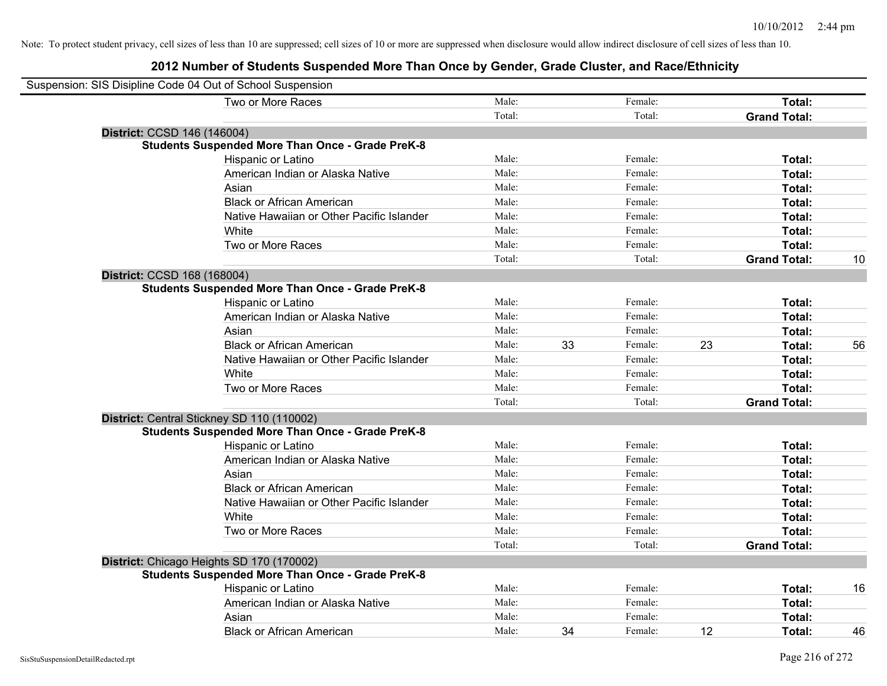Note: To protect student privacy, cell sizes of less than 10 are suppressed; cell sizes of 10 or more are suppressed when disclosure would allow indirect disclosure of cell sizes of less than 10.

# 2012 Number of Students Suspended More Than Once by Gender, Grade Cluster, and Race/Ethnicity

Suspension: SIS Disipline Code 04 Out of School Suspension

| | | | | | | |
|---|---|---|---|---|---|---|
| Two or More Races | Male: | | Female: | | **Total:** | |
| | Total: | | Total: | | **Grand Total:** | |

**District:** CCSD 146 (146004)

**Students Suspended More Than Once - Grade PreK-8**

| | | | | | | |
|---|---|---|---|---|---|---|
| Hispanic or Latino | Male: | | Female: | | **Total:** | |
| American Indian or Alaska Native | Male: | | Female: | | **Total:** | |
| Asian | Male: | | Female: | | **Total:** | |
| Black or African American | Male: | | Female: | | **Total:** | |
| Native Hawaiian or Other Pacific Islander | Male: | | Female: | | **Total:** | |
| White | Male: | | Female: | | **Total:** | |
| Two or More Races | Male: | | Female: | | **Total:** | |
| | Total: | | Total: | | **Grand Total:** | 10 |

**District:** CCSD 168 (168004)

**Students Suspended More Than Once - Grade PreK-8**

| | | | | | | |
|---|---|---|---|---|---|---|
| Hispanic or Latino | Male: | | Female: | | **Total:** | |
| American Indian or Alaska Native | Male: | | Female: | | **Total:** | |
| Asian | Male: | | Female: | | **Total:** | |
| Black or African American | Male: | 33 | Female: | 23 | **Total:** | 56 |
| Native Hawaiian or Other Pacific Islander | Male: | | Female: | | **Total:** | |
| White | Male: | | Female: | | **Total:** | |
| Two or More Races | Male: | | Female: | | **Total:** | |
| | Total: | | Total: | | **Grand Total:** | |

**District:** Central Stickney SD 110 (110002)

**Students Suspended More Than Once - Grade PreK-8**

| | | | | | | |
|---|---|---|---|---|---|---|
| Hispanic or Latino | Male: | | Female: | | **Total:** | |
| American Indian or Alaska Native | Male: | | Female: | | **Total:** | |
| Asian | Male: | | Female: | | **Total:** | |
| Black or African American | Male: | | Female: | | **Total:** | |
| Native Hawaiian or Other Pacific Islander | Male: | | Female: | | **Total:** | |
| White | Male: | | Female: | | **Total:** | |
| Two or More Races | Male: | | Female: | | **Total:** | |
| | Total: | | Total: | | **Grand Total:** | |

**District:** Chicago Heights SD 170 (170002)

**Students Suspended More Than Once - Grade PreK-8**

| | | | | | | |
|---|---|---|---|---|---|---|
| Hispanic or Latino | Male: | | Female: | | **Total:** | 16 |
| American Indian or Alaska Native | Male: | | Female: | | **Total:** | |
| Asian | Male: | | Female: | | **Total:** | |
| Black or African American | Male: | 34 | Female: | 12 | **Total:** | 46 |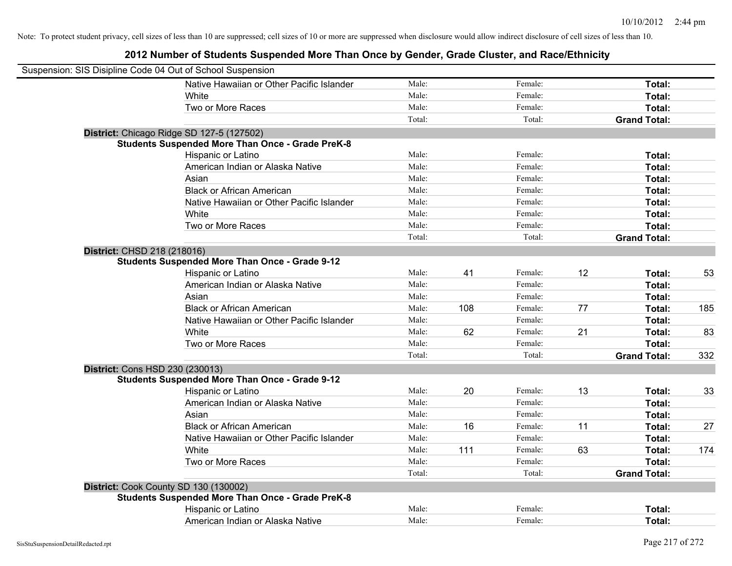Note: To protect student privacy, cell sizes of less than 10 are suppressed; cell sizes of 10 or more are suppressed when disclosure would allow indirect disclosure of cell sizes of less than 10.

## 2012 Number of Students Suspended More Than Once by Gender, Grade Cluster, and Race/Ethnicity

Suspension: SIS Disipline Code 04 Out of School Suspension

| | | | | | | | |
|---|---|---|---|---|---|---|---|
| Native Hawaiian or Other Pacific Islander | Male: | | Female: | | **Total:** | |
| White | Male: | | Female: | | **Total:** | |
| Two or More Races | Male: | | Female: | | **Total:** | |
| | Total: | | Total: | | **Grand Total:** | |

**District:** Chicago Ridge SD 127-5 (127502)

**Students Suspended More Than Once - Grade PreK-8**

| | | | | | | |
|---|---|---|---|---|---|---|
| Hispanic or Latino | Male: | | Female: | | **Total:** | |
| American Indian or Alaska Native | Male: | | Female: | | **Total:** | |
| Asian | Male: | | Female: | | **Total:** | |
| Black or African American | Male: | | Female: | | **Total:** | |
| Native Hawaiian or Other Pacific Islander | Male: | | Female: | | **Total:** | |
| White | Male: | | Female: | | **Total:** | |
| Two or More Races | Male: | | Female: | | **Total:** | |
| | Total: | | Total: | | **Grand Total:** | |

**District:** CHSD 218 (218016)

**Students Suspended More Than Once - Grade 9-12**

| | | | | | | |
|---|---|---|---|---|---|---|
| Hispanic or Latino | Male: | 41 | Female: | 12 | **Total:** | 53 |
| American Indian or Alaska Native | Male: | | Female: | | **Total:** | |
| Asian | Male: | | Female: | | **Total:** | |
| Black or African American | Male: | 108 | Female: | 77 | **Total:** | 185 |
| Native Hawaiian or Other Pacific Islander | Male: | | Female: | | **Total:** | |
| White | Male: | 62 | Female: | 21 | **Total:** | 83 |
| Two or More Races | Male: | | Female: | | **Total:** | |
| | Total: | | Total: | | **Grand Total:** | 332 |

**District:** Cons HSD 230 (230013)

**Students Suspended More Than Once - Grade 9-12**

| | | | | | | |
|---|---|---|---|---|---|---|
| Hispanic or Latino | Male: | 20 | Female: | 13 | **Total:** | 33 |
| American Indian or Alaska Native | Male: | | Female: | | **Total:** | |
| Asian | Male: | | Female: | | **Total:** | |
| Black or African American | Male: | 16 | Female: | 11 | **Total:** | 27 |
| Native Hawaiian or Other Pacific Islander | Male: | | Female: | | **Total:** | |
| White | Male: | 111 | Female: | 63 | **Total:** | 174 |
| Two or More Races | Male: | | Female: | | **Total:** | |
| | Total: | | Total: | | **Grand Total:** | |

**District:** Cook County SD 130 (130002)

**Students Suspended More Than Once - Grade PreK-8**

| | | | | | | |
|---|---|---|---|---|---|---|
| Hispanic or Latino | Male: | | Female: | | **Total:** | |
| American Indian or Alaska Native | Male: | | Female: | | **Total:** | |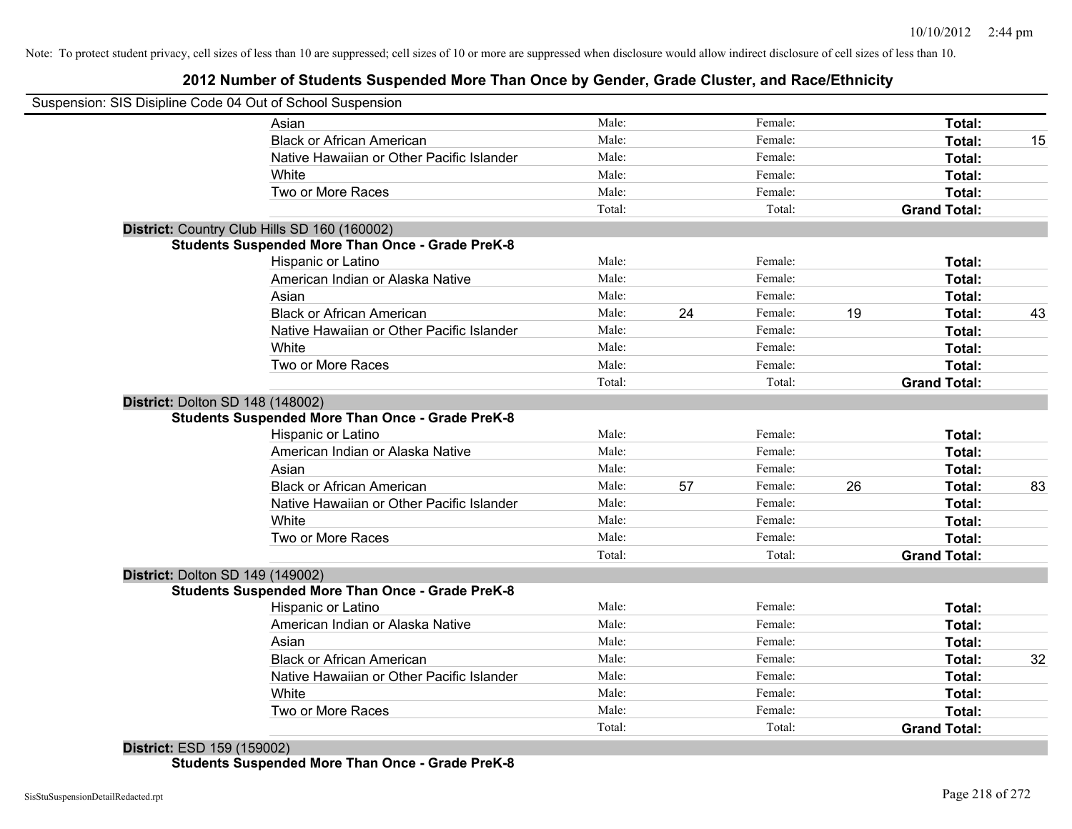Note: To protect student privacy, cell sizes of less than 10 are suppressed; cell sizes of 10 or more are suppressed when disclosure would allow indirect disclosure of cell sizes of less than 10.

# 2012 Number of Students Suspended More Than Once by Gender, Grade Cluster, and Race/Ethnicity

Suspension: SIS Disipline Code 04 Out of School Suspension

| | | | | | | |
|---|---|---|---|---|---|---|
| Asian | Male: | | Female: | | **Total:** | |
| Black or African American | Male: | | Female: | | **Total:** | 15 |
| Native Hawaiian or Other Pacific Islander | Male: | | Female: | | **Total:** | |
| White | Male: | | Female: | | **Total:** | |
| Two or More Races | Male: | | Female: | | **Total:** | |
| | Total: | | Total: | | **Grand Total:** | |

**District:** Country Club Hills SD 160 (160002)

**Students Suspended More Than Once - Grade PreK-8**

| | | | | | | |
|---|---|---|---|---|---|---|
| Hispanic or Latino | Male: | | Female: | | **Total:** | |
| American Indian or Alaska Native | Male: | | Female: | | **Total:** | |
| Asian | Male: | | Female: | | **Total:** | |
| Black or African American | Male: | 24 | Female: | 19 | **Total:** | 43 |
| Native Hawaiian or Other Pacific Islander | Male: | | Female: | | **Total:** | |
| White | Male: | | Female: | | **Total:** | |
| Two or More Races | Male: | | Female: | | **Total:** | |
| | Total: | | Total: | | **Grand Total:** | |

**District:** Dolton SD 148 (148002)

**Students Suspended More Than Once - Grade PreK-8**

| | | | | | | |
|---|---|---|---|---|---|---|
| Hispanic or Latino | Male: | | Female: | | **Total:** | |
| American Indian or Alaska Native | Male: | | Female: | | **Total:** | |
| Asian | Male: | | Female: | | **Total:** | |
| Black or African American | Male: | 57 | Female: | 26 | **Total:** | 83 |
| Native Hawaiian or Other Pacific Islander | Male: | | Female: | | **Total:** | |
| White | Male: | | Female: | | **Total:** | |
| Two or More Races | Male: | | Female: | | **Total:** | |
| | Total: | | Total: | | **Grand Total:** | |

**District:** Dolton SD 149 (149002)

**Students Suspended More Than Once - Grade PreK-8**

| | | | | | | |
|---|---|---|---|---|---|---|
| Hispanic or Latino | Male: | | Female: | | **Total:** | |
| American Indian or Alaska Native | Male: | | Female: | | **Total:** | |
| Asian | Male: | | Female: | | **Total:** | |
| Black or African American | Male: | | Female: | | **Total:** | 32 |
| Native Hawaiian or Other Pacific Islander | Male: | | Female: | | **Total:** | |
| White | Male: | | Female: | | **Total:** | |
| Two or More Races | Male: | | Female: | | **Total:** | |
| | Total: | | Total: | | **Grand Total:** | |

**District:** ESD 159 (159002)

**Students Suspended More Than Once - Grade PreK-8**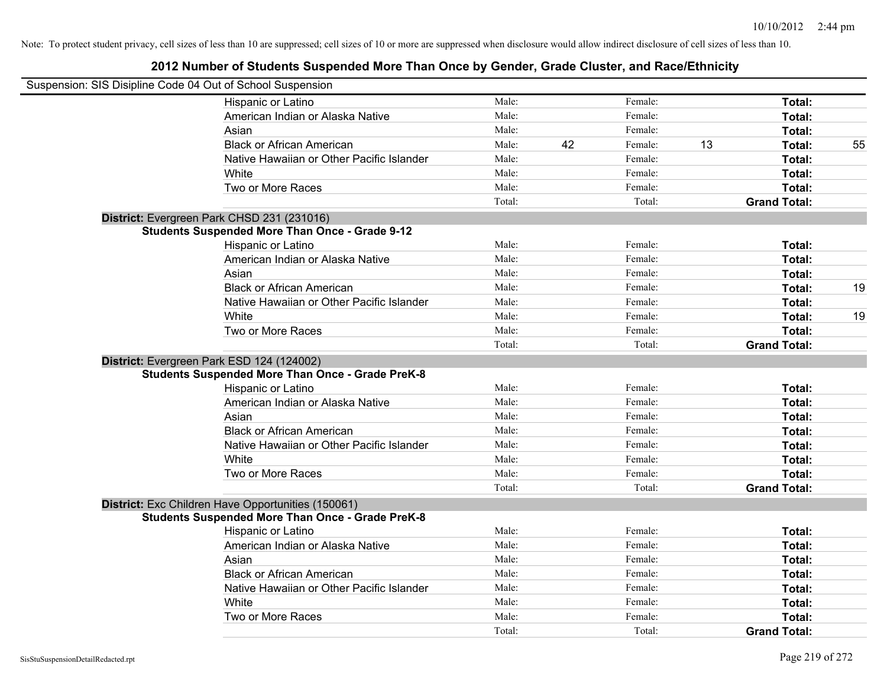Note: To protect student privacy, cell sizes of less than 10 are suppressed; cell sizes of 10 or more are suppressed when disclosure would allow indirect disclosure of cell sizes of less than 10.

# 2012 Number of Students Suspended More Than Once by Gender, Grade Cluster, and Race/Ethnicity

Suspension: SIS Disipline Code 04 Out of School Suspension

| | Male: | | Female: | | Total: | |
|---|---|---|---|---|---|---|
| Hispanic or Latino | Male: | | Female: | | **Total:** | |
| American Indian or Alaska Native | Male: | | Female: | | **Total:** | |
| Asian | Male: | | Female: | | **Total:** | |
| Black or African American | Male: | 42 | Female: | 13 | **Total:** | 55 |
| Native Hawaiian or Other Pacific Islander | Male: | | Female: | | **Total:** | |
| White | Male: | | Female: | | **Total:** | |
| Two or More Races | Male: | | Female: | | **Total:** | |
| | Total: | | Total: | | **Grand Total:** | |

**District:** Evergreen Park CHSD 231 (231016)

**Students Suspended More Than Once - Grade 9-12**

| | Male: | | Female: | | Total: | |
|---|---|---|---|---|---|---|
| Hispanic or Latino | Male: | | Female: | | **Total:** | |
| American Indian or Alaska Native | Male: | | Female: | | **Total:** | |
| Asian | Male: | | Female: | | **Total:** | |
| Black or African American | Male: | | Female: | | **Total:** | 19 |
| Native Hawaiian or Other Pacific Islander | Male: | | Female: | | **Total:** | |
| White | Male: | | Female: | | **Total:** | 19 |
| Two or More Races | Male: | | Female: | | **Total:** | |
| | Total: | | Total: | | **Grand Total:** | |

**District:** Evergreen Park ESD 124 (124002)

**Students Suspended More Than Once - Grade PreK-8**

| | Male: | | Female: | | Total: | |
|---|---|---|---|---|---|---|
| Hispanic or Latino | Male: | | Female: | | **Total:** | |
| American Indian or Alaska Native | Male: | | Female: | | **Total:** | |
| Asian | Male: | | Female: | | **Total:** | |
| Black or African American | Male: | | Female: | | **Total:** | |
| Native Hawaiian or Other Pacific Islander | Male: | | Female: | | **Total:** | |
| White | Male: | | Female: | | **Total:** | |
| Two or More Races | Male: | | Female: | | **Total:** | |
| | Total: | | Total: | | **Grand Total:** | |

**District:** Exc Children Have Opportunities (150061)

**Students Suspended More Than Once - Grade PreK-8**

| | Male: | | Female: | | Total: | |
|---|---|---|---|---|---|---|
| Hispanic or Latino | Male: | | Female: | | **Total:** | |
| American Indian or Alaska Native | Male: | | Female: | | **Total:** | |
| Asian | Male: | | Female: | | **Total:** | |
| Black or African American | Male: | | Female: | | **Total:** | |
| Native Hawaiian or Other Pacific Islander | Male: | | Female: | | **Total:** | |
| White | Male: | | Female: | | **Total:** | |
| Two or More Races | Male: | | Female: | | **Total:** | |
| | Total: | | Total: | | **Grand Total:** | |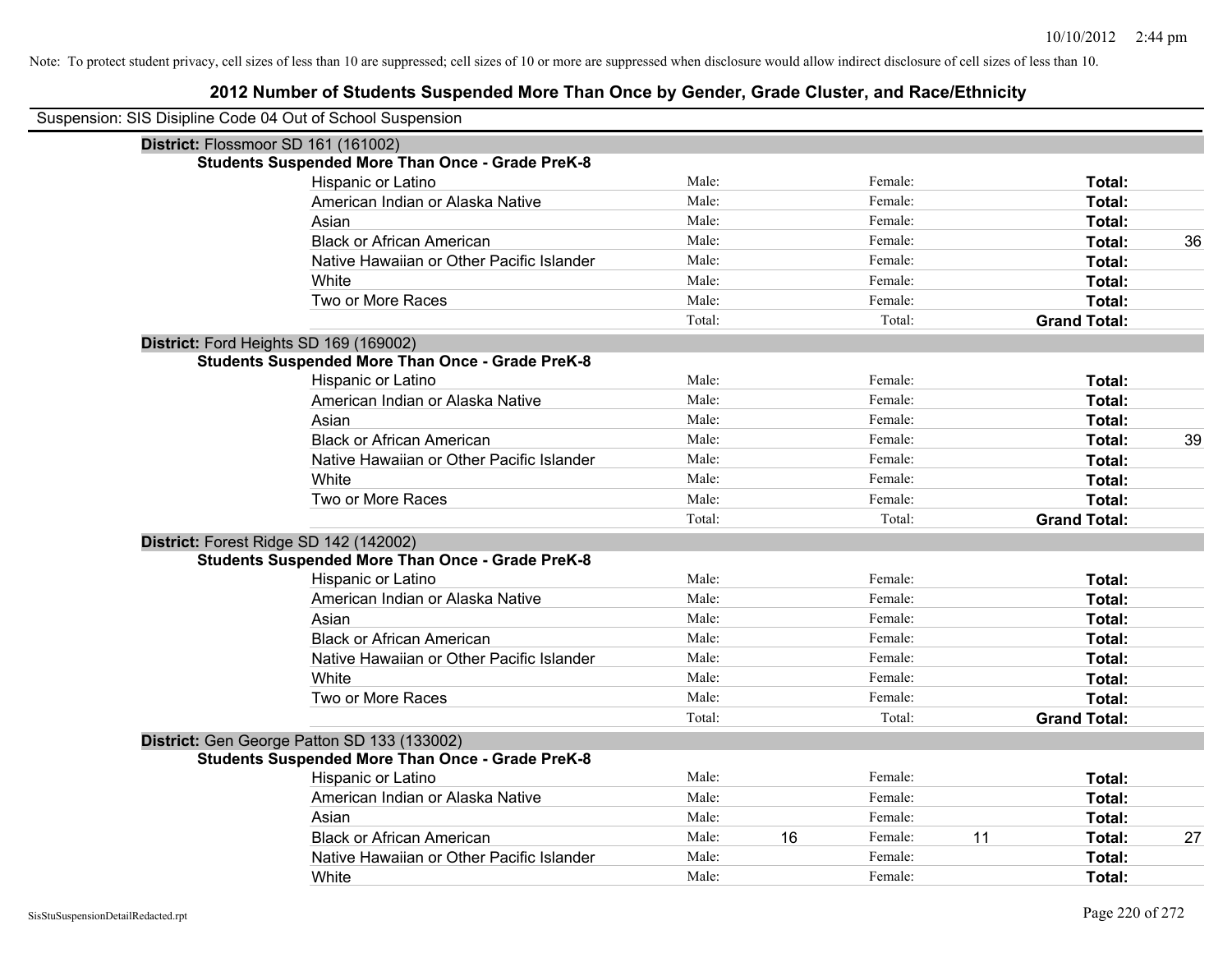Note: To protect student privacy, cell sizes of less than 10 are suppressed; cell sizes of 10 or more are suppressed when disclosure would allow indirect disclosure of cell sizes of less than 10.

# 2012 Number of Students Suspended More Than Once by Gender, Grade Cluster, and Race/Ethnicity

Suspension: SIS Disipline Code 04 Out of School Suspension

**District:** Flossmoor SD 161 (161002)

**Students Suspended More Than Once - Grade PreK-8**

| | | | | | | |
|---|---|---|---|---|---|---|
| Hispanic or Latino | Male: | | Female: | | **Total:** | |
| American Indian or Alaska Native | Male: | | Female: | | **Total:** | |
| Asian | Male: | | Female: | | **Total:** | |
| Black or African American | Male: | | Female: | | **Total:** | 36 |
| Native Hawaiian or Other Pacific Islander | Male: | | Female: | | **Total:** | |
| White | Male: | | Female: | | **Total:** | |
| Two or More Races | Male: | | Female: | | **Total:** | |
| | Total: | | Total: | | **Grand Total:** | |

**District:** Ford Heights SD 169 (169002)

**Students Suspended More Than Once - Grade PreK-8**

| | | | | | | |
|---|---|---|---|---|---|---|
| Hispanic or Latino | Male: | | Female: | | **Total:** | |
| American Indian or Alaska Native | Male: | | Female: | | **Total:** | |
| Asian | Male: | | Female: | | **Total:** | |
| Black or African American | Male: | | Female: | | **Total:** | 39 |
| Native Hawaiian or Other Pacific Islander | Male: | | Female: | | **Total:** | |
| White | Male: | | Female: | | **Total:** | |
| Two or More Races | Male: | | Female: | | **Total:** | |
| | Total: | | Total: | | **Grand Total:** | |

**District:** Forest Ridge SD 142 (142002)

**Students Suspended More Than Once - Grade PreK-8**

| | | | | | | |
|---|---|---|---|---|---|---|
| Hispanic or Latino | Male: | | Female: | | **Total:** | |
| American Indian or Alaska Native | Male: | | Female: | | **Total:** | |
| Asian | Male: | | Female: | | **Total:** | |
| Black or African American | Male: | | Female: | | **Total:** | |
| Native Hawaiian or Other Pacific Islander | Male: | | Female: | | **Total:** | |
| White | Male: | | Female: | | **Total:** | |
| Two or More Races | Male: | | Female: | | **Total:** | |
| | Total: | | Total: | | **Grand Total:** | |

**District:** Gen George Patton SD 133 (133002)

**Students Suspended More Than Once - Grade PreK-8**

| | | | | | | |
|---|---|---|---|---|---|---|
| Hispanic or Latino | Male: | | Female: | | **Total:** | |
| American Indian or Alaska Native | Male: | | Female: | | **Total:** | |
| Asian | Male: | | Female: | | **Total:** | |
| Black or African American | Male: | 16 | Female: | 11 | **Total:** | 27 |
| Native Hawaiian or Other Pacific Islander | Male: | | Female: | | **Total:** | |
| White | Male: | | Female: | | **Total:** | |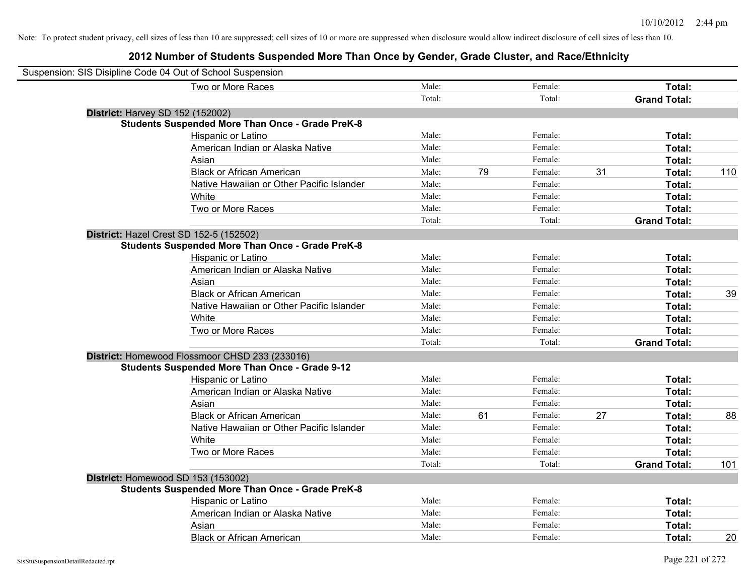Note: To protect student privacy, cell sizes of less than 10 are suppressed; cell sizes of 10 or more are suppressed when disclosure would allow indirect disclosure of cell sizes of less than 10.

## 2012 Number of Students Suspended More Than Once by Gender, Grade Cluster, and Race/Ethnicity

Suspension: SIS Disipline Code 04 Out of School Suspension

| | | | | | | |
|---|---|---|---|---|---|---|
| Two or More Races | Male: | | Female: | | **Total:** | |
| | Total: | | Total: | | **Grand Total:** | |

**District:** Harvey SD 152 (152002)

**Students Suspended More Than Once - Grade PreK-8**

| | | | | | | |
|---|---|---|---|---|---|---|
| Hispanic or Latino | Male: | | Female: | | **Total:** | |
| American Indian or Alaska Native | Male: | | Female: | | **Total:** | |
| Asian | Male: | | Female: | | **Total:** | |
| Black or African American | Male: | 79 | Female: | 31 | **Total:** | 110 |
| Native Hawaiian or Other Pacific Islander | Male: | | Female: | | **Total:** | |
| White | Male: | | Female: | | **Total:** | |
| Two or More Races | Male: | | Female: | | **Total:** | |
| | Total: | | Total: | | **Grand Total:** | |

**District:** Hazel Crest SD 152-5 (152502)

**Students Suspended More Than Once - Grade PreK-8**

| | | | | | | |
|---|---|---|---|---|---|---|
| Hispanic or Latino | Male: | | Female: | | **Total:** | |
| American Indian or Alaska Native | Male: | | Female: | | **Total:** | |
| Asian | Male: | | Female: | | **Total:** | |
| Black or African American | Male: | | Female: | | **Total:** | 39 |
| Native Hawaiian or Other Pacific Islander | Male: | | Female: | | **Total:** | |
| White | Male: | | Female: | | **Total:** | |
| Two or More Races | Male: | | Female: | | **Total:** | |
| | Total: | | Total: | | **Grand Total:** | |

**District:** Homewood Flossmoor CHSD 233 (233016)

**Students Suspended More Than Once - Grade 9-12**

| | | | | | | |
|---|---|---|---|---|---|---|
| Hispanic or Latino | Male: | | Female: | | **Total:** | |
| American Indian or Alaska Native | Male: | | Female: | | **Total:** | |
| Asian | Male: | | Female: | | **Total:** | |
| Black or African American | Male: | 61 | Female: | 27 | **Total:** | 88 |
| Native Hawaiian or Other Pacific Islander | Male: | | Female: | | **Total:** | |
| White | Male: | | Female: | | **Total:** | |
| Two or More Races | Male: | | Female: | | **Total:** | |
| | Total: | | Total: | | **Grand Total:** | 101 |

**District:** Homewood SD 153 (153002)

**Students Suspended More Than Once - Grade PreK-8**

| | | | | | | |
|---|---|---|---|---|---|---|
| Hispanic or Latino | Male: | | Female: | | **Total:** | |
| American Indian or Alaska Native | Male: | | Female: | | **Total:** | |
| Asian | Male: | | Female: | | **Total:** | |
| Black or African American | Male: | | Female: | | **Total:** | 20 |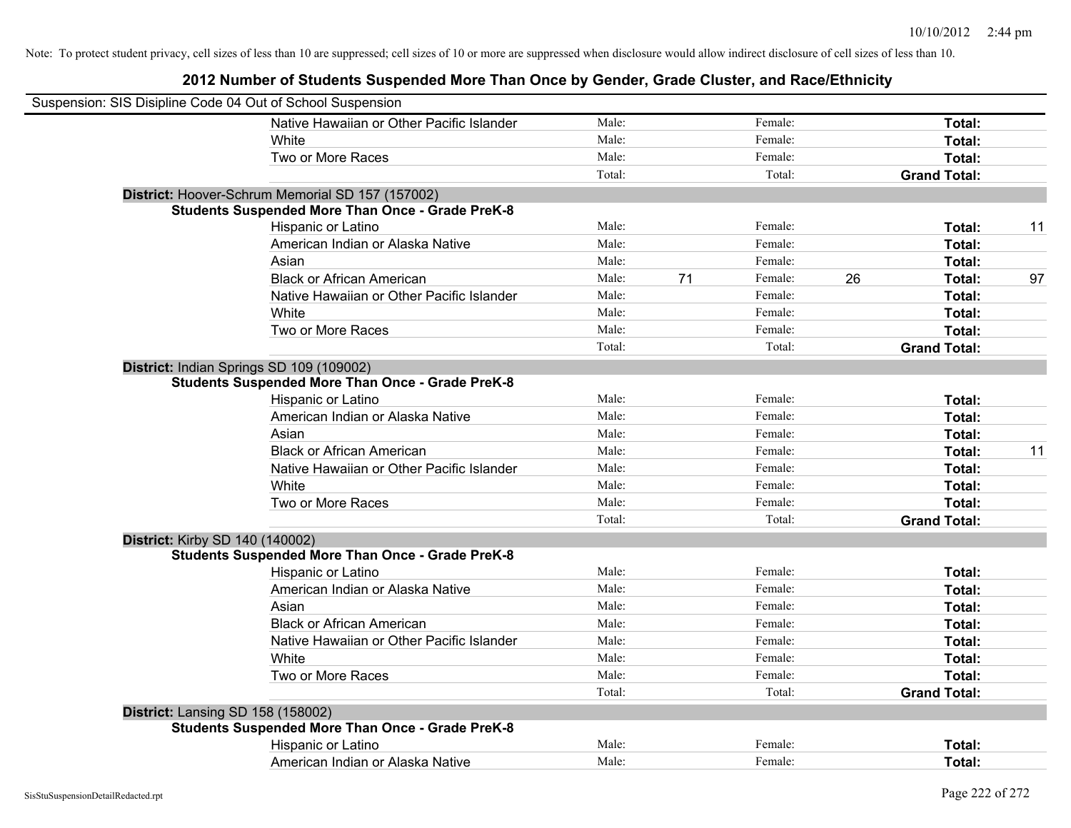Note: To protect student privacy, cell sizes of less than 10 are suppressed; cell sizes of 10 or more are suppressed when disclosure would allow indirect disclosure of cell sizes of less than 10.

## 2012 Number of Students Suspended More Than Once by Gender, Grade Cluster, and Race/Ethnicity

Suspension: SIS Disipline Code 04 Out of School Suspension

| | | | | | | |
|---|---|---|---|---|---|---|
| Native Hawaiian or Other Pacific Islander | Male: | | Female: | | **Total:** | |
| White | Male: | | Female: | | **Total:** | |
| Two or More Races | Male: | | Female: | | **Total:** | |
| | Total: | | Total: | | **Grand Total:** | |

**District:** Hoover-Schrum Memorial SD 157 (157002)

**Students Suspended More Than Once - Grade PreK-8**

| | | | | | | |
|---|---|---|---|---|---|---|
| Hispanic or Latino | Male: | | Female: | | **Total:** | 11 |
| American Indian or Alaska Native | Male: | | Female: | | **Total:** | |
| Asian | Male: | | Female: | | **Total:** | |
| Black or African American | Male: | 71 | Female: | 26 | **Total:** | 97 |
| Native Hawaiian or Other Pacific Islander | Male: | | Female: | | **Total:** | |
| White | Male: | | Female: | | **Total:** | |
| Two or More Races | Male: | | Female: | | **Total:** | |
| | Total: | | Total: | | **Grand Total:** | |

**District:** Indian Springs SD 109 (109002)

**Students Suspended More Than Once - Grade PreK-8**

| | | | | | | |
|---|---|---|---|---|---|---|
| Hispanic or Latino | Male: | | Female: | | **Total:** | |
| American Indian or Alaska Native | Male: | | Female: | | **Total:** | |
| Asian | Male: | | Female: | | **Total:** | |
| Black or African American | Male: | | Female: | | **Total:** | 11 |
| Native Hawaiian or Other Pacific Islander | Male: | | Female: | | **Total:** | |
| White | Male: | | Female: | | **Total:** | |
| Two or More Races | Male: | | Female: | | **Total:** | |
| | Total: | | Total: | | **Grand Total:** | |

**District:** Kirby SD 140 (140002)

**Students Suspended More Than Once - Grade PreK-8**

| | | | | | | |
|---|---|---|---|---|---|---|
| Hispanic or Latino | Male: | | Female: | | **Total:** | |
| American Indian or Alaska Native | Male: | | Female: | | **Total:** | |
| Asian | Male: | | Female: | | **Total:** | |
| Black or African American | Male: | | Female: | | **Total:** | |
| Native Hawaiian or Other Pacific Islander | Male: | | Female: | | **Total:** | |
| White | Male: | | Female: | | **Total:** | |
| Two or More Races | Male: | | Female: | | **Total:** | |
| | Total: | | Total: | | **Grand Total:** | |

**District:** Lansing SD 158 (158002)

**Students Suspended More Than Once - Grade PreK-8**

| | | | | | | |
|---|---|---|---|---|---|---|
| Hispanic or Latino | Male: | | Female: | | **Total:** | |
| American Indian or Alaska Native | Male: | | Female: | | **Total:** | |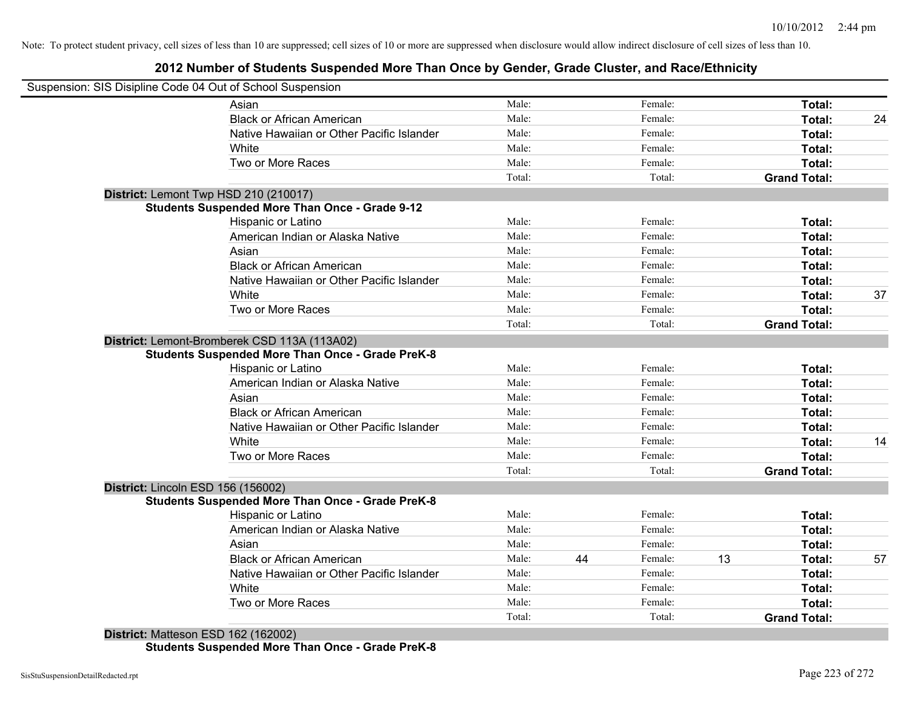Note: To protect student privacy, cell sizes of less than 10 are suppressed; cell sizes of 10 or more are suppressed when disclosure would allow indirect disclosure of cell sizes of less than 10.

# 2012 Number of Students Suspended More Than Once by Gender, Grade Cluster, and Race/Ethnicity

Suspension: SIS Disipline Code 04 Out of School Suspension

| | | | | | |
|---|---|---|---|---|---|
| Asian | Male: | | Female: | | **Total:** | |
| Black or African American | Male: | | Female: | | **Total:** | 24 |
| Native Hawaiian or Other Pacific Islander | Male: | | Female: | | **Total:** | |
| White | Male: | | Female: | | **Total:** | |
| Two or More Races | Male: | | Female: | | **Total:** | |
| | Total: | | Total: | | **Grand Total:** | |

**District:** Lemont Twp HSD 210 (210017)

**Students Suspended More Than Once - Grade 9-12**

| | | | | | | |
|---|---|---|---|---|---|---|
| Hispanic or Latino | Male: | | Female: | | **Total:** | |
| American Indian or Alaska Native | Male: | | Female: | | **Total:** | |
| Asian | Male: | | Female: | | **Total:** | |
| Black or African American | Male: | | Female: | | **Total:** | |
| Native Hawaiian or Other Pacific Islander | Male: | | Female: | | **Total:** | |
| White | Male: | | Female: | | **Total:** | 37 |
| Two or More Races | Male: | | Female: | | **Total:** | |
| | Total: | | Total: | | **Grand Total:** | |

**District:** Lemont-Bromberek CSD 113A (113A02)

**Students Suspended More Than Once - Grade PreK-8**

| | | | | | | |
|---|---|---|---|---|---|---|
| Hispanic or Latino | Male: | | Female: | | **Total:** | |
| American Indian or Alaska Native | Male: | | Female: | | **Total:** | |
| Asian | Male: | | Female: | | **Total:** | |
| Black or African American | Male: | | Female: | | **Total:** | |
| Native Hawaiian or Other Pacific Islander | Male: | | Female: | | **Total:** | |
| White | Male: | | Female: | | **Total:** | 14 |
| Two or More Races | Male: | | Female: | | **Total:** | |
| | Total: | | Total: | | **Grand Total:** | |

**District:** Lincoln ESD 156 (156002)

**Students Suspended More Than Once - Grade PreK-8**

| | | | | | | |
|---|---|---|---|---|---|---|
| Hispanic or Latino | Male: | | Female: | | **Total:** | |
| American Indian or Alaska Native | Male: | | Female: | | **Total:** | |
| Asian | Male: | | Female: | | **Total:** | |
| Black or African American | Male: | 44 | Female: | 13 | **Total:** | 57 |
| Native Hawaiian or Other Pacific Islander | Male: | | Female: | | **Total:** | |
| White | Male: | | Female: | | **Total:** | |
| Two or More Races | Male: | | Female: | | **Total:** | |
| | Total: | | Total: | | **Grand Total:** | |

**District:** Matteson ESD 162 (162002)

**Students Suspended More Than Once - Grade PreK-8**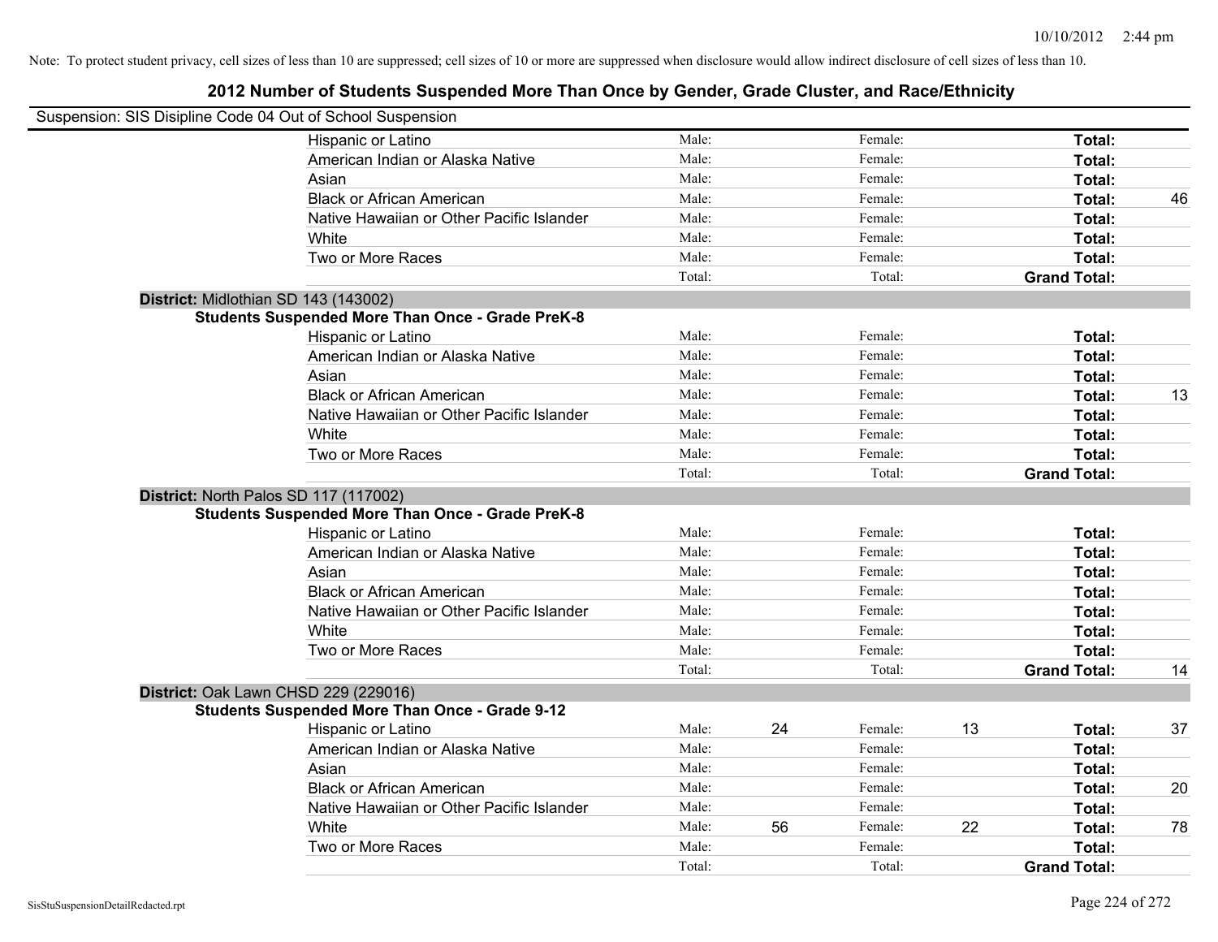Note: To protect student privacy, cell sizes of less than 10 are suppressed; cell sizes of 10 or more are suppressed when disclosure would allow indirect disclosure of cell sizes of less than 10.

## 2012 Number of Students Suspended More Than Once by Gender, Grade Cluster, and Race/Ethnicity

Suspension: SIS Disipline Code 04 Out of School Suspension

| | | | | | | |
|---|---|---|---|---|---|---|
| Hispanic or Latino | Male: | | Female: | | **Total:** | |
| American Indian or Alaska Native | Male: | | Female: | | **Total:** | |
| Asian | Male: | | Female: | | **Total:** | |
| Black or African American | Male: | | Female: | | **Total:** | 46 |
| Native Hawaiian or Other Pacific Islander | Male: | | Female: | | **Total:** | |
| White | Male: | | Female: | | **Total:** | |
| Two or More Races | Male: | | Female: | | **Total:** | |
| | Total: | | Total: | | **Grand Total:** | |

**District:** Midlothian SD 143 (143002)

**Students Suspended More Than Once - Grade PreK-8**

| | | | | | | |
|---|---|---|---|---|---|---|
| Hispanic or Latino | Male: | | Female: | | **Total:** | |
| American Indian or Alaska Native | Male: | | Female: | | **Total:** | |
| Asian | Male: | | Female: | | **Total:** | |
| Black or African American | Male: | | Female: | | **Total:** | 13 |
| Native Hawaiian or Other Pacific Islander | Male: | | Female: | | **Total:** | |
| White | Male: | | Female: | | **Total:** | |
| Two or More Races | Male: | | Female: | | **Total:** | |
| | Total: | | Total: | | **Grand Total:** | |

**District:** North Palos SD 117 (117002)

**Students Suspended More Than Once - Grade PreK-8**

| | | | | | | |
|---|---|---|---|---|---|---|
| Hispanic or Latino | Male: | | Female: | | **Total:** | |
| American Indian or Alaska Native | Male: | | Female: | | **Total:** | |
| Asian | Male: | | Female: | | **Total:** | |
| Black or African American | Male: | | Female: | | **Total:** | |
| Native Hawaiian or Other Pacific Islander | Male: | | Female: | | **Total:** | |
| White | Male: | | Female: | | **Total:** | |
| Two or More Races | Male: | | Female: | | **Total:** | |
| | Total: | | Total: | | **Grand Total:** | 14 |

**District:** Oak Lawn CHSD 229 (229016)

**Students Suspended More Than Once - Grade 9-12**

| | | | | | | |
|---|---|---|---|---|---|---|
| Hispanic or Latino | Male: | 24 | Female: | 13 | **Total:** | 37 |
| American Indian or Alaska Native | Male: | | Female: | | **Total:** | |
| Asian | Male: | | Female: | | **Total:** | |
| Black or African American | Male: | | Female: | | **Total:** | 20 |
| Native Hawaiian or Other Pacific Islander | Male: | | Female: | | **Total:** | |
| White | Male: | 56 | Female: | 22 | **Total:** | 78 |
| Two or More Races | Male: | | Female: | | **Total:** | |
| | Total: | | Total: | | **Grand Total:** | |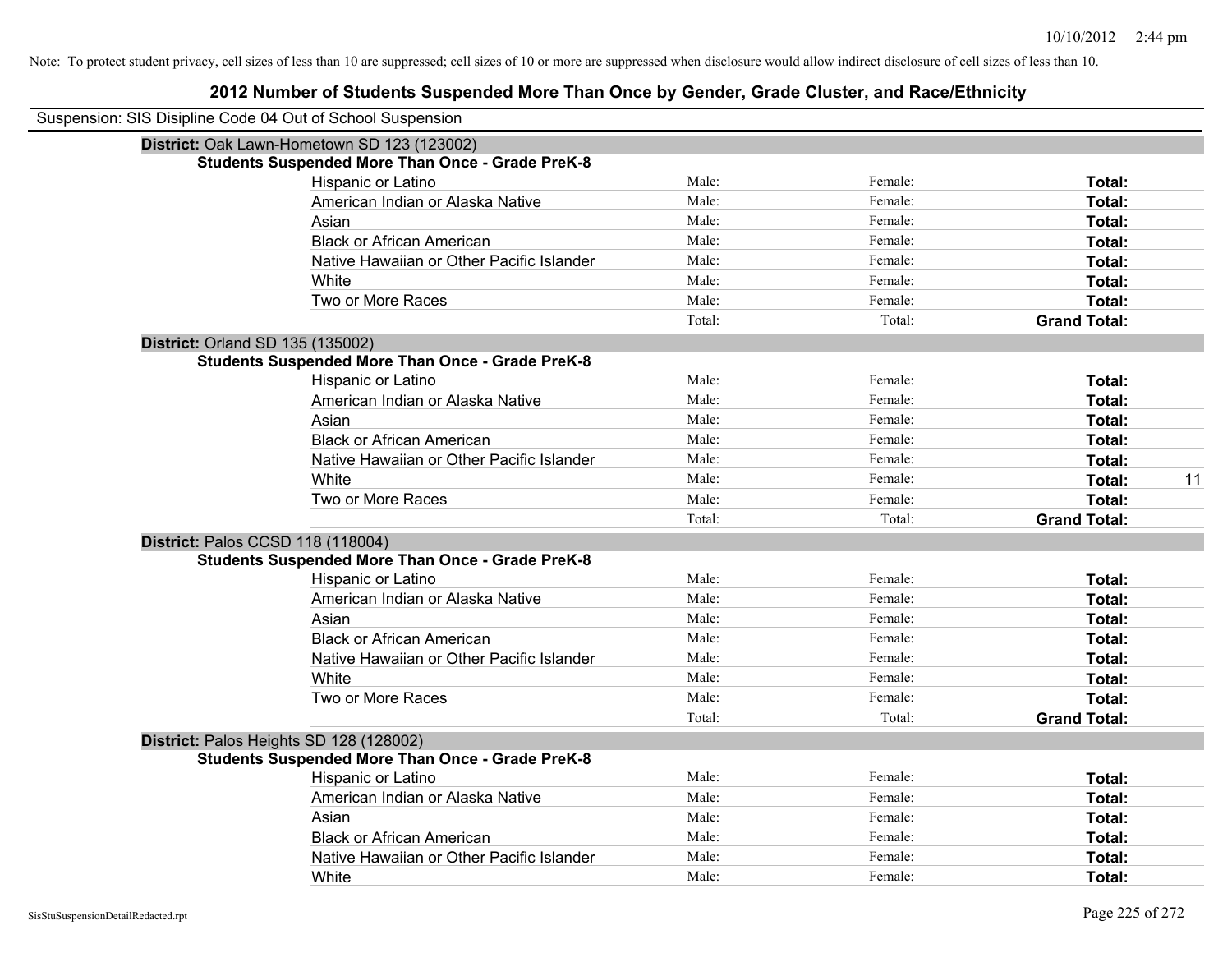Note: To protect student privacy, cell sizes of less than 10 are suppressed; cell sizes of 10 or more are suppressed when disclosure would allow indirect disclosure of cell sizes of less than 10.

## 2012 Number of Students Suspended More Than Once by Gender, Grade Cluster, and Race/Ethnicity

Suspension: SIS Disipline Code 04 Out of School Suspension

**District:** Oak Lawn-Hometown SD 123 (123002)

**Students Suspended More Than Once - Grade PreK-8**

| | | | | |
|---|---|---|---|---|
| Hispanic or Latino | Male: | Female: | **Total:** | |
| American Indian or Alaska Native | Male: | Female: | **Total:** | |
| Asian | Male: | Female: | **Total:** | |
| Black or African American | Male: | Female: | **Total:** | |
| Native Hawaiian or Other Pacific Islander | Male: | Female: | **Total:** | |
| White | Male: | Female: | **Total:** | |
| Two or More Races | Male: | Female: | **Total:** | |
| | Total: | Total: | **Grand Total:** | |

**District:** Orland SD 135 (135002)

**Students Suspended More Than Once - Grade PreK-8**

| | | | | |
|---|---|---|---|---|
| Hispanic or Latino | Male: | Female: | **Total:** | |
| American Indian or Alaska Native | Male: | Female: | **Total:** | |
| Asian | Male: | Female: | **Total:** | |
| Black or African American | Male: | Female: | **Total:** | |
| Native Hawaiian or Other Pacific Islander | Male: | Female: | **Total:** | |
| White | Male: | Female: | **Total:** | 11 |
| Two or More Races | Male: | Female: | **Total:** | |
| | Total: | Total: | **Grand Total:** | |

**District:** Palos CCSD 118 (118004)

**Students Suspended More Than Once - Grade PreK-8**

| | | | | |
|---|---|---|---|---|
| Hispanic or Latino | Male: | Female: | **Total:** | |
| American Indian or Alaska Native | Male: | Female: | **Total:** | |
| Asian | Male: | Female: | **Total:** | |
| Black or African American | Male: | Female: | **Total:** | |
| Native Hawaiian or Other Pacific Islander | Male: | Female: | **Total:** | |
| White | Male: | Female: | **Total:** | |
| Two or More Races | Male: | Female: | **Total:** | |
| | Total: | Total: | **Grand Total:** | |

**District:** Palos Heights SD 128 (128002)

**Students Suspended More Than Once - Grade PreK-8**

| | | | | |
|---|---|---|---|---|
| Hispanic or Latino | Male: | Female: | **Total:** | |
| American Indian or Alaska Native | Male: | Female: | **Total:** | |
| Asian | Male: | Female: | **Total:** | |
| Black or African American | Male: | Female: | **Total:** | |
| Native Hawaiian or Other Pacific Islander | Male: | Female: | **Total:** | |
| White | Male: | Female: | **Total:** | |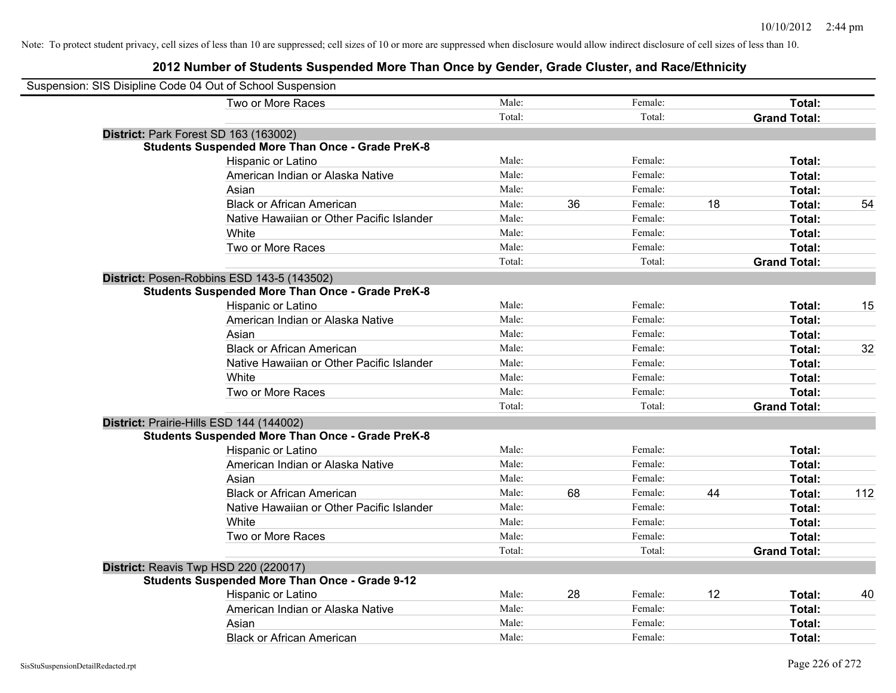Note: To protect student privacy, cell sizes of less than 10 are suppressed; cell sizes of 10 or more are suppressed when disclosure would allow indirect disclosure of cell sizes of less than 10.

## 2012 Number of Students Suspended More Than Once by Gender, Grade Cluster, and Race/Ethnicity

Suspension: SIS Disipline Code 04 Out of School Suspension

| | | | | | | |
|---|---|---|---|---|---|---|
| Two or More Races | Male: | | Female: | | **Total:** | |
| | Total: | | Total: | | **Grand Total:** | |

**District:** Park Forest SD 163 (163002)

**Students Suspended More Than Once - Grade PreK-8**

| | | | | | | |
|---|---|---|---|---|---|---|
| Hispanic or Latino | Male: | | Female: | | **Total:** | |
| American Indian or Alaska Native | Male: | | Female: | | **Total:** | |
| Asian | Male: | | Female: | | **Total:** | |
| Black or African American | Male: | 36 | Female: | 18 | **Total:** | 54 |
| Native Hawaiian or Other Pacific Islander | Male: | | Female: | | **Total:** | |
| White | Male: | | Female: | | **Total:** | |
| Two or More Races | Male: | | Female: | | **Total:** | |
| | Total: | | Total: | | **Grand Total:** | |

**District:** Posen-Robbins ESD 143-5 (143502)

**Students Suspended More Than Once - Grade PreK-8**

| | | | | | | |
|---|---|---|---|---|---|---|
| Hispanic or Latino | Male: | | Female: | | **Total:** | 15 |
| American Indian or Alaska Native | Male: | | Female: | | **Total:** | |
| Asian | Male: | | Female: | | **Total:** | |
| Black or African American | Male: | | Female: | | **Total:** | 32 |
| Native Hawaiian or Other Pacific Islander | Male: | | Female: | | **Total:** | |
| White | Male: | | Female: | | **Total:** | |
| Two or More Races | Male: | | Female: | | **Total:** | |
| | Total: | | Total: | | **Grand Total:** | |

**District:** Prairie-Hills ESD 144 (144002)

**Students Suspended More Than Once - Grade PreK-8**

| | | | | | | |
|---|---|---|---|---|---|---|
| Hispanic or Latino | Male: | | Female: | | **Total:** | |
| American Indian or Alaska Native | Male: | | Female: | | **Total:** | |
| Asian | Male: | | Female: | | **Total:** | |
| Black or African American | Male: | 68 | Female: | 44 | **Total:** | 112 |
| Native Hawaiian or Other Pacific Islander | Male: | | Female: | | **Total:** | |
| White | Male: | | Female: | | **Total:** | |
| Two or More Races | Male: | | Female: | | **Total:** | |
| | Total: | | Total: | | **Grand Total:** | |

**District:** Reavis Twp HSD 220 (220017)

**Students Suspended More Than Once - Grade 9-12**

| | | | | | | |
|---|---|---|---|---|---|---|
| Hispanic or Latino | Male: | 28 | Female: | 12 | **Total:** | 40 |
| American Indian or Alaska Native | Male: | | Female: | | **Total:** | |
| Asian | Male: | | Female: | | **Total:** | |
| Black or African American | Male: | | Female: | | **Total:** | |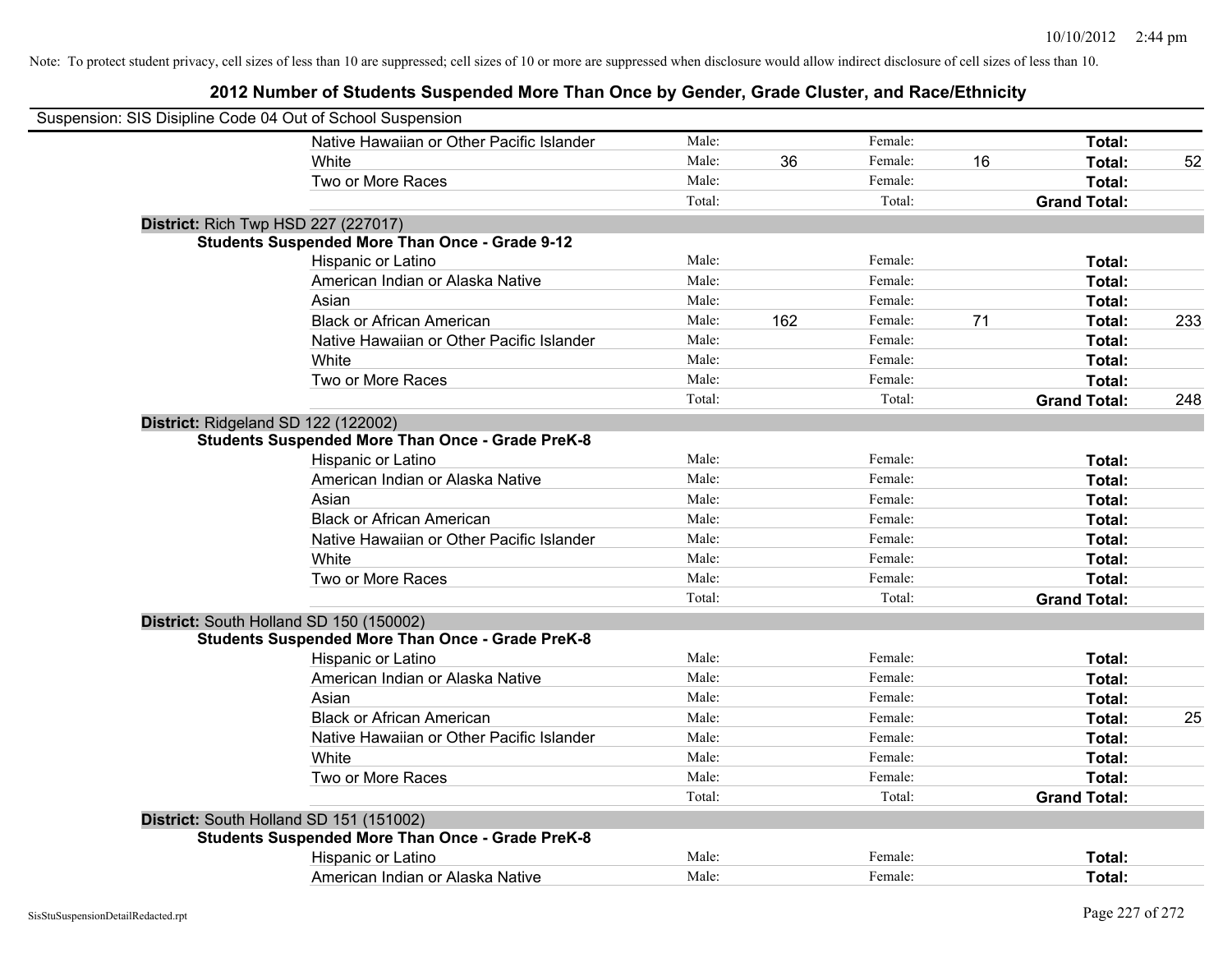Note: To protect student privacy, cell sizes of less than 10 are suppressed; cell sizes of 10 or more are suppressed when disclosure would allow indirect disclosure of cell sizes of less than 10.

## 2012 Number of Students Suspended More Than Once by Gender, Grade Cluster, and Race/Ethnicity

Suspension: SIS Disipline Code 04 Out of School Suspension

| | | | | | | | |
|---|---|---|---|---|---|---|---|
| Native Hawaiian or Other Pacific Islander | Male: | | Female: | | **Total:** | |
| White | Male: | 36 | Female: | 16 | **Total:** | 52 |
| Two or More Races | Male: | | Female: | | **Total:** | |
| | Total: | | Total: | | **Grand Total:** | |

**District:** Rich Twp HSD 227 (227017)

**Students Suspended More Than Once - Grade 9-12**

| | | | | | | |
|---|---|---|---|---|---|---|
| Hispanic or Latino | Male: | | Female: | | **Total:** | |
| American Indian or Alaska Native | Male: | | Female: | | **Total:** | |
| Asian | Male: | | Female: | | **Total:** | |
| Black or African American | Male: | 162 | Female: | 71 | **Total:** | 233 |
| Native Hawaiian or Other Pacific Islander | Male: | | Female: | | **Total:** | |
| White | Male: | | Female: | | **Total:** | |
| Two or More Races | Male: | | Female: | | **Total:** | |
| | Total: | | Total: | | **Grand Total:** | 248 |

**District:** Ridgeland SD 122 (122002)

**Students Suspended More Than Once - Grade PreK-8**

| | | | | | | |
|---|---|---|---|---|---|---|
| Hispanic or Latino | Male: | | Female: | | **Total:** | |
| American Indian or Alaska Native | Male: | | Female: | | **Total:** | |
| Asian | Male: | | Female: | | **Total:** | |
| Black or African American | Male: | | Female: | | **Total:** | |
| Native Hawaiian or Other Pacific Islander | Male: | | Female: | | **Total:** | |
| White | Male: | | Female: | | **Total:** | |
| Two or More Races | Male: | | Female: | | **Total:** | |
| | Total: | | Total: | | **Grand Total:** | |

**District:** South Holland SD 150 (150002)

**Students Suspended More Than Once - Grade PreK-8**

| | | | | | | |
|---|---|---|---|---|---|---|
| Hispanic or Latino | Male: | | Female: | | **Total:** | |
| American Indian or Alaska Native | Male: | | Female: | | **Total:** | |
| Asian | Male: | | Female: | | **Total:** | |
| Black or African American | Male: | | Female: | | **Total:** | 25 |
| Native Hawaiian or Other Pacific Islander | Male: | | Female: | | **Total:** | |
| White | Male: | | Female: | | **Total:** | |
| Two or More Races | Male: | | Female: | | **Total:** | |
| | Total: | | Total: | | **Grand Total:** | |

**District:** South Holland SD 151 (151002)

**Students Suspended More Than Once - Grade PreK-8**

| | | | | | | |
|---|---|---|---|---|---|---|
| Hispanic or Latino | Male: | | Female: | | **Total:** | |
| American Indian or Alaska Native | Male: | | Female: | | **Total:** | |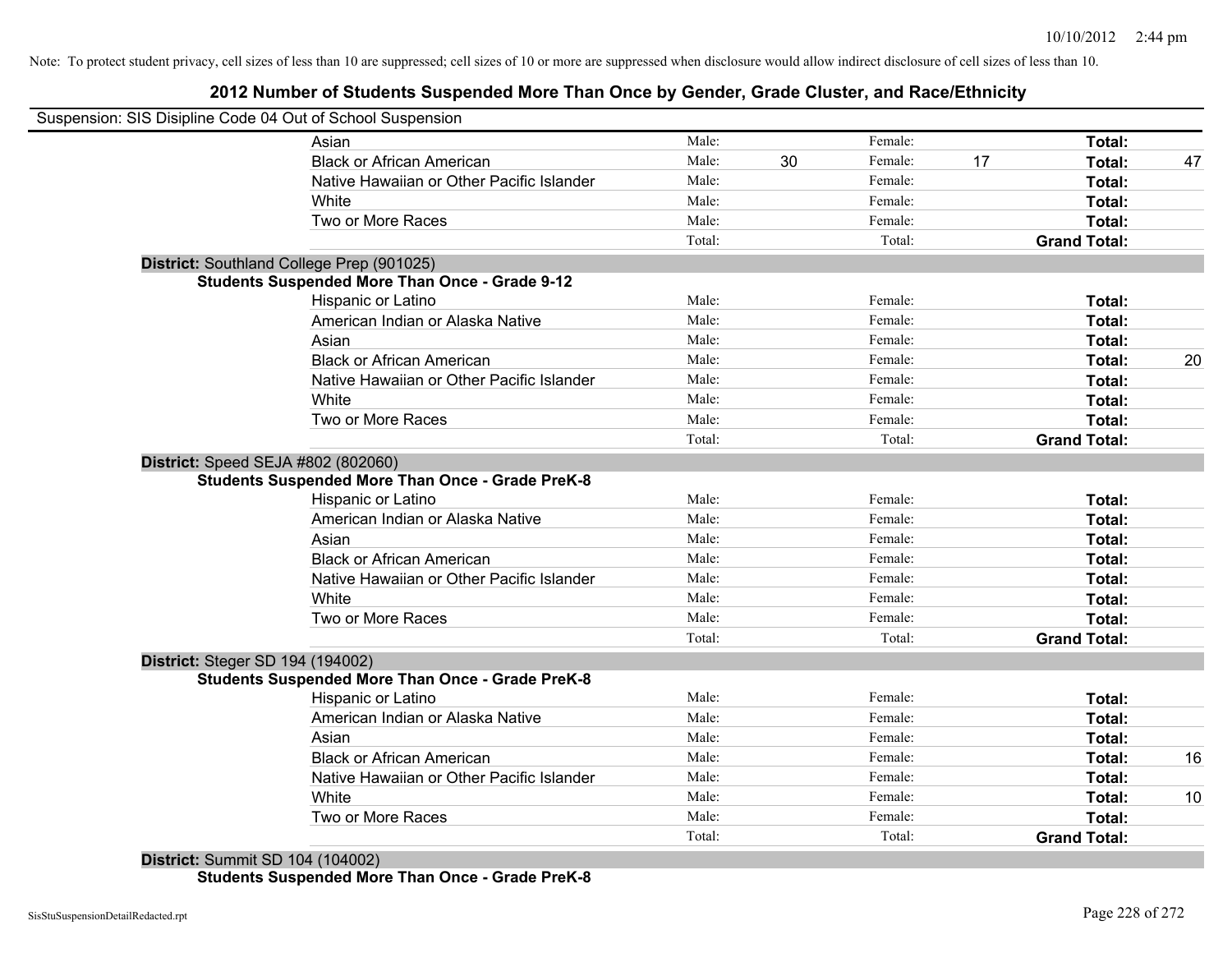Note: To protect student privacy, cell sizes of less than 10 are suppressed; cell sizes of 10 or more are suppressed when disclosure would allow indirect disclosure of cell sizes of less than 10.

## 2012 Number of Students Suspended More Than Once by Gender, Grade Cluster, and Race/Ethnicity

Suspension: SIS Disipline Code 04 Out of School Suspension

| | | | | | | |
|---|---|---|---|---|---|---|
| Asian | Male: | | Female: | | **Total:** | |
| Black or African American | Male: | 30 | Female: | 17 | **Total:** | 47 |
| Native Hawaiian or Other Pacific Islander | Male: | | Female: | | **Total:** | |
| White | Male: | | Female: | | **Total:** | |
| Two or More Races | Male: | | Female: | | **Total:** | |
| | Total: | | Total: | | **Grand Total:** | |

**District:** Southland College Prep (901025)

**Students Suspended More Than Once - Grade 9-12**

| | | | | | | |
|---|---|---|---|---|---|---|
| Hispanic or Latino | Male: | | Female: | | **Total:** | |
| American Indian or Alaska Native | Male: | | Female: | | **Total:** | |
| Asian | Male: | | Female: | | **Total:** | |
| Black or African American | Male: | | Female: | | **Total:** | 20 |
| Native Hawaiian or Other Pacific Islander | Male: | | Female: | | **Total:** | |
| White | Male: | | Female: | | **Total:** | |
| Two or More Races | Male: | | Female: | | **Total:** | |
| | Total: | | Total: | | **Grand Total:** | |

**District:** Speed SEJA #802 (802060)

**Students Suspended More Than Once - Grade PreK-8**

| | | | | | | |
|---|---|---|---|---|---|---|
| Hispanic or Latino | Male: | | Female: | | **Total:** | |
| American Indian or Alaska Native | Male: | | Female: | | **Total:** | |
| Asian | Male: | | Female: | | **Total:** | |
| Black or African American | Male: | | Female: | | **Total:** | |
| Native Hawaiian or Other Pacific Islander | Male: | | Female: | | **Total:** | |
| White | Male: | | Female: | | **Total:** | |
| Two or More Races | Male: | | Female: | | **Total:** | |
| | Total: | | Total: | | **Grand Total:** | |

**District:** Steger SD 194 (194002)

**Students Suspended More Than Once - Grade PreK-8**

| | | | | | | |
|---|---|---|---|---|---|---|
| Hispanic or Latino | Male: | | Female: | | **Total:** | |
| American Indian or Alaska Native | Male: | | Female: | | **Total:** | |
| Asian | Male: | | Female: | | **Total:** | |
| Black or African American | Male: | | Female: | | **Total:** | 16 |
| Native Hawaiian or Other Pacific Islander | Male: | | Female: | | **Total:** | |
| White | Male: | | Female: | | **Total:** | 10 |
| Two or More Races | Male: | | Female: | | **Total:** | |
| | Total: | | Total: | | **Grand Total:** | |

**District:** Summit SD 104 (104002)

**Students Suspended More Than Once - Grade PreK-8**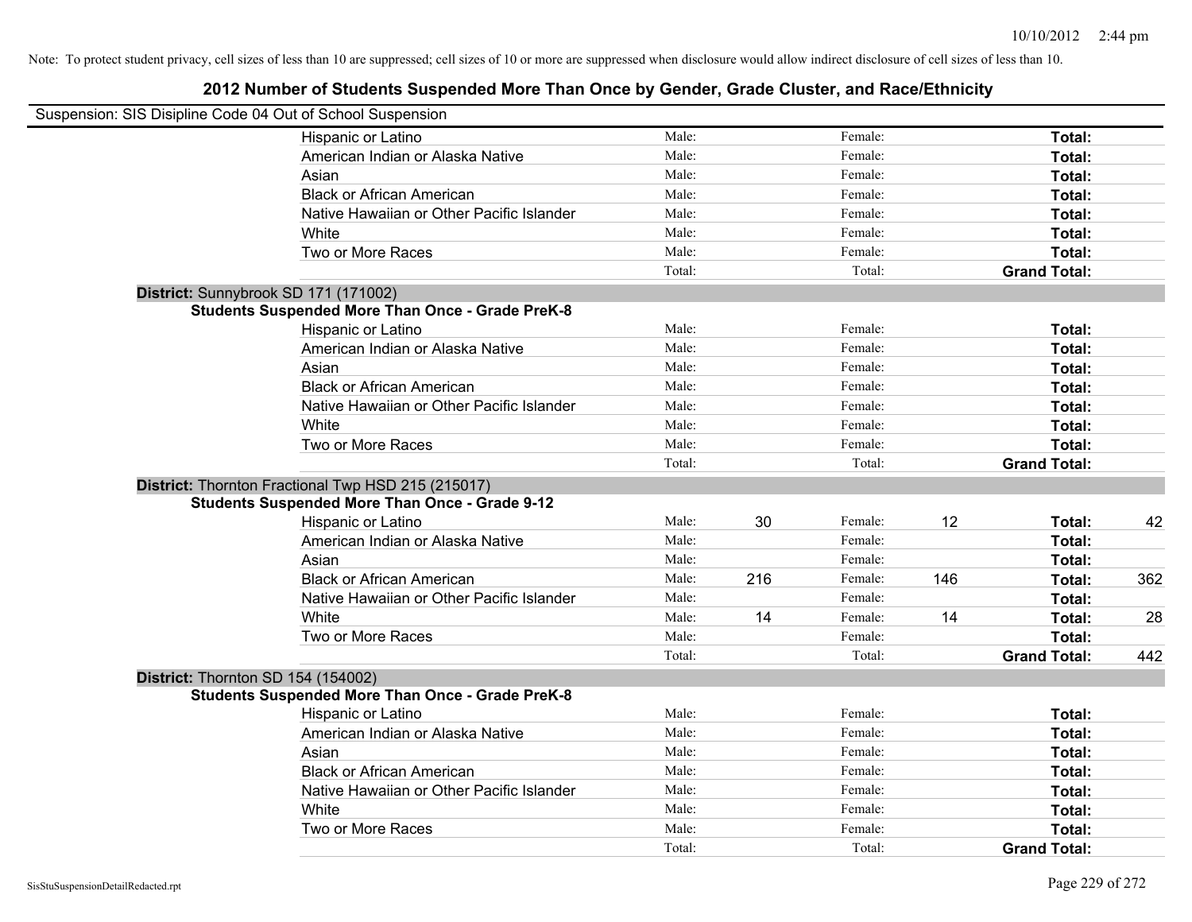Note: To protect student privacy, cell sizes of less than 10 are suppressed; cell sizes of 10 or more are suppressed when disclosure would allow indirect disclosure of cell sizes of less than 10.

## 2012 Number of Students Suspended More Than Once by Gender, Grade Cluster, and Race/Ethnicity

Suspension: SIS Disipline Code 04 Out of School Suspension

| | | | | | | |
|---|---|---|---|---|---|---|
| Hispanic or Latino | Male: | | Female: | | **Total:** | |
| American Indian or Alaska Native | Male: | | Female: | | **Total:** | |
| Asian | Male: | | Female: | | **Total:** | |
| Black or African American | Male: | | Female: | | **Total:** | |
| Native Hawaiian or Other Pacific Islander | Male: | | Female: | | **Total:** | |
| White | Male: | | Female: | | **Total:** | |
| Two or More Races | Male: | | Female: | | **Total:** | |
| | Total: | | Total: | | **Grand Total:** | |

**District:** Sunnybrook SD 171 (171002)

**Students Suspended More Than Once - Grade PreK-8**

| | | | | | | |
|---|---|---|---|---|---|---|
| Hispanic or Latino | Male: | | Female: | | **Total:** | |
| American Indian or Alaska Native | Male: | | Female: | | **Total:** | |
| Asian | Male: | | Female: | | **Total:** | |
| Black or African American | Male: | | Female: | | **Total:** | |
| Native Hawaiian or Other Pacific Islander | Male: | | Female: | | **Total:** | |
| White | Male: | | Female: | | **Total:** | |
| Two or More Races | Male: | | Female: | | **Total:** | |
| | Total: | | Total: | | **Grand Total:** | |

**District:** Thornton Fractional Twp HSD 215 (215017)

**Students Suspended More Than Once - Grade 9-12**

| | | | | | | |
|---|---|---|---|---|---|---|
| Hispanic or Latino | Male: | 30 | Female: | 12 | **Total:** | 42 |
| American Indian or Alaska Native | Male: | | Female: | | **Total:** | |
| Asian | Male: | | Female: | | **Total:** | |
| Black or African American | Male: | 216 | Female: | 146 | **Total:** | 362 |
| Native Hawaiian or Other Pacific Islander | Male: | | Female: | | **Total:** | |
| White | Male: | 14 | Female: | 14 | **Total:** | 28 |
| Two or More Races | Male: | | Female: | | **Total:** | |
| | Total: | | Total: | | **Grand Total:** | 442 |

**District:** Thornton SD 154 (154002)

**Students Suspended More Than Once - Grade PreK-8**

| | | | | | | |
|---|---|---|---|---|---|---|
| Hispanic or Latino | Male: | | Female: | | **Total:** | |
| American Indian or Alaska Native | Male: | | Female: | | **Total:** | |
| Asian | Male: | | Female: | | **Total:** | |
| Black or African American | Male: | | Female: | | **Total:** | |
| Native Hawaiian or Other Pacific Islander | Male: | | Female: | | **Total:** | |
| White | Male: | | Female: | | **Total:** | |
| Two or More Races | Male: | | Female: | | **Total:** | |
| | Total: | | Total: | | **Grand Total:** | |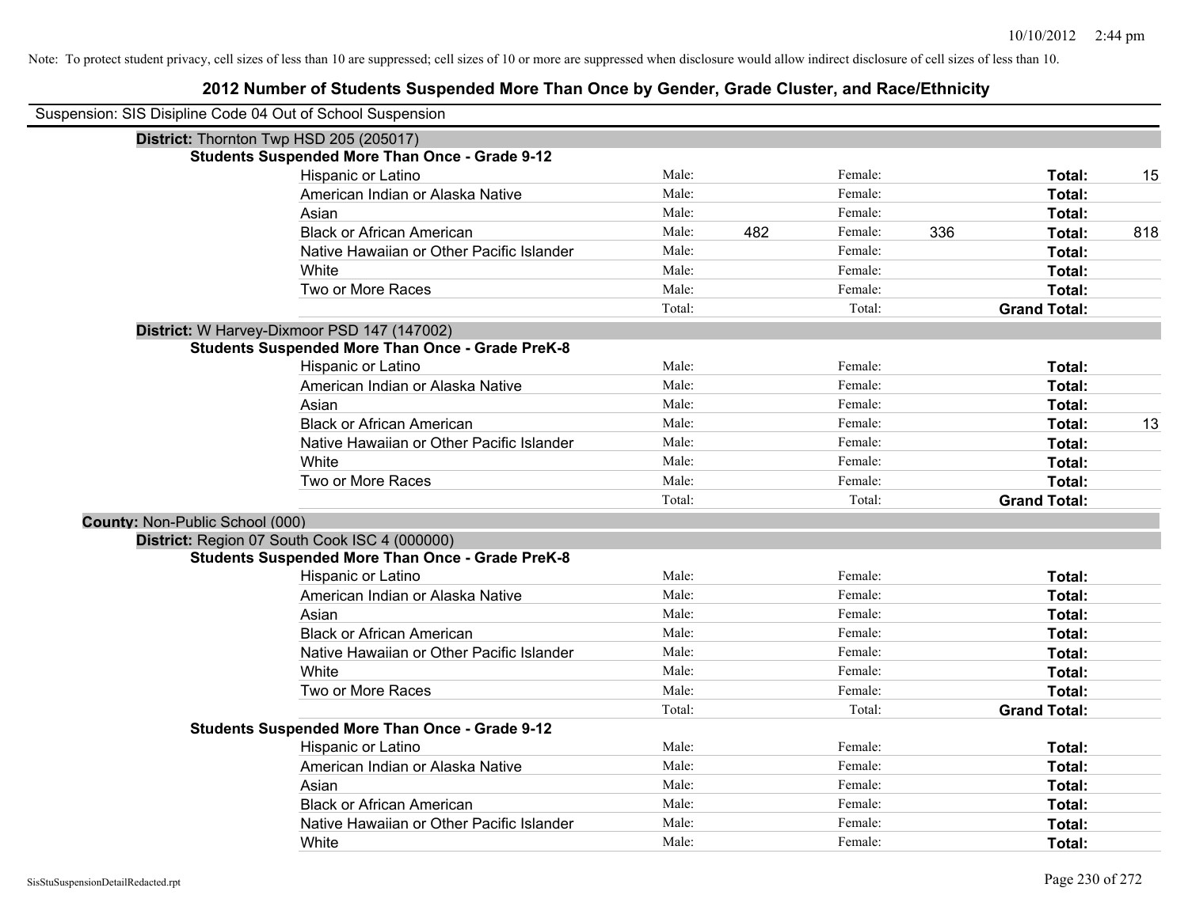Note: To protect student privacy, cell sizes of less than 10 are suppressed; cell sizes of 10 or more are suppressed when disclosure would allow indirect disclosure of cell sizes of less than 10.

## 2012 Number of Students Suspended More Than Once by Gender, Grade Cluster, and Race/Ethnicity

Suspension: SIS Disipline Code 04 Out of School Suspension

**District:** Thornton Twp HSD 205 (205017)

**Students Suspended More Than Once - Grade 9-12**

| Race/Ethnicity | Male: | | Female: | | Total: | |
|---|---|---|---|---|---|---|
| Hispanic or Latino | Male: | | Female: | | **Total:** | 15 |
| American Indian or Alaska Native | Male: | | Female: | | **Total:** | |
| Asian | Male: | | Female: | | **Total:** | |
| Black or African American | Male: | 482 | Female: | 336 | **Total:** | 818 |
| Native Hawaiian or Other Pacific Islander | Male: | | Female: | | **Total:** | |
| White | Male: | | Female: | | **Total:** | |
| Two or More Races | Male: | | Female: | | **Total:** | |
| | Total: | | Total: | | **Grand Total:** | |

**District:** W Harvey-Dixmoor PSD 147 (147002)

**Students Suspended More Than Once - Grade PreK-8**

| Race/Ethnicity | Male: | | Female: | | Total: | |
|---|---|---|---|---|---|---|
| Hispanic or Latino | Male: | | Female: | | **Total:** | |
| American Indian or Alaska Native | Male: | | Female: | | **Total:** | |
| Asian | Male: | | Female: | | **Total:** | |
| Black or African American | Male: | | Female: | | **Total:** | 13 |
| Native Hawaiian or Other Pacific Islander | Male: | | Female: | | **Total:** | |
| White | Male: | | Female: | | **Total:** | |
| Two or More Races | Male: | | Female: | | **Total:** | |
| | Total: | | Total: | | **Grand Total:** | |

**County:** Non-Public School (000)

**District:** Region 07 South Cook ISC 4 (000000)

**Students Suspended More Than Once - Grade PreK-8**

| Race/Ethnicity | Male: | | Female: | | Total: | |
|---|---|---|---|---|---|---|
| Hispanic or Latino | Male: | | Female: | | **Total:** | |
| American Indian or Alaska Native | Male: | | Female: | | **Total:** | |
| Asian | Male: | | Female: | | **Total:** | |
| Black or African American | Male: | | Female: | | **Total:** | |
| Native Hawaiian or Other Pacific Islander | Male: | | Female: | | **Total:** | |
| White | Male: | | Female: | | **Total:** | |
| Two or More Races | Male: | | Female: | | **Total:** | |
| | Total: | | Total: | | **Grand Total:** | |

**Students Suspended More Than Once - Grade 9-12**

| Race/Ethnicity | Male: | | Female: | | Total: | |
|---|---|---|---|---|---|---|
| Hispanic or Latino | Male: | | Female: | | **Total:** | |
| American Indian or Alaska Native | Male: | | Female: | | **Total:** | |
| Asian | Male: | | Female: | | **Total:** | |
| Black or African American | Male: | | Female: | | **Total:** | |
| Native Hawaiian or Other Pacific Islander | Male: | | Female: | | **Total:** | |
| White | Male: | | Female: | | **Total:** | |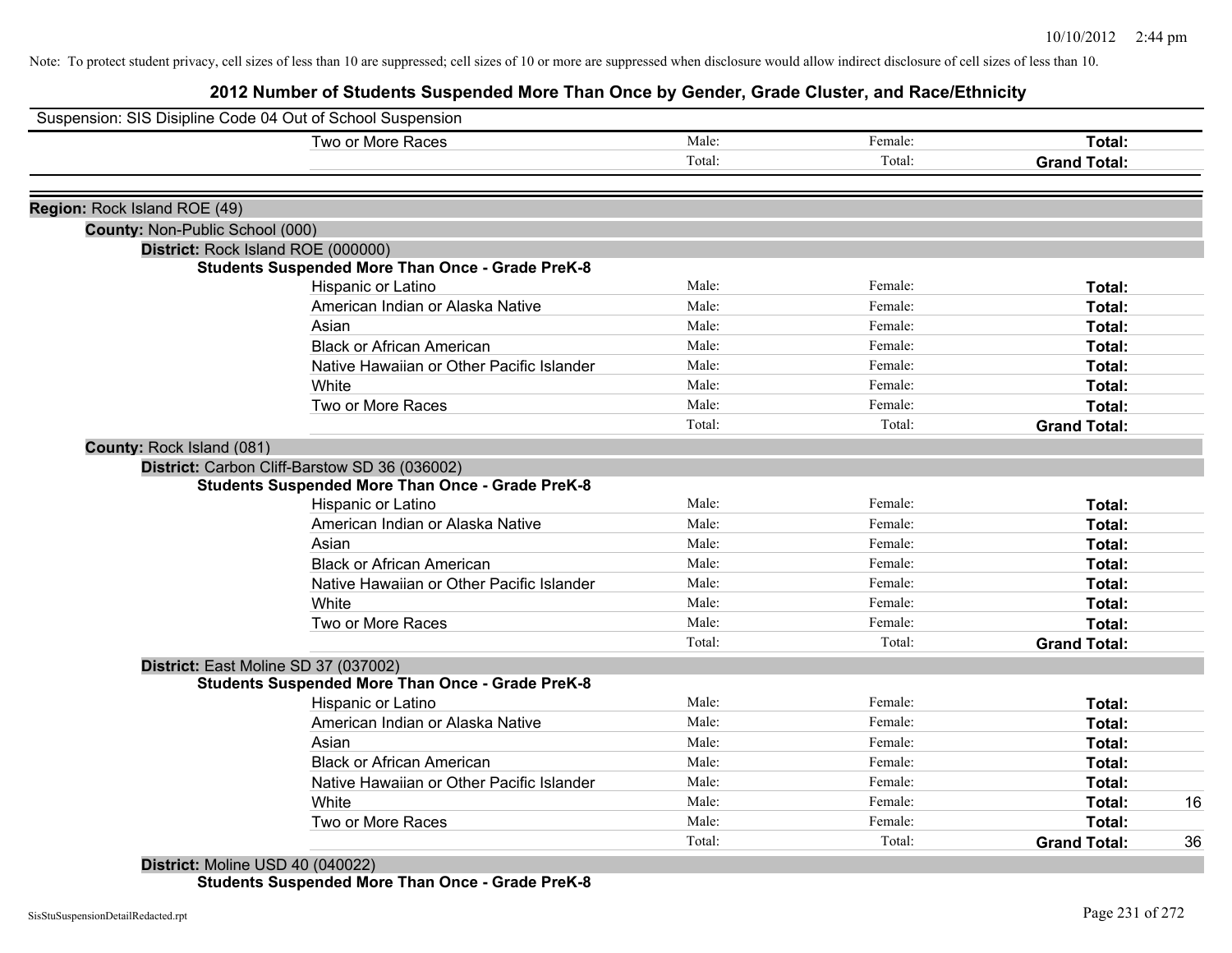Note: To protect student privacy, cell sizes of less than 10 are suppressed; cell sizes of 10 or more are suppressed when disclosure would allow indirect disclosure of cell sizes of less than 10.

# 2012 Number of Students Suspended More Than Once by Gender, Grade Cluster, and Race/Ethnicity

Suspension: SIS Disipline Code 04 Out of School Suspension

| | Male: | Female: | Total: | |
|---|---|---|---|---|
| Two or More Races | Male: | Female: | Total: | |
| | Total: | Total: | Grand Total: | |

**Region:** Rock Island ROE (49)

**County:** Non-Public School (000)

**District:** Rock Island ROE (000000)

**Students Suspended More Than Once - Grade PreK-8**

| | | | | |
|---|---|---|---|---|
| Hispanic or Latino | Male: | Female: | Total: | |
| American Indian or Alaska Native | Male: | Female: | Total: | |
| Asian | Male: | Female: | Total: | |
| Black or African American | Male: | Female: | Total: | |
| Native Hawaiian or Other Pacific Islander | Male: | Female: | Total: | |
| White | Male: | Female: | Total: | |
| Two or More Races | Male: | Female: | Total: | |
| | Total: | Total: | Grand Total: | |

**County:** Rock Island (081)

**District:** Carbon Cliff-Barstow SD 36 (036002)

**Students Suspended More Than Once - Grade PreK-8**

| | | | | |
|---|---|---|---|---|
| Hispanic or Latino | Male: | Female: | Total: | |
| American Indian or Alaska Native | Male: | Female: | Total: | |
| Asian | Male: | Female: | Total: | |
| Black or African American | Male: | Female: | Total: | |
| Native Hawaiian or Other Pacific Islander | Male: | Female: | Total: | |
| White | Male: | Female: | Total: | |
| Two or More Races | Male: | Female: | Total: | |
| | Total: | Total: | Grand Total: | |

**District:** East Moline SD 37 (037002)

**Students Suspended More Than Once - Grade PreK-8**

| | | | | |
|---|---|---|---|---|
| Hispanic or Latino | Male: | Female: | Total: | |
| American Indian or Alaska Native | Male: | Female: | Total: | |
| Asian | Male: | Female: | Total: | |
| Black or African American | Male: | Female: | Total: | |
| Native Hawaiian or Other Pacific Islander | Male: | Female: | Total: | |
| White | Male: | Female: | Total: | 16 |
| Two or More Races | Male: | Female: | Total: | |
| | Total: | Total: | Grand Total: | 36 |

**District:** Moline USD 40 (040022)

**Students Suspended More Than Once - Grade PreK-8**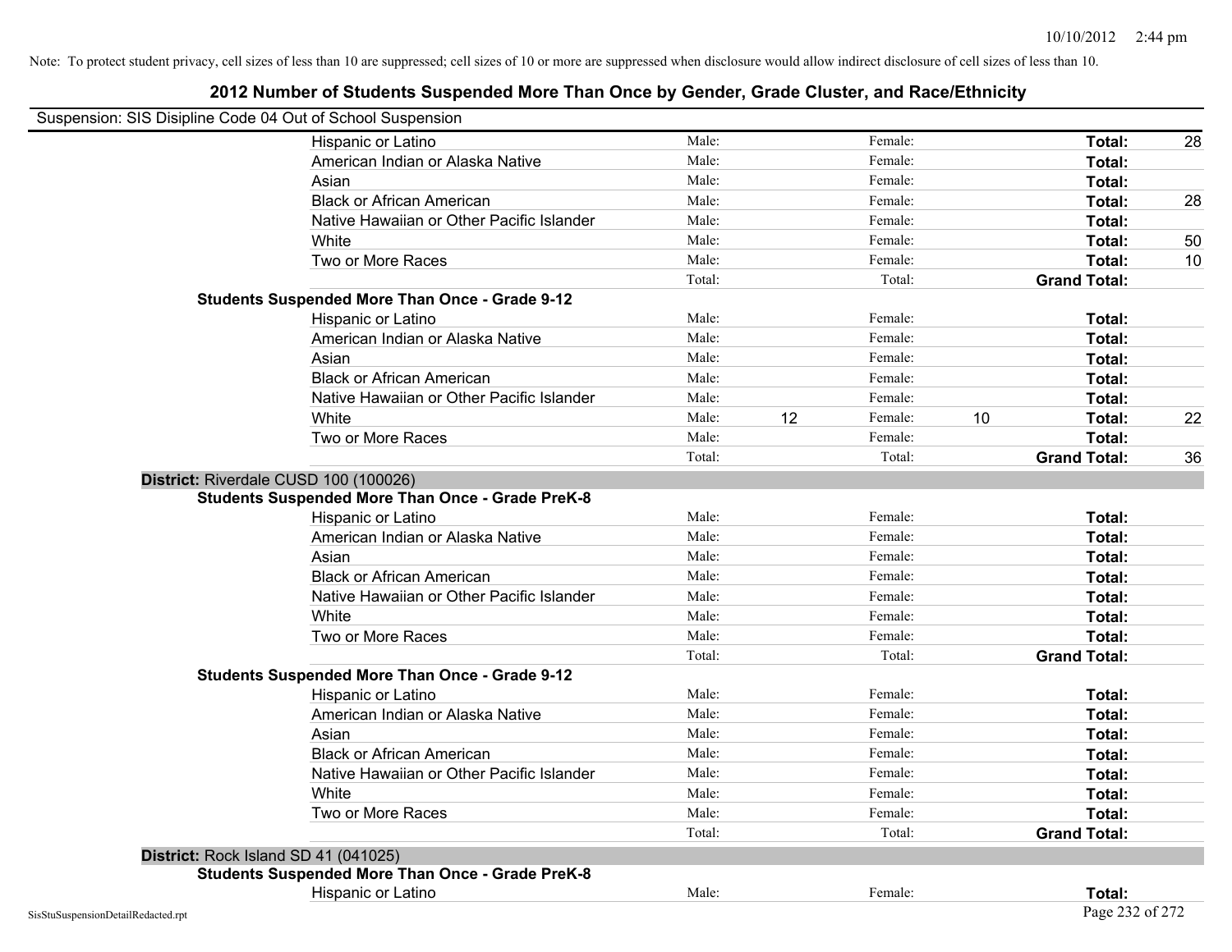Note: To protect student privacy, cell sizes of less than 10 are suppressed; cell sizes of 10 or more are suppressed when disclosure would allow indirect disclosure of cell sizes of less than 10.

## 2012 Number of Students Suspended More Than Once by Gender, Grade Cluster, and Race/Ethnicity

Suspension: SIS Disipline Code 04 Out of School Suspension

| | | | | | | |
|---|---|---|---|---|---|---|
| Hispanic or Latino | Male: | | Female: | | Total: | 28 |
| American Indian or Alaska Native | Male: | | Female: | | Total: | |
| Asian | Male: | | Female: | | Total: | |
| Black or African American | Male: | | Female: | | Total: | 28 |
| Native Hawaiian or Other Pacific Islander | Male: | | Female: | | Total: | |
| White | Male: | | Female: | | Total: | 50 |
| Two or More Races | Male: | | Female: | | Total: | 10 |
| | Total: | | Total: | | Grand Total: | |

**Students Suspended More Than Once - Grade 9-12**

| | | | | | | |
|---|---|---|---|---|---|---|
| Hispanic or Latino | Male: | | Female: | | Total: | |
| American Indian or Alaska Native | Male: | | Female: | | Total: | |
| Asian | Male: | | Female: | | Total: | |
| Black or African American | Male: | | Female: | | Total: | |
| Native Hawaiian or Other Pacific Islander | Male: | | Female: | | Total: | |
| White | Male: | 12 | Female: | 10 | Total: | 22 |
| Two or More Races | Male: | | Female: | | Total: | |
| | Total: | | Total: | | Grand Total: | 36 |

**District:** Riverdale CUSD 100 (100026)

**Students Suspended More Than Once - Grade PreK-8**

| | | | | | | |
|---|---|---|---|---|---|---|
| Hispanic or Latino | Male: | | Female: | | Total: | |
| American Indian or Alaska Native | Male: | | Female: | | Total: | |
| Asian | Male: | | Female: | | Total: | |
| Black or African American | Male: | | Female: | | Total: | |
| Native Hawaiian or Other Pacific Islander | Male: | | Female: | | Total: | |
| White | Male: | | Female: | | Total: | |
| Two or More Races | Male: | | Female: | | Total: | |
| | Total: | | Total: | | Grand Total: | |

**Students Suspended More Than Once - Grade 9-12**

| | | | | | | |
|---|---|---|---|---|---|---|
| Hispanic or Latino | Male: | | Female: | | Total: | |
| American Indian or Alaska Native | Male: | | Female: | | Total: | |
| Asian | Male: | | Female: | | Total: | |
| Black or African American | Male: | | Female: | | Total: | |
| Native Hawaiian or Other Pacific Islander | Male: | | Female: | | Total: | |
| White | Male: | | Female: | | Total: | |
| Two or More Races | Male: | | Female: | | Total: | |
| | Total: | | Total: | | Grand Total: | |

**District:** Rock Island SD 41 (041025)

**Students Suspended More Than Once - Grade PreK-8**

| | | | | | | |
|---|---|---|---|---|---|---|
| Hispanic or Latino | Male: | | Female: | | Total: | |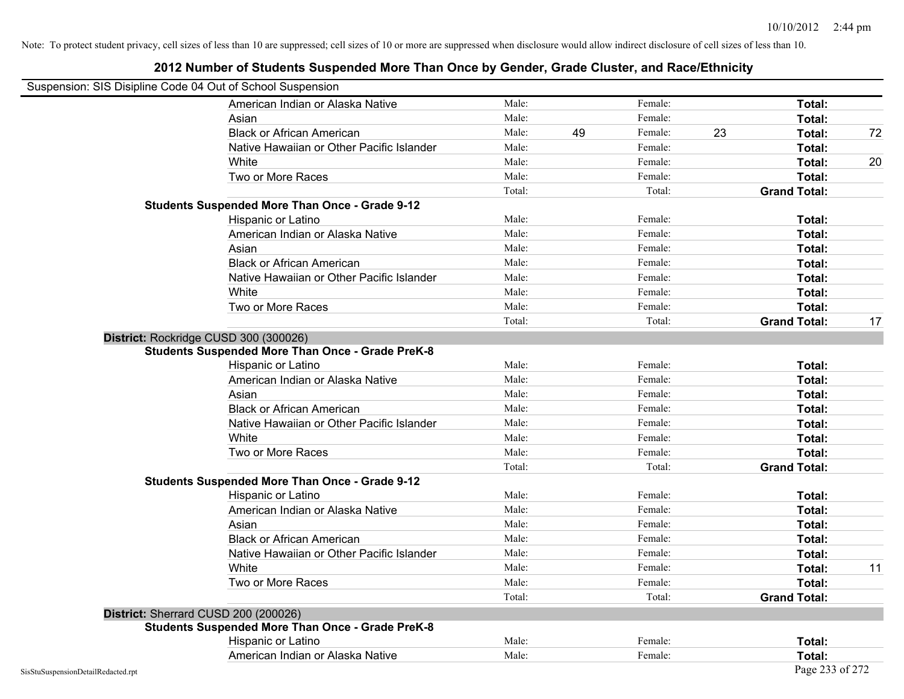Note: To protect student privacy, cell sizes of less than 10 are suppressed; cell sizes of 10 or more are suppressed when disclosure would allow indirect disclosure of cell sizes of less than 10.

## 2012 Number of Students Suspended More Than Once by Gender, Grade Cluster, and Race/Ethnicity

Suspension: SIS Disipline Code 04 Out of School Suspension

| | | | | | | |
|---|---|---|---|---|---|---|
| American Indian or Alaska Native | Male: | | Female: | | Total: | |
| Asian | Male: | | Female: | | Total: | |
| Black or African American | Male: | 49 | Female: | 23 | Total: | 72 |
| Native Hawaiian or Other Pacific Islander | Male: | | Female: | | Total: | |
| White | Male: | | Female: | | Total: | 20 |
| Two or More Races | Male: | | Female: | | Total: | |
| | Total: | | Total: | | **Grand Total:** | |

**Students Suspended More Than Once - Grade 9-12**

| | | | | | | |
|---|---|---|---|---|---|---|
| Hispanic or Latino | Male: | | Female: | | Total: | |
| American Indian or Alaska Native | Male: | | Female: | | Total: | |
| Asian | Male: | | Female: | | Total: | |
| Black or African American | Male: | | Female: | | Total: | |
| Native Hawaiian or Other Pacific Islander | Male: | | Female: | | Total: | |
| White | Male: | | Female: | | Total: | |
| Two or More Races | Male: | | Female: | | Total: | |
| | Total: | | Total: | | **Grand Total:** | 17 |

**District:** Rockridge CUSD 300 (300026)

**Students Suspended More Than Once - Grade PreK-8**

| | | | | | | |
|---|---|---|---|---|---|---|
| Hispanic or Latino | Male: | | Female: | | Total: | |
| American Indian or Alaska Native | Male: | | Female: | | Total: | |
| Asian | Male: | | Female: | | Total: | |
| Black or African American | Male: | | Female: | | Total: | |
| Native Hawaiian or Other Pacific Islander | Male: | | Female: | | Total: | |
| White | Male: | | Female: | | Total: | |
| Two or More Races | Male: | | Female: | | Total: | |
| | Total: | | Total: | | **Grand Total:** | |

**Students Suspended More Than Once - Grade 9-12**

| | | | | | | |
|---|---|---|---|---|---|---|
| Hispanic or Latino | Male: | | Female: | | Total: | |
| American Indian or Alaska Native | Male: | | Female: | | Total: | |
| Asian | Male: | | Female: | | Total: | |
| Black or African American | Male: | | Female: | | Total: | |
| Native Hawaiian or Other Pacific Islander | Male: | | Female: | | Total: | |
| White | Male: | | Female: | | Total: | 11 |
| Two or More Races | Male: | | Female: | | Total: | |
| | Total: | | Total: | | **Grand Total:** | |

**District:** Sherrard CUSD 200 (200026)

**Students Suspended More Than Once - Grade PreK-8**

| | | | | | | |
|---|---|---|---|---|---|---|
| Hispanic or Latino | Male: | | Female: | | Total: | |
| American Indian or Alaska Native | Male: | | Female: | | Total: | |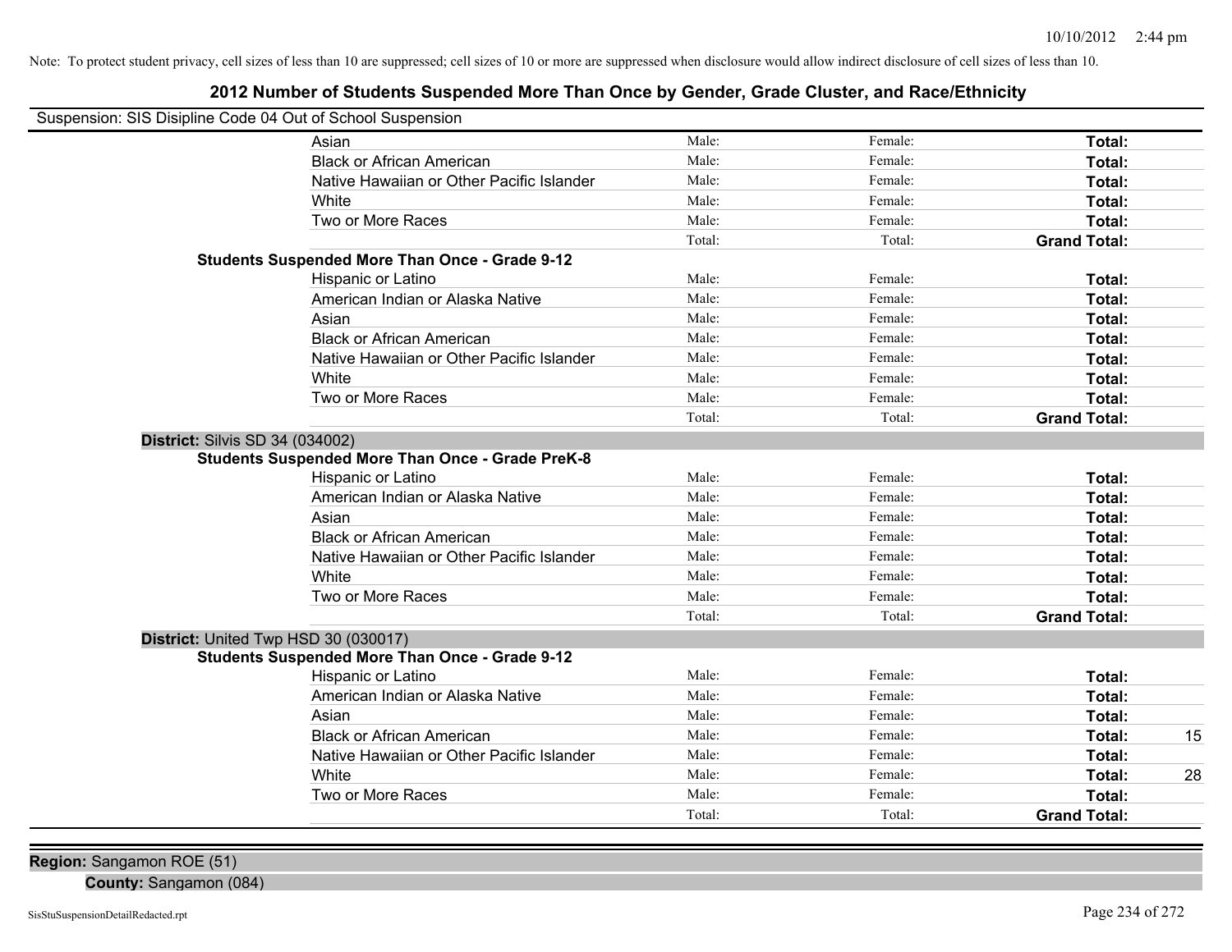Note: To protect student privacy, cell sizes of less than 10 are suppressed; cell sizes of 10 or more are suppressed when disclosure would allow indirect disclosure of cell sizes of less than 10.

# 2012 Number of Students Suspended More Than Once by Gender, Grade Cluster, and Race/Ethnicity

Suspension: SIS Disipline Code 04 Out of School Suspension

| | | | | |
|---|---|---|---|---|
| Asian | Male: | Female: | **Total:** | |
| Black or African American | Male: | Female: | **Total:** | |
| Native Hawaiian or Other Pacific Islander | Male: | Female: | **Total:** | |
| White | Male: | Female: | **Total:** | |
| Two or More Races | Male: | Female: | **Total:** | |
| | Total: | Total: | **Grand Total:** | |

**Students Suspended More Than Once - Grade 9-12**

| | | | | |
|---|---|---|---|---|
| Hispanic or Latino | Male: | Female: | **Total:** | |
| American Indian or Alaska Native | Male: | Female: | **Total:** | |
| Asian | Male: | Female: | **Total:** | |
| Black or African American | Male: | Female: | **Total:** | |
| Native Hawaiian or Other Pacific Islander | Male: | Female: | **Total:** | |
| White | Male: | Female: | **Total:** | |
| Two or More Races | Male: | Female: | **Total:** | |
| | Total: | Total: | **Grand Total:** | |

**District:** Silvis SD 34 (034002)

**Students Suspended More Than Once - Grade PreK-8**

| | | | | |
|---|---|---|---|---|
| Hispanic or Latino | Male: | Female: | **Total:** | |
| American Indian or Alaska Native | Male: | Female: | **Total:** | |
| Asian | Male: | Female: | **Total:** | |
| Black or African American | Male: | Female: | **Total:** | |
| Native Hawaiian or Other Pacific Islander | Male: | Female: | **Total:** | |
| White | Male: | Female: | **Total:** | |
| Two or More Races | Male: | Female: | **Total:** | |
| | Total: | Total: | **Grand Total:** | |

**District:** United Twp HSD 30 (030017)

**Students Suspended More Than Once - Grade 9-12**

| | | | | |
|---|---|---|---|---|
| Hispanic or Latino | Male: | Female: | **Total:** | |
| American Indian or Alaska Native | Male: | Female: | **Total:** | |
| Asian | Male: | Female: | **Total:** | |
| Black or African American | Male: | Female: | **Total:** | 15 |
| Native Hawaiian or Other Pacific Islander | Male: | Female: | **Total:** | |
| White | Male: | Female: | **Total:** | 28 |
| Two or More Races | Male: | Female: | **Total:** | |
| | Total: | Total: | **Grand Total:** | |

**Region:** Sangamon ROE (51)

**County:** Sangamon (084)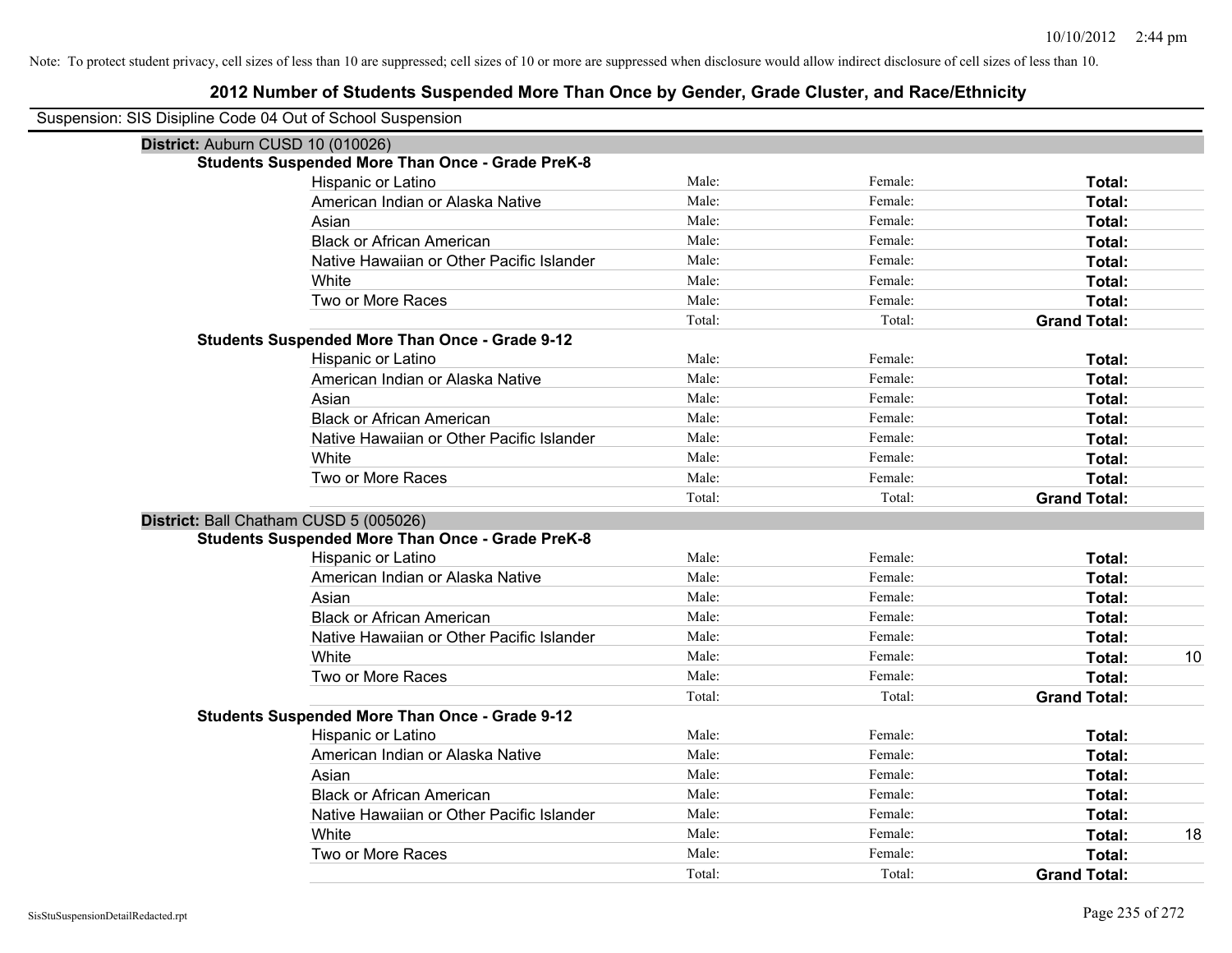Note: To protect student privacy, cell sizes of less than 10 are suppressed; cell sizes of 10 or more are suppressed when disclosure would allow indirect disclosure of cell sizes of less than 10.

## 2012 Number of Students Suspended More Than Once by Gender, Grade Cluster, and Race/Ethnicity

Suspension: SIS Disipline Code 04 Out of School Suspension

### District: Auburn CUSD 10 (010026)

**Students Suspended More Than Once - Grade PreK-8**

| | | | | |
|---|---|---|---|---|
| Hispanic or Latino | Male: | Female: | **Total:** | |
| American Indian or Alaska Native | Male: | Female: | **Total:** | |
| Asian | Male: | Female: | **Total:** | |
| Black or African American | Male: | Female: | **Total:** | |
| Native Hawaiian or Other Pacific Islander | Male: | Female: | **Total:** | |
| White | Male: | Female: | **Total:** | |
| Two or More Races | Male: | Female: | **Total:** | |
| | Total: | Total: | **Grand Total:** | |

**Students Suspended More Than Once - Grade 9-12**

| | | | | |
|---|---|---|---|---|
| Hispanic or Latino | Male: | Female: | **Total:** | |
| American Indian or Alaska Native | Male: | Female: | **Total:** | |
| Asian | Male: | Female: | **Total:** | |
| Black or African American | Male: | Female: | **Total:** | |
| Native Hawaiian or Other Pacific Islander | Male: | Female: | **Total:** | |
| White | Male: | Female: | **Total:** | |
| Two or More Races | Male: | Female: | **Total:** | |
| | Total: | Total: | **Grand Total:** | |

### District: Ball Chatham CUSD 5 (005026)

**Students Suspended More Than Once - Grade PreK-8**

| | | | | |
|---|---|---|---|---|
| Hispanic or Latino | Male: | Female: | **Total:** | |
| American Indian or Alaska Native | Male: | Female: | **Total:** | |
| Asian | Male: | Female: | **Total:** | |
| Black or African American | Male: | Female: | **Total:** | |
| Native Hawaiian or Other Pacific Islander | Male: | Female: | **Total:** | |
| White | Male: | Female: | **Total:** | 10 |
| Two or More Races | Male: | Female: | **Total:** | |
| | Total: | Total: | **Grand Total:** | |

**Students Suspended More Than Once - Grade 9-12**

| | | | | |
|---|---|---|---|---|
| Hispanic or Latino | Male: | Female: | **Total:** | |
| American Indian or Alaska Native | Male: | Female: | **Total:** | |
| Asian | Male: | Female: | **Total:** | |
| Black or African American | Male: | Female: | **Total:** | |
| Native Hawaiian or Other Pacific Islander | Male: | Female: | **Total:** | |
| White | Male: | Female: | **Total:** | 18 |
| Two or More Races | Male: | Female: | **Total:** | |
| | Total: | Total: | **Grand Total:** | |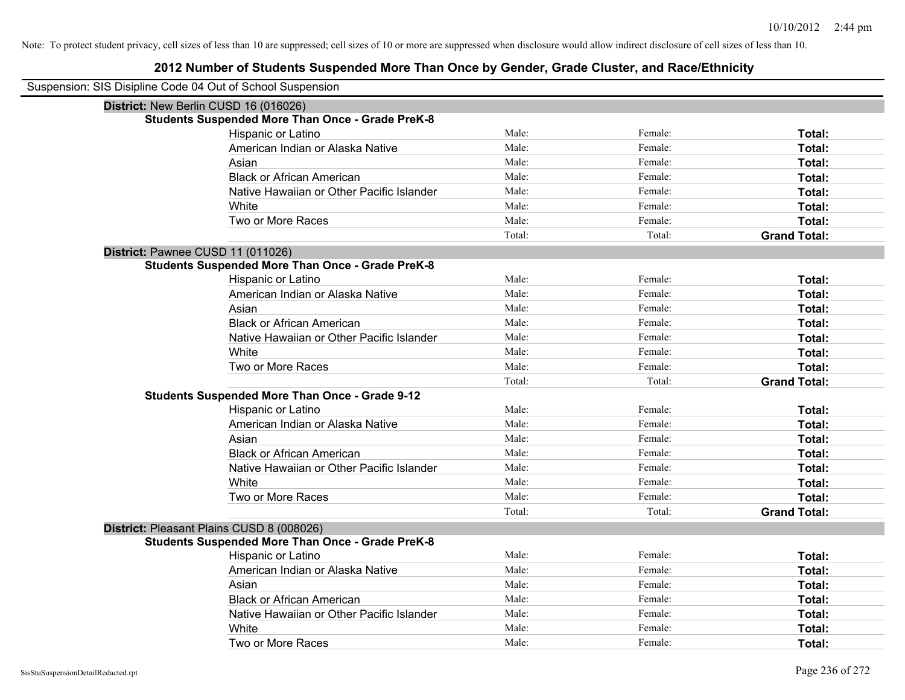Note: To protect student privacy, cell sizes of less than 10 are suppressed; cell sizes of 10 or more are suppressed when disclosure would allow indirect disclosure of cell sizes of less than 10.

## 2012 Number of Students Suspended More Than Once by Gender, Grade Cluster, and Race/Ethnicity

Suspension: SIS Disipline Code 04 Out of School Suspension

**District:** New Berlin CUSD 16 (016026)

**Students Suspended More Than Once - Grade PreK-8**

| | | | |
|---|---|---|---|
| Hispanic or Latino | Male: | Female: | **Total:** |
| American Indian or Alaska Native | Male: | Female: | **Total:** |
| Asian | Male: | Female: | **Total:** |
| Black or African American | Male: | Female: | **Total:** |
| Native Hawaiian or Other Pacific Islander | Male: | Female: | **Total:** |
| White | Male: | Female: | **Total:** |
| Two or More Races | Male: | Female: | **Total:** |
| | Total: | Total: | **Grand Total:** |

**District:** Pawnee CUSD 11 (011026)

**Students Suspended More Than Once - Grade PreK-8**

| | | | |
|---|---|---|---|
| Hispanic or Latino | Male: | Female: | **Total:** |
| American Indian or Alaska Native | Male: | Female: | **Total:** |
| Asian | Male: | Female: | **Total:** |
| Black or African American | Male: | Female: | **Total:** |
| Native Hawaiian or Other Pacific Islander | Male: | Female: | **Total:** |
| White | Male: | Female: | **Total:** |
| Two or More Races | Male: | Female: | **Total:** |
| | Total: | Total: | **Grand Total:** |

**Students Suspended More Than Once - Grade 9-12**

| | | | |
|---|---|---|---|
| Hispanic or Latino | Male: | Female: | **Total:** |
| American Indian or Alaska Native | Male: | Female: | **Total:** |
| Asian | Male: | Female: | **Total:** |
| Black or African American | Male: | Female: | **Total:** |
| Native Hawaiian or Other Pacific Islander | Male: | Female: | **Total:** |
| White | Male: | Female: | **Total:** |
| Two or More Races | Male: | Female: | **Total:** |
| | Total: | Total: | **Grand Total:** |

**District:** Pleasant Plains CUSD 8 (008026)

**Students Suspended More Than Once - Grade PreK-8**

| | | | |
|---|---|---|---|
| Hispanic or Latino | Male: | Female: | **Total:** |
| American Indian or Alaska Native | Male: | Female: | **Total:** |
| Asian | Male: | Female: | **Total:** |
| Black or African American | Male: | Female: | **Total:** |
| Native Hawaiian or Other Pacific Islander | Male: | Female: | **Total:** |
| White | Male: | Female: | **Total:** |
| Two or More Races | Male: | Female: | **Total:** |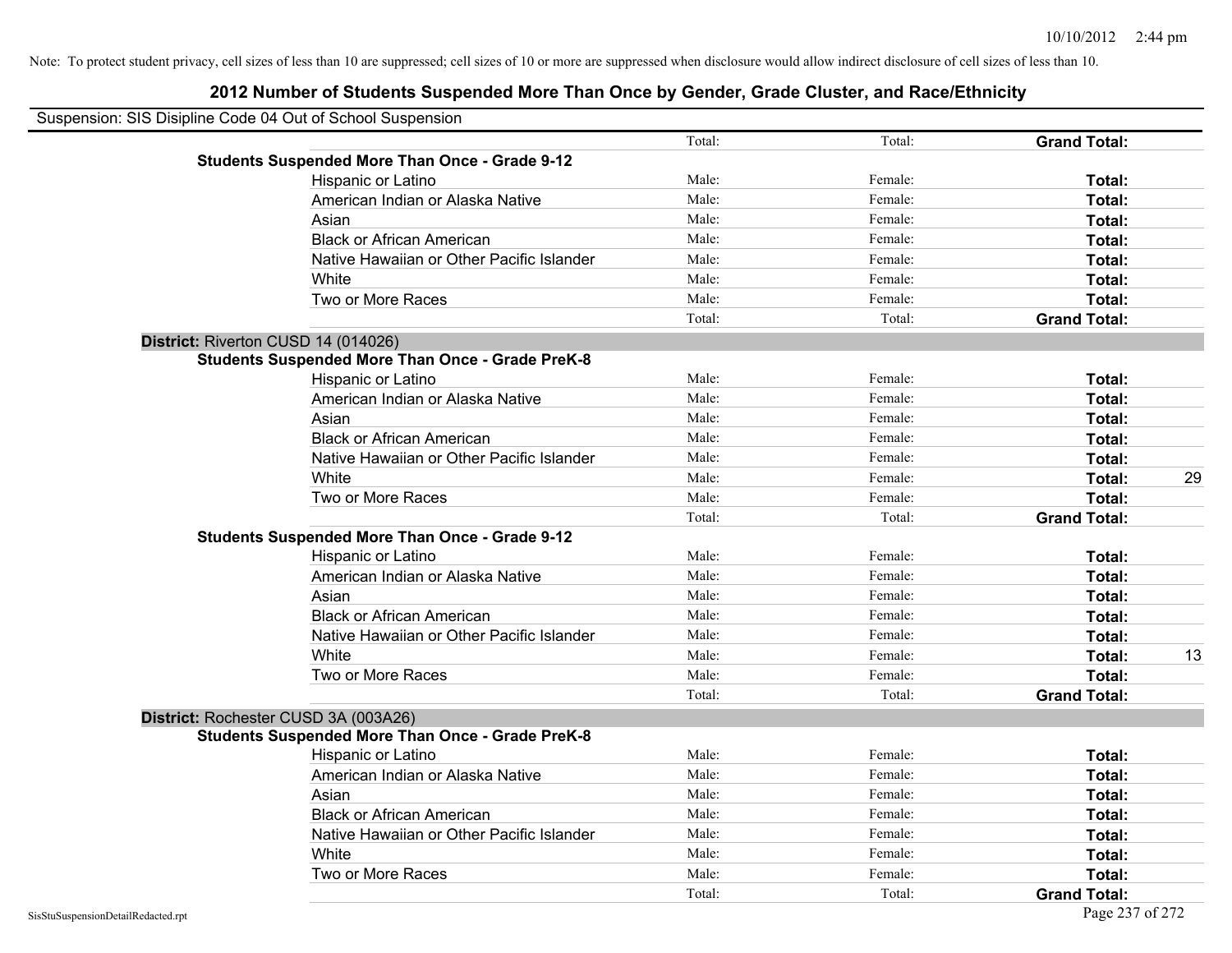Note: To protect student privacy, cell sizes of less than 10 are suppressed; cell sizes of 10 or more are suppressed when disclosure would allow indirect disclosure of cell sizes of less than 10.

## 2012 Number of Students Suspended More Than Once by Gender, Grade Cluster, and Race/Ethnicity

Suspension: SIS Disipline Code 04 Out of School Suspension

| | | | | | |
|---|---|---|---|---|---|
| | | Total: | Total: | **Grand Total:** | |
| **Students Suspended More Than Once - Grade 9-12** | | | | | |
| | Hispanic or Latino | Male: | Female: | **Total:** | |
| | American Indian or Alaska Native | Male: | Female: | **Total:** | |
| | Asian | Male: | Female: | **Total:** | |
| | Black or African American | Male: | Female: | **Total:** | |
| | Native Hawaiian or Other Pacific Islander | Male: | Female: | **Total:** | |
| | White | Male: | Female: | **Total:** | |
| | Two or More Races | Male: | Female: | **Total:** | |
| | | Total: | Total: | **Grand Total:** | |
| **District:** Riverton CUSD 14 (014026) | | | | | |
| **Students Suspended More Than Once - Grade PreK-8** | | | | | |
| | Hispanic or Latino | Male: | Female: | **Total:** | |
| | American Indian or Alaska Native | Male: | Female: | **Total:** | |
| | Asian | Male: | Female: | **Total:** | |
| | Black or African American | Male: | Female: | **Total:** | |
| | Native Hawaiian or Other Pacific Islander | Male: | Female: | **Total:** | |
| | White | Male: | Female: | **Total:** | 29 |
| | Two or More Races | Male: | Female: | **Total:** | |
| | | Total: | Total: | **Grand Total:** | |
| **Students Suspended More Than Once - Grade 9-12** | | | | | |
| | Hispanic or Latino | Male: | Female: | **Total:** | |
| | American Indian or Alaska Native | Male: | Female: | **Total:** | |
| | Asian | Male: | Female: | **Total:** | |
| | Black or African American | Male: | Female: | **Total:** | |
| | Native Hawaiian or Other Pacific Islander | Male: | Female: | **Total:** | |
| | White | Male: | Female: | **Total:** | 13 |
| | Two or More Races | Male: | Female: | **Total:** | |
| | | Total: | Total: | **Grand Total:** | |
| **District:** Rochester CUSD 3A (003A26) | | | | | |
| **Students Suspended More Than Once - Grade PreK-8** | | | | | |
| | Hispanic or Latino | Male: | Female: | **Total:** | |
| | American Indian or Alaska Native | Male: | Female: | **Total:** | |
| | Asian | Male: | Female: | **Total:** | |
| | Black or African American | Male: | Female: | **Total:** | |
| | Native Hawaiian or Other Pacific Islander | Male: | Female: | **Total:** | |
| | White | Male: | Female: | **Total:** | |
| | Two or More Races | Male: | Female: | **Total:** | |
| | | Total: | Total: | **Grand Total:** | |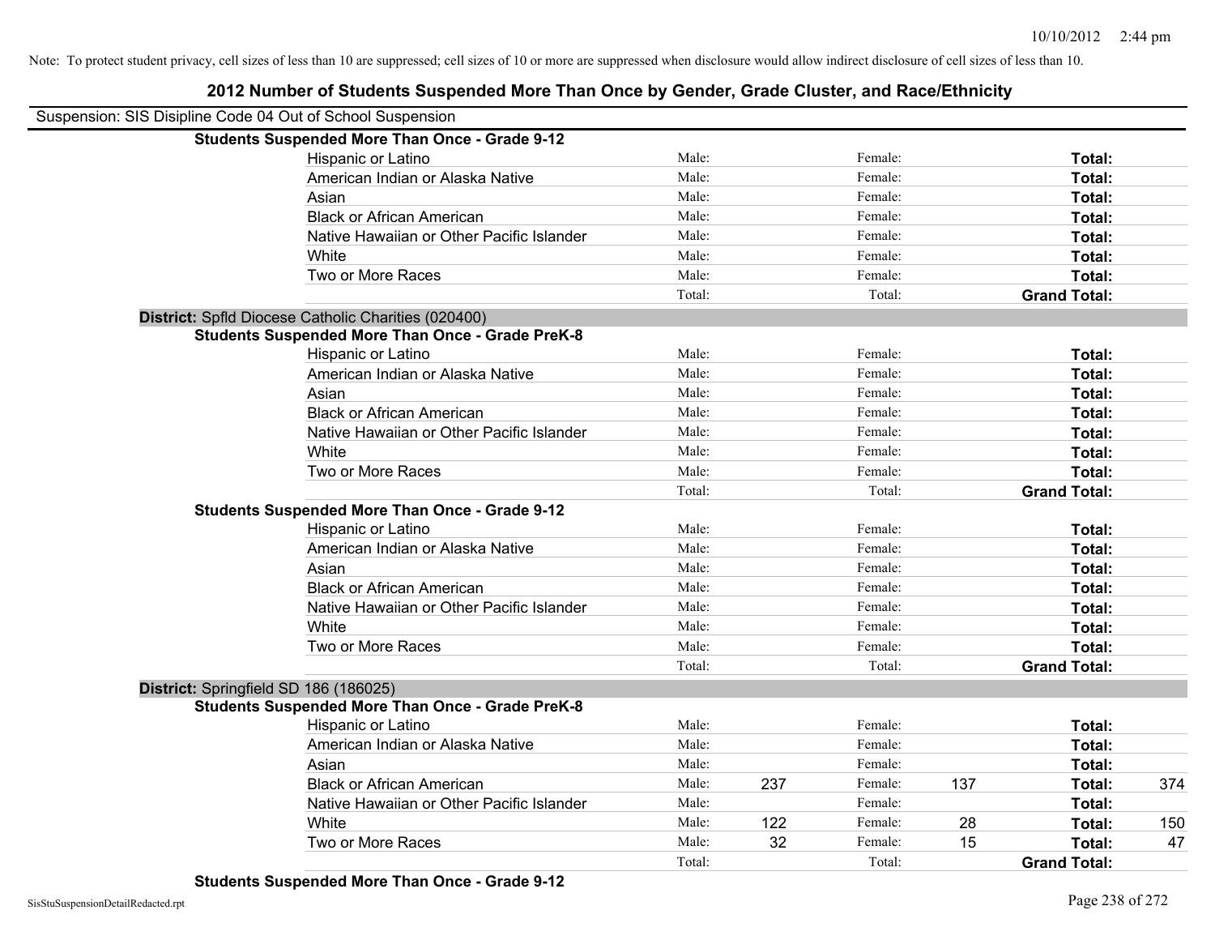Note: To protect student privacy, cell sizes of less than 10 are suppressed; cell sizes of 10 or more are suppressed when disclosure would allow indirect disclosure of cell sizes of less than 10.

## 2012 Number of Students Suspended More Than Once by Gender, Grade Cluster, and Race/Ethnicity

Suspension: SIS Disipline Code 04 Out of School Suspension

**Students Suspended More Than Once - Grade 9-12**

| | | | | | | |
|---|---|---|---|---|---|---|
| Hispanic or Latino | Male: | | Female: | | **Total:** | |
| American Indian or Alaska Native | Male: | | Female: | | **Total:** | |
| Asian | Male: | | Female: | | **Total:** | |
| Black or African American | Male: | | Female: | | **Total:** | |
| Native Hawaiian or Other Pacific Islander | Male: | | Female: | | **Total:** | |
| White | Male: | | Female: | | **Total:** | |
| Two or More Races | Male: | | Female: | | **Total:** | |
| | Total: | | Total: | | **Grand Total:** | |

**District:** Spfld Diocese Catholic Charities (020400)

**Students Suspended More Than Once - Grade PreK-8**

| | | | | | | |
|---|---|---|---|---|---|---|
| Hispanic or Latino | Male: | | Female: | | **Total:** | |
| American Indian or Alaska Native | Male: | | Female: | | **Total:** | |
| Asian | Male: | | Female: | | **Total:** | |
| Black or African American | Male: | | Female: | | **Total:** | |
| Native Hawaiian or Other Pacific Islander | Male: | | Female: | | **Total:** | |
| White | Male: | | Female: | | **Total:** | |
| Two or More Races | Male: | | Female: | | **Total:** | |
| | Total: | | Total: | | **Grand Total:** | |

**Students Suspended More Than Once - Grade 9-12**

| | | | | | | |
|---|---|---|---|---|---|---|
| Hispanic or Latino | Male: | | Female: | | **Total:** | |
| American Indian or Alaska Native | Male: | | Female: | | **Total:** | |
| Asian | Male: | | Female: | | **Total:** | |
| Black or African American | Male: | | Female: | | **Total:** | |
| Native Hawaiian or Other Pacific Islander | Male: | | Female: | | **Total:** | |
| White | Male: | | Female: | | **Total:** | |
| Two or More Races | Male: | | Female: | | **Total:** | |
| | Total: | | Total: | | **Grand Total:** | |

**District:** Springfield SD 186 (186025)

**Students Suspended More Than Once - Grade PreK-8**

| | | | | | | |
|---|---|---|---|---|---|---|
| Hispanic or Latino | Male: | | Female: | | **Total:** | |
| American Indian or Alaska Native | Male: | | Female: | | **Total:** | |
| Asian | Male: | | Female: | | **Total:** | |
| Black or African American | Male: | 237 | Female: | 137 | **Total:** | 374 |
| Native Hawaiian or Other Pacific Islander | Male: | | Female: | | **Total:** | |
| White | Male: | 122 | Female: | 28 | **Total:** | 150 |
| Two or More Races | Male: | 32 | Female: | 15 | **Total:** | 47 |
| | Total: | | Total: | | **Grand Total:** | |

**Students Suspended More Than Once - Grade 9-12**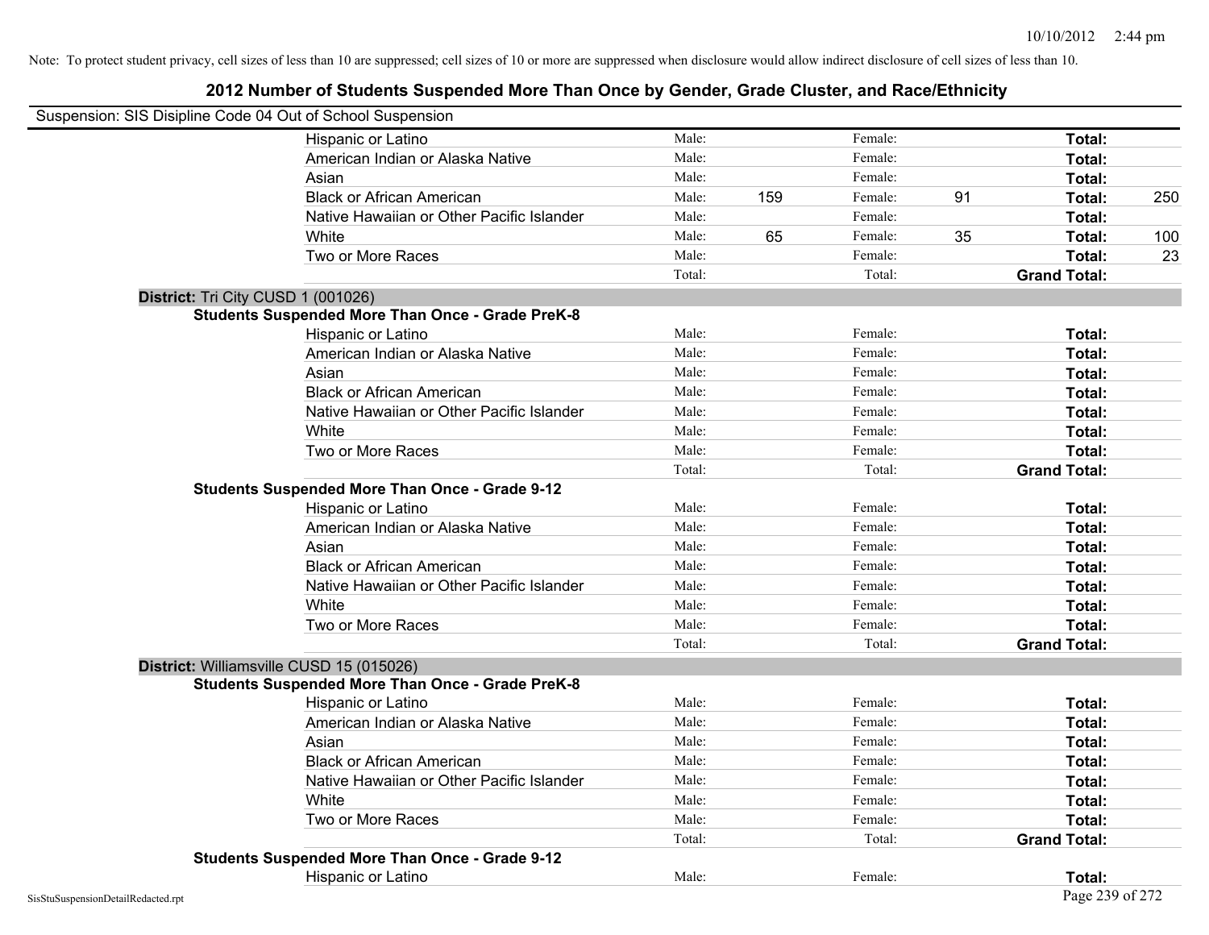Note: To protect student privacy, cell sizes of less than 10 are suppressed; cell sizes of 10 or more are suppressed when disclosure would allow indirect disclosure of cell sizes of less than 10.

# 2012 Number of Students Suspended More Than Once by Gender, Grade Cluster, and Race/Ethnicity

Suspension: SIS Disipline Code 04 Out of School Suspension

| | | | | | | |
|---|---|---|---|---|---|---|
| Hispanic or Latino | Male: | | Female: | | Total: | |
| American Indian or Alaska Native | Male: | | Female: | | Total: | |
| Asian | Male: | | Female: | | Total: | |
| Black or African American | Male: | 159 | Female: | 91 | Total: | 250 |
| Native Hawaiian or Other Pacific Islander | Male: | | Female: | | Total: | |
| White | Male: | 65 | Female: | 35 | Total: | 100 |
| Two or More Races | Male: | | Female: | | Total: | 23 |
| | Total: | | Total: | | Grand Total: | |

**District:** Tri City CUSD 1 (001026)

**Students Suspended More Than Once - Grade PreK-8**

| | | | | | | |
|---|---|---|---|---|---|---|
| Hispanic or Latino | Male: | | Female: | | Total: | |
| American Indian or Alaska Native | Male: | | Female: | | Total: | |
| Asian | Male: | | Female: | | Total: | |
| Black or African American | Male: | | Female: | | Total: | |
| Native Hawaiian or Other Pacific Islander | Male: | | Female: | | Total: | |
| White | Male: | | Female: | | Total: | |
| Two or More Races | Male: | | Female: | | Total: | |
| | Total: | | Total: | | Grand Total: | |

**Students Suspended More Than Once - Grade 9-12**

| | | | | | | |
|---|---|---|---|---|---|---|
| Hispanic or Latino | Male: | | Female: | | Total: | |
| American Indian or Alaska Native | Male: | | Female: | | Total: | |
| Asian | Male: | | Female: | | Total: | |
| Black or African American | Male: | | Female: | | Total: | |
| Native Hawaiian or Other Pacific Islander | Male: | | Female: | | Total: | |
| White | Male: | | Female: | | Total: | |
| Two or More Races | Male: | | Female: | | Total: | |
| | Total: | | Total: | | Grand Total: | |

**District:** Williamsville CUSD 15 (015026)

**Students Suspended More Than Once - Grade PreK-8**

| | | | | | | |
|---|---|---|---|---|---|---|
| Hispanic or Latino | Male: | | Female: | | Total: | |
| American Indian or Alaska Native | Male: | | Female: | | Total: | |
| Asian | Male: | | Female: | | Total: | |
| Black or African American | Male: | | Female: | | Total: | |
| Native Hawaiian or Other Pacific Islander | Male: | | Female: | | Total: | |
| White | Male: | | Female: | | Total: | |
| Two or More Races | Male: | | Female: | | Total: | |
| | Total: | | Total: | | Grand Total: | |

**Students Suspended More Than Once - Grade 9-12**

| | | | | | | |
|---|---|---|---|---|---|---|
| Hispanic or Latino | Male: | | Female: | | Total: | |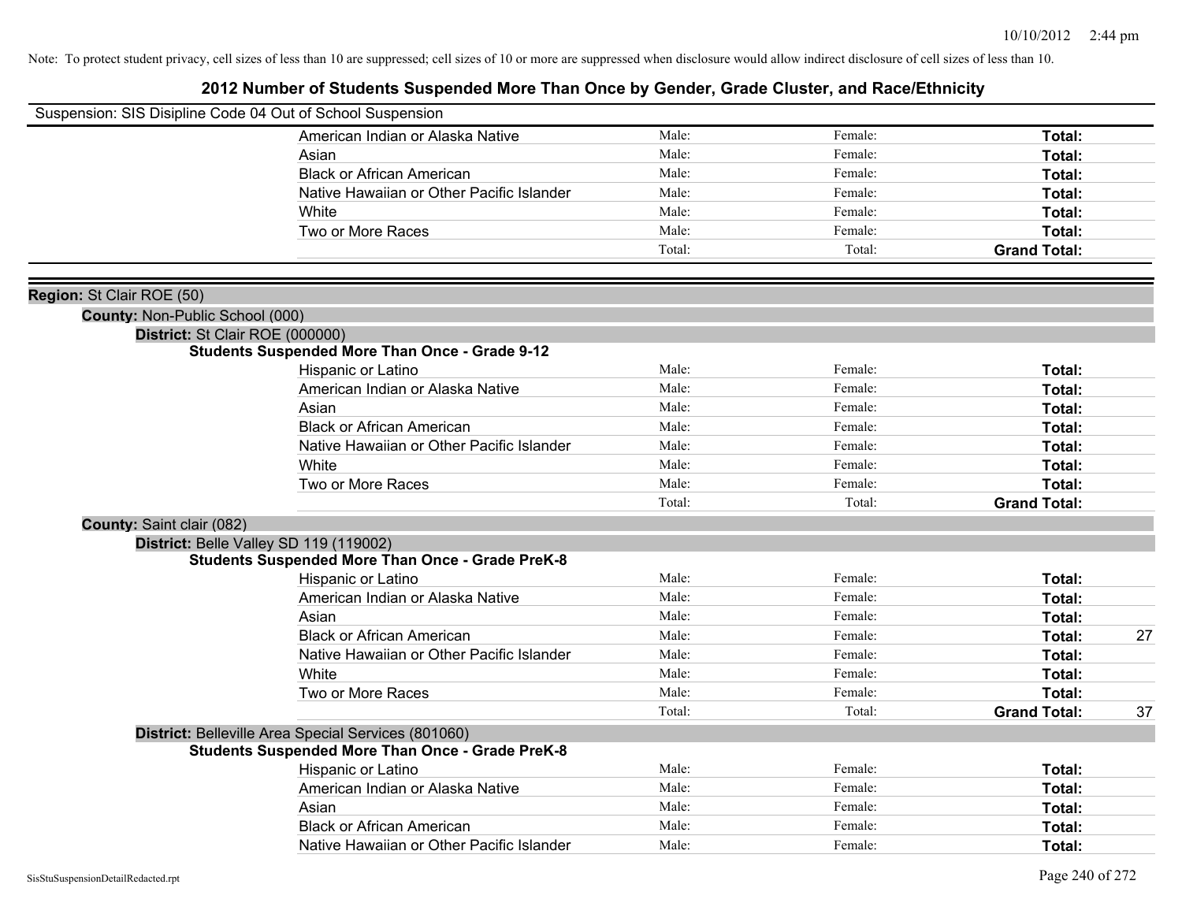Note: To protect student privacy, cell sizes of less than 10 are suppressed; cell sizes of 10 or more are suppressed when disclosure would allow indirect disclosure of cell sizes of less than 10.

# 2012 Number of Students Suspended More Than Once by Gender, Grade Cluster, and Race/Ethnicity

Suspension: SIS Disipline Code 04 Out of School Suspension

| | Male | Female | Total |
|---|---|---|---|
| American Indian or Alaska Native | Male: | Female: | **Total:** |
| Asian | Male: | Female: | **Total:** |
| Black or African American | Male: | Female: | **Total:** |
| Native Hawaiian or Other Pacific Islander | Male: | Female: | **Total:** |
| White | Male: | Female: | **Total:** |
| Two or More Races | Male: | Female: | **Total:** |
| | Total: | Total: | **Grand Total:** |

**Region:** St Clair ROE (50)

**County:** Non-Public School (000)

**District:** St Clair ROE (000000)

**Students Suspended More Than Once - Grade 9-12**

| | Male | Female | Total |
|---|---|---|---|
| Hispanic or Latino | Male: | Female: | **Total:** |
| American Indian or Alaska Native | Male: | Female: | **Total:** |
| Asian | Male: | Female: | **Total:** |
| Black or African American | Male: | Female: | **Total:** |
| Native Hawaiian or Other Pacific Islander | Male: | Female: | **Total:** |
| White | Male: | Female: | **Total:** |
| Two or More Races | Male: | Female: | **Total:** |
| | Total: | Total: | **Grand Total:** |

**County:** Saint clair (082)

**District:** Belle Valley SD 119 (119002)

**Students Suspended More Than Once - Grade PreK-8**

| | Male | Female | Total |
|---|---|---|---|
| Hispanic or Latino | Male: | Female: | **Total:** |
| American Indian or Alaska Native | Male: | Female: | **Total:** |
| Asian | Male: | Female: | **Total:** |
| Black or African American | Male: | Female: | **Total:** 27 |
| Native Hawaiian or Other Pacific Islander | Male: | Female: | **Total:** |
| White | Male: | Female: | **Total:** |
| Two or More Races | Male: | Female: | **Total:** |
| | Total: | Total: | **Grand Total:** 37 |

**District:** Belleville Area Special Services (801060)

**Students Suspended More Than Once - Grade PreK-8**

| | Male | Female | Total |
|---|---|---|---|
| Hispanic or Latino | Male: | Female: | **Total:** |
| American Indian or Alaska Native | Male: | Female: | **Total:** |
| Asian | Male: | Female: | **Total:** |
| Black or African American | Male: | Female: | **Total:** |
| Native Hawaiian or Other Pacific Islander | Male: | Female: | **Total:** |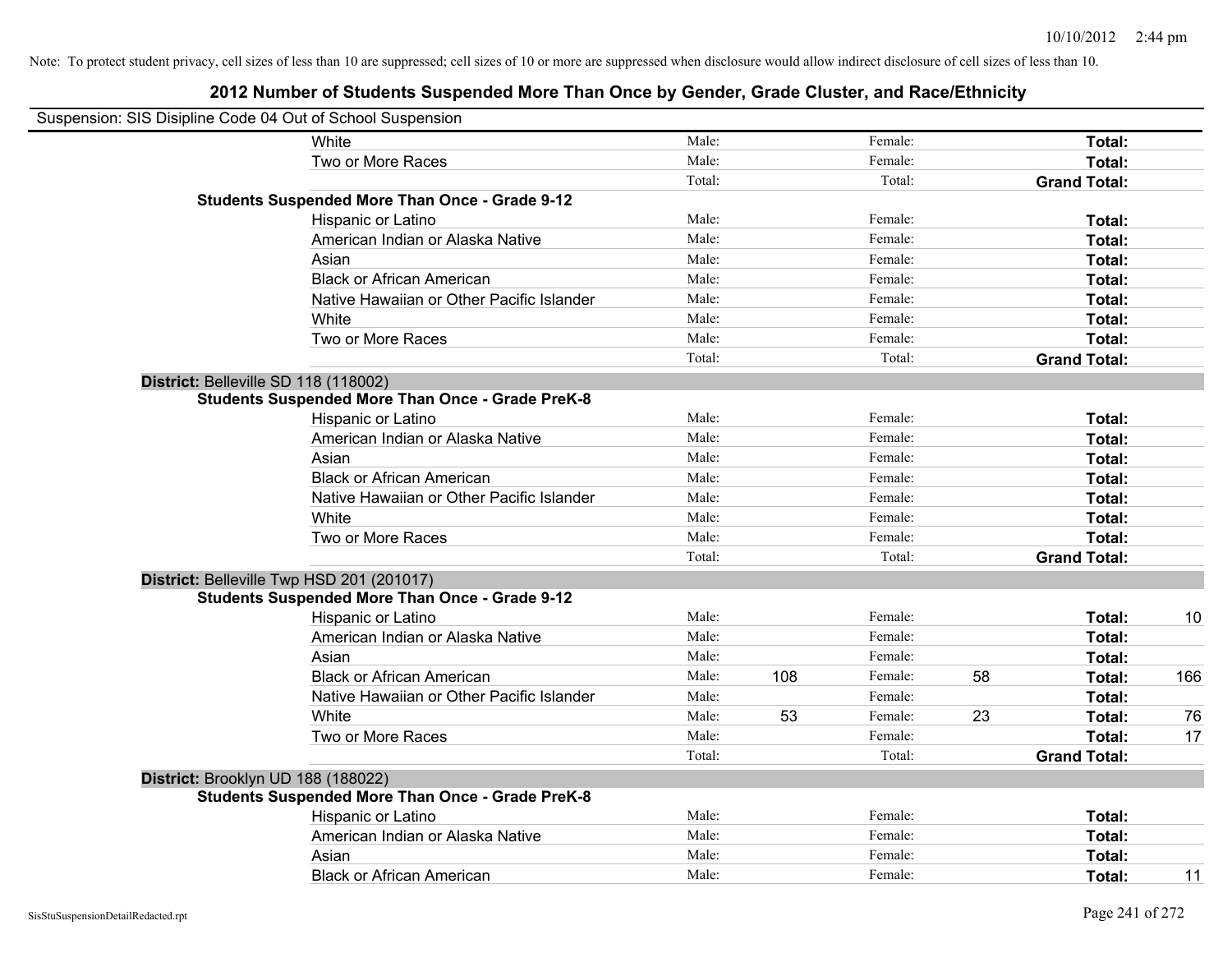Note: To protect student privacy, cell sizes of less than 10 are suppressed; cell sizes of 10 or more are suppressed when disclosure would allow indirect disclosure of cell sizes of less than 10.

## 2012 Number of Students Suspended More Than Once by Gender, Grade Cluster, and Race/Ethnicity

Suspension: SIS Disipline Code 04 Out of School Suspension

| | | | | | | |
|---|---|---|---|---|---|---|
| White | Male: | | Female: | | **Total:** | |
| Two or More Races | Male: | | Female: | | **Total:** | |
| | Total: | | Total: | | **Grand Total:** | |
| **Students Suspended More Than Once - Grade 9-12** | | | | | | |
| Hispanic or Latino | Male: | | Female: | | **Total:** | |
| American Indian or Alaska Native | Male: | | Female: | | **Total:** | |
| Asian | Male: | | Female: | | **Total:** | |
| Black or African American | Male: | | Female: | | **Total:** | |
| Native Hawaiian or Other Pacific Islander | Male: | | Female: | | **Total:** | |
| White | Male: | | Female: | | **Total:** | |
| Two or More Races | Male: | | Female: | | **Total:** | |
| | Total: | | Total: | | **Grand Total:** | |
| **District:** Belleville SD 118 (118002) | | | | | | |
| **Students Suspended More Than Once - Grade PreK-8** | | | | | | |
| Hispanic or Latino | Male: | | Female: | | **Total:** | |
| American Indian or Alaska Native | Male: | | Female: | | **Total:** | |
| Asian | Male: | | Female: | | **Total:** | |
| Black or African American | Male: | | Female: | | **Total:** | |
| Native Hawaiian or Other Pacific Islander | Male: | | Female: | | **Total:** | |
| White | Male: | | Female: | | **Total:** | |
| Two or More Races | Male: | | Female: | | **Total:** | |
| | Total: | | Total: | | **Grand Total:** | |
| **District:** Belleville Twp HSD 201 (201017) | | | | | | |
| **Students Suspended More Than Once - Grade 9-12** | | | | | | |
| Hispanic or Latino | Male: | | Female: | | **Total:** | 10 |
| American Indian or Alaska Native | Male: | | Female: | | **Total:** | |
| Asian | Male: | | Female: | | **Total:** | |
| Black or African American | Male: | 108 | Female: | 58 | **Total:** | 166 |
| Native Hawaiian or Other Pacific Islander | Male: | | Female: | | **Total:** | |
| White | Male: | 53 | Female: | 23 | **Total:** | 76 |
| Two or More Races | Male: | | Female: | | **Total:** | 17 |
| | Total: | | Total: | | **Grand Total:** | |
| **District:** Brooklyn UD 188 (188022) | | | | | | |
| **Students Suspended More Than Once - Grade PreK-8** | | | | | | |
| Hispanic or Latino | Male: | | Female: | | **Total:** | |
| American Indian or Alaska Native | Male: | | Female: | | **Total:** | |
| Asian | Male: | | Female: | | **Total:** | |
| Black or African American | Male: | | Female: | | **Total:** | 11 |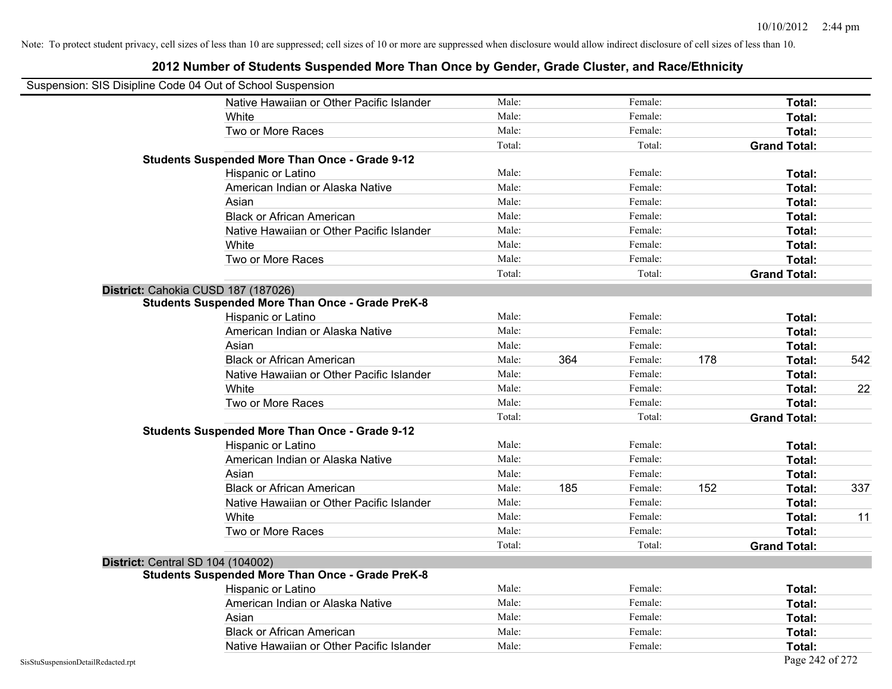Note: To protect student privacy, cell sizes of less than 10 are suppressed; cell sizes of 10 or more are suppressed when disclosure would allow indirect disclosure of cell sizes of less than 10.

## 2012 Number of Students Suspended More Than Once by Gender, Grade Cluster, and Race/Ethnicity

Suspension: SIS Disipline Code 04 Out of School Suspension

| | | | | | | | |
|---|---|---|---|---|---|---|---|
| Native Hawaiian or Other Pacific Islander | Male: | | Female: | | **Total:** | |
| White | Male: | | Female: | | **Total:** | |
| Two or More Races | Male: | | Female: | | **Total:** | |
| | Total: | | Total: | | **Grand Total:** | |

**Students Suspended More Than Once - Grade 9-12**

| | | | | | | |
|---|---|---|---|---|---|---|
| Hispanic or Latino | Male: | | Female: | | **Total:** | |
| American Indian or Alaska Native | Male: | | Female: | | **Total:** | |
| Asian | Male: | | Female: | | **Total:** | |
| Black or African American | Male: | | Female: | | **Total:** | |
| Native Hawaiian or Other Pacific Islander | Male: | | Female: | | **Total:** | |
| White | Male: | | Female: | | **Total:** | |
| Two or More Races | Male: | | Female: | | **Total:** | |
| | Total: | | Total: | | **Grand Total:** | |

**District:** Cahokia CUSD 187 (187026)

**Students Suspended More Than Once - Grade PreK-8**

| | | | | | | |
|---|---|---|---|---|---|---|
| Hispanic or Latino | Male: | | Female: | | **Total:** | |
| American Indian or Alaska Native | Male: | | Female: | | **Total:** | |
| Asian | Male: | | Female: | | **Total:** | |
| Black or African American | Male: | 364 | Female: | 178 | **Total:** | 542 |
| Native Hawaiian or Other Pacific Islander | Male: | | Female: | | **Total:** | |
| White | Male: | | Female: | | **Total:** | 22 |
| Two or More Races | Male: | | Female: | | **Total:** | |
| | Total: | | Total: | | **Grand Total:** | |

**Students Suspended More Than Once - Grade 9-12**

| | | | | | | |
|---|---|---|---|---|---|---|
| Hispanic or Latino | Male: | | Female: | | **Total:** | |
| American Indian or Alaska Native | Male: | | Female: | | **Total:** | |
| Asian | Male: | | Female: | | **Total:** | |
| Black or African American | Male: | 185 | Female: | 152 | **Total:** | 337 |
| Native Hawaiian or Other Pacific Islander | Male: | | Female: | | **Total:** | |
| White | Male: | | Female: | | **Total:** | 11 |
| Two or More Races | Male: | | Female: | | **Total:** | |
| | Total: | | Total: | | **Grand Total:** | |

**District:** Central SD 104 (104002)

**Students Suspended More Than Once - Grade PreK-8**

| | | | | | | |
|---|---|---|---|---|---|---|
| Hispanic or Latino | Male: | | Female: | | **Total:** | |
| American Indian or Alaska Native | Male: | | Female: | | **Total:** | |
| Asian | Male: | | Female: | | **Total:** | |
| Black or African American | Male: | | Female: | | **Total:** | |
| Native Hawaiian or Other Pacific Islander | Male: | | Female: | | **Total:** | |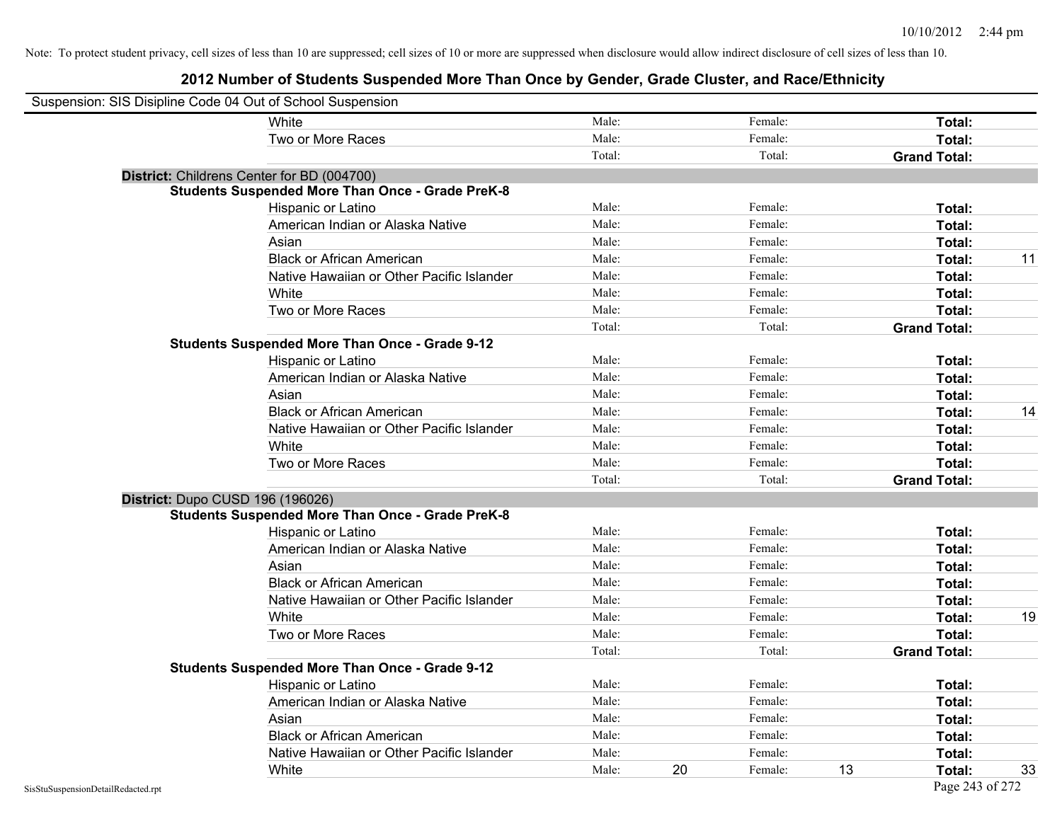Note: To protect student privacy, cell sizes of less than 10 are suppressed; cell sizes of 10 or more are suppressed when disclosure would allow indirect disclosure of cell sizes of less than 10.

## 2012 Number of Students Suspended More Than Once by Gender, Grade Cluster, and Race/Ethnicity

Suspension: SIS Disipline Code 04 Out of School Suspension

| | | | | | | |
|---|---|---|---|---|---|---|
| White | Male: | | Female: | | **Total:** | |
| Two or More Races | Male: | | Female: | | **Total:** | |
| | Total: | | Total: | | **Grand Total:** | |

**District:** Childrens Center for BD (004700)

**Students Suspended More Than Once - Grade PreK-8**

| | | | | | | |
|---|---|---|---|---|---|---|
| Hispanic or Latino | Male: | | Female: | | **Total:** | |
| American Indian or Alaska Native | Male: | | Female: | | **Total:** | |
| Asian | Male: | | Female: | | **Total:** | |
| Black or African American | Male: | | Female: | | **Total:** | 11 |
| Native Hawaiian or Other Pacific Islander | Male: | | Female: | | **Total:** | |
| White | Male: | | Female: | | **Total:** | |
| Two or More Races | Male: | | Female: | | **Total:** | |
| | Total: | | Total: | | **Grand Total:** | |

**Students Suspended More Than Once - Grade 9-12**

| | | | | | | |
|---|---|---|---|---|---|---|
| Hispanic or Latino | Male: | | Female: | | **Total:** | |
| American Indian or Alaska Native | Male: | | Female: | | **Total:** | |
| Asian | Male: | | Female: | | **Total:** | |
| Black or African American | Male: | | Female: | | **Total:** | 14 |
| Native Hawaiian or Other Pacific Islander | Male: | | Female: | | **Total:** | |
| White | Male: | | Female: | | **Total:** | |
| Two or More Races | Male: | | Female: | | **Total:** | |
| | Total: | | Total: | | **Grand Total:** | |

**District:** Dupo CUSD 196 (196026)

**Students Suspended More Than Once - Grade PreK-8**

| | | | | | | |
|---|---|---|---|---|---|---|
| Hispanic or Latino | Male: | | Female: | | **Total:** | |
| American Indian or Alaska Native | Male: | | Female: | | **Total:** | |
| Asian | Male: | | Female: | | **Total:** | |
| Black or African American | Male: | | Female: | | **Total:** | |
| Native Hawaiian or Other Pacific Islander | Male: | | Female: | | **Total:** | |
| White | Male: | | Female: | | **Total:** | 19 |
| Two or More Races | Male: | | Female: | | **Total:** | |
| | Total: | | Total: | | **Grand Total:** | |

**Students Suspended More Than Once - Grade 9-12**

| | | | | | | |
|---|---|---|---|---|---|---|
| Hispanic or Latino | Male: | | Female: | | **Total:** | |
| American Indian or Alaska Native | Male: | | Female: | | **Total:** | |
| Asian | Male: | | Female: | | **Total:** | |
| Black or African American | Male: | | Female: | | **Total:** | |
| Native Hawaiian or Other Pacific Islander | Male: | | Female: | | **Total:** | |
| White | Male: | 20 | Female: | 13 | **Total:** | 33 |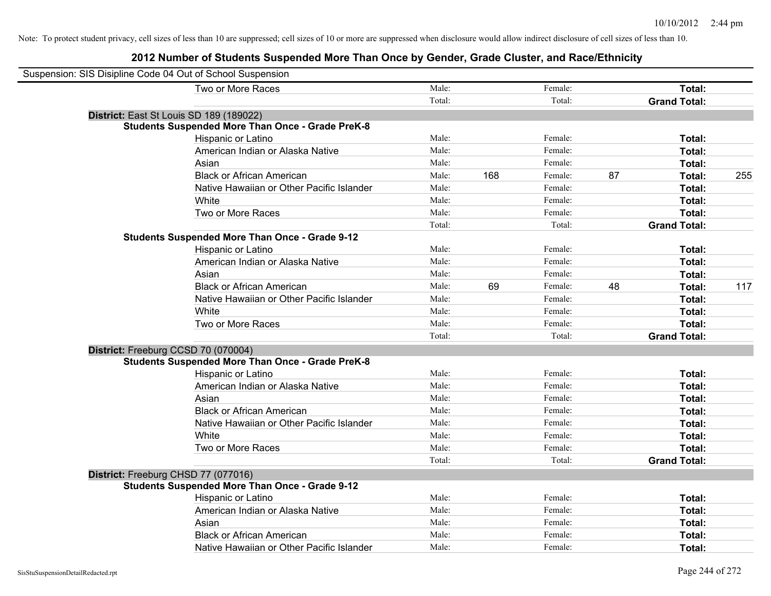Note: To protect student privacy, cell sizes of less than 10 are suppressed; cell sizes of 10 or more are suppressed when disclosure would allow indirect disclosure of cell sizes of less than 10.

## 2012 Number of Students Suspended More Than Once by Gender, Grade Cluster, and Race/Ethnicity

Suspension: SIS Disipline Code 04 Out of School Suspension

| | | | | | | |
|---|---|---|---|---|---|---|
| Two or More Races | Male: | | Female: | | **Total:** | |
| | Total: | | Total: | | **Grand Total:** | |

**District:** East St Louis SD 189 (189022)

**Students Suspended More Than Once - Grade PreK-8**

| | | | | | | |
|---|---|---|---|---|---|---|
| Hispanic or Latino | Male: | | Female: | | **Total:** | |
| American Indian or Alaska Native | Male: | | Female: | | **Total:** | |
| Asian | Male: | | Female: | | **Total:** | |
| Black or African American | Male: | 168 | Female: | 87 | **Total:** | 255 |
| Native Hawaiian or Other Pacific Islander | Male: | | Female: | | **Total:** | |
| White | Male: | | Female: | | **Total:** | |
| Two or More Races | Male: | | Female: | | **Total:** | |
| | Total: | | Total: | | **Grand Total:** | |

**Students Suspended More Than Once - Grade 9-12**

| | | | | | | |
|---|---|---|---|---|---|---|
| Hispanic or Latino | Male: | | Female: | | **Total:** | |
| American Indian or Alaska Native | Male: | | Female: | | **Total:** | |
| Asian | Male: | | Female: | | **Total:** | |
| Black or African American | Male: | 69 | Female: | 48 | **Total:** | 117 |
| Native Hawaiian or Other Pacific Islander | Male: | | Female: | | **Total:** | |
| White | Male: | | Female: | | **Total:** | |
| Two or More Races | Male: | | Female: | | **Total:** | |
| | Total: | | Total: | | **Grand Total:** | |

**District:** Freeburg CCSD 70 (070004)

**Students Suspended More Than Once - Grade PreK-8**

| | | | | | | |
|---|---|---|---|---|---|---|
| Hispanic or Latino | Male: | | Female: | | **Total:** | |
| American Indian or Alaska Native | Male: | | Female: | | **Total:** | |
| Asian | Male: | | Female: | | **Total:** | |
| Black or African American | Male: | | Female: | | **Total:** | |
| Native Hawaiian or Other Pacific Islander | Male: | | Female: | | **Total:** | |
| White | Male: | | Female: | | **Total:** | |
| Two or More Races | Male: | | Female: | | **Total:** | |
| | Total: | | Total: | | **Grand Total:** | |

**District:** Freeburg CHSD 77 (077016)

**Students Suspended More Than Once - Grade 9-12**

| | | | | | | |
|---|---|---|---|---|---|---|
| Hispanic or Latino | Male: | | Female: | | **Total:** | |
| American Indian or Alaska Native | Male: | | Female: | | **Total:** | |
| Asian | Male: | | Female: | | **Total:** | |
| Black or African American | Male: | | Female: | | **Total:** | |
| Native Hawaiian or Other Pacific Islander | Male: | | Female: | | **Total:** | |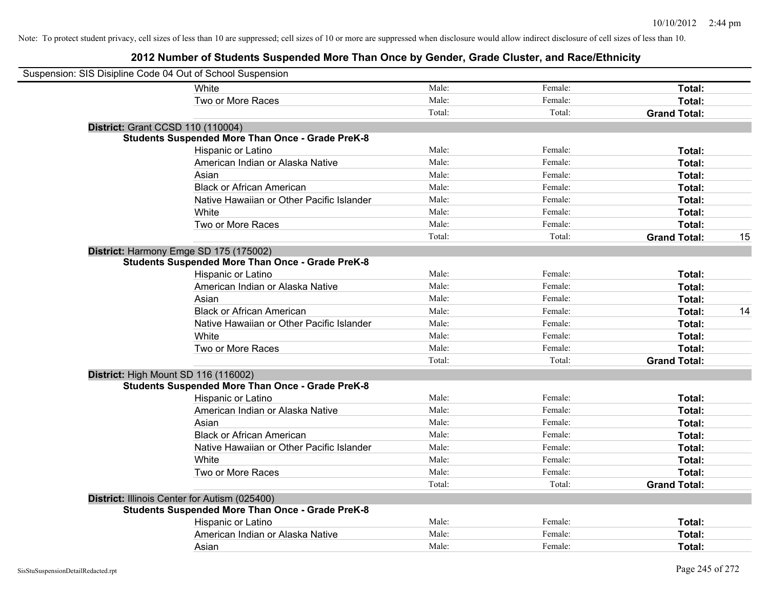Note: To protect student privacy, cell sizes of less than 10 are suppressed; cell sizes of 10 or more are suppressed when disclosure would allow indirect disclosure of cell sizes of less than 10.

## 2012 Number of Students Suspended More Than Once by Gender, Grade Cluster, and Race/Ethnicity

Suspension: SIS Disipline Code 04 Out of School Suspension

| | | | | |
|---|---|---|---|---|
| White | Male: | Female: | **Total:** | |
| Two or More Races | Male: | Female: | **Total:** | |
| | Total: | Total: | **Grand Total:** | |

**District:** Grant CCSD 110 (110004)

**Students Suspended More Than Once - Grade PreK-8**

| | | | | |
|---|---|---|---|---|
| Hispanic or Latino | Male: | Female: | **Total:** | |
| American Indian or Alaska Native | Male: | Female: | **Total:** | |
| Asian | Male: | Female: | **Total:** | |
| Black or African American | Male: | Female: | **Total:** | |
| Native Hawaiian or Other Pacific Islander | Male: | Female: | **Total:** | |
| White | Male: | Female: | **Total:** | |
| Two or More Races | Male: | Female: | **Total:** | |
| | Total: | Total: | **Grand Total:** | 15 |

**District:** Harmony Emge SD 175 (175002)

**Students Suspended More Than Once - Grade PreK-8**

| | | | | |
|---|---|---|---|---|
| Hispanic or Latino | Male: | Female: | **Total:** | |
| American Indian or Alaska Native | Male: | Female: | **Total:** | |
| Asian | Male: | Female: | **Total:** | |
| Black or African American | Male: | Female: | **Total:** | 14 |
| Native Hawaiian or Other Pacific Islander | Male: | Female: | **Total:** | |
| White | Male: | Female: | **Total:** | |
| Two or More Races | Male: | Female: | **Total:** | |
| | Total: | Total: | **Grand Total:** | |

**District:** High Mount SD 116 (116002)

**Students Suspended More Than Once - Grade PreK-8**

| | | | | |
|---|---|---|---|---|
| Hispanic or Latino | Male: | Female: | **Total:** | |
| American Indian or Alaska Native | Male: | Female: | **Total:** | |
| Asian | Male: | Female: | **Total:** | |
| Black or African American | Male: | Female: | **Total:** | |
| Native Hawaiian or Other Pacific Islander | Male: | Female: | **Total:** | |
| White | Male: | Female: | **Total:** | |
| Two or More Races | Male: | Female: | **Total:** | |
| | Total: | Total: | **Grand Total:** | |

**District:** Illinois Center for Autism (025400)

**Students Suspended More Than Once - Grade PreK-8**

| | | | | |
|---|---|---|---|---|
| Hispanic or Latino | Male: | Female: | **Total:** | |
| American Indian or Alaska Native | Male: | Female: | **Total:** | |
| Asian | Male: | Female: | **Total:** | |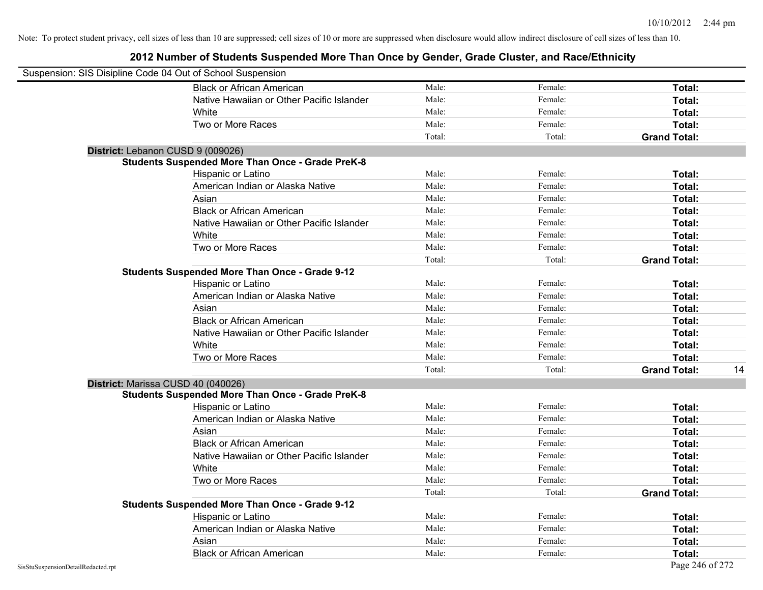Note: To protect student privacy, cell sizes of less than 10 are suppressed; cell sizes of 10 or more are suppressed when disclosure would allow indirect disclosure of cell sizes of less than 10.

## 2012 Number of Students Suspended More Than Once by Gender, Grade Cluster, and Race/Ethnicity

Suspension: SIS Disipline Code 04 Out of School Suspension

| | | | | |
|---|---|---|---|---|
| Black or African American | Male: | Female: | **Total:** | |
| Native Hawaiian or Other Pacific Islander | Male: | Female: | **Total:** | |
| White | Male: | Female: | **Total:** | |
| Two or More Races | Male: | Female: | **Total:** | |
| | Total: | Total: | **Grand Total:** | |

**District:** Lebanon CUSD 9 (009026)

**Students Suspended More Than Once - Grade PreK-8**

| | | | | |
|---|---|---|---|---|
| Hispanic or Latino | Male: | Female: | **Total:** | |
| American Indian or Alaska Native | Male: | Female: | **Total:** | |
| Asian | Male: | Female: | **Total:** | |
| Black or African American | Male: | Female: | **Total:** | |
| Native Hawaiian or Other Pacific Islander | Male: | Female: | **Total:** | |
| White | Male: | Female: | **Total:** | |
| Two or More Races | Male: | Female: | **Total:** | |
| | Total: | Total: | **Grand Total:** | |

**Students Suspended More Than Once - Grade 9-12**

| | | | | |
|---|---|---|---|---|
| Hispanic or Latino | Male: | Female: | **Total:** | |
| American Indian or Alaska Native | Male: | Female: | **Total:** | |
| Asian | Male: | Female: | **Total:** | |
| Black or African American | Male: | Female: | **Total:** | |
| Native Hawaiian or Other Pacific Islander | Male: | Female: | **Total:** | |
| White | Male: | Female: | **Total:** | |
| Two or More Races | Male: | Female: | **Total:** | |
| | Total: | Total: | **Grand Total:** | 14 |

**District:** Marissa CUSD 40 (040026)

**Students Suspended More Than Once - Grade PreK-8**

| | | | | |
|---|---|---|---|---|
| Hispanic or Latino | Male: | Female: | **Total:** | |
| American Indian or Alaska Native | Male: | Female: | **Total:** | |
| Asian | Male: | Female: | **Total:** | |
| Black or African American | Male: | Female: | **Total:** | |
| Native Hawaiian or Other Pacific Islander | Male: | Female: | **Total:** | |
| White | Male: | Female: | **Total:** | |
| Two or More Races | Male: | Female: | **Total:** | |
| | Total: | Total: | **Grand Total:** | |

**Students Suspended More Than Once - Grade 9-12**

| | | | | |
|---|---|---|---|---|
| Hispanic or Latino | Male: | Female: | **Total:** | |
| American Indian or Alaska Native | Male: | Female: | **Total:** | |
| Asian | Male: | Female: | **Total:** | |
| Black or African American | Male: | Female: | **Total:** | |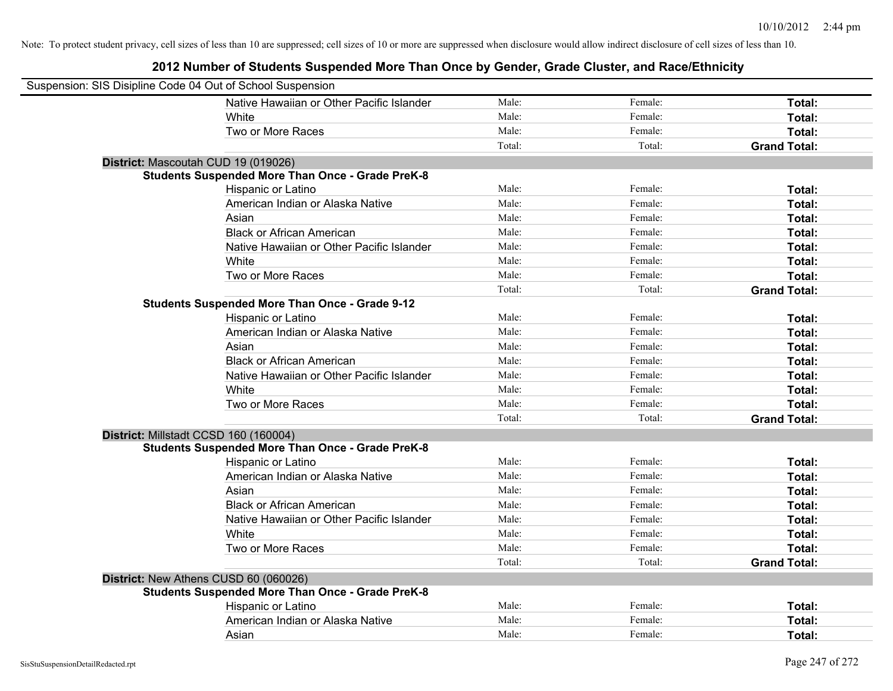Note: To protect student privacy, cell sizes of less than 10 are suppressed; cell sizes of 10 or more are suppressed when disclosure would allow indirect disclosure of cell sizes of less than 10.

## 2012 Number of Students Suspended More Than Once by Gender, Grade Cluster, and Race/Ethnicity

Suspension: SIS Disipline Code 04 Out of School Suspension

| | | | |
|---|---|---|---|
| Native Hawaiian or Other Pacific Islander | Male: | Female: | **Total:** |
| White | Male: | Female: | **Total:** |
| Two or More Races | Male: | Female: | **Total:** |
| | Total: | Total: | **Grand Total:** |

**District:** Mascoutah CUD 19 (019026)

**Students Suspended More Than Once - Grade PreK-8**

| | | | |
|---|---|---|---|
| Hispanic or Latino | Male: | Female: | **Total:** |
| American Indian or Alaska Native | Male: | Female: | **Total:** |
| Asian | Male: | Female: | **Total:** |
| Black or African American | Male: | Female: | **Total:** |
| Native Hawaiian or Other Pacific Islander | Male: | Female: | **Total:** |
| White | Male: | Female: | **Total:** |
| Two or More Races | Male: | Female: | **Total:** |
| | Total: | Total: | **Grand Total:** |

**Students Suspended More Than Once - Grade 9-12**

| | | | |
|---|---|---|---|
| Hispanic or Latino | Male: | Female: | **Total:** |
| American Indian or Alaska Native | Male: | Female: | **Total:** |
| Asian | Male: | Female: | **Total:** |
| Black or African American | Male: | Female: | **Total:** |
| Native Hawaiian or Other Pacific Islander | Male: | Female: | **Total:** |
| White | Male: | Female: | **Total:** |
| Two or More Races | Male: | Female: | **Total:** |
| | Total: | Total: | **Grand Total:** |

**District:** Millstadt CCSD 160 (160004)

**Students Suspended More Than Once - Grade PreK-8**

| | | | |
|---|---|---|---|
| Hispanic or Latino | Male: | Female: | **Total:** |
| American Indian or Alaska Native | Male: | Female: | **Total:** |
| Asian | Male: | Female: | **Total:** |
| Black or African American | Male: | Female: | **Total:** |
| Native Hawaiian or Other Pacific Islander | Male: | Female: | **Total:** |
| White | Male: | Female: | **Total:** |
| Two or More Races | Male: | Female: | **Total:** |
| | Total: | Total: | **Grand Total:** |

**District:** New Athens CUSD 60 (060026)

**Students Suspended More Than Once - Grade PreK-8**

| | | | |
|---|---|---|---|
| Hispanic or Latino | Male: | Female: | **Total:** |
| American Indian or Alaska Native | Male: | Female: | **Total:** |
| Asian | Male: | Female: | **Total:** |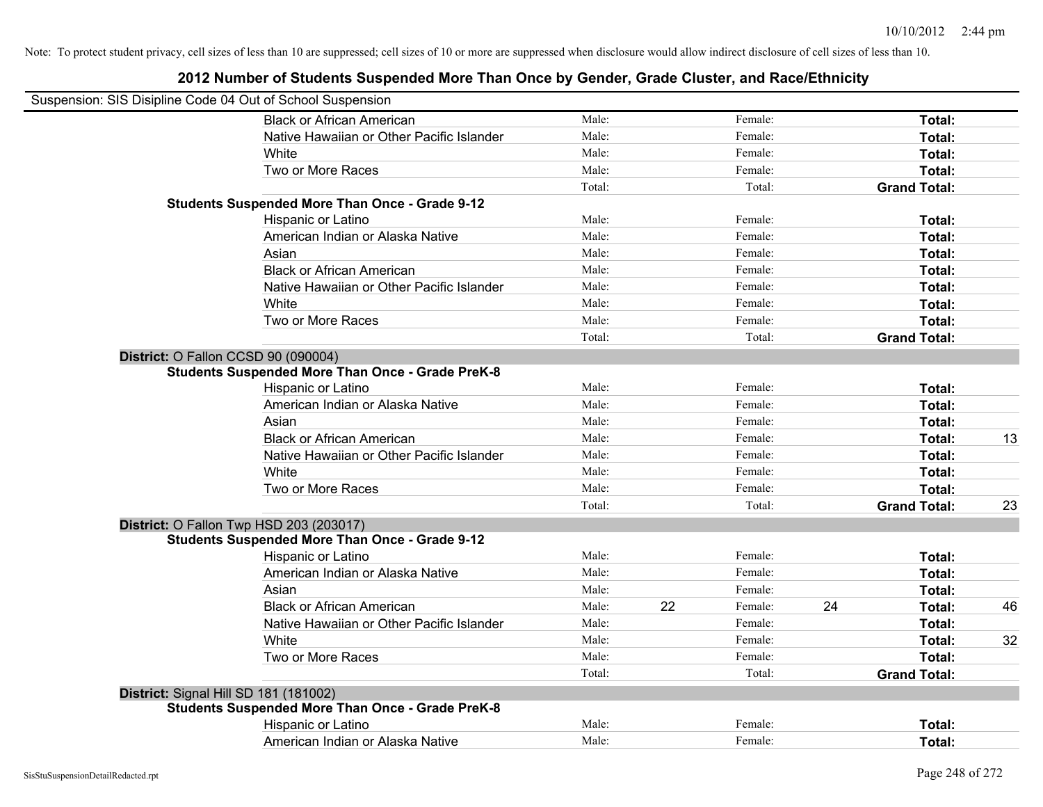Note: To protect student privacy, cell sizes of less than 10 are suppressed; cell sizes of 10 or more are suppressed when disclosure would allow indirect disclosure of cell sizes of less than 10.

## 2012 Number of Students Suspended More Than Once by Gender, Grade Cluster, and Race/Ethnicity

Suspension: SIS Disipline Code 04 Out of School Suspension

| | | | | | | | |
|---|---|---|---|---|---|---|---|
| Black or African American | Male: | | Female: | | **Total:** | |
| Native Hawaiian or Other Pacific Islander | Male: | | Female: | | **Total:** | |
| White | Male: | | Female: | | **Total:** | |
| Two or More Races | Male: | | Female: | | **Total:** | |
| | Total: | | Total: | | **Grand Total:** | |
| **Students Suspended More Than Once - Grade 9-12** | | | | | | |
| Hispanic or Latino | Male: | | Female: | | **Total:** | |
| American Indian or Alaska Native | Male: | | Female: | | **Total:** | |
| Asian | Male: | | Female: | | **Total:** | |
| Black or African American | Male: | | Female: | | **Total:** | |
| Native Hawaiian or Other Pacific Islander | Male: | | Female: | | **Total:** | |
| White | Male: | | Female: | | **Total:** | |
| Two or More Races | Male: | | Female: | | **Total:** | |
| | Total: | | Total: | | **Grand Total:** | |
| **District:** O Fallon CCSD 90 (090004) | | | | | | |
| **Students Suspended More Than Once - Grade PreK-8** | | | | | | |
| Hispanic or Latino | Male: | | Female: | | **Total:** | |
| American Indian or Alaska Native | Male: | | Female: | | **Total:** | |
| Asian | Male: | | Female: | | **Total:** | |
| Black or African American | Male: | | Female: | | **Total:** | 13 |
| Native Hawaiian or Other Pacific Islander | Male: | | Female: | | **Total:** | |
| White | Male: | | Female: | | **Total:** | |
| Two or More Races | Male: | | Female: | | **Total:** | |
| | Total: | | Total: | | **Grand Total:** | 23 |
| **District:** O Fallon Twp HSD 203 (203017) | | | | | | |
| **Students Suspended More Than Once - Grade 9-12** | | | | | | |
| Hispanic or Latino | Male: | | Female: | | **Total:** | |
| American Indian or Alaska Native | Male: | | Female: | | **Total:** | |
| Asian | Male: | | Female: | | **Total:** | |
| Black or African American | Male: | 22 | Female: | 24 | **Total:** | 46 |
| Native Hawaiian or Other Pacific Islander | Male: | | Female: | | **Total:** | |
| White | Male: | | Female: | | **Total:** | 32 |
| Two or More Races | Male: | | Female: | | **Total:** | |
| | Total: | | Total: | | **Grand Total:** | |
| **District:** Signal Hill SD 181 (181002) | | | | | | |
| **Students Suspended More Than Once - Grade PreK-8** | | | | | | |
| Hispanic or Latino | Male: | | Female: | | **Total:** | |
| American Indian or Alaska Native | Male: | | Female: | | **Total:** | |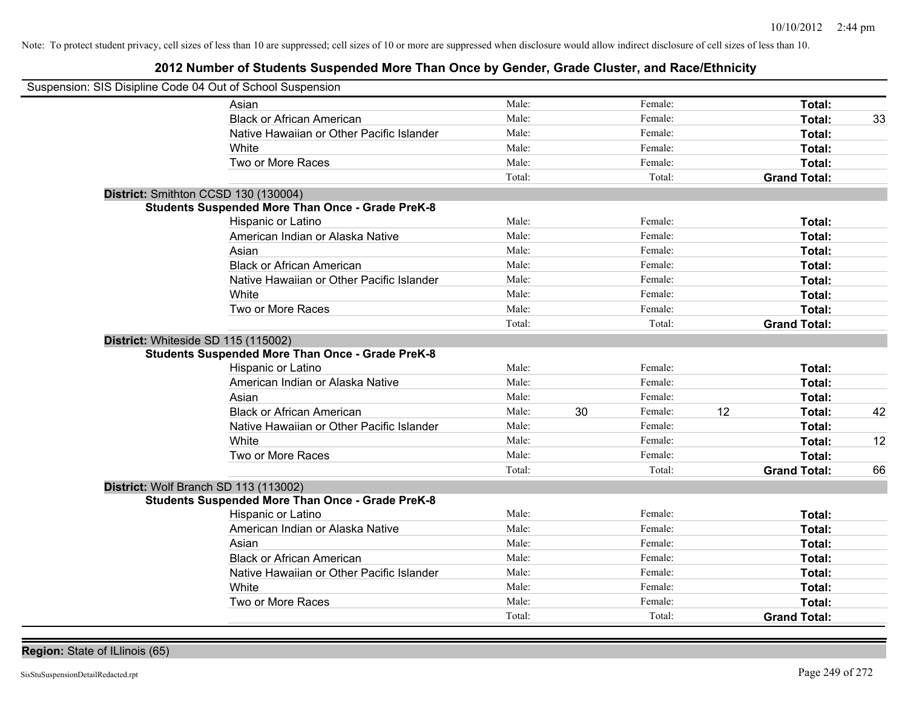Note: To protect student privacy, cell sizes of less than 10 are suppressed; cell sizes of 10 or more are suppressed when disclosure would allow indirect disclosure of cell sizes of less than 10.

## 2012 Number of Students Suspended More Than Once by Gender, Grade Cluster, and Race/Ethnicity

Suspension: SIS Disipline Code 04 Out of School Suspension

| | Male: | | Female: | | | |
|---|---|---|---|---|---|---|
| Asian | Male: | | Female: | | **Total:** | |
| Black or African American | Male: | | Female: | | **Total:** | 33 |
| Native Hawaiian or Other Pacific Islander | Male: | | Female: | | **Total:** | |
| White | Male: | | Female: | | **Total:** | |
| Two or More Races | Male: | | Female: | | **Total:** | |
| | Total: | | Total: | | **Grand Total:** | |

**District:** Smithton CCSD 130 (130004)

**Students Suspended More Than Once - Grade PreK-8**

| | | | | | | |
|---|---|---|---|---|---|---|
| Hispanic or Latino | Male: | | Female: | | **Total:** | |
| American Indian or Alaska Native | Male: | | Female: | | **Total:** | |
| Asian | Male: | | Female: | | **Total:** | |
| Black or African American | Male: | | Female: | | **Total:** | |
| Native Hawaiian or Other Pacific Islander | Male: | | Female: | | **Total:** | |
| White | Male: | | Female: | | **Total:** | |
| Two or More Races | Male: | | Female: | | **Total:** | |
| | Total: | | Total: | | **Grand Total:** | |

**District:** Whiteside SD 115 (115002)

**Students Suspended More Than Once - Grade PreK-8**

| | | | | | | |
|---|---|---|---|---|---|---|
| Hispanic or Latino | Male: | | Female: | | **Total:** | |
| American Indian or Alaska Native | Male: | | Female: | | **Total:** | |
| Asian | Male: | | Female: | | **Total:** | |
| Black or African American | Male: | 30 | Female: | 12 | **Total:** | 42 |
| Native Hawaiian or Other Pacific Islander | Male: | | Female: | | **Total:** | |
| White | Male: | | Female: | | **Total:** | 12 |
| Two or More Races | Male: | | Female: | | **Total:** | |
| | Total: | | Total: | | **Grand Total:** | 66 |

**District:** Wolf Branch SD 113 (113002)

**Students Suspended More Than Once - Grade PreK-8**

| | | | | | | |
|---|---|---|---|---|---|---|
| Hispanic or Latino | Male: | | Female: | | **Total:** | |
| American Indian or Alaska Native | Male: | | Female: | | **Total:** | |
| Asian | Male: | | Female: | | **Total:** | |
| Black or African American | Male: | | Female: | | **Total:** | |
| Native Hawaiian or Other Pacific Islander | Male: | | Female: | | **Total:** | |
| White | Male: | | Female: | | **Total:** | |
| Two or More Races | Male: | | Female: | | **Total:** | |
| | Total: | | Total: | | **Grand Total:** | |

**Region:** State of ILlinois (65)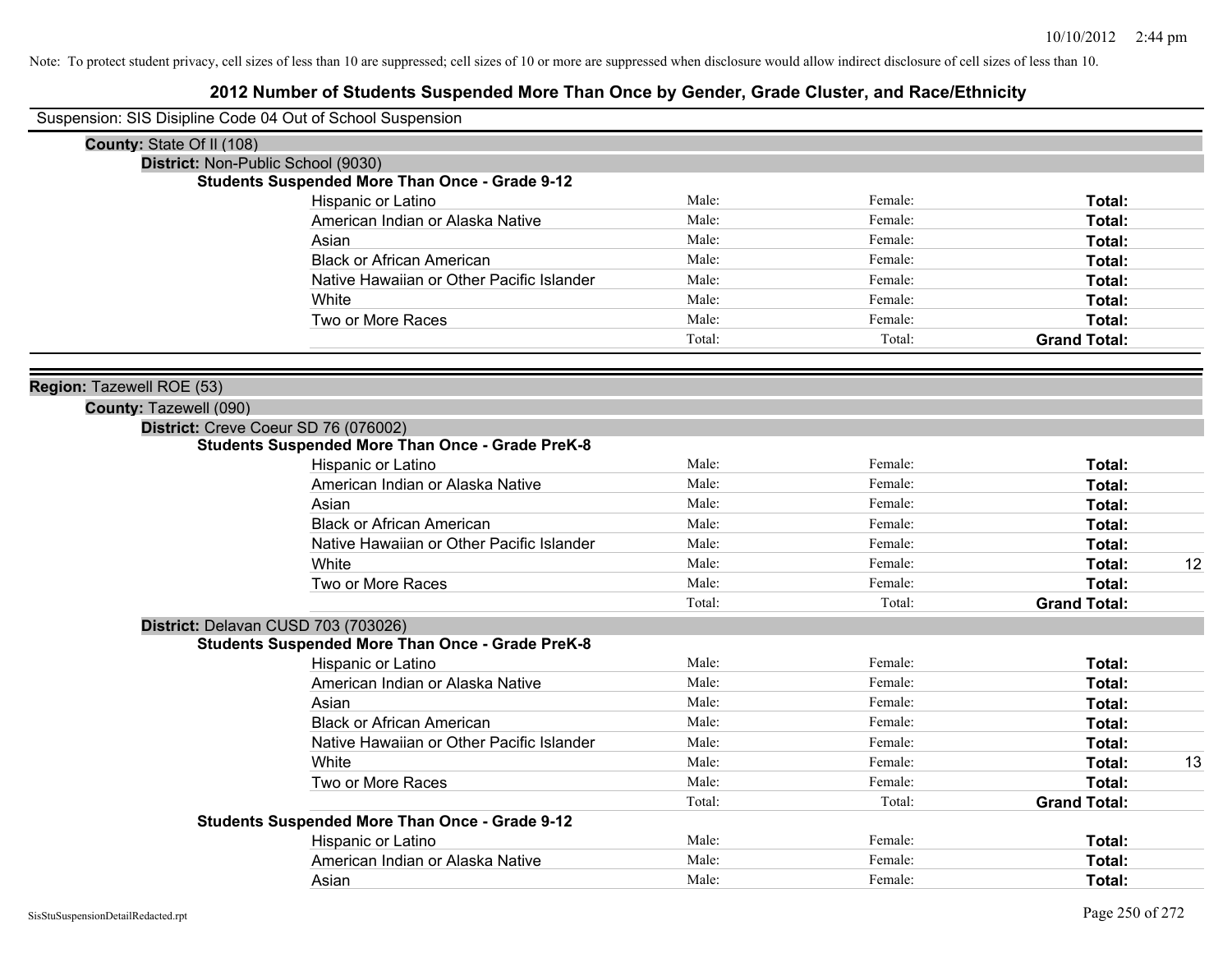Note: To protect student privacy, cell sizes of less than 10 are suppressed; cell sizes of 10 or more are suppressed when disclosure would allow indirect disclosure of cell sizes of less than 10.

# 2012 Number of Students Suspended More Than Once by Gender, Grade Cluster, and Race/Ethnicity

Suspension: SIS Disipline Code 04 Out of School Suspension

**County:** State Of Il (108)

**District:** Non-Public School (9030)

**Students Suspended More Than Once - Grade 9-12**

| | | | | |
|---|---|---|---|---|
| Hispanic or Latino | Male: | Female: | **Total:** | |
| American Indian or Alaska Native | Male: | Female: | **Total:** | |
| Asian | Male: | Female: | **Total:** | |
| Black or African American | Male: | Female: | **Total:** | |
| Native Hawaiian or Other Pacific Islander | Male: | Female: | **Total:** | |
| White | Male: | Female: | **Total:** | |
| Two or More Races | Male: | Female: | **Total:** | |
| | Total: | Total: | **Grand Total:** | |

**Region:** Tazewell ROE (53)

**County:** Tazewell (090)

**District:** Creve Coeur SD 76 (076002)

**Students Suspended More Than Once - Grade PreK-8**

| | | | | |
|---|---|---|---|---|
| Hispanic or Latino | Male: | Female: | **Total:** | |
| American Indian or Alaska Native | Male: | Female: | **Total:** | |
| Asian | Male: | Female: | **Total:** | |
| Black or African American | Male: | Female: | **Total:** | |
| Native Hawaiian or Other Pacific Islander | Male: | Female: | **Total:** | |
| White | Male: | Female: | **Total:** | 12 |
| Two or More Races | Male: | Female: | **Total:** | |
| | Total: | Total: | **Grand Total:** | |

**District:** Delavan CUSD 703 (703026)

**Students Suspended More Than Once - Grade PreK-8**

| | | | | |
|---|---|---|---|---|
| Hispanic or Latino | Male: | Female: | **Total:** | |
| American Indian or Alaska Native | Male: | Female: | **Total:** | |
| Asian | Male: | Female: | **Total:** | |
| Black or African American | Male: | Female: | **Total:** | |
| Native Hawaiian or Other Pacific Islander | Male: | Female: | **Total:** | |
| White | Male: | Female: | **Total:** | 13 |
| Two or More Races | Male: | Female: | **Total:** | |
| | Total: | Total: | **Grand Total:** | |

**Students Suspended More Than Once - Grade 9-12**

| | | | | |
|---|---|---|---|---|
| Hispanic or Latino | Male: | Female: | **Total:** | |
| American Indian or Alaska Native | Male: | Female: | **Total:** | |
| Asian | Male: | Female: | **Total:** | |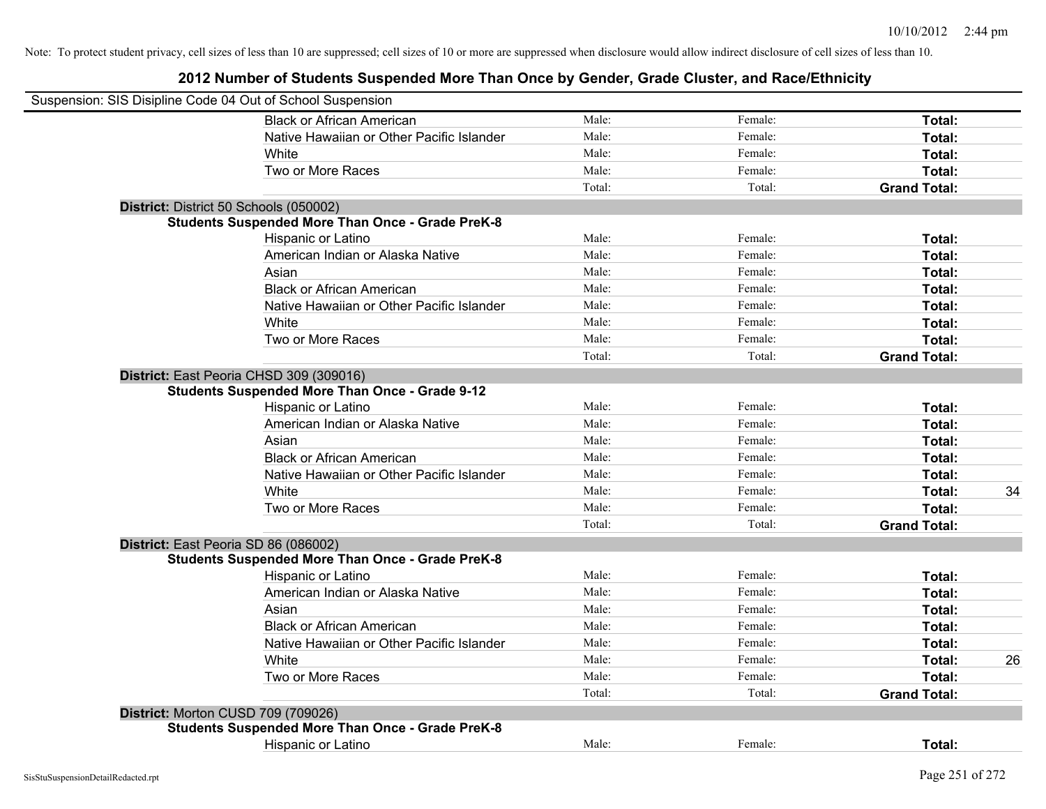Note: To protect student privacy, cell sizes of less than 10 are suppressed; cell sizes of 10 or more are suppressed when disclosure would allow indirect disclosure of cell sizes of less than 10.

# 2012 Number of Students Suspended More Than Once by Gender, Grade Cluster, and Race/Ethnicity

Suspension: SIS Disipline Code 04 Out of School Suspension

| | | | | |
|---|---|---|---|---|
| Black or African American | Male: | Female: | **Total:** | |
| Native Hawaiian or Other Pacific Islander | Male: | Female: | **Total:** | |
| White | Male: | Female: | **Total:** | |
| Two or More Races | Male: | Female: | **Total:** | |
| | Total: | Total: | **Grand Total:** | |

**District:** District 50 Schools (050002)

**Students Suspended More Than Once - Grade PreK-8**

| | | | | |
|---|---|---|---|---|
| Hispanic or Latino | Male: | Female: | **Total:** | |
| American Indian or Alaska Native | Male: | Female: | **Total:** | |
| Asian | Male: | Female: | **Total:** | |
| Black or African American | Male: | Female: | **Total:** | |
| Native Hawaiian or Other Pacific Islander | Male: | Female: | **Total:** | |
| White | Male: | Female: | **Total:** | |
| Two or More Races | Male: | Female: | **Total:** | |
| | Total: | Total: | **Grand Total:** | |

**District:** East Peoria CHSD 309 (309016)

**Students Suspended More Than Once - Grade 9-12**

| | | | | |
|---|---|---|---|---|
| Hispanic or Latino | Male: | Female: | **Total:** | |
| American Indian or Alaska Native | Male: | Female: | **Total:** | |
| Asian | Male: | Female: | **Total:** | |
| Black or African American | Male: | Female: | **Total:** | |
| Native Hawaiian or Other Pacific Islander | Male: | Female: | **Total:** | |
| White | Male: | Female: | **Total:** | 34 |
| Two or More Races | Male: | Female: | **Total:** | |
| | Total: | Total: | **Grand Total:** | |

**District:** East Peoria SD 86 (086002)

**Students Suspended More Than Once - Grade PreK-8**

| | | | | |
|---|---|---|---|---|
| Hispanic or Latino | Male: | Female: | **Total:** | |
| American Indian or Alaska Native | Male: | Female: | **Total:** | |
| Asian | Male: | Female: | **Total:** | |
| Black or African American | Male: | Female: | **Total:** | |
| Native Hawaiian or Other Pacific Islander | Male: | Female: | **Total:** | |
| White | Male: | Female: | **Total:** | 26 |
| Two or More Races | Male: | Female: | **Total:** | |
| | Total: | Total: | **Grand Total:** | |

**District:** Morton CUSD 709 (709026)

**Students Suspended More Than Once - Grade PreK-8**

| | | | | |
|---|---|---|---|---|
| Hispanic or Latino | Male: | Female: | **Total:** | |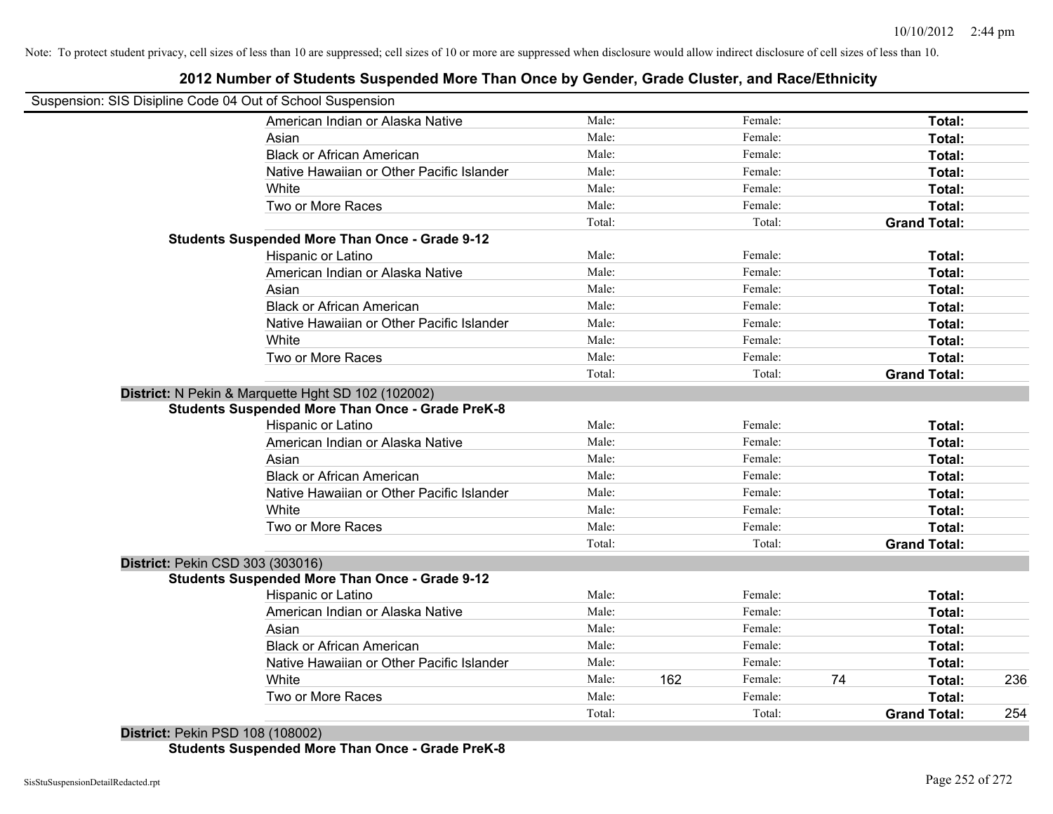Note: To protect student privacy, cell sizes of less than 10 are suppressed; cell sizes of 10 or more are suppressed when disclosure would allow indirect disclosure of cell sizes of less than 10.

## 2012 Number of Students Suspended More Than Once by Gender, Grade Cluster, and Race/Ethnicity

Suspension: SIS Disipline Code 04 Out of School Suspension

| | Male: | | Female: | | | |
|---|---|---|---|---|---|---|
| American Indian or Alaska Native | Male: | | Female: | | **Total:** | |
| Asian | Male: | | Female: | | **Total:** | |
| Black or African American | Male: | | Female: | | **Total:** | |
| Native Hawaiian or Other Pacific Islander | Male: | | Female: | | **Total:** | |
| White | Male: | | Female: | | **Total:** | |
| Two or More Races | Male: | | Female: | | **Total:** | |
| | Total: | | Total: | | **Grand Total:** | |
| **Students Suspended More Than Once - Grade 9-12** | | | | | | |
| Hispanic or Latino | Male: | | Female: | | **Total:** | |
| American Indian or Alaska Native | Male: | | Female: | | **Total:** | |
| Asian | Male: | | Female: | | **Total:** | |
| Black or African American | Male: | | Female: | | **Total:** | |
| Native Hawaiian or Other Pacific Islander | Male: | | Female: | | **Total:** | |
| White | Male: | | Female: | | **Total:** | |
| Two or More Races | Male: | | Female: | | **Total:** | |
| | Total: | | Total: | | **Grand Total:** | |
| **District:** N Pekin & Marquette Hght SD 102 (102002) | | | | | | |
| **Students Suspended More Than Once - Grade PreK-8** | | | | | | |
| Hispanic or Latino | Male: | | Female: | | **Total:** | |
| American Indian or Alaska Native | Male: | | Female: | | **Total:** | |
| Asian | Male: | | Female: | | **Total:** | |
| Black or African American | Male: | | Female: | | **Total:** | |
| Native Hawaiian or Other Pacific Islander | Male: | | Female: | | **Total:** | |
| White | Male: | | Female: | | **Total:** | |
| Two or More Races | Male: | | Female: | | **Total:** | |
| | Total: | | Total: | | **Grand Total:** | |
| **District:** Pekin CSD 303 (303016) | | | | | | |
| **Students Suspended More Than Once - Grade 9-12** | | | | | | |
| Hispanic or Latino | Male: | | Female: | | **Total:** | |
| American Indian or Alaska Native | Male: | | Female: | | **Total:** | |
| Asian | Male: | | Female: | | **Total:** | |
| Black or African American | Male: | | Female: | | **Total:** | |
| Native Hawaiian or Other Pacific Islander | Male: | | Female: | | **Total:** | |
| White | Male: | 162 | Female: | 74 | **Total:** | 236 |
| Two or More Races | Male: | | Female: | | **Total:** | |
| | Total: | | Total: | | **Grand Total:** | 254 |
| **District:** Pekin PSD 108 (108002) | | | | | | |
| **Students Suspended More Than Once - Grade PreK-8** | | | | | | |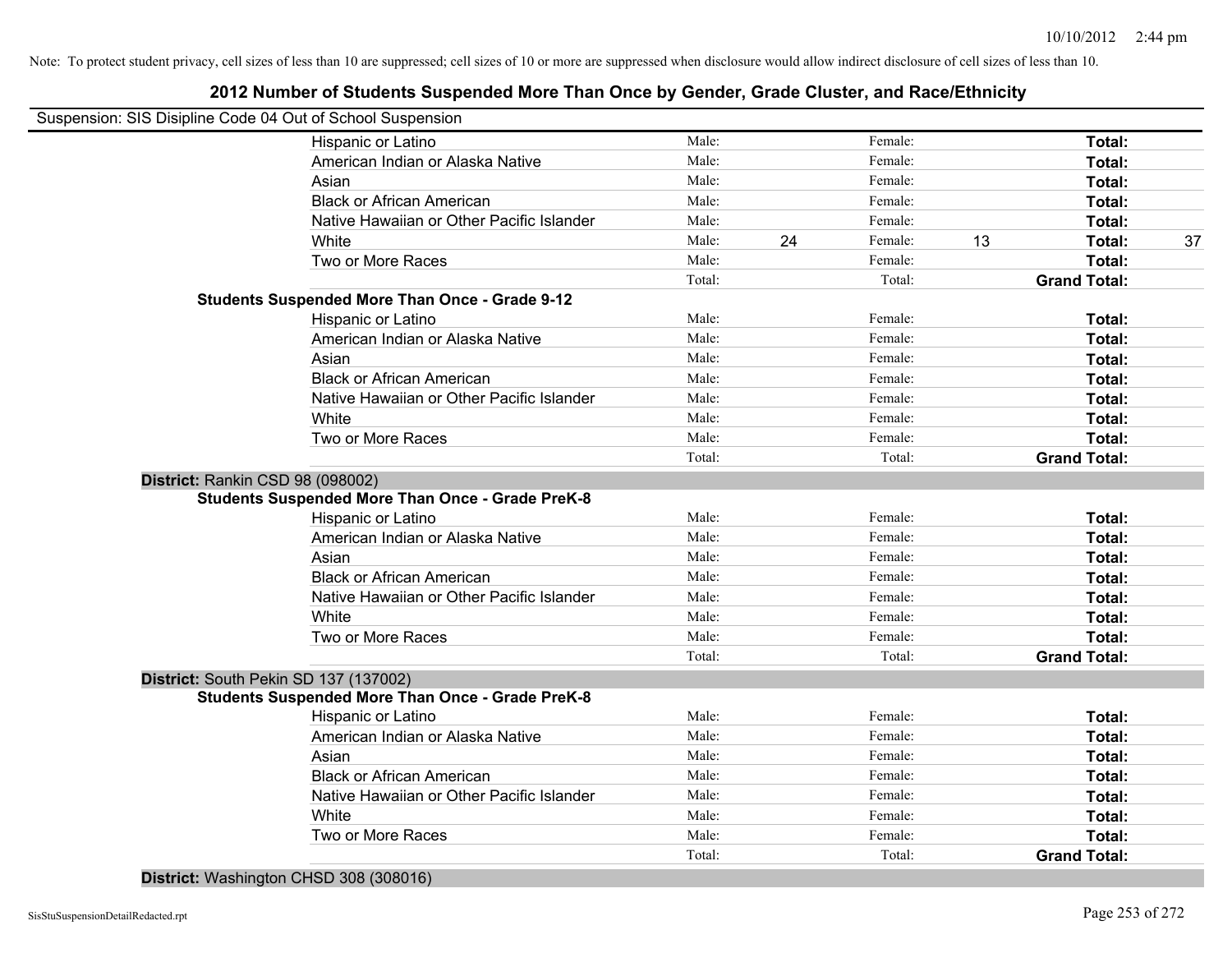Note: To protect student privacy, cell sizes of less than 10 are suppressed; cell sizes of 10 or more are suppressed when disclosure would allow indirect disclosure of cell sizes of less than 10.

## 2012 Number of Students Suspended More Than Once by Gender, Grade Cluster, and Race/Ethnicity

Suspension: SIS Disipline Code 04 Out of School Suspension

| | | | | | | |
|---|---|---|---|---|---|---|
| Hispanic or Latino | Male: | | Female: | | **Total:** | |
| American Indian or Alaska Native | Male: | | Female: | | **Total:** | |
| Asian | Male: | | Female: | | **Total:** | |
| Black or African American | Male: | | Female: | | **Total:** | |
| Native Hawaiian or Other Pacific Islander | Male: | | Female: | | **Total:** | |
| White | Male: | 24 | Female: | 13 | **Total:** | 37 |
| Two or More Races | Male: | | Female: | | **Total:** | |
| | Total: | | Total: | | **Grand Total:** | |

**Students Suspended More Than Once - Grade 9-12**

| | | | | | | |
|---|---|---|---|---|---|---|
| Hispanic or Latino | Male: | | Female: | | **Total:** | |
| American Indian or Alaska Native | Male: | | Female: | | **Total:** | |
| Asian | Male: | | Female: | | **Total:** | |
| Black or African American | Male: | | Female: | | **Total:** | |
| Native Hawaiian or Other Pacific Islander | Male: | | Female: | | **Total:** | |
| White | Male: | | Female: | | **Total:** | |
| Two or More Races | Male: | | Female: | | **Total:** | |
| | Total: | | Total: | | **Grand Total:** | |

**District:** Rankin CSD 98 (098002)

**Students Suspended More Than Once - Grade PreK-8**

| | | | | | | |
|---|---|---|---|---|---|---|
| Hispanic or Latino | Male: | | Female: | | **Total:** | |
| American Indian or Alaska Native | Male: | | Female: | | **Total:** | |
| Asian | Male: | | Female: | | **Total:** | |
| Black or African American | Male: | | Female: | | **Total:** | |
| Native Hawaiian or Other Pacific Islander | Male: | | Female: | | **Total:** | |
| White | Male: | | Female: | | **Total:** | |
| Two or More Races | Male: | | Female: | | **Total:** | |
| | Total: | | Total: | | **Grand Total:** | |

**District:** South Pekin SD 137 (137002)

**Students Suspended More Than Once - Grade PreK-8**

| | | | | | | |
|---|---|---|---|---|---|---|
| Hispanic or Latino | Male: | | Female: | | **Total:** | |
| American Indian or Alaska Native | Male: | | Female: | | **Total:** | |
| Asian | Male: | | Female: | | **Total:** | |
| Black or African American | Male: | | Female: | | **Total:** | |
| Native Hawaiian or Other Pacific Islander | Male: | | Female: | | **Total:** | |
| White | Male: | | Female: | | **Total:** | |
| Two or More Races | Male: | | Female: | | **Total:** | |
| | Total: | | Total: | | **Grand Total:** | |

**District:** Washington CHSD 308 (308016)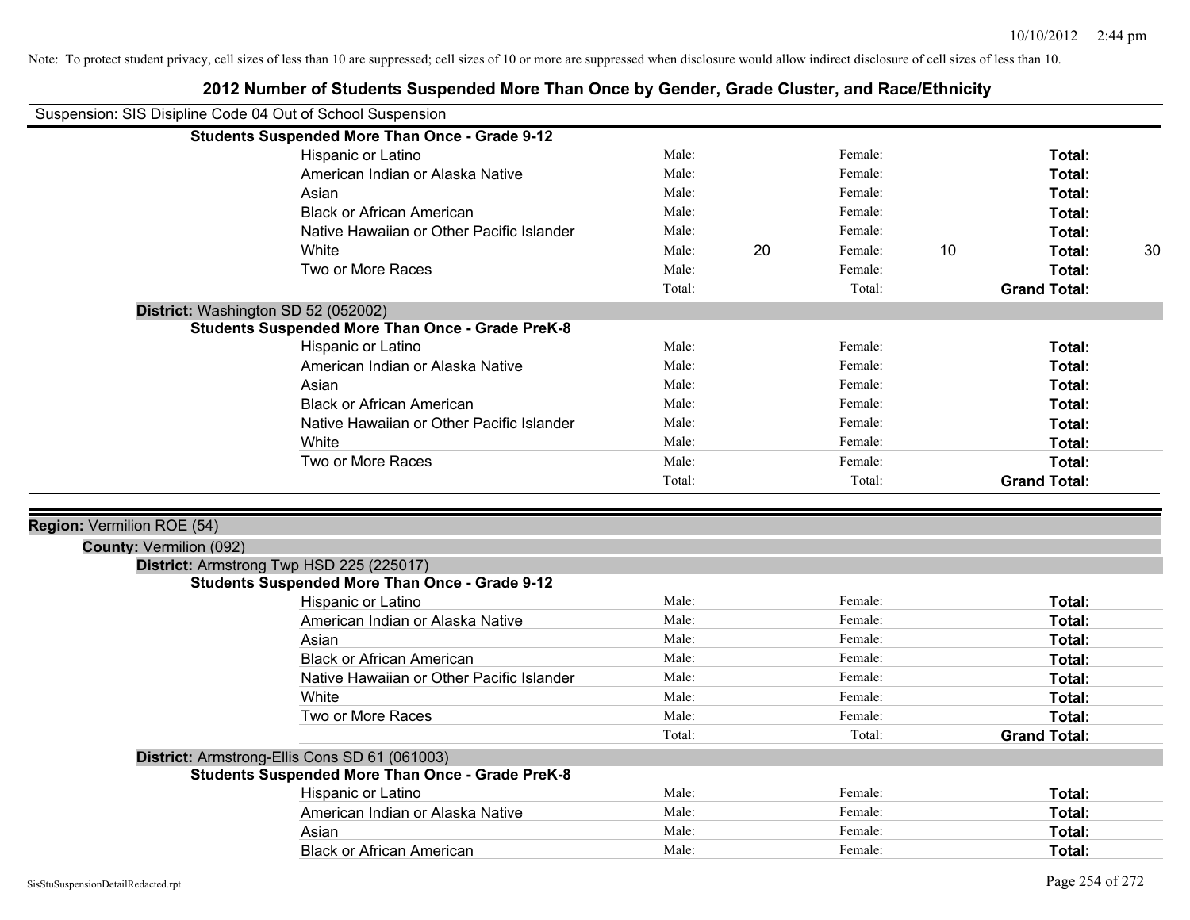Note: To protect student privacy, cell sizes of less than 10 are suppressed; cell sizes of 10 or more are suppressed when disclosure would allow indirect disclosure of cell sizes of less than 10.

# 2012 Number of Students Suspended More Than Once by Gender, Grade Cluster, and Race/Ethnicity

Suspension: SIS Disipline Code 04 Out of School Suspension

**Students Suspended More Than Once - Grade 9-12**

| | | | | | | |
|---|---|---|---|---|---|---|
| Hispanic or Latino | Male: | | Female: | | **Total:** | |
| American Indian or Alaska Native | Male: | | Female: | | **Total:** | |
| Asian | Male: | | Female: | | **Total:** | |
| Black or African American | Male: | | Female: | | **Total:** | |
| Native Hawaiian or Other Pacific Islander | Male: | | Female: | | **Total:** | |
| White | Male: | 20 | Female: | 10 | **Total:** | 30 |
| Two or More Races | Male: | | Female: | | **Total:** | |
| | Total: | | Total: | | **Grand Total:** | |

**District:** Washington SD 52 (052002)

**Students Suspended More Than Once - Grade PreK-8**

| | | | | | | |
|---|---|---|---|---|---|---|
| Hispanic or Latino | Male: | | Female: | | **Total:** | |
| American Indian or Alaska Native | Male: | | Female: | | **Total:** | |
| Asian | Male: | | Female: | | **Total:** | |
| Black or African American | Male: | | Female: | | **Total:** | |
| Native Hawaiian or Other Pacific Islander | Male: | | Female: | | **Total:** | |
| White | Male: | | Female: | | **Total:** | |
| Two or More Races | Male: | | Female: | | **Total:** | |
| | Total: | | Total: | | **Grand Total:** | |

**Region:** Vermilion ROE (54)

**County:** Vermilion (092)

**District:** Armstrong Twp HSD 225 (225017)

**Students Suspended More Than Once - Grade 9-12**

| | | | | | | |
|---|---|---|---|---|---|---|
| Hispanic or Latino | Male: | | Female: | | **Total:** | |
| American Indian or Alaska Native | Male: | | Female: | | **Total:** | |
| Asian | Male: | | Female: | | **Total:** | |
| Black or African American | Male: | | Female: | | **Total:** | |
| Native Hawaiian or Other Pacific Islander | Male: | | Female: | | **Total:** | |
| White | Male: | | Female: | | **Total:** | |
| Two or More Races | Male: | | Female: | | **Total:** | |
| | Total: | | Total: | | **Grand Total:** | |

**District:** Armstrong-Ellis Cons SD 61 (061003)

**Students Suspended More Than Once - Grade PreK-8**

| | | | | | | |
|---|---|---|---|---|---|---|
| Hispanic or Latino | Male: | | Female: | | **Total:** | |
| American Indian or Alaska Native | Male: | | Female: | | **Total:** | |
| Asian | Male: | | Female: | | **Total:** | |
| Black or African American | Male: | | Female: | | **Total:** | |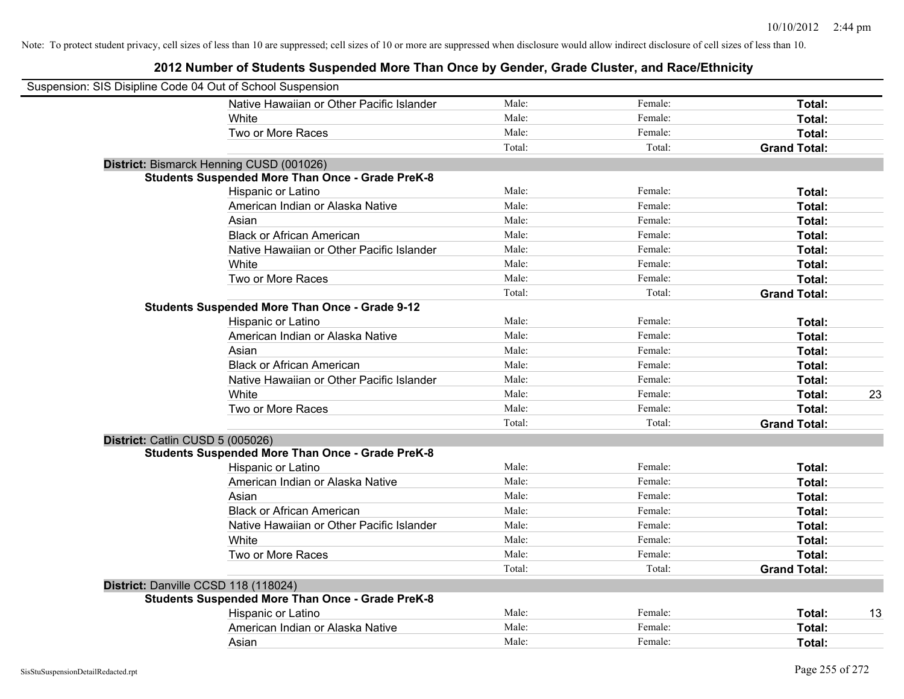Note: To protect student privacy, cell sizes of less than 10 are suppressed; cell sizes of 10 or more are suppressed when disclosure would allow indirect disclosure of cell sizes of less than 10.

## 2012 Number of Students Suspended More Than Once by Gender, Grade Cluster, and Race/Ethnicity

Suspension: SIS Disipline Code 04 Out of School Suspension

| | Male: | Female: | Total: | |
|---|---|---|---|---|
| Native Hawaiian or Other Pacific Islander | Male: | Female: | **Total:** | |
| White | Male: | Female: | **Total:** | |
| Two or More Races | Male: | Female: | **Total:** | |
| | Total: | Total: | **Grand Total:** | |

**District:** Bismarck Henning CUSD (001026)

**Students Suspended More Than Once - Grade PreK-8**

| | | | | |
|---|---|---|---|---|
| Hispanic or Latino | Male: | Female: | **Total:** | |
| American Indian or Alaska Native | Male: | Female: | **Total:** | |
| Asian | Male: | Female: | **Total:** | |
| Black or African American | Male: | Female: | **Total:** | |
| Native Hawaiian or Other Pacific Islander | Male: | Female: | **Total:** | |
| White | Male: | Female: | **Total:** | |
| Two or More Races | Male: | Female: | **Total:** | |
| | Total: | Total: | **Grand Total:** | |

**Students Suspended More Than Once - Grade 9-12**

| | | | | |
|---|---|---|---|---|
| Hispanic or Latino | Male: | Female: | **Total:** | |
| American Indian or Alaska Native | Male: | Female: | **Total:** | |
| Asian | Male: | Female: | **Total:** | |
| Black or African American | Male: | Female: | **Total:** | |
| Native Hawaiian or Other Pacific Islander | Male: | Female: | **Total:** | |
| White | Male: | Female: | **Total:** | 23 |
| Two or More Races | Male: | Female: | **Total:** | |
| | Total: | Total: | **Grand Total:** | |

**District:** Catlin CUSD 5 (005026)

**Students Suspended More Than Once - Grade PreK-8**

| | | | | |
|---|---|---|---|---|
| Hispanic or Latino | Male: | Female: | **Total:** | |
| American Indian or Alaska Native | Male: | Female: | **Total:** | |
| Asian | Male: | Female: | **Total:** | |
| Black or African American | Male: | Female: | **Total:** | |
| Native Hawaiian or Other Pacific Islander | Male: | Female: | **Total:** | |
| White | Male: | Female: | **Total:** | |
| Two or More Races | Male: | Female: | **Total:** | |
| | Total: | Total: | **Grand Total:** | |

**District:** Danville CCSD 118 (118024)

**Students Suspended More Than Once - Grade PreK-8**

| | | | | |
|---|---|---|---|---|
| Hispanic or Latino | Male: | Female: | **Total:** | 13 |
| American Indian or Alaska Native | Male: | Female: | **Total:** | |
| Asian | Male: | Female: | **Total:** | |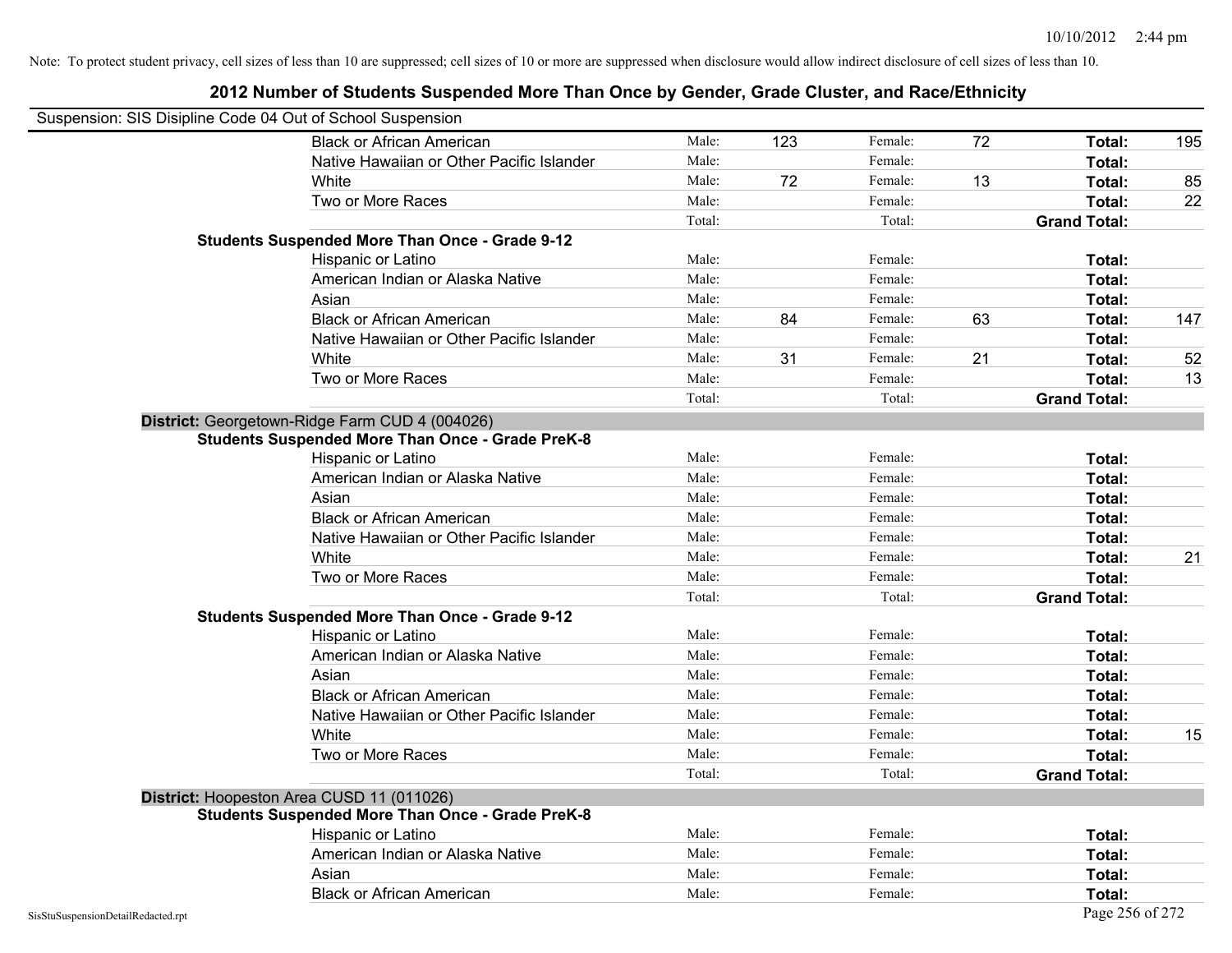Note: To protect student privacy, cell sizes of less than 10 are suppressed; cell sizes of 10 or more are suppressed when disclosure would allow indirect disclosure of cell sizes of less than 10.

## 2012 Number of Students Suspended More Than Once by Gender, Grade Cluster, and Race/Ethnicity

Suspension: SIS Disipline Code 04 Out of School Suspension

| | | | | | | |
|---|---|---|---|---|---|---|
| Black or African American | Male: | 123 | Female: | 72 | **Total:** | 195 |
| Native Hawaiian or Other Pacific Islander | Male: | | Female: | | **Total:** | |
| White | Male: | 72 | Female: | 13 | **Total:** | 85 |
| Two or More Races | Male: | | Female: | | **Total:** | 22 |
| | Total: | | Total: | | **Grand Total:** | |

**Students Suspended More Than Once - Grade 9-12**

| | | | | | | |
|---|---|---|---|---|---|---|
| Hispanic or Latino | Male: | | Female: | | **Total:** | |
| American Indian or Alaska Native | Male: | | Female: | | **Total:** | |
| Asian | Male: | | Female: | | **Total:** | |
| Black or African American | Male: | 84 | Female: | 63 | **Total:** | 147 |
| Native Hawaiian or Other Pacific Islander | Male: | | Female: | | **Total:** | |
| White | Male: | 31 | Female: | 21 | **Total:** | 52 |
| Two or More Races | Male: | | Female: | | **Total:** | 13 |
| | Total: | | Total: | | **Grand Total:** | |

**District:** Georgetown-Ridge Farm CUD 4 (004026)

**Students Suspended More Than Once - Grade PreK-8**

| | | | | | | |
|---|---|---|---|---|---|---|
| Hispanic or Latino | Male: | | Female: | | **Total:** | |
| American Indian or Alaska Native | Male: | | Female: | | **Total:** | |
| Asian | Male: | | Female: | | **Total:** | |
| Black or African American | Male: | | Female: | | **Total:** | |
| Native Hawaiian or Other Pacific Islander | Male: | | Female: | | **Total:** | |
| White | Male: | | Female: | | **Total:** | 21 |
| Two or More Races | Male: | | Female: | | **Total:** | |
| | Total: | | Total: | | **Grand Total:** | |

**Students Suspended More Than Once - Grade 9-12**

| | | | | | | |
|---|---|---|---|---|---|---|
| Hispanic or Latino | Male: | | Female: | | **Total:** | |
| American Indian or Alaska Native | Male: | | Female: | | **Total:** | |
| Asian | Male: | | Female: | | **Total:** | |
| Black or African American | Male: | | Female: | | **Total:** | |
| Native Hawaiian or Other Pacific Islander | Male: | | Female: | | **Total:** | |
| White | Male: | | Female: | | **Total:** | 15 |
| Two or More Races | Male: | | Female: | | **Total:** | |
| | Total: | | Total: | | **Grand Total:** | |

**District:** Hoopeston Area CUSD 11 (011026)

**Students Suspended More Than Once - Grade PreK-8**

| | | | | | | |
|---|---|---|---|---|---|---|
| Hispanic or Latino | Male: | | Female: | | **Total:** | |
| American Indian or Alaska Native | Male: | | Female: | | **Total:** | |
| Asian | Male: | | Female: | | **Total:** | |
| Black or African American | Male: | | Female: | | **Total:** | |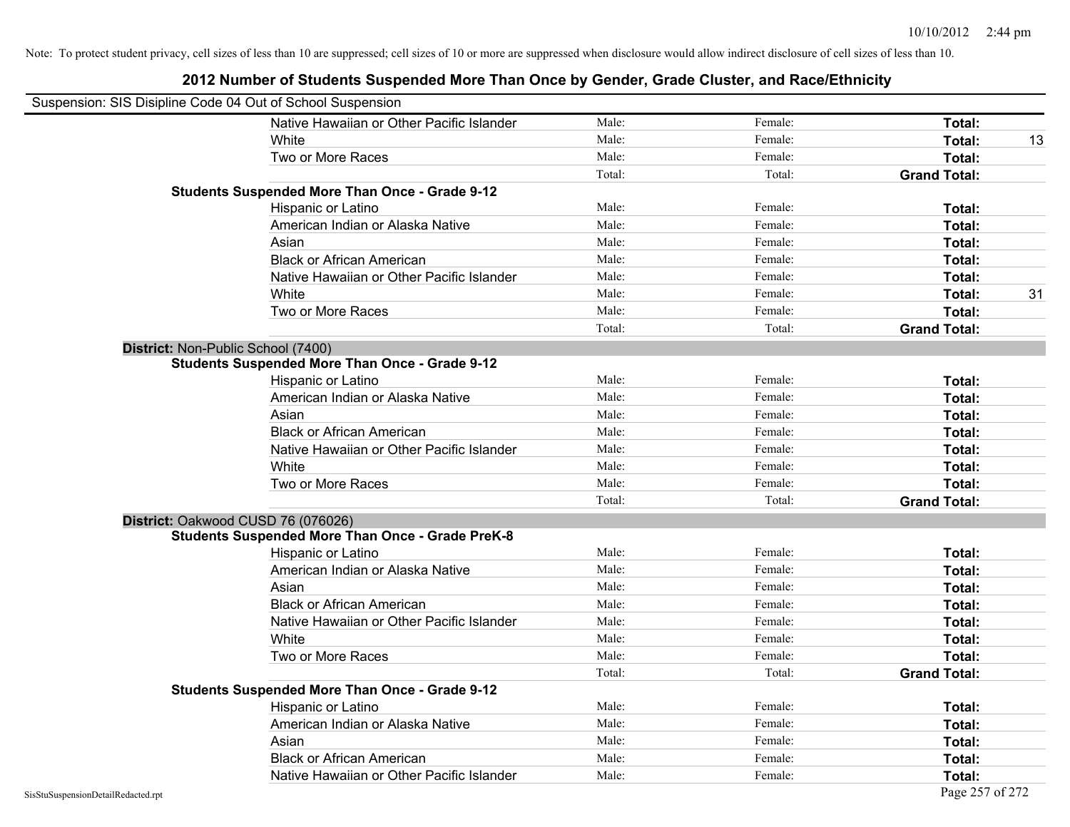Note: To protect student privacy, cell sizes of less than 10 are suppressed; cell sizes of 10 or more are suppressed when disclosure would allow indirect disclosure of cell sizes of less than 10.

## 2012 Number of Students Suspended More Than Once by Gender, Grade Cluster, and Race/Ethnicity

Suspension: SIS Disipline Code 04 Out of School Suspension

| | | | | |
|---|---|---|---|---|
| Native Hawaiian or Other Pacific Islander | Male: | Female: | **Total:** | |
| White | Male: | Female: | **Total:** | 13 |
| Two or More Races | Male: | Female: | **Total:** | |
| | Total: | Total: | **Grand Total:** | |

**Students Suspended More Than Once - Grade 9-12**

| | | | | |
|---|---|---|---|---|
| Hispanic or Latino | Male: | Female: | **Total:** | |
| American Indian or Alaska Native | Male: | Female: | **Total:** | |
| Asian | Male: | Female: | **Total:** | |
| Black or African American | Male: | Female: | **Total:** | |
| Native Hawaiian or Other Pacific Islander | Male: | Female: | **Total:** | |
| White | Male: | Female: | **Total:** | 31 |
| Two or More Races | Male: | Female: | **Total:** | |
| | Total: | Total: | **Grand Total:** | |

**District:** Non-Public School (7400)

**Students Suspended More Than Once - Grade 9-12**

| | | | | |
|---|---|---|---|---|
| Hispanic or Latino | Male: | Female: | **Total:** | |
| American Indian or Alaska Native | Male: | Female: | **Total:** | |
| Asian | Male: | Female: | **Total:** | |
| Black or African American | Male: | Female: | **Total:** | |
| Native Hawaiian or Other Pacific Islander | Male: | Female: | **Total:** | |
| White | Male: | Female: | **Total:** | |
| Two or More Races | Male: | Female: | **Total:** | |
| | Total: | Total: | **Grand Total:** | |

**District:** Oakwood CUSD 76 (076026)

**Students Suspended More Than Once - Grade PreK-8**

| | | | | |
|---|---|---|---|---|
| Hispanic or Latino | Male: | Female: | **Total:** | |
| American Indian or Alaska Native | Male: | Female: | **Total:** | |
| Asian | Male: | Female: | **Total:** | |
| Black or African American | Male: | Female: | **Total:** | |
| Native Hawaiian or Other Pacific Islander | Male: | Female: | **Total:** | |
| White | Male: | Female: | **Total:** | |
| Two or More Races | Male: | Female: | **Total:** | |
| | Total: | Total: | **Grand Total:** | |

**Students Suspended More Than Once - Grade 9-12**

| | | | | |
|---|---|---|---|---|
| Hispanic or Latino | Male: | Female: | **Total:** | |
| American Indian or Alaska Native | Male: | Female: | **Total:** | |
| Asian | Male: | Female: | **Total:** | |
| Black or African American | Male: | Female: | **Total:** | |
| Native Hawaiian or Other Pacific Islander | Male: | Female: | **Total:** | |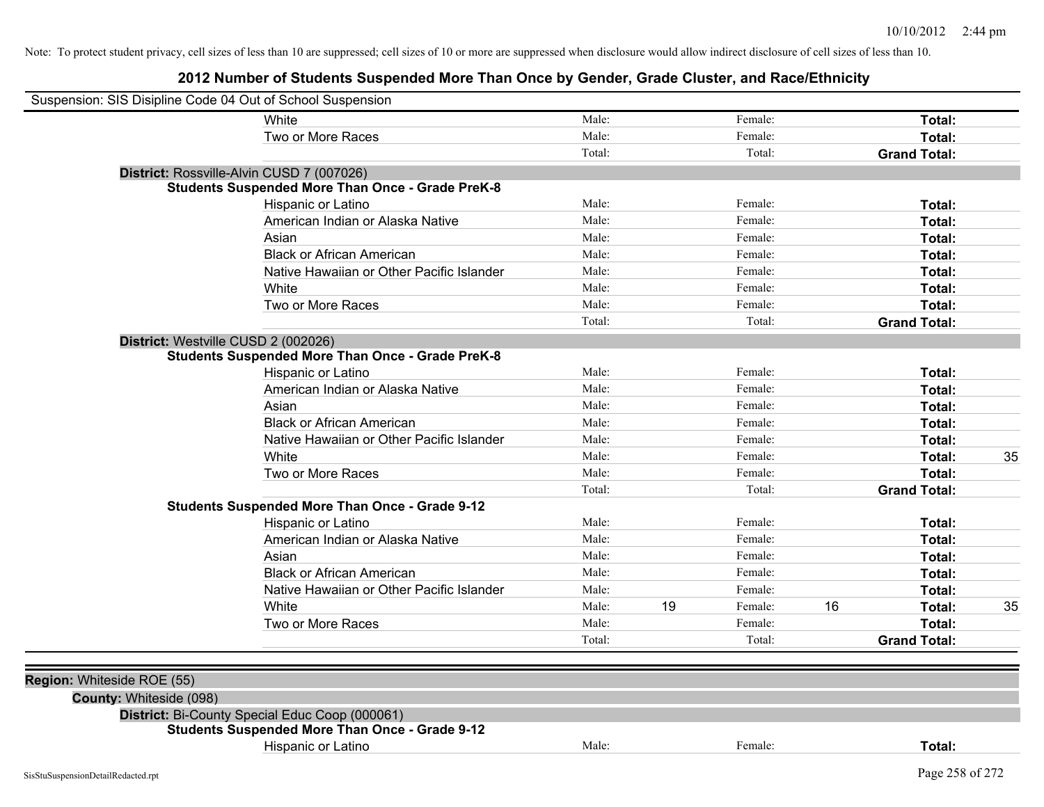Note: To protect student privacy, cell sizes of less than 10 are suppressed; cell sizes of 10 or more are suppressed when disclosure would allow indirect disclosure of cell sizes of less than 10.

# 2012 Number of Students Suspended More Than Once by Gender, Grade Cluster, and Race/Ethnicity

Suspension: SIS Disipline Code 04 Out of School Suspension

| | | | | | | |
|---|---|---|---|---|---|---|
| White | Male: | | Female: | | **Total:** | |
| Two or More Races | Male: | | Female: | | **Total:** | |
| | Total: | | Total: | | **Grand Total:** | |

**District:** Rossville-Alvin CUSD 7 (007026)

**Students Suspended More Than Once - Grade PreK-8**

| | | | | | | |
|---|---|---|---|---|---|---|
| Hispanic or Latino | Male: | | Female: | | **Total:** | |
| American Indian or Alaska Native | Male: | | Female: | | **Total:** | |
| Asian | Male: | | Female: | | **Total:** | |
| Black or African American | Male: | | Female: | | **Total:** | |
| Native Hawaiian or Other Pacific Islander | Male: | | Female: | | **Total:** | |
| White | Male: | | Female: | | **Total:** | |
| Two or More Races | Male: | | Female: | | **Total:** | |
| | Total: | | Total: | | **Grand Total:** | |

**District:** Westville CUSD 2 (002026)

**Students Suspended More Than Once - Grade PreK-8**

| | | | | | | |
|---|---|---|---|---|---|---|
| Hispanic or Latino | Male: | | Female: | | **Total:** | |
| American Indian or Alaska Native | Male: | | Female: | | **Total:** | |
| Asian | Male: | | Female: | | **Total:** | |
| Black or African American | Male: | | Female: | | **Total:** | |
| Native Hawaiian or Other Pacific Islander | Male: | | Female: | | **Total:** | |
| White | Male: | | Female: | | **Total:** | 35 |
| Two or More Races | Male: | | Female: | | **Total:** | |
| | Total: | | Total: | | **Grand Total:** | |

**Students Suspended More Than Once - Grade 9-12**

| | | | | | | |
|---|---|---|---|---|---|---|
| Hispanic or Latino | Male: | | Female: | | **Total:** | |
| American Indian or Alaska Native | Male: | | Female: | | **Total:** | |
| Asian | Male: | | Female: | | **Total:** | |
| Black or African American | Male: | | Female: | | **Total:** | |
| Native Hawaiian or Other Pacific Islander | Male: | | Female: | | **Total:** | |
| White | Male: | 19 | Female: | 16 | **Total:** | 35 |
| Two or More Races | Male: | | Female: | | **Total:** | |
| | Total: | | Total: | | **Grand Total:** | |

**Region:** Whiteside ROE (55)

**County:** Whiteside (098)

**District:** Bi-County Special Educ Coop (000061)

**Students Suspended More Than Once - Grade 9-12**

| | | | | | | |
|---|---|---|---|---|---|---|
| Hispanic or Latino | Male: | | Female: | | **Total:** | |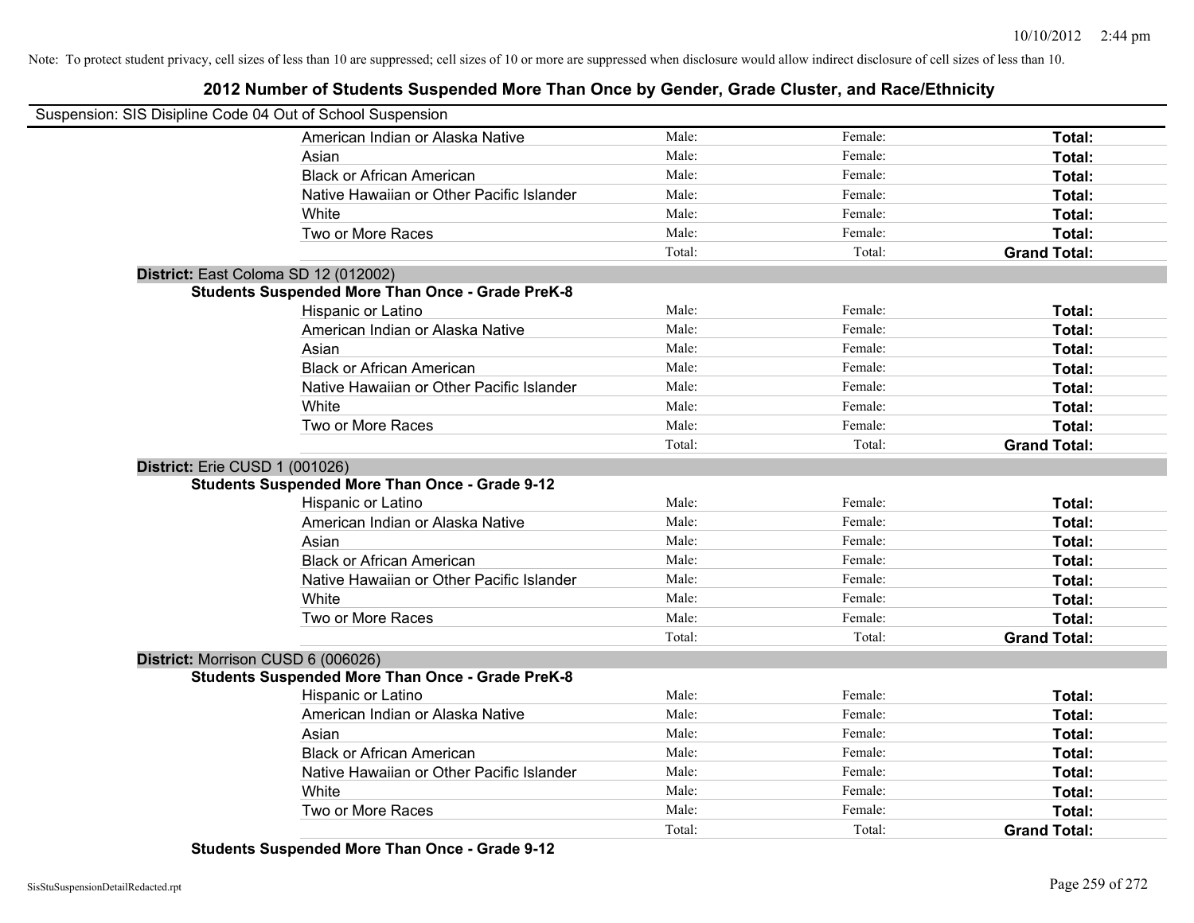Note: To protect student privacy, cell sizes of less than 10 are suppressed; cell sizes of 10 or more are suppressed when disclosure would allow indirect disclosure of cell sizes of less than 10.

# 2012 Number of Students Suspended More Than Once by Gender, Grade Cluster, and Race/Ethnicity

Suspension: SIS Disipline Code 04 Out of School Suspension

| | | | |
|---|---|---|---|
| American Indian or Alaska Native | Male: | Female: | **Total:** |
| Asian | Male: | Female: | **Total:** |
| Black or African American | Male: | Female: | **Total:** |
| Native Hawaiian or Other Pacific Islander | Male: | Female: | **Total:** |
| White | Male: | Female: | **Total:** |
| Two or More Races | Male: | Female: | **Total:** |
| | Total: | Total: | **Grand Total:** |

**District:** East Coloma SD 12 (012002)

**Students Suspended More Than Once - Grade PreK-8**

| | | | |
|---|---|---|---|
| Hispanic or Latino | Male: | Female: | **Total:** |
| American Indian or Alaska Native | Male: | Female: | **Total:** |
| Asian | Male: | Female: | **Total:** |
| Black or African American | Male: | Female: | **Total:** |
| Native Hawaiian or Other Pacific Islander | Male: | Female: | **Total:** |
| White | Male: | Female: | **Total:** |
| Two or More Races | Male: | Female: | **Total:** |
| | Total: | Total: | **Grand Total:** |

**District:** Erie CUSD 1 (001026)

**Students Suspended More Than Once - Grade 9-12**

| | | | |
|---|---|---|---|
| Hispanic or Latino | Male: | Female: | **Total:** |
| American Indian or Alaska Native | Male: | Female: | **Total:** |
| Asian | Male: | Female: | **Total:** |
| Black or African American | Male: | Female: | **Total:** |
| Native Hawaiian or Other Pacific Islander | Male: | Female: | **Total:** |
| White | Male: | Female: | **Total:** |
| Two or More Races | Male: | Female: | **Total:** |
| | Total: | Total: | **Grand Total:** |

**District:** Morrison CUSD 6 (006026)

**Students Suspended More Than Once - Grade PreK-8**

| | | | |
|---|---|---|---|
| Hispanic or Latino | Male: | Female: | **Total:** |
| American Indian or Alaska Native | Male: | Female: | **Total:** |
| Asian | Male: | Female: | **Total:** |
| Black or African American | Male: | Female: | **Total:** |
| Native Hawaiian or Other Pacific Islander | Male: | Female: | **Total:** |
| White | Male: | Female: | **Total:** |
| Two or More Races | Male: | Female: | **Total:** |
| | Total: | Total: | **Grand Total:** |

**Students Suspended More Than Once - Grade 9-12**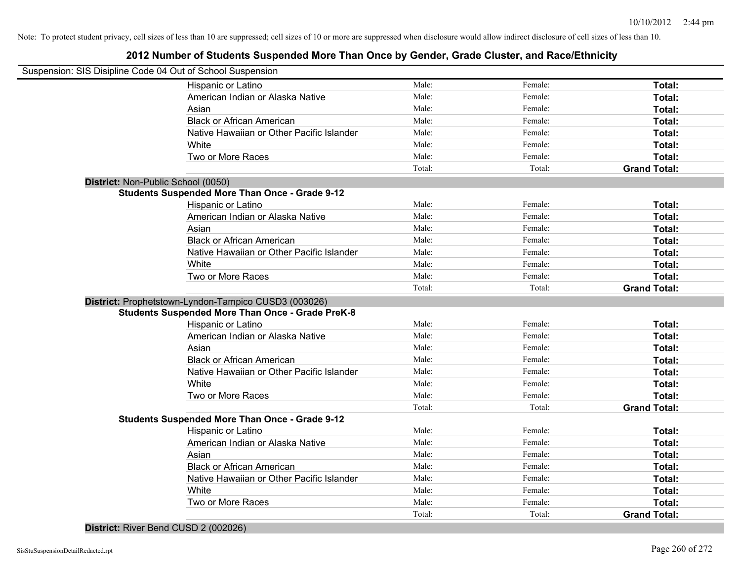Note: To protect student privacy, cell sizes of less than 10 are suppressed; cell sizes of 10 or more are suppressed when disclosure would allow indirect disclosure of cell sizes of less than 10.

## 2012 Number of Students Suspended More Than Once by Gender, Grade Cluster, and Race/Ethnicity

Suspension: SIS Disipline Code 04 Out of School Suspension

| | | | |
|---|---|---|---|
| Hispanic or Latino | Male: | Female: | **Total:** |
| American Indian or Alaska Native | Male: | Female: | **Total:** |
| Asian | Male: | Female: | **Total:** |
| Black or African American | Male: | Female: | **Total:** |
| Native Hawaiian or Other Pacific Islander | Male: | Female: | **Total:** |
| White | Male: | Female: | **Total:** |
| Two or More Races | Male: | Female: | **Total:** |
| | Total: | Total: | **Grand Total:** |

**District:** Non-Public School (0050)

**Students Suspended More Than Once - Grade 9-12**

| | | | |
|---|---|---|---|
| Hispanic or Latino | Male: | Female: | **Total:** |
| American Indian or Alaska Native | Male: | Female: | **Total:** |
| Asian | Male: | Female: | **Total:** |
| Black or African American | Male: | Female: | **Total:** |
| Native Hawaiian or Other Pacific Islander | Male: | Female: | **Total:** |
| White | Male: | Female: | **Total:** |
| Two or More Races | Male: | Female: | **Total:** |
| | Total: | Total: | **Grand Total:** |

**District:** Prophetstown-Lyndon-Tampico CUSD3 (003026)

**Students Suspended More Than Once - Grade PreK-8**

| | | | |
|---|---|---|---|
| Hispanic or Latino | Male: | Female: | **Total:** |
| American Indian or Alaska Native | Male: | Female: | **Total:** |
| Asian | Male: | Female: | **Total:** |
| Black or African American | Male: | Female: | **Total:** |
| Native Hawaiian or Other Pacific Islander | Male: | Female: | **Total:** |
| White | Male: | Female: | **Total:** |
| Two or More Races | Male: | Female: | **Total:** |
| | Total: | Total: | **Grand Total:** |

**Students Suspended More Than Once - Grade 9-12**

| | | | |
|---|---|---|---|
| Hispanic or Latino | Male: | Female: | **Total:** |
| American Indian or Alaska Native | Male: | Female: | **Total:** |
| Asian | Male: | Female: | **Total:** |
| Black or African American | Male: | Female: | **Total:** |
| Native Hawaiian or Other Pacific Islander | Male: | Female: | **Total:** |
| White | Male: | Female: | **Total:** |
| Two or More Races | Male: | Female: | **Total:** |
| | Total: | Total: | **Grand Total:** |

**District:** River Bend CUSD 2 (002026)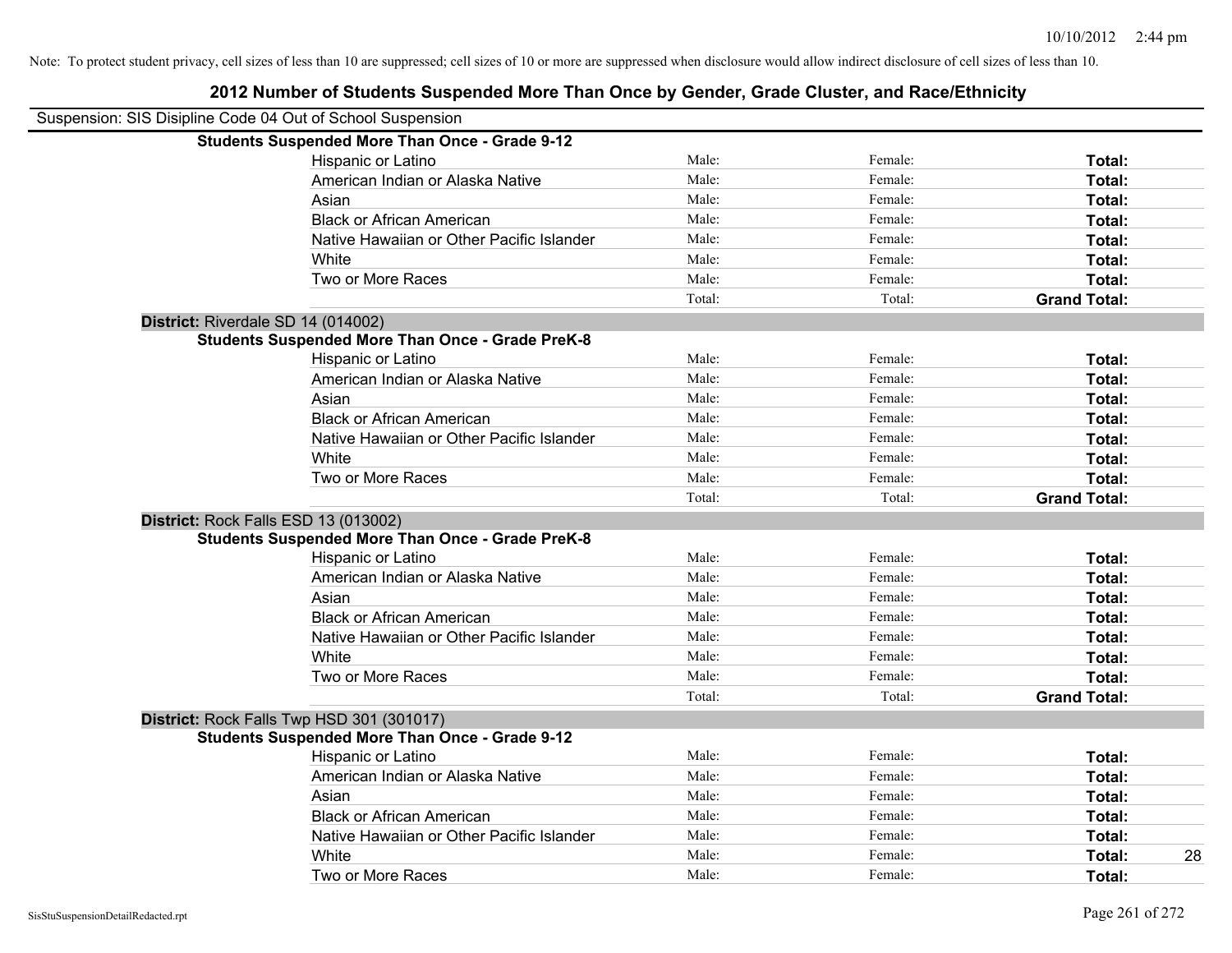Note: To protect student privacy, cell sizes of less than 10 are suppressed; cell sizes of 10 or more are suppressed when disclosure would allow indirect disclosure of cell sizes of less than 10.

# 2012 Number of Students Suspended More Than Once by Gender, Grade Cluster, and Race/Ethnicity

Suspension: SIS Disipline Code 04 Out of School Suspension

**Students Suspended More Than Once - Grade 9-12**

| | | | | |
|---|---|---|---|---|
| Hispanic or Latino | Male: | Female: | **Total:** | |
| American Indian or Alaska Native | Male: | Female: | **Total:** | |
| Asian | Male: | Female: | **Total:** | |
| Black or African American | Male: | Female: | **Total:** | |
| Native Hawaiian or Other Pacific Islander | Male: | Female: | **Total:** | |
| White | Male: | Female: | **Total:** | |
| Two or More Races | Male: | Female: | **Total:** | |
| | Total: | Total: | **Grand Total:** | |

**District:** Riverdale SD 14 (014002)

**Students Suspended More Than Once - Grade PreK-8**

| | | | | |
|---|---|---|---|---|
| Hispanic or Latino | Male: | Female: | **Total:** | |
| American Indian or Alaska Native | Male: | Female: | **Total:** | |
| Asian | Male: | Female: | **Total:** | |
| Black or African American | Male: | Female: | **Total:** | |
| Native Hawaiian or Other Pacific Islander | Male: | Female: | **Total:** | |
| White | Male: | Female: | **Total:** | |
| Two or More Races | Male: | Female: | **Total:** | |
| | Total: | Total: | **Grand Total:** | |

**District:** Rock Falls ESD 13 (013002)

**Students Suspended More Than Once - Grade PreK-8**

| | | | | |
|---|---|---|---|---|
| Hispanic or Latino | Male: | Female: | **Total:** | |
| American Indian or Alaska Native | Male: | Female: | **Total:** | |
| Asian | Male: | Female: | **Total:** | |
| Black or African American | Male: | Female: | **Total:** | |
| Native Hawaiian or Other Pacific Islander | Male: | Female: | **Total:** | |
| White | Male: | Female: | **Total:** | |
| Two or More Races | Male: | Female: | **Total:** | |
| | Total: | Total: | **Grand Total:** | |

**District:** Rock Falls Twp HSD 301 (301017)

**Students Suspended More Than Once - Grade 9-12**

| | | | | |
|---|---|---|---|---|
| Hispanic or Latino | Male: | Female: | **Total:** | |
| American Indian or Alaska Native | Male: | Female: | **Total:** | |
| Asian | Male: | Female: | **Total:** | |
| Black or African American | Male: | Female: | **Total:** | |
| Native Hawaiian or Other Pacific Islander | Male: | Female: | **Total:** | |
| White | Male: | Female: | **Total:** | 28 |
| Two or More Races | Male: | Female: | **Total:** | |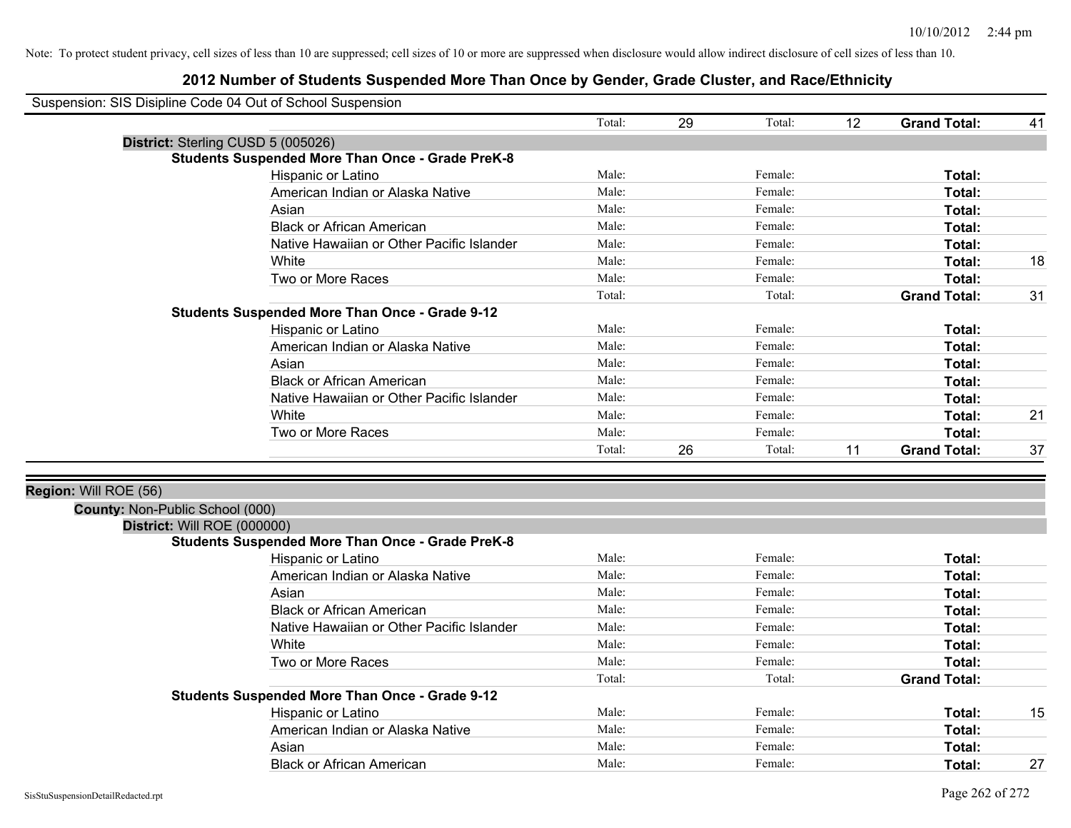Note: To protect student privacy, cell sizes of less than 10 are suppressed; cell sizes of 10 or more are suppressed when disclosure would allow indirect disclosure of cell sizes of less than 10.

## 2012 Number of Students Suspended More Than Once by Gender, Grade Cluster, and Race/Ethnicity

Suspension: SIS Disipline Code 04 Out of School Suspension

| | Male | | Female | | | |
|---|---|---|---|---|---|---|
| | Total: | 29 | Total: | 12 | **Grand Total:** | 41 |

**District:** Sterling CUSD 5 (005026)

**Students Suspended More Than Once - Grade PreK-8**

| Race/Ethnicity | | | | | | |
|---|---|---|---|---|---|---|
| Hispanic or Latino | Male: | | Female: | | **Total:** | |
| American Indian or Alaska Native | Male: | | Female: | | **Total:** | |
| Asian | Male: | | Female: | | **Total:** | |
| Black or African American | Male: | | Female: | | **Total:** | |
| Native Hawaiian or Other Pacific Islander | Male: | | Female: | | **Total:** | |
| White | Male: | | Female: | | **Total:** | 18 |
| Two or More Races | Male: | | Female: | | **Total:** | |
| | Total: | | Total: | | **Grand Total:** | 31 |

**Students Suspended More Than Once - Grade 9-12**

| Race/Ethnicity | | | | | | |
|---|---|---|---|---|---|---|
| Hispanic or Latino | Male: | | Female: | | **Total:** | |
| American Indian or Alaska Native | Male: | | Female: | | **Total:** | |
| Asian | Male: | | Female: | | **Total:** | |
| Black or African American | Male: | | Female: | | **Total:** | |
| Native Hawaiian or Other Pacific Islander | Male: | | Female: | | **Total:** | |
| White | Male: | | Female: | | **Total:** | 21 |
| Two or More Races | Male: | | Female: | | **Total:** | |
| | Total: | 26 | Total: | 11 | **Grand Total:** | 37 |

**Region:** Will ROE (56)

**County:** Non-Public School (000)

**District:** Will ROE (000000)

**Students Suspended More Than Once - Grade PreK-8**

| Race/Ethnicity | | | | | | |
|---|---|---|---|---|---|---|
| Hispanic or Latino | Male: | | Female: | | **Total:** | |
| American Indian or Alaska Native | Male: | | Female: | | **Total:** | |
| Asian | Male: | | Female: | | **Total:** | |
| Black or African American | Male: | | Female: | | **Total:** | |
| Native Hawaiian or Other Pacific Islander | Male: | | Female: | | **Total:** | |
| White | Male: | | Female: | | **Total:** | |
| Two or More Races | Male: | | Female: | | **Total:** | |
| | Total: | | Total: | | **Grand Total:** | |

**Students Suspended More Than Once - Grade 9-12**

| Race/Ethnicity | | | | | | |
|---|---|---|---|---|---|---|
| Hispanic or Latino | Male: | | Female: | | **Total:** | 15 |
| American Indian or Alaska Native | Male: | | Female: | | **Total:** | |
| Asian | Male: | | Female: | | **Total:** | |
| Black or African American | Male: | | Female: | | **Total:** | 27 |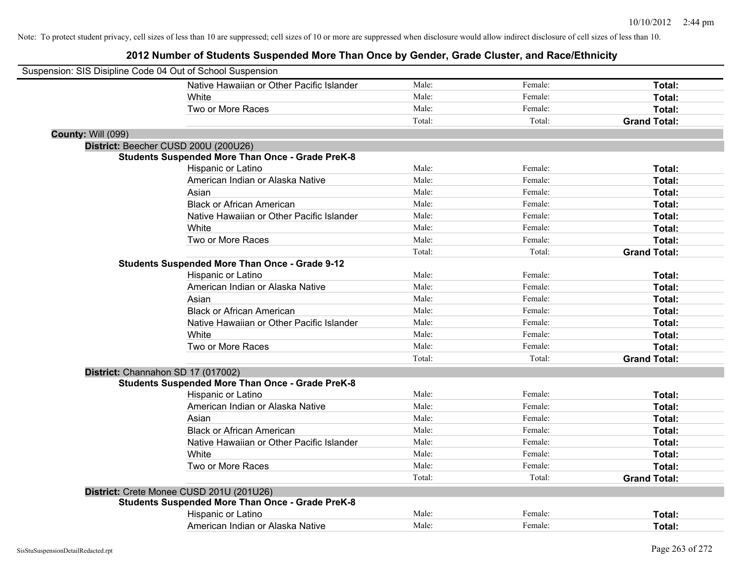Note: To protect student privacy, cell sizes of less than 10 are suppressed; cell sizes of 10 or more are suppressed when disclosure would allow indirect disclosure of cell sizes of less than 10.

# 2012 Number of Students Suspended More Than Once by Gender, Grade Cluster, and Race/Ethnicity

Suspension: SIS Disipline Code 04 Out of School Suspension

| | | | |
|---|---|---|---|
| Native Hawaiian or Other Pacific Islander | Male: | Female: | **Total:** |
| White | Male: | Female: | **Total:** |
| Two or More Races | Male: | Female: | **Total:** |
| | Total: | Total: | **Grand Total:** |

**County:** Will (099)

**District:** Beecher CUSD 200U (200U26)

**Students Suspended More Than Once - Grade PreK-8**

| | | | |
|---|---|---|---|
| Hispanic or Latino | Male: | Female: | **Total:** |
| American Indian or Alaska Native | Male: | Female: | **Total:** |
| Asian | Male: | Female: | **Total:** |
| Black or African American | Male: | Female: | **Total:** |
| Native Hawaiian or Other Pacific Islander | Male: | Female: | **Total:** |
| White | Male: | Female: | **Total:** |
| Two or More Races | Male: | Female: | **Total:** |
| | Total: | Total: | **Grand Total:** |

**Students Suspended More Than Once - Grade 9-12**

| | | | |
|---|---|---|---|
| Hispanic or Latino | Male: | Female: | **Total:** |
| American Indian or Alaska Native | Male: | Female: | **Total:** |
| Asian | Male: | Female: | **Total:** |
| Black or African American | Male: | Female: | **Total:** |
| Native Hawaiian or Other Pacific Islander | Male: | Female: | **Total:** |
| White | Male: | Female: | **Total:** |
| Two or More Races | Male: | Female: | **Total:** |
| | Total: | Total: | **Grand Total:** |

**District:** Channahon SD 17 (017002)

**Students Suspended More Than Once - Grade PreK-8**

| | | | |
|---|---|---|---|
| Hispanic or Latino | Male: | Female: | **Total:** |
| American Indian or Alaska Native | Male: | Female: | **Total:** |
| Asian | Male: | Female: | **Total:** |
| Black or African American | Male: | Female: | **Total:** |
| Native Hawaiian or Other Pacific Islander | Male: | Female: | **Total:** |
| White | Male: | Female: | **Total:** |
| Two or More Races | Male: | Female: | **Total:** |
| | Total: | Total: | **Grand Total:** |

**District:** Crete Monee CUSD 201U (201U26)

**Students Suspended More Than Once - Grade PreK-8**

| | | | |
|---|---|---|---|
| Hispanic or Latino | Male: | Female: | **Total:** |
| American Indian or Alaska Native | Male: | Female: | **Total:** |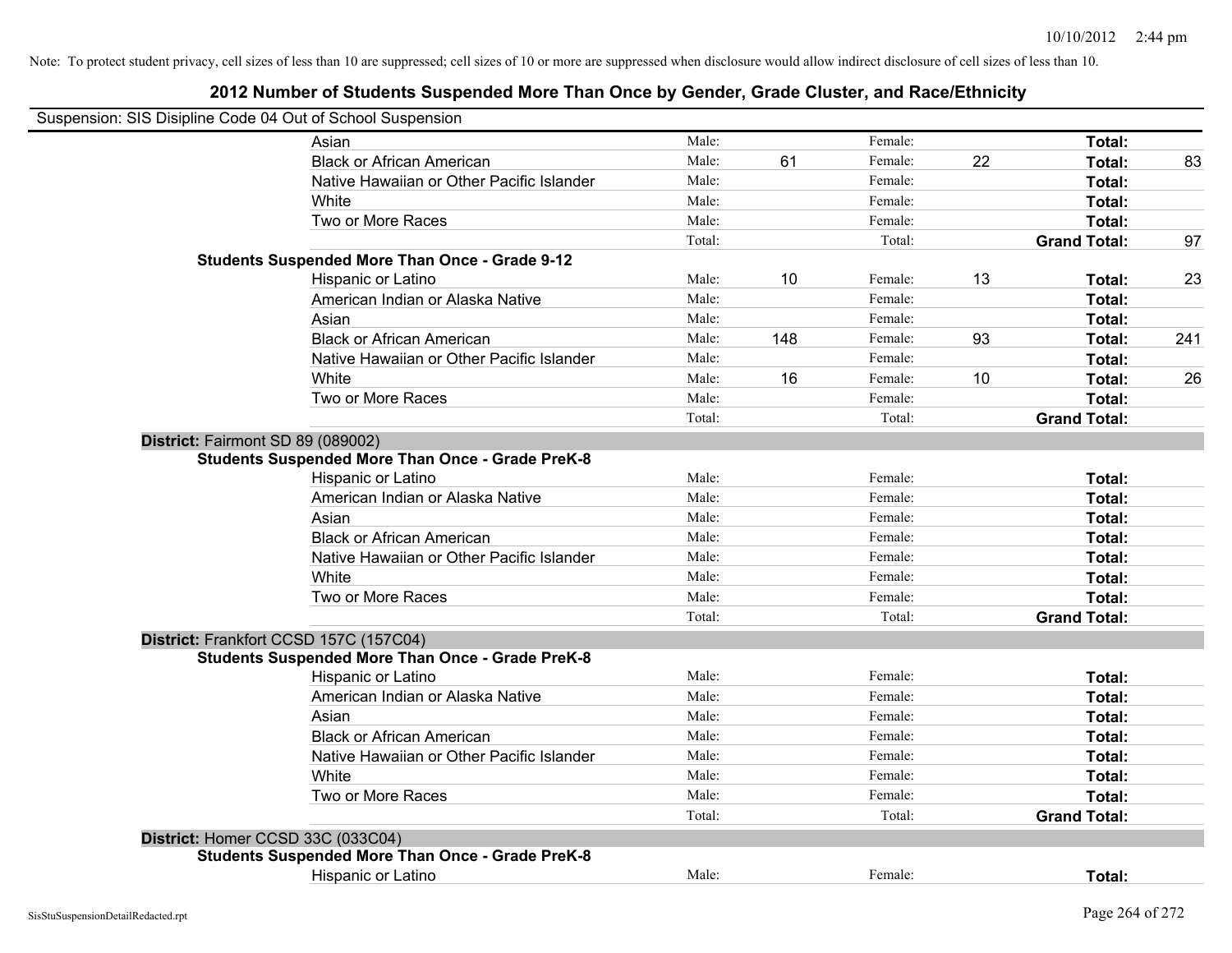Note: To protect student privacy, cell sizes of less than 10 are suppressed; cell sizes of 10 or more are suppressed when disclosure would allow indirect disclosure of cell sizes of less than 10.

## 2012 Number of Students Suspended More Than Once by Gender, Grade Cluster, and Race/Ethnicity

Suspension: SIS Disipline Code 04 Out of School Suspension

| | | | | | | |
|---|---|---|---|---|---|---|
| Asian | Male: | | Female: | | **Total:** | |
| Black or African American | Male: | 61 | Female: | 22 | **Total:** | 83 |
| Native Hawaiian or Other Pacific Islander | Male: | | Female: | | **Total:** | |
| White | Male: | | Female: | | **Total:** | |
| Two or More Races | Male: | | Female: | | **Total:** | |
| | Total: | | Total: | | **Grand Total:** | 97 |

**Students Suspended More Than Once - Grade 9-12**

| | | | | | | |
|---|---|---|---|---|---|---|
| Hispanic or Latino | Male: | 10 | Female: | 13 | **Total:** | 23 |
| American Indian or Alaska Native | Male: | | Female: | | **Total:** | |
| Asian | Male: | | Female: | | **Total:** | |
| Black or African American | Male: | 148 | Female: | 93 | **Total:** | 241 |
| Native Hawaiian or Other Pacific Islander | Male: | | Female: | | **Total:** | |
| White | Male: | 16 | Female: | 10 | **Total:** | 26 |
| Two or More Races | Male: | | Female: | | **Total:** | |
| | Total: | | Total: | | **Grand Total:** | |

**District:** Fairmont SD 89 (089002)

**Students Suspended More Than Once - Grade PreK-8**

| | | | | | | |
|---|---|---|---|---|---|---|
| Hispanic or Latino | Male: | | Female: | | **Total:** | |
| American Indian or Alaska Native | Male: | | Female: | | **Total:** | |
| Asian | Male: | | Female: | | **Total:** | |
| Black or African American | Male: | | Female: | | **Total:** | |
| Native Hawaiian or Other Pacific Islander | Male: | | Female: | | **Total:** | |
| White | Male: | | Female: | | **Total:** | |
| Two or More Races | Male: | | Female: | | **Total:** | |
| | Total: | | Total: | | **Grand Total:** | |

**District:** Frankfort CCSD 157C (157C04)

**Students Suspended More Than Once - Grade PreK-8**

| | | | | | | |
|---|---|---|---|---|---|---|
| Hispanic or Latino | Male: | | Female: | | **Total:** | |
| American Indian or Alaska Native | Male: | | Female: | | **Total:** | |
| Asian | Male: | | Female: | | **Total:** | |
| Black or African American | Male: | | Female: | | **Total:** | |
| Native Hawaiian or Other Pacific Islander | Male: | | Female: | | **Total:** | |
| White | Male: | | Female: | | **Total:** | |
| Two or More Races | Male: | | Female: | | **Total:** | |
| | Total: | | Total: | | **Grand Total:** | |

**District:** Homer CCSD 33C (033C04)

**Students Suspended More Than Once - Grade PreK-8**

| | | | | | | |
|---|---|---|---|---|---|---|
| Hispanic or Latino | Male: | | Female: | | **Total:** | |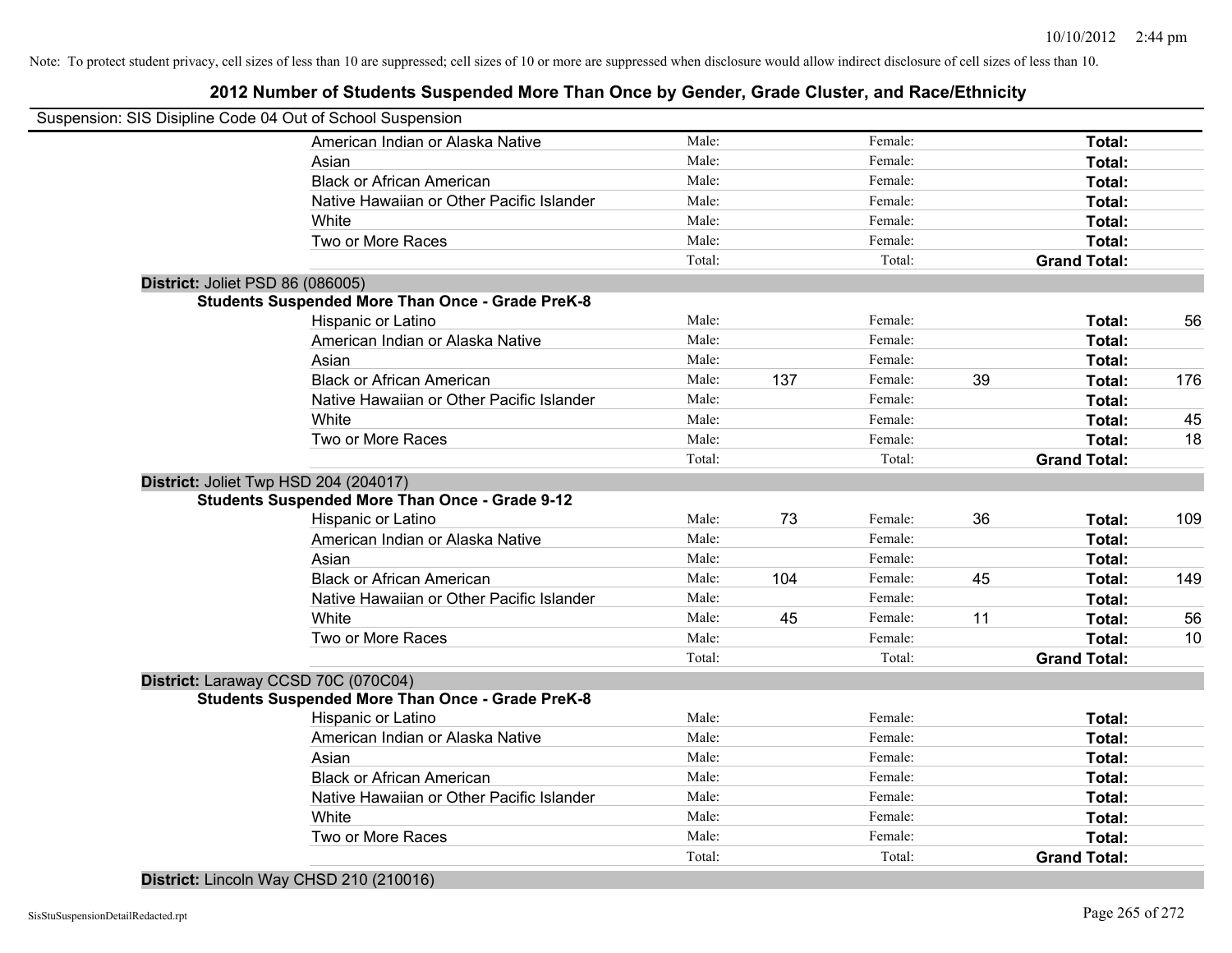Note: To protect student privacy, cell sizes of less than 10 are suppressed; cell sizes of 10 or more are suppressed when disclosure would allow indirect disclosure of cell sizes of less than 10.

## 2012 Number of Students Suspended More Than Once by Gender, Grade Cluster, and Race/Ethnicity

Suspension: SIS Disipline Code 04 Out of School Suspension

| | | | | | | |
|---|---|---|---|---|---|---|
| American Indian or Alaska Native | Male: | | Female: | | **Total:** | |
| Asian | Male: | | Female: | | **Total:** | |
| Black or African American | Male: | | Female: | | **Total:** | |
| Native Hawaiian or Other Pacific Islander | Male: | | Female: | | **Total:** | |
| White | Male: | | Female: | | **Total:** | |
| Two or More Races | Male: | | Female: | | **Total:** | |
| | Total: | | Total: | | **Grand Total:** | |

**District:** Joliet PSD 86 (086005)

**Students Suspended More Than Once - Grade PreK-8**

| | | | | | | |
|---|---|---|---|---|---|---|
| Hispanic or Latino | Male: | | Female: | | **Total:** | 56 |
| American Indian or Alaska Native | Male: | | Female: | | **Total:** | |
| Asian | Male: | | Female: | | **Total:** | |
| Black or African American | Male: | 137 | Female: | 39 | **Total:** | 176 |
| Native Hawaiian or Other Pacific Islander | Male: | | Female: | | **Total:** | |
| White | Male: | | Female: | | **Total:** | 45 |
| Two or More Races | Male: | | Female: | | **Total:** | 18 |
| | Total: | | Total: | | **Grand Total:** | |

**District:** Joliet Twp HSD 204 (204017)

**Students Suspended More Than Once - Grade 9-12**

| | | | | | | |
|---|---|---|---|---|---|---|
| Hispanic or Latino | Male: | 73 | Female: | 36 | **Total:** | 109 |
| American Indian or Alaska Native | Male: | | Female: | | **Total:** | |
| Asian | Male: | | Female: | | **Total:** | |
| Black or African American | Male: | 104 | Female: | 45 | **Total:** | 149 |
| Native Hawaiian or Other Pacific Islander | Male: | | Female: | | **Total:** | |
| White | Male: | 45 | Female: | 11 | **Total:** | 56 |
| Two or More Races | Male: | | Female: | | **Total:** | 10 |
| | Total: | | Total: | | **Grand Total:** | |

**District:** Laraway CCSD 70C (070C04)

**Students Suspended More Than Once - Grade PreK-8**

| | | | | | | |
|---|---|---|---|---|---|---|
| Hispanic or Latino | Male: | | Female: | | **Total:** | |
| American Indian or Alaska Native | Male: | | Female: | | **Total:** | |
| Asian | Male: | | Female: | | **Total:** | |
| Black or African American | Male: | | Female: | | **Total:** | |
| Native Hawaiian or Other Pacific Islander | Male: | | Female: | | **Total:** | |
| White | Male: | | Female: | | **Total:** | |
| Two or More Races | Male: | | Female: | | **Total:** | |
| | Total: | | Total: | | **Grand Total:** | |

**District:** Lincoln Way CHSD 210 (210016)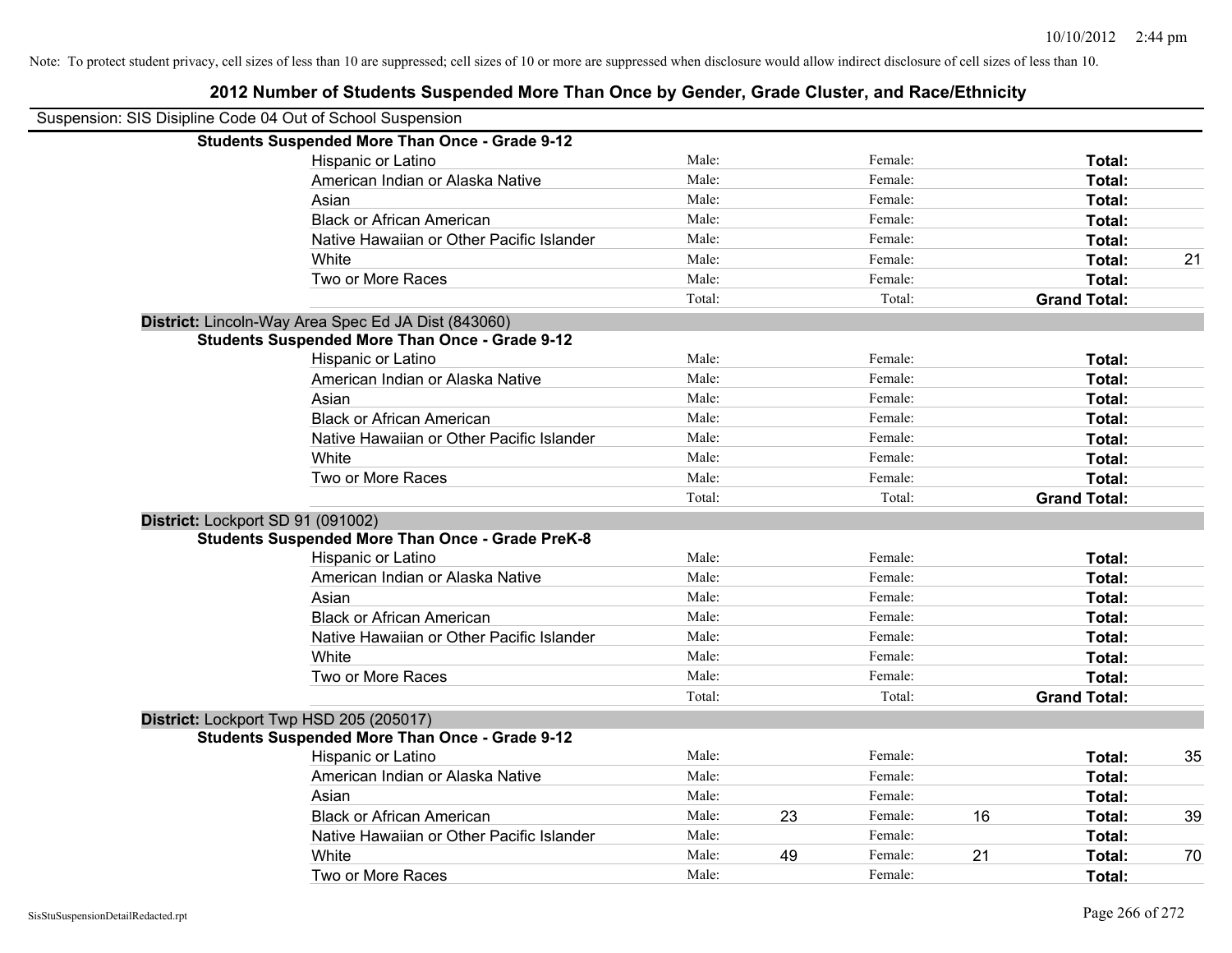Note: To protect student privacy, cell sizes of less than 10 are suppressed; cell sizes of 10 or more are suppressed when disclosure would allow indirect disclosure of cell sizes of less than 10.

# 2012 Number of Students Suspended More Than Once by Gender, Grade Cluster, and Race/Ethnicity

Suspension: SIS Disipline Code 04 Out of School Suspension

**Students Suspended More Than Once - Grade 9-12**

| Race/Ethnicity | | Male | | Female | | Total |
|---|---|---|---|---|---|---|
| Hispanic or Latino | Male: | | Female: | | Total: | |
| American Indian or Alaska Native | Male: | | Female: | | Total: | |
| Asian | Male: | | Female: | | Total: | |
| Black or African American | Male: | | Female: | | Total: | |
| Native Hawaiian or Other Pacific Islander | Male: | | Female: | | Total: | |
| White | Male: | | Female: | | Total: | 21 |
| Two or More Races | Male: | | Female: | | Total: | |
| | Total: | | Total: | | Grand Total: | |

**District:** Lincoln-Way Area Spec Ed JA Dist (843060)

**Students Suspended More Than Once - Grade 9-12**

| Race/Ethnicity | | Male | | Female | | Total |
|---|---|---|---|---|---|---|
| Hispanic or Latino | Male: | | Female: | | Total: | |
| American Indian or Alaska Native | Male: | | Female: | | Total: | |
| Asian | Male: | | Female: | | Total: | |
| Black or African American | Male: | | Female: | | Total: | |
| Native Hawaiian or Other Pacific Islander | Male: | | Female: | | Total: | |
| White | Male: | | Female: | | Total: | |
| Two or More Races | Male: | | Female: | | Total: | |
| | Total: | | Total: | | Grand Total: | |

**District:** Lockport SD 91 (091002)

**Students Suspended More Than Once - Grade PreK-8**

| Race/Ethnicity | | Male | | Female | | Total |
|---|---|---|---|---|---|---|
| Hispanic or Latino | Male: | | Female: | | Total: | |
| American Indian or Alaska Native | Male: | | Female: | | Total: | |
| Asian | Male: | | Female: | | Total: | |
| Black or African American | Male: | | Female: | | Total: | |
| Native Hawaiian or Other Pacific Islander | Male: | | Female: | | Total: | |
| White | Male: | | Female: | | Total: | |
| Two or More Races | Male: | | Female: | | Total: | |
| | Total: | | Total: | | Grand Total: | |

**District:** Lockport Twp HSD 205 (205017)

**Students Suspended More Than Once - Grade 9-12**

| Race/Ethnicity | | Male | | Female | | Total |
|---|---|---|---|---|---|---|
| Hispanic or Latino | Male: | | Female: | | Total: | 35 |
| American Indian or Alaska Native | Male: | | Female: | | Total: | |
| Asian | Male: | | Female: | | Total: | |
| Black or African American | Male: | 23 | Female: | 16 | Total: | 39 |
| Native Hawaiian or Other Pacific Islander | Male: | | Female: | | Total: | |
| White | Male: | 49 | Female: | 21 | Total: | 70 |
| Two or More Races | Male: | | Female: | | Total: | |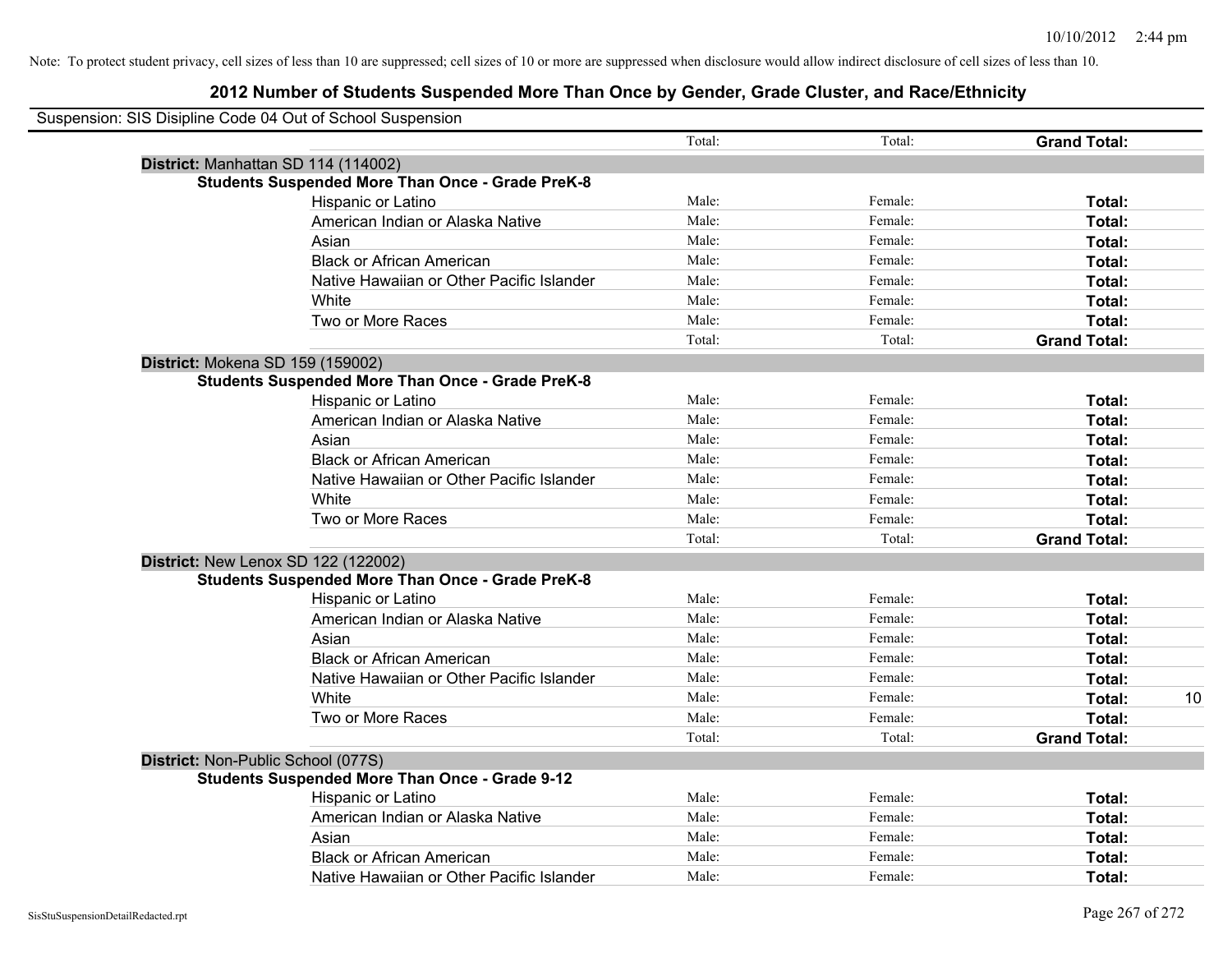Note: To protect student privacy, cell sizes of less than 10 are suppressed; cell sizes of 10 or more are suppressed when disclosure would allow indirect disclosure of cell sizes of less than 10.

## 2012 Number of Students Suspended More Than Once by Gender, Grade Cluster, and Race/Ethnicity

Suspension: SIS Disipline Code 04 Out of School Suspension

| | | | | | |
|---|---|---|---|---|---|
| | | Total: | Total: | **Grand Total:** | |
| **District:** Manhattan SD 114 (114002) | | | | | |
| **Students Suspended More Than Once - Grade PreK-8** | | | | | |
| | Hispanic or Latino | Male: | Female: | **Total:** | |
| | American Indian or Alaska Native | Male: | Female: | **Total:** | |
| | Asian | Male: | Female: | **Total:** | |
| | Black or African American | Male: | Female: | **Total:** | |
| | Native Hawaiian or Other Pacific Islander | Male: | Female: | **Total:** | |
| | White | Male: | Female: | **Total:** | |
| | Two or More Races | Male: | Female: | **Total:** | |
| | | Total: | Total: | **Grand Total:** | |
| **District:** Mokena SD 159 (159002) | | | | | |
| **Students Suspended More Than Once - Grade PreK-8** | | | | | |
| | Hispanic or Latino | Male: | Female: | **Total:** | |
| | American Indian or Alaska Native | Male: | Female: | **Total:** | |
| | Asian | Male: | Female: | **Total:** | |
| | Black or African American | Male: | Female: | **Total:** | |
| | Native Hawaiian or Other Pacific Islander | Male: | Female: | **Total:** | |
| | White | Male: | Female: | **Total:** | |
| | Two or More Races | Male: | Female: | **Total:** | |
| | | Total: | Total: | **Grand Total:** | |
| **District:** New Lenox SD 122 (122002) | | | | | |
| **Students Suspended More Than Once - Grade PreK-8** | | | | | |
| | Hispanic or Latino | Male: | Female: | **Total:** | |
| | American Indian or Alaska Native | Male: | Female: | **Total:** | |
| | Asian | Male: | Female: | **Total:** | |
| | Black or African American | Male: | Female: | **Total:** | |
| | Native Hawaiian or Other Pacific Islander | Male: | Female: | **Total:** | |
| | White | Male: | Female: | **Total:** | 10 |
| | Two or More Races | Male: | Female: | **Total:** | |
| | | Total: | Total: | **Grand Total:** | |
| **District:** Non-Public School (077S) | | | | | |
| **Students Suspended More Than Once - Grade 9-12** | | | | | |
| | Hispanic or Latino | Male: | Female: | **Total:** | |
| | American Indian or Alaska Native | Male: | Female: | **Total:** | |
| | Asian | Male: | Female: | **Total:** | |
| | Black or African American | Male: | Female: | **Total:** | |
| | Native Hawaiian or Other Pacific Islander | Male: | Female: | **Total:** | |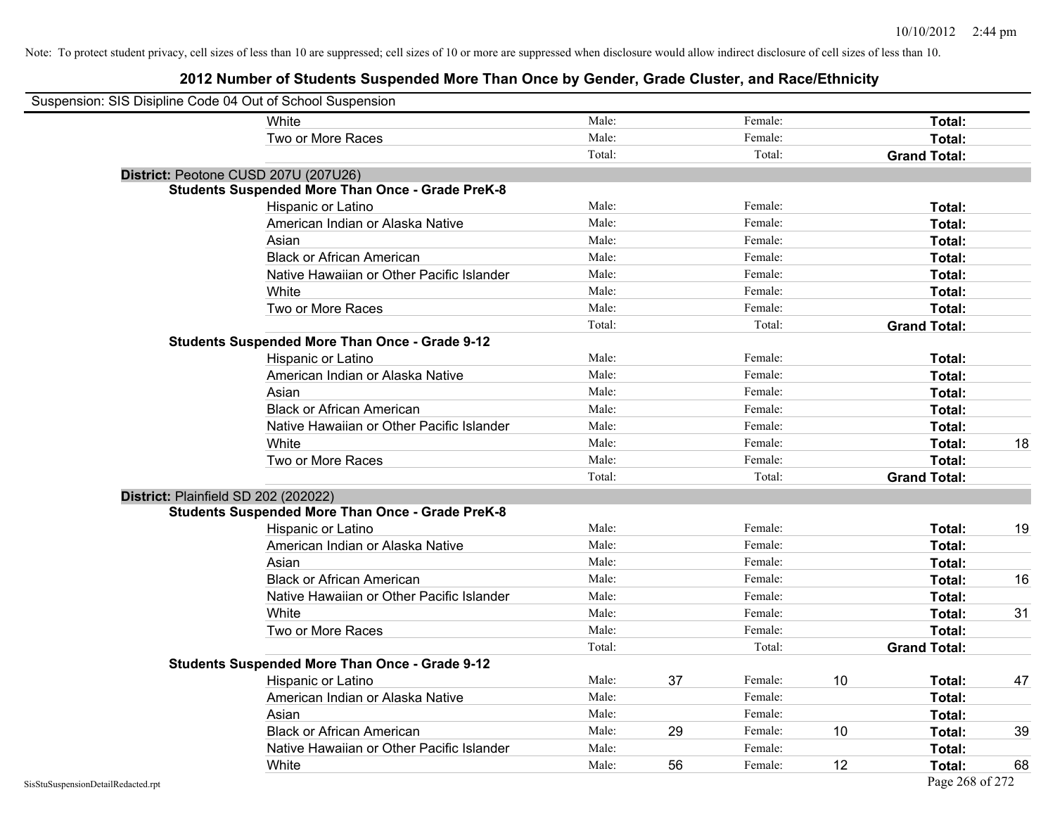Note: To protect student privacy, cell sizes of less than 10 are suppressed; cell sizes of 10 or more are suppressed when disclosure would allow indirect disclosure of cell sizes of less than 10.

## 2012 Number of Students Suspended More Than Once by Gender, Grade Cluster, and Race/Ethnicity

Suspension: SIS Disipline Code 04 Out of School Suspension

| | | | | | | |
|---|---|---|---|---|---|---|
| White | Male: | | Female: | | **Total:** | |
| Two or More Races | Male: | | Female: | | **Total:** | |
| | Total: | | Total: | | **Grand Total:** | |

**District:** Peotone CUSD 207U (207U26)

**Students Suspended More Than Once - Grade PreK-8**

| | | | | | | |
|---|---|---|---|---|---|---|
| Hispanic or Latino | Male: | | Female: | | **Total:** | |
| American Indian or Alaska Native | Male: | | Female: | | **Total:** | |
| Asian | Male: | | Female: | | **Total:** | |
| Black or African American | Male: | | Female: | | **Total:** | |
| Native Hawaiian or Other Pacific Islander | Male: | | Female: | | **Total:** | |
| White | Male: | | Female: | | **Total:** | |
| Two or More Races | Male: | | Female: | | **Total:** | |
| | Total: | | Total: | | **Grand Total:** | |

**Students Suspended More Than Once - Grade 9-12**

| | | | | | | |
|---|---|---|---|---|---|---|
| Hispanic or Latino | Male: | | Female: | | **Total:** | |
| American Indian or Alaska Native | Male: | | Female: | | **Total:** | |
| Asian | Male: | | Female: | | **Total:** | |
| Black or African American | Male: | | Female: | | **Total:** | |
| Native Hawaiian or Other Pacific Islander | Male: | | Female: | | **Total:** | |
| White | Male: | | Female: | | **Total:** | 18 |
| Two or More Races | Male: | | Female: | | **Total:** | |
| | Total: | | Total: | | **Grand Total:** | |

**District:** Plainfield SD 202 (202022)

**Students Suspended More Than Once - Grade PreK-8**

| | | | | | | |
|---|---|---|---|---|---|---|
| Hispanic or Latino | Male: | | Female: | | **Total:** | 19 |
| American Indian or Alaska Native | Male: | | Female: | | **Total:** | |
| Asian | Male: | | Female: | | **Total:** | |
| Black or African American | Male: | | Female: | | **Total:** | 16 |
| Native Hawaiian or Other Pacific Islander | Male: | | Female: | | **Total:** | |
| White | Male: | | Female: | | **Total:** | 31 |
| Two or More Races | Male: | | Female: | | **Total:** | |
| | Total: | | Total: | | **Grand Total:** | |

**Students Suspended More Than Once - Grade 9-12**

| | | | | | | |
|---|---|---|---|---|---|---|
| Hispanic or Latino | Male: | 37 | Female: | 10 | **Total:** | 47 |
| American Indian or Alaska Native | Male: | | Female: | | **Total:** | |
| Asian | Male: | | Female: | | **Total:** | |
| Black or African American | Male: | 29 | Female: | 10 | **Total:** | 39 |
| Native Hawaiian or Other Pacific Islander | Male: | | Female: | | **Total:** | |
| White | Male: | 56 | Female: | 12 | **Total:** | 68 |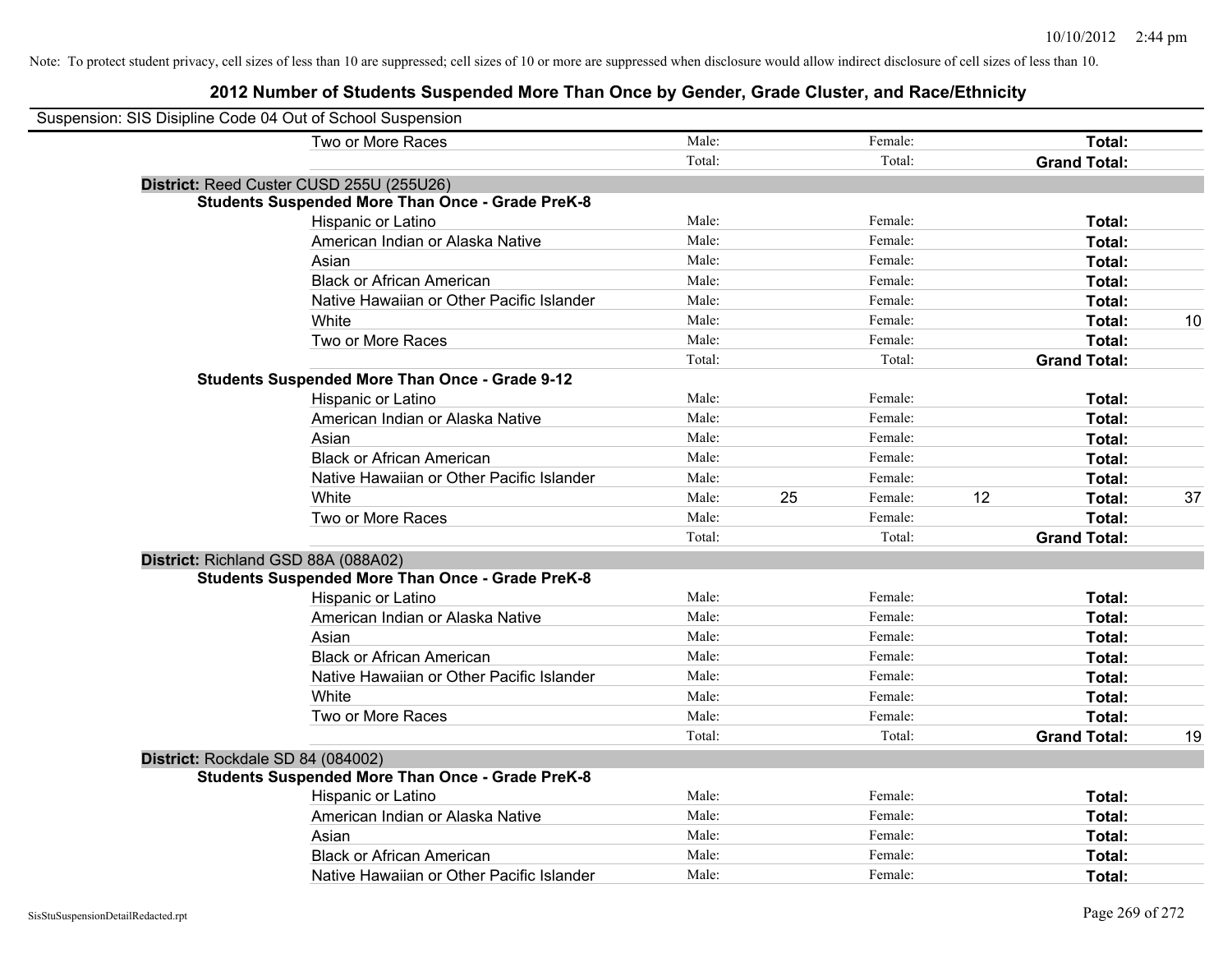Note: To protect student privacy, cell sizes of less than 10 are suppressed; cell sizes of 10 or more are suppressed when disclosure would allow indirect disclosure of cell sizes of less than 10.

## 2012 Number of Students Suspended More Than Once by Gender, Grade Cluster, and Race/Ethnicity

Suspension: SIS Disipline Code 04 Out of School Suspension

| | | | | | | | |
|---|---|---|---|---|---|---|---|
| Two or More Races | Male: | | Female: | | **Total:** | |
| | Total: | | Total: | | **Grand Total:** | |

**District:** Reed Custer CUSD 255U (255U26)

**Students Suspended More Than Once - Grade PreK-8**

| | | | | | | |
|---|---|---|---|---|---|---|
| Hispanic or Latino | Male: | | Female: | | **Total:** | |
| American Indian or Alaska Native | Male: | | Female: | | **Total:** | |
| Asian | Male: | | Female: | | **Total:** | |
| Black or African American | Male: | | Female: | | **Total:** | |
| Native Hawaiian or Other Pacific Islander | Male: | | Female: | | **Total:** | |
| White | Male: | | Female: | | **Total:** | 10 |
| Two or More Races | Male: | | Female: | | **Total:** | |
| | Total: | | Total: | | **Grand Total:** | |

**Students Suspended More Than Once - Grade 9-12**

| | | | | | | |
|---|---|---|---|---|---|---|
| Hispanic or Latino | Male: | | Female: | | **Total:** | |
| American Indian or Alaska Native | Male: | | Female: | | **Total:** | |
| Asian | Male: | | Female: | | **Total:** | |
| Black or African American | Male: | | Female: | | **Total:** | |
| Native Hawaiian or Other Pacific Islander | Male: | | Female: | | **Total:** | |
| White | Male: | 25 | Female: | 12 | **Total:** | 37 |
| Two or More Races | Male: | | Female: | | **Total:** | |
| | Total: | | Total: | | **Grand Total:** | |

**District:** Richland GSD 88A (088A02)

**Students Suspended More Than Once - Grade PreK-8**

| | | | | | | |
|---|---|---|---|---|---|---|
| Hispanic or Latino | Male: | | Female: | | **Total:** | |
| American Indian or Alaska Native | Male: | | Female: | | **Total:** | |
| Asian | Male: | | Female: | | **Total:** | |
| Black or African American | Male: | | Female: | | **Total:** | |
| Native Hawaiian or Other Pacific Islander | Male: | | Female: | | **Total:** | |
| White | Male: | | Female: | | **Total:** | |
| Two or More Races | Male: | | Female: | | **Total:** | |
| | Total: | | Total: | | **Grand Total:** | 19 |

**District:** Rockdale SD 84 (084002)

**Students Suspended More Than Once - Grade PreK-8**

| | | | | | | |
|---|---|---|---|---|---|---|
| Hispanic or Latino | Male: | | Female: | | **Total:** | |
| American Indian or Alaska Native | Male: | | Female: | | **Total:** | |
| Asian | Male: | | Female: | | **Total:** | |
| Black or African American | Male: | | Female: | | **Total:** | |
| Native Hawaiian or Other Pacific Islander | Male: | | Female: | | **Total:** | |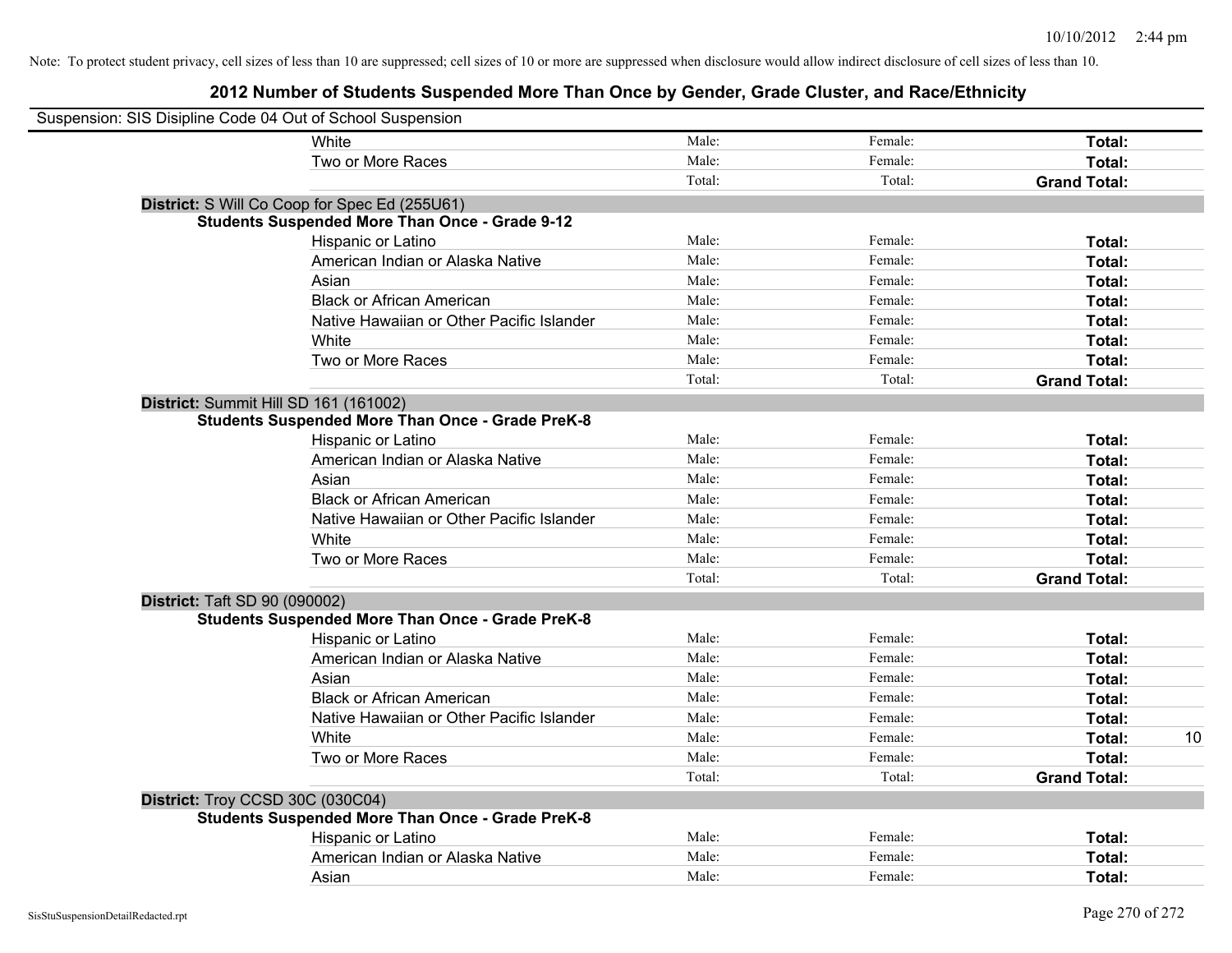Note: To protect student privacy, cell sizes of less than 10 are suppressed; cell sizes of 10 or more are suppressed when disclosure would allow indirect disclosure of cell sizes of less than 10.

## 2012 Number of Students Suspended More Than Once by Gender, Grade Cluster, and Race/Ethnicity

Suspension: SIS Disipline Code 04 Out of School Suspension

| | | | | | |
|---|---|---|---|---|---|
| | White | Male: | Female: | **Total:** | |
| | Two or More Races | Male: | Female: | **Total:** | |
| | | Total: | Total: | **Grand Total:** | |
| **District:** S Will Co Coop for Spec Ed (255U61) | | | | | |
| **Students Suspended More Than Once - Grade 9-12** | | | | | |
| | Hispanic or Latino | Male: | Female: | **Total:** | |
| | American Indian or Alaska Native | Male: | Female: | **Total:** | |
| | Asian | Male: | Female: | **Total:** | |
| | Black or African American | Male: | Female: | **Total:** | |
| | Native Hawaiian or Other Pacific Islander | Male: | Female: | **Total:** | |
| | White | Male: | Female: | **Total:** | |
| | Two or More Races | Male: | Female: | **Total:** | |
| | | Total: | Total: | **Grand Total:** | |
| **District:** Summit Hill SD 161 (161002) | | | | | |
| **Students Suspended More Than Once - Grade PreK-8** | | | | | |
| | Hispanic or Latino | Male: | Female: | **Total:** | |
| | American Indian or Alaska Native | Male: | Female: | **Total:** | |
| | Asian | Male: | Female: | **Total:** | |
| | Black or African American | Male: | Female: | **Total:** | |
| | Native Hawaiian or Other Pacific Islander | Male: | Female: | **Total:** | |
| | White | Male: | Female: | **Total:** | |
| | Two or More Races | Male: | Female: | **Total:** | |
| | | Total: | Total: | **Grand Total:** | |
| **District:** Taft SD 90 (090002) | | | | | |
| **Students Suspended More Than Once - Grade PreK-8** | | | | | |
| | Hispanic or Latino | Male: | Female: | **Total:** | |
| | American Indian or Alaska Native | Male: | Female: | **Total:** | |
| | Asian | Male: | Female: | **Total:** | |
| | Black or African American | Male: | Female: | **Total:** | |
| | Native Hawaiian or Other Pacific Islander | Male: | Female: | **Total:** | |
| | White | Male: | Female: | **Total:** | 10 |
| | Two or More Races | Male: | Female: | **Total:** | |
| | | Total: | Total: | **Grand Total:** | |
| **District:** Troy CCSD 30C (030C04) | | | | | |
| **Students Suspended More Than Once - Grade PreK-8** | | | | | |
| | Hispanic or Latino | Male: | Female: | **Total:** | |
| | American Indian or Alaska Native | Male: | Female: | **Total:** | |
| | Asian | Male: | Female: | **Total:** | |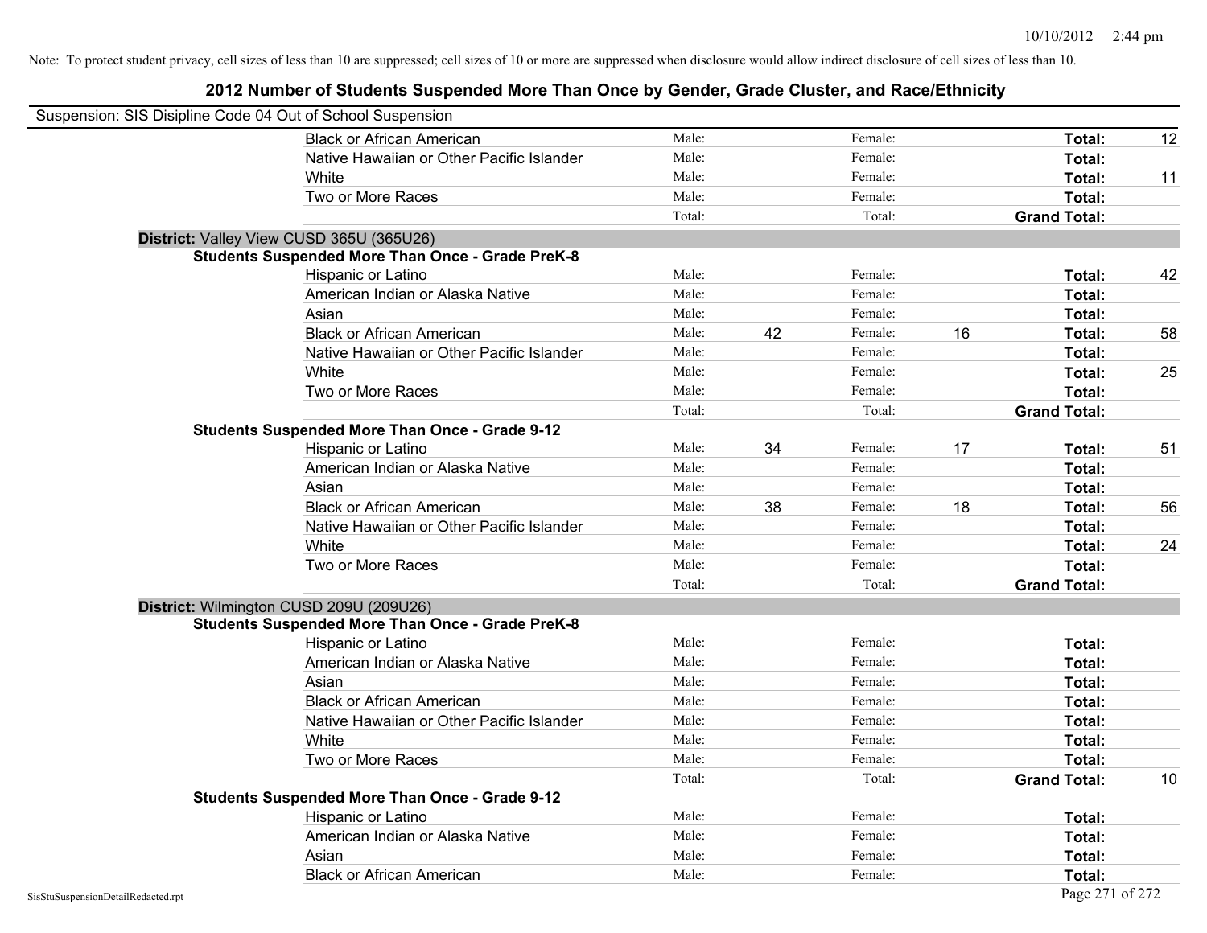Note: To protect student privacy, cell sizes of less than 10 are suppressed; cell sizes of 10 or more are suppressed when disclosure would allow indirect disclosure of cell sizes of less than 10.

# 2012 Number of Students Suspended More Than Once by Gender, Grade Cluster, and Race/Ethnicity

Suspension: SIS Disipline Code 04 Out of School Suspension

| | | | | | | |
|---|---|---|---|---|---|---|
| Black or African American | Male: | | Female: | | **Total:** | 12 |
| Native Hawaiian or Other Pacific Islander | Male: | | Female: | | **Total:** | |
| White | Male: | | Female: | | **Total:** | 11 |
| Two or More Races | Male: | | Female: | | **Total:** | |
| | Total: | | Total: | | **Grand Total:** | |

**District:** Valley View CUSD 365U (365U26)

**Students Suspended More Than Once - Grade PreK-8**

| | | | | | | |
|---|---|---|---|---|---|---|
| Hispanic or Latino | Male: | | Female: | | **Total:** | 42 |
| American Indian or Alaska Native | Male: | | Female: | | **Total:** | |
| Asian | Male: | | Female: | | **Total:** | |
| Black or African American | Male: | 42 | Female: | 16 | **Total:** | 58 |
| Native Hawaiian or Other Pacific Islander | Male: | | Female: | | **Total:** | |
| White | Male: | | Female: | | **Total:** | 25 |
| Two or More Races | Male: | | Female: | | **Total:** | |
| | Total: | | Total: | | **Grand Total:** | |

**Students Suspended More Than Once - Grade 9-12**

| | | | | | | |
|---|---|---|---|---|---|---|
| Hispanic or Latino | Male: | 34 | Female: | 17 | **Total:** | 51 |
| American Indian or Alaska Native | Male: | | Female: | | **Total:** | |
| Asian | Male: | | Female: | | **Total:** | |
| Black or African American | Male: | 38 | Female: | 18 | **Total:** | 56 |
| Native Hawaiian or Other Pacific Islander | Male: | | Female: | | **Total:** | |
| White | Male: | | Female: | | **Total:** | 24 |
| Two or More Races | Male: | | Female: | | **Total:** | |
| | Total: | | Total: | | **Grand Total:** | |

**District:** Wilmington CUSD 209U (209U26)

**Students Suspended More Than Once - Grade PreK-8**

| | | | | | | |
|---|---|---|---|---|---|---|
| Hispanic or Latino | Male: | | Female: | | **Total:** | |
| American Indian or Alaska Native | Male: | | Female: | | **Total:** | |
| Asian | Male: | | Female: | | **Total:** | |
| Black or African American | Male: | | Female: | | **Total:** | |
| Native Hawaiian or Other Pacific Islander | Male: | | Female: | | **Total:** | |
| White | Male: | | Female: | | **Total:** | |
| Two or More Races | Male: | | Female: | | **Total:** | |
| | Total: | | Total: | | **Grand Total:** | 10 |

**Students Suspended More Than Once - Grade 9-12**

| | | | | | | |
|---|---|---|---|---|---|---|
| Hispanic or Latino | Male: | | Female: | | **Total:** | |
| American Indian or Alaska Native | Male: | | Female: | | **Total:** | |
| Asian | Male: | | Female: | | **Total:** | |
| Black or African American | Male: | | Female: | | **Total:** | |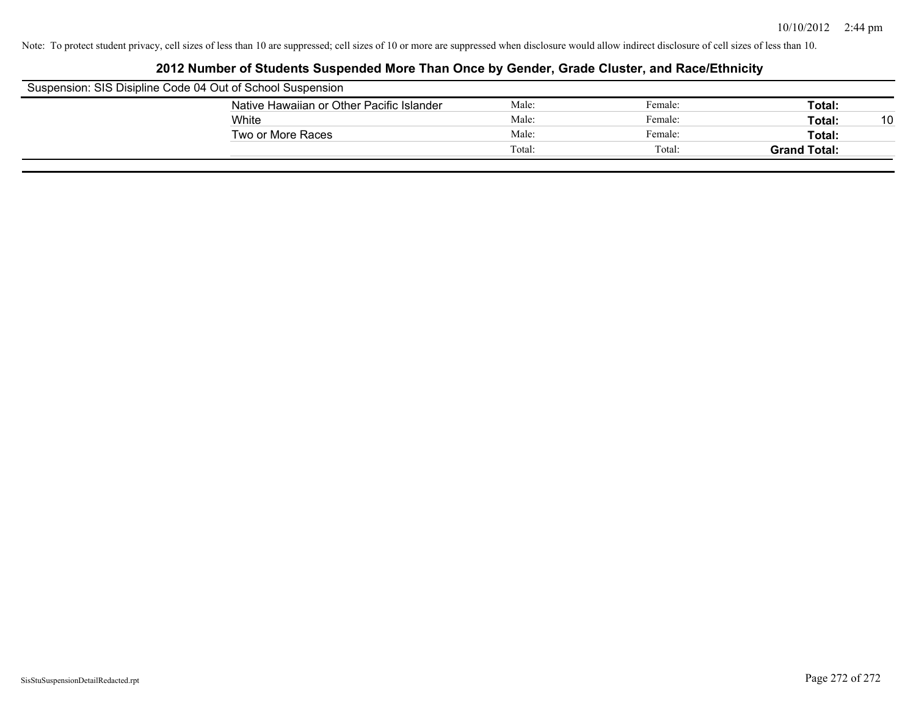Note: To protect student privacy, cell sizes of less than 10 are suppressed; cell sizes of 10 or more are suppressed when disclosure would allow indirect disclosure of cell sizes of less than 10.

## 2012 Number of Students Suspended More Than Once by Gender, Grade Cluster, and Race/Ethnicity

Suspension: SIS Disipline Code 04 Out of School Suspension

| | | | | |
|---|---|---|---|---|
| Native Hawaiian or Other Pacific Islander | Male: | Female: | **Total:** | |
| White | Male: | Female: | **Total:** | 10 |
| Two or More Races | Male: | Female: | **Total:** | |
| | Total: | Total: | **Grand Total:** | |